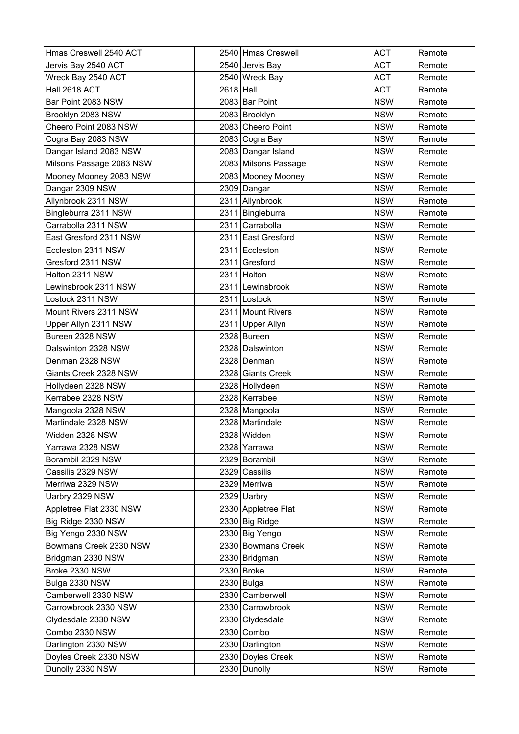| Hmas Creswell 2540 ACT | 2540 | Hmas Creswell | ACT | Remote |
|---|---|---|---|---|
| Jervis Bay 2540 ACT | 2540 | Jervis Bay | ACT | Remote |
| Wreck Bay 2540 ACT | 2540 | Wreck Bay | ACT | Remote |
| Hall 2618 ACT | 2618 | Hall | ACT | Remote |
| Bar Point 2083 NSW | 2083 | Bar Point | NSW | Remote |
| Brooklyn 2083 NSW | 2083 | Brooklyn | NSW | Remote |
| Cheero Point 2083 NSW | 2083 | Cheero Point | NSW | Remote |
| Cogra Bay 2083 NSW | 2083 | Cogra Bay | NSW | Remote |
| Dangar Island 2083 NSW | 2083 | Dangar Island | NSW | Remote |
| Milsons Passage 2083 NSW | 2083 | Milsons Passage | NSW | Remote |
| Mooney Mooney 2083 NSW | 2083 | Mooney Mooney | NSW | Remote |
| Dangar 2309 NSW | 2309 | Dangar | NSW | Remote |
| Allynbrook 2311 NSW | 2311 | Allynbrook | NSW | Remote |
| Bingleburra 2311 NSW | 2311 | Bingleburra | NSW | Remote |
| Carrabolla 2311 NSW | 2311 | Carrabolla | NSW | Remote |
| East Gresford 2311 NSW | 2311 | East Gresford | NSW | Remote |
| Eccleston 2311 NSW | 2311 | Eccleston | NSW | Remote |
| Gresford 2311 NSW | 2311 | Gresford | NSW | Remote |
| Halton 2311 NSW | 2311 | Halton | NSW | Remote |
| Lewinsbrook 2311 NSW | 2311 | Lewinsbrook | NSW | Remote |
| Lostock 2311 NSW | 2311 | Lostock | NSW | Remote |
| Mount Rivers 2311 NSW | 2311 | Mount Rivers | NSW | Remote |
| Upper Allyn 2311 NSW | 2311 | Upper Allyn | NSW | Remote |
| Bureen 2328 NSW | 2328 | Bureen | NSW | Remote |
| Dalswinton 2328 NSW | 2328 | Dalswinton | NSW | Remote |
| Denman 2328 NSW | 2328 | Denman | NSW | Remote |
| Giants Creek 2328 NSW | 2328 | Giants Creek | NSW | Remote |
| Hollydeen 2328 NSW | 2328 | Hollydeen | NSW | Remote |
| Kerrabee 2328 NSW | 2328 | Kerrabee | NSW | Remote |
| Mangoola 2328 NSW | 2328 | Mangoola | NSW | Remote |
| Martindale 2328 NSW | 2328 | Martindale | NSW | Remote |
| Widden 2328 NSW | 2328 | Widden | NSW | Remote |
| Yarrawa 2328 NSW | 2328 | Yarrawa | NSW | Remote |
| Borambil 2329 NSW | 2329 | Borambil | NSW | Remote |
| Cassilis 2329 NSW | 2329 | Cassilis | NSW | Remote |
| Merriwa 2329 NSW | 2329 | Merriwa | NSW | Remote |
| Uarbry 2329 NSW | 2329 | Uarbry | NSW | Remote |
| Appletree Flat 2330 NSW | 2330 | Appletree Flat | NSW | Remote |
| Big Ridge 2330 NSW | 2330 | Big Ridge | NSW | Remote |
| Big Yengo 2330 NSW | 2330 | Big Yengo | NSW | Remote |
| Bowmans Creek 2330 NSW | 2330 | Bowmans Creek | NSW | Remote |
| Bridgman 2330 NSW | 2330 | Bridgman | NSW | Remote |
| Broke 2330 NSW | 2330 | Broke | NSW | Remote |
| Bulga 2330 NSW | 2330 | Bulga | NSW | Remote |
| Camberwell 2330 NSW | 2330 | Camberwell | NSW | Remote |
| Carrowbrook 2330 NSW | 2330 | Carrowbrook | NSW | Remote |
| Clydesdale 2330 NSW | 2330 | Clydesdale | NSW | Remote |
| Combo 2330 NSW | 2330 | Combo | NSW | Remote |
| Darlington 2330 NSW | 2330 | Darlington | NSW | Remote |
| Doyles Creek 2330 NSW | 2330 | Doyles Creek | NSW | Remote |
| Dunolly 2330 NSW | 2330 | Dunolly | NSW | Remote |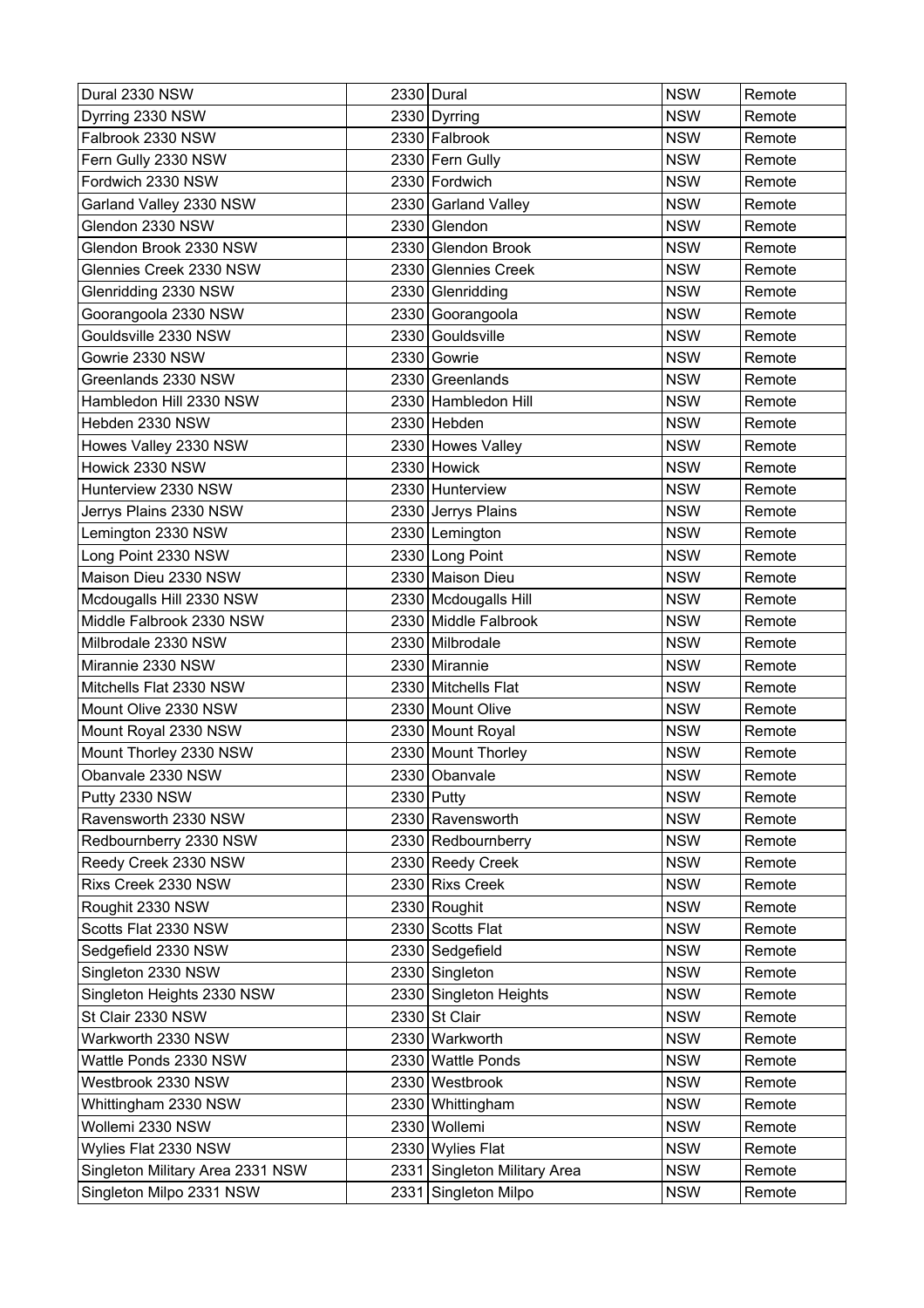| Dural 2330 NSW | 2330 | Dural | NSW | Remote |
|---|---|---|---|---|
| Dyrring 2330 NSW | 2330 | Dyrring | NSW | Remote |
| Falbrook 2330 NSW | 2330 | Falbrook | NSW | Remote |
| Fern Gully 2330 NSW | 2330 | Fern Gully | NSW | Remote |
| Fordwich 2330 NSW | 2330 | Fordwich | NSW | Remote |
| Garland Valley 2330 NSW | 2330 | Garland Valley | NSW | Remote |
| Glendon 2330 NSW | 2330 | Glendon | NSW | Remote |
| Glendon Brook 2330 NSW | 2330 | Glendon Brook | NSW | Remote |
| Glennies Creek 2330 NSW | 2330 | Glennies Creek | NSW | Remote |
| Glenridding 2330 NSW | 2330 | Glenridding | NSW | Remote |
| Goorangoola 2330 NSW | 2330 | Goorangoola | NSW | Remote |
| Gouldsville 2330 NSW | 2330 | Gouldsville | NSW | Remote |
| Gowrie 2330 NSW | 2330 | Gowrie | NSW | Remote |
| Greenlands 2330 NSW | 2330 | Greenlands | NSW | Remote |
| Hambledon Hill 2330 NSW | 2330 | Hambledon Hill | NSW | Remote |
| Hebden 2330 NSW | 2330 | Hebden | NSW | Remote |
| Howes Valley 2330 NSW | 2330 | Howes Valley | NSW | Remote |
| Howick 2330 NSW | 2330 | Howick | NSW | Remote |
| Hunterview 2330 NSW | 2330 | Hunterview | NSW | Remote |
| Jerrys Plains 2330 NSW | 2330 | Jerrys Plains | NSW | Remote |
| Lemington 2330 NSW | 2330 | Lemington | NSW | Remote |
| Long Point 2330 NSW | 2330 | Long Point | NSW | Remote |
| Maison Dieu 2330 NSW | 2330 | Maison Dieu | NSW | Remote |
| Mcdougalls Hill 2330 NSW | 2330 | Mcdougalls Hill | NSW | Remote |
| Middle Falbrook 2330 NSW | 2330 | Middle Falbrook | NSW | Remote |
| Milbrodale 2330 NSW | 2330 | Milbrodale | NSW | Remote |
| Mirannie 2330 NSW | 2330 | Mirannie | NSW | Remote |
| Mitchells Flat 2330 NSW | 2330 | Mitchells Flat | NSW | Remote |
| Mount Olive 2330 NSW | 2330 | Mount Olive | NSW | Remote |
| Mount Royal 2330 NSW | 2330 | Mount Royal | NSW | Remote |
| Mount Thorley 2330 NSW | 2330 | Mount Thorley | NSW | Remote |
| Obanvale 2330 NSW | 2330 | Obanvale | NSW | Remote |
| Putty 2330 NSW | 2330 | Putty | NSW | Remote |
| Ravensworth 2330 NSW | 2330 | Ravensworth | NSW | Remote |
| Redbournberry 2330 NSW | 2330 | Redbournberry | NSW | Remote |
| Reedy Creek 2330 NSW | 2330 | Reedy Creek | NSW | Remote |
| Rixs Creek 2330 NSW | 2330 | Rixs Creek | NSW | Remote |
| Roughit 2330 NSW | 2330 | Roughit | NSW | Remote |
| Scotts Flat 2330 NSW | 2330 | Scotts Flat | NSW | Remote |
| Sedgefield 2330 NSW | 2330 | Sedgefield | NSW | Remote |
| Singleton 2330 NSW | 2330 | Singleton | NSW | Remote |
| Singleton Heights 2330 NSW | 2330 | Singleton Heights | NSW | Remote |
| St Clair 2330 NSW | 2330 | St Clair | NSW | Remote |
| Warkworth 2330 NSW | 2330 | Warkworth | NSW | Remote |
| Wattle Ponds 2330 NSW | 2330 | Wattle Ponds | NSW | Remote |
| Westbrook 2330 NSW | 2330 | Westbrook | NSW | Remote |
| Whittingham 2330 NSW | 2330 | Whittingham | NSW | Remote |
| Wollemi 2330 NSW | 2330 | Wollemi | NSW | Remote |
| Wylies Flat 2330 NSW | 2330 | Wylies Flat | NSW | Remote |
| Singleton Military Area 2331 NSW | 2331 | Singleton Military Area | NSW | Remote |
| Singleton Milpo 2331 NSW | 2331 | Singleton Milpo | NSW | Remote |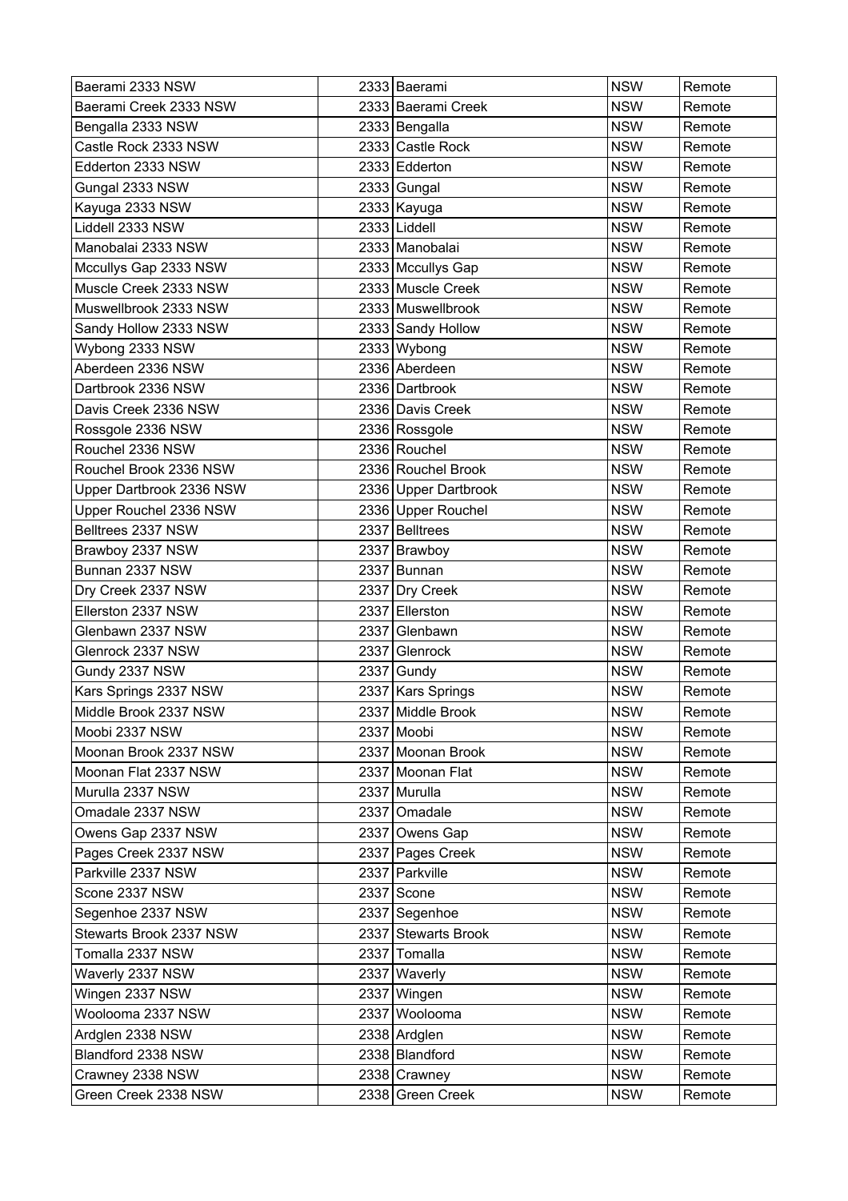| Baerami 2333 NSW | 2333 | Baerami | NSW | Remote |
|---|---|---|---|---|
| Baerami Creek 2333 NSW | 2333 | Baerami Creek | NSW | Remote |
| Bengalla 2333 NSW | 2333 | Bengalla | NSW | Remote |
| Castle Rock 2333 NSW | 2333 | Castle Rock | NSW | Remote |
| Edderton 2333 NSW | 2333 | Edderton | NSW | Remote |
| Gungal 2333 NSW | 2333 | Gungal | NSW | Remote |
| Kayuga 2333 NSW | 2333 | Kayuga | NSW | Remote |
| Liddell 2333 NSW | 2333 | Liddell | NSW | Remote |
| Manobalai 2333 NSW | 2333 | Manobalai | NSW | Remote |
| Mccullys Gap 2333 NSW | 2333 | Mccullys Gap | NSW | Remote |
| Muscle Creek 2333 NSW | 2333 | Muscle Creek | NSW | Remote |
| Muswellbrook 2333 NSW | 2333 | Muswellbrook | NSW | Remote |
| Sandy Hollow 2333 NSW | 2333 | Sandy Hollow | NSW | Remote |
| Wybong 2333 NSW | 2333 | Wybong | NSW | Remote |
| Aberdeen 2336 NSW | 2336 | Aberdeen | NSW | Remote |
| Dartbrook 2336 NSW | 2336 | Dartbrook | NSW | Remote |
| Davis Creek 2336 NSW | 2336 | Davis Creek | NSW | Remote |
| Rossgole 2336 NSW | 2336 | Rossgole | NSW | Remote |
| Rouchel 2336 NSW | 2336 | Rouchel | NSW | Remote |
| Rouchel Brook 2336 NSW | 2336 | Rouchel Brook | NSW | Remote |
| Upper Dartbrook 2336 NSW | 2336 | Upper Dartbrook | NSW | Remote |
| Upper Rouchel 2336 NSW | 2336 | Upper Rouchel | NSW | Remote |
| Belltrees 2337 NSW | 2337 | Belltrees | NSW | Remote |
| Brawboy 2337 NSW | 2337 | Brawboy | NSW | Remote |
| Bunnan 2337 NSW | 2337 | Bunnan | NSW | Remote |
| Dry Creek 2337 NSW | 2337 | Dry Creek | NSW | Remote |
| Ellerston 2337 NSW | 2337 | Ellerston | NSW | Remote |
| Glenbawn 2337 NSW | 2337 | Glenbawn | NSW | Remote |
| Glenrock 2337 NSW | 2337 | Glenrock | NSW | Remote |
| Gundy 2337 NSW | 2337 | Gundy | NSW | Remote |
| Kars Springs 2337 NSW | 2337 | Kars Springs | NSW | Remote |
| Middle Brook 2337 NSW | 2337 | Middle Brook | NSW | Remote |
| Moobi 2337 NSW | 2337 | Moobi | NSW | Remote |
| Moonan Brook 2337 NSW | 2337 | Moonan Brook | NSW | Remote |
| Moonan Flat 2337 NSW | 2337 | Moonan Flat | NSW | Remote |
| Murulla 2337 NSW | 2337 | Murulla | NSW | Remote |
| Omadale 2337 NSW | 2337 | Omadale | NSW | Remote |
| Owens Gap 2337 NSW | 2337 | Owens Gap | NSW | Remote |
| Pages Creek 2337 NSW | 2337 | Pages Creek | NSW | Remote |
| Parkville 2337 NSW | 2337 | Parkville | NSW | Remote |
| Scone 2337 NSW | 2337 | Scone | NSW | Remote |
| Segenhoe 2337 NSW | 2337 | Segenhoe | NSW | Remote |
| Stewarts Brook 2337 NSW | 2337 | Stewarts Brook | NSW | Remote |
| Tomalla 2337 NSW | 2337 | Tomalla | NSW | Remote |
| Waverly 2337 NSW | 2337 | Waverly | NSW | Remote |
| Wingen 2337 NSW | 2337 | Wingen | NSW | Remote |
| Woolooma 2337 NSW | 2337 | Woolooma | NSW | Remote |
| Ardglen 2338 NSW | 2338 | Ardglen | NSW | Remote |
| Blandford 2338 NSW | 2338 | Blandford | NSW | Remote |
| Crawney 2338 NSW | 2338 | Crawney | NSW | Remote |
| Green Creek 2338 NSW | 2338 | Green Creek | NSW | Remote |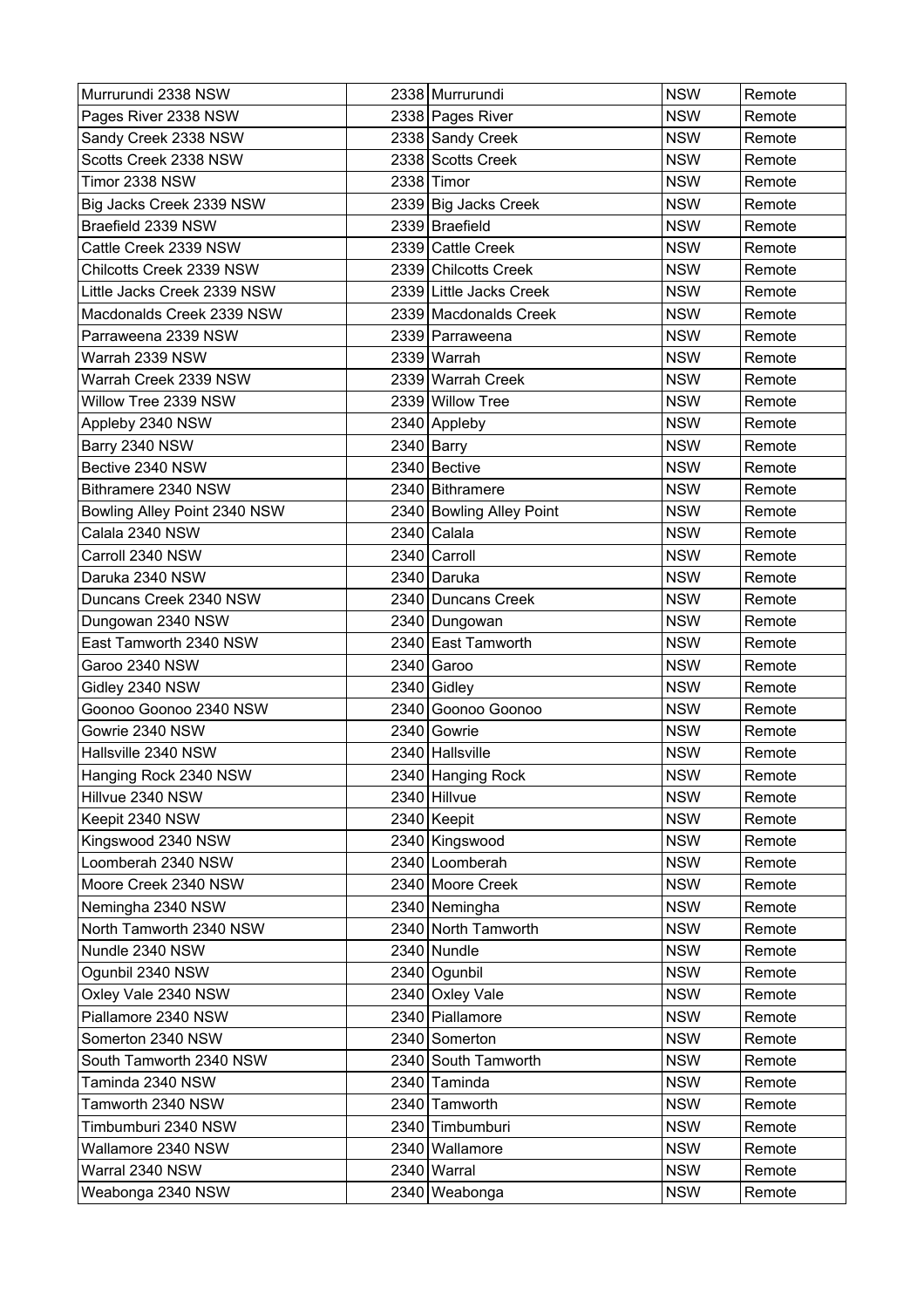| Murrurundi 2338 NSW | 2338 | Murrurundi | NSW | Remote |
|---|---|---|---|---|
| Pages River 2338 NSW | 2338 | Pages River | NSW | Remote |
| Sandy Creek 2338 NSW | 2338 | Sandy Creek | NSW | Remote |
| Scotts Creek 2338 NSW | 2338 | Scotts Creek | NSW | Remote |
| Timor 2338 NSW | 2338 | Timor | NSW | Remote |
| Big Jacks Creek 2339 NSW | 2339 | Big Jacks Creek | NSW | Remote |
| Braefield 2339 NSW | 2339 | Braefield | NSW | Remote |
| Cattle Creek 2339 NSW | 2339 | Cattle Creek | NSW | Remote |
| Chilcotts Creek 2339 NSW | 2339 | Chilcotts Creek | NSW | Remote |
| Little Jacks Creek 2339 NSW | 2339 | Little Jacks Creek | NSW | Remote |
| Macdonalds Creek 2339 NSW | 2339 | Macdonalds Creek | NSW | Remote |
| Parraweena 2339 NSW | 2339 | Parraweena | NSW | Remote |
| Warrah 2339 NSW | 2339 | Warrah | NSW | Remote |
| Warrah Creek 2339 NSW | 2339 | Warrah Creek | NSW | Remote |
| Willow Tree 2339 NSW | 2339 | Willow Tree | NSW | Remote |
| Appleby 2340 NSW | 2340 | Appleby | NSW | Remote |
| Barry 2340 NSW | 2340 | Barry | NSW | Remote |
| Bective 2340 NSW | 2340 | Bective | NSW | Remote |
| Bithramere 2340 NSW | 2340 | Bithramere | NSW | Remote |
| Bowling Alley Point 2340 NSW | 2340 | Bowling Alley Point | NSW | Remote |
| Calala 2340 NSW | 2340 | Calala | NSW | Remote |
| Carroll 2340 NSW | 2340 | Carroll | NSW | Remote |
| Daruka 2340 NSW | 2340 | Daruka | NSW | Remote |
| Duncans Creek 2340 NSW | 2340 | Duncans Creek | NSW | Remote |
| Dungowan 2340 NSW | 2340 | Dungowan | NSW | Remote |
| East Tamworth 2340 NSW | 2340 | East Tamworth | NSW | Remote |
| Garoo 2340 NSW | 2340 | Garoo | NSW | Remote |
| Gidley 2340 NSW | 2340 | Gidley | NSW | Remote |
| Goonoo Goonoo 2340 NSW | 2340 | Goonoo Goonoo | NSW | Remote |
| Gowrie 2340 NSW | 2340 | Gowrie | NSW | Remote |
| Hallsville 2340 NSW | 2340 | Hallsville | NSW | Remote |
| Hanging Rock 2340 NSW | 2340 | Hanging Rock | NSW | Remote |
| Hillvue 2340 NSW | 2340 | Hillvue | NSW | Remote |
| Keepit 2340 NSW | 2340 | Keepit | NSW | Remote |
| Kingswood 2340 NSW | 2340 | Kingswood | NSW | Remote |
| Loomberah 2340 NSW | 2340 | Loomberah | NSW | Remote |
| Moore Creek 2340 NSW | 2340 | Moore Creek | NSW | Remote |
| Nemingha 2340 NSW | 2340 | Nemingha | NSW | Remote |
| North Tamworth 2340 NSW | 2340 | North Tamworth | NSW | Remote |
| Nundle 2340 NSW | 2340 | Nundle | NSW | Remote |
| Ogunbil 2340 NSW | 2340 | Ogunbil | NSW | Remote |
| Oxley Vale 2340 NSW | 2340 | Oxley Vale | NSW | Remote |
| Piallamore 2340 NSW | 2340 | Piallamore | NSW | Remote |
| Somerton 2340 NSW | 2340 | Somerton | NSW | Remote |
| South Tamworth 2340 NSW | 2340 | South Tamworth | NSW | Remote |
| Taminda 2340 NSW | 2340 | Taminda | NSW | Remote |
| Tamworth 2340 NSW | 2340 | Tamworth | NSW | Remote |
| Timbumburi 2340 NSW | 2340 | Timbumburi | NSW | Remote |
| Wallamore 2340 NSW | 2340 | Wallamore | NSW | Remote |
| Warral 2340 NSW | 2340 | Warral | NSW | Remote |
| Weabonga 2340 NSW | 2340 | Weabonga | NSW | Remote |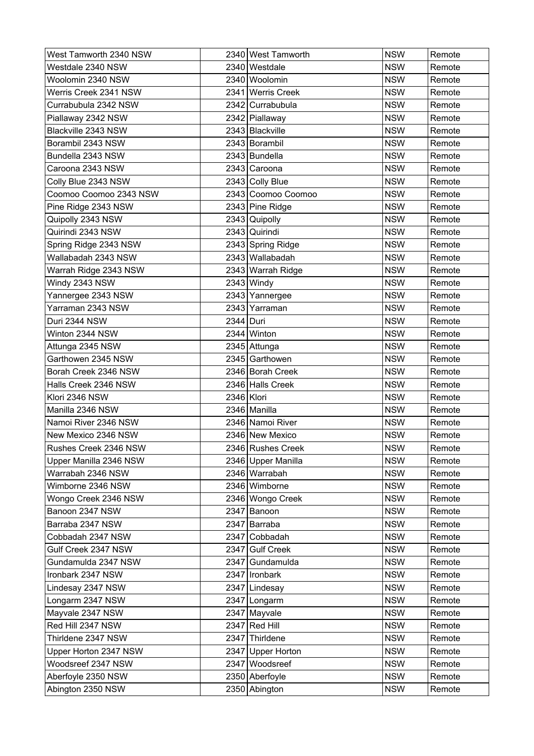| West Tamworth 2340 NSW | 2340 | West Tamworth | NSW | Remote |
|---|---|---|---|---|
| Westdale 2340 NSW | 2340 | Westdale | NSW | Remote |
| Woolomin 2340 NSW | 2340 | Woolomin | NSW | Remote |
| Werris Creek 2341 NSW | 2341 | Werris Creek | NSW | Remote |
| Currabubula 2342 NSW | 2342 | Currabubula | NSW | Remote |
| Piallaway 2342 NSW | 2342 | Piallaway | NSW | Remote |
| Blackville 2343 NSW | 2343 | Blackville | NSW | Remote |
| Borambil 2343 NSW | 2343 | Borambil | NSW | Remote |
| Bundella 2343 NSW | 2343 | Bundella | NSW | Remote |
| Caroona 2343 NSW | 2343 | Caroona | NSW | Remote |
| Colly Blue 2343 NSW | 2343 | Colly Blue | NSW | Remote |
| Coomoo Coomoo 2343 NSW | 2343 | Coomoo Coomoo | NSW | Remote |
| Pine Ridge 2343 NSW | 2343 | Pine Ridge | NSW | Remote |
| Quipolly 2343 NSW | 2343 | Quipolly | NSW | Remote |
| Quirindi 2343 NSW | 2343 | Quirindi | NSW | Remote |
| Spring Ridge 2343 NSW | 2343 | Spring Ridge | NSW | Remote |
| Wallabadah 2343 NSW | 2343 | Wallabadah | NSW | Remote |
| Warrah Ridge 2343 NSW | 2343 | Warrah Ridge | NSW | Remote |
| Windy 2343 NSW | 2343 | Windy | NSW | Remote |
| Yannergee 2343 NSW | 2343 | Yannergee | NSW | Remote |
| Yarraman 2343 NSW | 2343 | Yarraman | NSW | Remote |
| Duri 2344 NSW | 2344 | Duri | NSW | Remote |
| Winton 2344 NSW | 2344 | Winton | NSW | Remote |
| Attunga 2345 NSW | 2345 | Attunga | NSW | Remote |
| Garthowen 2345 NSW | 2345 | Garthowen | NSW | Remote |
| Borah Creek 2346 NSW | 2346 | Borah Creek | NSW | Remote |
| Halls Creek 2346 NSW | 2346 | Halls Creek | NSW | Remote |
| Klori 2346 NSW | 2346 | Klori | NSW | Remote |
| Manilla 2346 NSW | 2346 | Manilla | NSW | Remote |
| Namoi River 2346 NSW | 2346 | Namoi River | NSW | Remote |
| New Mexico 2346 NSW | 2346 | New Mexico | NSW | Remote |
| Rushes Creek 2346 NSW | 2346 | Rushes Creek | NSW | Remote |
| Upper Manilla 2346 NSW | 2346 | Upper Manilla | NSW | Remote |
| Warrabah 2346 NSW | 2346 | Warrabah | NSW | Remote |
| Wimborne 2346 NSW | 2346 | Wimborne | NSW | Remote |
| Wongo Creek 2346 NSW | 2346 | Wongo Creek | NSW | Remote |
| Banoon 2347 NSW | 2347 | Banoon | NSW | Remote |
| Barraba 2347 NSW | 2347 | Barraba | NSW | Remote |
| Cobbadah 2347 NSW | 2347 | Cobbadah | NSW | Remote |
| Gulf Creek 2347 NSW | 2347 | Gulf Creek | NSW | Remote |
| Gundamulda 2347 NSW | 2347 | Gundamulda | NSW | Remote |
| Ironbark 2347 NSW | 2347 | Ironbark | NSW | Remote |
| Lindesay 2347 NSW | 2347 | Lindesay | NSW | Remote |
| Longarm 2347 NSW | 2347 | Longarm | NSW | Remote |
| Mayvale 2347 NSW | 2347 | Mayvale | NSW | Remote |
| Red Hill 2347 NSW | 2347 | Red Hill | NSW | Remote |
| Thirldene 2347 NSW | 2347 | Thirldene | NSW | Remote |
| Upper Horton 2347 NSW | 2347 | Upper Horton | NSW | Remote |
| Woodsreef 2347 NSW | 2347 | Woodsreef | NSW | Remote |
| Aberfoyle 2350 NSW | 2350 | Aberfoyle | NSW | Remote |
| Abington 2350 NSW | 2350 | Abington | NSW | Remote |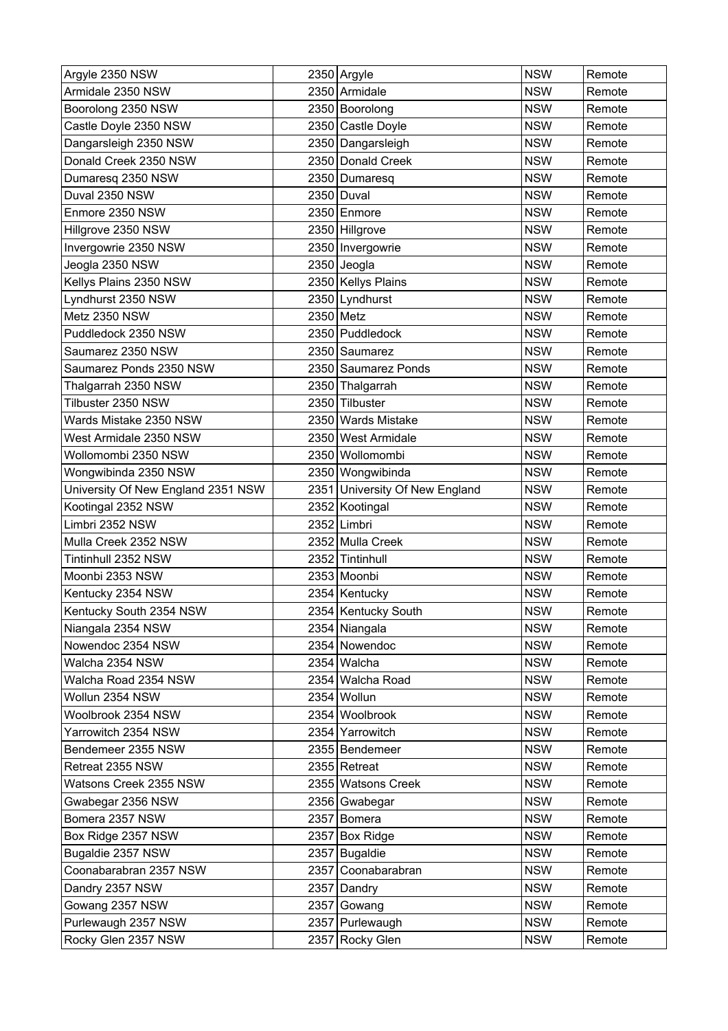| Argyle 2350 NSW | 2350 | Argyle | NSW | Remote |
|---|---|---|---|---|
| Armidale 2350 NSW | 2350 | Armidale | NSW | Remote |
| Boorolong 2350 NSW | 2350 | Boorolong | NSW | Remote |
| Castle Doyle 2350 NSW | 2350 | Castle Doyle | NSW | Remote |
| Dangarsleigh 2350 NSW | 2350 | Dangarsleigh | NSW | Remote |
| Donald Creek 2350 NSW | 2350 | Donald Creek | NSW | Remote |
| Dumaresq 2350 NSW | 2350 | Dumaresq | NSW | Remote |
| Duval 2350 NSW | 2350 | Duval | NSW | Remote |
| Enmore 2350 NSW | 2350 | Enmore | NSW | Remote |
| Hillgrove 2350 NSW | 2350 | Hillgrove | NSW | Remote |
| Invergowrie 2350 NSW | 2350 | Invergowrie | NSW | Remote |
| Jeogla 2350 NSW | 2350 | Jeogla | NSW | Remote |
| Kellys Plains 2350 NSW | 2350 | Kellys Plains | NSW | Remote |
| Lyndhurst 2350 NSW | 2350 | Lyndhurst | NSW | Remote |
| Metz 2350 NSW | 2350 | Metz | NSW | Remote |
| Puddledock 2350 NSW | 2350 | Puddledock | NSW | Remote |
| Saumarez 2350 NSW | 2350 | Saumarez | NSW | Remote |
| Saumarez Ponds 2350 NSW | 2350 | Saumarez Ponds | NSW | Remote |
| Thalgarrah 2350 NSW | 2350 | Thalgarrah | NSW | Remote |
| Tilbuster 2350 NSW | 2350 | Tilbuster | NSW | Remote |
| Wards Mistake 2350 NSW | 2350 | Wards Mistake | NSW | Remote |
| West Armidale 2350 NSW | 2350 | West Armidale | NSW | Remote |
| Wollomombi 2350 NSW | 2350 | Wollomombi | NSW | Remote |
| Wongwibinda 2350 NSW | 2350 | Wongwibinda | NSW | Remote |
| University Of New England 2351 NSW | 2351 | University Of New England | NSW | Remote |
| Kootingal 2352 NSW | 2352 | Kootingal | NSW | Remote |
| Limbri 2352 NSW | 2352 | Limbri | NSW | Remote |
| Mulla Creek 2352 NSW | 2352 | Mulla Creek | NSW | Remote |
| Tintinhull 2352 NSW | 2352 | Tintinhull | NSW | Remote |
| Moonbi 2353 NSW | 2353 | Moonbi | NSW | Remote |
| Kentucky 2354 NSW | 2354 | Kentucky | NSW | Remote |
| Kentucky South 2354 NSW | 2354 | Kentucky South | NSW | Remote |
| Niangala 2354 NSW | 2354 | Niangala | NSW | Remote |
| Nowendoc 2354 NSW | 2354 | Nowendoc | NSW | Remote |
| Walcha 2354 NSW | 2354 | Walcha | NSW | Remote |
| Walcha Road 2354 NSW | 2354 | Walcha Road | NSW | Remote |
| Wollun 2354 NSW | 2354 | Wollun | NSW | Remote |
| Woolbrook 2354 NSW | 2354 | Woolbrook | NSW | Remote |
| Yarrowitch 2354 NSW | 2354 | Yarrowitch | NSW | Remote |
| Bendemeer 2355 NSW | 2355 | Bendemeer | NSW | Remote |
| Retreat 2355 NSW | 2355 | Retreat | NSW | Remote |
| Watsons Creek 2355 NSW | 2355 | Watsons Creek | NSW | Remote |
| Gwabegar 2356 NSW | 2356 | Gwabegar | NSW | Remote |
| Bomera 2357 NSW | 2357 | Bomera | NSW | Remote |
| Box Ridge 2357 NSW | 2357 | Box Ridge | NSW | Remote |
| Bugaldie 2357 NSW | 2357 | Bugaldie | NSW | Remote |
| Coonabarabran 2357 NSW | 2357 | Coonabarabran | NSW | Remote |
| Dandry 2357 NSW | 2357 | Dandry | NSW | Remote |
| Gowang 2357 NSW | 2357 | Gowang | NSW | Remote |
| Purlewaugh 2357 NSW | 2357 | Purlewaugh | NSW | Remote |
| Rocky Glen 2357 NSW | 2357 | Rocky Glen | NSW | Remote |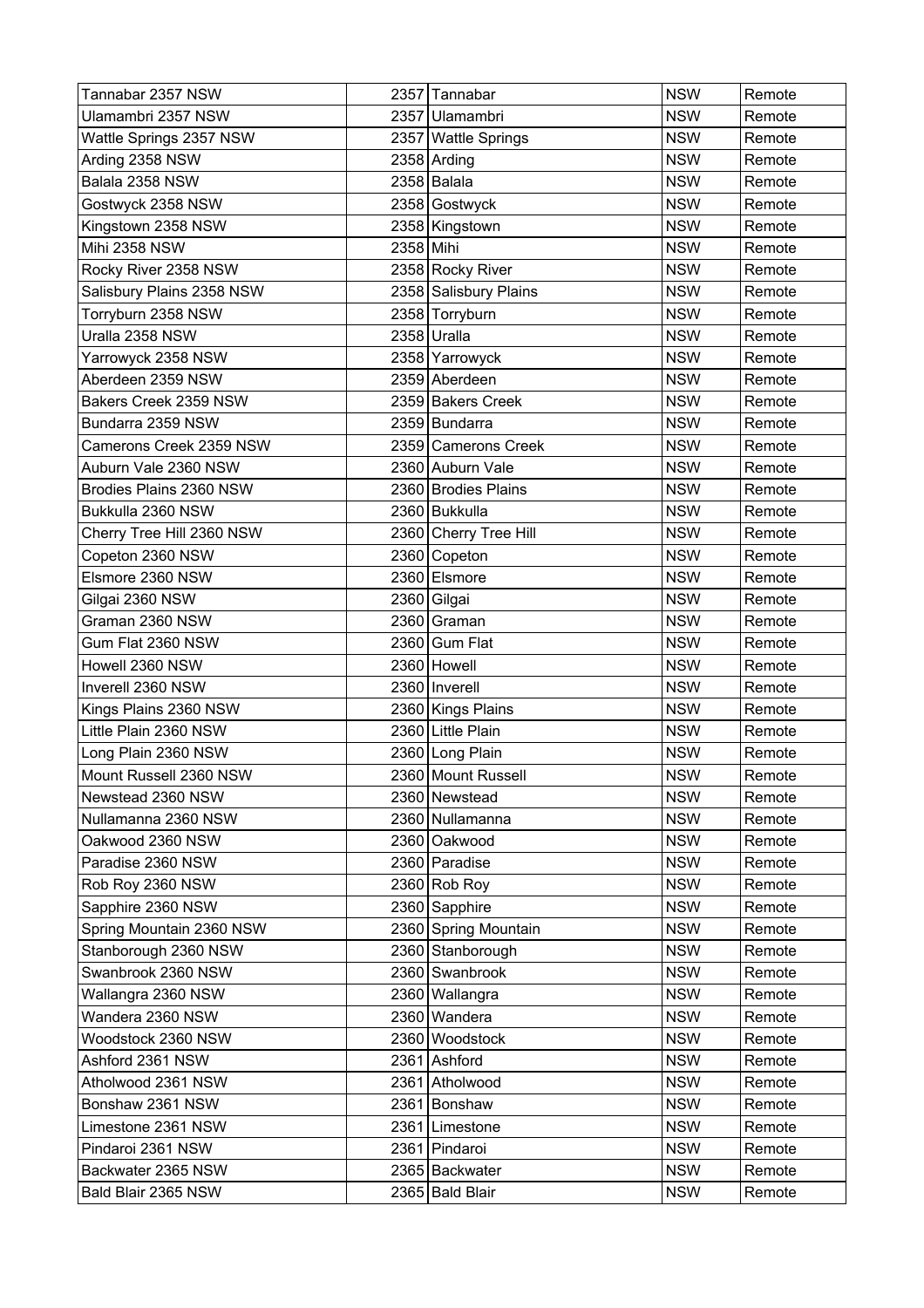| Tannabar 2357 NSW | 2357 | Tannabar | NSW | Remote |
|---|---|---|---|---|
| Ulamambri 2357 NSW | 2357 | Ulamambri | NSW | Remote |
| Wattle Springs 2357 NSW | 2357 | Wattle Springs | NSW | Remote |
| Arding 2358 NSW | 2358 | Arding | NSW | Remote |
| Balala 2358 NSW | 2358 | Balala | NSW | Remote |
| Gostwyck 2358 NSW | 2358 | Gostwyck | NSW | Remote |
| Kingstown 2358 NSW | 2358 | Kingstown | NSW | Remote |
| Mihi 2358 NSW | 2358 | Mihi | NSW | Remote |
| Rocky River 2358 NSW | 2358 | Rocky River | NSW | Remote |
| Salisbury Plains 2358 NSW | 2358 | Salisbury Plains | NSW | Remote |
| Torryburn 2358 NSW | 2358 | Torryburn | NSW | Remote |
| Uralla 2358 NSW | 2358 | Uralla | NSW | Remote |
| Yarrowyck 2358 NSW | 2358 | Yarrowyck | NSW | Remote |
| Aberdeen 2359 NSW | 2359 | Aberdeen | NSW | Remote |
| Bakers Creek 2359 NSW | 2359 | Bakers Creek | NSW | Remote |
| Bundarra 2359 NSW | 2359 | Bundarra | NSW | Remote |
| Camerons Creek 2359 NSW | 2359 | Camerons Creek | NSW | Remote |
| Auburn Vale 2360 NSW | 2360 | Auburn Vale | NSW | Remote |
| Brodies Plains 2360 NSW | 2360 | Brodies Plains | NSW | Remote |
| Bukkulla 2360 NSW | 2360 | Bukkulla | NSW | Remote |
| Cherry Tree Hill 2360 NSW | 2360 | Cherry Tree Hill | NSW | Remote |
| Copeton 2360 NSW | 2360 | Copeton | NSW | Remote |
| Elsmore 2360 NSW | 2360 | Elsmore | NSW | Remote |
| Gilgai 2360 NSW | 2360 | Gilgai | NSW | Remote |
| Graman 2360 NSW | 2360 | Graman | NSW | Remote |
| Gum Flat 2360 NSW | 2360 | Gum Flat | NSW | Remote |
| Howell 2360 NSW | 2360 | Howell | NSW | Remote |
| Inverell 2360 NSW | 2360 | Inverell | NSW | Remote |
| Kings Plains 2360 NSW | 2360 | Kings Plains | NSW | Remote |
| Little Plain 2360 NSW | 2360 | Little Plain | NSW | Remote |
| Long Plain 2360 NSW | 2360 | Long Plain | NSW | Remote |
| Mount Russell 2360 NSW | 2360 | Mount Russell | NSW | Remote |
| Newstead 2360 NSW | 2360 | Newstead | NSW | Remote |
| Nullamanna 2360 NSW | 2360 | Nullamanna | NSW | Remote |
| Oakwood 2360 NSW | 2360 | Oakwood | NSW | Remote |
| Paradise 2360 NSW | 2360 | Paradise | NSW | Remote |
| Rob Roy 2360 NSW | 2360 | Rob Roy | NSW | Remote |
| Sapphire 2360 NSW | 2360 | Sapphire | NSW | Remote |
| Spring Mountain 2360 NSW | 2360 | Spring Mountain | NSW | Remote |
| Stanborough 2360 NSW | 2360 | Stanborough | NSW | Remote |
| Swanbrook 2360 NSW | 2360 | Swanbrook | NSW | Remote |
| Wallangra 2360 NSW | 2360 | Wallangra | NSW | Remote |
| Wandera 2360 NSW | 2360 | Wandera | NSW | Remote |
| Woodstock 2360 NSW | 2360 | Woodstock | NSW | Remote |
| Ashford 2361 NSW | 2361 | Ashford | NSW | Remote |
| Atholwood 2361 NSW | 2361 | Atholwood | NSW | Remote |
| Bonshaw 2361 NSW | 2361 | Bonshaw | NSW | Remote |
| Limestone 2361 NSW | 2361 | Limestone | NSW | Remote |
| Pindaroi 2361 NSW | 2361 | Pindaroi | NSW | Remote |
| Backwater 2365 NSW | 2365 | Backwater | NSW | Remote |
| Bald Blair 2365 NSW | 2365 | Bald Blair | NSW | Remote |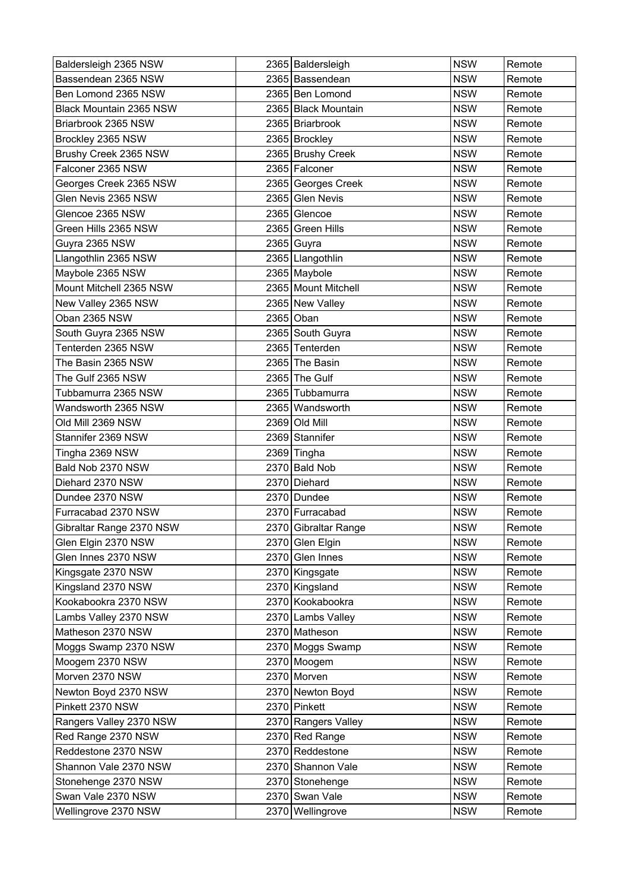| Baldersleigh 2365 NSW | 2365 | Baldersleigh | NSW | Remote |
|---|---|---|---|---|
| Bassendean 2365 NSW | 2365 | Bassendean | NSW | Remote |
| Ben Lomond 2365 NSW | 2365 | Ben Lomond | NSW | Remote |
| Black Mountain 2365 NSW | 2365 | Black Mountain | NSW | Remote |
| Briarbrook 2365 NSW | 2365 | Briarbrook | NSW | Remote |
| Brockley 2365 NSW | 2365 | Brockley | NSW | Remote |
| Brushy Creek 2365 NSW | 2365 | Brushy Creek | NSW | Remote |
| Falconer 2365 NSW | 2365 | Falconer | NSW | Remote |
| Georges Creek 2365 NSW | 2365 | Georges Creek | NSW | Remote |
| Glen Nevis 2365 NSW | 2365 | Glen Nevis | NSW | Remote |
| Glencoe 2365 NSW | 2365 | Glencoe | NSW | Remote |
| Green Hills 2365 NSW | 2365 | Green Hills | NSW | Remote |
| Guyra 2365 NSW | 2365 | Guyra | NSW | Remote |
| Llangothlin 2365 NSW | 2365 | Llangothlin | NSW | Remote |
| Maybole 2365 NSW | 2365 | Maybole | NSW | Remote |
| Mount Mitchell 2365 NSW | 2365 | Mount Mitchell | NSW | Remote |
| New Valley 2365 NSW | 2365 | New Valley | NSW | Remote |
| Oban 2365 NSW | 2365 | Oban | NSW | Remote |
| South Guyra 2365 NSW | 2365 | South Guyra | NSW | Remote |
| Tenterden 2365 NSW | 2365 | Tenterden | NSW | Remote |
| The Basin 2365 NSW | 2365 | The Basin | NSW | Remote |
| The Gulf 2365 NSW | 2365 | The Gulf | NSW | Remote |
| Tubbamurra 2365 NSW | 2365 | Tubbamurra | NSW | Remote |
| Wandsworth 2365 NSW | 2365 | Wandsworth | NSW | Remote |
| Old Mill 2369 NSW | 2369 | Old Mill | NSW | Remote |
| Stannifer 2369 NSW | 2369 | Stannifer | NSW | Remote |
| Tingha 2369 NSW | 2369 | Tingha | NSW | Remote |
| Bald Nob 2370 NSW | 2370 | Bald Nob | NSW | Remote |
| Diehard 2370 NSW | 2370 | Diehard | NSW | Remote |
| Dundee 2370 NSW | 2370 | Dundee | NSW | Remote |
| Furracabad 2370 NSW | 2370 | Furracabad | NSW | Remote |
| Gibraltar Range 2370 NSW | 2370 | Gibraltar Range | NSW | Remote |
| Glen Elgin 2370 NSW | 2370 | Glen Elgin | NSW | Remote |
| Glen Innes 2370 NSW | 2370 | Glen Innes | NSW | Remote |
| Kingsgate 2370 NSW | 2370 | Kingsgate | NSW | Remote |
| Kingsland 2370 NSW | 2370 | Kingsland | NSW | Remote |
| Kookabookra 2370 NSW | 2370 | Kookabookra | NSW | Remote |
| Lambs Valley 2370 NSW | 2370 | Lambs Valley | NSW | Remote |
| Matheson 2370 NSW | 2370 | Matheson | NSW | Remote |
| Moggs Swamp 2370 NSW | 2370 | Moggs Swamp | NSW | Remote |
| Moogem 2370 NSW | 2370 | Moogem | NSW | Remote |
| Morven 2370 NSW | 2370 | Morven | NSW | Remote |
| Newton Boyd 2370 NSW | 2370 | Newton Boyd | NSW | Remote |
| Pinkett 2370 NSW | 2370 | Pinkett | NSW | Remote |
| Rangers Valley 2370 NSW | 2370 | Rangers Valley | NSW | Remote |
| Red Range 2370 NSW | 2370 | Red Range | NSW | Remote |
| Reddestone 2370 NSW | 2370 | Reddestone | NSW | Remote |
| Shannon Vale 2370 NSW | 2370 | Shannon Vale | NSW | Remote |
| Stonehenge 2370 NSW | 2370 | Stonehenge | NSW | Remote |
| Swan Vale 2370 NSW | 2370 | Swan Vale | NSW | Remote |
| Wellingrove 2370 NSW | 2370 | Wellingrove | NSW | Remote |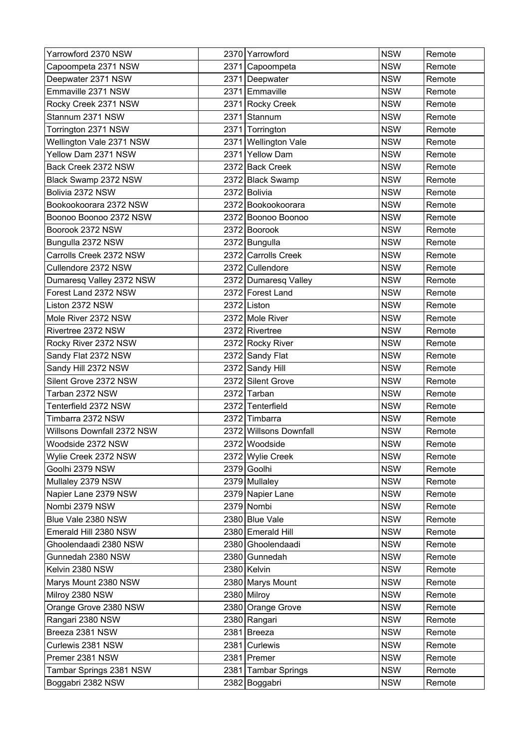| Yarrowford 2370 NSW | 2370 | Yarrowford | NSW | Remote |
|---|---|---|---|---|
| Capoompeta 2371 NSW | 2371 | Capoompeta | NSW | Remote |
| Deepwater 2371 NSW | 2371 | Deepwater | NSW | Remote |
| Emmaville 2371 NSW | 2371 | Emmaville | NSW | Remote |
| Rocky Creek 2371 NSW | 2371 | Rocky Creek | NSW | Remote |
| Stannum 2371 NSW | 2371 | Stannum | NSW | Remote |
| Torrington 2371 NSW | 2371 | Torrington | NSW | Remote |
| Wellington Vale 2371 NSW | 2371 | Wellington Vale | NSW | Remote |
| Yellow Dam 2371 NSW | 2371 | Yellow Dam | NSW | Remote |
| Back Creek 2372 NSW | 2372 | Back Creek | NSW | Remote |
| Black Swamp 2372 NSW | 2372 | Black Swamp | NSW | Remote |
| Bolivia 2372 NSW | 2372 | Bolivia | NSW | Remote |
| Bookookoorara 2372 NSW | 2372 | Bookookoorara | NSW | Remote |
| Boonoo Boonoo 2372 NSW | 2372 | Boonoo Boonoo | NSW | Remote |
| Boorook 2372 NSW | 2372 | Boorook | NSW | Remote |
| Bungulla 2372 NSW | 2372 | Bungulla | NSW | Remote |
| Carrolls Creek 2372 NSW | 2372 | Carrolls Creek | NSW | Remote |
| Cullendore 2372 NSW | 2372 | Cullendore | NSW | Remote |
| Dumaresq Valley 2372 NSW | 2372 | Dumaresq Valley | NSW | Remote |
| Forest Land 2372 NSW | 2372 | Forest Land | NSW | Remote |
| Liston 2372 NSW | 2372 | Liston | NSW | Remote |
| Mole River 2372 NSW | 2372 | Mole River | NSW | Remote |
| Rivertree 2372 NSW | 2372 | Rivertree | NSW | Remote |
| Rocky River 2372 NSW | 2372 | Rocky River | NSW | Remote |
| Sandy Flat 2372 NSW | 2372 | Sandy Flat | NSW | Remote |
| Sandy Hill 2372 NSW | 2372 | Sandy Hill | NSW | Remote |
| Silent Grove 2372 NSW | 2372 | Silent Grove | NSW | Remote |
| Tarban 2372 NSW | 2372 | Tarban | NSW | Remote |
| Tenterfield 2372 NSW | 2372 | Tenterfield | NSW | Remote |
| Timbarra 2372 NSW | 2372 | Timbarra | NSW | Remote |
| Willsons Downfall 2372 NSW | 2372 | Willsons Downfall | NSW | Remote |
| Woodside 2372 NSW | 2372 | Woodside | NSW | Remote |
| Wylie Creek 2372 NSW | 2372 | Wylie Creek | NSW | Remote |
| Goolhi 2379 NSW | 2379 | Goolhi | NSW | Remote |
| Mullaley 2379 NSW | 2379 | Mullaley | NSW | Remote |
| Napier Lane 2379 NSW | 2379 | Napier Lane | NSW | Remote |
| Nombi 2379 NSW | 2379 | Nombi | NSW | Remote |
| Blue Vale 2380 NSW | 2380 | Blue Vale | NSW | Remote |
| Emerald Hill 2380 NSW | 2380 | Emerald Hill | NSW | Remote |
| Ghoolendaadi 2380 NSW | 2380 | Ghoolendaadi | NSW | Remote |
| Gunnedah 2380 NSW | 2380 | Gunnedah | NSW | Remote |
| Kelvin 2380 NSW | 2380 | Kelvin | NSW | Remote |
| Marys Mount 2380 NSW | 2380 | Marys Mount | NSW | Remote |
| Milroy 2380 NSW | 2380 | Milroy | NSW | Remote |
| Orange Grove 2380 NSW | 2380 | Orange Grove | NSW | Remote |
| Rangari 2380 NSW | 2380 | Rangari | NSW | Remote |
| Breeza 2381 NSW | 2381 | Breeza | NSW | Remote |
| Curlewis 2381 NSW | 2381 | Curlewis | NSW | Remote |
| Premer 2381 NSW | 2381 | Premer | NSW | Remote |
| Tambar Springs 2381 NSW | 2381 | Tambar Springs | NSW | Remote |
| Boggabri 2382 NSW | 2382 | Boggabri | NSW | Remote |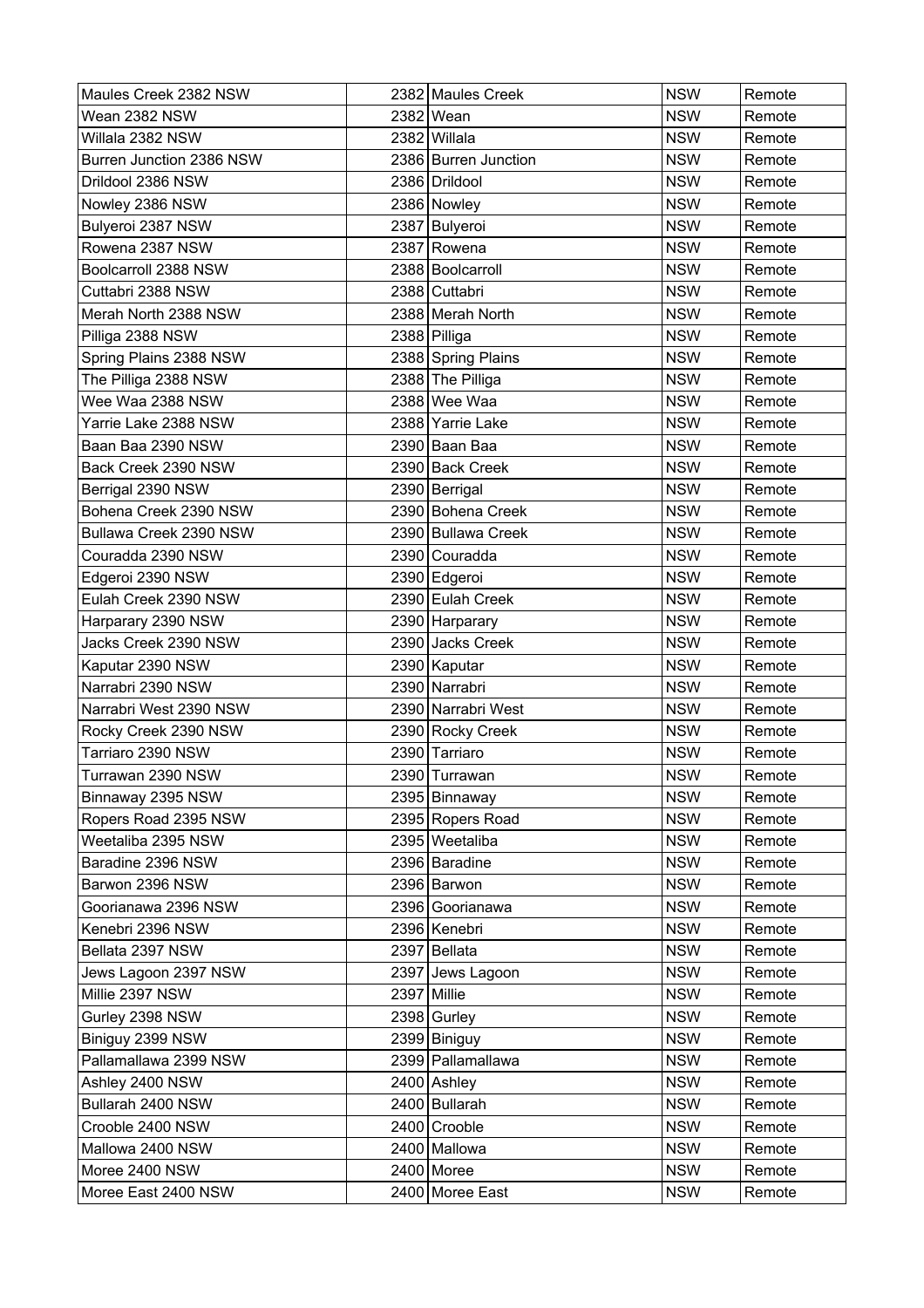| Maules Creek 2382 NSW | 2382 | Maules Creek | NSW | Remote |
|---|---|---|---|---|
| Wean 2382 NSW | 2382 | Wean | NSW | Remote |
| Willala 2382 NSW | 2382 | Willala | NSW | Remote |
| Burren Junction 2386 NSW | 2386 | Burren Junction | NSW | Remote |
| Drildool 2386 NSW | 2386 | Drildool | NSW | Remote |
| Nowley 2386 NSW | 2386 | Nowley | NSW | Remote |
| Bulyeroi 2387 NSW | 2387 | Bulyeroi | NSW | Remote |
| Rowena 2387 NSW | 2387 | Rowena | NSW | Remote |
| Boolcarroll 2388 NSW | 2388 | Boolcarroll | NSW | Remote |
| Cuttabri 2388 NSW | 2388 | Cuttabri | NSW | Remote |
| Merah North 2388 NSW | 2388 | Merah North | NSW | Remote |
| Pilliga 2388 NSW | 2388 | Pilliga | NSW | Remote |
| Spring Plains 2388 NSW | 2388 | Spring Plains | NSW | Remote |
| The Pilliga 2388 NSW | 2388 | The Pilliga | NSW | Remote |
| Wee Waa 2388 NSW | 2388 | Wee Waa | NSW | Remote |
| Yarrie Lake 2388 NSW | 2388 | Yarrie Lake | NSW | Remote |
| Baan Baa 2390 NSW | 2390 | Baan Baa | NSW | Remote |
| Back Creek 2390 NSW | 2390 | Back Creek | NSW | Remote |
| Berrigal 2390 NSW | 2390 | Berrigal | NSW | Remote |
| Bohena Creek 2390 NSW | 2390 | Bohena Creek | NSW | Remote |
| Bullawa Creek 2390 NSW | 2390 | Bullawa Creek | NSW | Remote |
| Couradda 2390 NSW | 2390 | Couradda | NSW | Remote |
| Edgeroi 2390 NSW | 2390 | Edgeroi | NSW | Remote |
| Eulah Creek 2390 NSW | 2390 | Eulah Creek | NSW | Remote |
| Harparary 2390 NSW | 2390 | Harparary | NSW | Remote |
| Jacks Creek 2390 NSW | 2390 | Jacks Creek | NSW | Remote |
| Kaputar 2390 NSW | 2390 | Kaputar | NSW | Remote |
| Narrabri 2390 NSW | 2390 | Narrabri | NSW | Remote |
| Narrabri West 2390 NSW | 2390 | Narrabri West | NSW | Remote |
| Rocky Creek 2390 NSW | 2390 | Rocky Creek | NSW | Remote |
| Tarriaro 2390 NSW | 2390 | Tarriaro | NSW | Remote |
| Turrawan 2390 NSW | 2390 | Turrawan | NSW | Remote |
| Binnaway 2395 NSW | 2395 | Binnaway | NSW | Remote |
| Ropers Road 2395 NSW | 2395 | Ropers Road | NSW | Remote |
| Weetaliba 2395 NSW | 2395 | Weetaliba | NSW | Remote |
| Baradine 2396 NSW | 2396 | Baradine | NSW | Remote |
| Barwon 2396 NSW | 2396 | Barwon | NSW | Remote |
| Goorianawa 2396 NSW | 2396 | Goorianawa | NSW | Remote |
| Kenebri 2396 NSW | 2396 | Kenebri | NSW | Remote |
| Bellata 2397 NSW | 2397 | Bellata | NSW | Remote |
| Jews Lagoon 2397 NSW | 2397 | Jews Lagoon | NSW | Remote |
| Millie 2397 NSW | 2397 | Millie | NSW | Remote |
| Gurley 2398 NSW | 2398 | Gurley | NSW | Remote |
| Biniguy 2399 NSW | 2399 | Biniguy | NSW | Remote |
| Pallamallawa 2399 NSW | 2399 | Pallamallawa | NSW | Remote |
| Ashley 2400 NSW | 2400 | Ashley | NSW | Remote |
| Bullarah 2400 NSW | 2400 | Bullarah | NSW | Remote |
| Crooble 2400 NSW | 2400 | Crooble | NSW | Remote |
| Mallowa 2400 NSW | 2400 | Mallowa | NSW | Remote |
| Moree 2400 NSW | 2400 | Moree | NSW | Remote |
| Moree East 2400 NSW | 2400 | Moree East | NSW | Remote |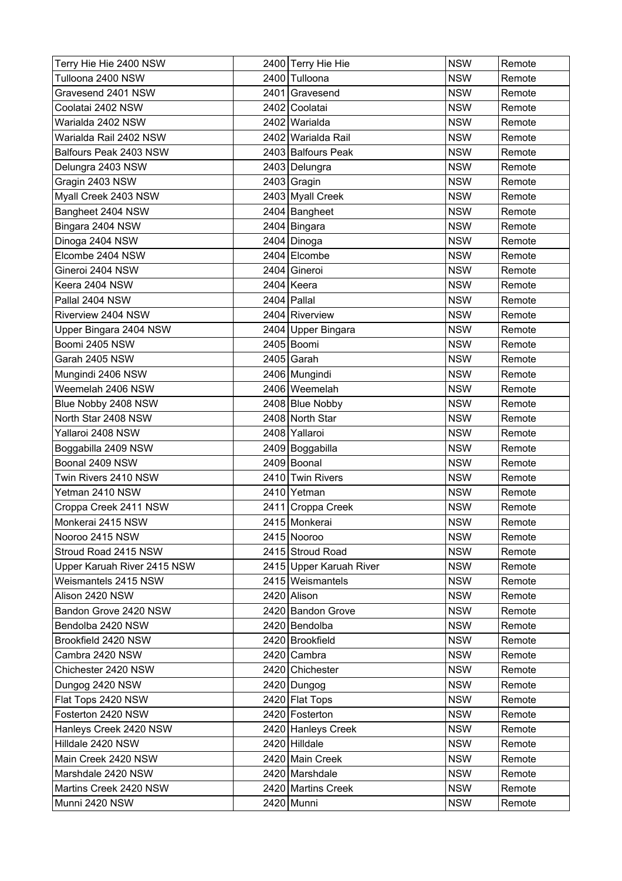| Terry Hie Hie 2400 NSW | 2400 | Terry Hie Hie | NSW | Remote |
|---|---|---|---|---|
| Tulloona 2400 NSW | 2400 | Tulloona | NSW | Remote |
| Gravesend 2401 NSW | 2401 | Gravesend | NSW | Remote |
| Coolatai 2402 NSW | 2402 | Coolatai | NSW | Remote |
| Warialda 2402 NSW | 2402 | Warialda | NSW | Remote |
| Warialda Rail 2402 NSW | 2402 | Warialda Rail | NSW | Remote |
| Balfours Peak 2403 NSW | 2403 | Balfours Peak | NSW | Remote |
| Delungra 2403 NSW | 2403 | Delungra | NSW | Remote |
| Gragin 2403 NSW | 2403 | Gragin | NSW | Remote |
| Myall Creek 2403 NSW | 2403 | Myall Creek | NSW | Remote |
| Bangheet 2404 NSW | 2404 | Bangheet | NSW | Remote |
| Bingara 2404 NSW | 2404 | Bingara | NSW | Remote |
| Dinoga 2404 NSW | 2404 | Dinoga | NSW | Remote |
| Elcombe 2404 NSW | 2404 | Elcombe | NSW | Remote |
| Gineroi 2404 NSW | 2404 | Gineroi | NSW | Remote |
| Keera 2404 NSW | 2404 | Keera | NSW | Remote |
| Pallal 2404 NSW | 2404 | Pallal | NSW | Remote |
| Riverview 2404 NSW | 2404 | Riverview | NSW | Remote |
| Upper Bingara 2404 NSW | 2404 | Upper Bingara | NSW | Remote |
| Boomi 2405 NSW | 2405 | Boomi | NSW | Remote |
| Garah 2405 NSW | 2405 | Garah | NSW | Remote |
| Mungindi 2406 NSW | 2406 | Mungindi | NSW | Remote |
| Weemelah 2406 NSW | 2406 | Weemelah | NSW | Remote |
| Blue Nobby 2408 NSW | 2408 | Blue Nobby | NSW | Remote |
| North Star 2408 NSW | 2408 | North Star | NSW | Remote |
| Yallaroi 2408 NSW | 2408 | Yallaroi | NSW | Remote |
| Boggabilla 2409 NSW | 2409 | Boggabilla | NSW | Remote |
| Boonal 2409 NSW | 2409 | Boonal | NSW | Remote |
| Twin Rivers 2410 NSW | 2410 | Twin Rivers | NSW | Remote |
| Yetman 2410 NSW | 2410 | Yetman | NSW | Remote |
| Croppa Creek 2411 NSW | 2411 | Croppa Creek | NSW | Remote |
| Monkerai 2415 NSW | 2415 | Monkerai | NSW | Remote |
| Nooroo 2415 NSW | 2415 | Nooroo | NSW | Remote |
| Stroud Road 2415 NSW | 2415 | Stroud Road | NSW | Remote |
| Upper Karuah River 2415 NSW | 2415 | Upper Karuah River | NSW | Remote |
| Weismantels 2415 NSW | 2415 | Weismantels | NSW | Remote |
| Alison 2420 NSW | 2420 | Alison | NSW | Remote |
| Bandon Grove 2420 NSW | 2420 | Bandon Grove | NSW | Remote |
| Bendolba 2420 NSW | 2420 | Bendolba | NSW | Remote |
| Brookfield 2420 NSW | 2420 | Brookfield | NSW | Remote |
| Cambra 2420 NSW | 2420 | Cambra | NSW | Remote |
| Chichester 2420 NSW | 2420 | Chichester | NSW | Remote |
| Dungog 2420 NSW | 2420 | Dungog | NSW | Remote |
| Flat Tops 2420 NSW | 2420 | Flat Tops | NSW | Remote |
| Fosterton 2420 NSW | 2420 | Fosterton | NSW | Remote |
| Hanleys Creek 2420 NSW | 2420 | Hanleys Creek | NSW | Remote |
| Hilldale 2420 NSW | 2420 | Hilldale | NSW | Remote |
| Main Creek 2420 NSW | 2420 | Main Creek | NSW | Remote |
| Marshdale 2420 NSW | 2420 | Marshdale | NSW | Remote |
| Martins Creek 2420 NSW | 2420 | Martins Creek | NSW | Remote |
| Munni 2420 NSW | 2420 | Munni | NSW | Remote |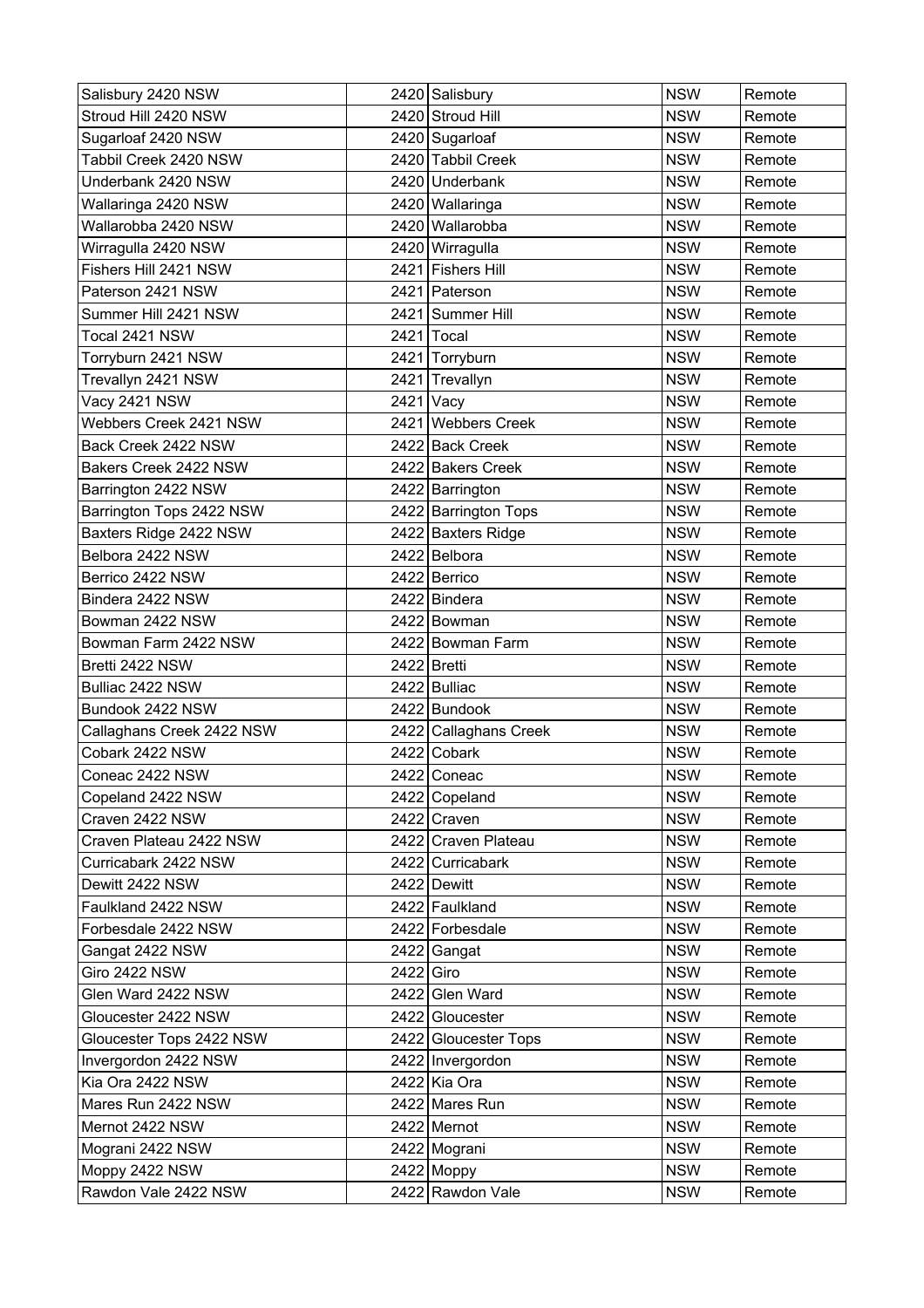| Salisbury 2420 NSW | 2420 | Salisbury | NSW | Remote |
|---|---|---|---|---|
| Stroud Hill 2420 NSW | 2420 | Stroud Hill | NSW | Remote |
| Sugarloaf 2420 NSW | 2420 | Sugarloaf | NSW | Remote |
| Tabbil Creek 2420 NSW | 2420 | Tabbil Creek | NSW | Remote |
| Underbank 2420 NSW | 2420 | Underbank | NSW | Remote |
| Wallaringa 2420 NSW | 2420 | Wallaringa | NSW | Remote |
| Wallarobba 2420 NSW | 2420 | Wallarobba | NSW | Remote |
| Wirragulla 2420 NSW | 2420 | Wirragulla | NSW | Remote |
| Fishers Hill 2421 NSW | 2421 | Fishers Hill | NSW | Remote |
| Paterson 2421 NSW | 2421 | Paterson | NSW | Remote |
| Summer Hill 2421 NSW | 2421 | Summer Hill | NSW | Remote |
| Tocal 2421 NSW | 2421 | Tocal | NSW | Remote |
| Torryburn 2421 NSW | 2421 | Torryburn | NSW | Remote |
| Trevallyn 2421 NSW | 2421 | Trevallyn | NSW | Remote |
| Vacy 2421 NSW | 2421 | Vacy | NSW | Remote |
| Webbers Creek 2421 NSW | 2421 | Webbers Creek | NSW | Remote |
| Back Creek 2422 NSW | 2422 | Back Creek | NSW | Remote |
| Bakers Creek 2422 NSW | 2422 | Bakers Creek | NSW | Remote |
| Barrington 2422 NSW | 2422 | Barrington | NSW | Remote |
| Barrington Tops 2422 NSW | 2422 | Barrington Tops | NSW | Remote |
| Baxters Ridge 2422 NSW | 2422 | Baxters Ridge | NSW | Remote |
| Belbora 2422 NSW | 2422 | Belbora | NSW | Remote |
| Berrico 2422 NSW | 2422 | Berrico | NSW | Remote |
| Bindera 2422 NSW | 2422 | Bindera | NSW | Remote |
| Bowman 2422 NSW | 2422 | Bowman | NSW | Remote |
| Bowman Farm 2422 NSW | 2422 | Bowman Farm | NSW | Remote |
| Bretti 2422 NSW | 2422 | Bretti | NSW | Remote |
| Bulliac 2422 NSW | 2422 | Bulliac | NSW | Remote |
| Bundook 2422 NSW | 2422 | Bundook | NSW | Remote |
| Callaghans Creek 2422 NSW | 2422 | Callaghans Creek | NSW | Remote |
| Cobark 2422 NSW | 2422 | Cobark | NSW | Remote |
| Coneac 2422 NSW | 2422 | Coneac | NSW | Remote |
| Copeland 2422 NSW | 2422 | Copeland | NSW | Remote |
| Craven 2422 NSW | 2422 | Craven | NSW | Remote |
| Craven Plateau 2422 NSW | 2422 | Craven Plateau | NSW | Remote |
| Curricabark 2422 NSW | 2422 | Curricabark | NSW | Remote |
| Dewitt 2422 NSW | 2422 | Dewitt | NSW | Remote |
| Faulkland 2422 NSW | 2422 | Faulkland | NSW | Remote |
| Forbesdale 2422 NSW | 2422 | Forbesdale | NSW | Remote |
| Gangat 2422 NSW | 2422 | Gangat | NSW | Remote |
| Giro 2422 NSW | 2422 | Giro | NSW | Remote |
| Glen Ward 2422 NSW | 2422 | Glen Ward | NSW | Remote |
| Gloucester 2422 NSW | 2422 | Gloucester | NSW | Remote |
| Gloucester Tops 2422 NSW | 2422 | Gloucester Tops | NSW | Remote |
| Invergordon 2422 NSW | 2422 | Invergordon | NSW | Remote |
| Kia Ora 2422 NSW | 2422 | Kia Ora | NSW | Remote |
| Mares Run 2422 NSW | 2422 | Mares Run | NSW | Remote |
| Mernot 2422 NSW | 2422 | Mernot | NSW | Remote |
| Mograni 2422 NSW | 2422 | Mograni | NSW | Remote |
| Moppy 2422 NSW | 2422 | Moppy | NSW | Remote |
| Rawdon Vale 2422 NSW | 2422 | Rawdon Vale | NSW | Remote |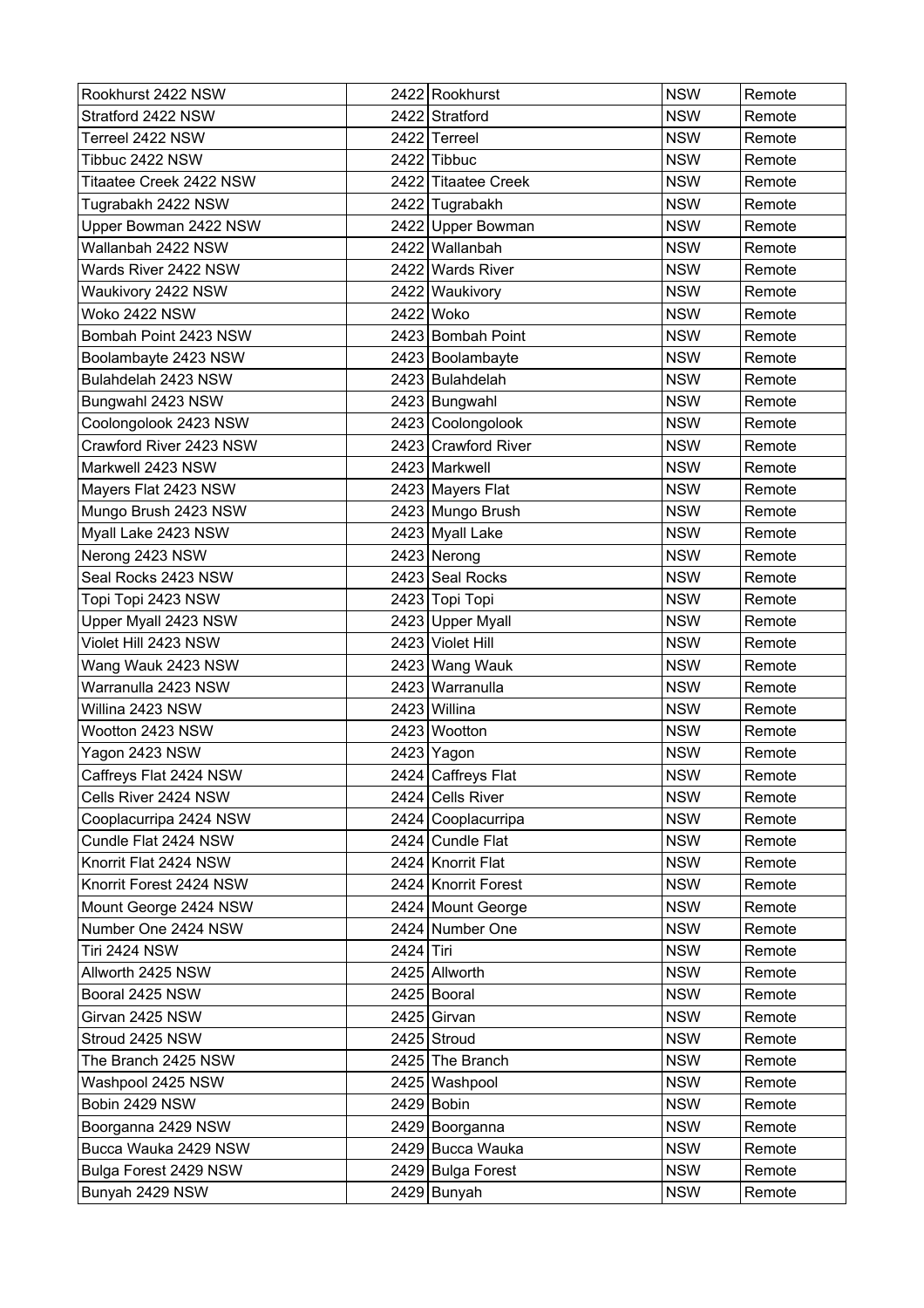| Rookhurst 2422 NSW | 2422 | Rookhurst | NSW | Remote |
|---|---|---|---|---|
| Stratford 2422 NSW | 2422 | Stratford | NSW | Remote |
| Terreel 2422 NSW | 2422 | Terreel | NSW | Remote |
| Tibbuc 2422 NSW | 2422 | Tibbuc | NSW | Remote |
| Titaatee Creek 2422 NSW | 2422 | Titaatee Creek | NSW | Remote |
| Tugrabakh 2422 NSW | 2422 | Tugrabakh | NSW | Remote |
| Upper Bowman 2422 NSW | 2422 | Upper Bowman | NSW | Remote |
| Wallanbah 2422 NSW | 2422 | Wallanbah | NSW | Remote |
| Wards River 2422 NSW | 2422 | Wards River | NSW | Remote |
| Waukivory 2422 NSW | 2422 | Waukivory | NSW | Remote |
| Woko 2422 NSW | 2422 | Woko | NSW | Remote |
| Bombah Point 2423 NSW | 2423 | Bombah Point | NSW | Remote |
| Boolambayte 2423 NSW | 2423 | Boolambayte | NSW | Remote |
| Bulahdelah 2423 NSW | 2423 | Bulahdelah | NSW | Remote |
| Bungwahl 2423 NSW | 2423 | Bungwahl | NSW | Remote |
| Coolongolook 2423 NSW | 2423 | Coolongolook | NSW | Remote |
| Crawford River 2423 NSW | 2423 | Crawford River | NSW | Remote |
| Markwell 2423 NSW | 2423 | Markwell | NSW | Remote |
| Mayers Flat 2423 NSW | 2423 | Mayers Flat | NSW | Remote |
| Mungo Brush 2423 NSW | 2423 | Mungo Brush | NSW | Remote |
| Myall Lake 2423 NSW | 2423 | Myall Lake | NSW | Remote |
| Nerong 2423 NSW | 2423 | Nerong | NSW | Remote |
| Seal Rocks 2423 NSW | 2423 | Seal Rocks | NSW | Remote |
| Topi Topi 2423 NSW | 2423 | Topi Topi | NSW | Remote |
| Upper Myall 2423 NSW | 2423 | Upper Myall | NSW | Remote |
| Violet Hill 2423 NSW | 2423 | Violet Hill | NSW | Remote |
| Wang Wauk 2423 NSW | 2423 | Wang Wauk | NSW | Remote |
| Warranulla 2423 NSW | 2423 | Warranulla | NSW | Remote |
| Willina 2423 NSW | 2423 | Willina | NSW | Remote |
| Wootton 2423 NSW | 2423 | Wootton | NSW | Remote |
| Yagon 2423 NSW | 2423 | Yagon | NSW | Remote |
| Caffreys Flat 2424 NSW | 2424 | Caffreys Flat | NSW | Remote |
| Cells River 2424 NSW | 2424 | Cells River | NSW | Remote |
| Cooplacurripa 2424 NSW | 2424 | Cooplacurripa | NSW | Remote |
| Cundle Flat 2424 NSW | 2424 | Cundle Flat | NSW | Remote |
| Knorrit Flat 2424 NSW | 2424 | Knorrit Flat | NSW | Remote |
| Knorrit Forest 2424 NSW | 2424 | Knorrit Forest | NSW | Remote |
| Mount George 2424 NSW | 2424 | Mount George | NSW | Remote |
| Number One 2424 NSW | 2424 | Number One | NSW | Remote |
| Tiri 2424 NSW | 2424 | Tiri | NSW | Remote |
| Allworth 2425 NSW | 2425 | Allworth | NSW | Remote |
| Booral 2425 NSW | 2425 | Booral | NSW | Remote |
| Girvan 2425 NSW | 2425 | Girvan | NSW | Remote |
| Stroud 2425 NSW | 2425 | Stroud | NSW | Remote |
| The Branch 2425 NSW | 2425 | The Branch | NSW | Remote |
| Washpool 2425 NSW | 2425 | Washpool | NSW | Remote |
| Bobin 2429 NSW | 2429 | Bobin | NSW | Remote |
| Boorganna 2429 NSW | 2429 | Boorganna | NSW | Remote |
| Bucca Wauka 2429 NSW | 2429 | Bucca Wauka | NSW | Remote |
| Bulga Forest 2429 NSW | 2429 | Bulga Forest | NSW | Remote |
| Bunyah 2429 NSW | 2429 | Bunyah | NSW | Remote |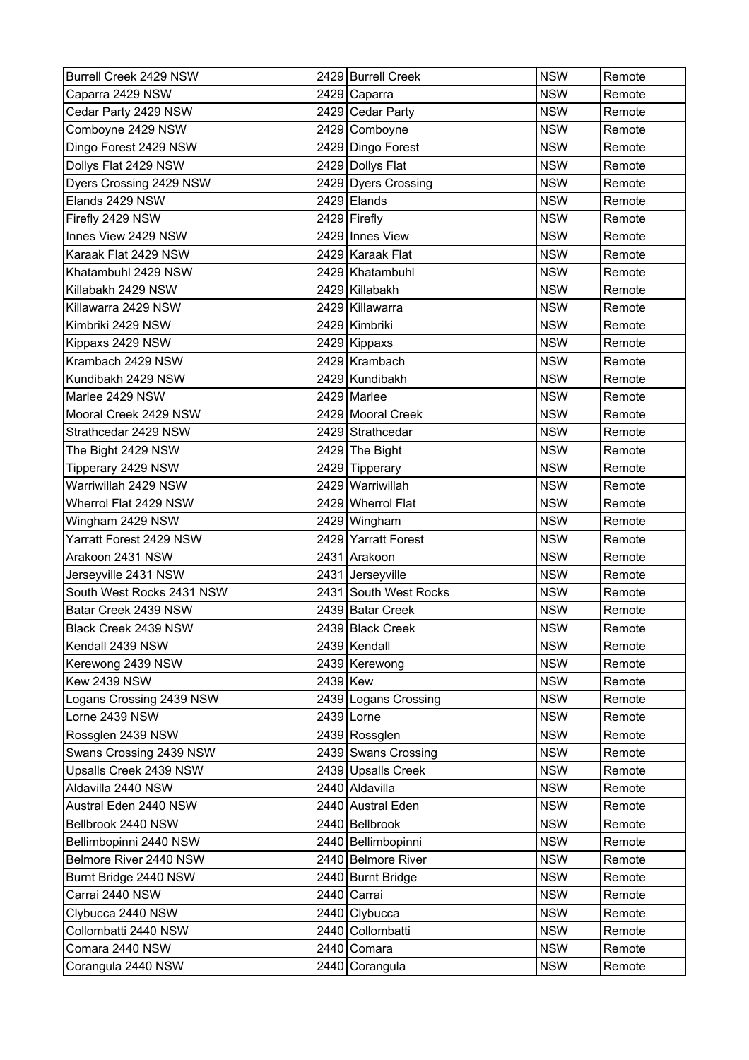| Burrell Creek 2429 NSW | 2429 | Burrell Creek | NSW | Remote |
|---|---|---|---|---|
| Caparra 2429 NSW | 2429 | Caparra | NSW | Remote |
| Cedar Party 2429 NSW | 2429 | Cedar Party | NSW | Remote |
| Comboyne 2429 NSW | 2429 | Comboyne | NSW | Remote |
| Dingo Forest 2429 NSW | 2429 | Dingo Forest | NSW | Remote |
| Dollys Flat 2429 NSW | 2429 | Dollys Flat | NSW | Remote |
| Dyers Crossing 2429 NSW | 2429 | Dyers Crossing | NSW | Remote |
| Elands 2429 NSW | 2429 | Elands | NSW | Remote |
| Firefly 2429 NSW | 2429 | Firefly | NSW | Remote |
| Innes View 2429 NSW | 2429 | Innes View | NSW | Remote |
| Karaak Flat 2429 NSW | 2429 | Karaak Flat | NSW | Remote |
| Khatambuhl 2429 NSW | 2429 | Khatambuhl | NSW | Remote |
| Killabakh 2429 NSW | 2429 | Killabakh | NSW | Remote |
| Killawarra 2429 NSW | 2429 | Killawarra | NSW | Remote |
| Kimbriki 2429 NSW | 2429 | Kimbriki | NSW | Remote |
| Kippaxs 2429 NSW | 2429 | Kippaxs | NSW | Remote |
| Krambach 2429 NSW | 2429 | Krambach | NSW | Remote |
| Kundibakh 2429 NSW | 2429 | Kundibakh | NSW | Remote |
| Marlee 2429 NSW | 2429 | Marlee | NSW | Remote |
| Mooral Creek 2429 NSW | 2429 | Mooral Creek | NSW | Remote |
| Strathcedar 2429 NSW | 2429 | Strathcedar | NSW | Remote |
| The Bight 2429 NSW | 2429 | The Bight | NSW | Remote |
| Tipperary 2429 NSW | 2429 | Tipperary | NSW | Remote |
| Warriwillah 2429 NSW | 2429 | Warriwillah | NSW | Remote |
| Wherrol Flat 2429 NSW | 2429 | Wherrol Flat | NSW | Remote |
| Wingham 2429 NSW | 2429 | Wingham | NSW | Remote |
| Yarratt Forest 2429 NSW | 2429 | Yarratt Forest | NSW | Remote |
| Arakoon 2431 NSW | 2431 | Arakoon | NSW | Remote |
| Jerseyville 2431 NSW | 2431 | Jerseyville | NSW | Remote |
| South West Rocks 2431 NSW | 2431 | South West Rocks | NSW | Remote |
| Batar Creek 2439 NSW | 2439 | Batar Creek | NSW | Remote |
| Black Creek 2439 NSW | 2439 | Black Creek | NSW | Remote |
| Kendall 2439 NSW | 2439 | Kendall | NSW | Remote |
| Kerewong 2439 NSW | 2439 | Kerewong | NSW | Remote |
| Kew 2439 NSW | 2439 | Kew | NSW | Remote |
| Logans Crossing 2439 NSW | 2439 | Logans Crossing | NSW | Remote |
| Lorne 2439 NSW | 2439 | Lorne | NSW | Remote |
| Rossglen 2439 NSW | 2439 | Rossglen | NSW | Remote |
| Swans Crossing 2439 NSW | 2439 | Swans Crossing | NSW | Remote |
| Upsalls Creek 2439 NSW | 2439 | Upsalls Creek | NSW | Remote |
| Aldavilla 2440 NSW | 2440 | Aldavilla | NSW | Remote |
| Austral Eden 2440 NSW | 2440 | Austral Eden | NSW | Remote |
| Bellbrook 2440 NSW | 2440 | Bellbrook | NSW | Remote |
| Bellimbopinni 2440 NSW | 2440 | Bellimbopinni | NSW | Remote |
| Belmore River 2440 NSW | 2440 | Belmore River | NSW | Remote |
| Burnt Bridge 2440 NSW | 2440 | Burnt Bridge | NSW | Remote |
| Carrai 2440 NSW | 2440 | Carrai | NSW | Remote |
| Clybucca 2440 NSW | 2440 | Clybucca | NSW | Remote |
| Collombatti 2440 NSW | 2440 | Collombatti | NSW | Remote |
| Comara 2440 NSW | 2440 | Comara | NSW | Remote |
| Corangula 2440 NSW | 2440 | Corangula | NSW | Remote |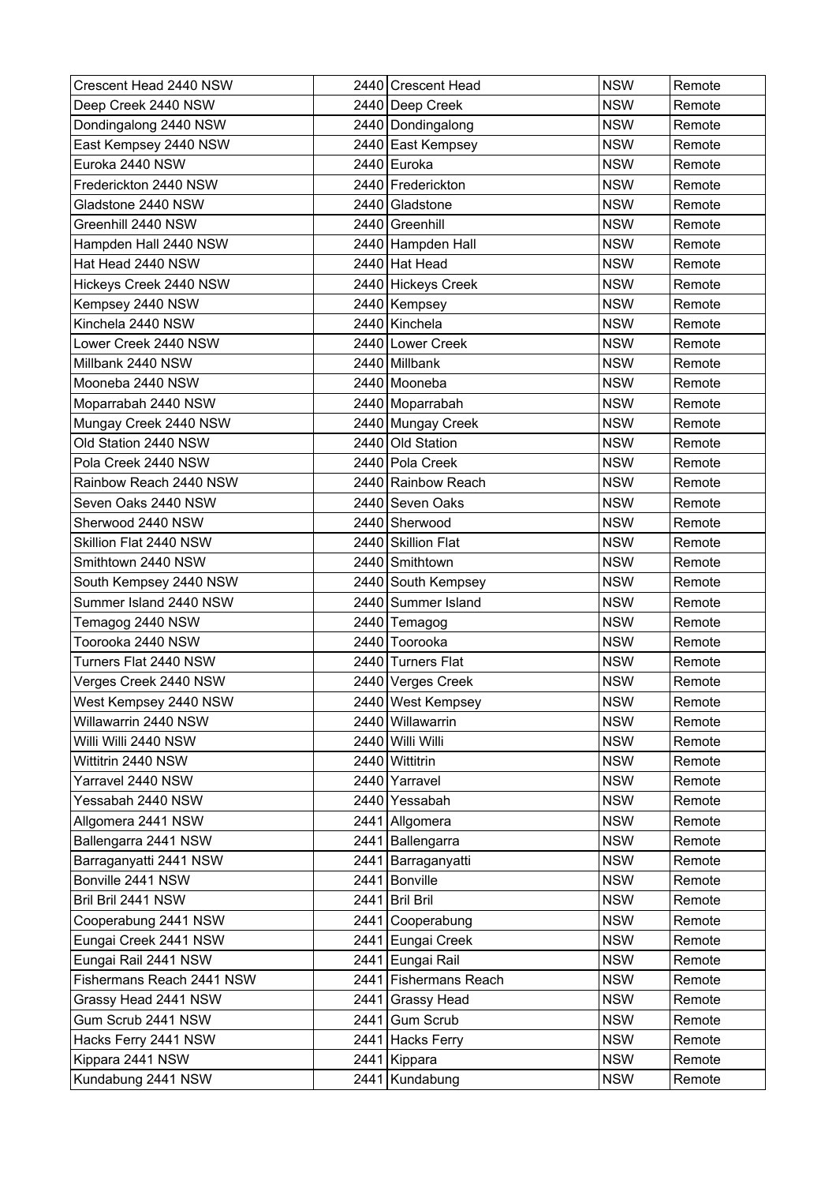| Crescent Head 2440 NSW | 2440 | Crescent Head | NSW | Remote |
|---|---|---|---|---|
| Deep Creek 2440 NSW | 2440 | Deep Creek | NSW | Remote |
| Dondingalong 2440 NSW | 2440 | Dondingalong | NSW | Remote |
| East Kempsey 2440 NSW | 2440 | East Kempsey | NSW | Remote |
| Euroka 2440 NSW | 2440 | Euroka | NSW | Remote |
| Frederickton 2440 NSW | 2440 | Frederickton | NSW | Remote |
| Gladstone 2440 NSW | 2440 | Gladstone | NSW | Remote |
| Greenhill 2440 NSW | 2440 | Greenhill | NSW | Remote |
| Hampden Hall 2440 NSW | 2440 | Hampden Hall | NSW | Remote |
| Hat Head 2440 NSW | 2440 | Hat Head | NSW | Remote |
| Hickeys Creek 2440 NSW | 2440 | Hickeys Creek | NSW | Remote |
| Kempsey 2440 NSW | 2440 | Kempsey | NSW | Remote |
| Kinchela 2440 NSW | 2440 | Kinchela | NSW | Remote |
| Lower Creek 2440 NSW | 2440 | Lower Creek | NSW | Remote |
| Millbank 2440 NSW | 2440 | Millbank | NSW | Remote |
| Mooneba 2440 NSW | 2440 | Mooneba | NSW | Remote |
| Moparrabah 2440 NSW | 2440 | Moparrabah | NSW | Remote |
| Mungay Creek 2440 NSW | 2440 | Mungay Creek | NSW | Remote |
| Old Station 2440 NSW | 2440 | Old Station | NSW | Remote |
| Pola Creek 2440 NSW | 2440 | Pola Creek | NSW | Remote |
| Rainbow Reach 2440 NSW | 2440 | Rainbow Reach | NSW | Remote |
| Seven Oaks 2440 NSW | 2440 | Seven Oaks | NSW | Remote |
| Sherwood 2440 NSW | 2440 | Sherwood | NSW | Remote |
| Skillion Flat 2440 NSW | 2440 | Skillion Flat | NSW | Remote |
| Smithtown 2440 NSW | 2440 | Smithtown | NSW | Remote |
| South Kempsey 2440 NSW | 2440 | South Kempsey | NSW | Remote |
| Summer Island 2440 NSW | 2440 | Summer Island | NSW | Remote |
| Temagog 2440 NSW | 2440 | Temagog | NSW | Remote |
| Toorooka 2440 NSW | 2440 | Toorooka | NSW | Remote |
| Turners Flat 2440 NSW | 2440 | Turners Flat | NSW | Remote |
| Verges Creek 2440 NSW | 2440 | Verges Creek | NSW | Remote |
| West Kempsey 2440 NSW | 2440 | West Kempsey | NSW | Remote |
| Willawarrin 2440 NSW | 2440 | Willawarrin | NSW | Remote |
| Willi Willi 2440 NSW | 2440 | Willi Willi | NSW | Remote |
| Wittitrin 2440 NSW | 2440 | Wittitrin | NSW | Remote |
| Yarravel 2440 NSW | 2440 | Yarravel | NSW | Remote |
| Yessabah 2440 NSW | 2440 | Yessabah | NSW | Remote |
| Allgomera 2441 NSW | 2441 | Allgomera | NSW | Remote |
| Ballengarra 2441 NSW | 2441 | Ballengarra | NSW | Remote |
| Barraganyatti 2441 NSW | 2441 | Barraganyatti | NSW | Remote |
| Bonville 2441 NSW | 2441 | Bonville | NSW | Remote |
| Bril Bril 2441 NSW | 2441 | Bril Bril | NSW | Remote |
| Cooperabung 2441 NSW | 2441 | Cooperabung | NSW | Remote |
| Eungai Creek 2441 NSW | 2441 | Eungai Creek | NSW | Remote |
| Eungai Rail 2441 NSW | 2441 | Eungai Rail | NSW | Remote |
| Fishermans Reach 2441 NSW | 2441 | Fishermans Reach | NSW | Remote |
| Grassy Head 2441 NSW | 2441 | Grassy Head | NSW | Remote |
| Gum Scrub 2441 NSW | 2441 | Gum Scrub | NSW | Remote |
| Hacks Ferry 2441 NSW | 2441 | Hacks Ferry | NSW | Remote |
| Kippara 2441 NSW | 2441 | Kippara | NSW | Remote |
| Kundabung 2441 NSW | 2441 | Kundabung | NSW | Remote |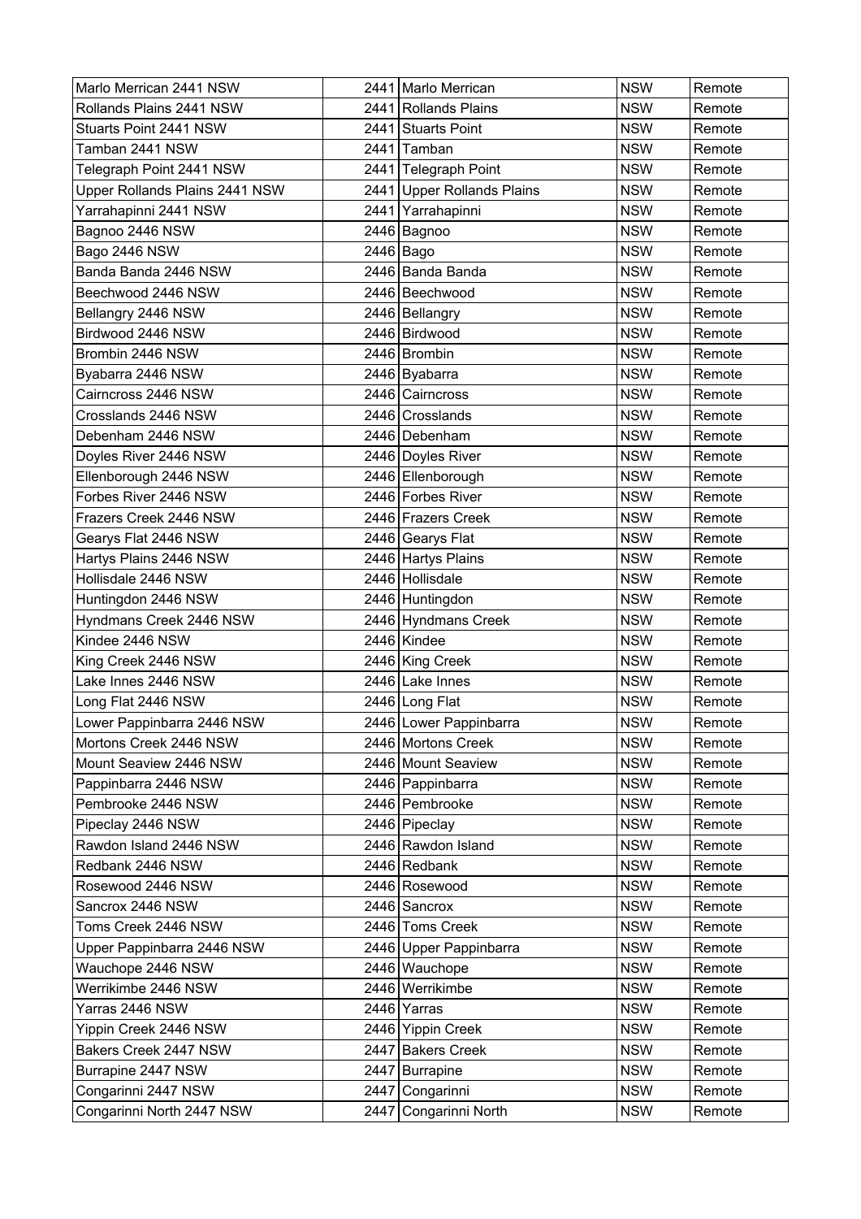| Marlo Merrican 2441 NSW | 2441 | Marlo Merrican | NSW | Remote |
|---|---|---|---|---|
| Rollands Plains 2441 NSW | 2441 | Rollands Plains | NSW | Remote |
| Stuarts Point 2441 NSW | 2441 | Stuarts Point | NSW | Remote |
| Tamban 2441 NSW | 2441 | Tamban | NSW | Remote |
| Telegraph Point 2441 NSW | 2441 | Telegraph Point | NSW | Remote |
| Upper Rollands Plains 2441 NSW | 2441 | Upper Rollands Plains | NSW | Remote |
| Yarrahapinni 2441 NSW | 2441 | Yarrahapinni | NSW | Remote |
| Bagnoo 2446 NSW | 2446 | Bagnoo | NSW | Remote |
| Bago 2446 NSW | 2446 | Bago | NSW | Remote |
| Banda Banda 2446 NSW | 2446 | Banda Banda | NSW | Remote |
| Beechwood 2446 NSW | 2446 | Beechwood | NSW | Remote |
| Bellangry 2446 NSW | 2446 | Bellangry | NSW | Remote |
| Birdwood 2446 NSW | 2446 | Birdwood | NSW | Remote |
| Brombin 2446 NSW | 2446 | Brombin | NSW | Remote |
| Byabarra 2446 NSW | 2446 | Byabarra | NSW | Remote |
| Cairncross 2446 NSW | 2446 | Cairncross | NSW | Remote |
| Crosslands 2446 NSW | 2446 | Crosslands | NSW | Remote |
| Debenham 2446 NSW | 2446 | Debenham | NSW | Remote |
| Doyles River 2446 NSW | 2446 | Doyles River | NSW | Remote |
| Ellenborough 2446 NSW | 2446 | Ellenborough | NSW | Remote |
| Forbes River 2446 NSW | 2446 | Forbes River | NSW | Remote |
| Frazers Creek 2446 NSW | 2446 | Frazers Creek | NSW | Remote |
| Gearys Flat 2446 NSW | 2446 | Gearys Flat | NSW | Remote |
| Hartys Plains 2446 NSW | 2446 | Hartys Plains | NSW | Remote |
| Hollisdale 2446 NSW | 2446 | Hollisdale | NSW | Remote |
| Huntingdon 2446 NSW | 2446 | Huntingdon | NSW | Remote |
| Hyndmans Creek 2446 NSW | 2446 | Hyndmans Creek | NSW | Remote |
| Kindee 2446 NSW | 2446 | Kindee | NSW | Remote |
| King Creek 2446 NSW | 2446 | King Creek | NSW | Remote |
| Lake Innes 2446 NSW | 2446 | Lake Innes | NSW | Remote |
| Long Flat 2446 NSW | 2446 | Long Flat | NSW | Remote |
| Lower Pappinbarra 2446 NSW | 2446 | Lower Pappinbarra | NSW | Remote |
| Mortons Creek 2446 NSW | 2446 | Mortons Creek | NSW | Remote |
| Mount Seaview 2446 NSW | 2446 | Mount Seaview | NSW | Remote |
| Pappinbarra 2446 NSW | 2446 | Pappinbarra | NSW | Remote |
| Pembrooke 2446 NSW | 2446 | Pembrooke | NSW | Remote |
| Pipeclay 2446 NSW | 2446 | Pipeclay | NSW | Remote |
| Rawdon Island 2446 NSW | 2446 | Rawdon Island | NSW | Remote |
| Redbank 2446 NSW | 2446 | Redbank | NSW | Remote |
| Rosewood 2446 NSW | 2446 | Rosewood | NSW | Remote |
| Sancrox 2446 NSW | 2446 | Sancrox | NSW | Remote |
| Toms Creek 2446 NSW | 2446 | Toms Creek | NSW | Remote |
| Upper Pappinbarra 2446 NSW | 2446 | Upper Pappinbarra | NSW | Remote |
| Wauchope 2446 NSW | 2446 | Wauchope | NSW | Remote |
| Werrikimbe 2446 NSW | 2446 | Werrikimbe | NSW | Remote |
| Yarras 2446 NSW | 2446 | Yarras | NSW | Remote |
| Yippin Creek 2446 NSW | 2446 | Yippin Creek | NSW | Remote |
| Bakers Creek 2447 NSW | 2447 | Bakers Creek | NSW | Remote |
| Burrapine 2447 NSW | 2447 | Burrapine | NSW | Remote |
| Congarinni 2447 NSW | 2447 | Congarinni | NSW | Remote |
| Congarinni North 2447 NSW | 2447 | Congarinni North | NSW | Remote |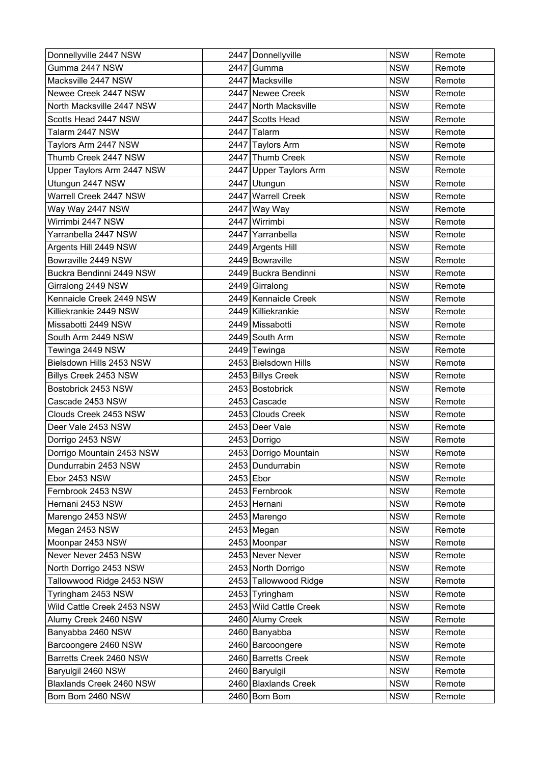| Donnellyville 2447 NSW | 2447 | Donnellyville | NSW | Remote |
|---|---|---|---|---|
| Gumma 2447 NSW | 2447 | Gumma | NSW | Remote |
| Macksville 2447 NSW | 2447 | Macksville | NSW | Remote |
| Newee Creek 2447 NSW | 2447 | Newee Creek | NSW | Remote |
| North Macksville 2447 NSW | 2447 | North Macksville | NSW | Remote |
| Scotts Head 2447 NSW | 2447 | Scotts Head | NSW | Remote |
| Talarm 2447 NSW | 2447 | Talarm | NSW | Remote |
| Taylors Arm 2447 NSW | 2447 | Taylors Arm | NSW | Remote |
| Thumb Creek 2447 NSW | 2447 | Thumb Creek | NSW | Remote |
| Upper Taylors Arm 2447 NSW | 2447 | Upper Taylors Arm | NSW | Remote |
| Utungun 2447 NSW | 2447 | Utungun | NSW | Remote |
| Warrell Creek 2447 NSW | 2447 | Warrell Creek | NSW | Remote |
| Way Way 2447 NSW | 2447 | Way Way | NSW | Remote |
| Wirrimbi 2447 NSW | 2447 | Wirrimbi | NSW | Remote |
| Yarranbella 2447 NSW | 2447 | Yarranbella | NSW | Remote |
| Argents Hill 2449 NSW | 2449 | Argents Hill | NSW | Remote |
| Bowraville 2449 NSW | 2449 | Bowraville | NSW | Remote |
| Buckra Bendinni 2449 NSW | 2449 | Buckra Bendinni | NSW | Remote |
| Girralong 2449 NSW | 2449 | Girralong | NSW | Remote |
| Kennaicle Creek 2449 NSW | 2449 | Kennaicle Creek | NSW | Remote |
| Killiekrankie 2449 NSW | 2449 | Killiekrankie | NSW | Remote |
| Missabotti 2449 NSW | 2449 | Missabotti | NSW | Remote |
| South Arm 2449 NSW | 2449 | South Arm | NSW | Remote |
| Tewinga 2449 NSW | 2449 | Tewinga | NSW | Remote |
| Bielsdown Hills 2453 NSW | 2453 | Bielsdown Hills | NSW | Remote |
| Billys Creek 2453 NSW | 2453 | Billys Creek | NSW | Remote |
| Bostobrick 2453 NSW | 2453 | Bostobrick | NSW | Remote |
| Cascade 2453 NSW | 2453 | Cascade | NSW | Remote |
| Clouds Creek 2453 NSW | 2453 | Clouds Creek | NSW | Remote |
| Deer Vale 2453 NSW | 2453 | Deer Vale | NSW | Remote |
| Dorrigo 2453 NSW | 2453 | Dorrigo | NSW | Remote |
| Dorrigo Mountain 2453 NSW | 2453 | Dorrigo Mountain | NSW | Remote |
| Dundurrabin 2453 NSW | 2453 | Dundurrabin | NSW | Remote |
| Ebor 2453 NSW | 2453 | Ebor | NSW | Remote |
| Fernbrook 2453 NSW | 2453 | Fernbrook | NSW | Remote |
| Hernani 2453 NSW | 2453 | Hernani | NSW | Remote |
| Marengo 2453 NSW | 2453 | Marengo | NSW | Remote |
| Megan 2453 NSW | 2453 | Megan | NSW | Remote |
| Moonpar 2453 NSW | 2453 | Moonpar | NSW | Remote |
| Never Never 2453 NSW | 2453 | Never Never | NSW | Remote |
| North Dorrigo 2453 NSW | 2453 | North Dorrigo | NSW | Remote |
| Tallowwood Ridge 2453 NSW | 2453 | Tallowwood Ridge | NSW | Remote |
| Tyringham 2453 NSW | 2453 | Tyringham | NSW | Remote |
| Wild Cattle Creek 2453 NSW | 2453 | Wild Cattle Creek | NSW | Remote |
| Alumy Creek 2460 NSW | 2460 | Alumy Creek | NSW | Remote |
| Banyabba 2460 NSW | 2460 | Banyabba | NSW | Remote |
| Barcoongere 2460 NSW | 2460 | Barcoongere | NSW | Remote |
| Barretts Creek 2460 NSW | 2460 | Barretts Creek | NSW | Remote |
| Baryulgil 2460 NSW | 2460 | Baryulgil | NSW | Remote |
| Blaxlands Creek 2460 NSW | 2460 | Blaxlands Creek | NSW | Remote |
| Bom Bom 2460 NSW | 2460 | Bom Bom | NSW | Remote |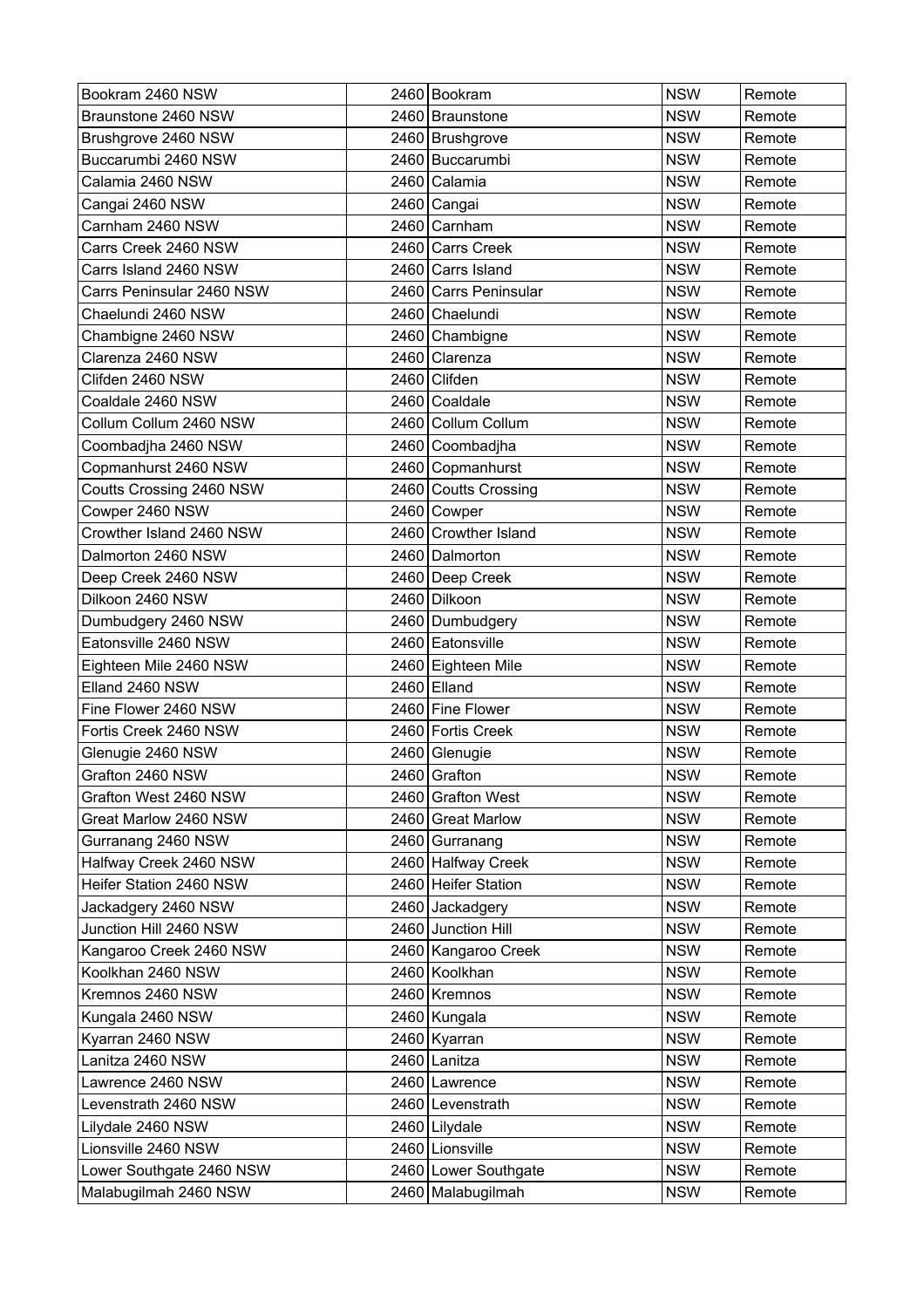| | | | |
|---|---|---|---|
| Bookram 2460 NSW | 2460 | Bookram | NSW | Remote |
| Braunstone 2460 NSW | 2460 | Braunstone | NSW | Remote |
| Brushgrove 2460 NSW | 2460 | Brushgrove | NSW | Remote |
| Buccarumbi 2460 NSW | 2460 | Buccarumbi | NSW | Remote |
| Calamia 2460 NSW | 2460 | Calamia | NSW | Remote |
| Cangai 2460 NSW | 2460 | Cangai | NSW | Remote |
| Carnham 2460 NSW | 2460 | Carnham | NSW | Remote |
| Carrs Creek 2460 NSW | 2460 | Carrs Creek | NSW | Remote |
| Carrs Island 2460 NSW | 2460 | Carrs Island | NSW | Remote |
| Carrs Peninsular 2460 NSW | 2460 | Carrs Peninsular | NSW | Remote |
| Chaelundi 2460 NSW | 2460 | Chaelundi | NSW | Remote |
| Chambigne 2460 NSW | 2460 | Chambigne | NSW | Remote |
| Clarenza 2460 NSW | 2460 | Clarenza | NSW | Remote |
| Clifden 2460 NSW | 2460 | Clifden | NSW | Remote |
| Coaldale 2460 NSW | 2460 | Coaldale | NSW | Remote |
| Collum Collum 2460 NSW | 2460 | Collum Collum | NSW | Remote |
| Coombadjha 2460 NSW | 2460 | Coombadjha | NSW | Remote |
| Copmanhurst 2460 NSW | 2460 | Copmanhurst | NSW | Remote |
| Coutts Crossing 2460 NSW | 2460 | Coutts Crossing | NSW | Remote |
| Cowper 2460 NSW | 2460 | Cowper | NSW | Remote |
| Crowther Island 2460 NSW | 2460 | Crowther Island | NSW | Remote |
| Dalmorton 2460 NSW | 2460 | Dalmorton | NSW | Remote |
| Deep Creek 2460 NSW | 2460 | Deep Creek | NSW | Remote |
| Dilkoon 2460 NSW | 2460 | Dilkoon | NSW | Remote |
| Dumbudgery 2460 NSW | 2460 | Dumbudgery | NSW | Remote |
| Eatonsville 2460 NSW | 2460 | Eatonsville | NSW | Remote |
| Eighteen Mile 2460 NSW | 2460 | Eighteen Mile | NSW | Remote |
| Elland 2460 NSW | 2460 | Elland | NSW | Remote |
| Fine Flower 2460 NSW | 2460 | Fine Flower | NSW | Remote |
| Fortis Creek 2460 NSW | 2460 | Fortis Creek | NSW | Remote |
| Glenugie 2460 NSW | 2460 | Glenugie | NSW | Remote |
| Grafton 2460 NSW | 2460 | Grafton | NSW | Remote |
| Grafton West 2460 NSW | 2460 | Grafton West | NSW | Remote |
| Great Marlow 2460 NSW | 2460 | Great Marlow | NSW | Remote |
| Gurranang 2460 NSW | 2460 | Gurranang | NSW | Remote |
| Halfway Creek 2460 NSW | 2460 | Halfway Creek | NSW | Remote |
| Heifer Station 2460 NSW | 2460 | Heifer Station | NSW | Remote |
| Jackadgery 2460 NSW | 2460 | Jackadgery | NSW | Remote |
| Junction Hill 2460 NSW | 2460 | Junction Hill | NSW | Remote |
| Kangaroo Creek 2460 NSW | 2460 | Kangaroo Creek | NSW | Remote |
| Koolkhan 2460 NSW | 2460 | Koolkhan | NSW | Remote |
| Kremnos 2460 NSW | 2460 | Kremnos | NSW | Remote |
| Kungala 2460 NSW | 2460 | Kungala | NSW | Remote |
| Kyarran 2460 NSW | 2460 | Kyarran | NSW | Remote |
| Lanitza 2460 NSW | 2460 | Lanitza | NSW | Remote |
| Lawrence 2460 NSW | 2460 | Lawrence | NSW | Remote |
| Levenstrath 2460 NSW | 2460 | Levenstrath | NSW | Remote |
| Lilydale 2460 NSW | 2460 | Lilydale | NSW | Remote |
| Lionsville 2460 NSW | 2460 | Lionsville | NSW | Remote |
| Lower Southgate 2460 NSW | 2460 | Lower Southgate | NSW | Remote |
| Malabugilmah 2460 NSW | 2460 | Malabugilmah | NSW | Remote |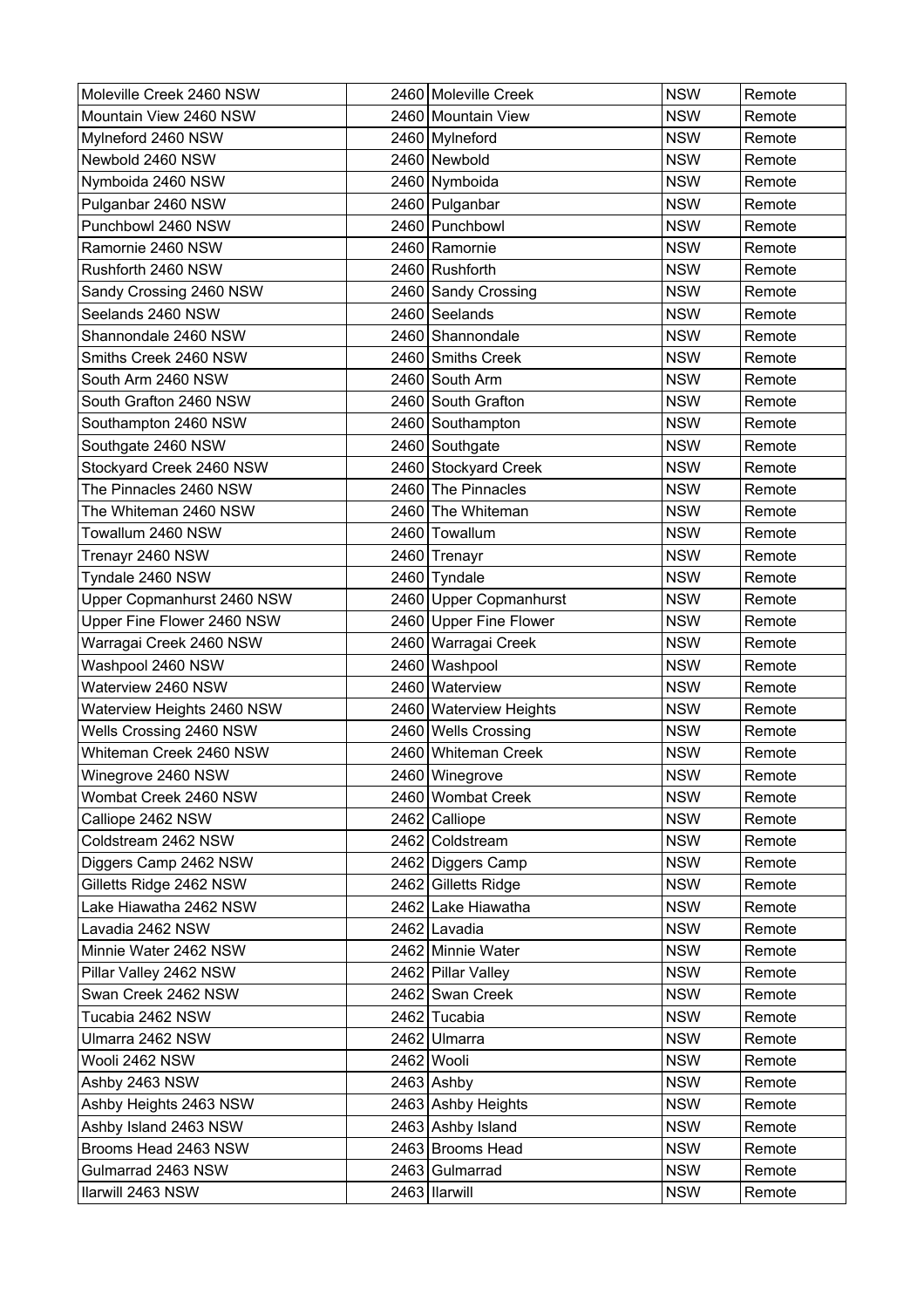| Moleville Creek 2460 NSW | 2460 | Moleville Creek | NSW | Remote |
|---|---|---|---|---|
| Mountain View 2460 NSW | 2460 | Mountain View | NSW | Remote |
| Mylneford 2460 NSW | 2460 | Mylneford | NSW | Remote |
| Newbold 2460 NSW | 2460 | Newbold | NSW | Remote |
| Nymboida 2460 NSW | 2460 | Nymboida | NSW | Remote |
| Pulganbar 2460 NSW | 2460 | Pulganbar | NSW | Remote |
| Punchbowl 2460 NSW | 2460 | Punchbowl | NSW | Remote |
| Ramornie 2460 NSW | 2460 | Ramornie | NSW | Remote |
| Rushforth 2460 NSW | 2460 | Rushforth | NSW | Remote |
| Sandy Crossing 2460 NSW | 2460 | Sandy Crossing | NSW | Remote |
| Seelands 2460 NSW | 2460 | Seelands | NSW | Remote |
| Shannondale 2460 NSW | 2460 | Shannondale | NSW | Remote |
| Smiths Creek 2460 NSW | 2460 | Smiths Creek | NSW | Remote |
| South Arm 2460 NSW | 2460 | South Arm | NSW | Remote |
| South Grafton 2460 NSW | 2460 | South Grafton | NSW | Remote |
| Southampton 2460 NSW | 2460 | Southampton | NSW | Remote |
| Southgate 2460 NSW | 2460 | Southgate | NSW | Remote |
| Stockyard Creek 2460 NSW | 2460 | Stockyard Creek | NSW | Remote |
| The Pinnacles 2460 NSW | 2460 | The Pinnacles | NSW | Remote |
| The Whiteman 2460 NSW | 2460 | The Whiteman | NSW | Remote |
| Towallum 2460 NSW | 2460 | Towallum | NSW | Remote |
| Trenayr 2460 NSW | 2460 | Trenayr | NSW | Remote |
| Tyndale 2460 NSW | 2460 | Tyndale | NSW | Remote |
| Upper Copmanhurst 2460 NSW | 2460 | Upper Copmanhurst | NSW | Remote |
| Upper Fine Flower 2460 NSW | 2460 | Upper Fine Flower | NSW | Remote |
| Warragai Creek 2460 NSW | 2460 | Warragai Creek | NSW | Remote |
| Washpool 2460 NSW | 2460 | Washpool | NSW | Remote |
| Waterview 2460 NSW | 2460 | Waterview | NSW | Remote |
| Waterview Heights 2460 NSW | 2460 | Waterview Heights | NSW | Remote |
| Wells Crossing 2460 NSW | 2460 | Wells Crossing | NSW | Remote |
| Whiteman Creek 2460 NSW | 2460 | Whiteman Creek | NSW | Remote |
| Winegrove 2460 NSW | 2460 | Winegrove | NSW | Remote |
| Wombat Creek 2460 NSW | 2460 | Wombat Creek | NSW | Remote |
| Calliope 2462 NSW | 2462 | Calliope | NSW | Remote |
| Coldstream 2462 NSW | 2462 | Coldstream | NSW | Remote |
| Diggers Camp 2462 NSW | 2462 | Diggers Camp | NSW | Remote |
| Gilletts Ridge 2462 NSW | 2462 | Gilletts Ridge | NSW | Remote |
| Lake Hiawatha 2462 NSW | 2462 | Lake Hiawatha | NSW | Remote |
| Lavadia 2462 NSW | 2462 | Lavadia | NSW | Remote |
| Minnie Water 2462 NSW | 2462 | Minnie Water | NSW | Remote |
| Pillar Valley 2462 NSW | 2462 | Pillar Valley | NSW | Remote |
| Swan Creek 2462 NSW | 2462 | Swan Creek | NSW | Remote |
| Tucabia 2462 NSW | 2462 | Tucabia | NSW | Remote |
| Ulmarra 2462 NSW | 2462 | Ulmarra | NSW | Remote |
| Wooli 2462 NSW | 2462 | Wooli | NSW | Remote |
| Ashby 2463 NSW | 2463 | Ashby | NSW | Remote |
| Ashby Heights 2463 NSW | 2463 | Ashby Heights | NSW | Remote |
| Ashby Island 2463 NSW | 2463 | Ashby Island | NSW | Remote |
| Brooms Head 2463 NSW | 2463 | Brooms Head | NSW | Remote |
| Gulmarrad 2463 NSW | 2463 | Gulmarrad | NSW | Remote |
| Ilarwill 2463 NSW | 2463 | Ilarwill | NSW | Remote |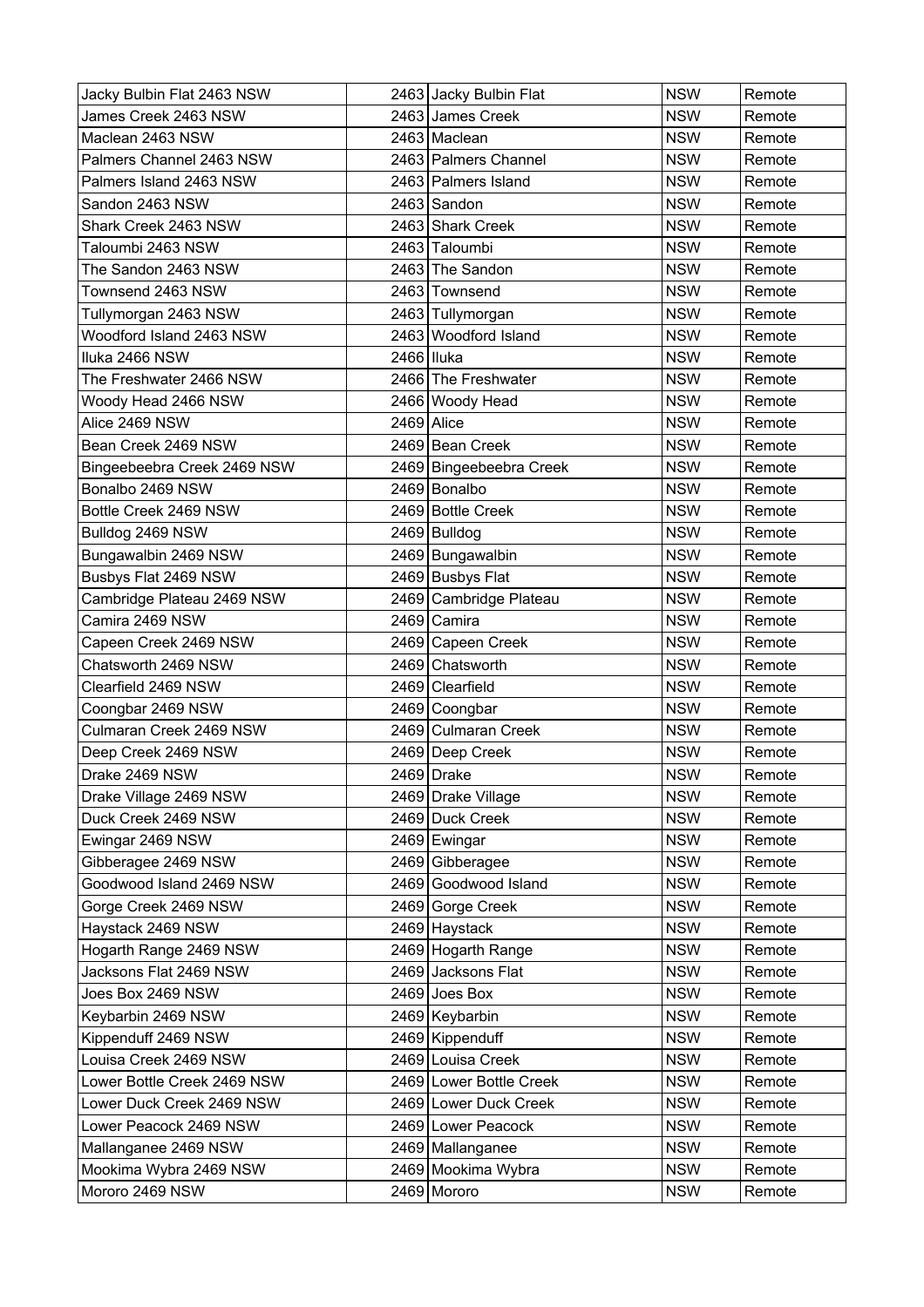| Jacky Bulbin Flat 2463 NSW | 2463 | Jacky Bulbin Flat | NSW | Remote |
|---|---|---|---|---|
| James Creek 2463 NSW | 2463 | James Creek | NSW | Remote |
| Maclean 2463 NSW | 2463 | Maclean | NSW | Remote |
| Palmers Channel 2463 NSW | 2463 | Palmers Channel | NSW | Remote |
| Palmers Island 2463 NSW | 2463 | Palmers Island | NSW | Remote |
| Sandon 2463 NSW | 2463 | Sandon | NSW | Remote |
| Shark Creek 2463 NSW | 2463 | Shark Creek | NSW | Remote |
| Taloumbi 2463 NSW | 2463 | Taloumbi | NSW | Remote |
| The Sandon 2463 NSW | 2463 | The Sandon | NSW | Remote |
| Townsend 2463 NSW | 2463 | Townsend | NSW | Remote |
| Tullymorgan 2463 NSW | 2463 | Tullymorgan | NSW | Remote |
| Woodford Island 2463 NSW | 2463 | Woodford Island | NSW | Remote |
| Iluka 2466 NSW | 2466 | Iluka | NSW | Remote |
| The Freshwater 2466 NSW | 2466 | The Freshwater | NSW | Remote |
| Woody Head 2466 NSW | 2466 | Woody Head | NSW | Remote |
| Alice 2469 NSW | 2469 | Alice | NSW | Remote |
| Bean Creek 2469 NSW | 2469 | Bean Creek | NSW | Remote |
| Bingeebeebra Creek 2469 NSW | 2469 | Bingeebeebra Creek | NSW | Remote |
| Bonalbo 2469 NSW | 2469 | Bonalbo | NSW | Remote |
| Bottle Creek 2469 NSW | 2469 | Bottle Creek | NSW | Remote |
| Bulldog 2469 NSW | 2469 | Bulldog | NSW | Remote |
| Bungawalbin 2469 NSW | 2469 | Bungawalbin | NSW | Remote |
| Busbys Flat 2469 NSW | 2469 | Busbys Flat | NSW | Remote |
| Cambridge Plateau 2469 NSW | 2469 | Cambridge Plateau | NSW | Remote |
| Camira 2469 NSW | 2469 | Camira | NSW | Remote |
| Capeen Creek 2469 NSW | 2469 | Capeen Creek | NSW | Remote |
| Chatsworth 2469 NSW | 2469 | Chatsworth | NSW | Remote |
| Clearfield 2469 NSW | 2469 | Clearfield | NSW | Remote |
| Coongbar 2469 NSW | 2469 | Coongbar | NSW | Remote |
| Culmaran Creek 2469 NSW | 2469 | Culmaran Creek | NSW | Remote |
| Deep Creek 2469 NSW | 2469 | Deep Creek | NSW | Remote |
| Drake 2469 NSW | 2469 | Drake | NSW | Remote |
| Drake Village 2469 NSW | 2469 | Drake Village | NSW | Remote |
| Duck Creek 2469 NSW | 2469 | Duck Creek | NSW | Remote |
| Ewingar 2469 NSW | 2469 | Ewingar | NSW | Remote |
| Gibberagee 2469 NSW | 2469 | Gibberagee | NSW | Remote |
| Goodwood Island 2469 NSW | 2469 | Goodwood Island | NSW | Remote |
| Gorge Creek 2469 NSW | 2469 | Gorge Creek | NSW | Remote |
| Haystack 2469 NSW | 2469 | Haystack | NSW | Remote |
| Hogarth Range 2469 NSW | 2469 | Hogarth Range | NSW | Remote |
| Jacksons Flat 2469 NSW | 2469 | Jacksons Flat | NSW | Remote |
| Joes Box 2469 NSW | 2469 | Joes Box | NSW | Remote |
| Keybarbin 2469 NSW | 2469 | Keybarbin | NSW | Remote |
| Kippenduff 2469 NSW | 2469 | Kippenduff | NSW | Remote |
| Louisa Creek 2469 NSW | 2469 | Louisa Creek | NSW | Remote |
| Lower Bottle Creek 2469 NSW | 2469 | Lower Bottle Creek | NSW | Remote |
| Lower Duck Creek 2469 NSW | 2469 | Lower Duck Creek | NSW | Remote |
| Lower Peacock 2469 NSW | 2469 | Lower Peacock | NSW | Remote |
| Mallanganee 2469 NSW | 2469 | Mallanganee | NSW | Remote |
| Mookima Wybra 2469 NSW | 2469 | Mookima Wybra | NSW | Remote |
| Mororo 2469 NSW | 2469 | Mororo | NSW | Remote |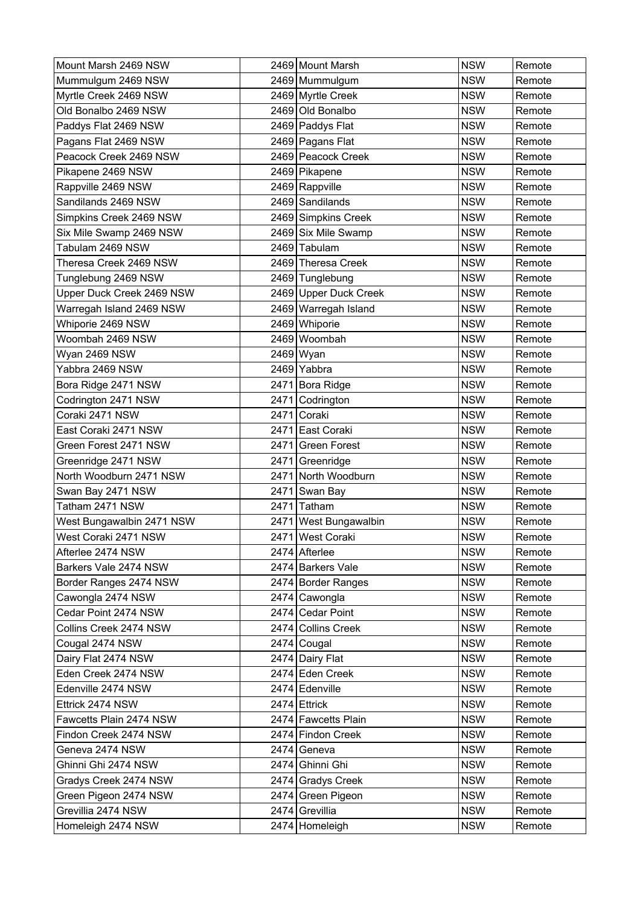| Mount Marsh 2469 NSW | 2469 | Mount Marsh | NSW | Remote |
|---|---|---|---|---|
| Mummulgum 2469 NSW | 2469 | Mummulgum | NSW | Remote |
| Myrtle Creek 2469 NSW | 2469 | Myrtle Creek | NSW | Remote |
| Old Bonalbo 2469 NSW | 2469 | Old Bonalbo | NSW | Remote |
| Paddys Flat 2469 NSW | 2469 | Paddys Flat | NSW | Remote |
| Pagans Flat 2469 NSW | 2469 | Pagans Flat | NSW | Remote |
| Peacock Creek 2469 NSW | 2469 | Peacock Creek | NSW | Remote |
| Pikapene 2469 NSW | 2469 | Pikapene | NSW | Remote |
| Rappville 2469 NSW | 2469 | Rappville | NSW | Remote |
| Sandilands 2469 NSW | 2469 | Sandilands | NSW | Remote |
| Simpkins Creek 2469 NSW | 2469 | Simpkins Creek | NSW | Remote |
| Six Mile Swamp 2469 NSW | 2469 | Six Mile Swamp | NSW | Remote |
| Tabulam 2469 NSW | 2469 | Tabulam | NSW | Remote |
| Theresa Creek 2469 NSW | 2469 | Theresa Creek | NSW | Remote |
| Tunglebung 2469 NSW | 2469 | Tunglebung | NSW | Remote |
| Upper Duck Creek 2469 NSW | 2469 | Upper Duck Creek | NSW | Remote |
| Warregah Island 2469 NSW | 2469 | Warregah Island | NSW | Remote |
| Whiporie 2469 NSW | 2469 | Whiporie | NSW | Remote |
| Woombah 2469 NSW | 2469 | Woombah | NSW | Remote |
| Wyan 2469 NSW | 2469 | Wyan | NSW | Remote |
| Yabbra 2469 NSW | 2469 | Yabbra | NSW | Remote |
| Bora Ridge 2471 NSW | 2471 | Bora Ridge | NSW | Remote |
| Codrington 2471 NSW | 2471 | Codrington | NSW | Remote |
| Coraki 2471 NSW | 2471 | Coraki | NSW | Remote |
| East Coraki 2471 NSW | 2471 | East Coraki | NSW | Remote |
| Green Forest 2471 NSW | 2471 | Green Forest | NSW | Remote |
| Greenridge 2471 NSW | 2471 | Greenridge | NSW | Remote |
| North Woodburn 2471 NSW | 2471 | North Woodburn | NSW | Remote |
| Swan Bay 2471 NSW | 2471 | Swan Bay | NSW | Remote |
| Tatham 2471 NSW | 2471 | Tatham | NSW | Remote |
| West Bungawalbin 2471 NSW | 2471 | West Bungawalbin | NSW | Remote |
| West Coraki 2471 NSW | 2471 | West Coraki | NSW | Remote |
| Afterlee 2474 NSW | 2474 | Afterlee | NSW | Remote |
| Barkers Vale 2474 NSW | 2474 | Barkers Vale | NSW | Remote |
| Border Ranges 2474 NSW | 2474 | Border Ranges | NSW | Remote |
| Cawongla 2474 NSW | 2474 | Cawongla | NSW | Remote |
| Cedar Point 2474 NSW | 2474 | Cedar Point | NSW | Remote |
| Collins Creek 2474 NSW | 2474 | Collins Creek | NSW | Remote |
| Cougal 2474 NSW | 2474 | Cougal | NSW | Remote |
| Dairy Flat 2474 NSW | 2474 | Dairy Flat | NSW | Remote |
| Eden Creek 2474 NSW | 2474 | Eden Creek | NSW | Remote |
| Edenville 2474 NSW | 2474 | Edenville | NSW | Remote |
| Ettrick 2474 NSW | 2474 | Ettrick | NSW | Remote |
| Fawcetts Plain 2474 NSW | 2474 | Fawcetts Plain | NSW | Remote |
| Findon Creek 2474 NSW | 2474 | Findon Creek | NSW | Remote |
| Geneva 2474 NSW | 2474 | Geneva | NSW | Remote |
| Ghinni Ghi 2474 NSW | 2474 | Ghinni Ghi | NSW | Remote |
| Gradys Creek 2474 NSW | 2474 | Gradys Creek | NSW | Remote |
| Green Pigeon 2474 NSW | 2474 | Green Pigeon | NSW | Remote |
| Grevillia 2474 NSW | 2474 | Grevillia | NSW | Remote |
| Homeleigh 2474 NSW | 2474 | Homeleigh | NSW | Remote |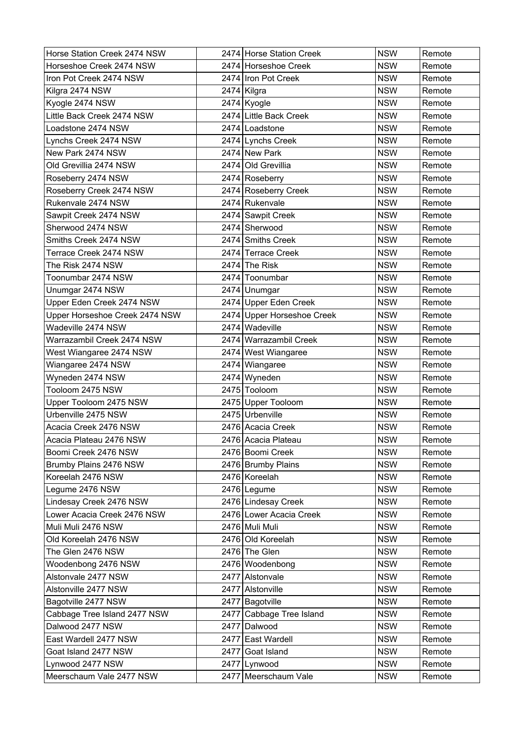| Horse Station Creek 2474 NSW | 2474 | Horse Station Creek | NSW | Remote |
|---|---|---|---|---|
| Horseshoe Creek 2474 NSW | 2474 | Horseshoe Creek | NSW | Remote |
| Iron Pot Creek 2474 NSW | 2474 | Iron Pot Creek | NSW | Remote |
| Kilgra 2474 NSW | 2474 | Kilgra | NSW | Remote |
| Kyogle 2474 NSW | 2474 | Kyogle | NSW | Remote |
| Little Back Creek 2474 NSW | 2474 | Little Back Creek | NSW | Remote |
| Loadstone 2474 NSW | 2474 | Loadstone | NSW | Remote |
| Lynchs Creek 2474 NSW | 2474 | Lynchs Creek | NSW | Remote |
| New Park 2474 NSW | 2474 | New Park | NSW | Remote |
| Old Grevillia 2474 NSW | 2474 | Old Grevillia | NSW | Remote |
| Roseberry 2474 NSW | 2474 | Roseberry | NSW | Remote |
| Roseberry Creek 2474 NSW | 2474 | Roseberry Creek | NSW | Remote |
| Rukenvale 2474 NSW | 2474 | Rukenvale | NSW | Remote |
| Sawpit Creek 2474 NSW | 2474 | Sawpit Creek | NSW | Remote |
| Sherwood 2474 NSW | 2474 | Sherwood | NSW | Remote |
| Smiths Creek 2474 NSW | 2474 | Smiths Creek | NSW | Remote |
| Terrace Creek 2474 NSW | 2474 | Terrace Creek | NSW | Remote |
| The Risk 2474 NSW | 2474 | The Risk | NSW | Remote |
| Toonumbar 2474 NSW | 2474 | Toonumbar | NSW | Remote |
| Unumgar 2474 NSW | 2474 | Unumgar | NSW | Remote |
| Upper Eden Creek 2474 NSW | 2474 | Upper Eden Creek | NSW | Remote |
| Upper Horseshoe Creek 2474 NSW | 2474 | Upper Horseshoe Creek | NSW | Remote |
| Wadeville 2474 NSW | 2474 | Wadeville | NSW | Remote |
| Warrazambil Creek 2474 NSW | 2474 | Warrazambil Creek | NSW | Remote |
| West Wiangaree 2474 NSW | 2474 | West Wiangaree | NSW | Remote |
| Wiangaree 2474 NSW | 2474 | Wiangaree | NSW | Remote |
| Wyneden 2474 NSW | 2474 | Wyneden | NSW | Remote |
| Tooloom 2475 NSW | 2475 | Tooloom | NSW | Remote |
| Upper Tooloom 2475 NSW | 2475 | Upper Tooloom | NSW | Remote |
| Urbenville 2475 NSW | 2475 | Urbenville | NSW | Remote |
| Acacia Creek 2476 NSW | 2476 | Acacia Creek | NSW | Remote |
| Acacia Plateau 2476 NSW | 2476 | Acacia Plateau | NSW | Remote |
| Boomi Creek 2476 NSW | 2476 | Boomi Creek | NSW | Remote |
| Brumby Plains 2476 NSW | 2476 | Brumby Plains | NSW | Remote |
| Koreelah 2476 NSW | 2476 | Koreelah | NSW | Remote |
| Legume 2476 NSW | 2476 | Legume | NSW | Remote |
| Lindesay Creek 2476 NSW | 2476 | Lindesay Creek | NSW | Remote |
| Lower Acacia Creek 2476 NSW | 2476 | Lower Acacia Creek | NSW | Remote |
| Muli Muli 2476 NSW | 2476 | Muli Muli | NSW | Remote |
| Old Koreelah 2476 NSW | 2476 | Old Koreelah | NSW | Remote |
| The Glen 2476 NSW | 2476 | The Glen | NSW | Remote |
| Woodenbong 2476 NSW | 2476 | Woodenbong | NSW | Remote |
| Alstonvale 2477 NSW | 2477 | Alstonvale | NSW | Remote |
| Alstonville 2477 NSW | 2477 | Alstonville | NSW | Remote |
| Bagotville 2477 NSW | 2477 | Bagotville | NSW | Remote |
| Cabbage Tree Island 2477 NSW | 2477 | Cabbage Tree Island | NSW | Remote |
| Dalwood 2477 NSW | 2477 | Dalwood | NSW | Remote |
| East Wardell 2477 NSW | 2477 | East Wardell | NSW | Remote |
| Goat Island 2477 NSW | 2477 | Goat Island | NSW | Remote |
| Lynwood 2477 NSW | 2477 | Lynwood | NSW | Remote |
| Meerschaum Vale 2477 NSW | 2477 | Meerschaum Vale | NSW | Remote |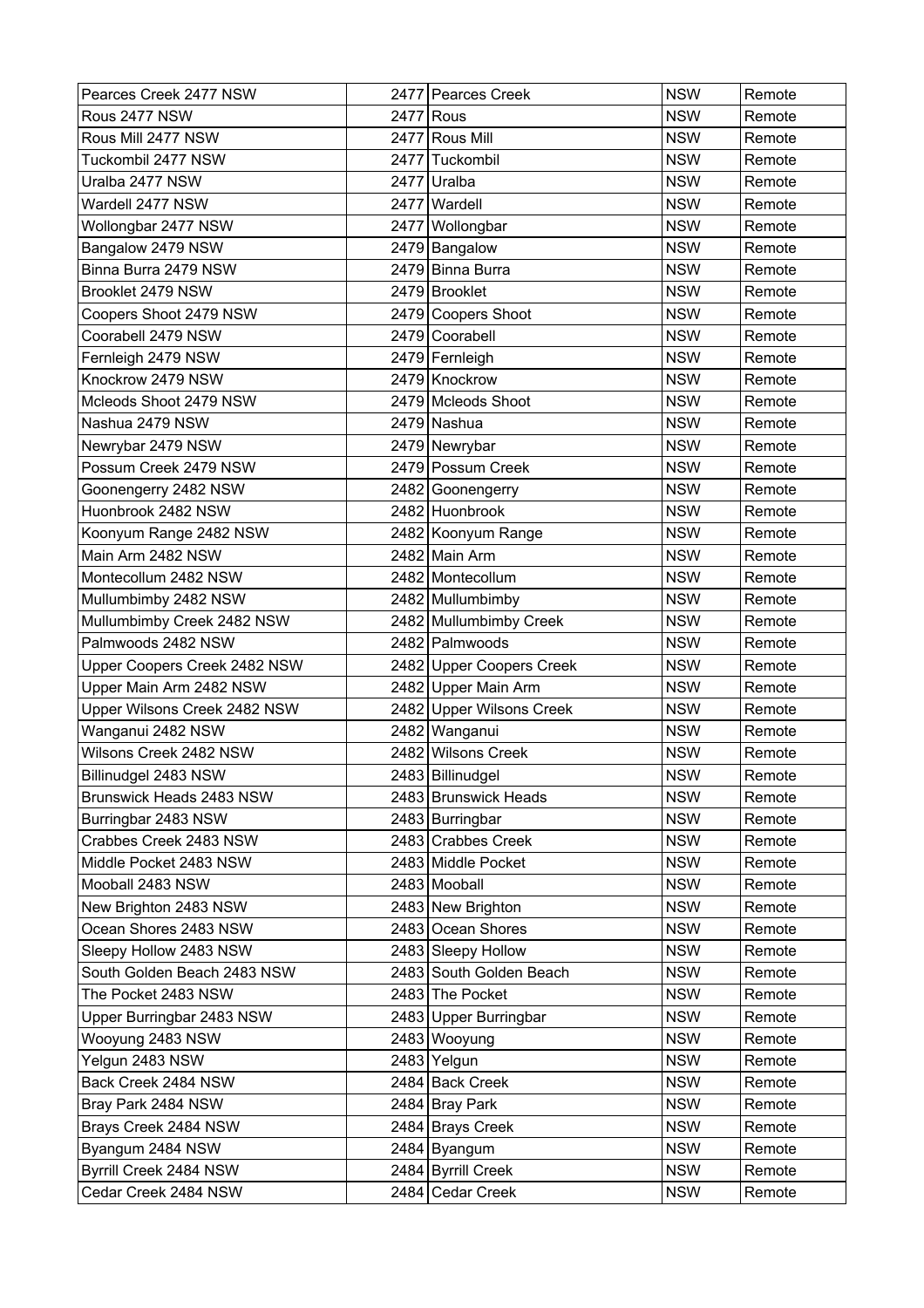| | | | | |
|---|---|---|---|---|
| Pearces Creek 2477 NSW | 2477 | Pearces Creek | NSW | Remote |
| Rous 2477 NSW | 2477 | Rous | NSW | Remote |
| Rous Mill 2477 NSW | 2477 | Rous Mill | NSW | Remote |
| Tuckombil 2477 NSW | 2477 | Tuckombil | NSW | Remote |
| Uralba 2477 NSW | 2477 | Uralba | NSW | Remote |
| Wardell 2477 NSW | 2477 | Wardell | NSW | Remote |
| Wollongbar 2477 NSW | 2477 | Wollongbar | NSW | Remote |
| Bangalow 2479 NSW | 2479 | Bangalow | NSW | Remote |
| Binna Burra 2479 NSW | 2479 | Binna Burra | NSW | Remote |
| Brooklet 2479 NSW | 2479 | Brooklet | NSW | Remote |
| Coopers Shoot 2479 NSW | 2479 | Coopers Shoot | NSW | Remote |
| Coorabell 2479 NSW | 2479 | Coorabell | NSW | Remote |
| Fernleigh 2479 NSW | 2479 | Fernleigh | NSW | Remote |
| Knockrow 2479 NSW | 2479 | Knockrow | NSW | Remote |
| Mcleods Shoot 2479 NSW | 2479 | Mcleods Shoot | NSW | Remote |
| Nashua 2479 NSW | 2479 | Nashua | NSW | Remote |
| Newrybar 2479 NSW | 2479 | Newrybar | NSW | Remote |
| Possum Creek 2479 NSW | 2479 | Possum Creek | NSW | Remote |
| Goonengerry 2482 NSW | 2482 | Goonengerry | NSW | Remote |
| Huonbrook 2482 NSW | 2482 | Huonbrook | NSW | Remote |
| Koonyum Range 2482 NSW | 2482 | Koonyum Range | NSW | Remote |
| Main Arm 2482 NSW | 2482 | Main Arm | NSW | Remote |
| Montecollum 2482 NSW | 2482 | Montecollum | NSW | Remote |
| Mullumbimby 2482 NSW | 2482 | Mullumbimby | NSW | Remote |
| Mullumbimby Creek 2482 NSW | 2482 | Mullumbimby Creek | NSW | Remote |
| Palmwoods 2482 NSW | 2482 | Palmwoods | NSW | Remote |
| Upper Coopers Creek 2482 NSW | 2482 | Upper Coopers Creek | NSW | Remote |
| Upper Main Arm 2482 NSW | 2482 | Upper Main Arm | NSW | Remote |
| Upper Wilsons Creek 2482 NSW | 2482 | Upper Wilsons Creek | NSW | Remote |
| Wanganui 2482 NSW | 2482 | Wanganui | NSW | Remote |
| Wilsons Creek 2482 NSW | 2482 | Wilsons Creek | NSW | Remote |
| Billinudgel 2483 NSW | 2483 | Billinudgel | NSW | Remote |
| Brunswick Heads 2483 NSW | 2483 | Brunswick Heads | NSW | Remote |
| Burringbar 2483 NSW | 2483 | Burringbar | NSW | Remote |
| Crabbes Creek 2483 NSW | 2483 | Crabbes Creek | NSW | Remote |
| Middle Pocket 2483 NSW | 2483 | Middle Pocket | NSW | Remote |
| Mooball 2483 NSW | 2483 | Mooball | NSW | Remote |
| New Brighton 2483 NSW | 2483 | New Brighton | NSW | Remote |
| Ocean Shores 2483 NSW | 2483 | Ocean Shores | NSW | Remote |
| Sleepy Hollow 2483 NSW | 2483 | Sleepy Hollow | NSW | Remote |
| South Golden Beach 2483 NSW | 2483 | South Golden Beach | NSW | Remote |
| The Pocket 2483 NSW | 2483 | The Pocket | NSW | Remote |
| Upper Burringbar 2483 NSW | 2483 | Upper Burringbar | NSW | Remote |
| Wooyung 2483 NSW | 2483 | Wooyung | NSW | Remote |
| Yelgun 2483 NSW | 2483 | Yelgun | NSW | Remote |
| Back Creek 2484 NSW | 2484 | Back Creek | NSW | Remote |
| Bray Park 2484 NSW | 2484 | Bray Park | NSW | Remote |
| Brays Creek 2484 NSW | 2484 | Brays Creek | NSW | Remote |
| Byangum 2484 NSW | 2484 | Byangum | NSW | Remote |
| Byrrill Creek 2484 NSW | 2484 | Byrrill Creek | NSW | Remote |
| Cedar Creek 2484 NSW | 2484 | Cedar Creek | NSW | Remote |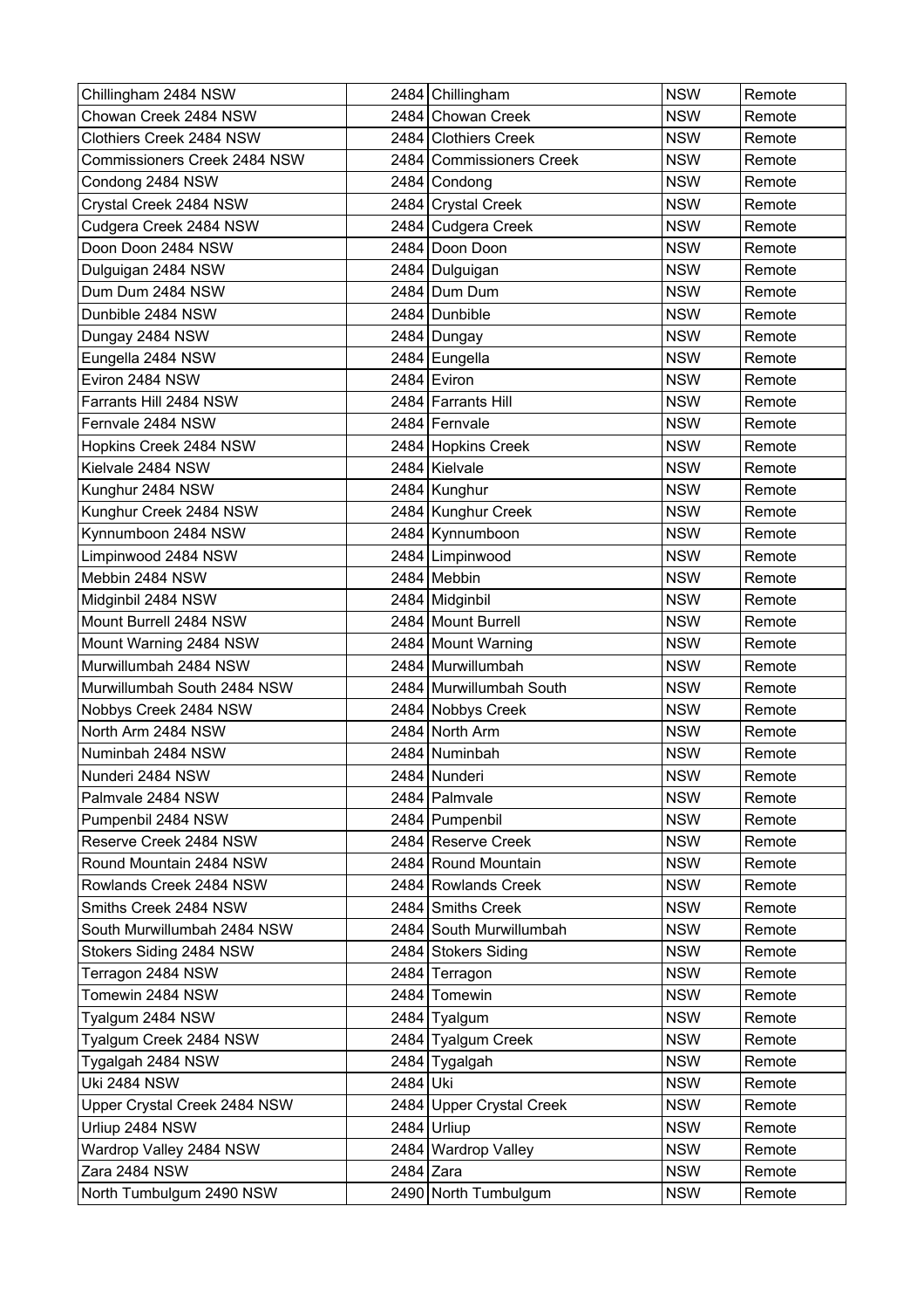| | | | | |
|---|---|---|---|---|
| Chillingham 2484 NSW | 2484 | Chillingham | NSW | Remote |
| Chowan Creek 2484 NSW | 2484 | Chowan Creek | NSW | Remote |
| Clothiers Creek 2484 NSW | 2484 | Clothiers Creek | NSW | Remote |
| Commissioners Creek 2484 NSW | 2484 | Commissioners Creek | NSW | Remote |
| Condong 2484 NSW | 2484 | Condong | NSW | Remote |
| Crystal Creek 2484 NSW | 2484 | Crystal Creek | NSW | Remote |
| Cudgera Creek 2484 NSW | 2484 | Cudgera Creek | NSW | Remote |
| Doon Doon 2484 NSW | 2484 | Doon Doon | NSW | Remote |
| Dulguigan 2484 NSW | 2484 | Dulguigan | NSW | Remote |
| Dum Dum 2484 NSW | 2484 | Dum Dum | NSW | Remote |
| Dunbible 2484 NSW | 2484 | Dunbible | NSW | Remote |
| Dungay 2484 NSW | 2484 | Dungay | NSW | Remote |
| Eungella 2484 NSW | 2484 | Eungella | NSW | Remote |
| Eviron 2484 NSW | 2484 | Eviron | NSW | Remote |
| Farrants Hill 2484 NSW | 2484 | Farrants Hill | NSW | Remote |
| Fernvale 2484 NSW | 2484 | Fernvale | NSW | Remote |
| Hopkins Creek 2484 NSW | 2484 | Hopkins Creek | NSW | Remote |
| Kielvale 2484 NSW | 2484 | Kielvale | NSW | Remote |
| Kunghur 2484 NSW | 2484 | Kunghur | NSW | Remote |
| Kunghur Creek 2484 NSW | 2484 | Kunghur Creek | NSW | Remote |
| Kynnumboon 2484 NSW | 2484 | Kynnumboon | NSW | Remote |
| Limpinwood 2484 NSW | 2484 | Limpinwood | NSW | Remote |
| Mebbin 2484 NSW | 2484 | Mebbin | NSW | Remote |
| Midginbil 2484 NSW | 2484 | Midginbil | NSW | Remote |
| Mount Burrell 2484 NSW | 2484 | Mount Burrell | NSW | Remote |
| Mount Warning 2484 NSW | 2484 | Mount Warning | NSW | Remote |
| Murwillumbah 2484 NSW | 2484 | Murwillumbah | NSW | Remote |
| Murwillumbah South 2484 NSW | 2484 | Murwillumbah South | NSW | Remote |
| Nobbys Creek 2484 NSW | 2484 | Nobbys Creek | NSW | Remote |
| North Arm 2484 NSW | 2484 | North Arm | NSW | Remote |
| Numinbah 2484 NSW | 2484 | Numinbah | NSW | Remote |
| Nunderi 2484 NSW | 2484 | Nunderi | NSW | Remote |
| Palmvale 2484 NSW | 2484 | Palmvale | NSW | Remote |
| Pumpenbil 2484 NSW | 2484 | Pumpenbil | NSW | Remote |
| Reserve Creek 2484 NSW | 2484 | Reserve Creek | NSW | Remote |
| Round Mountain 2484 NSW | 2484 | Round Mountain | NSW | Remote |
| Rowlands Creek 2484 NSW | 2484 | Rowlands Creek | NSW | Remote |
| Smiths Creek 2484 NSW | 2484 | Smiths Creek | NSW | Remote |
| South Murwillumbah 2484 NSW | 2484 | South Murwillumbah | NSW | Remote |
| Stokers Siding 2484 NSW | 2484 | Stokers Siding | NSW | Remote |
| Terragon 2484 NSW | 2484 | Terragon | NSW | Remote |
| Tomewin 2484 NSW | 2484 | Tomewin | NSW | Remote |
| Tyalgum 2484 NSW | 2484 | Tyalgum | NSW | Remote |
| Tyalgum Creek 2484 NSW | 2484 | Tyalgum Creek | NSW | Remote |
| Tygalgah 2484 NSW | 2484 | Tygalgah | NSW | Remote |
| Uki 2484 NSW | 2484 | Uki | NSW | Remote |
| Upper Crystal Creek 2484 NSW | 2484 | Upper Crystal Creek | NSW | Remote |
| Urliup 2484 NSW | 2484 | Urliup | NSW | Remote |
| Wardrop Valley 2484 NSW | 2484 | Wardrop Valley | NSW | Remote |
| Zara 2484 NSW | 2484 | Zara | NSW | Remote |
| North Tumbulgum 2490 NSW | 2490 | North Tumbulgum | NSW | Remote |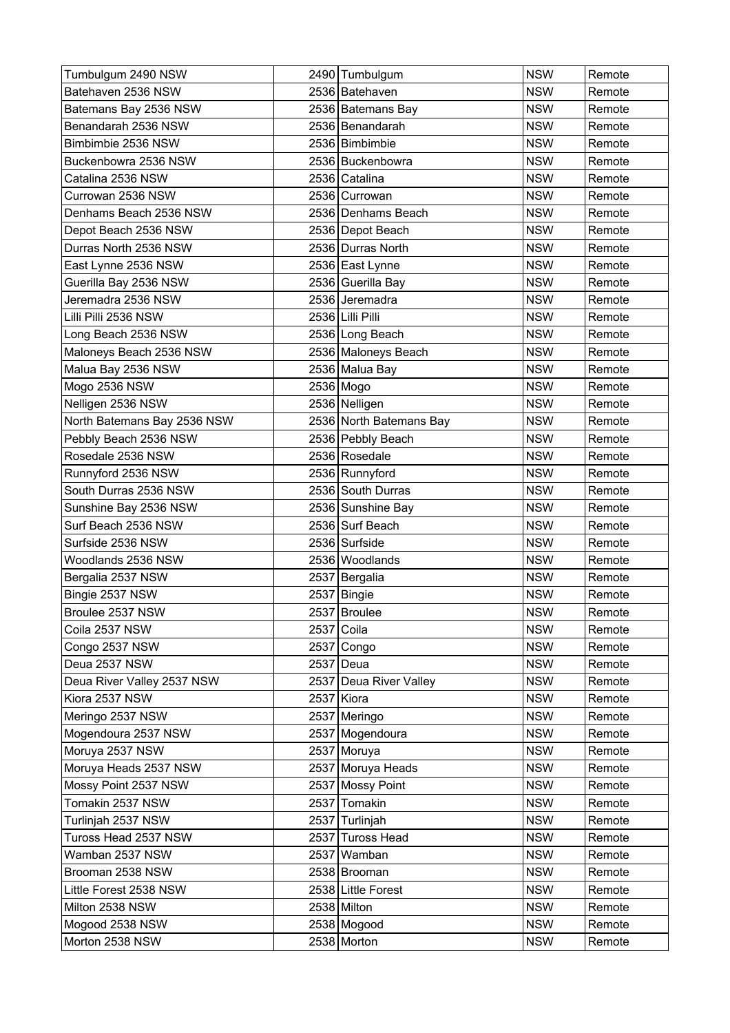| Tumbulgum 2490 NSW | 2490 | Tumbulgum | NSW | Remote |
|---|---|---|---|---|
| Batehaven 2536 NSW | 2536 | Batehaven | NSW | Remote |
| Batemans Bay 2536 NSW | 2536 | Batemans Bay | NSW | Remote |
| Benandarah 2536 NSW | 2536 | Benandarah | NSW | Remote |
| Bimbimbie 2536 NSW | 2536 | Bimbimbie | NSW | Remote |
| Buckenbowra 2536 NSW | 2536 | Buckenbowra | NSW | Remote |
| Catalina 2536 NSW | 2536 | Catalina | NSW | Remote |
| Currowan 2536 NSW | 2536 | Currowan | NSW | Remote |
| Denhams Beach 2536 NSW | 2536 | Denhams Beach | NSW | Remote |
| Depot Beach 2536 NSW | 2536 | Depot Beach | NSW | Remote |
| Durras North 2536 NSW | 2536 | Durras North | NSW | Remote |
| East Lynne 2536 NSW | 2536 | East Lynne | NSW | Remote |
| Guerilla Bay 2536 NSW | 2536 | Guerilla Bay | NSW | Remote |
| Jeremadra 2536 NSW | 2536 | Jeremadra | NSW | Remote |
| Lilli Pilli 2536 NSW | 2536 | Lilli Pilli | NSW | Remote |
| Long Beach 2536 NSW | 2536 | Long Beach | NSW | Remote |
| Maloneys Beach 2536 NSW | 2536 | Maloneys Beach | NSW | Remote |
| Malua Bay 2536 NSW | 2536 | Malua Bay | NSW | Remote |
| Mogo 2536 NSW | 2536 | Mogo | NSW | Remote |
| Nelligen 2536 NSW | 2536 | Nelligen | NSW | Remote |
| North Batemans Bay 2536 NSW | 2536 | North Batemans Bay | NSW | Remote |
| Pebbly Beach 2536 NSW | 2536 | Pebbly Beach | NSW | Remote |
| Rosedale 2536 NSW | 2536 | Rosedale | NSW | Remote |
| Runnyford 2536 NSW | 2536 | Runnyford | NSW | Remote |
| South Durras 2536 NSW | 2536 | South Durras | NSW | Remote |
| Sunshine Bay 2536 NSW | 2536 | Sunshine Bay | NSW | Remote |
| Surf Beach 2536 NSW | 2536 | Surf Beach | NSW | Remote |
| Surfside 2536 NSW | 2536 | Surfside | NSW | Remote |
| Woodlands 2536 NSW | 2536 | Woodlands | NSW | Remote |
| Bergalia 2537 NSW | 2537 | Bergalia | NSW | Remote |
| Bingie 2537 NSW | 2537 | Bingie | NSW | Remote |
| Broulee 2537 NSW | 2537 | Broulee | NSW | Remote |
| Coila 2537 NSW | 2537 | Coila | NSW | Remote |
| Congo 2537 NSW | 2537 | Congo | NSW | Remote |
| Deua 2537 NSW | 2537 | Deua | NSW | Remote |
| Deua River Valley 2537 NSW | 2537 | Deua River Valley | NSW | Remote |
| Kiora 2537 NSW | 2537 | Kiora | NSW | Remote |
| Meringo 2537 NSW | 2537 | Meringo | NSW | Remote |
| Mogendoura 2537 NSW | 2537 | Mogendoura | NSW | Remote |
| Moruya 2537 NSW | 2537 | Moruya | NSW | Remote |
| Moruya Heads 2537 NSW | 2537 | Moruya Heads | NSW | Remote |
| Mossy Point 2537 NSW | 2537 | Mossy Point | NSW | Remote |
| Tomakin 2537 NSW | 2537 | Tomakin | NSW | Remote |
| Turlinjah 2537 NSW | 2537 | Turlinjah | NSW | Remote |
| Tuross Head 2537 NSW | 2537 | Tuross Head | NSW | Remote |
| Wamban 2537 NSW | 2537 | Wamban | NSW | Remote |
| Brooman 2538 NSW | 2538 | Brooman | NSW | Remote |
| Little Forest 2538 NSW | 2538 | Little Forest | NSW | Remote |
| Milton 2538 NSW | 2538 | Milton | NSW | Remote |
| Mogood 2538 NSW | 2538 | Mogood | NSW | Remote |
| Morton 2538 NSW | 2538 | Morton | NSW | Remote |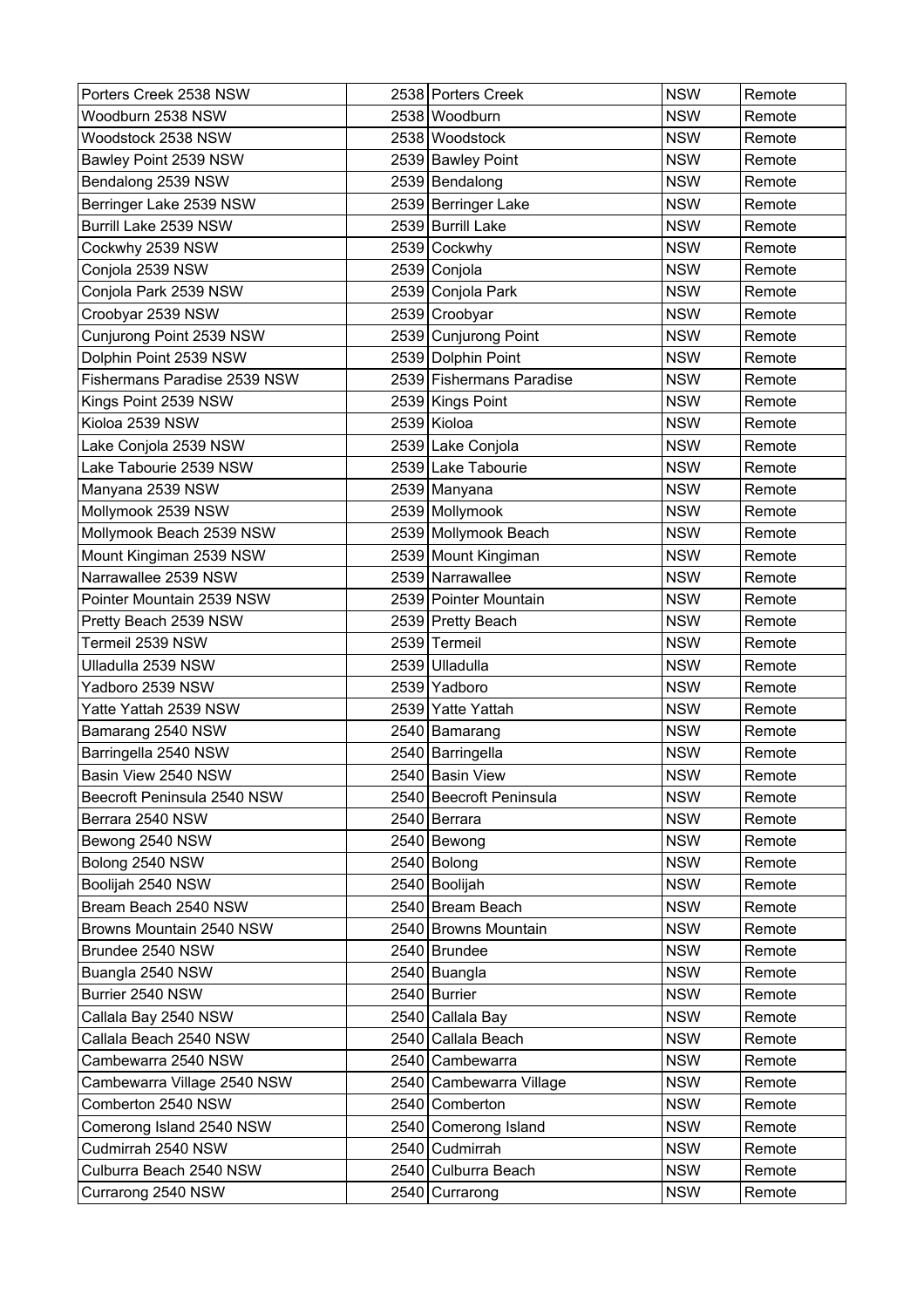| | | | |
|---|---|---|---|
| Porters Creek 2538 NSW | 2538 | Porters Creek | NSW | Remote |
| Woodburn 2538 NSW | 2538 | Woodburn | NSW | Remote |
| Woodstock 2538 NSW | 2538 | Woodstock | NSW | Remote |
| Bawley Point 2539 NSW | 2539 | Bawley Point | NSW | Remote |
| Bendalong 2539 NSW | 2539 | Bendalong | NSW | Remote |
| Berringer Lake 2539 NSW | 2539 | Berringer Lake | NSW | Remote |
| Burrill Lake 2539 NSW | 2539 | Burrill Lake | NSW | Remote |
| Cockwhy 2539 NSW | 2539 | Cockwhy | NSW | Remote |
| Conjola 2539 NSW | 2539 | Conjola | NSW | Remote |
| Conjola Park 2539 NSW | 2539 | Conjola Park | NSW | Remote |
| Croobyar 2539 NSW | 2539 | Croobyar | NSW | Remote |
| Cunjurong Point 2539 NSW | 2539 | Cunjurong Point | NSW | Remote |
| Dolphin Point 2539 NSW | 2539 | Dolphin Point | NSW | Remote |
| Fishermans Paradise 2539 NSW | 2539 | Fishermans Paradise | NSW | Remote |
| Kings Point 2539 NSW | 2539 | Kings Point | NSW | Remote |
| Kioloa 2539 NSW | 2539 | Kioloa | NSW | Remote |
| Lake Conjola 2539 NSW | 2539 | Lake Conjola | NSW | Remote |
| Lake Tabourie 2539 NSW | 2539 | Lake Tabourie | NSW | Remote |
| Manyana 2539 NSW | 2539 | Manyana | NSW | Remote |
| Mollymook 2539 NSW | 2539 | Mollymook | NSW | Remote |
| Mollymook Beach 2539 NSW | 2539 | Mollymook Beach | NSW | Remote |
| Mount Kingiman 2539 NSW | 2539 | Mount Kingiman | NSW | Remote |
| Narrawallee 2539 NSW | 2539 | Narrawallee | NSW | Remote |
| Pointer Mountain 2539 NSW | 2539 | Pointer Mountain | NSW | Remote |
| Pretty Beach 2539 NSW | 2539 | Pretty Beach | NSW | Remote |
| Termeil 2539 NSW | 2539 | Termeil | NSW | Remote |
| Ulladulla 2539 NSW | 2539 | Ulladulla | NSW | Remote |
| Yadboro 2539 NSW | 2539 | Yadboro | NSW | Remote |
| Yatte Yattah 2539 NSW | 2539 | Yatte Yattah | NSW | Remote |
| Bamarang 2540 NSW | 2540 | Bamarang | NSW | Remote |
| Barringella 2540 NSW | 2540 | Barringella | NSW | Remote |
| Basin View 2540 NSW | 2540 | Basin View | NSW | Remote |
| Beecroft Peninsula 2540 NSW | 2540 | Beecroft Peninsula | NSW | Remote |
| Berrara 2540 NSW | 2540 | Berrara | NSW | Remote |
| Bewong 2540 NSW | 2540 | Bewong | NSW | Remote |
| Bolong 2540 NSW | 2540 | Bolong | NSW | Remote |
| Boolijah 2540 NSW | 2540 | Boolijah | NSW | Remote |
| Bream Beach 2540 NSW | 2540 | Bream Beach | NSW | Remote |
| Browns Mountain 2540 NSW | 2540 | Browns Mountain | NSW | Remote |
| Brundee 2540 NSW | 2540 | Brundee | NSW | Remote |
| Buangla 2540 NSW | 2540 | Buangla | NSW | Remote |
| Burrier 2540 NSW | 2540 | Burrier | NSW | Remote |
| Callala Bay 2540 NSW | 2540 | Callala Bay | NSW | Remote |
| Callala Beach 2540 NSW | 2540 | Callala Beach | NSW | Remote |
| Cambewarra 2540 NSW | 2540 | Cambewarra | NSW | Remote |
| Cambewarra Village 2540 NSW | 2540 | Cambewarra Village | NSW | Remote |
| Comberton 2540 NSW | 2540 | Comberton | NSW | Remote |
| Comerong Island 2540 NSW | 2540 | Comerong Island | NSW | Remote |
| Cudmirrah 2540 NSW | 2540 | Cudmirrah | NSW | Remote |
| Culburra Beach 2540 NSW | 2540 | Culburra Beach | NSW | Remote |
| Currarong 2540 NSW | 2540 | Currarong | NSW | Remote |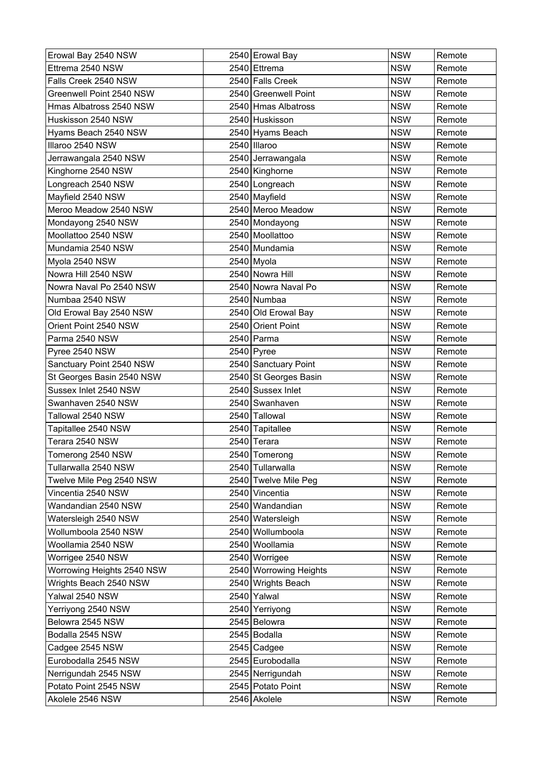| Erowal Bay 2540 NSW | 2540 | Erowal Bay | NSW | Remote |
|---|---|---|---|---|
| Ettrema 2540 NSW | 2540 | Ettrema | NSW | Remote |
| Falls Creek 2540 NSW | 2540 | Falls Creek | NSW | Remote |
| Greenwell Point 2540 NSW | 2540 | Greenwell Point | NSW | Remote |
| Hmas Albatross 2540 NSW | 2540 | Hmas Albatross | NSW | Remote |
| Huskisson 2540 NSW | 2540 | Huskisson | NSW | Remote |
| Hyams Beach 2540 NSW | 2540 | Hyams Beach | NSW | Remote |
| Illaroo 2540 NSW | 2540 | Illaroo | NSW | Remote |
| Jerrawangala 2540 NSW | 2540 | Jerrawangala | NSW | Remote |
| Kinghorne 2540 NSW | 2540 | Kinghorne | NSW | Remote |
| Longreach 2540 NSW | 2540 | Longreach | NSW | Remote |
| Mayfield 2540 NSW | 2540 | Mayfield | NSW | Remote |
| Meroo Meadow 2540 NSW | 2540 | Meroo Meadow | NSW | Remote |
| Mondayong 2540 NSW | 2540 | Mondayong | NSW | Remote |
| Moollattoo 2540 NSW | 2540 | Moollattoo | NSW | Remote |
| Mundamia 2540 NSW | 2540 | Mundamia | NSW | Remote |
| Myola 2540 NSW | 2540 | Myola | NSW | Remote |
| Nowra Hill 2540 NSW | 2540 | Nowra Hill | NSW | Remote |
| Nowra Naval Po 2540 NSW | 2540 | Nowra Naval Po | NSW | Remote |
| Numbaa 2540 NSW | 2540 | Numbaa | NSW | Remote |
| Old Erowal Bay 2540 NSW | 2540 | Old Erowal Bay | NSW | Remote |
| Orient Point 2540 NSW | 2540 | Orient Point | NSW | Remote |
| Parma 2540 NSW | 2540 | Parma | NSW | Remote |
| Pyree 2540 NSW | 2540 | Pyree | NSW | Remote |
| Sanctuary Point 2540 NSW | 2540 | Sanctuary Point | NSW | Remote |
| St Georges Basin 2540 NSW | 2540 | St Georges Basin | NSW | Remote |
| Sussex Inlet 2540 NSW | 2540 | Sussex Inlet | NSW | Remote |
| Swanhaven 2540 NSW | 2540 | Swanhaven | NSW | Remote |
| Tallowal 2540 NSW | 2540 | Tallowal | NSW | Remote |
| Tapitallee 2540 NSW | 2540 | Tapitallee | NSW | Remote |
| Terara 2540 NSW | 2540 | Terara | NSW | Remote |
| Tomerong 2540 NSW | 2540 | Tomerong | NSW | Remote |
| Tullarwalla 2540 NSW | 2540 | Tullarwalla | NSW | Remote |
| Twelve Mile Peg 2540 NSW | 2540 | Twelve Mile Peg | NSW | Remote |
| Vincentia 2540 NSW | 2540 | Vincentia | NSW | Remote |
| Wandandian 2540 NSW | 2540 | Wandandian | NSW | Remote |
| Watersleigh 2540 NSW | 2540 | Watersleigh | NSW | Remote |
| Wollumboola 2540 NSW | 2540 | Wollumboola | NSW | Remote |
| Woollamia 2540 NSW | 2540 | Woollamia | NSW | Remote |
| Worrigee 2540 NSW | 2540 | Worrigee | NSW | Remote |
| Worrowing Heights 2540 NSW | 2540 | Worrowing Heights | NSW | Remote |
| Wrights Beach 2540 NSW | 2540 | Wrights Beach | NSW | Remote |
| Yalwal 2540 NSW | 2540 | Yalwal | NSW | Remote |
| Yerriyong 2540 NSW | 2540 | Yerriyong | NSW | Remote |
| Belowra 2545 NSW | 2545 | Belowra | NSW | Remote |
| Bodalla 2545 NSW | 2545 | Bodalla | NSW | Remote |
| Cadgee 2545 NSW | 2545 | Cadgee | NSW | Remote |
| Eurobodalla 2545 NSW | 2545 | Eurobodalla | NSW | Remote |
| Nerrigundah 2545 NSW | 2545 | Nerrigundah | NSW | Remote |
| Potato Point 2545 NSW | 2545 | Potato Point | NSW | Remote |
| Akolele 2546 NSW | 2546 | Akolele | NSW | Remote |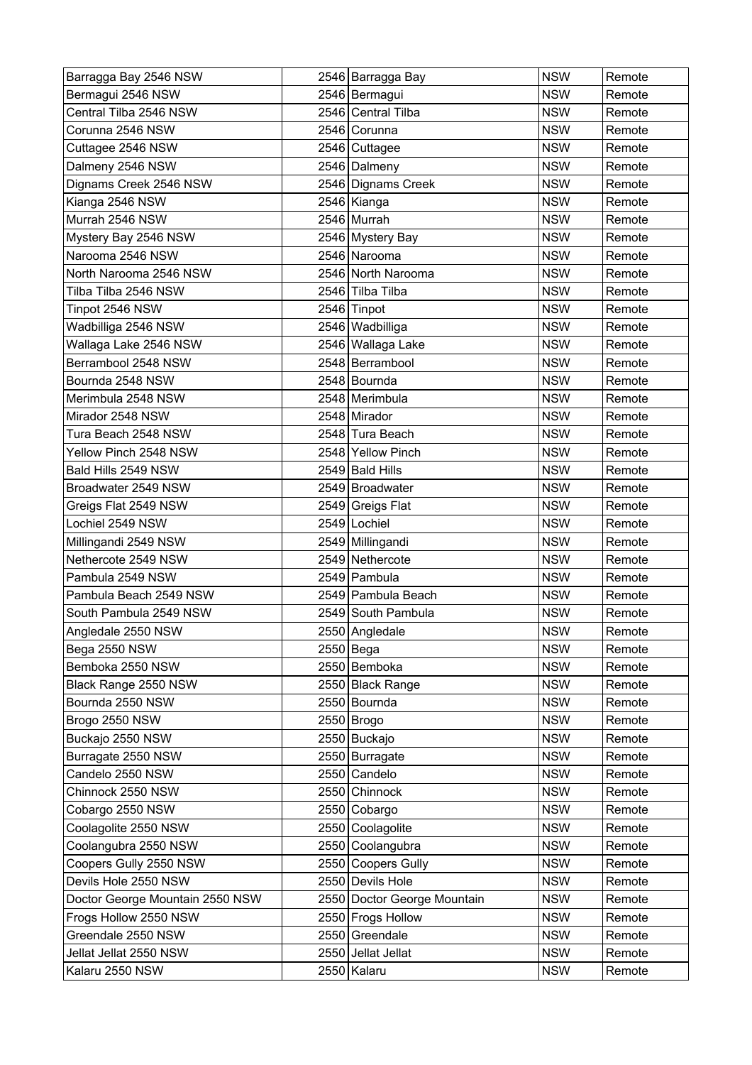| Barragga Bay 2546 NSW | 2546 | Barragga Bay | NSW | Remote |
|---|---|---|---|---|
| Bermagui 2546 NSW | 2546 | Bermagui | NSW | Remote |
| Central Tilba 2546 NSW | 2546 | Central Tilba | NSW | Remote |
| Corunna 2546 NSW | 2546 | Corunna | NSW | Remote |
| Cuttagee 2546 NSW | 2546 | Cuttagee | NSW | Remote |
| Dalmeny 2546 NSW | 2546 | Dalmeny | NSW | Remote |
| Dignams Creek 2546 NSW | 2546 | Dignams Creek | NSW | Remote |
| Kianga 2546 NSW | 2546 | Kianga | NSW | Remote |
| Murrah 2546 NSW | 2546 | Murrah | NSW | Remote |
| Mystery Bay 2546 NSW | 2546 | Mystery Bay | NSW | Remote |
| Narooma 2546 NSW | 2546 | Narooma | NSW | Remote |
| North Narooma 2546 NSW | 2546 | North Narooma | NSW | Remote |
| Tilba Tilba 2546 NSW | 2546 | Tilba Tilba | NSW | Remote |
| Tinpot 2546 NSW | 2546 | Tinpot | NSW | Remote |
| Wadbilliga 2546 NSW | 2546 | Wadbilliga | NSW | Remote |
| Wallaga Lake 2546 NSW | 2546 | Wallaga Lake | NSW | Remote |
| Berrambool 2548 NSW | 2548 | Berrambool | NSW | Remote |
| Bournda 2548 NSW | 2548 | Bournda | NSW | Remote |
| Merimbula 2548 NSW | 2548 | Merimbula | NSW | Remote |
| Mirador 2548 NSW | 2548 | Mirador | NSW | Remote |
| Tura Beach 2548 NSW | 2548 | Tura Beach | NSW | Remote |
| Yellow Pinch 2548 NSW | 2548 | Yellow Pinch | NSW | Remote |
| Bald Hills 2549 NSW | 2549 | Bald Hills | NSW | Remote |
| Broadwater 2549 NSW | 2549 | Broadwater | NSW | Remote |
| Greigs Flat 2549 NSW | 2549 | Greigs Flat | NSW | Remote |
| Lochiel 2549 NSW | 2549 | Lochiel | NSW | Remote |
| Millingandi 2549 NSW | 2549 | Millingandi | NSW | Remote |
| Nethercote 2549 NSW | 2549 | Nethercote | NSW | Remote |
| Pambula 2549 NSW | 2549 | Pambula | NSW | Remote |
| Pambula Beach 2549 NSW | 2549 | Pambula Beach | NSW | Remote |
| South Pambula 2549 NSW | 2549 | South Pambula | NSW | Remote |
| Angledale 2550 NSW | 2550 | Angledale | NSW | Remote |
| Bega 2550 NSW | 2550 | Bega | NSW | Remote |
| Bemboka 2550 NSW | 2550 | Bemboka | NSW | Remote |
| Black Range 2550 NSW | 2550 | Black Range | NSW | Remote |
| Bournda 2550 NSW | 2550 | Bournda | NSW | Remote |
| Brogo 2550 NSW | 2550 | Brogo | NSW | Remote |
| Buckajo 2550 NSW | 2550 | Buckajo | NSW | Remote |
| Burragate 2550 NSW | 2550 | Burragate | NSW | Remote |
| Candelo 2550 NSW | 2550 | Candelo | NSW | Remote |
| Chinnock 2550 NSW | 2550 | Chinnock | NSW | Remote |
| Cobargo 2550 NSW | 2550 | Cobargo | NSW | Remote |
| Coolagolite 2550 NSW | 2550 | Coolagolite | NSW | Remote |
| Coolangubra 2550 NSW | 2550 | Coolangubra | NSW | Remote |
| Coopers Gully 2550 NSW | 2550 | Coopers Gully | NSW | Remote |
| Devils Hole 2550 NSW | 2550 | Devils Hole | NSW | Remote |
| Doctor George Mountain 2550 NSW | 2550 | Doctor George Mountain | NSW | Remote |
| Frogs Hollow 2550 NSW | 2550 | Frogs Hollow | NSW | Remote |
| Greendale 2550 NSW | 2550 | Greendale | NSW | Remote |
| Jellat Jellat 2550 NSW | 2550 | Jellat Jellat | NSW | Remote |
| Kalaru 2550 NSW | 2550 | Kalaru | NSW | Remote |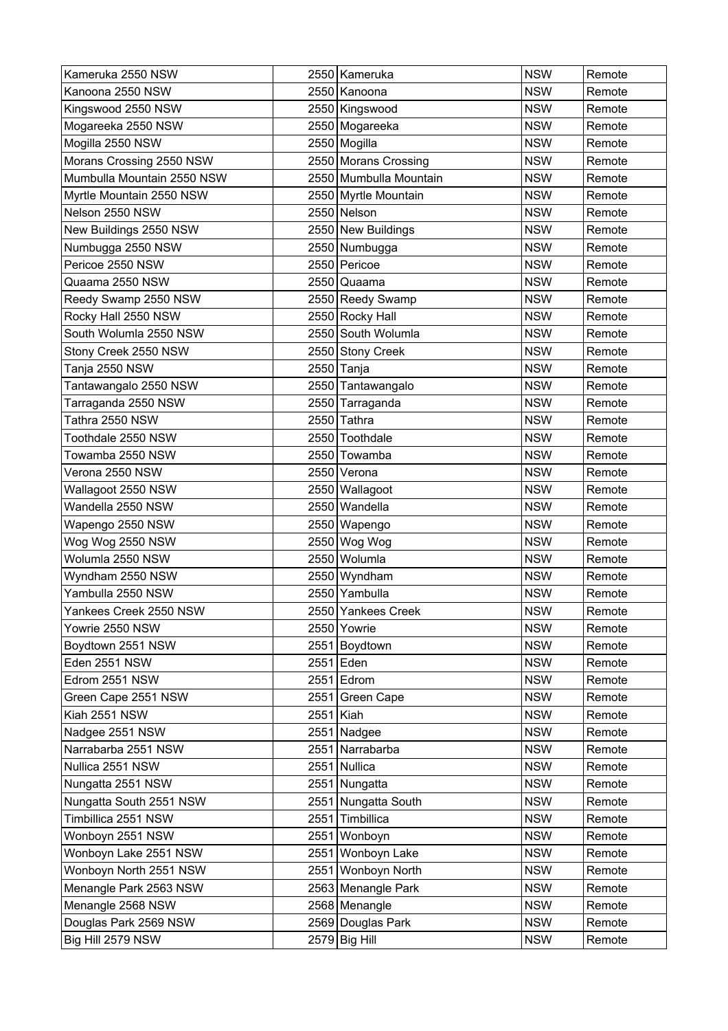| Kameruka 2550 NSW | 2550 | Kameruka | NSW | Remote |
|---|---|---|---|---|
| Kanoona 2550 NSW | 2550 | Kanoona | NSW | Remote |
| Kingswood 2550 NSW | 2550 | Kingswood | NSW | Remote |
| Mogareeka 2550 NSW | 2550 | Mogareeka | NSW | Remote |
| Mogilla 2550 NSW | 2550 | Mogilla | NSW | Remote |
| Morans Crossing 2550 NSW | 2550 | Morans Crossing | NSW | Remote |
| Mumbulla Mountain 2550 NSW | 2550 | Mumbulla Mountain | NSW | Remote |
| Myrtle Mountain 2550 NSW | 2550 | Myrtle Mountain | NSW | Remote |
| Nelson 2550 NSW | 2550 | Nelson | NSW | Remote |
| New Buildings 2550 NSW | 2550 | New Buildings | NSW | Remote |
| Numbugga 2550 NSW | 2550 | Numbugga | NSW | Remote |
| Pericoe 2550 NSW | 2550 | Pericoe | NSW | Remote |
| Quaama 2550 NSW | 2550 | Quaama | NSW | Remote |
| Reedy Swamp 2550 NSW | 2550 | Reedy Swamp | NSW | Remote |
| Rocky Hall 2550 NSW | 2550 | Rocky Hall | NSW | Remote |
| South Wolumla 2550 NSW | 2550 | South Wolumla | NSW | Remote |
| Stony Creek 2550 NSW | 2550 | Stony Creek | NSW | Remote |
| Tanja 2550 NSW | 2550 | Tanja | NSW | Remote |
| Tantawangalo 2550 NSW | 2550 | Tantawangalo | NSW | Remote |
| Tarraganda 2550 NSW | 2550 | Tarraganda | NSW | Remote |
| Tathra 2550 NSW | 2550 | Tathra | NSW | Remote |
| Toothdale 2550 NSW | 2550 | Toothdale | NSW | Remote |
| Towamba 2550 NSW | 2550 | Towamba | NSW | Remote |
| Verona 2550 NSW | 2550 | Verona | NSW | Remote |
| Wallagoot 2550 NSW | 2550 | Wallagoot | NSW | Remote |
| Wandella 2550 NSW | 2550 | Wandella | NSW | Remote |
| Wapengo 2550 NSW | 2550 | Wapengo | NSW | Remote |
| Wog Wog 2550 NSW | 2550 | Wog Wog | NSW | Remote |
| Wolumla 2550 NSW | 2550 | Wolumla | NSW | Remote |
| Wyndham 2550 NSW | 2550 | Wyndham | NSW | Remote |
| Yambulla 2550 NSW | 2550 | Yambulla | NSW | Remote |
| Yankees Creek 2550 NSW | 2550 | Yankees Creek | NSW | Remote |
| Yowrie 2550 NSW | 2550 | Yowrie | NSW | Remote |
| Boydtown 2551 NSW | 2551 | Boydtown | NSW | Remote |
| Eden 2551 NSW | 2551 | Eden | NSW | Remote |
| Edrom 2551 NSW | 2551 | Edrom | NSW | Remote |
| Green Cape 2551 NSW | 2551 | Green Cape | NSW | Remote |
| Kiah 2551 NSW | 2551 | Kiah | NSW | Remote |
| Nadgee 2551 NSW | 2551 | Nadgee | NSW | Remote |
| Narrabarba 2551 NSW | 2551 | Narrabarba | NSW | Remote |
| Nullica 2551 NSW | 2551 | Nullica | NSW | Remote |
| Nungatta 2551 NSW | 2551 | Nungatta | NSW | Remote |
| Nungatta South 2551 NSW | 2551 | Nungatta South | NSW | Remote |
| Timbillica 2551 NSW | 2551 | Timbillica | NSW | Remote |
| Wonboyn 2551 NSW | 2551 | Wonboyn | NSW | Remote |
| Wonboyn Lake 2551 NSW | 2551 | Wonboyn Lake | NSW | Remote |
| Wonboyn North 2551 NSW | 2551 | Wonboyn North | NSW | Remote |
| Menangle Park 2563 NSW | 2563 | Menangle Park | NSW | Remote |
| Menangle 2568 NSW | 2568 | Menangle | NSW | Remote |
| Douglas Park 2569 NSW | 2569 | Douglas Park | NSW | Remote |
| Big Hill 2579 NSW | 2579 | Big Hill | NSW | Remote |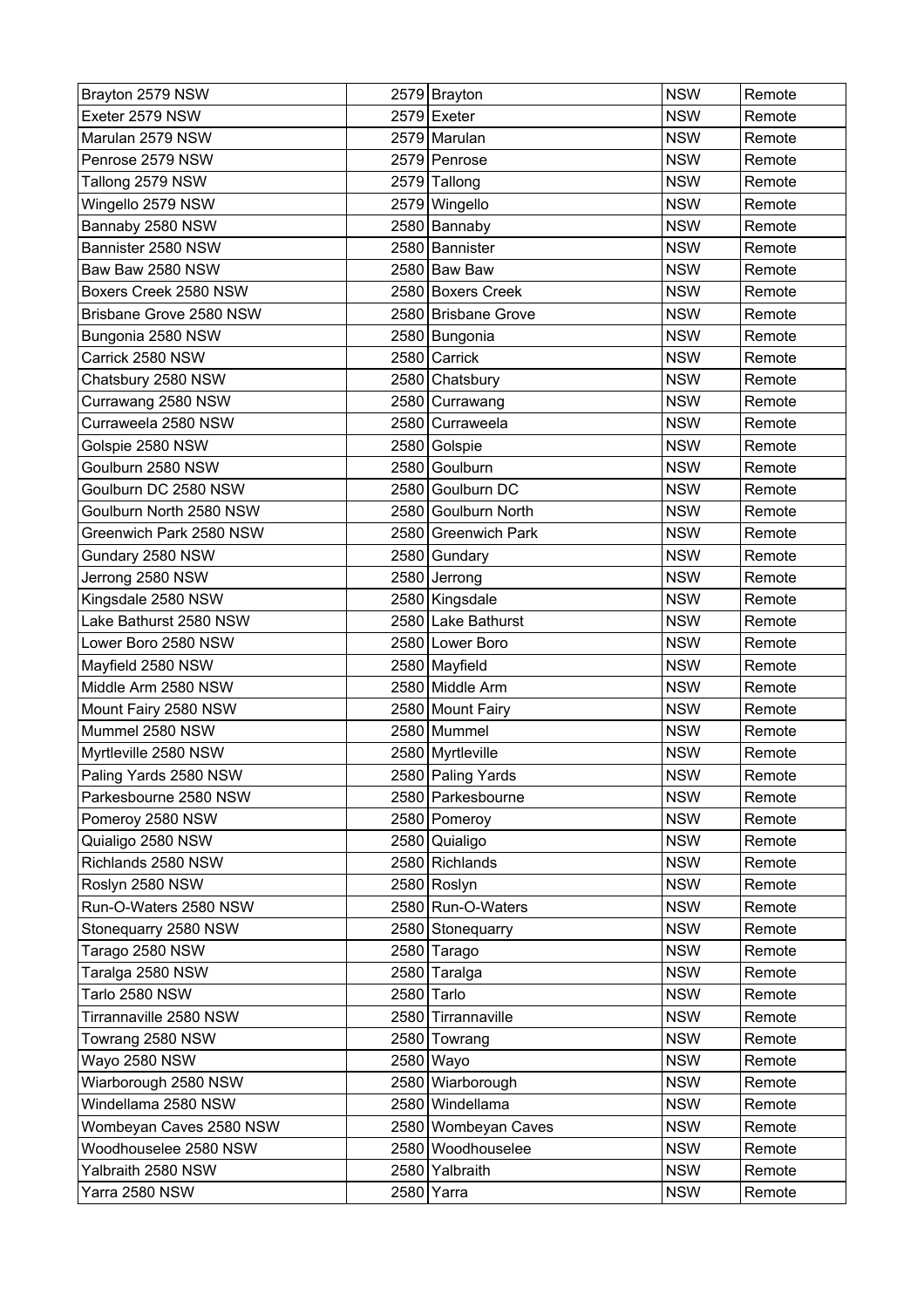| Brayton 2579 NSW | 2579 | Brayton | NSW | Remote |
|---|---|---|---|---|
| Exeter 2579 NSW | 2579 | Exeter | NSW | Remote |
| Marulan 2579 NSW | 2579 | Marulan | NSW | Remote |
| Penrose 2579 NSW | 2579 | Penrose | NSW | Remote |
| Tallong 2579 NSW | 2579 | Tallong | NSW | Remote |
| Wingello 2579 NSW | 2579 | Wingello | NSW | Remote |
| Bannaby 2580 NSW | 2580 | Bannaby | NSW | Remote |
| Bannister 2580 NSW | 2580 | Bannister | NSW | Remote |
| Baw Baw 2580 NSW | 2580 | Baw Baw | NSW | Remote |
| Boxers Creek 2580 NSW | 2580 | Boxers Creek | NSW | Remote |
| Brisbane Grove 2580 NSW | 2580 | Brisbane Grove | NSW | Remote |
| Bungonia 2580 NSW | 2580 | Bungonia | NSW | Remote |
| Carrick 2580 NSW | 2580 | Carrick | NSW | Remote |
| Chatsbury 2580 NSW | 2580 | Chatsbury | NSW | Remote |
| Currawang 2580 NSW | 2580 | Currawang | NSW | Remote |
| Curraweela 2580 NSW | 2580 | Curraweela | NSW | Remote |
| Golspie 2580 NSW | 2580 | Golspie | NSW | Remote |
| Goulburn 2580 NSW | 2580 | Goulburn | NSW | Remote |
| Goulburn DC 2580 NSW | 2580 | Goulburn DC | NSW | Remote |
| Goulburn North 2580 NSW | 2580 | Goulburn North | NSW | Remote |
| Greenwich Park 2580 NSW | 2580 | Greenwich Park | NSW | Remote |
| Gundary 2580 NSW | 2580 | Gundary | NSW | Remote |
| Jerrong 2580 NSW | 2580 | Jerrong | NSW | Remote |
| Kingsdale 2580 NSW | 2580 | Kingsdale | NSW | Remote |
| Lake Bathurst 2580 NSW | 2580 | Lake Bathurst | NSW | Remote |
| Lower Boro 2580 NSW | 2580 | Lower Boro | NSW | Remote |
| Mayfield 2580 NSW | 2580 | Mayfield | NSW | Remote |
| Middle Arm 2580 NSW | 2580 | Middle Arm | NSW | Remote |
| Mount Fairy 2580 NSW | 2580 | Mount Fairy | NSW | Remote |
| Mummel 2580 NSW | 2580 | Mummel | NSW | Remote |
| Myrtleville 2580 NSW | 2580 | Myrtleville | NSW | Remote |
| Paling Yards 2580 NSW | 2580 | Paling Yards | NSW | Remote |
| Parkesbourne 2580 NSW | 2580 | Parkesbourne | NSW | Remote |
| Pomeroy 2580 NSW | 2580 | Pomeroy | NSW | Remote |
| Quialigo 2580 NSW | 2580 | Quialigo | NSW | Remote |
| Richlands 2580 NSW | 2580 | Richlands | NSW | Remote |
| Roslyn 2580 NSW | 2580 | Roslyn | NSW | Remote |
| Run-O-Waters 2580 NSW | 2580 | Run-O-Waters | NSW | Remote |
| Stonequarry 2580 NSW | 2580 | Stonequarry | NSW | Remote |
| Tarago 2580 NSW | 2580 | Tarago | NSW | Remote |
| Taralga 2580 NSW | 2580 | Taralga | NSW | Remote |
| Tarlo 2580 NSW | 2580 | Tarlo | NSW | Remote |
| Tirrannaville 2580 NSW | 2580 | Tirrannaville | NSW | Remote |
| Towrang 2580 NSW | 2580 | Towrang | NSW | Remote |
| Wayo 2580 NSW | 2580 | Wayo | NSW | Remote |
| Wiarborough 2580 NSW | 2580 | Wiarborough | NSW | Remote |
| Windellama 2580 NSW | 2580 | Windellama | NSW | Remote |
| Wombeyan Caves 2580 NSW | 2580 | Wombeyan Caves | NSW | Remote |
| Woodhouselee 2580 NSW | 2580 | Woodhouselee | NSW | Remote |
| Yalbraith 2580 NSW | 2580 | Yalbraith | NSW | Remote |
| Yarra 2580 NSW | 2580 | Yarra | NSW | Remote |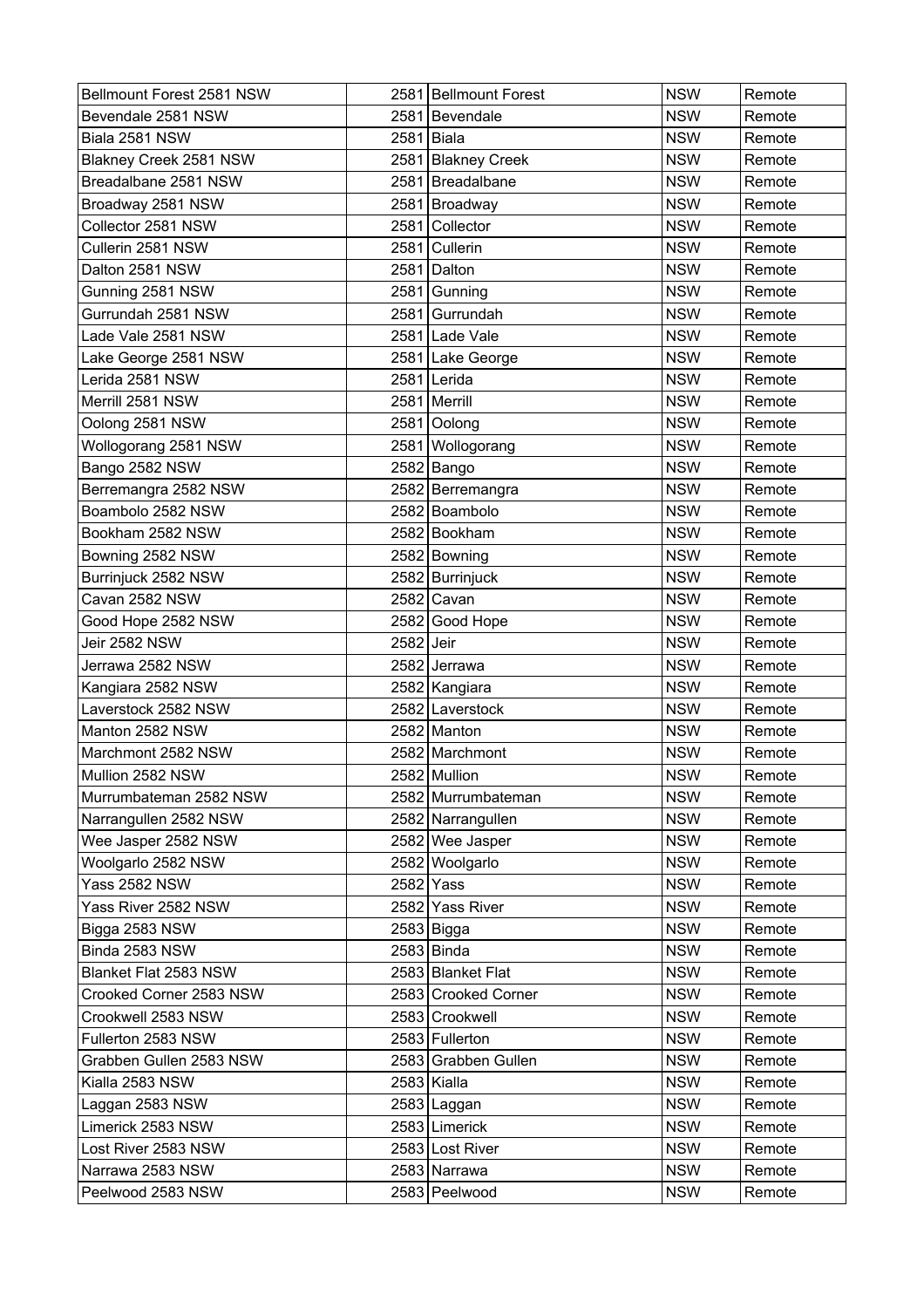| Bellmount Forest 2581 NSW | 2581 | Bellmount Forest | NSW | Remote |
|---|---|---|---|---|
| Bevendale 2581 NSW | 2581 | Bevendale | NSW | Remote |
| Biala 2581 NSW | 2581 | Biala | NSW | Remote |
| Blakney Creek 2581 NSW | 2581 | Blakney Creek | NSW | Remote |
| Breadalbane 2581 NSW | 2581 | Breadalbane | NSW | Remote |
| Broadway 2581 NSW | 2581 | Broadway | NSW | Remote |
| Collector 2581 NSW | 2581 | Collector | NSW | Remote |
| Cullerin 2581 NSW | 2581 | Cullerin | NSW | Remote |
| Dalton 2581 NSW | 2581 | Dalton | NSW | Remote |
| Gunning 2581 NSW | 2581 | Gunning | NSW | Remote |
| Gurrundah 2581 NSW | 2581 | Gurrundah | NSW | Remote |
| Lade Vale 2581 NSW | 2581 | Lade Vale | NSW | Remote |
| Lake George 2581 NSW | 2581 | Lake George | NSW | Remote |
| Lerida 2581 NSW | 2581 | Lerida | NSW | Remote |
| Merrill 2581 NSW | 2581 | Merrill | NSW | Remote |
| Oolong 2581 NSW | 2581 | Oolong | NSW | Remote |
| Wollogorang 2581 NSW | 2581 | Wollogorang | NSW | Remote |
| Bango 2582 NSW | 2582 | Bango | NSW | Remote |
| Berremangra 2582 NSW | 2582 | Berremangra | NSW | Remote |
| Boambolo 2582 NSW | 2582 | Boambolo | NSW | Remote |
| Bookham 2582 NSW | 2582 | Bookham | NSW | Remote |
| Bowning 2582 NSW | 2582 | Bowning | NSW | Remote |
| Burrinjuck 2582 NSW | 2582 | Burrinjuck | NSW | Remote |
| Cavan 2582 NSW | 2582 | Cavan | NSW | Remote |
| Good Hope 2582 NSW | 2582 | Good Hope | NSW | Remote |
| Jeir 2582 NSW | 2582 | Jeir | NSW | Remote |
| Jerrawa 2582 NSW | 2582 | Jerrawa | NSW | Remote |
| Kangiara 2582 NSW | 2582 | Kangiara | NSW | Remote |
| Laverstock 2582 NSW | 2582 | Laverstock | NSW | Remote |
| Manton 2582 NSW | 2582 | Manton | NSW | Remote |
| Marchmont 2582 NSW | 2582 | Marchmont | NSW | Remote |
| Mullion 2582 NSW | 2582 | Mullion | NSW | Remote |
| Murrumbateman 2582 NSW | 2582 | Murrumbateman | NSW | Remote |
| Narrangullen 2582 NSW | 2582 | Narrangullen | NSW | Remote |
| Wee Jasper 2582 NSW | 2582 | Wee Jasper | NSW | Remote |
| Woolgarlo 2582 NSW | 2582 | Woolgarlo | NSW | Remote |
| Yass 2582 NSW | 2582 | Yass | NSW | Remote |
| Yass River 2582 NSW | 2582 | Yass River | NSW | Remote |
| Bigga 2583 NSW | 2583 | Bigga | NSW | Remote |
| Binda 2583 NSW | 2583 | Binda | NSW | Remote |
| Blanket Flat 2583 NSW | 2583 | Blanket Flat | NSW | Remote |
| Crooked Corner 2583 NSW | 2583 | Crooked Corner | NSW | Remote |
| Crookwell 2583 NSW | 2583 | Crookwell | NSW | Remote |
| Fullerton 2583 NSW | 2583 | Fullerton | NSW | Remote |
| Grabben Gullen 2583 NSW | 2583 | Grabben Gullen | NSW | Remote |
| Kialla 2583 NSW | 2583 | Kialla | NSW | Remote |
| Laggan 2583 NSW | 2583 | Laggan | NSW | Remote |
| Limerick 2583 NSW | 2583 | Limerick | NSW | Remote |
| Lost River 2583 NSW | 2583 | Lost River | NSW | Remote |
| Narrawa 2583 NSW | 2583 | Narrawa | NSW | Remote |
| Peelwood 2583 NSW | 2583 | Peelwood | NSW | Remote |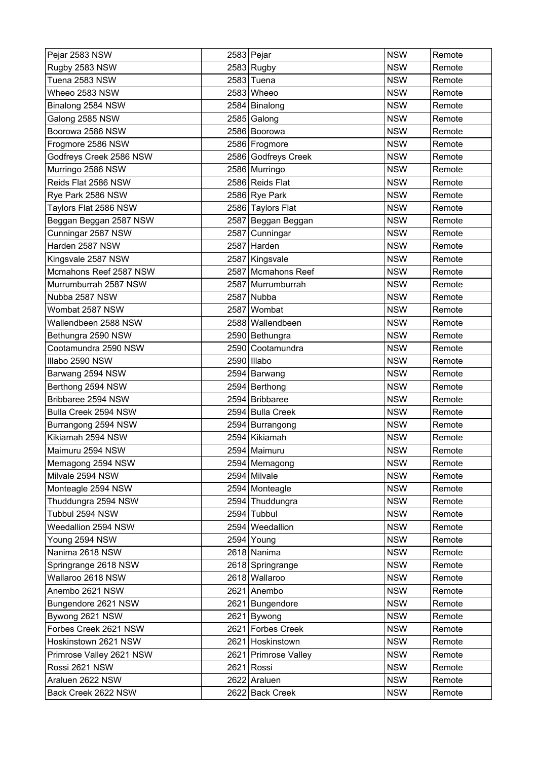| Pejar 2583 NSW | 2583 | Pejar | NSW | Remote |
|---|---|---|---|---|
| Rugby 2583 NSW | 2583 | Rugby | NSW | Remote |
| Tuena 2583 NSW | 2583 | Tuena | NSW | Remote |
| Wheeo 2583 NSW | 2583 | Wheeo | NSW | Remote |
| Binalong 2584 NSW | 2584 | Binalong | NSW | Remote |
| Galong 2585 NSW | 2585 | Galong | NSW | Remote |
| Boorowa 2586 NSW | 2586 | Boorowa | NSW | Remote |
| Frogmore 2586 NSW | 2586 | Frogmore | NSW | Remote |
| Godfreys Creek 2586 NSW | 2586 | Godfreys Creek | NSW | Remote |
| Murringo 2586 NSW | 2586 | Murringo | NSW | Remote |
| Reids Flat 2586 NSW | 2586 | Reids Flat | NSW | Remote |
| Rye Park 2586 NSW | 2586 | Rye Park | NSW | Remote |
| Taylors Flat 2586 NSW | 2586 | Taylors Flat | NSW | Remote |
| Beggan Beggan 2587 NSW | 2587 | Beggan Beggan | NSW | Remote |
| Cunningar 2587 NSW | 2587 | Cunningar | NSW | Remote |
| Harden 2587 NSW | 2587 | Harden | NSW | Remote |
| Kingsvale 2587 NSW | 2587 | Kingsvale | NSW | Remote |
| Mcmahons Reef 2587 NSW | 2587 | Mcmahons Reef | NSW | Remote |
| Murrumburrah 2587 NSW | 2587 | Murrumburrah | NSW | Remote |
| Nubba 2587 NSW | 2587 | Nubba | NSW | Remote |
| Wombat 2587 NSW | 2587 | Wombat | NSW | Remote |
| Wallendbeen 2588 NSW | 2588 | Wallendbeen | NSW | Remote |
| Bethungra 2590 NSW | 2590 | Bethungra | NSW | Remote |
| Cootamundra 2590 NSW | 2590 | Cootamundra | NSW | Remote |
| Illabo 2590 NSW | 2590 | Illabo | NSW | Remote |
| Barwang 2594 NSW | 2594 | Barwang | NSW | Remote |
| Berthong 2594 NSW | 2594 | Berthong | NSW | Remote |
| Bribbaree 2594 NSW | 2594 | Bribbaree | NSW | Remote |
| Bulla Creek 2594 NSW | 2594 | Bulla Creek | NSW | Remote |
| Burrangong 2594 NSW | 2594 | Burrangong | NSW | Remote |
| Kikiamah 2594 NSW | 2594 | Kikiamah | NSW | Remote |
| Maimuru 2594 NSW | 2594 | Maimuru | NSW | Remote |
| Memagong 2594 NSW | 2594 | Memagong | NSW | Remote |
| Milvale 2594 NSW | 2594 | Milvale | NSW | Remote |
| Monteagle 2594 NSW | 2594 | Monteagle | NSW | Remote |
| Thuddungra 2594 NSW | 2594 | Thuddungra | NSW | Remote |
| Tubbul 2594 NSW | 2594 | Tubbul | NSW | Remote |
| Weedallion 2594 NSW | 2594 | Weedallion | NSW | Remote |
| Young 2594 NSW | 2594 | Young | NSW | Remote |
| Nanima 2618 NSW | 2618 | Nanima | NSW | Remote |
| Springrange 2618 NSW | 2618 | Springrange | NSW | Remote |
| Wallaroo 2618 NSW | 2618 | Wallaroo | NSW | Remote |
| Anembo 2621 NSW | 2621 | Anembo | NSW | Remote |
| Bungendore 2621 NSW | 2621 | Bungendore | NSW | Remote |
| Bywong 2621 NSW | 2621 | Bywong | NSW | Remote |
| Forbes Creek 2621 NSW | 2621 | Forbes Creek | NSW | Remote |
| Hoskinstown 2621 NSW | 2621 | Hoskinstown | NSW | Remote |
| Primrose Valley 2621 NSW | 2621 | Primrose Valley | NSW | Remote |
| Rossi 2621 NSW | 2621 | Rossi | NSW | Remote |
| Araluen 2622 NSW | 2622 | Araluen | NSW | Remote |
| Back Creek 2622 NSW | 2622 | Back Creek | NSW | Remote |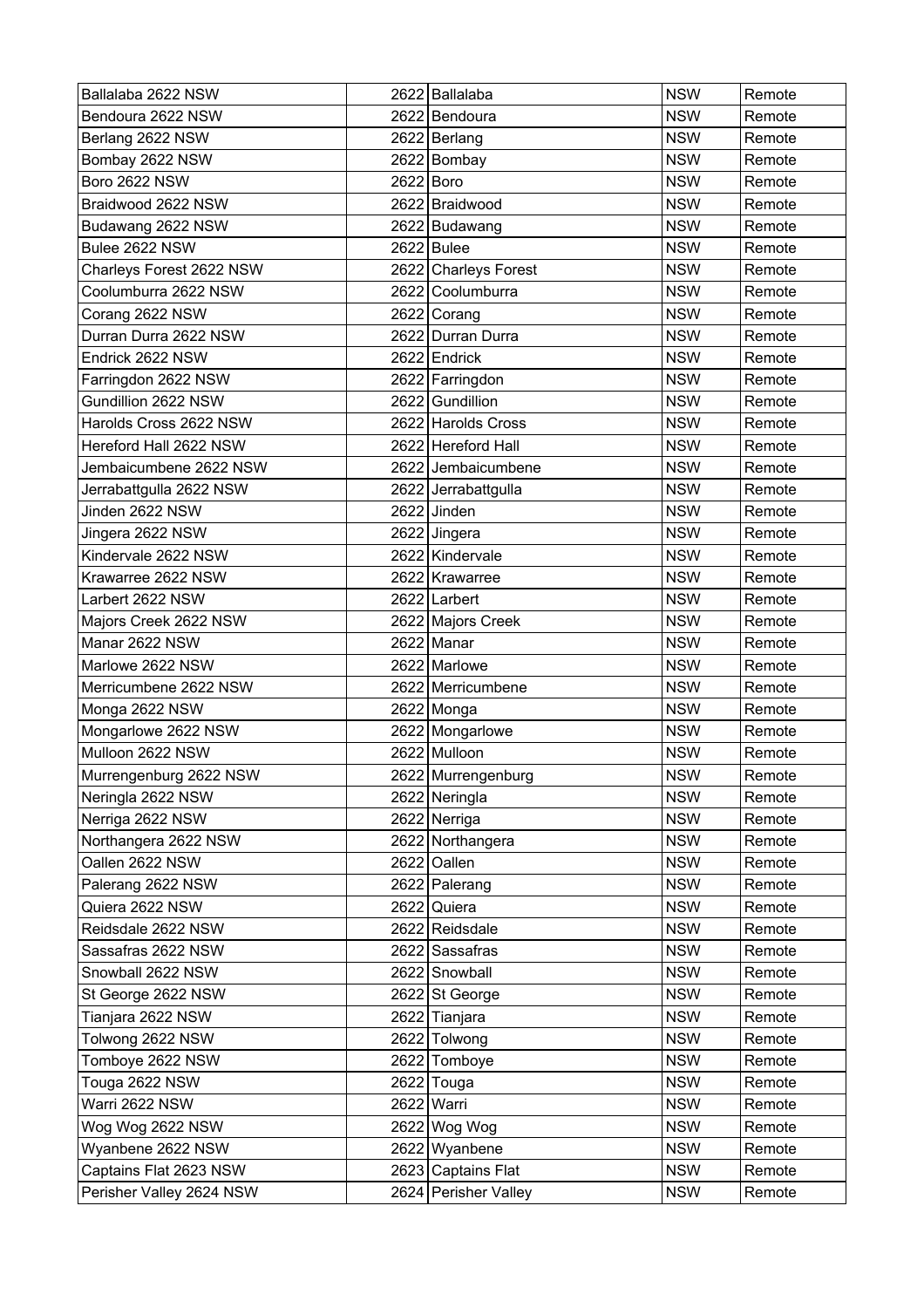| | | | | |
|---|---|---|---|---|
| Ballalaba 2622 NSW | 2622 | Ballalaba | NSW | Remote |
| Bendoura 2622 NSW | 2622 | Bendoura | NSW | Remote |
| Berlang 2622 NSW | 2622 | Berlang | NSW | Remote |
| Bombay 2622 NSW | 2622 | Bombay | NSW | Remote |
| Boro 2622 NSW | 2622 | Boro | NSW | Remote |
| Braidwood 2622 NSW | 2622 | Braidwood | NSW | Remote |
| Budawang 2622 NSW | 2622 | Budawang | NSW | Remote |
| Bulee 2622 NSW | 2622 | Bulee | NSW | Remote |
| Charleys Forest 2622 NSW | 2622 | Charleys Forest | NSW | Remote |
| Coolumburra 2622 NSW | 2622 | Coolumburra | NSW | Remote |
| Corang 2622 NSW | 2622 | Corang | NSW | Remote |
| Durran Durra 2622 NSW | 2622 | Durran Durra | NSW | Remote |
| Endrick 2622 NSW | 2622 | Endrick | NSW | Remote |
| Farringdon 2622 NSW | 2622 | Farringdon | NSW | Remote |
| Gundillion 2622 NSW | 2622 | Gundillion | NSW | Remote |
| Harolds Cross 2622 NSW | 2622 | Harolds Cross | NSW | Remote |
| Hereford Hall 2622 NSW | 2622 | Hereford Hall | NSW | Remote |
| Jembaicumbene 2622 NSW | 2622 | Jembaicumbene | NSW | Remote |
| Jerrabattgulla 2622 NSW | 2622 | Jerrabattgulla | NSW | Remote |
| Jinden 2622 NSW | 2622 | Jinden | NSW | Remote |
| Jingera 2622 NSW | 2622 | Jingera | NSW | Remote |
| Kindervale 2622 NSW | 2622 | Kindervale | NSW | Remote |
| Krawarree 2622 NSW | 2622 | Krawarree | NSW | Remote |
| Larbert 2622 NSW | 2622 | Larbert | NSW | Remote |
| Majors Creek 2622 NSW | 2622 | Majors Creek | NSW | Remote |
| Manar 2622 NSW | 2622 | Manar | NSW | Remote |
| Marlowe 2622 NSW | 2622 | Marlowe | NSW | Remote |
| Merricumbene 2622 NSW | 2622 | Merricumbene | NSW | Remote |
| Monga 2622 NSW | 2622 | Monga | NSW | Remote |
| Mongarlowe 2622 NSW | 2622 | Mongarlowe | NSW | Remote |
| Mulloon 2622 NSW | 2622 | Mulloon | NSW | Remote |
| Murrengenburg 2622 NSW | 2622 | Murrengenburg | NSW | Remote |
| Neringla 2622 NSW | 2622 | Neringla | NSW | Remote |
| Nerriga 2622 NSW | 2622 | Nerriga | NSW | Remote |
| Northangera 2622 NSW | 2622 | Northangera | NSW | Remote |
| Oallen 2622 NSW | 2622 | Oallen | NSW | Remote |
| Palerang 2622 NSW | 2622 | Palerang | NSW | Remote |
| Quiera 2622 NSW | 2622 | Quiera | NSW | Remote |
| Reidsdale 2622 NSW | 2622 | Reidsdale | NSW | Remote |
| Sassafras 2622 NSW | 2622 | Sassafras | NSW | Remote |
| Snowball 2622 NSW | 2622 | Snowball | NSW | Remote |
| St George 2622 NSW | 2622 | St George | NSW | Remote |
| Tianjara 2622 NSW | 2622 | Tianjara | NSW | Remote |
| Tolwong 2622 NSW | 2622 | Tolwong | NSW | Remote |
| Tomboye 2622 NSW | 2622 | Tomboye | NSW | Remote |
| Touga 2622 NSW | 2622 | Touga | NSW | Remote |
| Warri 2622 NSW | 2622 | Warri | NSW | Remote |
| Wog Wog 2622 NSW | 2622 | Wog Wog | NSW | Remote |
| Wyanbene 2622 NSW | 2622 | Wyanbene | NSW | Remote |
| Captains Flat 2623 NSW | 2623 | Captains Flat | NSW | Remote |
| Perisher Valley 2624 NSW | 2624 | Perisher Valley | NSW | Remote |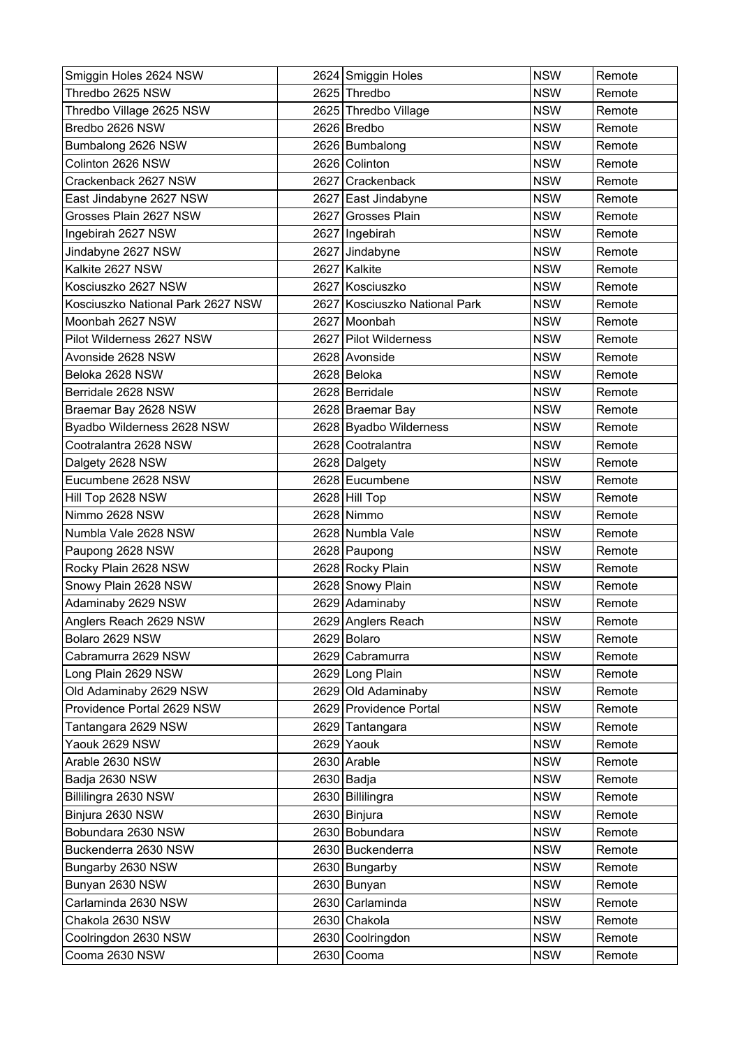| Smiggin Holes 2624 NSW | 2624 | Smiggin Holes | NSW | Remote |
|---|---|---|---|---|
| Thredbo 2625 NSW | 2625 | Thredbo | NSW | Remote |
| Thredbo Village 2625 NSW | 2625 | Thredbo Village | NSW | Remote |
| Bredbo 2626 NSW | 2626 | Bredbo | NSW | Remote |
| Bumbalong 2626 NSW | 2626 | Bumbalong | NSW | Remote |
| Colinton 2626 NSW | 2626 | Colinton | NSW | Remote |
| Crackenback 2627 NSW | 2627 | Crackenback | NSW | Remote |
| East Jindabyne 2627 NSW | 2627 | East Jindabyne | NSW | Remote |
| Grosses Plain 2627 NSW | 2627 | Grosses Plain | NSW | Remote |
| Ingebirah 2627 NSW | 2627 | Ingebirah | NSW | Remote |
| Jindabyne 2627 NSW | 2627 | Jindabyne | NSW | Remote |
| Kalkite 2627 NSW | 2627 | Kalkite | NSW | Remote |
| Kosciuszko 2627 NSW | 2627 | Kosciuszko | NSW | Remote |
| Kosciuszko National Park 2627 NSW | 2627 | Kosciuszko National Park | NSW | Remote |
| Moonbah 2627 NSW | 2627 | Moonbah | NSW | Remote |
| Pilot Wilderness 2627 NSW | 2627 | Pilot Wilderness | NSW | Remote |
| Avonside 2628 NSW | 2628 | Avonside | NSW | Remote |
| Beloka 2628 NSW | 2628 | Beloka | NSW | Remote |
| Berridale 2628 NSW | 2628 | Berridale | NSW | Remote |
| Braemar Bay 2628 NSW | 2628 | Braemar Bay | NSW | Remote |
| Byadbo Wilderness 2628 NSW | 2628 | Byadbo Wilderness | NSW | Remote |
| Cootralantra 2628 NSW | 2628 | Cootralantra | NSW | Remote |
| Dalgety 2628 NSW | 2628 | Dalgety | NSW | Remote |
| Eucumbene 2628 NSW | 2628 | Eucumbene | NSW | Remote |
| Hill Top 2628 NSW | 2628 | Hill Top | NSW | Remote |
| Nimmo 2628 NSW | 2628 | Nimmo | NSW | Remote |
| Numbla Vale 2628 NSW | 2628 | Numbla Vale | NSW | Remote |
| Paupong 2628 NSW | 2628 | Paupong | NSW | Remote |
| Rocky Plain 2628 NSW | 2628 | Rocky Plain | NSW | Remote |
| Snowy Plain 2628 NSW | 2628 | Snowy Plain | NSW | Remote |
| Adaminaby 2629 NSW | 2629 | Adaminaby | NSW | Remote |
| Anglers Reach 2629 NSW | 2629 | Anglers Reach | NSW | Remote |
| Bolaro 2629 NSW | 2629 | Bolaro | NSW | Remote |
| Cabramurra 2629 NSW | 2629 | Cabramurra | NSW | Remote |
| Long Plain 2629 NSW | 2629 | Long Plain | NSW | Remote |
| Old Adaminaby 2629 NSW | 2629 | Old Adaminaby | NSW | Remote |
| Providence Portal 2629 NSW | 2629 | Providence Portal | NSW | Remote |
| Tantangara 2629 NSW | 2629 | Tantangara | NSW | Remote |
| Yaouk 2629 NSW | 2629 | Yaouk | NSW | Remote |
| Arable 2630 NSW | 2630 | Arable | NSW | Remote |
| Badja 2630 NSW | 2630 | Badja | NSW | Remote |
| Billilingra 2630 NSW | 2630 | Billilingra | NSW | Remote |
| Binjura 2630 NSW | 2630 | Binjura | NSW | Remote |
| Bobundara 2630 NSW | 2630 | Bobundara | NSW | Remote |
| Buckenderra 2630 NSW | 2630 | Buckenderra | NSW | Remote |
| Bungarby 2630 NSW | 2630 | Bungarby | NSW | Remote |
| Bunyan 2630 NSW | 2630 | Bunyan | NSW | Remote |
| Carlaminda 2630 NSW | 2630 | Carlaminda | NSW | Remote |
| Chakola 2630 NSW | 2630 | Chakola | NSW | Remote |
| Coolringdon 2630 NSW | 2630 | Coolringdon | NSW | Remote |
| Cooma 2630 NSW | 2630 | Cooma | NSW | Remote |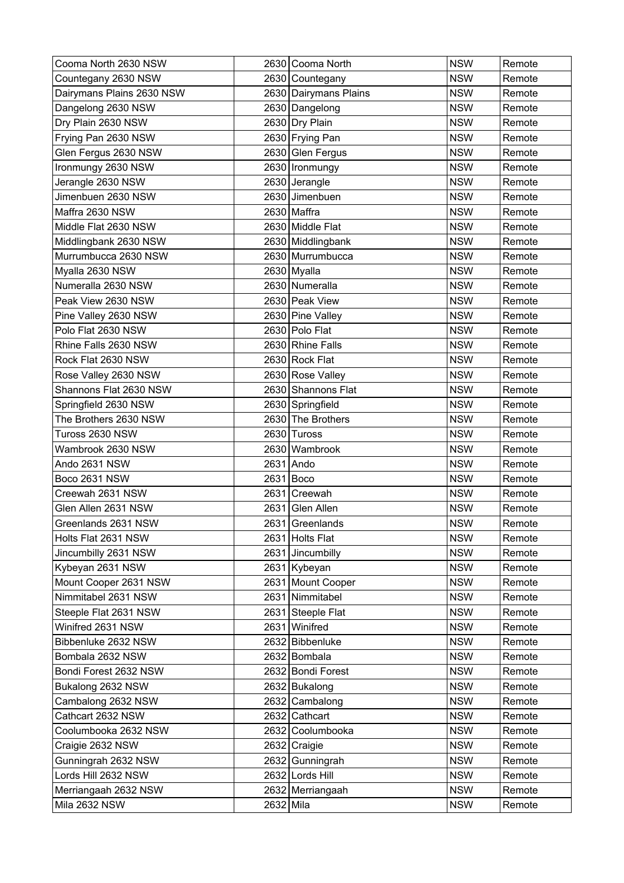| Cooma North 2630 NSW | 2630 | Cooma North | NSW | Remote |
|---|---|---|---|---|
| Countegany 2630 NSW | 2630 | Countegany | NSW | Remote |
| Dairymans Plains 2630 NSW | 2630 | Dairymans Plains | NSW | Remote |
| Dangelong 2630 NSW | 2630 | Dangelong | NSW | Remote |
| Dry Plain 2630 NSW | 2630 | Dry Plain | NSW | Remote |
| Frying Pan 2630 NSW | 2630 | Frying Pan | NSW | Remote |
| Glen Fergus 2630 NSW | 2630 | Glen Fergus | NSW | Remote |
| Ironmungy 2630 NSW | 2630 | Ironmungy | NSW | Remote |
| Jerangle 2630 NSW | 2630 | Jerangle | NSW | Remote |
| Jimenbuen 2630 NSW | 2630 | Jimenbuen | NSW | Remote |
| Maffra 2630 NSW | 2630 | Maffra | NSW | Remote |
| Middle Flat 2630 NSW | 2630 | Middle Flat | NSW | Remote |
| Middlingbank 2630 NSW | 2630 | Middlingbank | NSW | Remote |
| Murrumbucca 2630 NSW | 2630 | Murrumbucca | NSW | Remote |
| Myalla 2630 NSW | 2630 | Myalla | NSW | Remote |
| Numeralla 2630 NSW | 2630 | Numeralla | NSW | Remote |
| Peak View 2630 NSW | 2630 | Peak View | NSW | Remote |
| Pine Valley 2630 NSW | 2630 | Pine Valley | NSW | Remote |
| Polo Flat 2630 NSW | 2630 | Polo Flat | NSW | Remote |
| Rhine Falls 2630 NSW | 2630 | Rhine Falls | NSW | Remote |
| Rock Flat 2630 NSW | 2630 | Rock Flat | NSW | Remote |
| Rose Valley 2630 NSW | 2630 | Rose Valley | NSW | Remote |
| Shannons Flat 2630 NSW | 2630 | Shannons Flat | NSW | Remote |
| Springfield 2630 NSW | 2630 | Springfield | NSW | Remote |
| The Brothers 2630 NSW | 2630 | The Brothers | NSW | Remote |
| Tuross 2630 NSW | 2630 | Tuross | NSW | Remote |
| Wambrook 2630 NSW | 2630 | Wambrook | NSW | Remote |
| Ando 2631 NSW | 2631 | Ando | NSW | Remote |
| Boco 2631 NSW | 2631 | Boco | NSW | Remote |
| Creewah 2631 NSW | 2631 | Creewah | NSW | Remote |
| Glen Allen 2631 NSW | 2631 | Glen Allen | NSW | Remote |
| Greenlands 2631 NSW | 2631 | Greenlands | NSW | Remote |
| Holts Flat 2631 NSW | 2631 | Holts Flat | NSW | Remote |
| Jincumbilly 2631 NSW | 2631 | Jincumbilly | NSW | Remote |
| Kybeyan 2631 NSW | 2631 | Kybeyan | NSW | Remote |
| Mount Cooper 2631 NSW | 2631 | Mount Cooper | NSW | Remote |
| Nimmitabel 2631 NSW | 2631 | Nimmitabel | NSW | Remote |
| Steeple Flat 2631 NSW | 2631 | Steeple Flat | NSW | Remote |
| Winifred 2631 NSW | 2631 | Winifred | NSW | Remote |
| Bibbenluke 2632 NSW | 2632 | Bibbenluke | NSW | Remote |
| Bombala 2632 NSW | 2632 | Bombala | NSW | Remote |
| Bondi Forest 2632 NSW | 2632 | Bondi Forest | NSW | Remote |
| Bukalong 2632 NSW | 2632 | Bukalong | NSW | Remote |
| Cambalong 2632 NSW | 2632 | Cambalong | NSW | Remote |
| Cathcart 2632 NSW | 2632 | Cathcart | NSW | Remote |
| Coolumbooka 2632 NSW | 2632 | Coolumbooka | NSW | Remote |
| Craigie 2632 NSW | 2632 | Craigie | NSW | Remote |
| Gunningrah 2632 NSW | 2632 | Gunningrah | NSW | Remote |
| Lords Hill 2632 NSW | 2632 | Lords Hill | NSW | Remote |
| Merriangaah 2632 NSW | 2632 | Merriangaah | NSW | Remote |
| Mila 2632 NSW | 2632 | Mila | NSW | Remote |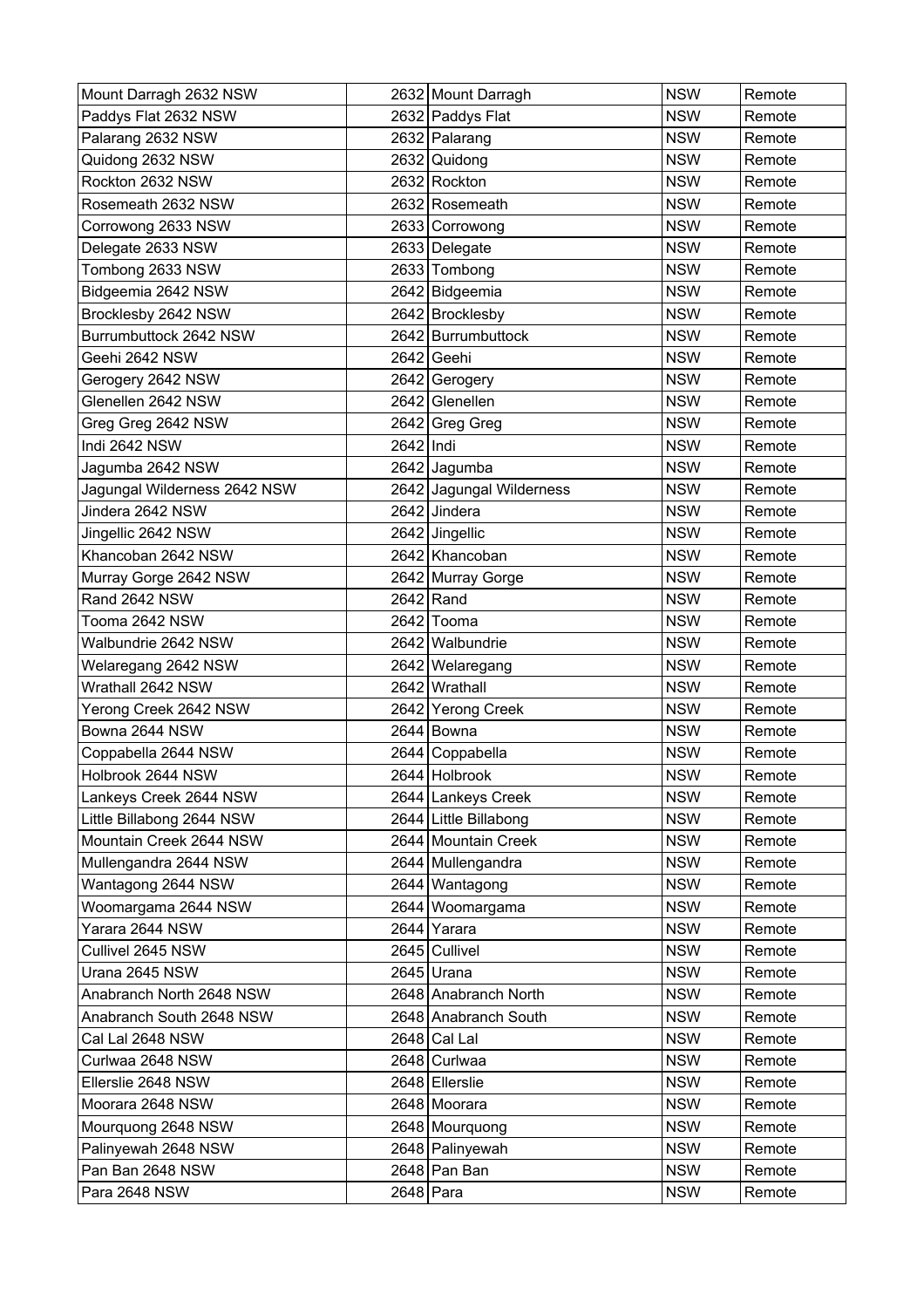| Mount Darragh 2632 NSW | 2632 | Mount Darragh | NSW | Remote |
|---|---|---|---|---|
| Paddys Flat 2632 NSW | 2632 | Paddys Flat | NSW | Remote |
| Palarang 2632 NSW | 2632 | Palarang | NSW | Remote |
| Quidong 2632 NSW | 2632 | Quidong | NSW | Remote |
| Rockton 2632 NSW | 2632 | Rockton | NSW | Remote |
| Rosemeath 2632 NSW | 2632 | Rosemeath | NSW | Remote |
| Corrowong 2633 NSW | 2633 | Corrowong | NSW | Remote |
| Delegate 2633 NSW | 2633 | Delegate | NSW | Remote |
| Tombong 2633 NSW | 2633 | Tombong | NSW | Remote |
| Bidgeemia 2642 NSW | 2642 | Bidgeemia | NSW | Remote |
| Brocklesby 2642 NSW | 2642 | Brocklesby | NSW | Remote |
| Burrumbuttock 2642 NSW | 2642 | Burrumbuttock | NSW | Remote |
| Geehi 2642 NSW | 2642 | Geehi | NSW | Remote |
| Gerogery 2642 NSW | 2642 | Gerogery | NSW | Remote |
| Glenellen 2642 NSW | 2642 | Glenellen | NSW | Remote |
| Greg Greg 2642 NSW | 2642 | Greg Greg | NSW | Remote |
| Indi 2642 NSW | 2642 | Indi | NSW | Remote |
| Jagumba 2642 NSW | 2642 | Jagumba | NSW | Remote |
| Jagungal Wilderness 2642 NSW | 2642 | Jagungal Wilderness | NSW | Remote |
| Jindera 2642 NSW | 2642 | Jindera | NSW | Remote |
| Jingellic 2642 NSW | 2642 | Jingellic | NSW | Remote |
| Khancoban 2642 NSW | 2642 | Khancoban | NSW | Remote |
| Murray Gorge 2642 NSW | 2642 | Murray Gorge | NSW | Remote |
| Rand 2642 NSW | 2642 | Rand | NSW | Remote |
| Tooma 2642 NSW | 2642 | Tooma | NSW | Remote |
| Walbundrie 2642 NSW | 2642 | Walbundrie | NSW | Remote |
| Welaregang 2642 NSW | 2642 | Welaregang | NSW | Remote |
| Wrathall 2642 NSW | 2642 | Wrathall | NSW | Remote |
| Yerong Creek 2642 NSW | 2642 | Yerong Creek | NSW | Remote |
| Bowna 2644 NSW | 2644 | Bowna | NSW | Remote |
| Coppabella 2644 NSW | 2644 | Coppabella | NSW | Remote |
| Holbrook 2644 NSW | 2644 | Holbrook | NSW | Remote |
| Lankeys Creek 2644 NSW | 2644 | Lankeys Creek | NSW | Remote |
| Little Billabong 2644 NSW | 2644 | Little Billabong | NSW | Remote |
| Mountain Creek 2644 NSW | 2644 | Mountain Creek | NSW | Remote |
| Mullengandra 2644 NSW | 2644 | Mullengandra | NSW | Remote |
| Wantagong 2644 NSW | 2644 | Wantagong | NSW | Remote |
| Woomargama 2644 NSW | 2644 | Woomargama | NSW | Remote |
| Yarara 2644 NSW | 2644 | Yarara | NSW | Remote |
| Cullivel 2645 NSW | 2645 | Cullivel | NSW | Remote |
| Urana 2645 NSW | 2645 | Urana | NSW | Remote |
| Anabranch North 2648 NSW | 2648 | Anabranch North | NSW | Remote |
| Anabranch South 2648 NSW | 2648 | Anabranch South | NSW | Remote |
| Cal Lal 2648 NSW | 2648 | Cal Lal | NSW | Remote |
| Curlwaa 2648 NSW | 2648 | Curlwaa | NSW | Remote |
| Ellerslie 2648 NSW | 2648 | Ellerslie | NSW | Remote |
| Moorara 2648 NSW | 2648 | Moorara | NSW | Remote |
| Mourquong 2648 NSW | 2648 | Mourquong | NSW | Remote |
| Palinyewah 2648 NSW | 2648 | Palinyewah | NSW | Remote |
| Pan Ban 2648 NSW | 2648 | Pan Ban | NSW | Remote |
| Para 2648 NSW | 2648 | Para | NSW | Remote |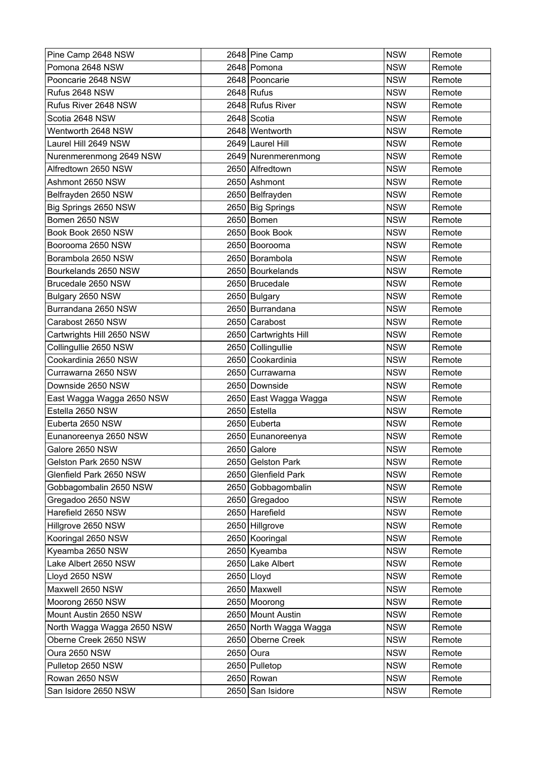| Pine Camp 2648 NSW | 2648 | Pine Camp | NSW | Remote |
|---|---|---|---|---|
| Pomona 2648 NSW | 2648 | Pomona | NSW | Remote |
| Pooncarie 2648 NSW | 2648 | Pooncarie | NSW | Remote |
| Rufus 2648 NSW | 2648 | Rufus | NSW | Remote |
| Rufus River 2648 NSW | 2648 | Rufus River | NSW | Remote |
| Scotia 2648 NSW | 2648 | Scotia | NSW | Remote |
| Wentworth 2648 NSW | 2648 | Wentworth | NSW | Remote |
| Laurel Hill 2649 NSW | 2649 | Laurel Hill | NSW | Remote |
| Nurenmerenmong 2649 NSW | 2649 | Nurenmerenmong | NSW | Remote |
| Alfredtown 2650 NSW | 2650 | Alfredtown | NSW | Remote |
| Ashmont 2650 NSW | 2650 | Ashmont | NSW | Remote |
| Belfrayden 2650 NSW | 2650 | Belfrayden | NSW | Remote |
| Big Springs 2650 NSW | 2650 | Big Springs | NSW | Remote |
| Bomen 2650 NSW | 2650 | Bomen | NSW | Remote |
| Book Book 2650 NSW | 2650 | Book Book | NSW | Remote |
| Boorooma 2650 NSW | 2650 | Boorooma | NSW | Remote |
| Borambola 2650 NSW | 2650 | Borambola | NSW | Remote |
| Bourkelands 2650 NSW | 2650 | Bourkelands | NSW | Remote |
| Brucedale 2650 NSW | 2650 | Brucedale | NSW | Remote |
| Bulgary 2650 NSW | 2650 | Bulgary | NSW | Remote |
| Burrandana 2650 NSW | 2650 | Burrandana | NSW | Remote |
| Carabost 2650 NSW | 2650 | Carabost | NSW | Remote |
| Cartwrights Hill 2650 NSW | 2650 | Cartwrights Hill | NSW | Remote |
| Collingullie 2650 NSW | 2650 | Collingullie | NSW | Remote |
| Cookardinia 2650 NSW | 2650 | Cookardinia | NSW | Remote |
| Currawarna 2650 NSW | 2650 | Currawarna | NSW | Remote |
| Downside 2650 NSW | 2650 | Downside | NSW | Remote |
| East Wagga Wagga 2650 NSW | 2650 | East Wagga Wagga | NSW | Remote |
| Estella 2650 NSW | 2650 | Estella | NSW | Remote |
| Euberta 2650 NSW | 2650 | Euberta | NSW | Remote |
| Eunanoreenya 2650 NSW | 2650 | Eunanoreenya | NSW | Remote |
| Galore 2650 NSW | 2650 | Galore | NSW | Remote |
| Gelston Park 2650 NSW | 2650 | Gelston Park | NSW | Remote |
| Glenfield Park 2650 NSW | 2650 | Glenfield Park | NSW | Remote |
| Gobbagombalin 2650 NSW | 2650 | Gobbagombalin | NSW | Remote |
| Gregadoo 2650 NSW | 2650 | Gregadoo | NSW | Remote |
| Harefield 2650 NSW | 2650 | Harefield | NSW | Remote |
| Hillgrove 2650 NSW | 2650 | Hillgrove | NSW | Remote |
| Kooringal 2650 NSW | 2650 | Kooringal | NSW | Remote |
| Kyeamba 2650 NSW | 2650 | Kyeamba | NSW | Remote |
| Lake Albert 2650 NSW | 2650 | Lake Albert | NSW | Remote |
| Lloyd 2650 NSW | 2650 | Lloyd | NSW | Remote |
| Maxwell 2650 NSW | 2650 | Maxwell | NSW | Remote |
| Moorong 2650 NSW | 2650 | Moorong | NSW | Remote |
| Mount Austin 2650 NSW | 2650 | Mount Austin | NSW | Remote |
| North Wagga Wagga 2650 NSW | 2650 | North Wagga Wagga | NSW | Remote |
| Oberne Creek 2650 NSW | 2650 | Oberne Creek | NSW | Remote |
| Oura 2650 NSW | 2650 | Oura | NSW | Remote |
| Pulletop 2650 NSW | 2650 | Pulletop | NSW | Remote |
| Rowan 2650 NSW | 2650 | Rowan | NSW | Remote |
| San Isidore 2650 NSW | 2650 | San Isidore | NSW | Remote |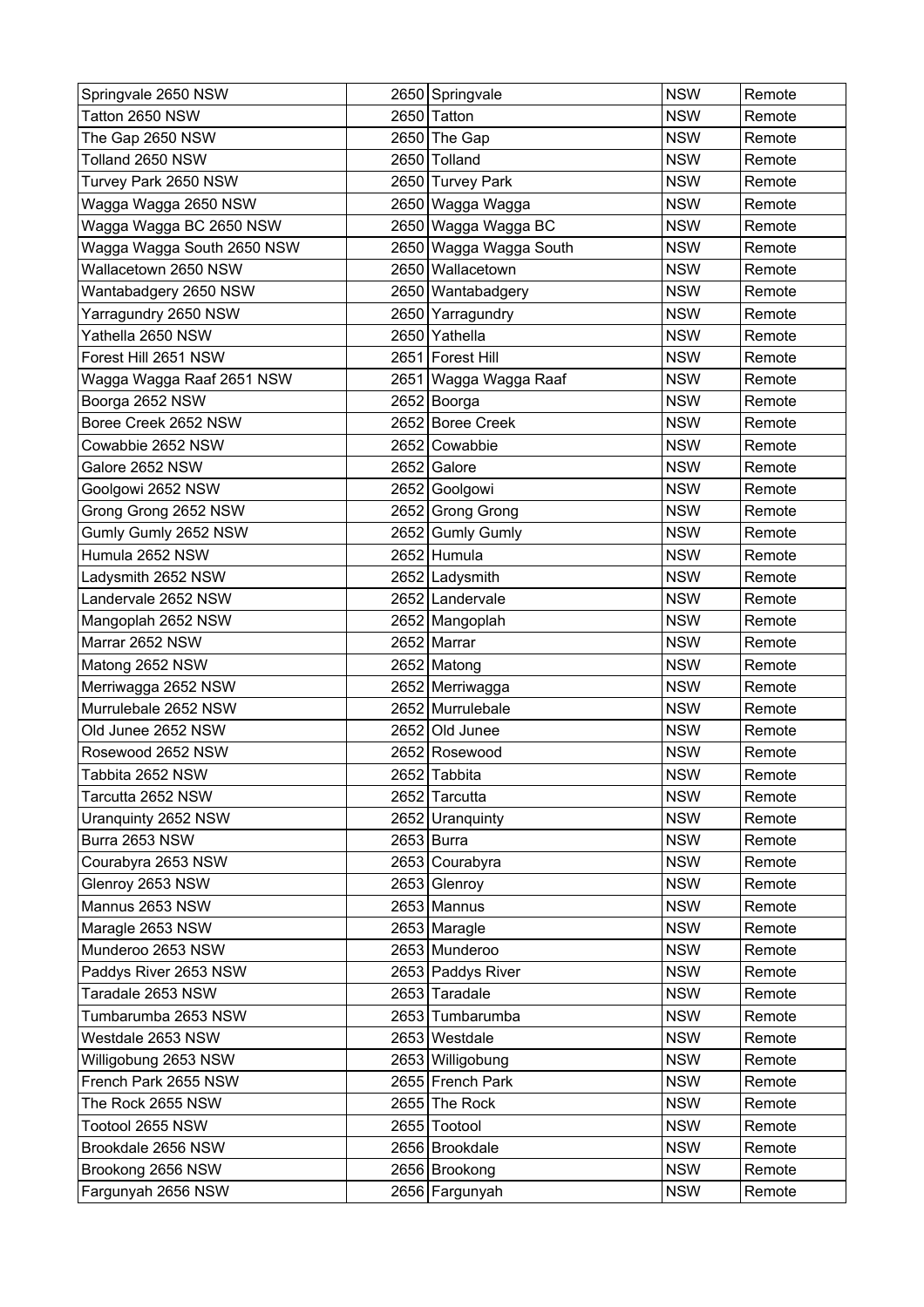| | | | | |
|---|---|---|---|---|
| Springvale 2650 NSW | 2650 | Springvale | NSW | Remote |
| Tatton 2650 NSW | 2650 | Tatton | NSW | Remote |
| The Gap 2650 NSW | 2650 | The Gap | NSW | Remote |
| Tolland 2650 NSW | 2650 | Tolland | NSW | Remote |
| Turvey Park 2650 NSW | 2650 | Turvey Park | NSW | Remote |
| Wagga Wagga 2650 NSW | 2650 | Wagga Wagga | NSW | Remote |
| Wagga Wagga BC 2650 NSW | 2650 | Wagga Wagga BC | NSW | Remote |
| Wagga Wagga South 2650 NSW | 2650 | Wagga Wagga South | NSW | Remote |
| Wallacetown 2650 NSW | 2650 | Wallacetown | NSW | Remote |
| Wantabadgery 2650 NSW | 2650 | Wantabadgery | NSW | Remote |
| Yarragundry 2650 NSW | 2650 | Yarragundry | NSW | Remote |
| Yathella 2650 NSW | 2650 | Yathella | NSW | Remote |
| Forest Hill 2651 NSW | 2651 | Forest Hill | NSW | Remote |
| Wagga Wagga Raaf 2651 NSW | 2651 | Wagga Wagga Raaf | NSW | Remote |
| Boorga 2652 NSW | 2652 | Boorga | NSW | Remote |
| Boree Creek 2652 NSW | 2652 | Boree Creek | NSW | Remote |
| Cowabbie 2652 NSW | 2652 | Cowabbie | NSW | Remote |
| Galore 2652 NSW | 2652 | Galore | NSW | Remote |
| Goolgowi 2652 NSW | 2652 | Goolgowi | NSW | Remote |
| Grong Grong 2652 NSW | 2652 | Grong Grong | NSW | Remote |
| Gumly Gumly 2652 NSW | 2652 | Gumly Gumly | NSW | Remote |
| Humula 2652 NSW | 2652 | Humula | NSW | Remote |
| Ladysmith 2652 NSW | 2652 | Ladysmith | NSW | Remote |
| Landervale 2652 NSW | 2652 | Landervale | NSW | Remote |
| Mangoplah 2652 NSW | 2652 | Mangoplah | NSW | Remote |
| Marrar 2652 NSW | 2652 | Marrar | NSW | Remote |
| Matong 2652 NSW | 2652 | Matong | NSW | Remote |
| Merriwagga 2652 NSW | 2652 | Merriwagga | NSW | Remote |
| Murrulebale 2652 NSW | 2652 | Murrulebale | NSW | Remote |
| Old Junee 2652 NSW | 2652 | Old Junee | NSW | Remote |
| Rosewood 2652 NSW | 2652 | Rosewood | NSW | Remote |
| Tabbita 2652 NSW | 2652 | Tabbita | NSW | Remote |
| Tarcutta 2652 NSW | 2652 | Tarcutta | NSW | Remote |
| Uranquinty 2652 NSW | 2652 | Uranquinty | NSW | Remote |
| Burra 2653 NSW | 2653 | Burra | NSW | Remote |
| Courabyra 2653 NSW | 2653 | Courabyra | NSW | Remote |
| Glenroy 2653 NSW | 2653 | Glenroy | NSW | Remote |
| Mannus 2653 NSW | 2653 | Mannus | NSW | Remote |
| Maragle 2653 NSW | 2653 | Maragle | NSW | Remote |
| Munderoo 2653 NSW | 2653 | Munderoo | NSW | Remote |
| Paddys River 2653 NSW | 2653 | Paddys River | NSW | Remote |
| Taradale 2653 NSW | 2653 | Taradale | NSW | Remote |
| Tumbarumba 2653 NSW | 2653 | Tumbarumba | NSW | Remote |
| Westdale 2653 NSW | 2653 | Westdale | NSW | Remote |
| Willigobung 2653 NSW | 2653 | Willigobung | NSW | Remote |
| French Park 2655 NSW | 2655 | French Park | NSW | Remote |
| The Rock 2655 NSW | 2655 | The Rock | NSW | Remote |
| Tootool 2655 NSW | 2655 | Tootool | NSW | Remote |
| Brookdale 2656 NSW | 2656 | Brookdale | NSW | Remote |
| Brookong 2656 NSW | 2656 | Brookong | NSW | Remote |
| Fargunyah 2656 NSW | 2656 | Fargunyah | NSW | Remote |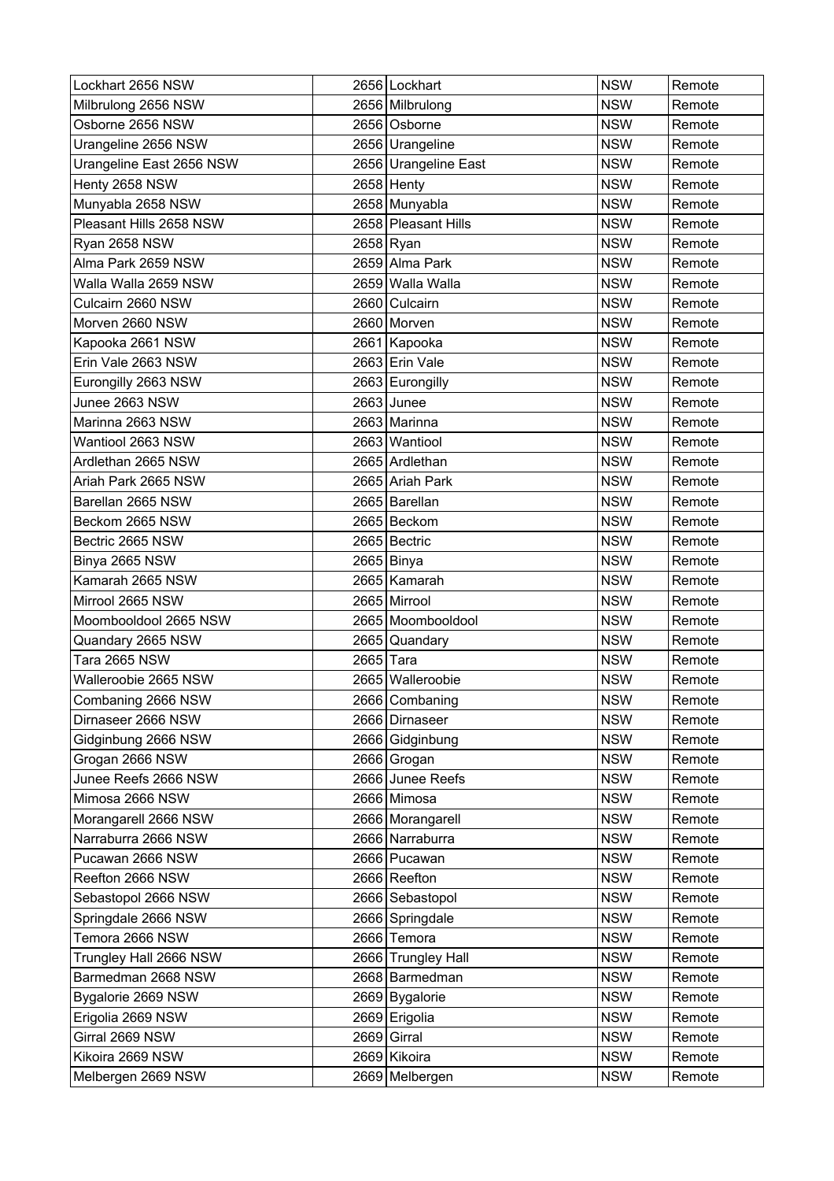| Lockhart 2656 NSW | 2656 | Lockhart | NSW | Remote |
|---|---|---|---|---|
| Milbrulong 2656 NSW | 2656 | Milbrulong | NSW | Remote |
| Osborne 2656 NSW | 2656 | Osborne | NSW | Remote |
| Urangeline 2656 NSW | 2656 | Urangeline | NSW | Remote |
| Urangeline East 2656 NSW | 2656 | Urangeline East | NSW | Remote |
| Henty 2658 NSW | 2658 | Henty | NSW | Remote |
| Munyabla 2658 NSW | 2658 | Munyabla | NSW | Remote |
| Pleasant Hills 2658 NSW | 2658 | Pleasant Hills | NSW | Remote |
| Ryan 2658 NSW | 2658 | Ryan | NSW | Remote |
| Alma Park 2659 NSW | 2659 | Alma Park | NSW | Remote |
| Walla Walla 2659 NSW | 2659 | Walla Walla | NSW | Remote |
| Culcairn 2660 NSW | 2660 | Culcairn | NSW | Remote |
| Morven 2660 NSW | 2660 | Morven | NSW | Remote |
| Kapooka 2661 NSW | 2661 | Kapooka | NSW | Remote |
| Erin Vale 2663 NSW | 2663 | Erin Vale | NSW | Remote |
| Eurongilly 2663 NSW | 2663 | Eurongilly | NSW | Remote |
| Junee 2663 NSW | 2663 | Junee | NSW | Remote |
| Marinna 2663 NSW | 2663 | Marinna | NSW | Remote |
| Wantiool 2663 NSW | 2663 | Wantiool | NSW | Remote |
| Ardlethan 2665 NSW | 2665 | Ardlethan | NSW | Remote |
| Ariah Park 2665 NSW | 2665 | Ariah Park | NSW | Remote |
| Barellan 2665 NSW | 2665 | Barellan | NSW | Remote |
| Beckom 2665 NSW | 2665 | Beckom | NSW | Remote |
| Bectric 2665 NSW | 2665 | Bectric | NSW | Remote |
| Binya 2665 NSW | 2665 | Binya | NSW | Remote |
| Kamarah 2665 NSW | 2665 | Kamarah | NSW | Remote |
| Mirrool 2665 NSW | 2665 | Mirrool | NSW | Remote |
| Moombooldool 2665 NSW | 2665 | Moombooldool | NSW | Remote |
| Quandary 2665 NSW | 2665 | Quandary | NSW | Remote |
| Tara 2665 NSW | 2665 | Tara | NSW | Remote |
| Walleroobie 2665 NSW | 2665 | Walleroobie | NSW | Remote |
| Combaning 2666 NSW | 2666 | Combaning | NSW | Remote |
| Dirnaseer 2666 NSW | 2666 | Dirnaseer | NSW | Remote |
| Gidginbung 2666 NSW | 2666 | Gidginbung | NSW | Remote |
| Grogan 2666 NSW | 2666 | Grogan | NSW | Remote |
| Junee Reefs 2666 NSW | 2666 | Junee Reefs | NSW | Remote |
| Mimosa 2666 NSW | 2666 | Mimosa | NSW | Remote |
| Morangarell 2666 NSW | 2666 | Morangarell | NSW | Remote |
| Narraburra 2666 NSW | 2666 | Narraburra | NSW | Remote |
| Pucawan 2666 NSW | 2666 | Pucawan | NSW | Remote |
| Reefton 2666 NSW | 2666 | Reefton | NSW | Remote |
| Sebastopol 2666 NSW | 2666 | Sebastopol | NSW | Remote |
| Springdale 2666 NSW | 2666 | Springdale | NSW | Remote |
| Temora 2666 NSW | 2666 | Temora | NSW | Remote |
| Trungley Hall 2666 NSW | 2666 | Trungley Hall | NSW | Remote |
| Barmedman 2668 NSW | 2668 | Barmedman | NSW | Remote |
| Bygalorie 2669 NSW | 2669 | Bygalorie | NSW | Remote |
| Erigolia 2669 NSW | 2669 | Erigolia | NSW | Remote |
| Girral 2669 NSW | 2669 | Girral | NSW | Remote |
| Kikoira 2669 NSW | 2669 | Kikoira | NSW | Remote |
| Melbergen 2669 NSW | 2669 | Melbergen | NSW | Remote |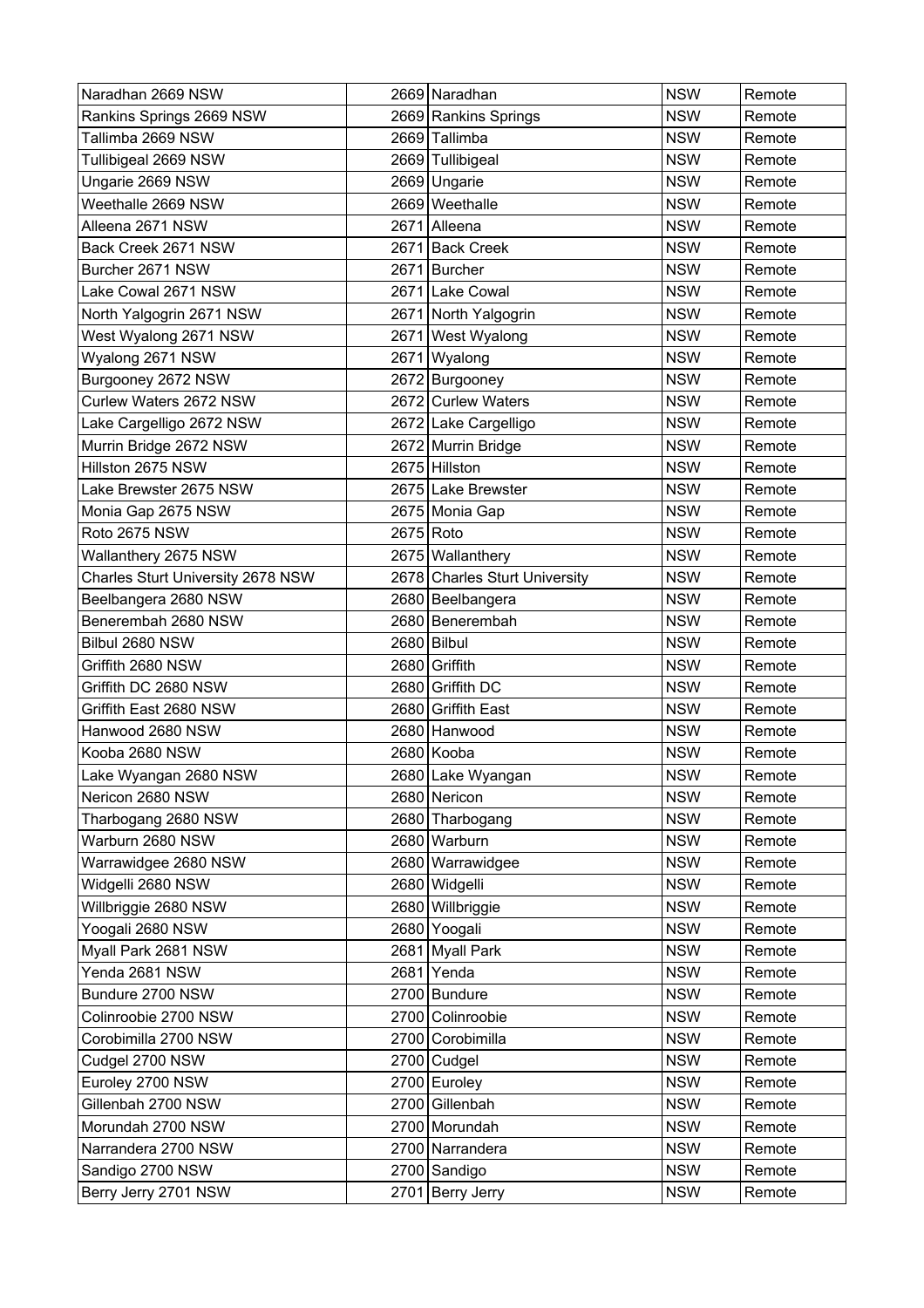| Naradhan 2669 NSW | 2669 | Naradhan | NSW | Remote |
|---|---|---|---|---|
| Rankins Springs 2669 NSW | 2669 | Rankins Springs | NSW | Remote |
| Tallimba 2669 NSW | 2669 | Tallimba | NSW | Remote |
| Tullibigeal 2669 NSW | 2669 | Tullibigeal | NSW | Remote |
| Ungarie 2669 NSW | 2669 | Ungarie | NSW | Remote |
| Weethalle 2669 NSW | 2669 | Weethalle | NSW | Remote |
| Alleena 2671 NSW | 2671 | Alleena | NSW | Remote |
| Back Creek 2671 NSW | 2671 | Back Creek | NSW | Remote |
| Burcher 2671 NSW | 2671 | Burcher | NSW | Remote |
| Lake Cowal 2671 NSW | 2671 | Lake Cowal | NSW | Remote |
| North Yalgogrin 2671 NSW | 2671 | North Yalgogrin | NSW | Remote |
| West Wyalong 2671 NSW | 2671 | West Wyalong | NSW | Remote |
| Wyalong 2671 NSW | 2671 | Wyalong | NSW | Remote |
| Burgooney 2672 NSW | 2672 | Burgooney | NSW | Remote |
| Curlew Waters 2672 NSW | 2672 | Curlew Waters | NSW | Remote |
| Lake Cargelligo 2672 NSW | 2672 | Lake Cargelligo | NSW | Remote |
| Murrin Bridge 2672 NSW | 2672 | Murrin Bridge | NSW | Remote |
| Hillston 2675 NSW | 2675 | Hillston | NSW | Remote |
| Lake Brewster 2675 NSW | 2675 | Lake Brewster | NSW | Remote |
| Monia Gap 2675 NSW | 2675 | Monia Gap | NSW | Remote |
| Roto 2675 NSW | 2675 | Roto | NSW | Remote |
| Wallanthery 2675 NSW | 2675 | Wallanthery | NSW | Remote |
| Charles Sturt University 2678 NSW | 2678 | Charles Sturt University | NSW | Remote |
| Beelbangera 2680 NSW | 2680 | Beelbangera | NSW | Remote |
| Benerembah 2680 NSW | 2680 | Benerembah | NSW | Remote |
| Bilbul 2680 NSW | 2680 | Bilbul | NSW | Remote |
| Griffith 2680 NSW | 2680 | Griffith | NSW | Remote |
| Griffith DC 2680 NSW | 2680 | Griffith DC | NSW | Remote |
| Griffith East 2680 NSW | 2680 | Griffith East | NSW | Remote |
| Hanwood 2680 NSW | 2680 | Hanwood | NSW | Remote |
| Kooba 2680 NSW | 2680 | Kooba | NSW | Remote |
| Lake Wyangan 2680 NSW | 2680 | Lake Wyangan | NSW | Remote |
| Nericon 2680 NSW | 2680 | Nericon | NSW | Remote |
| Tharbogang 2680 NSW | 2680 | Tharbogang | NSW | Remote |
| Warburn 2680 NSW | 2680 | Warburn | NSW | Remote |
| Warrawidgee 2680 NSW | 2680 | Warrawidgee | NSW | Remote |
| Widgelli 2680 NSW | 2680 | Widgelli | NSW | Remote |
| Willbriggie 2680 NSW | 2680 | Willbriggie | NSW | Remote |
| Yoogali 2680 NSW | 2680 | Yoogali | NSW | Remote |
| Myall Park 2681 NSW | 2681 | Myall Park | NSW | Remote |
| Yenda 2681 NSW | 2681 | Yenda | NSW | Remote |
| Bundure 2700 NSW | 2700 | Bundure | NSW | Remote |
| Colinroobie 2700 NSW | 2700 | Colinroobie | NSW | Remote |
| Corobimilla 2700 NSW | 2700 | Corobimilla | NSW | Remote |
| Cudgel 2700 NSW | 2700 | Cudgel | NSW | Remote |
| Euroley 2700 NSW | 2700 | Euroley | NSW | Remote |
| Gillenbah 2700 NSW | 2700 | Gillenbah | NSW | Remote |
| Morundah 2700 NSW | 2700 | Morundah | NSW | Remote |
| Narrandera 2700 NSW | 2700 | Narrandera | NSW | Remote |
| Sandigo 2700 NSW | 2700 | Sandigo | NSW | Remote |
| Berry Jerry 2701 NSW | 2701 | Berry Jerry | NSW | Remote |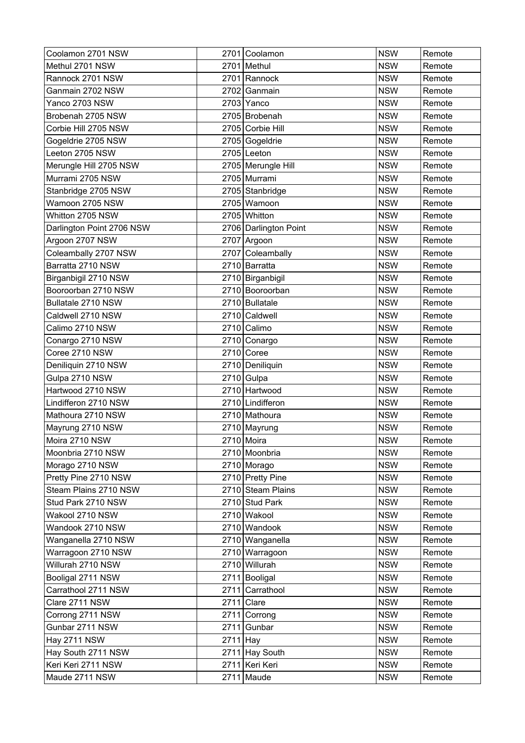| Coolamon 2701 NSW | 2701 | Coolamon | NSW | Remote |
|---|---|---|---|---|
| Methul 2701 NSW | 2701 | Methul | NSW | Remote |
| Rannock 2701 NSW | 2701 | Rannock | NSW | Remote |
| Ganmain 2702 NSW | 2702 | Ganmain | NSW | Remote |
| Yanco 2703 NSW | 2703 | Yanco | NSW | Remote |
| Brobenah 2705 NSW | 2705 | Brobenah | NSW | Remote |
| Corbie Hill 2705 NSW | 2705 | Corbie Hill | NSW | Remote |
| Gogeldrie 2705 NSW | 2705 | Gogeldrie | NSW | Remote |
| Leeton 2705 NSW | 2705 | Leeton | NSW | Remote |
| Merungle Hill 2705 NSW | 2705 | Merungle Hill | NSW | Remote |
| Murrami 2705 NSW | 2705 | Murrami | NSW | Remote |
| Stanbridge 2705 NSW | 2705 | Stanbridge | NSW | Remote |
| Wamoon 2705 NSW | 2705 | Wamoon | NSW | Remote |
| Whitton 2705 NSW | 2705 | Whitton | NSW | Remote |
| Darlington Point 2706 NSW | 2706 | Darlington Point | NSW | Remote |
| Argoon 2707 NSW | 2707 | Argoon | NSW | Remote |
| Coleambally 2707 NSW | 2707 | Coleambally | NSW | Remote |
| Barratta 2710 NSW | 2710 | Barratta | NSW | Remote |
| Birganbigil 2710 NSW | 2710 | Birganbigil | NSW | Remote |
| Booroorban 2710 NSW | 2710 | Booroorban | NSW | Remote |
| Bullatale 2710 NSW | 2710 | Bullatale | NSW | Remote |
| Caldwell 2710 NSW | 2710 | Caldwell | NSW | Remote |
| Calimo 2710 NSW | 2710 | Calimo | NSW | Remote |
| Conargo 2710 NSW | 2710 | Conargo | NSW | Remote |
| Coree 2710 NSW | 2710 | Coree | NSW | Remote |
| Deniliquin 2710 NSW | 2710 | Deniliquin | NSW | Remote |
| Gulpa 2710 NSW | 2710 | Gulpa | NSW | Remote |
| Hartwood 2710 NSW | 2710 | Hartwood | NSW | Remote |
| Lindifferon 2710 NSW | 2710 | Lindifferon | NSW | Remote |
| Mathoura 2710 NSW | 2710 | Mathoura | NSW | Remote |
| Mayrung 2710 NSW | 2710 | Mayrung | NSW | Remote |
| Moira 2710 NSW | 2710 | Moira | NSW | Remote |
| Moonbria 2710 NSW | 2710 | Moonbria | NSW | Remote |
| Morago 2710 NSW | 2710 | Morago | NSW | Remote |
| Pretty Pine 2710 NSW | 2710 | Pretty Pine | NSW | Remote |
| Steam Plains 2710 NSW | 2710 | Steam Plains | NSW | Remote |
| Stud Park 2710 NSW | 2710 | Stud Park | NSW | Remote |
| Wakool 2710 NSW | 2710 | Wakool | NSW | Remote |
| Wandook 2710 NSW | 2710 | Wandook | NSW | Remote |
| Wanganella 2710 NSW | 2710 | Wanganella | NSW | Remote |
| Warragoon 2710 NSW | 2710 | Warragoon | NSW | Remote |
| Willurah 2710 NSW | 2710 | Willurah | NSW | Remote |
| Booligal 2711 NSW | 2711 | Booligal | NSW | Remote |
| Carrathool 2711 NSW | 2711 | Carrathool | NSW | Remote |
| Clare 2711 NSW | 2711 | Clare | NSW | Remote |
| Corrong 2711 NSW | 2711 | Corrong | NSW | Remote |
| Gunbar 2711 NSW | 2711 | Gunbar | NSW | Remote |
| Hay 2711 NSW | 2711 | Hay | NSW | Remote |
| Hay South 2711 NSW | 2711 | Hay South | NSW | Remote |
| Keri Keri 2711 NSW | 2711 | Keri Keri | NSW | Remote |
| Maude 2711 NSW | 2711 | Maude | NSW | Remote |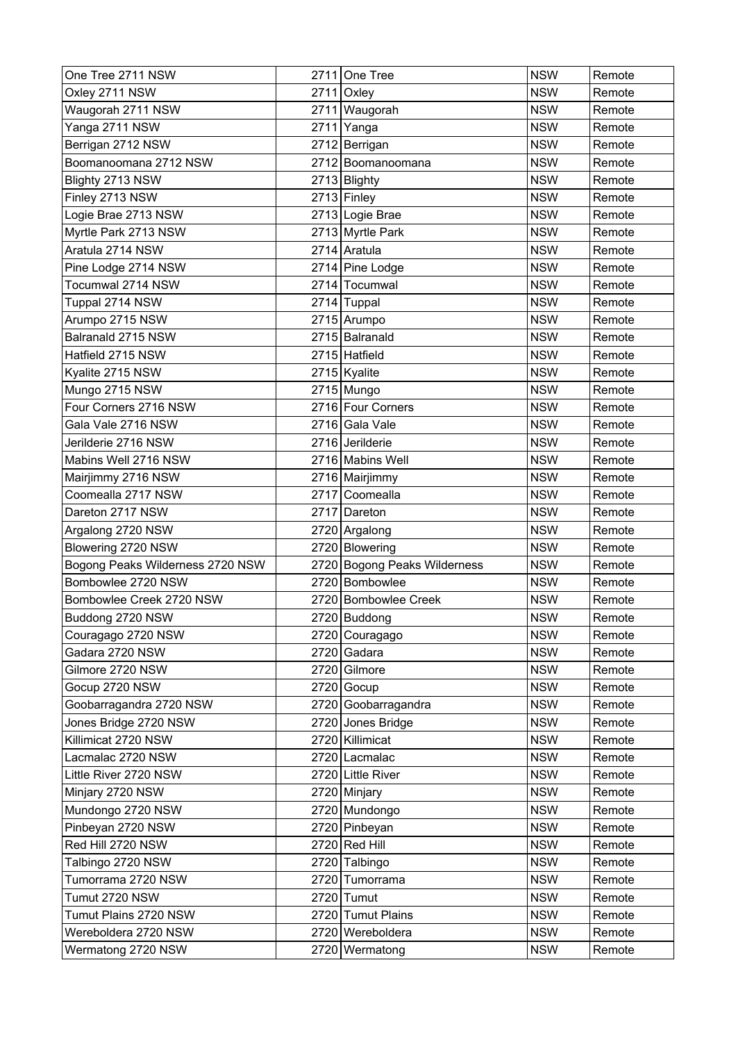| | | | | |
|---|---|---|---|---|
| One Tree 2711 NSW | 2711 | One Tree | NSW | Remote |
| Oxley 2711 NSW | 2711 | Oxley | NSW | Remote |
| Waugorah 2711 NSW | 2711 | Waugorah | NSW | Remote |
| Yanga 2711 NSW | 2711 | Yanga | NSW | Remote |
| Berrigan 2712 NSW | 2712 | Berrigan | NSW | Remote |
| Boomanoomana 2712 NSW | 2712 | Boomanoomana | NSW | Remote |
| Blighty 2713 NSW | 2713 | Blighty | NSW | Remote |
| Finley 2713 NSW | 2713 | Finley | NSW | Remote |
| Logie Brae 2713 NSW | 2713 | Logie Brae | NSW | Remote |
| Myrtle Park 2713 NSW | 2713 | Myrtle Park | NSW | Remote |
| Aratula 2714 NSW | 2714 | Aratula | NSW | Remote |
| Pine Lodge 2714 NSW | 2714 | Pine Lodge | NSW | Remote |
| Tocumwal 2714 NSW | 2714 | Tocumwal | NSW | Remote |
| Tuppal 2714 NSW | 2714 | Tuppal | NSW | Remote |
| Arumpo 2715 NSW | 2715 | Arumpo | NSW | Remote |
| Balranald 2715 NSW | 2715 | Balranald | NSW | Remote |
| Hatfield 2715 NSW | 2715 | Hatfield | NSW | Remote |
| Kyalite 2715 NSW | 2715 | Kyalite | NSW | Remote |
| Mungo 2715 NSW | 2715 | Mungo | NSW | Remote |
| Four Corners 2716 NSW | 2716 | Four Corners | NSW | Remote |
| Gala Vale 2716 NSW | 2716 | Gala Vale | NSW | Remote |
| Jerilderie 2716 NSW | 2716 | Jerilderie | NSW | Remote |
| Mabins Well 2716 NSW | 2716 | Mabins Well | NSW | Remote |
| Mairjimmy 2716 NSW | 2716 | Mairjimmy | NSW | Remote |
| Coomealla 2717 NSW | 2717 | Coomealla | NSW | Remote |
| Dareton 2717 NSW | 2717 | Dareton | NSW | Remote |
| Argalong 2720 NSW | 2720 | Argalong | NSW | Remote |
| Blowering 2720 NSW | 2720 | Blowering | NSW | Remote |
| Bogong Peaks Wilderness 2720 NSW | 2720 | Bogong Peaks Wilderness | NSW | Remote |
| Bombowlee 2720 NSW | 2720 | Bombowlee | NSW | Remote |
| Bombowlee Creek 2720 NSW | 2720 | Bombowlee Creek | NSW | Remote |
| Buddong 2720 NSW | 2720 | Buddong | NSW | Remote |
| Couragago 2720 NSW | 2720 | Couragago | NSW | Remote |
| Gadara 2720 NSW | 2720 | Gadara | NSW | Remote |
| Gilmore 2720 NSW | 2720 | Gilmore | NSW | Remote |
| Gocup 2720 NSW | 2720 | Gocup | NSW | Remote |
| Goobarragandra 2720 NSW | 2720 | Goobarragandra | NSW | Remote |
| Jones Bridge 2720 NSW | 2720 | Jones Bridge | NSW | Remote |
| Killimicat 2720 NSW | 2720 | Killimicat | NSW | Remote |
| Lacmalac 2720 NSW | 2720 | Lacmalac | NSW | Remote |
| Little River 2720 NSW | 2720 | Little River | NSW | Remote |
| Minjary 2720 NSW | 2720 | Minjary | NSW | Remote |
| Mundongo 2720 NSW | 2720 | Mundongo | NSW | Remote |
| Pinbeyan 2720 NSW | 2720 | Pinbeyan | NSW | Remote |
| Red Hill 2720 NSW | 2720 | Red Hill | NSW | Remote |
| Talbingo 2720 NSW | 2720 | Talbingo | NSW | Remote |
| Tumorrama 2720 NSW | 2720 | Tumorrama | NSW | Remote |
| Tumut 2720 NSW | 2720 | Tumut | NSW | Remote |
| Tumut Plains 2720 NSW | 2720 | Tumut Plains | NSW | Remote |
| Wereboldera 2720 NSW | 2720 | Wereboldera | NSW | Remote |
| Wermatong 2720 NSW | 2720 | Wermatong | NSW | Remote |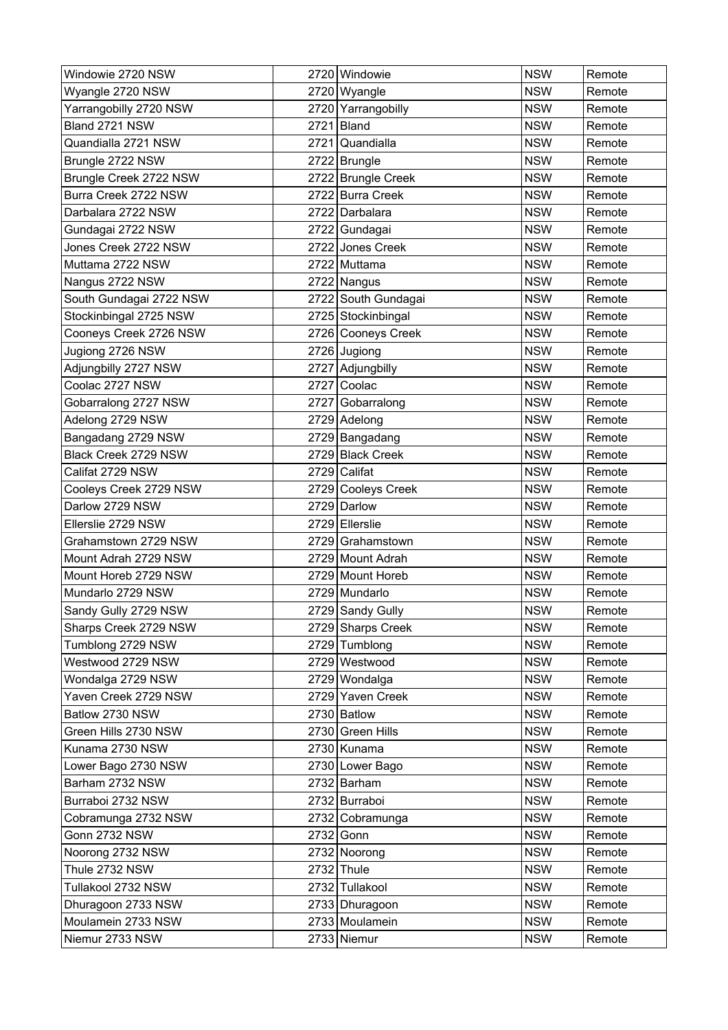| Windowie 2720 NSW | 2720 | Windowie | NSW | Remote |
|---|---|---|---|---|
| Wyangle 2720 NSW | 2720 | Wyangle | NSW | Remote |
| Yarrangobilly 2720 NSW | 2720 | Yarrangobilly | NSW | Remote |
| Bland 2721 NSW | 2721 | Bland | NSW | Remote |
| Quandialla 2721 NSW | 2721 | Quandialla | NSW | Remote |
| Brungle 2722 NSW | 2722 | Brungle | NSW | Remote |
| Brungle Creek 2722 NSW | 2722 | Brungle Creek | NSW | Remote |
| Burra Creek 2722 NSW | 2722 | Burra Creek | NSW | Remote |
| Darbalara 2722 NSW | 2722 | Darbalara | NSW | Remote |
| Gundagai 2722 NSW | 2722 | Gundagai | NSW | Remote |
| Jones Creek 2722 NSW | 2722 | Jones Creek | NSW | Remote |
| Muttama 2722 NSW | 2722 | Muttama | NSW | Remote |
| Nangus 2722 NSW | 2722 | Nangus | NSW | Remote |
| South Gundagai 2722 NSW | 2722 | South Gundagai | NSW | Remote |
| Stockinbingal 2725 NSW | 2725 | Stockinbingal | NSW | Remote |
| Cooneys Creek 2726 NSW | 2726 | Cooneys Creek | NSW | Remote |
| Jugiong 2726 NSW | 2726 | Jugiong | NSW | Remote |
| Adjungbilly 2727 NSW | 2727 | Adjungbilly | NSW | Remote |
| Coolac 2727 NSW | 2727 | Coolac | NSW | Remote |
| Gobarralong 2727 NSW | 2727 | Gobarralong | NSW | Remote |
| Adelong 2729 NSW | 2729 | Adelong | NSW | Remote |
| Bangadang 2729 NSW | 2729 | Bangadang | NSW | Remote |
| Black Creek 2729 NSW | 2729 | Black Creek | NSW | Remote |
| Califat 2729 NSW | 2729 | Califat | NSW | Remote |
| Cooleys Creek 2729 NSW | 2729 | Cooleys Creek | NSW | Remote |
| Darlow 2729 NSW | 2729 | Darlow | NSW | Remote |
| Ellerslie 2729 NSW | 2729 | Ellerslie | NSW | Remote |
| Grahamstown 2729 NSW | 2729 | Grahamstown | NSW | Remote |
| Mount Adrah 2729 NSW | 2729 | Mount Adrah | NSW | Remote |
| Mount Horeb 2729 NSW | 2729 | Mount Horeb | NSW | Remote |
| Mundarlo 2729 NSW | 2729 | Mundarlo | NSW | Remote |
| Sandy Gully 2729 NSW | 2729 | Sandy Gully | NSW | Remote |
| Sharps Creek 2729 NSW | 2729 | Sharps Creek | NSW | Remote |
| Tumblong 2729 NSW | 2729 | Tumblong | NSW | Remote |
| Westwood 2729 NSW | 2729 | Westwood | NSW | Remote |
| Wondalga 2729 NSW | 2729 | Wondalga | NSW | Remote |
| Yaven Creek 2729 NSW | 2729 | Yaven Creek | NSW | Remote |
| Batlow 2730 NSW | 2730 | Batlow | NSW | Remote |
| Green Hills 2730 NSW | 2730 | Green Hills | NSW | Remote |
| Kunama 2730 NSW | 2730 | Kunama | NSW | Remote |
| Lower Bago 2730 NSW | 2730 | Lower Bago | NSW | Remote |
| Barham 2732 NSW | 2732 | Barham | NSW | Remote |
| Burraboi 2732 NSW | 2732 | Burraboi | NSW | Remote |
| Cobramunga 2732 NSW | 2732 | Cobramunga | NSW | Remote |
| Gonn 2732 NSW | 2732 | Gonn | NSW | Remote |
| Noorong 2732 NSW | 2732 | Noorong | NSW | Remote |
| Thule 2732 NSW | 2732 | Thule | NSW | Remote |
| Tullakool 2732 NSW | 2732 | Tullakool | NSW | Remote |
| Dhuragoon 2733 NSW | 2733 | Dhuragoon | NSW | Remote |
| Moulamein 2733 NSW | 2733 | Moulamein | NSW | Remote |
| Niemur 2733 NSW | 2733 | Niemur | NSW | Remote |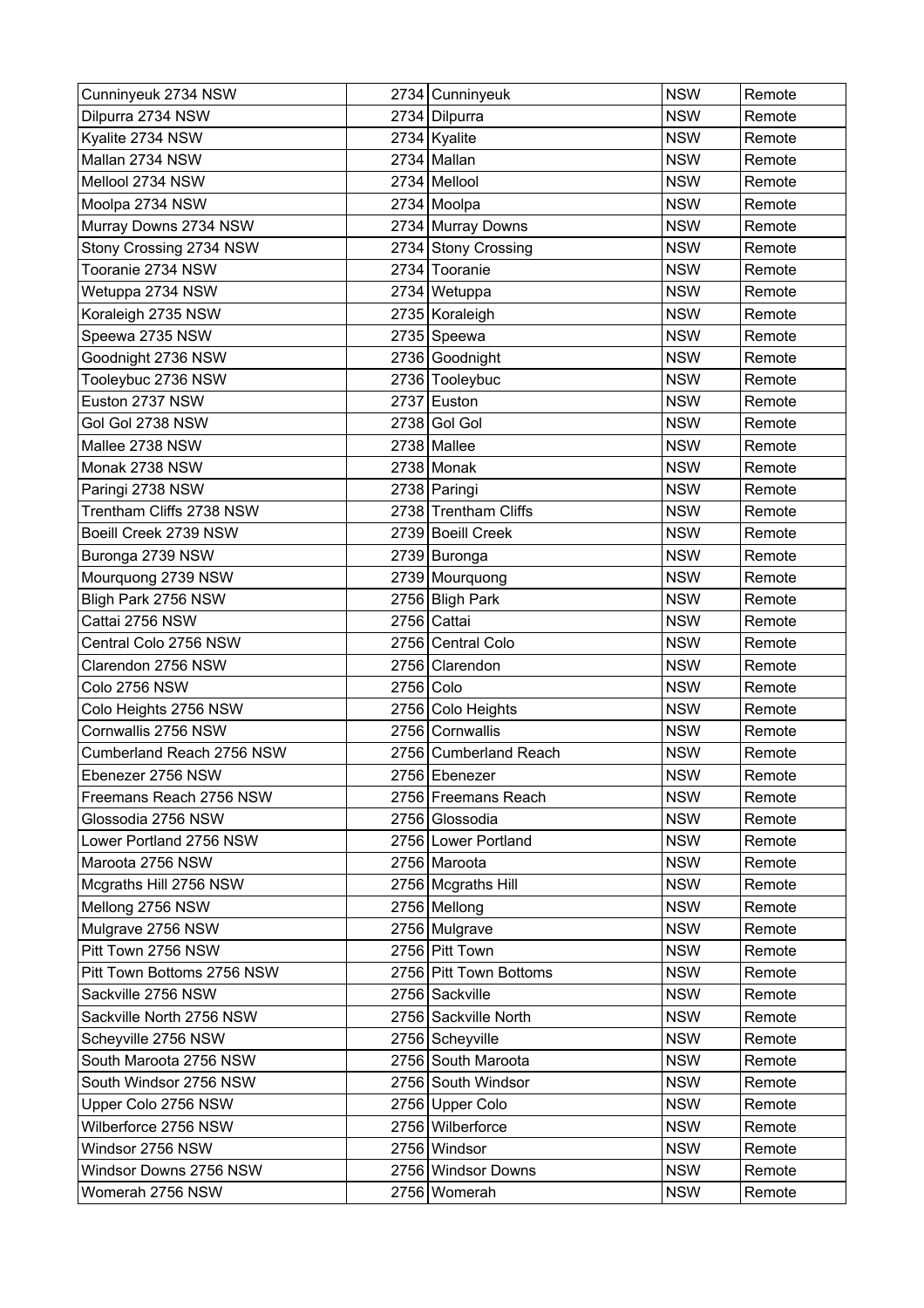| Cunninyeuk 2734 NSW | 2734 | Cunninyeuk | NSW | Remote |
|---|---|---|---|---|
| Dilpurra 2734 NSW | 2734 | Dilpurra | NSW | Remote |
| Kyalite 2734 NSW | 2734 | Kyalite | NSW | Remote |
| Mallan 2734 NSW | 2734 | Mallan | NSW | Remote |
| Mellool 2734 NSW | 2734 | Mellool | NSW | Remote |
| Moolpa 2734 NSW | 2734 | Moolpa | NSW | Remote |
| Murray Downs 2734 NSW | 2734 | Murray Downs | NSW | Remote |
| Stony Crossing 2734 NSW | 2734 | Stony Crossing | NSW | Remote |
| Tooranie 2734 NSW | 2734 | Tooranie | NSW | Remote |
| Wetuppa 2734 NSW | 2734 | Wetuppa | NSW | Remote |
| Koraleigh 2735 NSW | 2735 | Koraleigh | NSW | Remote |
| Speewa 2735 NSW | 2735 | Speewa | NSW | Remote |
| Goodnight 2736 NSW | 2736 | Goodnight | NSW | Remote |
| Tooleybuc 2736 NSW | 2736 | Tooleybuc | NSW | Remote |
| Euston 2737 NSW | 2737 | Euston | NSW | Remote |
| Gol Gol 2738 NSW | 2738 | Gol Gol | NSW | Remote |
| Mallee 2738 NSW | 2738 | Mallee | NSW | Remote |
| Monak 2738 NSW | 2738 | Monak | NSW | Remote |
| Paringi 2738 NSW | 2738 | Paringi | NSW | Remote |
| Trentham Cliffs 2738 NSW | 2738 | Trentham Cliffs | NSW | Remote |
| Boeill Creek 2739 NSW | 2739 | Boeill Creek | NSW | Remote |
| Buronga 2739 NSW | 2739 | Buronga | NSW | Remote |
| Mourquong 2739 NSW | 2739 | Mourquong | NSW | Remote |
| Bligh Park 2756 NSW | 2756 | Bligh Park | NSW | Remote |
| Cattai 2756 NSW | 2756 | Cattai | NSW | Remote |
| Central Colo 2756 NSW | 2756 | Central Colo | NSW | Remote |
| Clarendon 2756 NSW | 2756 | Clarendon | NSW | Remote |
| Colo 2756 NSW | 2756 | Colo | NSW | Remote |
| Colo Heights 2756 NSW | 2756 | Colo Heights | NSW | Remote |
| Cornwallis 2756 NSW | 2756 | Cornwallis | NSW | Remote |
| Cumberland Reach 2756 NSW | 2756 | Cumberland Reach | NSW | Remote |
| Ebenezer 2756 NSW | 2756 | Ebenezer | NSW | Remote |
| Freemans Reach 2756 NSW | 2756 | Freemans Reach | NSW | Remote |
| Glossodia 2756 NSW | 2756 | Glossodia | NSW | Remote |
| Lower Portland 2756 NSW | 2756 | Lower Portland | NSW | Remote |
| Maroota 2756 NSW | 2756 | Maroota | NSW | Remote |
| Mcgraths Hill 2756 NSW | 2756 | Mcgraths Hill | NSW | Remote |
| Mellong 2756 NSW | 2756 | Mellong | NSW | Remote |
| Mulgrave 2756 NSW | 2756 | Mulgrave | NSW | Remote |
| Pitt Town 2756 NSW | 2756 | Pitt Town | NSW | Remote |
| Pitt Town Bottoms 2756 NSW | 2756 | Pitt Town Bottoms | NSW | Remote |
| Sackville 2756 NSW | 2756 | Sackville | NSW | Remote |
| Sackville North 2756 NSW | 2756 | Sackville North | NSW | Remote |
| Scheyville 2756 NSW | 2756 | Scheyville | NSW | Remote |
| South Maroota 2756 NSW | 2756 | South Maroota | NSW | Remote |
| South Windsor 2756 NSW | 2756 | South Windsor | NSW | Remote |
| Upper Colo 2756 NSW | 2756 | Upper Colo | NSW | Remote |
| Wilberforce 2756 NSW | 2756 | Wilberforce | NSW | Remote |
| Windsor 2756 NSW | 2756 | Windsor | NSW | Remote |
| Windsor Downs 2756 NSW | 2756 | Windsor Downs | NSW | Remote |
| Womerah 2756 NSW | 2756 | Womerah | NSW | Remote |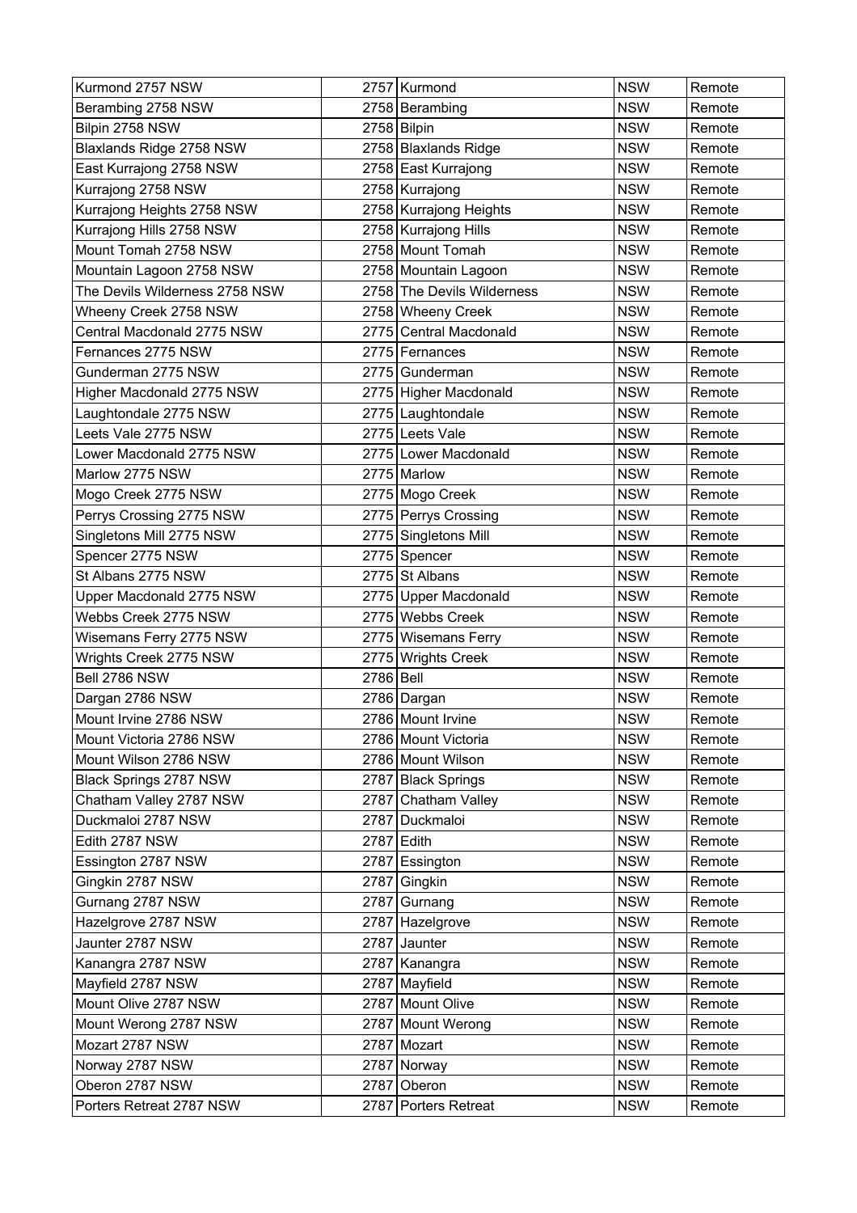| Kurmond 2757 NSW | 2757 | Kurmond | NSW | Remote |
|---|---|---|---|---|
| Berambing 2758 NSW | 2758 | Berambing | NSW | Remote |
| Bilpin 2758 NSW | 2758 | Bilpin | NSW | Remote |
| Blaxlands Ridge 2758 NSW | 2758 | Blaxlands Ridge | NSW | Remote |
| East Kurrajong 2758 NSW | 2758 | East Kurrajong | NSW | Remote |
| Kurrajong 2758 NSW | 2758 | Kurrajong | NSW | Remote |
| Kurrajong Heights 2758 NSW | 2758 | Kurrajong Heights | NSW | Remote |
| Kurrajong Hills 2758 NSW | 2758 | Kurrajong Hills | NSW | Remote |
| Mount Tomah 2758 NSW | 2758 | Mount Tomah | NSW | Remote |
| Mountain Lagoon 2758 NSW | 2758 | Mountain Lagoon | NSW | Remote |
| The Devils Wilderness 2758 NSW | 2758 | The Devils Wilderness | NSW | Remote |
| Wheeny Creek 2758 NSW | 2758 | Wheeny Creek | NSW | Remote |
| Central Macdonald 2775 NSW | 2775 | Central Macdonald | NSW | Remote |
| Fernances 2775 NSW | 2775 | Fernances | NSW | Remote |
| Gunderman 2775 NSW | 2775 | Gunderman | NSW | Remote |
| Higher Macdonald 2775 NSW | 2775 | Higher Macdonald | NSW | Remote |
| Laughtondale 2775 NSW | 2775 | Laughtondale | NSW | Remote |
| Leets Vale 2775 NSW | 2775 | Leets Vale | NSW | Remote |
| Lower Macdonald 2775 NSW | 2775 | Lower Macdonald | NSW | Remote |
| Marlow 2775 NSW | 2775 | Marlow | NSW | Remote |
| Mogo Creek 2775 NSW | 2775 | Mogo Creek | NSW | Remote |
| Perrys Crossing 2775 NSW | 2775 | Perrys Crossing | NSW | Remote |
| Singletons Mill 2775 NSW | 2775 | Singletons Mill | NSW | Remote |
| Spencer 2775 NSW | 2775 | Spencer | NSW | Remote |
| St Albans 2775 NSW | 2775 | St Albans | NSW | Remote |
| Upper Macdonald 2775 NSW | 2775 | Upper Macdonald | NSW | Remote |
| Webbs Creek 2775 NSW | 2775 | Webbs Creek | NSW | Remote |
| Wisemans Ferry 2775 NSW | 2775 | Wisemans Ferry | NSW | Remote |
| Wrights Creek 2775 NSW | 2775 | Wrights Creek | NSW | Remote |
| Bell 2786 NSW | 2786 | Bell | NSW | Remote |
| Dargan 2786 NSW | 2786 | Dargan | NSW | Remote |
| Mount Irvine 2786 NSW | 2786 | Mount Irvine | NSW | Remote |
| Mount Victoria 2786 NSW | 2786 | Mount Victoria | NSW | Remote |
| Mount Wilson 2786 NSW | 2786 | Mount Wilson | NSW | Remote |
| Black Springs 2787 NSW | 2787 | Black Springs | NSW | Remote |
| Chatham Valley 2787 NSW | 2787 | Chatham Valley | NSW | Remote |
| Duckmaloi 2787 NSW | 2787 | Duckmaloi | NSW | Remote |
| Edith 2787 NSW | 2787 | Edith | NSW | Remote |
| Essington 2787 NSW | 2787 | Essington | NSW | Remote |
| Gingkin 2787 NSW | 2787 | Gingkin | NSW | Remote |
| Gurnang 2787 NSW | 2787 | Gurnang | NSW | Remote |
| Hazelgrove 2787 NSW | 2787 | Hazelgrove | NSW | Remote |
| Jaunter 2787 NSW | 2787 | Jaunter | NSW | Remote |
| Kanangra 2787 NSW | 2787 | Kanangra | NSW | Remote |
| Mayfield 2787 NSW | 2787 | Mayfield | NSW | Remote |
| Mount Olive 2787 NSW | 2787 | Mount Olive | NSW | Remote |
| Mount Werong 2787 NSW | 2787 | Mount Werong | NSW | Remote |
| Mozart 2787 NSW | 2787 | Mozart | NSW | Remote |
| Norway 2787 NSW | 2787 | Norway | NSW | Remote |
| Oberon 2787 NSW | 2787 | Oberon | NSW | Remote |
| Porters Retreat 2787 NSW | 2787 | Porters Retreat | NSW | Remote |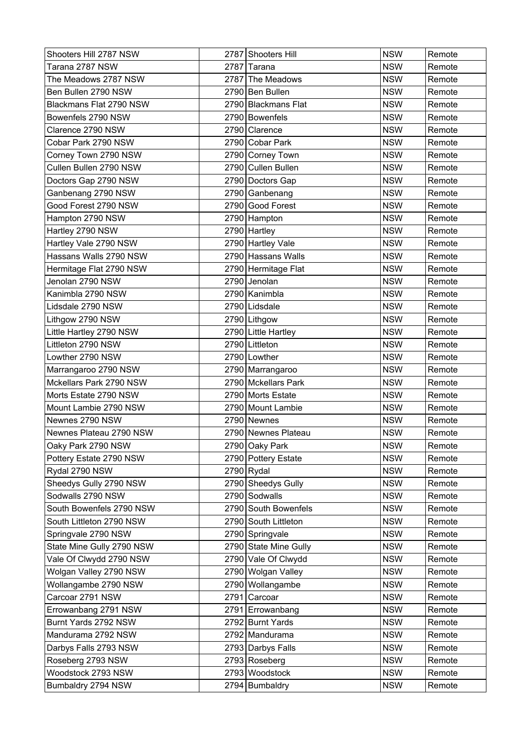| Shooters Hill 2787 NSW | 2787 | Shooters Hill | NSW | Remote |
|---|---|---|---|---|
| Tarana 2787 NSW | 2787 | Tarana | NSW | Remote |
| The Meadows 2787 NSW | 2787 | The Meadows | NSW | Remote |
| Ben Bullen 2790 NSW | 2790 | Ben Bullen | NSW | Remote |
| Blackmans Flat 2790 NSW | 2790 | Blackmans Flat | NSW | Remote |
| Bowenfels 2790 NSW | 2790 | Bowenfels | NSW | Remote |
| Clarence 2790 NSW | 2790 | Clarence | NSW | Remote |
| Cobar Park 2790 NSW | 2790 | Cobar Park | NSW | Remote |
| Corney Town 2790 NSW | 2790 | Corney Town | NSW | Remote |
| Cullen Bullen 2790 NSW | 2790 | Cullen Bullen | NSW | Remote |
| Doctors Gap 2790 NSW | 2790 | Doctors Gap | NSW | Remote |
| Ganbenang 2790 NSW | 2790 | Ganbenang | NSW | Remote |
| Good Forest 2790 NSW | 2790 | Good Forest | NSW | Remote |
| Hampton 2790 NSW | 2790 | Hampton | NSW | Remote |
| Hartley 2790 NSW | 2790 | Hartley | NSW | Remote |
| Hartley Vale 2790 NSW | 2790 | Hartley Vale | NSW | Remote |
| Hassans Walls 2790 NSW | 2790 | Hassans Walls | NSW | Remote |
| Hermitage Flat 2790 NSW | 2790 | Hermitage Flat | NSW | Remote |
| Jenolan 2790 NSW | 2790 | Jenolan | NSW | Remote |
| Kanimbla 2790 NSW | 2790 | Kanimbla | NSW | Remote |
| Lidsdale 2790 NSW | 2790 | Lidsdale | NSW | Remote |
| Lithgow 2790 NSW | 2790 | Lithgow | NSW | Remote |
| Little Hartley 2790 NSW | 2790 | Little Hartley | NSW | Remote |
| Littleton 2790 NSW | 2790 | Littleton | NSW | Remote |
| Lowther 2790 NSW | 2790 | Lowther | NSW | Remote |
| Marrangaroo 2790 NSW | 2790 | Marrangaroo | NSW | Remote |
| Mckellars Park 2790 NSW | 2790 | Mckellars Park | NSW | Remote |
| Morts Estate 2790 NSW | 2790 | Morts Estate | NSW | Remote |
| Mount Lambie 2790 NSW | 2790 | Mount Lambie | NSW | Remote |
| Newnes 2790 NSW | 2790 | Newnes | NSW | Remote |
| Newnes Plateau 2790 NSW | 2790 | Newnes Plateau | NSW | Remote |
| Oaky Park 2790 NSW | 2790 | Oaky Park | NSW | Remote |
| Pottery Estate 2790 NSW | 2790 | Pottery Estate | NSW | Remote |
| Rydal 2790 NSW | 2790 | Rydal | NSW | Remote |
| Sheedys Gully 2790 NSW | 2790 | Sheedys Gully | NSW | Remote |
| Sodwalls 2790 NSW | 2790 | Sodwalls | NSW | Remote |
| South Bowenfels 2790 NSW | 2790 | South Bowenfels | NSW | Remote |
| South Littleton 2790 NSW | 2790 | South Littleton | NSW | Remote |
| Springvale 2790 NSW | 2790 | Springvale | NSW | Remote |
| State Mine Gully 2790 NSW | 2790 | State Mine Gully | NSW | Remote |
| Vale Of Clwydd 2790 NSW | 2790 | Vale Of Clwydd | NSW | Remote |
| Wolgan Valley 2790 NSW | 2790 | Wolgan Valley | NSW | Remote |
| Wollangambe 2790 NSW | 2790 | Wollangambe | NSW | Remote |
| Carcoar 2791 NSW | 2791 | Carcoar | NSW | Remote |
| Errowanbang 2791 NSW | 2791 | Errowanbang | NSW | Remote |
| Burnt Yards 2792 NSW | 2792 | Burnt Yards | NSW | Remote |
| Mandurama 2792 NSW | 2792 | Mandurama | NSW | Remote |
| Darbys Falls 2793 NSW | 2793 | Darbys Falls | NSW | Remote |
| Roseberg 2793 NSW | 2793 | Roseberg | NSW | Remote |
| Woodstock 2793 NSW | 2793 | Woodstock | NSW | Remote |
| Bumbaldry 2794 NSW | 2794 | Bumbaldry | NSW | Remote |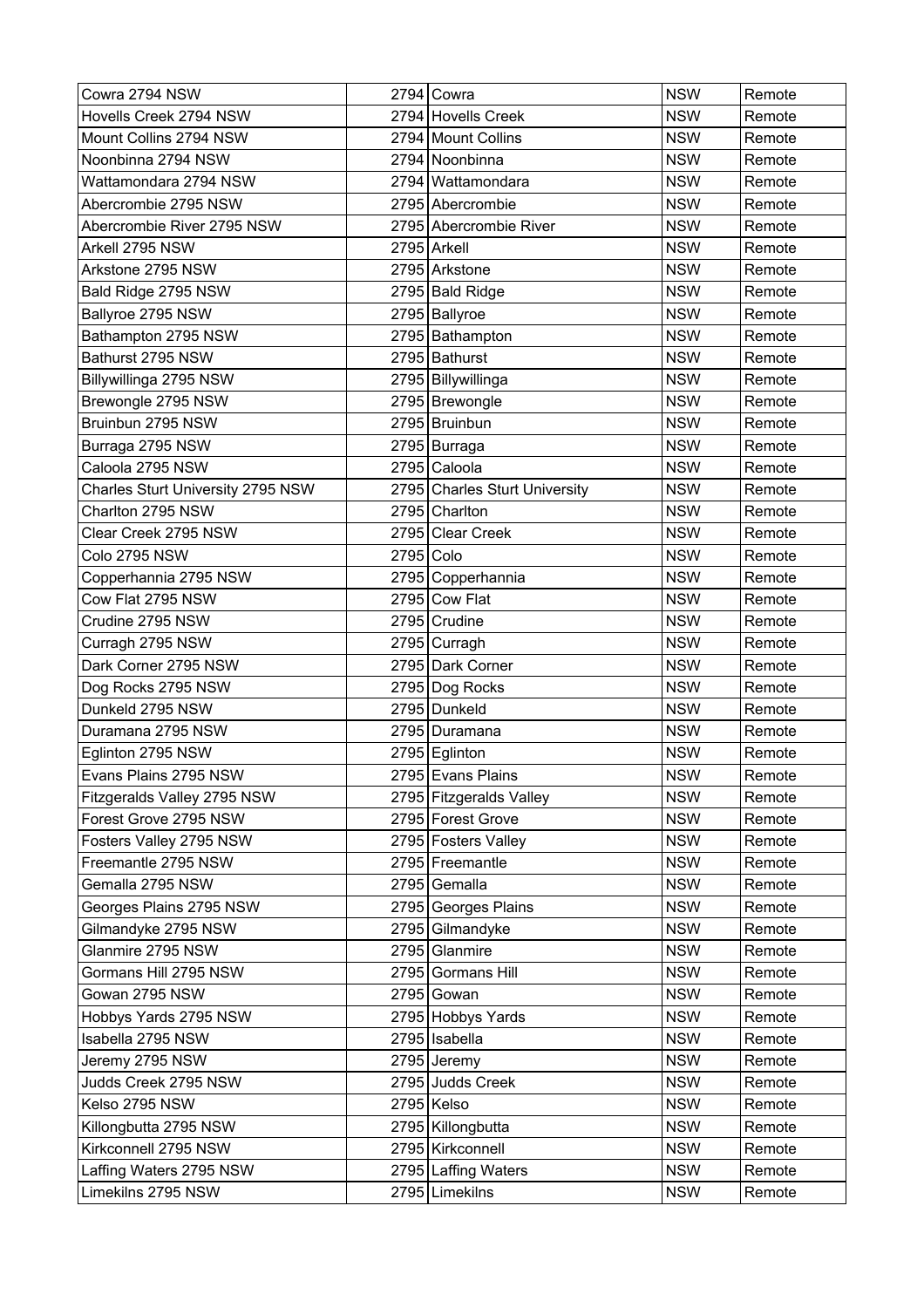| Cowra 2794 NSW | 2794 | Cowra | NSW | Remote |
|---|---|---|---|---|
| Hovells Creek 2794 NSW | 2794 | Hovells Creek | NSW | Remote |
| Mount Collins 2794 NSW | 2794 | Mount Collins | NSW | Remote |
| Noonbinna 2794 NSW | 2794 | Noonbinna | NSW | Remote |
| Wattamondara 2794 NSW | 2794 | Wattamondara | NSW | Remote |
| Abercrombie 2795 NSW | 2795 | Abercrombie | NSW | Remote |
| Abercrombie River 2795 NSW | 2795 | Abercrombie River | NSW | Remote |
| Arkell 2795 NSW | 2795 | Arkell | NSW | Remote |
| Arkstone 2795 NSW | 2795 | Arkstone | NSW | Remote |
| Bald Ridge 2795 NSW | 2795 | Bald Ridge | NSW | Remote |
| Ballyroe 2795 NSW | 2795 | Ballyroe | NSW | Remote |
| Bathampton 2795 NSW | 2795 | Bathampton | NSW | Remote |
| Bathurst 2795 NSW | 2795 | Bathurst | NSW | Remote |
| Billywillinga 2795 NSW | 2795 | Billywillinga | NSW | Remote |
| Brewongle 2795 NSW | 2795 | Brewongle | NSW | Remote |
| Bruinbun 2795 NSW | 2795 | Bruinbun | NSW | Remote |
| Burraga 2795 NSW | 2795 | Burraga | NSW | Remote |
| Caloola 2795 NSW | 2795 | Caloola | NSW | Remote |
| Charles Sturt University 2795 NSW | 2795 | Charles Sturt University | NSW | Remote |
| Charlton 2795 NSW | 2795 | Charlton | NSW | Remote |
| Clear Creek 2795 NSW | 2795 | Clear Creek | NSW | Remote |
| Colo 2795 NSW | 2795 | Colo | NSW | Remote |
| Copperhannia 2795 NSW | 2795 | Copperhannia | NSW | Remote |
| Cow Flat 2795 NSW | 2795 | Cow Flat | NSW | Remote |
| Crudine 2795 NSW | 2795 | Crudine | NSW | Remote |
| Curragh 2795 NSW | 2795 | Curragh | NSW | Remote |
| Dark Corner 2795 NSW | 2795 | Dark Corner | NSW | Remote |
| Dog Rocks 2795 NSW | 2795 | Dog Rocks | NSW | Remote |
| Dunkeld 2795 NSW | 2795 | Dunkeld | NSW | Remote |
| Duramana 2795 NSW | 2795 | Duramana | NSW | Remote |
| Eglinton 2795 NSW | 2795 | Eglinton | NSW | Remote |
| Evans Plains 2795 NSW | 2795 | Evans Plains | NSW | Remote |
| Fitzgeralds Valley 2795 NSW | 2795 | Fitzgeralds Valley | NSW | Remote |
| Forest Grove 2795 NSW | 2795 | Forest Grove | NSW | Remote |
| Fosters Valley 2795 NSW | 2795 | Fosters Valley | NSW | Remote |
| Freemantle 2795 NSW | 2795 | Freemantle | NSW | Remote |
| Gemalla 2795 NSW | 2795 | Gemalla | NSW | Remote |
| Georges Plains 2795 NSW | 2795 | Georges Plains | NSW | Remote |
| Gilmandyke 2795 NSW | 2795 | Gilmandyke | NSW | Remote |
| Glanmire 2795 NSW | 2795 | Glanmire | NSW | Remote |
| Gormans Hill 2795 NSW | 2795 | Gormans Hill | NSW | Remote |
| Gowan 2795 NSW | 2795 | Gowan | NSW | Remote |
| Hobbys Yards 2795 NSW | 2795 | Hobbys Yards | NSW | Remote |
| Isabella 2795 NSW | 2795 | Isabella | NSW | Remote |
| Jeremy 2795 NSW | 2795 | Jeremy | NSW | Remote |
| Judds Creek 2795 NSW | 2795 | Judds Creek | NSW | Remote |
| Kelso 2795 NSW | 2795 | Kelso | NSW | Remote |
| Killongbutta 2795 NSW | 2795 | Killongbutta | NSW | Remote |
| Kirkconnell 2795 NSW | 2795 | Kirkconnell | NSW | Remote |
| Laffing Waters 2795 NSW | 2795 | Laffing Waters | NSW | Remote |
| Limekilns 2795 NSW | 2795 | Limekilns | NSW | Remote |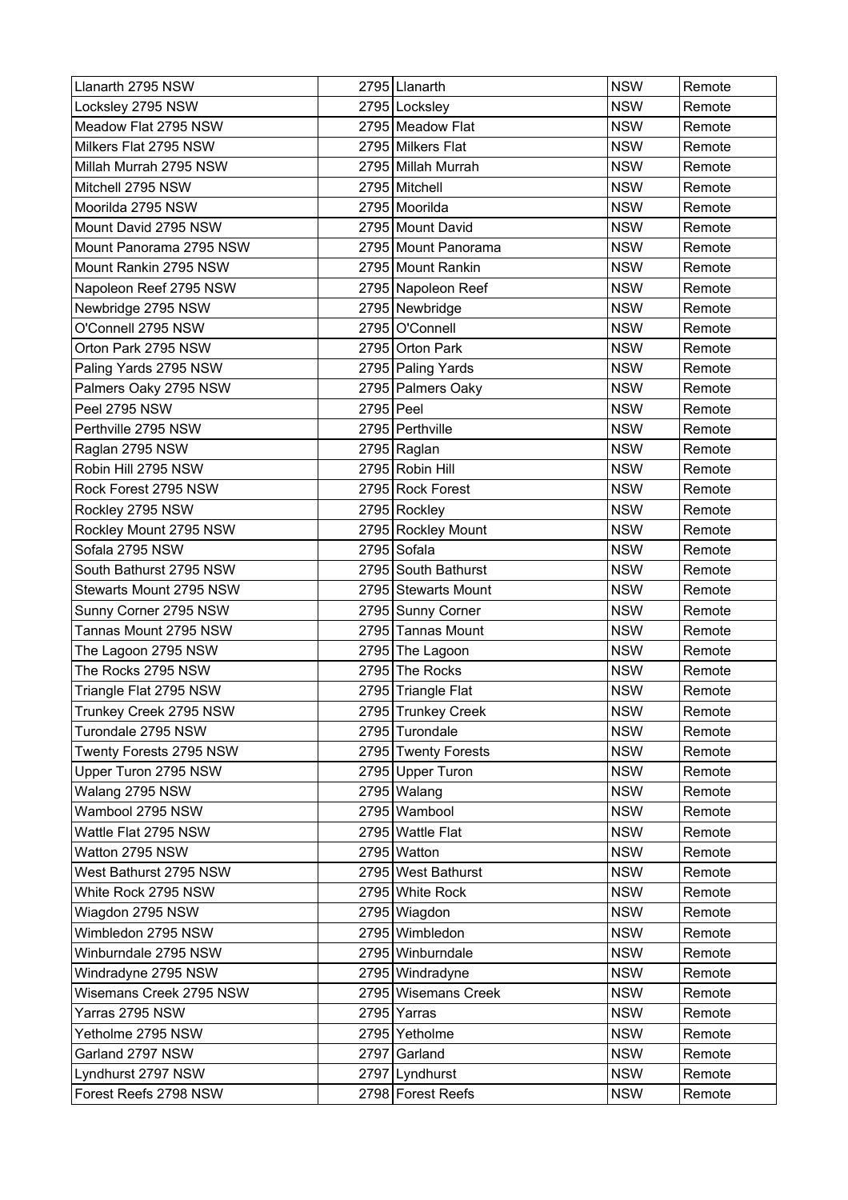| Llanarth 2795 NSW | 2795 | Llanarth | NSW | Remote |
|---|---|---|---|---|
| Locksley 2795 NSW | 2795 | Locksley | NSW | Remote |
| Meadow Flat 2795 NSW | 2795 | Meadow Flat | NSW | Remote |
| Milkers Flat 2795 NSW | 2795 | Milkers Flat | NSW | Remote |
| Millah Murrah 2795 NSW | 2795 | Millah Murrah | NSW | Remote |
| Mitchell 2795 NSW | 2795 | Mitchell | NSW | Remote |
| Moorilda 2795 NSW | 2795 | Moorilda | NSW | Remote |
| Mount David 2795 NSW | 2795 | Mount David | NSW | Remote |
| Mount Panorama 2795 NSW | 2795 | Mount Panorama | NSW | Remote |
| Mount Rankin 2795 NSW | 2795 | Mount Rankin | NSW | Remote |
| Napoleon Reef 2795 NSW | 2795 | Napoleon Reef | NSW | Remote |
| Newbridge 2795 NSW | 2795 | Newbridge | NSW | Remote |
| O'Connell 2795 NSW | 2795 | O'Connell | NSW | Remote |
| Orton Park 2795 NSW | 2795 | Orton Park | NSW | Remote |
| Paling Yards 2795 NSW | 2795 | Paling Yards | NSW | Remote |
| Palmers Oaky 2795 NSW | 2795 | Palmers Oaky | NSW | Remote |
| Peel 2795 NSW | 2795 | Peel | NSW | Remote |
| Perthville 2795 NSW | 2795 | Perthville | NSW | Remote |
| Raglan 2795 NSW | 2795 | Raglan | NSW | Remote |
| Robin Hill 2795 NSW | 2795 | Robin Hill | NSW | Remote |
| Rock Forest 2795 NSW | 2795 | Rock Forest | NSW | Remote |
| Rockley 2795 NSW | 2795 | Rockley | NSW | Remote |
| Rockley Mount 2795 NSW | 2795 | Rockley Mount | NSW | Remote |
| Sofala 2795 NSW | 2795 | Sofala | NSW | Remote |
| South Bathurst 2795 NSW | 2795 | South Bathurst | NSW | Remote |
| Stewarts Mount 2795 NSW | 2795 | Stewarts Mount | NSW | Remote |
| Sunny Corner 2795 NSW | 2795 | Sunny Corner | NSW | Remote |
| Tannas Mount 2795 NSW | 2795 | Tannas Mount | NSW | Remote |
| The Lagoon 2795 NSW | 2795 | The Lagoon | NSW | Remote |
| The Rocks 2795 NSW | 2795 | The Rocks | NSW | Remote |
| Triangle Flat 2795 NSW | 2795 | Triangle Flat | NSW | Remote |
| Trunkey Creek 2795 NSW | 2795 | Trunkey Creek | NSW | Remote |
| Turondale 2795 NSW | 2795 | Turondale | NSW | Remote |
| Twenty Forests 2795 NSW | 2795 | Twenty Forests | NSW | Remote |
| Upper Turon 2795 NSW | 2795 | Upper Turon | NSW | Remote |
| Walang 2795 NSW | 2795 | Walang | NSW | Remote |
| Wambool 2795 NSW | 2795 | Wambool | NSW | Remote |
| Wattle Flat 2795 NSW | 2795 | Wattle Flat | NSW | Remote |
| Watton 2795 NSW | 2795 | Watton | NSW | Remote |
| West Bathurst 2795 NSW | 2795 | West Bathurst | NSW | Remote |
| White Rock 2795 NSW | 2795 | White Rock | NSW | Remote |
| Wiagdon 2795 NSW | 2795 | Wiagdon | NSW | Remote |
| Wimbledon 2795 NSW | 2795 | Wimbledon | NSW | Remote |
| Winburndale 2795 NSW | 2795 | Winburndale | NSW | Remote |
| Windradyne 2795 NSW | 2795 | Windradyne | NSW | Remote |
| Wisemans Creek 2795 NSW | 2795 | Wisemans Creek | NSW | Remote |
| Yarras 2795 NSW | 2795 | Yarras | NSW | Remote |
| Yetholme 2795 NSW | 2795 | Yetholme | NSW | Remote |
| Garland 2797 NSW | 2797 | Garland | NSW | Remote |
| Lyndhurst 2797 NSW | 2797 | Lyndhurst | NSW | Remote |
| Forest Reefs 2798 NSW | 2798 | Forest Reefs | NSW | Remote |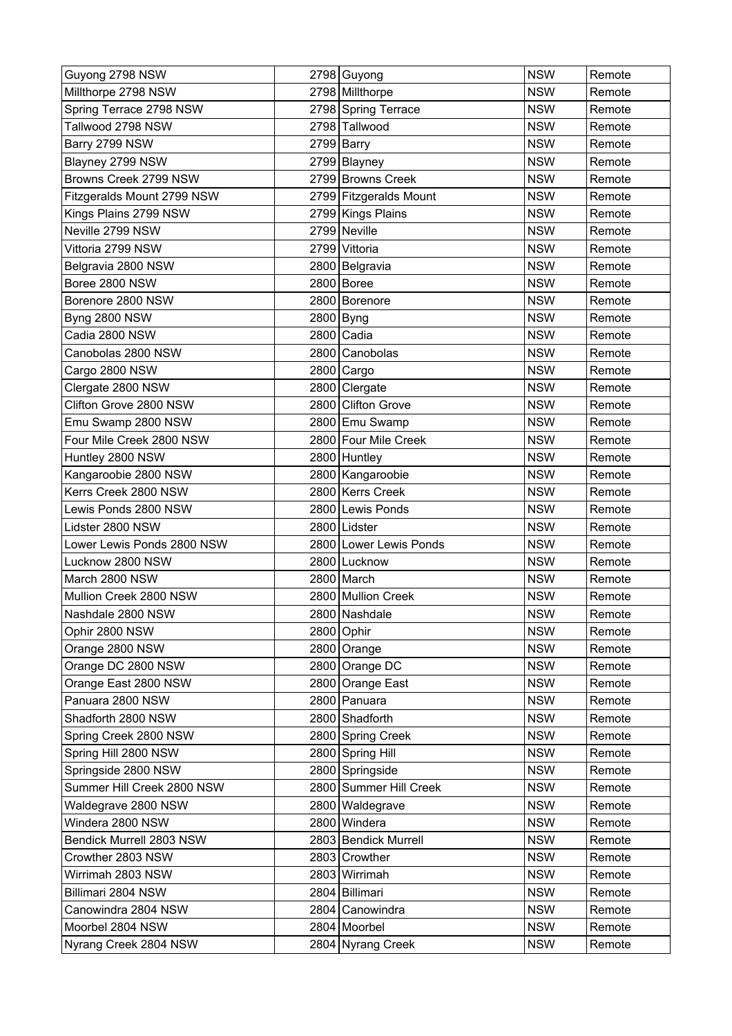| Guyong 2798 NSW | 2798 | Guyong | NSW | Remote |
|---|---|---|---|---|
| Millthorpe 2798 NSW | 2798 | Millthorpe | NSW | Remote |
| Spring Terrace 2798 NSW | 2798 | Spring Terrace | NSW | Remote |
| Tallwood 2798 NSW | 2798 | Tallwood | NSW | Remote |
| Barry 2799 NSW | 2799 | Barry | NSW | Remote |
| Blayney 2799 NSW | 2799 | Blayney | NSW | Remote |
| Browns Creek 2799 NSW | 2799 | Browns Creek | NSW | Remote |
| Fitzgeralds Mount 2799 NSW | 2799 | Fitzgeralds Mount | NSW | Remote |
| Kings Plains 2799 NSW | 2799 | Kings Plains | NSW | Remote |
| Neville 2799 NSW | 2799 | Neville | NSW | Remote |
| Vittoria 2799 NSW | 2799 | Vittoria | NSW | Remote |
| Belgravia 2800 NSW | 2800 | Belgravia | NSW | Remote |
| Boree 2800 NSW | 2800 | Boree | NSW | Remote |
| Borenore 2800 NSW | 2800 | Borenore | NSW | Remote |
| Byng 2800 NSW | 2800 | Byng | NSW | Remote |
| Cadia 2800 NSW | 2800 | Cadia | NSW | Remote |
| Canobolas 2800 NSW | 2800 | Canobolas | NSW | Remote |
| Cargo 2800 NSW | 2800 | Cargo | NSW | Remote |
| Clergate 2800 NSW | 2800 | Clergate | NSW | Remote |
| Clifton Grove 2800 NSW | 2800 | Clifton Grove | NSW | Remote |
| Emu Swamp 2800 NSW | 2800 | Emu Swamp | NSW | Remote |
| Four Mile Creek 2800 NSW | 2800 | Four Mile Creek | NSW | Remote |
| Huntley 2800 NSW | 2800 | Huntley | NSW | Remote |
| Kangaroobie 2800 NSW | 2800 | Kangaroobie | NSW | Remote |
| Kerrs Creek 2800 NSW | 2800 | Kerrs Creek | NSW | Remote |
| Lewis Ponds 2800 NSW | 2800 | Lewis Ponds | NSW | Remote |
| Lidster 2800 NSW | 2800 | Lidster | NSW | Remote |
| Lower Lewis Ponds 2800 NSW | 2800 | Lower Lewis Ponds | NSW | Remote |
| Lucknow 2800 NSW | 2800 | Lucknow | NSW | Remote |
| March 2800 NSW | 2800 | March | NSW | Remote |
| Mullion Creek 2800 NSW | 2800 | Mullion Creek | NSW | Remote |
| Nashdale 2800 NSW | 2800 | Nashdale | NSW | Remote |
| Ophir 2800 NSW | 2800 | Ophir | NSW | Remote |
| Orange 2800 NSW | 2800 | Orange | NSW | Remote |
| Orange DC 2800 NSW | 2800 | Orange DC | NSW | Remote |
| Orange East 2800 NSW | 2800 | Orange East | NSW | Remote |
| Panuara 2800 NSW | 2800 | Panuara | NSW | Remote |
| Shadforth 2800 NSW | 2800 | Shadforth | NSW | Remote |
| Spring Creek 2800 NSW | 2800 | Spring Creek | NSW | Remote |
| Spring Hill 2800 NSW | 2800 | Spring Hill | NSW | Remote |
| Springside 2800 NSW | 2800 | Springside | NSW | Remote |
| Summer Hill Creek 2800 NSW | 2800 | Summer Hill Creek | NSW | Remote |
| Waldegrave 2800 NSW | 2800 | Waldegrave | NSW | Remote |
| Windera 2800 NSW | 2800 | Windera | NSW | Remote |
| Bendick Murrell 2803 NSW | 2803 | Bendick Murrell | NSW | Remote |
| Crowther 2803 NSW | 2803 | Crowther | NSW | Remote |
| Wirrimah 2803 NSW | 2803 | Wirrimah | NSW | Remote |
| Billimari 2804 NSW | 2804 | Billimari | NSW | Remote |
| Canowindra 2804 NSW | 2804 | Canowindra | NSW | Remote |
| Moorbel 2804 NSW | 2804 | Moorbel | NSW | Remote |
| Nyrang Creek 2804 NSW | 2804 | Nyrang Creek | NSW | Remote |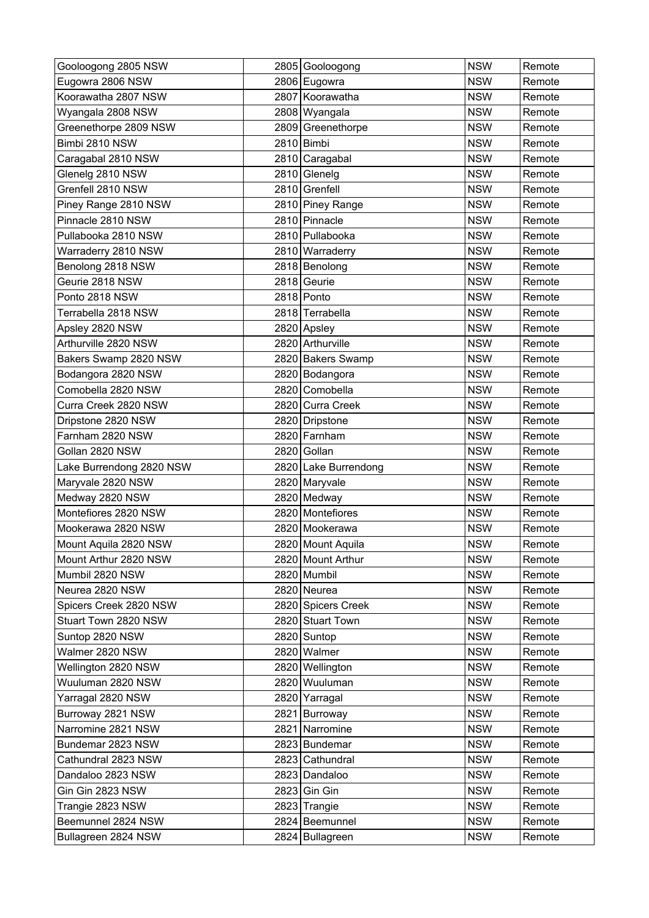| Gooloogong 2805 NSW | 2805 | Gooloogong | NSW | Remote |
|---|---|---|---|---|
| Eugowra 2806 NSW | 2806 | Eugowra | NSW | Remote |
| Koorawatha 2807 NSW | 2807 | Koorawatha | NSW | Remote |
| Wyangala 2808 NSW | 2808 | Wyangala | NSW | Remote |
| Greenethorpe 2809 NSW | 2809 | Greenethorpe | NSW | Remote |
| Bimbi 2810 NSW | 2810 | Bimbi | NSW | Remote |
| Caragabal 2810 NSW | 2810 | Caragabal | NSW | Remote |
| Glenelg 2810 NSW | 2810 | Glenelg | NSW | Remote |
| Grenfell 2810 NSW | 2810 | Grenfell | NSW | Remote |
| Piney Range 2810 NSW | 2810 | Piney Range | NSW | Remote |
| Pinnacle 2810 NSW | 2810 | Pinnacle | NSW | Remote |
| Pullabooka 2810 NSW | 2810 | Pullabooka | NSW | Remote |
| Warraderry 2810 NSW | 2810 | Warraderry | NSW | Remote |
| Benolong 2818 NSW | 2818 | Benolong | NSW | Remote |
| Geurie 2818 NSW | 2818 | Geurie | NSW | Remote |
| Ponto 2818 NSW | 2818 | Ponto | NSW | Remote |
| Terrabella 2818 NSW | 2818 | Terrabella | NSW | Remote |
| Apsley 2820 NSW | 2820 | Apsley | NSW | Remote |
| Arthurville 2820 NSW | 2820 | Arthurville | NSW | Remote |
| Bakers Swamp 2820 NSW | 2820 | Bakers Swamp | NSW | Remote |
| Bodangora 2820 NSW | 2820 | Bodangora | NSW | Remote |
| Comobella 2820 NSW | 2820 | Comobella | NSW | Remote |
| Curra Creek 2820 NSW | 2820 | Curra Creek | NSW | Remote |
| Dripstone 2820 NSW | 2820 | Dripstone | NSW | Remote |
| Farnham 2820 NSW | 2820 | Farnham | NSW | Remote |
| Gollan 2820 NSW | 2820 | Gollan | NSW | Remote |
| Lake Burrendong 2820 NSW | 2820 | Lake Burrendong | NSW | Remote |
| Maryvale 2820 NSW | 2820 | Maryvale | NSW | Remote |
| Medway 2820 NSW | 2820 | Medway | NSW | Remote |
| Montefiores 2820 NSW | 2820 | Montefiores | NSW | Remote |
| Mookerawa 2820 NSW | 2820 | Mookerawa | NSW | Remote |
| Mount Aquila 2820 NSW | 2820 | Mount Aquila | NSW | Remote |
| Mount Arthur 2820 NSW | 2820 | Mount Arthur | NSW | Remote |
| Mumbil 2820 NSW | 2820 | Mumbil | NSW | Remote |
| Neurea 2820 NSW | 2820 | Neurea | NSW | Remote |
| Spicers Creek 2820 NSW | 2820 | Spicers Creek | NSW | Remote |
| Stuart Town 2820 NSW | 2820 | Stuart Town | NSW | Remote |
| Suntop 2820 NSW | 2820 | Suntop | NSW | Remote |
| Walmer 2820 NSW | 2820 | Walmer | NSW | Remote |
| Wellington 2820 NSW | 2820 | Wellington | NSW | Remote |
| Wuuluman 2820 NSW | 2820 | Wuuluman | NSW | Remote |
| Yarragal 2820 NSW | 2820 | Yarragal | NSW | Remote |
| Burroway 2821 NSW | 2821 | Burroway | NSW | Remote |
| Narromine 2821 NSW | 2821 | Narromine | NSW | Remote |
| Bundemar 2823 NSW | 2823 | Bundemar | NSW | Remote |
| Cathundral 2823 NSW | 2823 | Cathundral | NSW | Remote |
| Dandaloo 2823 NSW | 2823 | Dandaloo | NSW | Remote |
| Gin Gin 2823 NSW | 2823 | Gin Gin | NSW | Remote |
| Trangie 2823 NSW | 2823 | Trangie | NSW | Remote |
| Beemunnel 2824 NSW | 2824 | Beemunnel | NSW | Remote |
| Bullagreen 2824 NSW | 2824 | Bullagreen | NSW | Remote |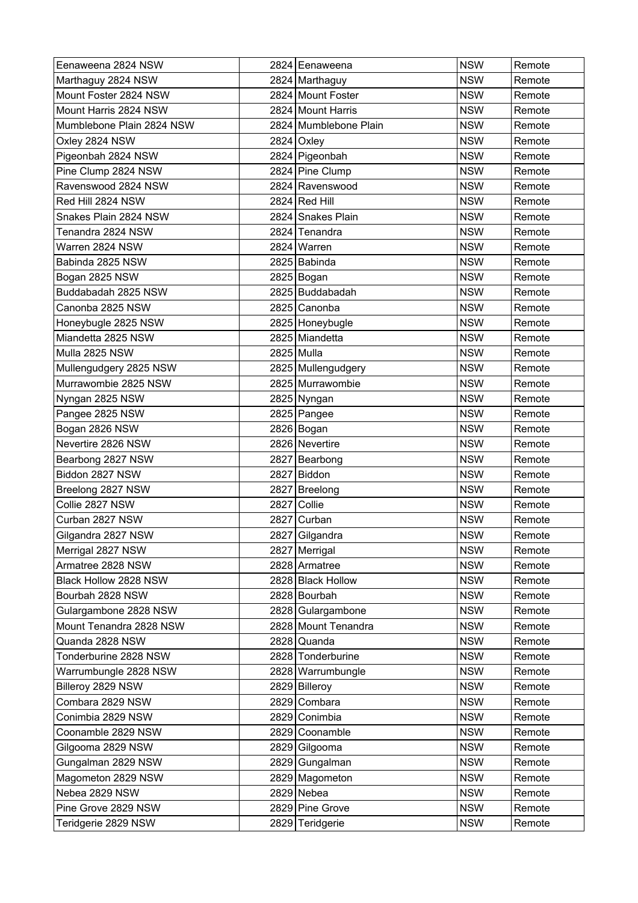| Eenaweena 2824 NSW | 2824 | Eenaweena | NSW | Remote |
|---|---|---|---|---|
| Marthaguy 2824 NSW | 2824 | Marthaguy | NSW | Remote |
| Mount Foster 2824 NSW | 2824 | Mount Foster | NSW | Remote |
| Mount Harris 2824 NSW | 2824 | Mount Harris | NSW | Remote |
| Mumblebone Plain 2824 NSW | 2824 | Mumblebone Plain | NSW | Remote |
| Oxley 2824 NSW | 2824 | Oxley | NSW | Remote |
| Pigeonbah 2824 NSW | 2824 | Pigeonbah | NSW | Remote |
| Pine Clump 2824 NSW | 2824 | Pine Clump | NSW | Remote |
| Ravenswood 2824 NSW | 2824 | Ravenswood | NSW | Remote |
| Red Hill 2824 NSW | 2824 | Red Hill | NSW | Remote |
| Snakes Plain 2824 NSW | 2824 | Snakes Plain | NSW | Remote |
| Tenandra 2824 NSW | 2824 | Tenandra | NSW | Remote |
| Warren 2824 NSW | 2824 | Warren | NSW | Remote |
| Babinda 2825 NSW | 2825 | Babinda | NSW | Remote |
| Bogan 2825 NSW | 2825 | Bogan | NSW | Remote |
| Buddabadah 2825 NSW | 2825 | Buddabadah | NSW | Remote |
| Canonba 2825 NSW | 2825 | Canonba | NSW | Remote |
| Honeybugle 2825 NSW | 2825 | Honeybugle | NSW | Remote |
| Miandetta 2825 NSW | 2825 | Miandetta | NSW | Remote |
| Mulla 2825 NSW | 2825 | Mulla | NSW | Remote |
| Mullengudgery 2825 NSW | 2825 | Mullengudgery | NSW | Remote |
| Murrawombie 2825 NSW | 2825 | Murrawombie | NSW | Remote |
| Nyngan 2825 NSW | 2825 | Nyngan | NSW | Remote |
| Pangee 2825 NSW | 2825 | Pangee | NSW | Remote |
| Bogan 2826 NSW | 2826 | Bogan | NSW | Remote |
| Nevertire 2826 NSW | 2826 | Nevertire | NSW | Remote |
| Bearbong 2827 NSW | 2827 | Bearbong | NSW | Remote |
| Biddon 2827 NSW | 2827 | Biddon | NSW | Remote |
| Breelong 2827 NSW | 2827 | Breelong | NSW | Remote |
| Collie 2827 NSW | 2827 | Collie | NSW | Remote |
| Curban 2827 NSW | 2827 | Curban | NSW | Remote |
| Gilgandra 2827 NSW | 2827 | Gilgandra | NSW | Remote |
| Merrigal 2827 NSW | 2827 | Merrigal | NSW | Remote |
| Armatree 2828 NSW | 2828 | Armatree | NSW | Remote |
| Black Hollow 2828 NSW | 2828 | Black Hollow | NSW | Remote |
| Bourbah 2828 NSW | 2828 | Bourbah | NSW | Remote |
| Gulargambone 2828 NSW | 2828 | Gulargambone | NSW | Remote |
| Mount Tenandra 2828 NSW | 2828 | Mount Tenandra | NSW | Remote |
| Quanda 2828 NSW | 2828 | Quanda | NSW | Remote |
| Tonderburine 2828 NSW | 2828 | Tonderburine | NSW | Remote |
| Warrumbungle 2828 NSW | 2828 | Warrumbungle | NSW | Remote |
| Billeroy 2829 NSW | 2829 | Billeroy | NSW | Remote |
| Combara 2829 NSW | 2829 | Combara | NSW | Remote |
| Conimbia 2829 NSW | 2829 | Conimbia | NSW | Remote |
| Coonamble 2829 NSW | 2829 | Coonamble | NSW | Remote |
| Gilgooma 2829 NSW | 2829 | Gilgooma | NSW | Remote |
| Gungalman 2829 NSW | 2829 | Gungalman | NSW | Remote |
| Magometon 2829 NSW | 2829 | Magometon | NSW | Remote |
| Nebea 2829 NSW | 2829 | Nebea | NSW | Remote |
| Pine Grove 2829 NSW | 2829 | Pine Grove | NSW | Remote |
| Teridgerie 2829 NSW | 2829 | Teridgerie | NSW | Remote |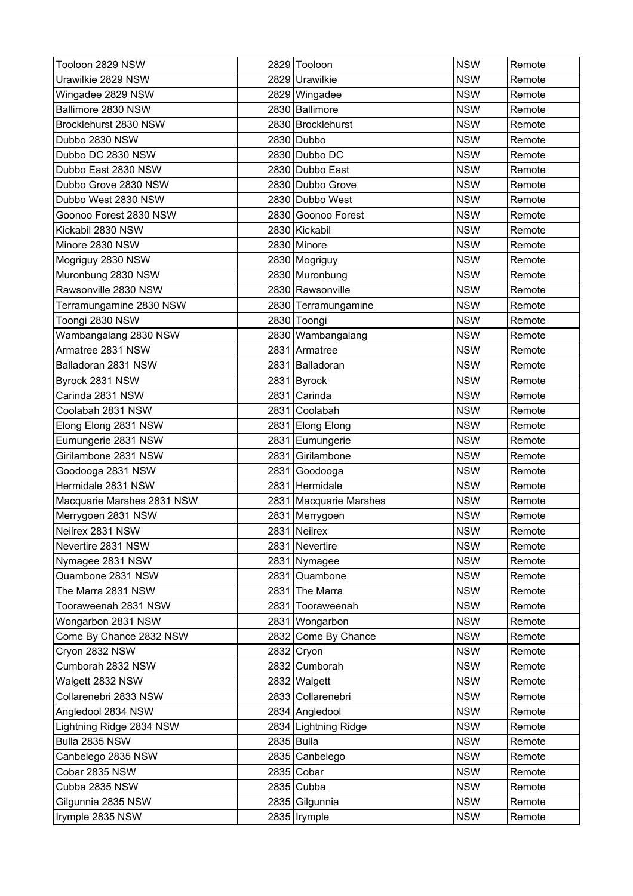| Tooloon 2829 NSW | 2829 | Tooloon | NSW | Remote |
|---|---|---|---|---|
| Urawilkie 2829 NSW | 2829 | Urawilkie | NSW | Remote |
| Wingadee 2829 NSW | 2829 | Wingadee | NSW | Remote |
| Ballimore 2830 NSW | 2830 | Ballimore | NSW | Remote |
| Brocklehurst 2830 NSW | 2830 | Brocklehurst | NSW | Remote |
| Dubbo 2830 NSW | 2830 | Dubbo | NSW | Remote |
| Dubbo DC 2830 NSW | 2830 | Dubbo DC | NSW | Remote |
| Dubbo East 2830 NSW | 2830 | Dubbo East | NSW | Remote |
| Dubbo Grove 2830 NSW | 2830 | Dubbo Grove | NSW | Remote |
| Dubbo West 2830 NSW | 2830 | Dubbo West | NSW | Remote |
| Goonoo Forest 2830 NSW | 2830 | Goonoo Forest | NSW | Remote |
| Kickabil 2830 NSW | 2830 | Kickabil | NSW | Remote |
| Minore 2830 NSW | 2830 | Minore | NSW | Remote |
| Mogriguy 2830 NSW | 2830 | Mogriguy | NSW | Remote |
| Muronbung 2830 NSW | 2830 | Muronbung | NSW | Remote |
| Rawsonville 2830 NSW | 2830 | Rawsonville | NSW | Remote |
| Terramungamine 2830 NSW | 2830 | Terramungamine | NSW | Remote |
| Toongi 2830 NSW | 2830 | Toongi | NSW | Remote |
| Wambangalang 2830 NSW | 2830 | Wambangalang | NSW | Remote |
| Armatree 2831 NSW | 2831 | Armatree | NSW | Remote |
| Balladoran 2831 NSW | 2831 | Balladoran | NSW | Remote |
| Byrock 2831 NSW | 2831 | Byrock | NSW | Remote |
| Carinda 2831 NSW | 2831 | Carinda | NSW | Remote |
| Coolabah 2831 NSW | 2831 | Coolabah | NSW | Remote |
| Elong Elong 2831 NSW | 2831 | Elong Elong | NSW | Remote |
| Eumungerie 2831 NSW | 2831 | Eumungerie | NSW | Remote |
| Girilambone 2831 NSW | 2831 | Girilambone | NSW | Remote |
| Goodooga 2831 NSW | 2831 | Goodooga | NSW | Remote |
| Hermidale 2831 NSW | 2831 | Hermidale | NSW | Remote |
| Macquarie Marshes 2831 NSW | 2831 | Macquarie Marshes | NSW | Remote |
| Merrygoen 2831 NSW | 2831 | Merrygoen | NSW | Remote |
| Neilrex 2831 NSW | 2831 | Neilrex | NSW | Remote |
| Nevertire 2831 NSW | 2831 | Nevertire | NSW | Remote |
| Nymagee 2831 NSW | 2831 | Nymagee | NSW | Remote |
| Quambone 2831 NSW | 2831 | Quambone | NSW | Remote |
| The Marra 2831 NSW | 2831 | The Marra | NSW | Remote |
| Tooraweenah 2831 NSW | 2831 | Tooraweenah | NSW | Remote |
| Wongarbon 2831 NSW | 2831 | Wongarbon | NSW | Remote |
| Come By Chance 2832 NSW | 2832 | Come By Chance | NSW | Remote |
| Cryon 2832 NSW | 2832 | Cryon | NSW | Remote |
| Cumborah 2832 NSW | 2832 | Cumborah | NSW | Remote |
| Walgett 2832 NSW | 2832 | Walgett | NSW | Remote |
| Collarenebri 2833 NSW | 2833 | Collarenebri | NSW | Remote |
| Angledool 2834 NSW | 2834 | Angledool | NSW | Remote |
| Lightning Ridge 2834 NSW | 2834 | Lightning Ridge | NSW | Remote |
| Bulla 2835 NSW | 2835 | Bulla | NSW | Remote |
| Canbelego 2835 NSW | 2835 | Canbelego | NSW | Remote |
| Cobar 2835 NSW | 2835 | Cobar | NSW | Remote |
| Cubba 2835 NSW | 2835 | Cubba | NSW | Remote |
| Gilgunnia 2835 NSW | 2835 | Gilgunnia | NSW | Remote |
| Irymple 2835 NSW | 2835 | Irymple | NSW | Remote |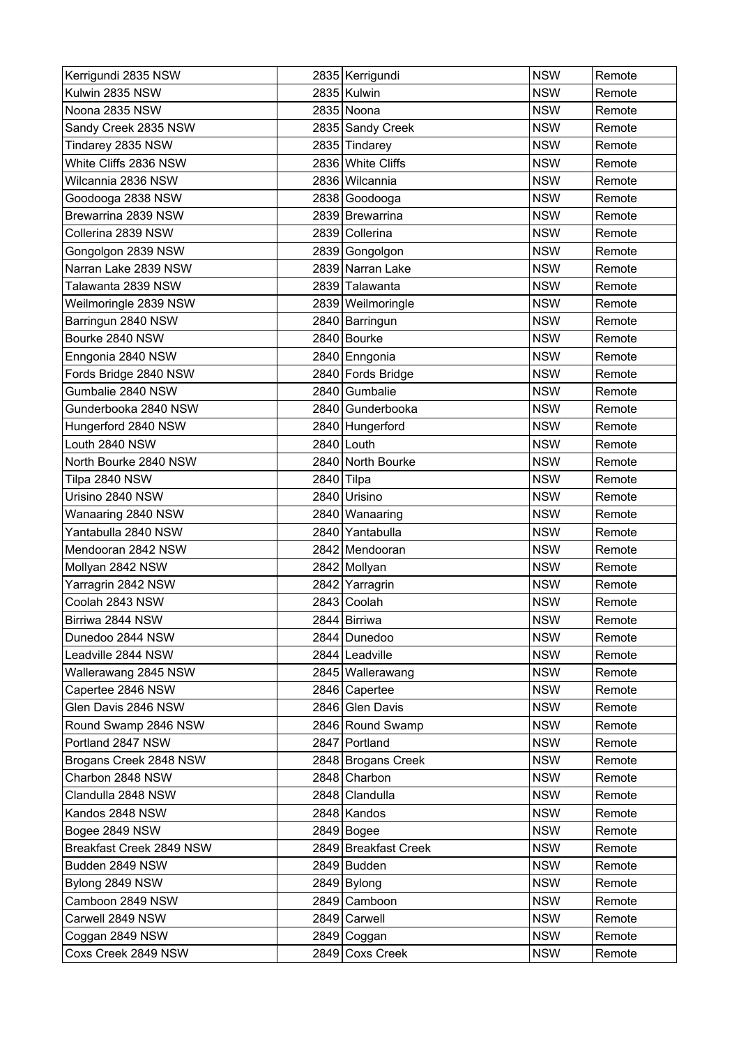| Kerrigundi 2835 NSW | 2835 | Kerrigundi | NSW | Remote |
|---|---|---|---|---|
| Kulwin 2835 NSW | 2835 | Kulwin | NSW | Remote |
| Noona 2835 NSW | 2835 | Noona | NSW | Remote |
| Sandy Creek 2835 NSW | 2835 | Sandy Creek | NSW | Remote |
| Tindarey 2835 NSW | 2835 | Tindarey | NSW | Remote |
| White Cliffs 2836 NSW | 2836 | White Cliffs | NSW | Remote |
| Wilcannia 2836 NSW | 2836 | Wilcannia | NSW | Remote |
| Goodooga 2838 NSW | 2838 | Goodooga | NSW | Remote |
| Brewarrina 2839 NSW | 2839 | Brewarrina | NSW | Remote |
| Collerina 2839 NSW | 2839 | Collerina | NSW | Remote |
| Gongolgon 2839 NSW | 2839 | Gongolgon | NSW | Remote |
| Narran Lake 2839 NSW | 2839 | Narran Lake | NSW | Remote |
| Talawanta 2839 NSW | 2839 | Talawanta | NSW | Remote |
| Weilmoringle 2839 NSW | 2839 | Weilmoringle | NSW | Remote |
| Barringun 2840 NSW | 2840 | Barringun | NSW | Remote |
| Bourke 2840 NSW | 2840 | Bourke | NSW | Remote |
| Enngonia 2840 NSW | 2840 | Enngonia | NSW | Remote |
| Fords Bridge 2840 NSW | 2840 | Fords Bridge | NSW | Remote |
| Gumbalie 2840 NSW | 2840 | Gumbalie | NSW | Remote |
| Gunderbooka 2840 NSW | 2840 | Gunderbooka | NSW | Remote |
| Hungerford 2840 NSW | 2840 | Hungerford | NSW | Remote |
| Louth 2840 NSW | 2840 | Louth | NSW | Remote |
| North Bourke 2840 NSW | 2840 | North Bourke | NSW | Remote |
| Tilpa 2840 NSW | 2840 | Tilpa | NSW | Remote |
| Urisino 2840 NSW | 2840 | Urisino | NSW | Remote |
| Wanaaring 2840 NSW | 2840 | Wanaaring | NSW | Remote |
| Yantabulla 2840 NSW | 2840 | Yantabulla | NSW | Remote |
| Mendooran 2842 NSW | 2842 | Mendooran | NSW | Remote |
| Mollyan 2842 NSW | 2842 | Mollyan | NSW | Remote |
| Yarragrin 2842 NSW | 2842 | Yarragrin | NSW | Remote |
| Coolah 2843 NSW | 2843 | Coolah | NSW | Remote |
| Birriwa 2844 NSW | 2844 | Birriwa | NSW | Remote |
| Dunedoo 2844 NSW | 2844 | Dunedoo | NSW | Remote |
| Leadville 2844 NSW | 2844 | Leadville | NSW | Remote |
| Wallerawang 2845 NSW | 2845 | Wallerawang | NSW | Remote |
| Capertee 2846 NSW | 2846 | Capertee | NSW | Remote |
| Glen Davis 2846 NSW | 2846 | Glen Davis | NSW | Remote |
| Round Swamp 2846 NSW | 2846 | Round Swamp | NSW | Remote |
| Portland 2847 NSW | 2847 | Portland | NSW | Remote |
| Brogans Creek 2848 NSW | 2848 | Brogans Creek | NSW | Remote |
| Charbon 2848 NSW | 2848 | Charbon | NSW | Remote |
| Clandulla 2848 NSW | 2848 | Clandulla | NSW | Remote |
| Kandos 2848 NSW | 2848 | Kandos | NSW | Remote |
| Bogee 2849 NSW | 2849 | Bogee | NSW | Remote |
| Breakfast Creek 2849 NSW | 2849 | Breakfast Creek | NSW | Remote |
| Budden 2849 NSW | 2849 | Budden | NSW | Remote |
| Bylong 2849 NSW | 2849 | Bylong | NSW | Remote |
| Camboon 2849 NSW | 2849 | Camboon | NSW | Remote |
| Carwell 2849 NSW | 2849 | Carwell | NSW | Remote |
| Coggan 2849 NSW | 2849 | Coggan | NSW | Remote |
| Coxs Creek 2849 NSW | 2849 | Coxs Creek | NSW | Remote |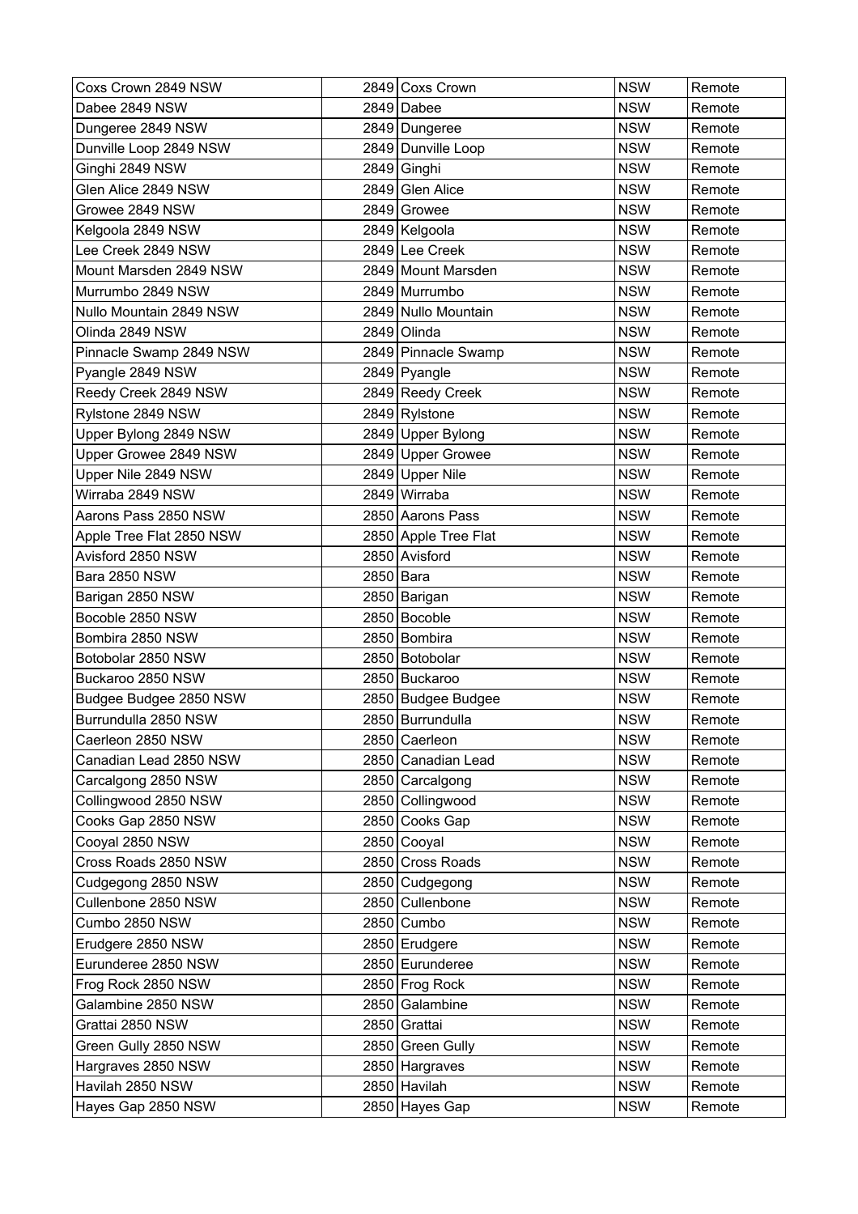| Coxs Crown 2849 NSW | 2849 | Coxs Crown | NSW | Remote |
|---|---|---|---|---|
| Dabee 2849 NSW | 2849 | Dabee | NSW | Remote |
| Dungeree 2849 NSW | 2849 | Dungeree | NSW | Remote |
| Dunville Loop 2849 NSW | 2849 | Dunville Loop | NSW | Remote |
| Ginghi 2849 NSW | 2849 | Ginghi | NSW | Remote |
| Glen Alice 2849 NSW | 2849 | Glen Alice | NSW | Remote |
| Growee 2849 NSW | 2849 | Growee | NSW | Remote |
| Kelgoola 2849 NSW | 2849 | Kelgoola | NSW | Remote |
| Lee Creek 2849 NSW | 2849 | Lee Creek | NSW | Remote |
| Mount Marsden 2849 NSW | 2849 | Mount Marsden | NSW | Remote |
| Murrumbo 2849 NSW | 2849 | Murrumbo | NSW | Remote |
| Nullo Mountain 2849 NSW | 2849 | Nullo Mountain | NSW | Remote |
| Olinda 2849 NSW | 2849 | Olinda | NSW | Remote |
| Pinnacle Swamp 2849 NSW | 2849 | Pinnacle Swamp | NSW | Remote |
| Pyangle 2849 NSW | 2849 | Pyangle | NSW | Remote |
| Reedy Creek 2849 NSW | 2849 | Reedy Creek | NSW | Remote |
| Rylstone 2849 NSW | 2849 | Rylstone | NSW | Remote |
| Upper Bylong 2849 NSW | 2849 | Upper Bylong | NSW | Remote |
| Upper Growee 2849 NSW | 2849 | Upper Growee | NSW | Remote |
| Upper Nile 2849 NSW | 2849 | Upper Nile | NSW | Remote |
| Wirraba 2849 NSW | 2849 | Wirraba | NSW | Remote |
| Aarons Pass 2850 NSW | 2850 | Aarons Pass | NSW | Remote |
| Apple Tree Flat 2850 NSW | 2850 | Apple Tree Flat | NSW | Remote |
| Avisford 2850 NSW | 2850 | Avisford | NSW | Remote |
| Bara 2850 NSW | 2850 | Bara | NSW | Remote |
| Barigan 2850 NSW | 2850 | Barigan | NSW | Remote |
| Bocoble 2850 NSW | 2850 | Bocoble | NSW | Remote |
| Bombira 2850 NSW | 2850 | Bombira | NSW | Remote |
| Botobolar 2850 NSW | 2850 | Botobolar | NSW | Remote |
| Buckaroo 2850 NSW | 2850 | Buckaroo | NSW | Remote |
| Budgee Budgee 2850 NSW | 2850 | Budgee Budgee | NSW | Remote |
| Burrundulla 2850 NSW | 2850 | Burrundulla | NSW | Remote |
| Caerleon 2850 NSW | 2850 | Caerleon | NSW | Remote |
| Canadian Lead 2850 NSW | 2850 | Canadian Lead | NSW | Remote |
| Carcalgong 2850 NSW | 2850 | Carcalgong | NSW | Remote |
| Collingwood 2850 NSW | 2850 | Collingwood | NSW | Remote |
| Cooks Gap 2850 NSW | 2850 | Cooks Gap | NSW | Remote |
| Cooyal 2850 NSW | 2850 | Cooyal | NSW | Remote |
| Cross Roads 2850 NSW | 2850 | Cross Roads | NSW | Remote |
| Cudgegong 2850 NSW | 2850 | Cudgegong | NSW | Remote |
| Cullenbone 2850 NSW | 2850 | Cullenbone | NSW | Remote |
| Cumbo 2850 NSW | 2850 | Cumbo | NSW | Remote |
| Erudgere 2850 NSW | 2850 | Erudgere | NSW | Remote |
| Eurunderee 2850 NSW | 2850 | Eurunderee | NSW | Remote |
| Frog Rock 2850 NSW | 2850 | Frog Rock | NSW | Remote |
| Galambine 2850 NSW | 2850 | Galambine | NSW | Remote |
| Grattai 2850 NSW | 2850 | Grattai | NSW | Remote |
| Green Gully 2850 NSW | 2850 | Green Gully | NSW | Remote |
| Hargraves 2850 NSW | 2850 | Hargraves | NSW | Remote |
| Havilah 2850 NSW | 2850 | Havilah | NSW | Remote |
| Hayes Gap 2850 NSW | 2850 | Hayes Gap | NSW | Remote |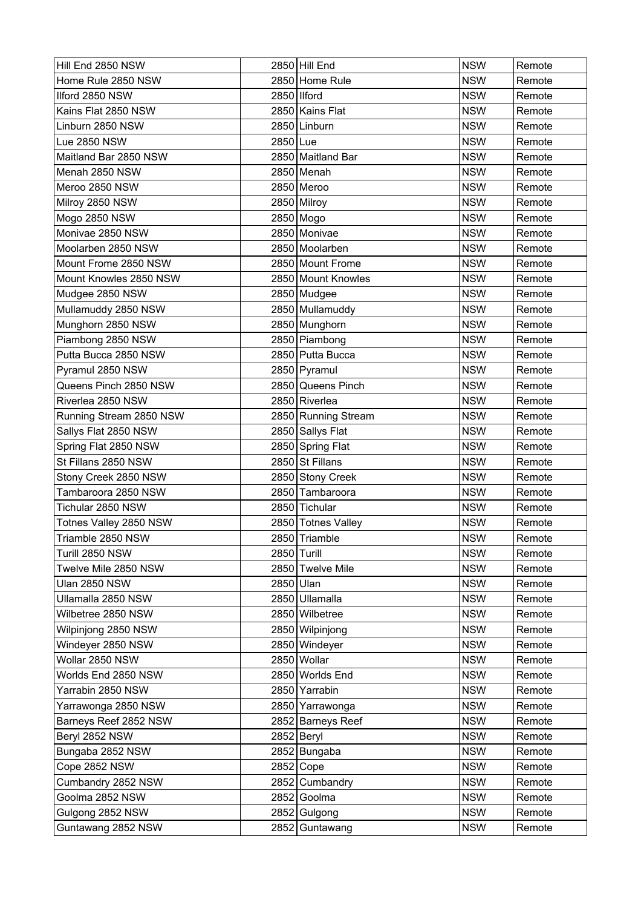| | | | | |
|---|---|---|---|---|
| Hill End 2850 NSW | 2850 | Hill End | NSW | Remote |
| Home Rule 2850 NSW | 2850 | Home Rule | NSW | Remote |
| Ilford 2850 NSW | 2850 | Ilford | NSW | Remote |
| Kains Flat 2850 NSW | 2850 | Kains Flat | NSW | Remote |
| Linburn 2850 NSW | 2850 | Linburn | NSW | Remote |
| Lue 2850 NSW | 2850 | Lue | NSW | Remote |
| Maitland Bar 2850 NSW | 2850 | Maitland Bar | NSW | Remote |
| Menah 2850 NSW | 2850 | Menah | NSW | Remote |
| Meroo 2850 NSW | 2850 | Meroo | NSW | Remote |
| Milroy 2850 NSW | 2850 | Milroy | NSW | Remote |
| Mogo 2850 NSW | 2850 | Mogo | NSW | Remote |
| Monivae 2850 NSW | 2850 | Monivae | NSW | Remote |
| Moolarben 2850 NSW | 2850 | Moolarben | NSW | Remote |
| Mount Frome 2850 NSW | 2850 | Mount Frome | NSW | Remote |
| Mount Knowles 2850 NSW | 2850 | Mount Knowles | NSW | Remote |
| Mudgee 2850 NSW | 2850 | Mudgee | NSW | Remote |
| Mullamuddy 2850 NSW | 2850 | Mullamuddy | NSW | Remote |
| Munghorn 2850 NSW | 2850 | Munghorn | NSW | Remote |
| Piambong 2850 NSW | 2850 | Piambong | NSW | Remote |
| Putta Bucca 2850 NSW | 2850 | Putta Bucca | NSW | Remote |
| Pyramul 2850 NSW | 2850 | Pyramul | NSW | Remote |
| Queens Pinch 2850 NSW | 2850 | Queens Pinch | NSW | Remote |
| Riverlea 2850 NSW | 2850 | Riverlea | NSW | Remote |
| Running Stream 2850 NSW | 2850 | Running Stream | NSW | Remote |
| Sallys Flat 2850 NSW | 2850 | Sallys Flat | NSW | Remote |
| Spring Flat 2850 NSW | 2850 | Spring Flat | NSW | Remote |
| St Fillans 2850 NSW | 2850 | St Fillans | NSW | Remote |
| Stony Creek 2850 NSW | 2850 | Stony Creek | NSW | Remote |
| Tambaroora 2850 NSW | 2850 | Tambaroora | NSW | Remote |
| Tichular 2850 NSW | 2850 | Tichular | NSW | Remote |
| Totnes Valley 2850 NSW | 2850 | Totnes Valley | NSW | Remote |
| Triamble 2850 NSW | 2850 | Triamble | NSW | Remote |
| Turill 2850 NSW | 2850 | Turill | NSW | Remote |
| Twelve Mile 2850 NSW | 2850 | Twelve Mile | NSW | Remote |
| Ulan 2850 NSW | 2850 | Ulan | NSW | Remote |
| Ullamalla 2850 NSW | 2850 | Ullamalla | NSW | Remote |
| Wilbetree 2850 NSW | 2850 | Wilbetree | NSW | Remote |
| Wilpinjong 2850 NSW | 2850 | Wilpinjong | NSW | Remote |
| Windeyer 2850 NSW | 2850 | Windeyer | NSW | Remote |
| Wollar 2850 NSW | 2850 | Wollar | NSW | Remote |
| Worlds End 2850 NSW | 2850 | Worlds End | NSW | Remote |
| Yarrabin 2850 NSW | 2850 | Yarrabin | NSW | Remote |
| Yarrawonga 2850 NSW | 2850 | Yarrawonga | NSW | Remote |
| Barneys Reef 2852 NSW | 2852 | Barneys Reef | NSW | Remote |
| Beryl 2852 NSW | 2852 | Beryl | NSW | Remote |
| Bungaba 2852 NSW | 2852 | Bungaba | NSW | Remote |
| Cope 2852 NSW | 2852 | Cope | NSW | Remote |
| Cumbandry 2852 NSW | 2852 | Cumbandry | NSW | Remote |
| Goolma 2852 NSW | 2852 | Goolma | NSW | Remote |
| Gulgong 2852 NSW | 2852 | Gulgong | NSW | Remote |
| Guntawang 2852 NSW | 2852 | Guntawang | NSW | Remote |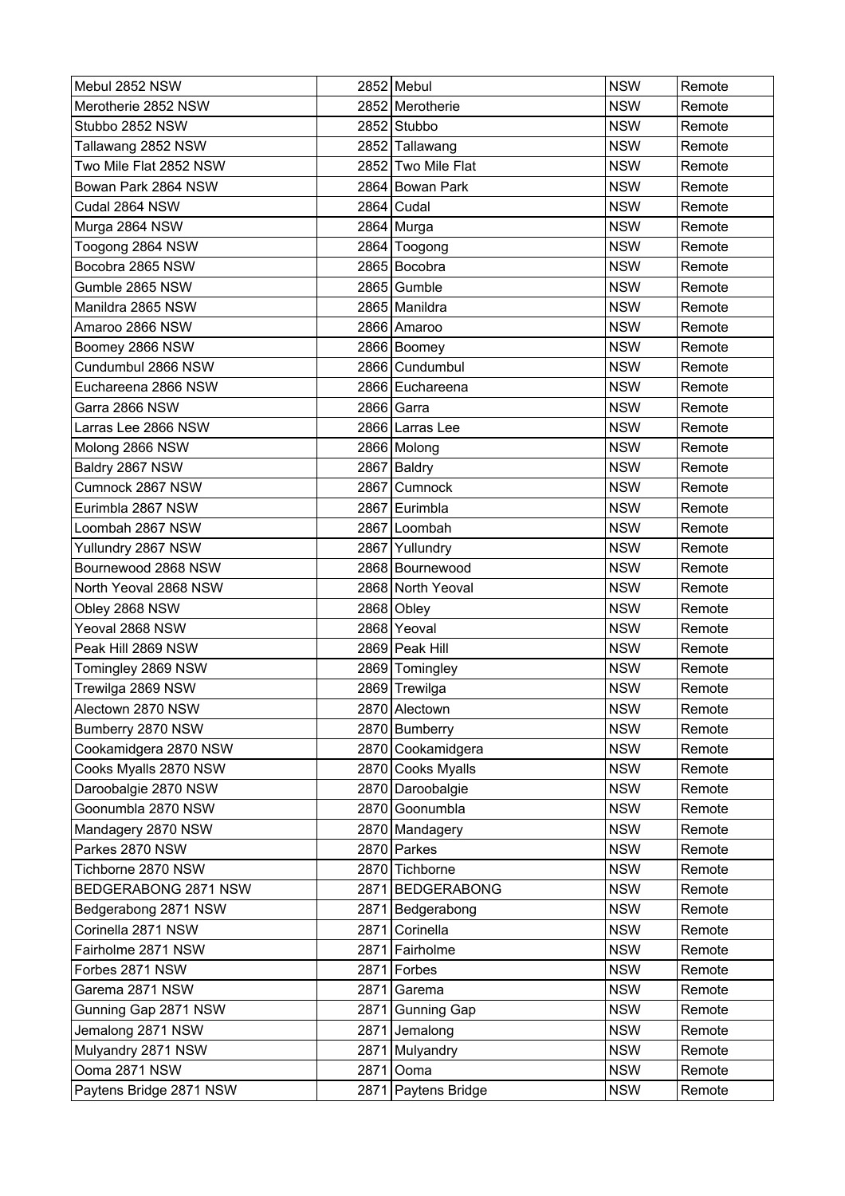| Mebul 2852 NSW | 2852 | Mebul | NSW | Remote |
|---|---|---|---|---|
| Merotherie 2852 NSW | 2852 | Merotherie | NSW | Remote |
| Stubbo 2852 NSW | 2852 | Stubbo | NSW | Remote |
| Tallawang 2852 NSW | 2852 | Tallawang | NSW | Remote |
| Two Mile Flat 2852 NSW | 2852 | Two Mile Flat | NSW | Remote |
| Bowan Park 2864 NSW | 2864 | Bowan Park | NSW | Remote |
| Cudal 2864 NSW | 2864 | Cudal | NSW | Remote |
| Murga 2864 NSW | 2864 | Murga | NSW | Remote |
| Toogong 2864 NSW | 2864 | Toogong | NSW | Remote |
| Bocobra 2865 NSW | 2865 | Bocobra | NSW | Remote |
| Gumble 2865 NSW | 2865 | Gumble | NSW | Remote |
| Manildra 2865 NSW | 2865 | Manildra | NSW | Remote |
| Amaroo 2866 NSW | 2866 | Amaroo | NSW | Remote |
| Boomey 2866 NSW | 2866 | Boomey | NSW | Remote |
| Cundumbul 2866 NSW | 2866 | Cundumbul | NSW | Remote |
| Euchareena 2866 NSW | 2866 | Euchareena | NSW | Remote |
| Garra 2866 NSW | 2866 | Garra | NSW | Remote |
| Larras Lee 2866 NSW | 2866 | Larras Lee | NSW | Remote |
| Molong 2866 NSW | 2866 | Molong | NSW | Remote |
| Baldry 2867 NSW | 2867 | Baldry | NSW | Remote |
| Cumnock 2867 NSW | 2867 | Cumnock | NSW | Remote |
| Eurimbla 2867 NSW | 2867 | Eurimbla | NSW | Remote |
| Loombah 2867 NSW | 2867 | Loombah | NSW | Remote |
| Yullundry 2867 NSW | 2867 | Yullundry | NSW | Remote |
| Bournewood 2868 NSW | 2868 | Bournewood | NSW | Remote |
| North Yeoval 2868 NSW | 2868 | North Yeoval | NSW | Remote |
| Obley 2868 NSW | 2868 | Obley | NSW | Remote |
| Yeoval 2868 NSW | 2868 | Yeoval | NSW | Remote |
| Peak Hill 2869 NSW | 2869 | Peak Hill | NSW | Remote |
| Tomingley 2869 NSW | 2869 | Tomingley | NSW | Remote |
| Trewilga 2869 NSW | 2869 | Trewilga | NSW | Remote |
| Alectown 2870 NSW | 2870 | Alectown | NSW | Remote |
| Bumberry 2870 NSW | 2870 | Bumberry | NSW | Remote |
| Cookamidgera 2870 NSW | 2870 | Cookamidgera | NSW | Remote |
| Cooks Myalls 2870 NSW | 2870 | Cooks Myalls | NSW | Remote |
| Daroobalgie 2870 NSW | 2870 | Daroobalgie | NSW | Remote |
| Goonumbla 2870 NSW | 2870 | Goonumbla | NSW | Remote |
| Mandagery 2870 NSW | 2870 | Mandagery | NSW | Remote |
| Parkes 2870 NSW | 2870 | Parkes | NSW | Remote |
| Tichborne 2870 NSW | 2870 | Tichborne | NSW | Remote |
| BEDGERABONG 2871 NSW | 2871 | BEDGERABONG | NSW | Remote |
| Bedgerabong 2871 NSW | 2871 | Bedgerabong | NSW | Remote |
| Corinella 2871 NSW | 2871 | Corinella | NSW | Remote |
| Fairholme 2871 NSW | 2871 | Fairholme | NSW | Remote |
| Forbes 2871 NSW | 2871 | Forbes | NSW | Remote |
| Garema 2871 NSW | 2871 | Garema | NSW | Remote |
| Gunning Gap 2871 NSW | 2871 | Gunning Gap | NSW | Remote |
| Jemalong 2871 NSW | 2871 | Jemalong | NSW | Remote |
| Mulyandry 2871 NSW | 2871 | Mulyandry | NSW | Remote |
| Ooma 2871 NSW | 2871 | Ooma | NSW | Remote |
| Paytens Bridge 2871 NSW | 2871 | Paytens Bridge | NSW | Remote |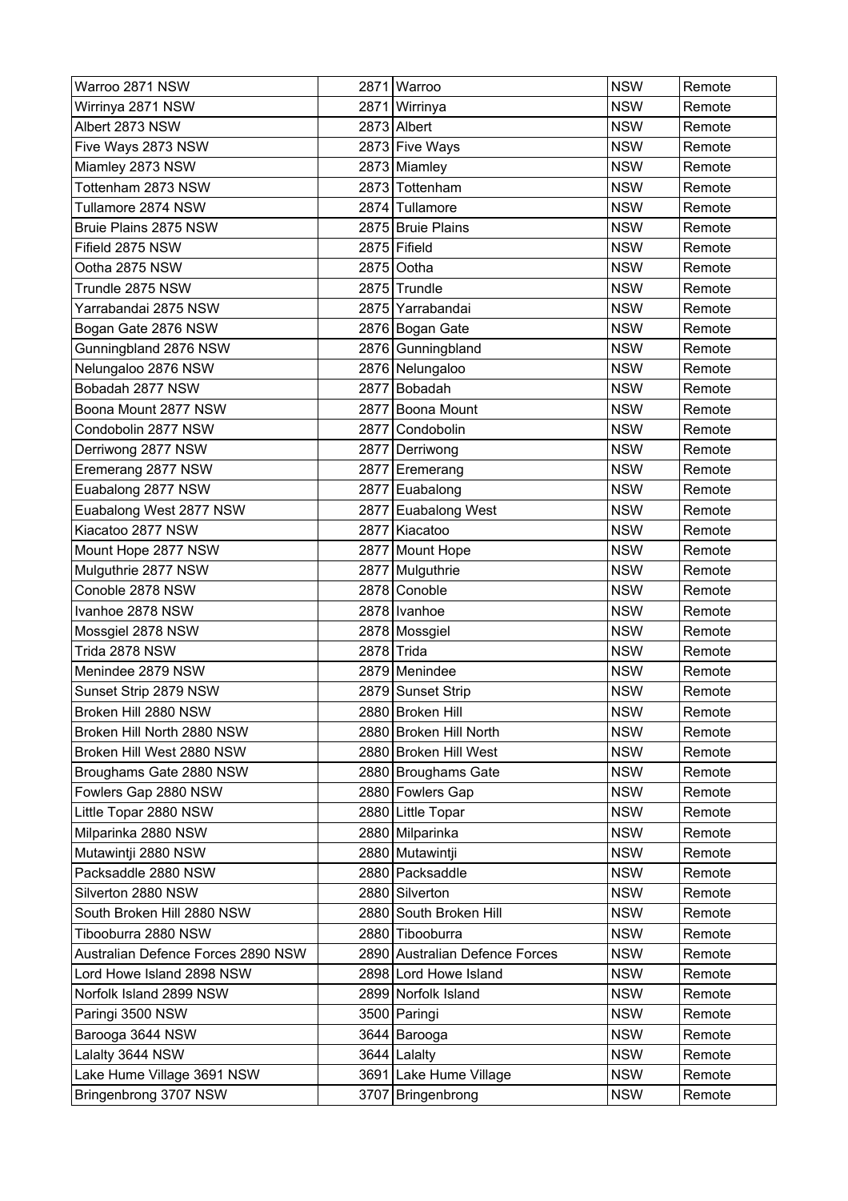| Warroo 2871 NSW | 2871 | Warroo | NSW | Remote |
|---|---|---|---|---|
| Wirrinya 2871 NSW | 2871 | Wirrinya | NSW | Remote |
| Albert 2873 NSW | 2873 | Albert | NSW | Remote |
| Five Ways 2873 NSW | 2873 | Five Ways | NSW | Remote |
| Miamley 2873 NSW | 2873 | Miamley | NSW | Remote |
| Tottenham 2873 NSW | 2873 | Tottenham | NSW | Remote |
| Tullamore 2874 NSW | 2874 | Tullamore | NSW | Remote |
| Bruie Plains 2875 NSW | 2875 | Bruie Plains | NSW | Remote |
| Fifield 2875 NSW | 2875 | Fifield | NSW | Remote |
| Ootha 2875 NSW | 2875 | Ootha | NSW | Remote |
| Trundle 2875 NSW | 2875 | Trundle | NSW | Remote |
| Yarrabandai 2875 NSW | 2875 | Yarrabandai | NSW | Remote |
| Bogan Gate 2876 NSW | 2876 | Bogan Gate | NSW | Remote |
| Gunningbland 2876 NSW | 2876 | Gunningbland | NSW | Remote |
| Nelungaloo 2876 NSW | 2876 | Nelungaloo | NSW | Remote |
| Bobadah 2877 NSW | 2877 | Bobadah | NSW | Remote |
| Boona Mount 2877 NSW | 2877 | Boona Mount | NSW | Remote |
| Condobolin 2877 NSW | 2877 | Condobolin | NSW | Remote |
| Derriwong 2877 NSW | 2877 | Derriwong | NSW | Remote |
| Eremerang 2877 NSW | 2877 | Eremerang | NSW | Remote |
| Euabalong 2877 NSW | 2877 | Euabalong | NSW | Remote |
| Euabalong West 2877 NSW | 2877 | Euabalong West | NSW | Remote |
| Kiacatoo 2877 NSW | 2877 | Kiacatoo | NSW | Remote |
| Mount Hope 2877 NSW | 2877 | Mount Hope | NSW | Remote |
| Mulguthrie 2877 NSW | 2877 | Mulguthrie | NSW | Remote |
| Conoble 2878 NSW | 2878 | Conoble | NSW | Remote |
| Ivanhoe 2878 NSW | 2878 | Ivanhoe | NSW | Remote |
| Mossgiel 2878 NSW | 2878 | Mossgiel | NSW | Remote |
| Trida 2878 NSW | 2878 | Trida | NSW | Remote |
| Menindee 2879 NSW | 2879 | Menindee | NSW | Remote |
| Sunset Strip 2879 NSW | 2879 | Sunset Strip | NSW | Remote |
| Broken Hill 2880 NSW | 2880 | Broken Hill | NSW | Remote |
| Broken Hill North 2880 NSW | 2880 | Broken Hill North | NSW | Remote |
| Broken Hill West 2880 NSW | 2880 | Broken Hill West | NSW | Remote |
| Broughams Gate 2880 NSW | 2880 | Broughams Gate | NSW | Remote |
| Fowlers Gap 2880 NSW | 2880 | Fowlers Gap | NSW | Remote |
| Little Topar 2880 NSW | 2880 | Little Topar | NSW | Remote |
| Milparinka 2880 NSW | 2880 | Milparinka | NSW | Remote |
| Mutawintji 2880 NSW | 2880 | Mutawintji | NSW | Remote |
| Packsaddle 2880 NSW | 2880 | Packsaddle | NSW | Remote |
| Silverton 2880 NSW | 2880 | Silverton | NSW | Remote |
| South Broken Hill 2880 NSW | 2880 | South Broken Hill | NSW | Remote |
| Tibooburra 2880 NSW | 2880 | Tibooburra | NSW | Remote |
| Australian Defence Forces 2890 NSW | 2890 | Australian Defence Forces | NSW | Remote |
| Lord Howe Island 2898 NSW | 2898 | Lord Howe Island | NSW | Remote |
| Norfolk Island 2899 NSW | 2899 | Norfolk Island | NSW | Remote |
| Paringi 3500 NSW | 3500 | Paringi | NSW | Remote |
| Barooga 3644 NSW | 3644 | Barooga | NSW | Remote |
| Lalalty 3644 NSW | 3644 | Lalalty | NSW | Remote |
| Lake Hume Village 3691 NSW | 3691 | Lake Hume Village | NSW | Remote |
| Bringenbrong 3707 NSW | 3707 | Bringenbrong | NSW | Remote |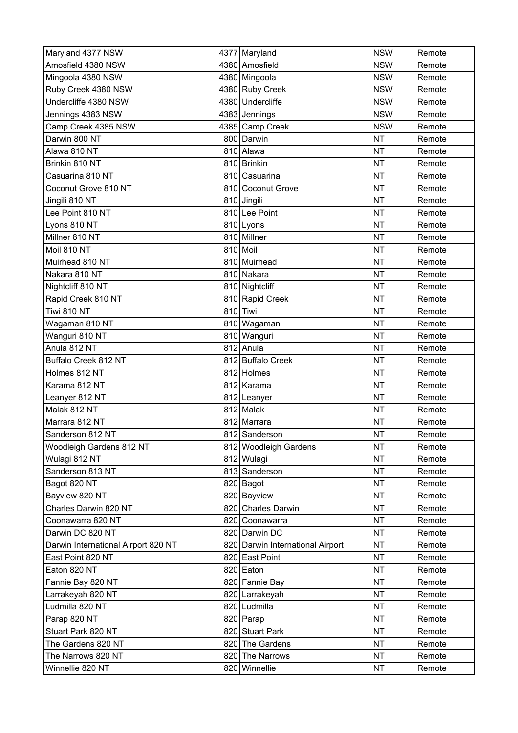| Maryland 4377 NSW | 4377 | Maryland | NSW | Remote |
|---|---|---|---|---|
| Amosfield 4380 NSW | 4380 | Amosfield | NSW | Remote |
| Mingoola 4380 NSW | 4380 | Mingoola | NSW | Remote |
| Ruby Creek 4380 NSW | 4380 | Ruby Creek | NSW | Remote |
| Undercliffe 4380 NSW | 4380 | Undercliffe | NSW | Remote |
| Jennings 4383 NSW | 4383 | Jennings | NSW | Remote |
| Camp Creek 4385 NSW | 4385 | Camp Creek | NSW | Remote |
| Darwin 800 NT | 800 | Darwin | NT | Remote |
| Alawa 810 NT | 810 | Alawa | NT | Remote |
| Brinkin 810 NT | 810 | Brinkin | NT | Remote |
| Casuarina 810 NT | 810 | Casuarina | NT | Remote |
| Coconut Grove 810 NT | 810 | Coconut Grove | NT | Remote |
| Jingili 810 NT | 810 | Jingili | NT | Remote |
| Lee Point 810 NT | 810 | Lee Point | NT | Remote |
| Lyons 810 NT | 810 | Lyons | NT | Remote |
| Millner 810 NT | 810 | Millner | NT | Remote |
| Moil 810 NT | 810 | Moil | NT | Remote |
| Muirhead 810 NT | 810 | Muirhead | NT | Remote |
| Nakara 810 NT | 810 | Nakara | NT | Remote |
| Nightcliff 810 NT | 810 | Nightcliff | NT | Remote |
| Rapid Creek 810 NT | 810 | Rapid Creek | NT | Remote |
| Tiwi 810 NT | 810 | Tiwi | NT | Remote |
| Wagaman 810 NT | 810 | Wagaman | NT | Remote |
| Wanguri 810 NT | 810 | Wanguri | NT | Remote |
| Anula 812 NT | 812 | Anula | NT | Remote |
| Buffalo Creek 812 NT | 812 | Buffalo Creek | NT | Remote |
| Holmes 812 NT | 812 | Holmes | NT | Remote |
| Karama 812 NT | 812 | Karama | NT | Remote |
| Leanyer 812 NT | 812 | Leanyer | NT | Remote |
| Malak 812 NT | 812 | Malak | NT | Remote |
| Marrara 812 NT | 812 | Marrara | NT | Remote |
| Sanderson 812 NT | 812 | Sanderson | NT | Remote |
| Woodleigh Gardens 812 NT | 812 | Woodleigh Gardens | NT | Remote |
| Wulagi 812 NT | 812 | Wulagi | NT | Remote |
| Sanderson 813 NT | 813 | Sanderson | NT | Remote |
| Bagot 820 NT | 820 | Bagot | NT | Remote |
| Bayview 820 NT | 820 | Bayview | NT | Remote |
| Charles Darwin 820 NT | 820 | Charles Darwin | NT | Remote |
| Coonawarra 820 NT | 820 | Coonawarra | NT | Remote |
| Darwin DC 820 NT | 820 | Darwin DC | NT | Remote |
| Darwin International Airport 820 NT | 820 | Darwin International Airport | NT | Remote |
| East Point 820 NT | 820 | East Point | NT | Remote |
| Eaton 820 NT | 820 | Eaton | NT | Remote |
| Fannie Bay 820 NT | 820 | Fannie Bay | NT | Remote |
| Larrakeyah 820 NT | 820 | Larrakeyah | NT | Remote |
| Ludmilla 820 NT | 820 | Ludmilla | NT | Remote |
| Parap 820 NT | 820 | Parap | NT | Remote |
| Stuart Park 820 NT | 820 | Stuart Park | NT | Remote |
| The Gardens 820 NT | 820 | The Gardens | NT | Remote |
| The Narrows 820 NT | 820 | The Narrows | NT | Remote |
| Winnellie 820 NT | 820 | Winnellie | NT | Remote |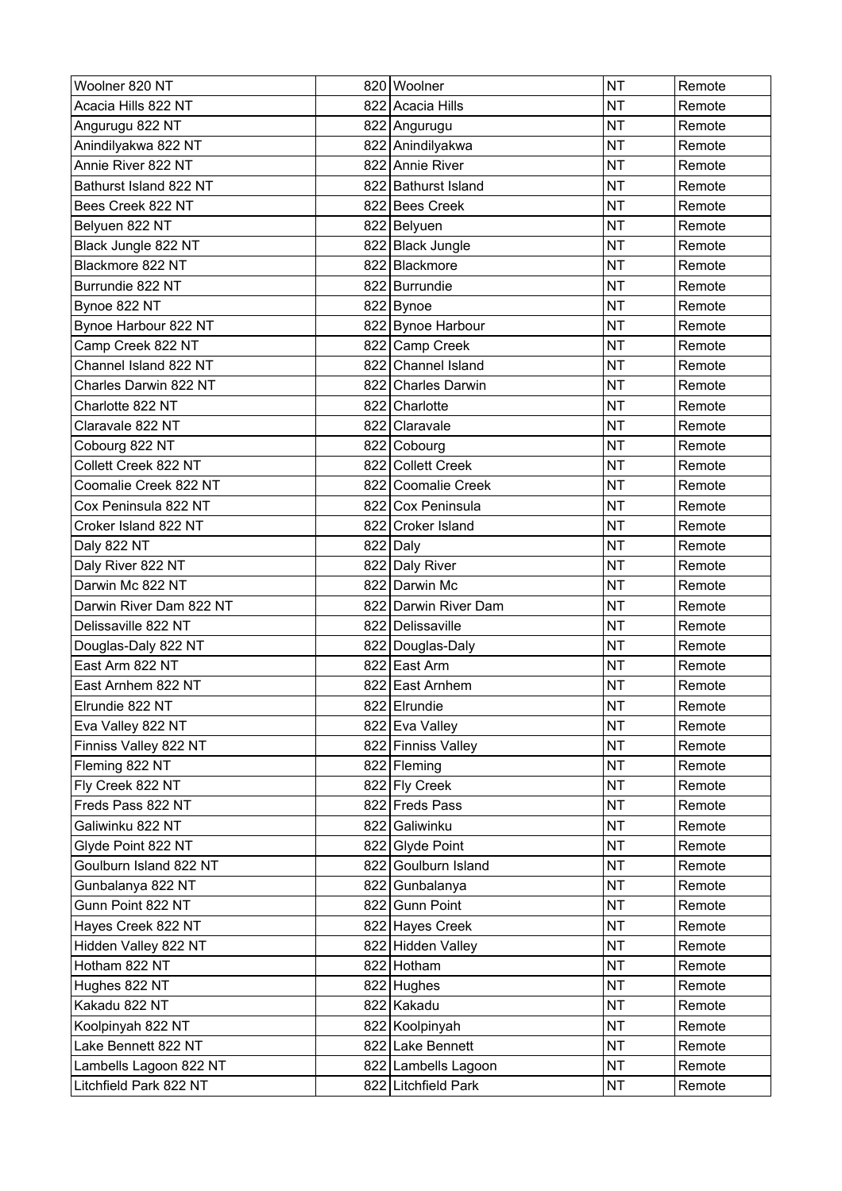| Woolner 820 NT | 820 | Woolner | NT | Remote |
|---|---|---|---|---|
| Acacia Hills 822 NT | 822 | Acacia Hills | NT | Remote |
| Angurugu 822 NT | 822 | Angurugu | NT | Remote |
| Anindilyakwa 822 NT | 822 | Anindilyakwa | NT | Remote |
| Annie River 822 NT | 822 | Annie River | NT | Remote |
| Bathurst Island 822 NT | 822 | Bathurst Island | NT | Remote |
| Bees Creek 822 NT | 822 | Bees Creek | NT | Remote |
| Belyuen 822 NT | 822 | Belyuen | NT | Remote |
| Black Jungle 822 NT | 822 | Black Jungle | NT | Remote |
| Blackmore 822 NT | 822 | Blackmore | NT | Remote |
| Burrundie 822 NT | 822 | Burrundie | NT | Remote |
| Bynoe 822 NT | 822 | Bynoe | NT | Remote |
| Bynoe Harbour 822 NT | 822 | Bynoe Harbour | NT | Remote |
| Camp Creek 822 NT | 822 | Camp Creek | NT | Remote |
| Channel Island 822 NT | 822 | Channel Island | NT | Remote |
| Charles Darwin 822 NT | 822 | Charles Darwin | NT | Remote |
| Charlotte 822 NT | 822 | Charlotte | NT | Remote |
| Claravale 822 NT | 822 | Claravale | NT | Remote |
| Cobourg 822 NT | 822 | Cobourg | NT | Remote |
| Collett Creek 822 NT | 822 | Collett Creek | NT | Remote |
| Coomalie Creek 822 NT | 822 | Coomalie Creek | NT | Remote |
| Cox Peninsula 822 NT | 822 | Cox Peninsula | NT | Remote |
| Croker Island 822 NT | 822 | Croker Island | NT | Remote |
| Daly 822 NT | 822 | Daly | NT | Remote |
| Daly River 822 NT | 822 | Daly River | NT | Remote |
| Darwin Mc 822 NT | 822 | Darwin Mc | NT | Remote |
| Darwin River Dam 822 NT | 822 | Darwin River Dam | NT | Remote |
| Delissaville 822 NT | 822 | Delissaville | NT | Remote |
| Douglas-Daly 822 NT | 822 | Douglas-Daly | NT | Remote |
| East Arm 822 NT | 822 | East Arm | NT | Remote |
| East Arnhem 822 NT | 822 | East Arnhem | NT | Remote |
| Elrundie 822 NT | 822 | Elrundie | NT | Remote |
| Eva Valley 822 NT | 822 | Eva Valley | NT | Remote |
| Finniss Valley 822 NT | 822 | Finniss Valley | NT | Remote |
| Fleming 822 NT | 822 | Fleming | NT | Remote |
| Fly Creek 822 NT | 822 | Fly Creek | NT | Remote |
| Freds Pass 822 NT | 822 | Freds Pass | NT | Remote |
| Galiwinku 822 NT | 822 | Galiwinku | NT | Remote |
| Glyde Point 822 NT | 822 | Glyde Point | NT | Remote |
| Goulburn Island 822 NT | 822 | Goulburn Island | NT | Remote |
| Gunbalanya 822 NT | 822 | Gunbalanya | NT | Remote |
| Gunn Point 822 NT | 822 | Gunn Point | NT | Remote |
| Hayes Creek 822 NT | 822 | Hayes Creek | NT | Remote |
| Hidden Valley 822 NT | 822 | Hidden Valley | NT | Remote |
| Hotham 822 NT | 822 | Hotham | NT | Remote |
| Hughes 822 NT | 822 | Hughes | NT | Remote |
| Kakadu 822 NT | 822 | Kakadu | NT | Remote |
| Koolpinyah 822 NT | 822 | Koolpinyah | NT | Remote |
| Lake Bennett 822 NT | 822 | Lake Bennett | NT | Remote |
| Lambells Lagoon 822 NT | 822 | Lambells Lagoon | NT | Remote |
| Litchfield Park 822 NT | 822 | Litchfield Park | NT | Remote |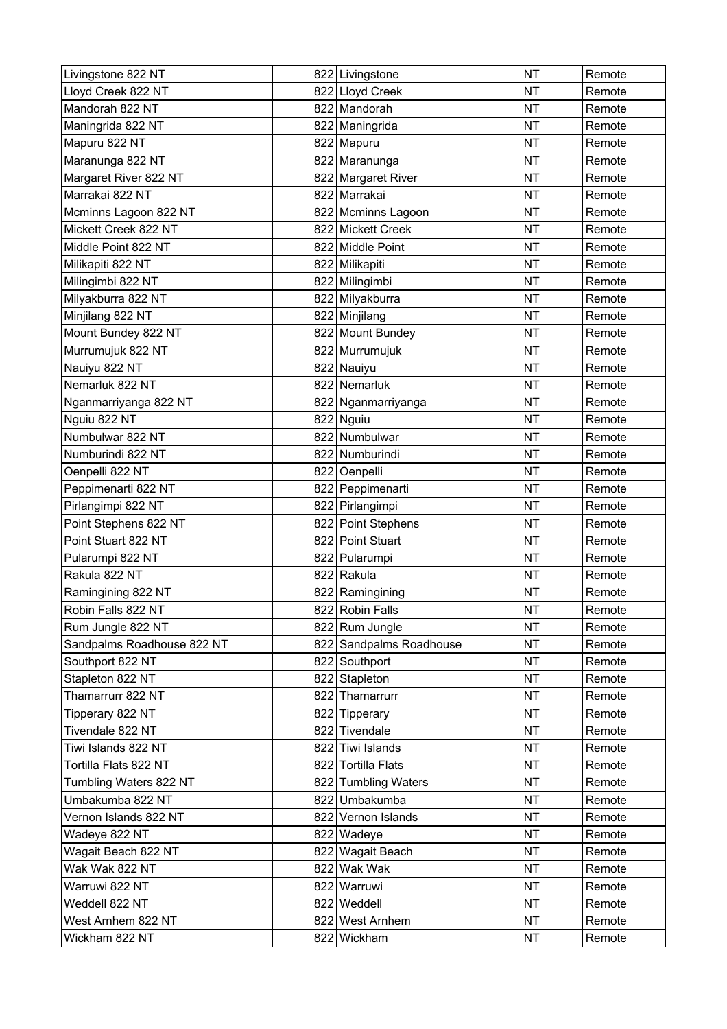| Livingstone 822 NT | 822 | Livingstone | NT | Remote |
|---|---|---|---|---|
| Lloyd Creek 822 NT | 822 | Lloyd Creek | NT | Remote |
| Mandorah 822 NT | 822 | Mandorah | NT | Remote |
| Maningrida 822 NT | 822 | Maningrida | NT | Remote |
| Mapuru 822 NT | 822 | Mapuru | NT | Remote |
| Maranunga 822 NT | 822 | Maranunga | NT | Remote |
| Margaret River 822 NT | 822 | Margaret River | NT | Remote |
| Marrakai 822 NT | 822 | Marrakai | NT | Remote |
| Mcminns Lagoon 822 NT | 822 | Mcminns Lagoon | NT | Remote |
| Mickett Creek 822 NT | 822 | Mickett Creek | NT | Remote |
| Middle Point 822 NT | 822 | Middle Point | NT | Remote |
| Milikapiti 822 NT | 822 | Milikapiti | NT | Remote |
| Milingimbi 822 NT | 822 | Milingimbi | NT | Remote |
| Milyakburra 822 NT | 822 | Milyakburra | NT | Remote |
| Minjilang 822 NT | 822 | Minjilang | NT | Remote |
| Mount Bundey 822 NT | 822 | Mount Bundey | NT | Remote |
| Murrumujuk 822 NT | 822 | Murrumujuk | NT | Remote |
| Nauiyu 822 NT | 822 | Nauiyu | NT | Remote |
| Nemarluk 822 NT | 822 | Nemarluk | NT | Remote |
| Nganmarriyanga 822 NT | 822 | Nganmarriyanga | NT | Remote |
| Nguiu 822 NT | 822 | Nguiu | NT | Remote |
| Numbulwar 822 NT | 822 | Numbulwar | NT | Remote |
| Numburindi 822 NT | 822 | Numburindi | NT | Remote |
| Oenpelli 822 NT | 822 | Oenpelli | NT | Remote |
| Peppimenarti 822 NT | 822 | Peppimenarti | NT | Remote |
| Pirlangimpi 822 NT | 822 | Pirlangimpi | NT | Remote |
| Point Stephens 822 NT | 822 | Point Stephens | NT | Remote |
| Point Stuart 822 NT | 822 | Point Stuart | NT | Remote |
| Pularumpi 822 NT | 822 | Pularumpi | NT | Remote |
| Rakula 822 NT | 822 | Rakula | NT | Remote |
| Ramingining 822 NT | 822 | Ramingining | NT | Remote |
| Robin Falls 822 NT | 822 | Robin Falls | NT | Remote |
| Rum Jungle 822 NT | 822 | Rum Jungle | NT | Remote |
| Sandpalms Roadhouse 822 NT | 822 | Sandpalms Roadhouse | NT | Remote |
| Southport 822 NT | 822 | Southport | NT | Remote |
| Stapleton 822 NT | 822 | Stapleton | NT | Remote |
| Thamarrurr 822 NT | 822 | Thamarrurr | NT | Remote |
| Tipperary 822 NT | 822 | Tipperary | NT | Remote |
| Tivendale 822 NT | 822 | Tivendale | NT | Remote |
| Tiwi Islands 822 NT | 822 | Tiwi Islands | NT | Remote |
| Tortilla Flats 822 NT | 822 | Tortilla Flats | NT | Remote |
| Tumbling Waters 822 NT | 822 | Tumbling Waters | NT | Remote |
| Umbakumba 822 NT | 822 | Umbakumba | NT | Remote |
| Vernon Islands 822 NT | 822 | Vernon Islands | NT | Remote |
| Wadeye 822 NT | 822 | Wadeye | NT | Remote |
| Wagait Beach 822 NT | 822 | Wagait Beach | NT | Remote |
| Wak Wak 822 NT | 822 | Wak Wak | NT | Remote |
| Warruwi 822 NT | 822 | Warruwi | NT | Remote |
| Weddell 822 NT | 822 | Weddell | NT | Remote |
| West Arnhem 822 NT | 822 | West Arnhem | NT | Remote |
| Wickham 822 NT | 822 | Wickham | NT | Remote |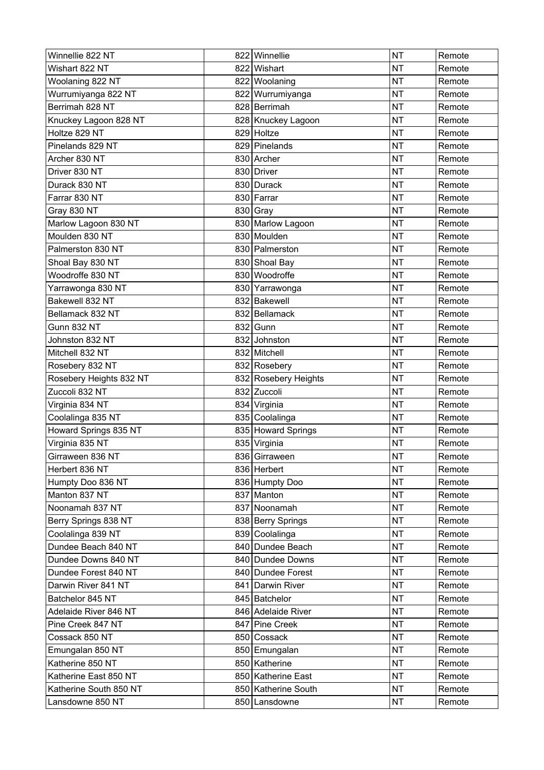| Winnellie 822 NT | 822 | Winnellie | NT | Remote |
|---|---|---|---|---|
| Wishart 822 NT | 822 | Wishart | NT | Remote |
| Woolaning 822 NT | 822 | Woolaning | NT | Remote |
| Wurrumiyanga 822 NT | 822 | Wurrumiyanga | NT | Remote |
| Berrimah 828 NT | 828 | Berrimah | NT | Remote |
| Knuckey Lagoon 828 NT | 828 | Knuckey Lagoon | NT | Remote |
| Holtze 829 NT | 829 | Holtze | NT | Remote |
| Pinelands 829 NT | 829 | Pinelands | NT | Remote |
| Archer 830 NT | 830 | Archer | NT | Remote |
| Driver 830 NT | 830 | Driver | NT | Remote |
| Durack 830 NT | 830 | Durack | NT | Remote |
| Farrar 830 NT | 830 | Farrar | NT | Remote |
| Gray 830 NT | 830 | Gray | NT | Remote |
| Marlow Lagoon 830 NT | 830 | Marlow Lagoon | NT | Remote |
| Moulden 830 NT | 830 | Moulden | NT | Remote |
| Palmerston 830 NT | 830 | Palmerston | NT | Remote |
| Shoal Bay 830 NT | 830 | Shoal Bay | NT | Remote |
| Woodroffe 830 NT | 830 | Woodroffe | NT | Remote |
| Yarrawonga 830 NT | 830 | Yarrawonga | NT | Remote |
| Bakewell 832 NT | 832 | Bakewell | NT | Remote |
| Bellamack 832 NT | 832 | Bellamack | NT | Remote |
| Gunn 832 NT | 832 | Gunn | NT | Remote |
| Johnston 832 NT | 832 | Johnston | NT | Remote |
| Mitchell 832 NT | 832 | Mitchell | NT | Remote |
| Rosebery 832 NT | 832 | Rosebery | NT | Remote |
| Rosebery Heights 832 NT | 832 | Rosebery Heights | NT | Remote |
| Zuccoli 832 NT | 832 | Zuccoli | NT | Remote |
| Virginia 834 NT | 834 | Virginia | NT | Remote |
| Coolalinga 835 NT | 835 | Coolalinga | NT | Remote |
| Howard Springs 835 NT | 835 | Howard Springs | NT | Remote |
| Virginia 835 NT | 835 | Virginia | NT | Remote |
| Girraween 836 NT | 836 | Girraween | NT | Remote |
| Herbert 836 NT | 836 | Herbert | NT | Remote |
| Humpty Doo 836 NT | 836 | Humpty Doo | NT | Remote |
| Manton 837 NT | 837 | Manton | NT | Remote |
| Noonamah 837 NT | 837 | Noonamah | NT | Remote |
| Berry Springs 838 NT | 838 | Berry Springs | NT | Remote |
| Coolalinga 839 NT | 839 | Coolalinga | NT | Remote |
| Dundee Beach 840 NT | 840 | Dundee Beach | NT | Remote |
| Dundee Downs 840 NT | 840 | Dundee Downs | NT | Remote |
| Dundee Forest 840 NT | 840 | Dundee Forest | NT | Remote |
| Darwin River 841 NT | 841 | Darwin River | NT | Remote |
| Batchelor 845 NT | 845 | Batchelor | NT | Remote |
| Adelaide River 846 NT | 846 | Adelaide River | NT | Remote |
| Pine Creek 847 NT | 847 | Pine Creek | NT | Remote |
| Cossack 850 NT | 850 | Cossack | NT | Remote |
| Emungalan 850 NT | 850 | Emungalan | NT | Remote |
| Katherine 850 NT | 850 | Katherine | NT | Remote |
| Katherine East 850 NT | 850 | Katherine East | NT | Remote |
| Katherine South 850 NT | 850 | Katherine South | NT | Remote |
| Lansdowne 850 NT | 850 | Lansdowne | NT | Remote |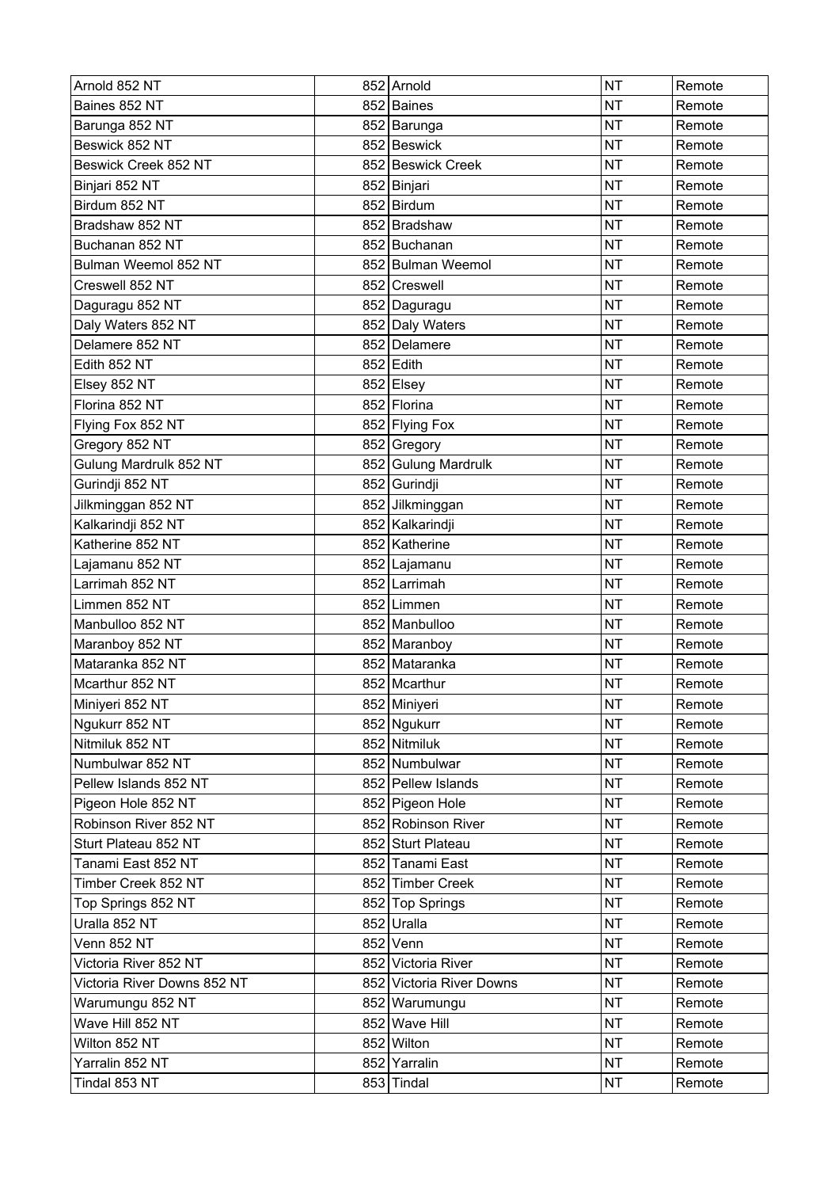| Arnold 852 NT | 852 | Arnold | NT | Remote |
|---|---|---|---|---|
| Baines 852 NT | 852 | Baines | NT | Remote |
| Barunga 852 NT | 852 | Barunga | NT | Remote |
| Beswick 852 NT | 852 | Beswick | NT | Remote |
| Beswick Creek 852 NT | 852 | Beswick Creek | NT | Remote |
| Binjari 852 NT | 852 | Binjari | NT | Remote |
| Birdum 852 NT | 852 | Birdum | NT | Remote |
| Bradshaw 852 NT | 852 | Bradshaw | NT | Remote |
| Buchanan 852 NT | 852 | Buchanan | NT | Remote |
| Bulman Weemol 852 NT | 852 | Bulman Weemol | NT | Remote |
| Creswell 852 NT | 852 | Creswell | NT | Remote |
| Daguragu 852 NT | 852 | Daguragu | NT | Remote |
| Daly Waters 852 NT | 852 | Daly Waters | NT | Remote |
| Delamere 852 NT | 852 | Delamere | NT | Remote |
| Edith 852 NT | 852 | Edith | NT | Remote |
| Elsey 852 NT | 852 | Elsey | NT | Remote |
| Florina 852 NT | 852 | Florina | NT | Remote |
| Flying Fox 852 NT | 852 | Flying Fox | NT | Remote |
| Gregory 852 NT | 852 | Gregory | NT | Remote |
| Gulung Mardrulk 852 NT | 852 | Gulung Mardrulk | NT | Remote |
| Gurindji 852 NT | 852 | Gurindji | NT | Remote |
| Jilkminggan 852 NT | 852 | Jilkminggan | NT | Remote |
| Kalkarindji 852 NT | 852 | Kalkarindji | NT | Remote |
| Katherine 852 NT | 852 | Katherine | NT | Remote |
| Lajamanu 852 NT | 852 | Lajamanu | NT | Remote |
| Larrimah 852 NT | 852 | Larrimah | NT | Remote |
| Limmen 852 NT | 852 | Limmen | NT | Remote |
| Manbulloo 852 NT | 852 | Manbulloo | NT | Remote |
| Maranboy 852 NT | 852 | Maranboy | NT | Remote |
| Mataranka 852 NT | 852 | Mataranka | NT | Remote |
| Mcarthur 852 NT | 852 | Mcarthur | NT | Remote |
| Miniyeri 852 NT | 852 | Miniyeri | NT | Remote |
| Ngukurr 852 NT | 852 | Ngukurr | NT | Remote |
| Nitmiluk 852 NT | 852 | Nitmiluk | NT | Remote |
| Numbulwar 852 NT | 852 | Numbulwar | NT | Remote |
| Pellew Islands 852 NT | 852 | Pellew Islands | NT | Remote |
| Pigeon Hole 852 NT | 852 | Pigeon Hole | NT | Remote |
| Robinson River 852 NT | 852 | Robinson River | NT | Remote |
| Sturt Plateau 852 NT | 852 | Sturt Plateau | NT | Remote |
| Tanami East 852 NT | 852 | Tanami East | NT | Remote |
| Timber Creek 852 NT | 852 | Timber Creek | NT | Remote |
| Top Springs 852 NT | 852 | Top Springs | NT | Remote |
| Uralla 852 NT | 852 | Uralla | NT | Remote |
| Venn 852 NT | 852 | Venn | NT | Remote |
| Victoria River 852 NT | 852 | Victoria River | NT | Remote |
| Victoria River Downs 852 NT | 852 | Victoria River Downs | NT | Remote |
| Warumungu 852 NT | 852 | Warumungu | NT | Remote |
| Wave Hill 852 NT | 852 | Wave Hill | NT | Remote |
| Wilton 852 NT | 852 | Wilton | NT | Remote |
| Yarralin 852 NT | 852 | Yarralin | NT | Remote |
| Tindal 853 NT | 853 | Tindal | NT | Remote |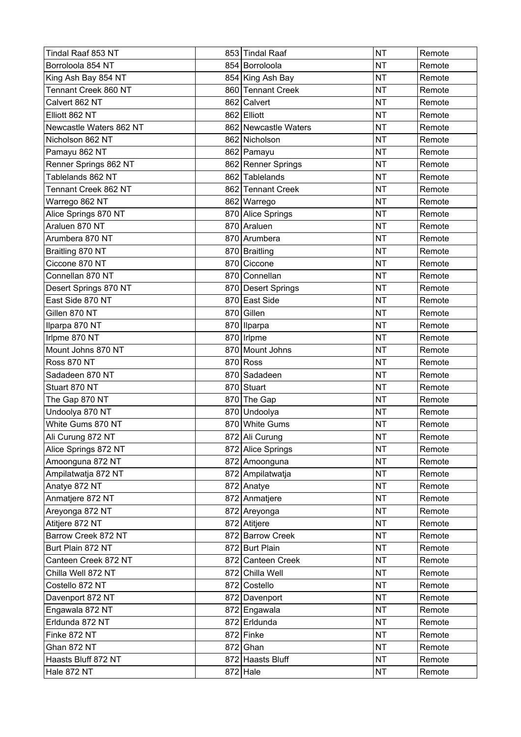| Tindal Raaf 853 NT | 853 | Tindal Raaf | NT | Remote |
|---|---|---|---|---|
| Borroloola 854 NT | 854 | Borroloola | NT | Remote |
| King Ash Bay 854 NT | 854 | King Ash Bay | NT | Remote |
| Tennant Creek 860 NT | 860 | Tennant Creek | NT | Remote |
| Calvert 862 NT | 862 | Calvert | NT | Remote |
| Elliott 862 NT | 862 | Elliott | NT | Remote |
| Newcastle Waters 862 NT | 862 | Newcastle Waters | NT | Remote |
| Nicholson 862 NT | 862 | Nicholson | NT | Remote |
| Pamayu 862 NT | 862 | Pamayu | NT | Remote |
| Renner Springs 862 NT | 862 | Renner Springs | NT | Remote |
| Tablelands 862 NT | 862 | Tablelands | NT | Remote |
| Tennant Creek 862 NT | 862 | Tennant Creek | NT | Remote |
| Warrego 862 NT | 862 | Warrego | NT | Remote |
| Alice Springs 870 NT | 870 | Alice Springs | NT | Remote |
| Araluen 870 NT | 870 | Araluen | NT | Remote |
| Arumbera 870 NT | 870 | Arumbera | NT | Remote |
| Braitling 870 NT | 870 | Braitling | NT | Remote |
| Ciccone 870 NT | 870 | Ciccone | NT | Remote |
| Connellan 870 NT | 870 | Connellan | NT | Remote |
| Desert Springs 870 NT | 870 | Desert Springs | NT | Remote |
| East Side 870 NT | 870 | East Side | NT | Remote |
| Gillen 870 NT | 870 | Gillen | NT | Remote |
| Ilparpa 870 NT | 870 | Ilparpa | NT | Remote |
| Irlpme 870 NT | 870 | Irlpme | NT | Remote |
| Mount Johns 870 NT | 870 | Mount Johns | NT | Remote |
| Ross 870 NT | 870 | Ross | NT | Remote |
| Sadadeen 870 NT | 870 | Sadadeen | NT | Remote |
| Stuart 870 NT | 870 | Stuart | NT | Remote |
| The Gap 870 NT | 870 | The Gap | NT | Remote |
| Undoolya 870 NT | 870 | Undoolya | NT | Remote |
| White Gums 870 NT | 870 | White Gums | NT | Remote |
| Ali Curung 872 NT | 872 | Ali Curung | NT | Remote |
| Alice Springs 872 NT | 872 | Alice Springs | NT | Remote |
| Amoonguna 872 NT | 872 | Amoonguna | NT | Remote |
| Ampilatwatja 872 NT | 872 | Ampilatwatja | NT | Remote |
| Anatye 872 NT | 872 | Anatye | NT | Remote |
| Anmatjere 872 NT | 872 | Anmatjere | NT | Remote |
| Areyonga 872 NT | 872 | Areyonga | NT | Remote |
| Atitjere 872 NT | 872 | Atitjere | NT | Remote |
| Barrow Creek 872 NT | 872 | Barrow Creek | NT | Remote |
| Burt Plain 872 NT | 872 | Burt Plain | NT | Remote |
| Canteen Creek 872 NT | 872 | Canteen Creek | NT | Remote |
| Chilla Well 872 NT | 872 | Chilla Well | NT | Remote |
| Costello 872 NT | 872 | Costello | NT | Remote |
| Davenport 872 NT | 872 | Davenport | NT | Remote |
| Engawala 872 NT | 872 | Engawala | NT | Remote |
| Erldunda 872 NT | 872 | Erldunda | NT | Remote |
| Finke 872 NT | 872 | Finke | NT | Remote |
| Ghan 872 NT | 872 | Ghan | NT | Remote |
| Haasts Bluff 872 NT | 872 | Haasts Bluff | NT | Remote |
| Hale 872 NT | 872 | Hale | NT | Remote |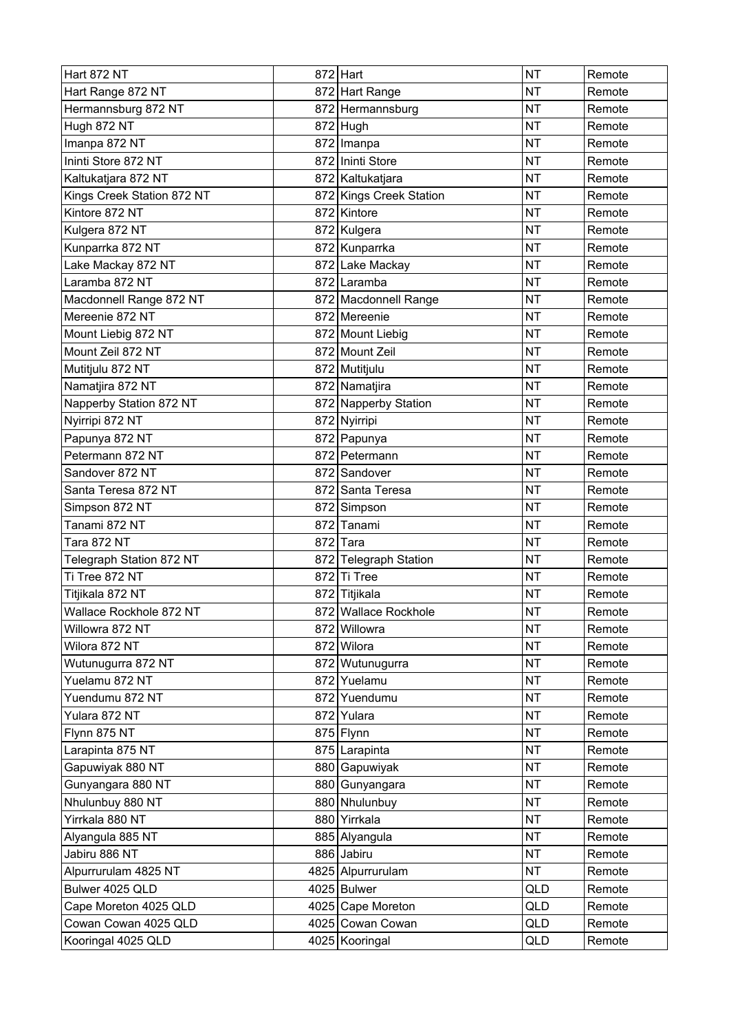| Hart 872 NT | 872 | Hart | NT | Remote |
|---|---|---|---|---|
| Hart Range 872 NT | 872 | Hart Range | NT | Remote |
| Hermannsburg 872 NT | 872 | Hermannsburg | NT | Remote |
| Hugh 872 NT | 872 | Hugh | NT | Remote |
| Imanpa 872 NT | 872 | Imanpa | NT | Remote |
| Ininti Store 872 NT | 872 | Ininti Store | NT | Remote |
| Kaltukatjara 872 NT | 872 | Kaltukatjara | NT | Remote |
| Kings Creek Station 872 NT | 872 | Kings Creek Station | NT | Remote |
| Kintore 872 NT | 872 | Kintore | NT | Remote |
| Kulgera 872 NT | 872 | Kulgera | NT | Remote |
| Kunparrka 872 NT | 872 | Kunparrka | NT | Remote |
| Lake Mackay 872 NT | 872 | Lake Mackay | NT | Remote |
| Laramba 872 NT | 872 | Laramba | NT | Remote |
| Macdonnell Range 872 NT | 872 | Macdonnell Range | NT | Remote |
| Mereenie 872 NT | 872 | Mereenie | NT | Remote |
| Mount Liebig 872 NT | 872 | Mount Liebig | NT | Remote |
| Mount Zeil 872 NT | 872 | Mount Zeil | NT | Remote |
| Mutitjulu 872 NT | 872 | Mutitjulu | NT | Remote |
| Namatjira 872 NT | 872 | Namatjira | NT | Remote |
| Napperby Station 872 NT | 872 | Napperby Station | NT | Remote |
| Nyirripi 872 NT | 872 | Nyirripi | NT | Remote |
| Papunya 872 NT | 872 | Papunya | NT | Remote |
| Petermann 872 NT | 872 | Petermann | NT | Remote |
| Sandover 872 NT | 872 | Sandover | NT | Remote |
| Santa Teresa 872 NT | 872 | Santa Teresa | NT | Remote |
| Simpson 872 NT | 872 | Simpson | NT | Remote |
| Tanami 872 NT | 872 | Tanami | NT | Remote |
| Tara 872 NT | 872 | Tara | NT | Remote |
| Telegraph Station 872 NT | 872 | Telegraph Station | NT | Remote |
| Ti Tree 872 NT | 872 | Ti Tree | NT | Remote |
| Titjikala 872 NT | 872 | Titjikala | NT | Remote |
| Wallace Rockhole 872 NT | 872 | Wallace Rockhole | NT | Remote |
| Willowra 872 NT | 872 | Willowra | NT | Remote |
| Wilora 872 NT | 872 | Wilora | NT | Remote |
| Wutunugurra 872 NT | 872 | Wutunugurra | NT | Remote |
| Yuelamu 872 NT | 872 | Yuelamu | NT | Remote |
| Yuendumu 872 NT | 872 | Yuendumu | NT | Remote |
| Yulara 872 NT | 872 | Yulara | NT | Remote |
| Flynn 875 NT | 875 | Flynn | NT | Remote |
| Larapinta 875 NT | 875 | Larapinta | NT | Remote |
| Gapuwiyak 880 NT | 880 | Gapuwiyak | NT | Remote |
| Gunyangara 880 NT | 880 | Gunyangara | NT | Remote |
| Nhulunbuy 880 NT | 880 | Nhulunbuy | NT | Remote |
| Yirrkala 880 NT | 880 | Yirrkala | NT | Remote |
| Alyangula 885 NT | 885 | Alyangula | NT | Remote |
| Jabiru 886 NT | 886 | Jabiru | NT | Remote |
| Alpurrurulam 4825 NT | 4825 | Alpurrurulam | NT | Remote |
| Bulwer 4025 QLD | 4025 | Bulwer | QLD | Remote |
| Cape Moreton 4025 QLD | 4025 | Cape Moreton | QLD | Remote |
| Cowan Cowan 4025 QLD | 4025 | Cowan Cowan | QLD | Remote |
| Kooringal 4025 QLD | 4025 | Kooringal | QLD | Remote |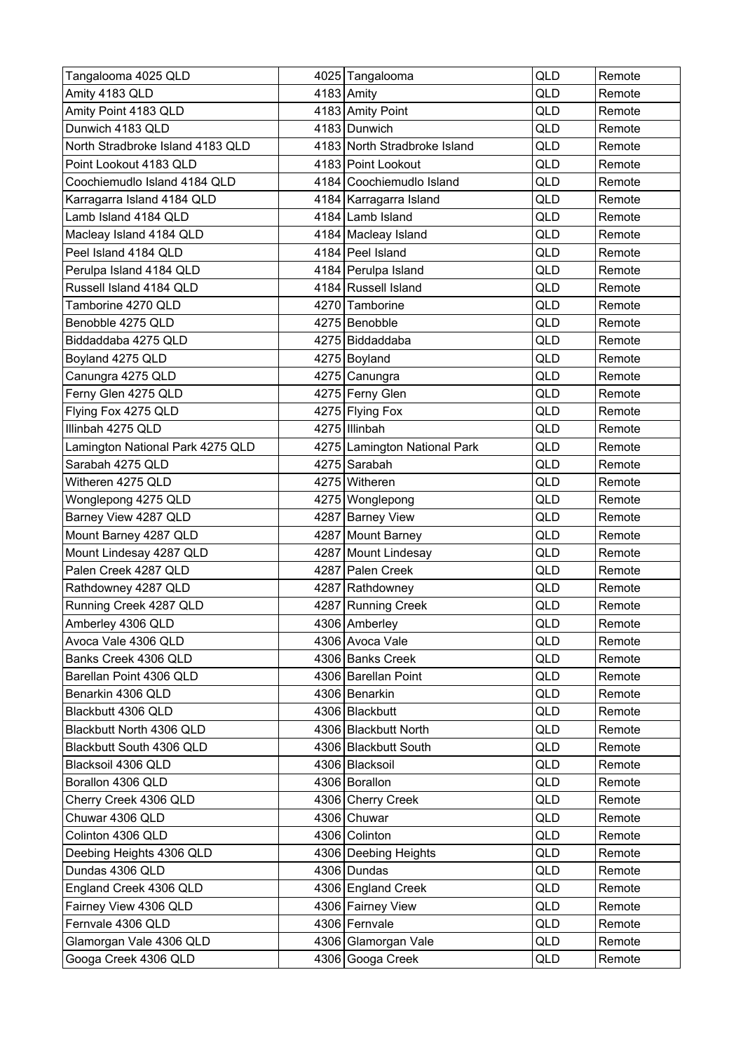| | | | | |
|---|---|---|---|---|
| Tangalooma 4025 QLD | 4025 | Tangalooma | QLD | Remote |
| Amity 4183 QLD | 4183 | Amity | QLD | Remote |
| Amity Point 4183 QLD | 4183 | Amity Point | QLD | Remote |
| Dunwich 4183 QLD | 4183 | Dunwich | QLD | Remote |
| North Stradbroke Island 4183 QLD | 4183 | North Stradbroke Island | QLD | Remote |
| Point Lookout 4183 QLD | 4183 | Point Lookout | QLD | Remote |
| Coochiemudlo Island 4184 QLD | 4184 | Coochiemudlo Island | QLD | Remote |
| Karragarra Island 4184 QLD | 4184 | Karragarra Island | QLD | Remote |
| Lamb Island 4184 QLD | 4184 | Lamb Island | QLD | Remote |
| Macleay Island 4184 QLD | 4184 | Macleay Island | QLD | Remote |
| Peel Island 4184 QLD | 4184 | Peel Island | QLD | Remote |
| Perulpa Island 4184 QLD | 4184 | Perulpa Island | QLD | Remote |
| Russell Island 4184 QLD | 4184 | Russell Island | QLD | Remote |
| Tamborine 4270 QLD | 4270 | Tamborine | QLD | Remote |
| Benobble 4275 QLD | 4275 | Benobble | QLD | Remote |
| Biddaddaba 4275 QLD | 4275 | Biddaddaba | QLD | Remote |
| Boyland 4275 QLD | 4275 | Boyland | QLD | Remote |
| Canungra 4275 QLD | 4275 | Canungra | QLD | Remote |
| Ferny Glen 4275 QLD | 4275 | Ferny Glen | QLD | Remote |
| Flying Fox 4275 QLD | 4275 | Flying Fox | QLD | Remote |
| Illinbah 4275 QLD | 4275 | Illinbah | QLD | Remote |
| Lamington National Park 4275 QLD | 4275 | Lamington National Park | QLD | Remote |
| Sarabah 4275 QLD | 4275 | Sarabah | QLD | Remote |
| Witheren 4275 QLD | 4275 | Witheren | QLD | Remote |
| Wonglepong 4275 QLD | 4275 | Wonglepong | QLD | Remote |
| Barney View 4287 QLD | 4287 | Barney View | QLD | Remote |
| Mount Barney 4287 QLD | 4287 | Mount Barney | QLD | Remote |
| Mount Lindesay 4287 QLD | 4287 | Mount Lindesay | QLD | Remote |
| Palen Creek 4287 QLD | 4287 | Palen Creek | QLD | Remote |
| Rathdowney 4287 QLD | 4287 | Rathdowney | QLD | Remote |
| Running Creek 4287 QLD | 4287 | Running Creek | QLD | Remote |
| Amberley 4306 QLD | 4306 | Amberley | QLD | Remote |
| Avoca Vale 4306 QLD | 4306 | Avoca Vale | QLD | Remote |
| Banks Creek 4306 QLD | 4306 | Banks Creek | QLD | Remote |
| Barellan Point 4306 QLD | 4306 | Barellan Point | QLD | Remote |
| Benarkin 4306 QLD | 4306 | Benarkin | QLD | Remote |
| Blackbutt 4306 QLD | 4306 | Blackbutt | QLD | Remote |
| Blackbutt North 4306 QLD | 4306 | Blackbutt North | QLD | Remote |
| Blackbutt South 4306 QLD | 4306 | Blackbutt South | QLD | Remote |
| Blacksoil 4306 QLD | 4306 | Blacksoil | QLD | Remote |
| Borallon 4306 QLD | 4306 | Borallon | QLD | Remote |
| Cherry Creek 4306 QLD | 4306 | Cherry Creek | QLD | Remote |
| Chuwar 4306 QLD | 4306 | Chuwar | QLD | Remote |
| Colinton 4306 QLD | 4306 | Colinton | QLD | Remote |
| Deebing Heights 4306 QLD | 4306 | Deebing Heights | QLD | Remote |
| Dundas 4306 QLD | 4306 | Dundas | QLD | Remote |
| England Creek 4306 QLD | 4306 | England Creek | QLD | Remote |
| Fairney View 4306 QLD | 4306 | Fairney View | QLD | Remote |
| Fernvale 4306 QLD | 4306 | Fernvale | QLD | Remote |
| Glamorgan Vale 4306 QLD | 4306 | Glamorgan Vale | QLD | Remote |
| Googa Creek 4306 QLD | 4306 | Googa Creek | QLD | Remote |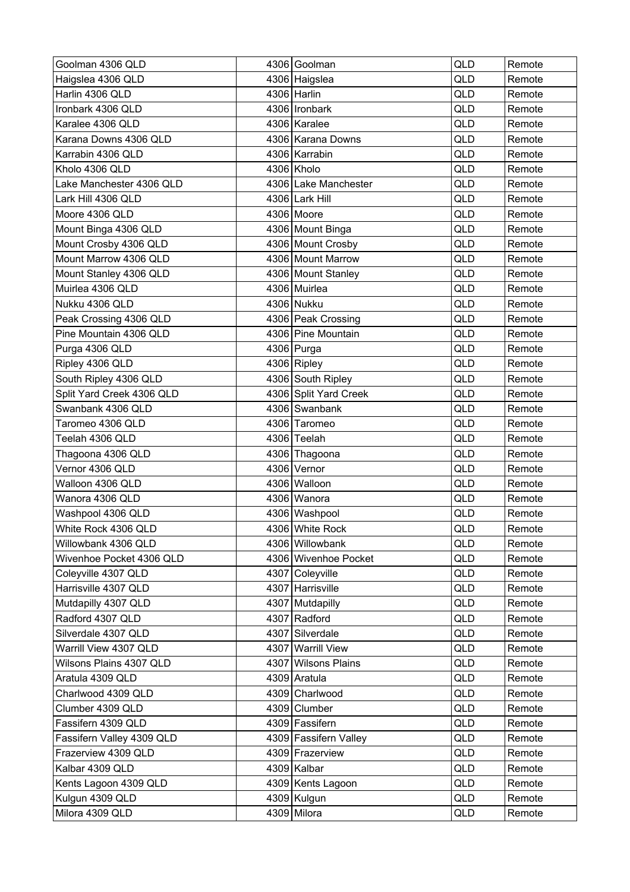| Goolman 4306 QLD | 4306 | Goolman | QLD | Remote |
|---|---|---|---|---|
| Haigslea 4306 QLD | 4306 | Haigslea | QLD | Remote |
| Harlin 4306 QLD | 4306 | Harlin | QLD | Remote |
| Ironbark 4306 QLD | 4306 | Ironbark | QLD | Remote |
| Karalee 4306 QLD | 4306 | Karalee | QLD | Remote |
| Karana Downs 4306 QLD | 4306 | Karana Downs | QLD | Remote |
| Karrabin 4306 QLD | 4306 | Karrabin | QLD | Remote |
| Kholo 4306 QLD | 4306 | Kholo | QLD | Remote |
| Lake Manchester 4306 QLD | 4306 | Lake Manchester | QLD | Remote |
| Lark Hill 4306 QLD | 4306 | Lark Hill | QLD | Remote |
| Moore 4306 QLD | 4306 | Moore | QLD | Remote |
| Mount Binga 4306 QLD | 4306 | Mount Binga | QLD | Remote |
| Mount Crosby 4306 QLD | 4306 | Mount Crosby | QLD | Remote |
| Mount Marrow 4306 QLD | 4306 | Mount Marrow | QLD | Remote |
| Mount Stanley 4306 QLD | 4306 | Mount Stanley | QLD | Remote |
| Muirlea 4306 QLD | 4306 | Muirlea | QLD | Remote |
| Nukku 4306 QLD | 4306 | Nukku | QLD | Remote |
| Peak Crossing 4306 QLD | 4306 | Peak Crossing | QLD | Remote |
| Pine Mountain 4306 QLD | 4306 | Pine Mountain | QLD | Remote |
| Purga 4306 QLD | 4306 | Purga | QLD | Remote |
| Ripley 4306 QLD | 4306 | Ripley | QLD | Remote |
| South Ripley 4306 QLD | 4306 | South Ripley | QLD | Remote |
| Split Yard Creek 4306 QLD | 4306 | Split Yard Creek | QLD | Remote |
| Swanbank 4306 QLD | 4306 | Swanbank | QLD | Remote |
| Taromeo 4306 QLD | 4306 | Taromeo | QLD | Remote |
| Teelah 4306 QLD | 4306 | Teelah | QLD | Remote |
| Thagoona 4306 QLD | 4306 | Thagoona | QLD | Remote |
| Vernor 4306 QLD | 4306 | Vernor | QLD | Remote |
| Walloon 4306 QLD | 4306 | Walloon | QLD | Remote |
| Wanora 4306 QLD | 4306 | Wanora | QLD | Remote |
| Washpool 4306 QLD | 4306 | Washpool | QLD | Remote |
| White Rock 4306 QLD | 4306 | White Rock | QLD | Remote |
| Willowbank 4306 QLD | 4306 | Willowbank | QLD | Remote |
| Wivenhoe Pocket 4306 QLD | 4306 | Wivenhoe Pocket | QLD | Remote |
| Coleyville 4307 QLD | 4307 | Coleyville | QLD | Remote |
| Harrisville 4307 QLD | 4307 | Harrisville | QLD | Remote |
| Mutdapilly 4307 QLD | 4307 | Mutdapilly | QLD | Remote |
| Radford 4307 QLD | 4307 | Radford | QLD | Remote |
| Silverdale 4307 QLD | 4307 | Silverdale | QLD | Remote |
| Warrill View 4307 QLD | 4307 | Warrill View | QLD | Remote |
| Wilsons Plains 4307 QLD | 4307 | Wilsons Plains | QLD | Remote |
| Aratula 4309 QLD | 4309 | Aratula | QLD | Remote |
| Charlwood 4309 QLD | 4309 | Charlwood | QLD | Remote |
| Clumber 4309 QLD | 4309 | Clumber | QLD | Remote |
| Fassifern 4309 QLD | 4309 | Fassifern | QLD | Remote |
| Fassifern Valley 4309 QLD | 4309 | Fassifern Valley | QLD | Remote |
| Frazerview 4309 QLD | 4309 | Frazerview | QLD | Remote |
| Kalbar 4309 QLD | 4309 | Kalbar | QLD | Remote |
| Kents Lagoon 4309 QLD | 4309 | Kents Lagoon | QLD | Remote |
| Kulgun 4309 QLD | 4309 | Kulgun | QLD | Remote |
| Milora 4309 QLD | 4309 | Milora | QLD | Remote |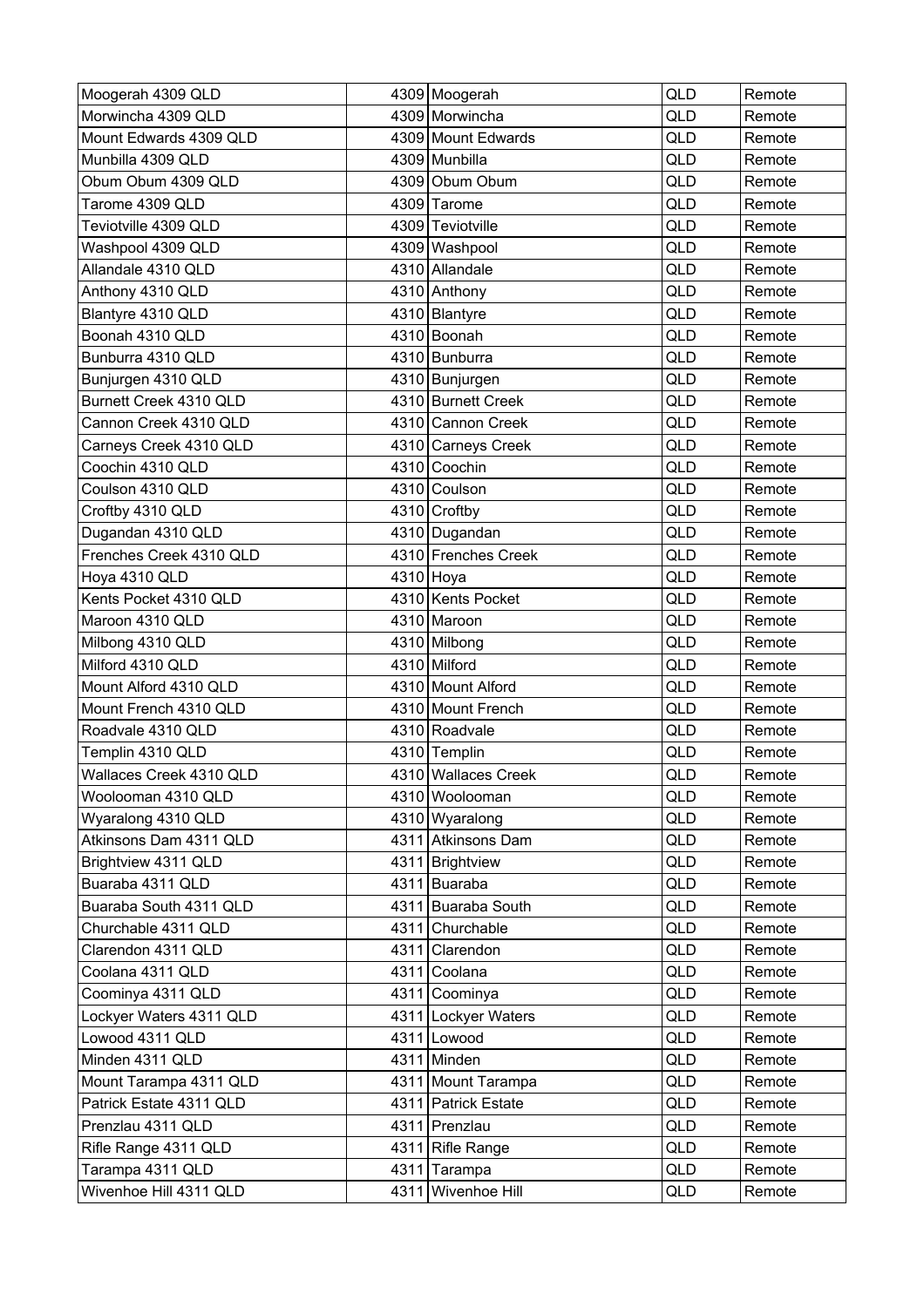| | | | | |
|---|---|---|---|---|
| Moogerah 4309 QLD | 4309 | Moogerah | QLD | Remote |
| Morwincha 4309 QLD | 4309 | Morwincha | QLD | Remote |
| Mount Edwards 4309 QLD | 4309 | Mount Edwards | QLD | Remote |
| Munbilla 4309 QLD | 4309 | Munbilla | QLD | Remote |
| Obum Obum 4309 QLD | 4309 | Obum Obum | QLD | Remote |
| Tarome 4309 QLD | 4309 | Tarome | QLD | Remote |
| Teviotville 4309 QLD | 4309 | Teviotville | QLD | Remote |
| Washpool 4309 QLD | 4309 | Washpool | QLD | Remote |
| Allandale 4310 QLD | 4310 | Allandale | QLD | Remote |
| Anthony 4310 QLD | 4310 | Anthony | QLD | Remote |
| Blantyre 4310 QLD | 4310 | Blantyre | QLD | Remote |
| Boonah 4310 QLD | 4310 | Boonah | QLD | Remote |
| Bunburra 4310 QLD | 4310 | Bunburra | QLD | Remote |
| Bunjurgen 4310 QLD | 4310 | Bunjurgen | QLD | Remote |
| Burnett Creek 4310 QLD | 4310 | Burnett Creek | QLD | Remote |
| Cannon Creek 4310 QLD | 4310 | Cannon Creek | QLD | Remote |
| Carneys Creek 4310 QLD | 4310 | Carneys Creek | QLD | Remote |
| Coochin 4310 QLD | 4310 | Coochin | QLD | Remote |
| Coulson 4310 QLD | 4310 | Coulson | QLD | Remote |
| Croftby 4310 QLD | 4310 | Croftby | QLD | Remote |
| Dugandan 4310 QLD | 4310 | Dugandan | QLD | Remote |
| Frenches Creek 4310 QLD | 4310 | Frenches Creek | QLD | Remote |
| Hoya 4310 QLD | 4310 | Hoya | QLD | Remote |
| Kents Pocket 4310 QLD | 4310 | Kents Pocket | QLD | Remote |
| Maroon 4310 QLD | 4310 | Maroon | QLD | Remote |
| Milbong 4310 QLD | 4310 | Milbong | QLD | Remote |
| Milford 4310 QLD | 4310 | Milford | QLD | Remote |
| Mount Alford 4310 QLD | 4310 | Mount Alford | QLD | Remote |
| Mount French 4310 QLD | 4310 | Mount French | QLD | Remote |
| Roadvale 4310 QLD | 4310 | Roadvale | QLD | Remote |
| Templin 4310 QLD | 4310 | Templin | QLD | Remote |
| Wallaces Creek 4310 QLD | 4310 | Wallaces Creek | QLD | Remote |
| Woolooman 4310 QLD | 4310 | Woolooman | QLD | Remote |
| Wyaralong 4310 QLD | 4310 | Wyaralong | QLD | Remote |
| Atkinsons Dam 4311 QLD | 4311 | Atkinsons Dam | QLD | Remote |
| Brightview 4311 QLD | 4311 | Brightview | QLD | Remote |
| Buaraba 4311 QLD | 4311 | Buaraba | QLD | Remote |
| Buaraba South 4311 QLD | 4311 | Buaraba South | QLD | Remote |
| Churchable 4311 QLD | 4311 | Churchable | QLD | Remote |
| Clarendon 4311 QLD | 4311 | Clarendon | QLD | Remote |
| Coolana 4311 QLD | 4311 | Coolana | QLD | Remote |
| Coominya 4311 QLD | 4311 | Coominya | QLD | Remote |
| Lockyer Waters 4311 QLD | 4311 | Lockyer Waters | QLD | Remote |
| Lowood 4311 QLD | 4311 | Lowood | QLD | Remote |
| Minden 4311 QLD | 4311 | Minden | QLD | Remote |
| Mount Tarampa 4311 QLD | 4311 | Mount Tarampa | QLD | Remote |
| Patrick Estate 4311 QLD | 4311 | Patrick Estate | QLD | Remote |
| Prenzlau 4311 QLD | 4311 | Prenzlau | QLD | Remote |
| Rifle Range 4311 QLD | 4311 | Rifle Range | QLD | Remote |
| Tarampa 4311 QLD | 4311 | Tarampa | QLD | Remote |
| Wivenhoe Hill 4311 QLD | 4311 | Wivenhoe Hill | QLD | Remote |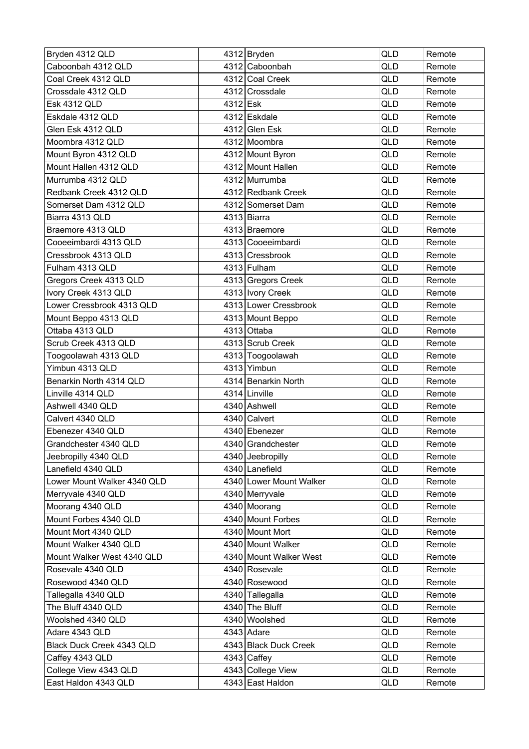| Bryden 4312 QLD | 4312 | Bryden | QLD | Remote |
|---|---|---|---|---|
| Caboonbah 4312 QLD | 4312 | Caboonbah | QLD | Remote |
| Coal Creek 4312 QLD | 4312 | Coal Creek | QLD | Remote |
| Crossdale 4312 QLD | 4312 | Crossdale | QLD | Remote |
| Esk 4312 QLD | 4312 | Esk | QLD | Remote |
| Eskdale 4312 QLD | 4312 | Eskdale | QLD | Remote |
| Glen Esk 4312 QLD | 4312 | Glen Esk | QLD | Remote |
| Moombra 4312 QLD | 4312 | Moombra | QLD | Remote |
| Mount Byron 4312 QLD | 4312 | Mount Byron | QLD | Remote |
| Mount Hallen 4312 QLD | 4312 | Mount Hallen | QLD | Remote |
| Murrumba 4312 QLD | 4312 | Murrumba | QLD | Remote |
| Redbank Creek 4312 QLD | 4312 | Redbank Creek | QLD | Remote |
| Somerset Dam 4312 QLD | 4312 | Somerset Dam | QLD | Remote |
| Biarra 4313 QLD | 4313 | Biarra | QLD | Remote |
| Braemore 4313 QLD | 4313 | Braemore | QLD | Remote |
| Cooeeimbardi 4313 QLD | 4313 | Cooeeimbardi | QLD | Remote |
| Cressbrook 4313 QLD | 4313 | Cressbrook | QLD | Remote |
| Fulham 4313 QLD | 4313 | Fulham | QLD | Remote |
| Gregors Creek 4313 QLD | 4313 | Gregors Creek | QLD | Remote |
| Ivory Creek 4313 QLD | 4313 | Ivory Creek | QLD | Remote |
| Lower Cressbrook 4313 QLD | 4313 | Lower Cressbrook | QLD | Remote |
| Mount Beppo 4313 QLD | 4313 | Mount Beppo | QLD | Remote |
| Ottaba 4313 QLD | 4313 | Ottaba | QLD | Remote |
| Scrub Creek 4313 QLD | 4313 | Scrub Creek | QLD | Remote |
| Toogoolawah 4313 QLD | 4313 | Toogoolawah | QLD | Remote |
| Yimbun 4313 QLD | 4313 | Yimbun | QLD | Remote |
| Benarkin North 4314 QLD | 4314 | Benarkin North | QLD | Remote |
| Linville 4314 QLD | 4314 | Linville | QLD | Remote |
| Ashwell 4340 QLD | 4340 | Ashwell | QLD | Remote |
| Calvert 4340 QLD | 4340 | Calvert | QLD | Remote |
| Ebenezer 4340 QLD | 4340 | Ebenezer | QLD | Remote |
| Grandchester 4340 QLD | 4340 | Grandchester | QLD | Remote |
| Jeebropilly 4340 QLD | 4340 | Jeebropilly | QLD | Remote |
| Lanefield 4340 QLD | 4340 | Lanefield | QLD | Remote |
| Lower Mount Walker 4340 QLD | 4340 | Lower Mount Walker | QLD | Remote |
| Merryvale 4340 QLD | 4340 | Merryvale | QLD | Remote |
| Moorang 4340 QLD | 4340 | Moorang | QLD | Remote |
| Mount Forbes 4340 QLD | 4340 | Mount Forbes | QLD | Remote |
| Mount Mort 4340 QLD | 4340 | Mount Mort | QLD | Remote |
| Mount Walker 4340 QLD | 4340 | Mount Walker | QLD | Remote |
| Mount Walker West 4340 QLD | 4340 | Mount Walker West | QLD | Remote |
| Rosevale 4340 QLD | 4340 | Rosevale | QLD | Remote |
| Rosewood 4340 QLD | 4340 | Rosewood | QLD | Remote |
| Tallegalla 4340 QLD | 4340 | Tallegalla | QLD | Remote |
| The Bluff 4340 QLD | 4340 | The Bluff | QLD | Remote |
| Woolshed 4340 QLD | 4340 | Woolshed | QLD | Remote |
| Adare 4343 QLD | 4343 | Adare | QLD | Remote |
| Black Duck Creek 4343 QLD | 4343 | Black Duck Creek | QLD | Remote |
| Caffey 4343 QLD | 4343 | Caffey | QLD | Remote |
| College View 4343 QLD | 4343 | College View | QLD | Remote |
| East Haldon 4343 QLD | 4343 | East Haldon | QLD | Remote |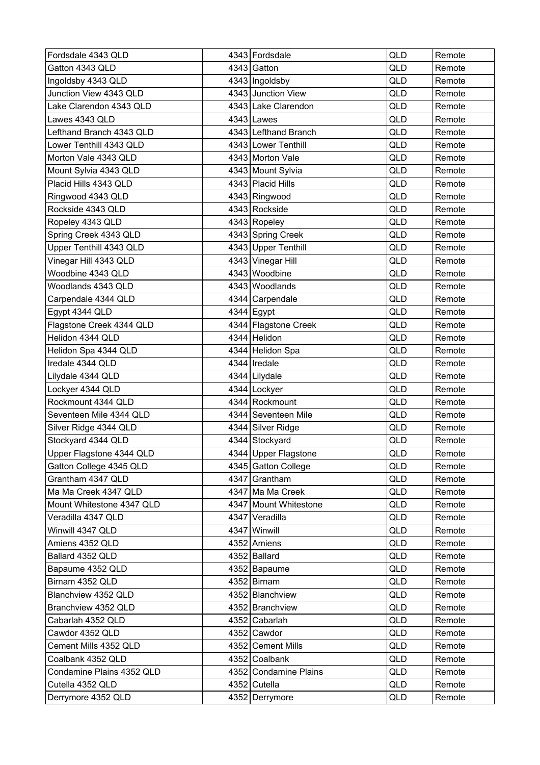| Fordsdale 4343 QLD | 4343 | Fordsdale | QLD | Remote |
|---|---|---|---|---|
| Gatton 4343 QLD | 4343 | Gatton | QLD | Remote |
| Ingoldsby 4343 QLD | 4343 | Ingoldsby | QLD | Remote |
| Junction View 4343 QLD | 4343 | Junction View | QLD | Remote |
| Lake Clarendon 4343 QLD | 4343 | Lake Clarendon | QLD | Remote |
| Lawes 4343 QLD | 4343 | Lawes | QLD | Remote |
| Lefthand Branch 4343 QLD | 4343 | Lefthand Branch | QLD | Remote |
| Lower Tenthill 4343 QLD | 4343 | Lower Tenthill | QLD | Remote |
| Morton Vale 4343 QLD | 4343 | Morton Vale | QLD | Remote |
| Mount Sylvia 4343 QLD | 4343 | Mount Sylvia | QLD | Remote |
| Placid Hills 4343 QLD | 4343 | Placid Hills | QLD | Remote |
| Ringwood 4343 QLD | 4343 | Ringwood | QLD | Remote |
| Rockside 4343 QLD | 4343 | Rockside | QLD | Remote |
| Ropeley 4343 QLD | 4343 | Ropeley | QLD | Remote |
| Spring Creek 4343 QLD | 4343 | Spring Creek | QLD | Remote |
| Upper Tenthill 4343 QLD | 4343 | Upper Tenthill | QLD | Remote |
| Vinegar Hill 4343 QLD | 4343 | Vinegar Hill | QLD | Remote |
| Woodbine 4343 QLD | 4343 | Woodbine | QLD | Remote |
| Woodlands 4343 QLD | 4343 | Woodlands | QLD | Remote |
| Carpendale 4344 QLD | 4344 | Carpendale | QLD | Remote |
| Egypt 4344 QLD | 4344 | Egypt | QLD | Remote |
| Flagstone Creek 4344 QLD | 4344 | Flagstone Creek | QLD | Remote |
| Helidon 4344 QLD | 4344 | Helidon | QLD | Remote |
| Helidon Spa 4344 QLD | 4344 | Helidon Spa | QLD | Remote |
| Iredale 4344 QLD | 4344 | Iredale | QLD | Remote |
| Lilydale 4344 QLD | 4344 | Lilydale | QLD | Remote |
| Lockyer 4344 QLD | 4344 | Lockyer | QLD | Remote |
| Rockmount 4344 QLD | 4344 | Rockmount | QLD | Remote |
| Seventeen Mile 4344 QLD | 4344 | Seventeen Mile | QLD | Remote |
| Silver Ridge 4344 QLD | 4344 | Silver Ridge | QLD | Remote |
| Stockyard 4344 QLD | 4344 | Stockyard | QLD | Remote |
| Upper Flagstone 4344 QLD | 4344 | Upper Flagstone | QLD | Remote |
| Gatton College 4345 QLD | 4345 | Gatton College | QLD | Remote |
| Grantham 4347 QLD | 4347 | Grantham | QLD | Remote |
| Ma Ma Creek 4347 QLD | 4347 | Ma Ma Creek | QLD | Remote |
| Mount Whitestone 4347 QLD | 4347 | Mount Whitestone | QLD | Remote |
| Veradilla 4347 QLD | 4347 | Veradilla | QLD | Remote |
| Winwill 4347 QLD | 4347 | Winwill | QLD | Remote |
| Amiens 4352 QLD | 4352 | Amiens | QLD | Remote |
| Ballard 4352 QLD | 4352 | Ballard | QLD | Remote |
| Bapaume 4352 QLD | 4352 | Bapaume | QLD | Remote |
| Birnam 4352 QLD | 4352 | Birnam | QLD | Remote |
| Blanchview 4352 QLD | 4352 | Blanchview | QLD | Remote |
| Branchview 4352 QLD | 4352 | Branchview | QLD | Remote |
| Cabarlah 4352 QLD | 4352 | Cabarlah | QLD | Remote |
| Cawdor 4352 QLD | 4352 | Cawdor | QLD | Remote |
| Cement Mills 4352 QLD | 4352 | Cement Mills | QLD | Remote |
| Coalbank 4352 QLD | 4352 | Coalbank | QLD | Remote |
| Condamine Plains 4352 QLD | 4352 | Condamine Plains | QLD | Remote |
| Cutella 4352 QLD | 4352 | Cutella | QLD | Remote |
| Derrymore 4352 QLD | 4352 | Derrymore | QLD | Remote |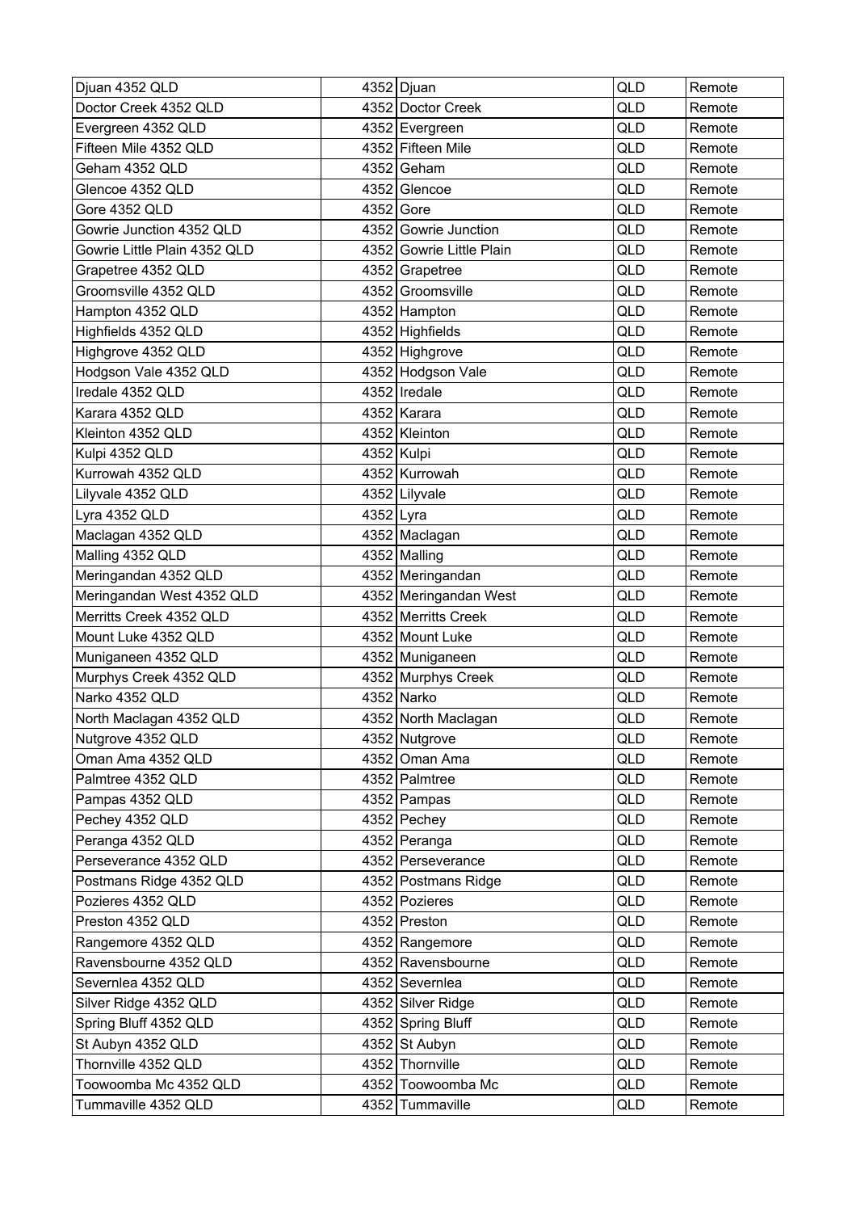| Djuan 4352 QLD | 4352 | Djuan | QLD | Remote |
|---|---|---|---|---|
| Doctor Creek 4352 QLD | 4352 | Doctor Creek | QLD | Remote |
| Evergreen 4352 QLD | 4352 | Evergreen | QLD | Remote |
| Fifteen Mile 4352 QLD | 4352 | Fifteen Mile | QLD | Remote |
| Geham 4352 QLD | 4352 | Geham | QLD | Remote |
| Glencoe 4352 QLD | 4352 | Glencoe | QLD | Remote |
| Gore 4352 QLD | 4352 | Gore | QLD | Remote |
| Gowrie Junction 4352 QLD | 4352 | Gowrie Junction | QLD | Remote |
| Gowrie Little Plain 4352 QLD | 4352 | Gowrie Little Plain | QLD | Remote |
| Grapetree 4352 QLD | 4352 | Grapetree | QLD | Remote |
| Groomsville 4352 QLD | 4352 | Groomsville | QLD | Remote |
| Hampton 4352 QLD | 4352 | Hampton | QLD | Remote |
| Highfields 4352 QLD | 4352 | Highfields | QLD | Remote |
| Highgrove 4352 QLD | 4352 | Highgrove | QLD | Remote |
| Hodgson Vale 4352 QLD | 4352 | Hodgson Vale | QLD | Remote |
| Iredale 4352 QLD | 4352 | Iredale | QLD | Remote |
| Karara 4352 QLD | 4352 | Karara | QLD | Remote |
| Kleinton 4352 QLD | 4352 | Kleinton | QLD | Remote |
| Kulpi 4352 QLD | 4352 | Kulpi | QLD | Remote |
| Kurrowah 4352 QLD | 4352 | Kurrowah | QLD | Remote |
| Lilyvale 4352 QLD | 4352 | Lilyvale | QLD | Remote |
| Lyra 4352 QLD | 4352 | Lyra | QLD | Remote |
| Maclagan 4352 QLD | 4352 | Maclagan | QLD | Remote |
| Malling 4352 QLD | 4352 | Malling | QLD | Remote |
| Meringandan 4352 QLD | 4352 | Meringandan | QLD | Remote |
| Meringandan West 4352 QLD | 4352 | Meringandan West | QLD | Remote |
| Merritts Creek 4352 QLD | 4352 | Merritts Creek | QLD | Remote |
| Mount Luke 4352 QLD | 4352 | Mount Luke | QLD | Remote |
| Muniganeen 4352 QLD | 4352 | Muniganeen | QLD | Remote |
| Murphys Creek 4352 QLD | 4352 | Murphys Creek | QLD | Remote |
| Narko 4352 QLD | 4352 | Narko | QLD | Remote |
| North Maclagan 4352 QLD | 4352 | North Maclagan | QLD | Remote |
| Nutgrove 4352 QLD | 4352 | Nutgrove | QLD | Remote |
| Oman Ama 4352 QLD | 4352 | Oman Ama | QLD | Remote |
| Palmtree 4352 QLD | 4352 | Palmtree | QLD | Remote |
| Pampas 4352 QLD | 4352 | Pampas | QLD | Remote |
| Pechey 4352 QLD | 4352 | Pechey | QLD | Remote |
| Peranga 4352 QLD | 4352 | Peranga | QLD | Remote |
| Perseverance 4352 QLD | 4352 | Perseverance | QLD | Remote |
| Postmans Ridge 4352 QLD | 4352 | Postmans Ridge | QLD | Remote |
| Pozieres 4352 QLD | 4352 | Pozieres | QLD | Remote |
| Preston 4352 QLD | 4352 | Preston | QLD | Remote |
| Rangemore 4352 QLD | 4352 | Rangemore | QLD | Remote |
| Ravensbourne 4352 QLD | 4352 | Ravensbourne | QLD | Remote |
| Severnlea 4352 QLD | 4352 | Severnlea | QLD | Remote |
| Silver Ridge 4352 QLD | 4352 | Silver Ridge | QLD | Remote |
| Spring Bluff 4352 QLD | 4352 | Spring Bluff | QLD | Remote |
| St Aubyn 4352 QLD | 4352 | St Aubyn | QLD | Remote |
| Thornville 4352 QLD | 4352 | Thornville | QLD | Remote |
| Toowoomba Mc 4352 QLD | 4352 | Toowoomba Mc | QLD | Remote |
| Tummaville 4352 QLD | 4352 | Tummaville | QLD | Remote |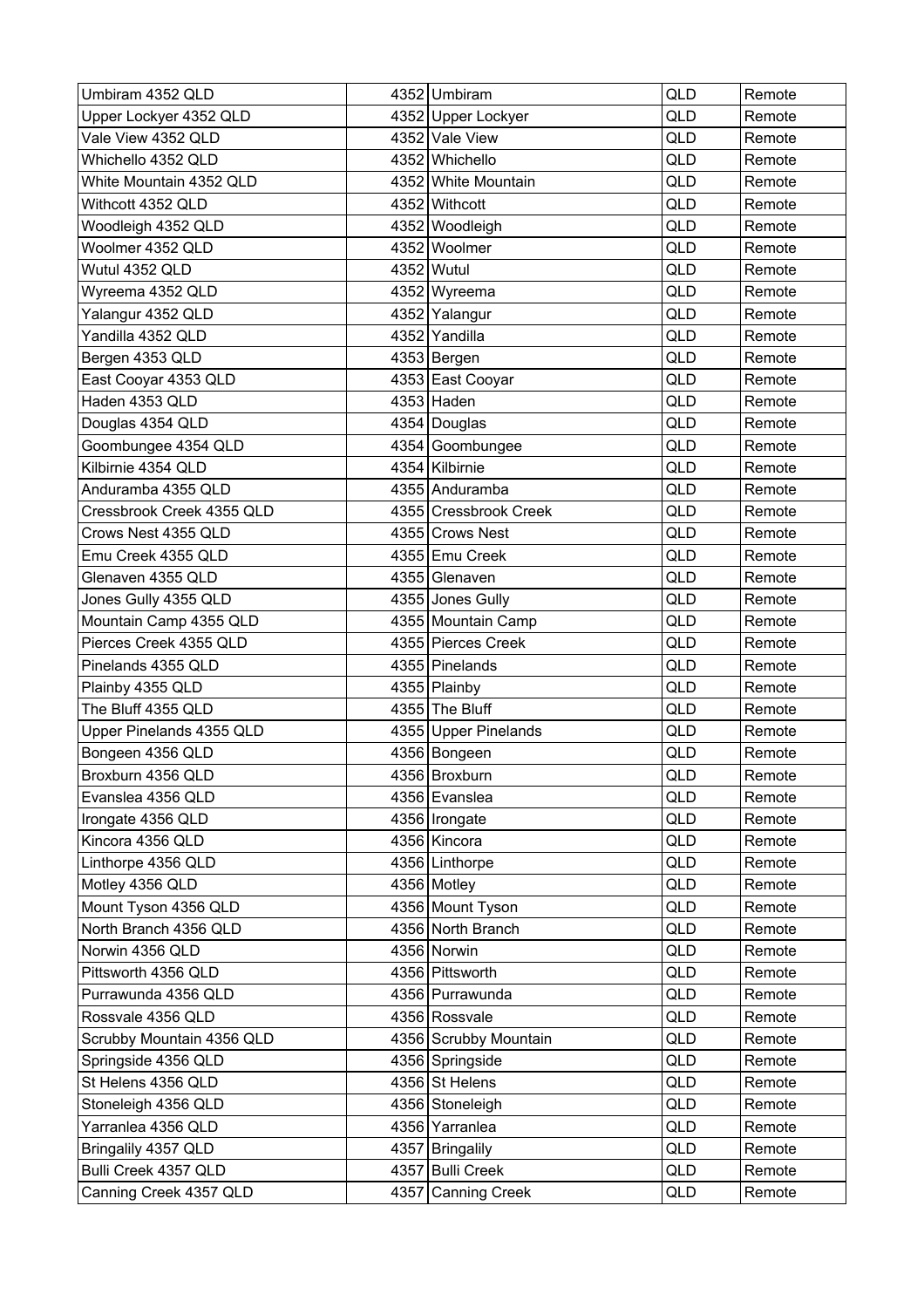| Umbiram 4352 QLD | 4352 | Umbiram | QLD | Remote |
|---|---|---|---|---|
| Upper Lockyer 4352 QLD | 4352 | Upper Lockyer | QLD | Remote |
| Vale View 4352 QLD | 4352 | Vale View | QLD | Remote |
| Whichello 4352 QLD | 4352 | Whichello | QLD | Remote |
| White Mountain 4352 QLD | 4352 | White Mountain | QLD | Remote |
| Withcott 4352 QLD | 4352 | Withcott | QLD | Remote |
| Woodleigh 4352 QLD | 4352 | Woodleigh | QLD | Remote |
| Woolmer 4352 QLD | 4352 | Woolmer | QLD | Remote |
| Wutul 4352 QLD | 4352 | Wutul | QLD | Remote |
| Wyreema 4352 QLD | 4352 | Wyreema | QLD | Remote |
| Yalangur 4352 QLD | 4352 | Yalangur | QLD | Remote |
| Yandilla 4352 QLD | 4352 | Yandilla | QLD | Remote |
| Bergen 4353 QLD | 4353 | Bergen | QLD | Remote |
| East Cooyar 4353 QLD | 4353 | East Cooyar | QLD | Remote |
| Haden 4353 QLD | 4353 | Haden | QLD | Remote |
| Douglas 4354 QLD | 4354 | Douglas | QLD | Remote |
| Goombungee 4354 QLD | 4354 | Goombungee | QLD | Remote |
| Kilbirnie 4354 QLD | 4354 | Kilbirnie | QLD | Remote |
| Anduramba 4355 QLD | 4355 | Anduramba | QLD | Remote |
| Cressbrook Creek 4355 QLD | 4355 | Cressbrook Creek | QLD | Remote |
| Crows Nest 4355 QLD | 4355 | Crows Nest | QLD | Remote |
| Emu Creek 4355 QLD | 4355 | Emu Creek | QLD | Remote |
| Glenaven 4355 QLD | 4355 | Glenaven | QLD | Remote |
| Jones Gully 4355 QLD | 4355 | Jones Gully | QLD | Remote |
| Mountain Camp 4355 QLD | 4355 | Mountain Camp | QLD | Remote |
| Pierces Creek 4355 QLD | 4355 | Pierces Creek | QLD | Remote |
| Pinelands 4355 QLD | 4355 | Pinelands | QLD | Remote |
| Plainby 4355 QLD | 4355 | Plainby | QLD | Remote |
| The Bluff 4355 QLD | 4355 | The Bluff | QLD | Remote |
| Upper Pinelands 4355 QLD | 4355 | Upper Pinelands | QLD | Remote |
| Bongeen 4356 QLD | 4356 | Bongeen | QLD | Remote |
| Broxburn 4356 QLD | 4356 | Broxburn | QLD | Remote |
| Evanslea 4356 QLD | 4356 | Evanslea | QLD | Remote |
| Irongate 4356 QLD | 4356 | Irongate | QLD | Remote |
| Kincora 4356 QLD | 4356 | Kincora | QLD | Remote |
| Linthorpe 4356 QLD | 4356 | Linthorpe | QLD | Remote |
| Motley 4356 QLD | 4356 | Motley | QLD | Remote |
| Mount Tyson 4356 QLD | 4356 | Mount Tyson | QLD | Remote |
| North Branch 4356 QLD | 4356 | North Branch | QLD | Remote |
| Norwin 4356 QLD | 4356 | Norwin | QLD | Remote |
| Pittsworth 4356 QLD | 4356 | Pittsworth | QLD | Remote |
| Purrawunda 4356 QLD | 4356 | Purrawunda | QLD | Remote |
| Rossvale 4356 QLD | 4356 | Rossvale | QLD | Remote |
| Scrubby Mountain 4356 QLD | 4356 | Scrubby Mountain | QLD | Remote |
| Springside 4356 QLD | 4356 | Springside | QLD | Remote |
| St Helens 4356 QLD | 4356 | St Helens | QLD | Remote |
| Stoneleigh 4356 QLD | 4356 | Stoneleigh | QLD | Remote |
| Yarranlea 4356 QLD | 4356 | Yarranlea | QLD | Remote |
| Bringalily 4357 QLD | 4357 | Bringalily | QLD | Remote |
| Bulli Creek 4357 QLD | 4357 | Bulli Creek | QLD | Remote |
| Canning Creek 4357 QLD | 4357 | Canning Creek | QLD | Remote |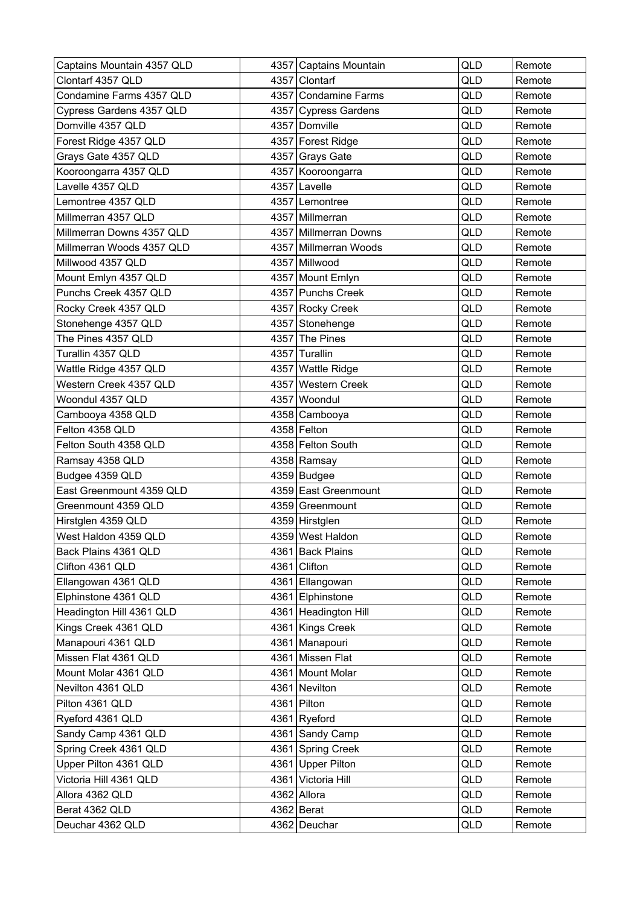| | | | | |
|---|---|---|---|---|
| Captains Mountain 4357 QLD | 4357 | Captains Mountain | QLD | Remote |
| Clontarf 4357 QLD | 4357 | Clontarf | QLD | Remote |
| Condamine Farms 4357 QLD | 4357 | Condamine Farms | QLD | Remote |
| Cypress Gardens 4357 QLD | 4357 | Cypress Gardens | QLD | Remote |
| Domville 4357 QLD | 4357 | Domville | QLD | Remote |
| Forest Ridge 4357 QLD | 4357 | Forest Ridge | QLD | Remote |
| Grays Gate 4357 QLD | 4357 | Grays Gate | QLD | Remote |
| Kooroongarra 4357 QLD | 4357 | Kooroongarra | QLD | Remote |
| Lavelle 4357 QLD | 4357 | Lavelle | QLD | Remote |
| Lemontree 4357 QLD | 4357 | Lemontree | QLD | Remote |
| Millmerran 4357 QLD | 4357 | Millmerran | QLD | Remote |
| Millmerran Downs 4357 QLD | 4357 | Millmerran Downs | QLD | Remote |
| Millmerran Woods 4357 QLD | 4357 | Millmerran Woods | QLD | Remote |
| Millwood 4357 QLD | 4357 | Millwood | QLD | Remote |
| Mount Emlyn 4357 QLD | 4357 | Mount Emlyn | QLD | Remote |
| Punchs Creek 4357 QLD | 4357 | Punchs Creek | QLD | Remote |
| Rocky Creek 4357 QLD | 4357 | Rocky Creek | QLD | Remote |
| Stonehenge 4357 QLD | 4357 | Stonehenge | QLD | Remote |
| The Pines 4357 QLD | 4357 | The Pines | QLD | Remote |
| Turallin 4357 QLD | 4357 | Turallin | QLD | Remote |
| Wattle Ridge 4357 QLD | 4357 | Wattle Ridge | QLD | Remote |
| Western Creek 4357 QLD | 4357 | Western Creek | QLD | Remote |
| Woondul 4357 QLD | 4357 | Woondul | QLD | Remote |
| Cambooya 4358 QLD | 4358 | Cambooya | QLD | Remote |
| Felton 4358 QLD | 4358 | Felton | QLD | Remote |
| Felton South 4358 QLD | 4358 | Felton South | QLD | Remote |
| Ramsay 4358 QLD | 4358 | Ramsay | QLD | Remote |
| Budgee 4359 QLD | 4359 | Budgee | QLD | Remote |
| East Greenmount 4359 QLD | 4359 | East Greenmount | QLD | Remote |
| Greenmount 4359 QLD | 4359 | Greenmount | QLD | Remote |
| Hirstglen 4359 QLD | 4359 | Hirstglen | QLD | Remote |
| West Haldon 4359 QLD | 4359 | West Haldon | QLD | Remote |
| Back Plains 4361 QLD | 4361 | Back Plains | QLD | Remote |
| Clifton 4361 QLD | 4361 | Clifton | QLD | Remote |
| Ellangowan 4361 QLD | 4361 | Ellangowan | QLD | Remote |
| Elphinstone 4361 QLD | 4361 | Elphinstone | QLD | Remote |
| Headington Hill 4361 QLD | 4361 | Headington Hill | QLD | Remote |
| Kings Creek 4361 QLD | 4361 | Kings Creek | QLD | Remote |
| Manapouri 4361 QLD | 4361 | Manapouri | QLD | Remote |
| Missen Flat 4361 QLD | 4361 | Missen Flat | QLD | Remote |
| Mount Molar 4361 QLD | 4361 | Mount Molar | QLD | Remote |
| Nevilton 4361 QLD | 4361 | Nevilton | QLD | Remote |
| Pilton 4361 QLD | 4361 | Pilton | QLD | Remote |
| Ryeford 4361 QLD | 4361 | Ryeford | QLD | Remote |
| Sandy Camp 4361 QLD | 4361 | Sandy Camp | QLD | Remote |
| Spring Creek 4361 QLD | 4361 | Spring Creek | QLD | Remote |
| Upper Pilton 4361 QLD | 4361 | Upper Pilton | QLD | Remote |
| Victoria Hill 4361 QLD | 4361 | Victoria Hill | QLD | Remote |
| Allora 4362 QLD | 4362 | Allora | QLD | Remote |
| Berat 4362 QLD | 4362 | Berat | QLD | Remote |
| Deuchar 4362 QLD | 4362 | Deuchar | QLD | Remote |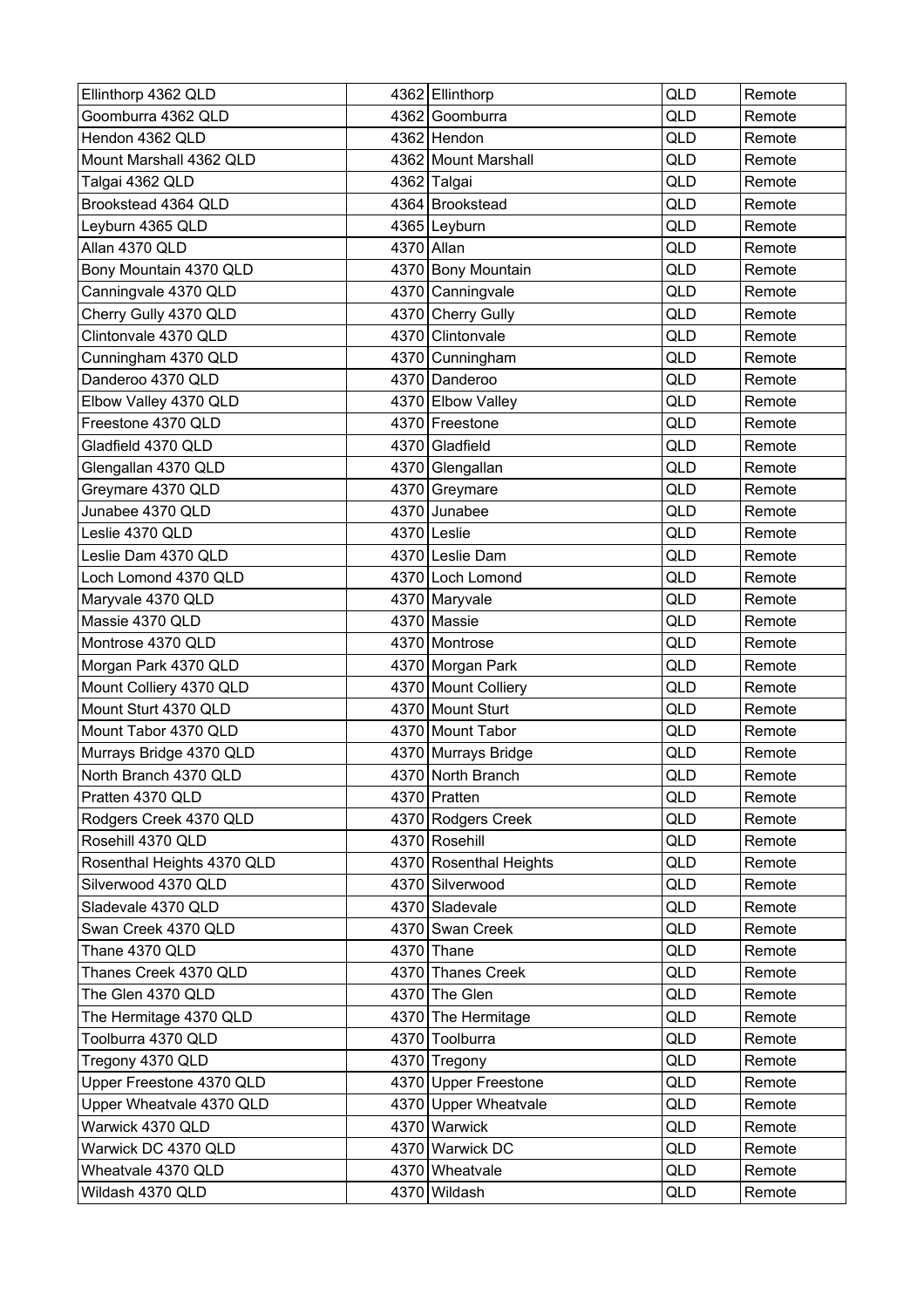| Ellinthorp 4362 QLD | 4362 | Ellinthorp | QLD | Remote |
|---|---|---|---|---|
| Goomburra 4362 QLD | 4362 | Goomburra | QLD | Remote |
| Hendon 4362 QLD | 4362 | Hendon | QLD | Remote |
| Mount Marshall 4362 QLD | 4362 | Mount Marshall | QLD | Remote |
| Talgai 4362 QLD | 4362 | Talgai | QLD | Remote |
| Brookstead 4364 QLD | 4364 | Brookstead | QLD | Remote |
| Leyburn 4365 QLD | 4365 | Leyburn | QLD | Remote |
| Allan 4370 QLD | 4370 | Allan | QLD | Remote |
| Bony Mountain 4370 QLD | 4370 | Bony Mountain | QLD | Remote |
| Canningvale 4370 QLD | 4370 | Canningvale | QLD | Remote |
| Cherry Gully 4370 QLD | 4370 | Cherry Gully | QLD | Remote |
| Clintonvale 4370 QLD | 4370 | Clintonvale | QLD | Remote |
| Cunningham 4370 QLD | 4370 | Cunningham | QLD | Remote |
| Danderoo 4370 QLD | 4370 | Danderoo | QLD | Remote |
| Elbow Valley 4370 QLD | 4370 | Elbow Valley | QLD | Remote |
| Freestone 4370 QLD | 4370 | Freestone | QLD | Remote |
| Gladfield 4370 QLD | 4370 | Gladfield | QLD | Remote |
| Glengallan 4370 QLD | 4370 | Glengallan | QLD | Remote |
| Greymare 4370 QLD | 4370 | Greymare | QLD | Remote |
| Junabee 4370 QLD | 4370 | Junabee | QLD | Remote |
| Leslie 4370 QLD | 4370 | Leslie | QLD | Remote |
| Leslie Dam 4370 QLD | 4370 | Leslie Dam | QLD | Remote |
| Loch Lomond 4370 QLD | 4370 | Loch Lomond | QLD | Remote |
| Maryvale 4370 QLD | 4370 | Maryvale | QLD | Remote |
| Massie 4370 QLD | 4370 | Massie | QLD | Remote |
| Montrose 4370 QLD | 4370 | Montrose | QLD | Remote |
| Morgan Park 4370 QLD | 4370 | Morgan Park | QLD | Remote |
| Mount Colliery 4370 QLD | 4370 | Mount Colliery | QLD | Remote |
| Mount Sturt 4370 QLD | 4370 | Mount Sturt | QLD | Remote |
| Mount Tabor 4370 QLD | 4370 | Mount Tabor | QLD | Remote |
| Murrays Bridge 4370 QLD | 4370 | Murrays Bridge | QLD | Remote |
| North Branch 4370 QLD | 4370 | North Branch | QLD | Remote |
| Pratten 4370 QLD | 4370 | Pratten | QLD | Remote |
| Rodgers Creek 4370 QLD | 4370 | Rodgers Creek | QLD | Remote |
| Rosehill 4370 QLD | 4370 | Rosehill | QLD | Remote |
| Rosenthal Heights 4370 QLD | 4370 | Rosenthal Heights | QLD | Remote |
| Silverwood 4370 QLD | 4370 | Silverwood | QLD | Remote |
| Sladevale 4370 QLD | 4370 | Sladevale | QLD | Remote |
| Swan Creek 4370 QLD | 4370 | Swan Creek | QLD | Remote |
| Thane 4370 QLD | 4370 | Thane | QLD | Remote |
| Thanes Creek 4370 QLD | 4370 | Thanes Creek | QLD | Remote |
| The Glen 4370 QLD | 4370 | The Glen | QLD | Remote |
| The Hermitage 4370 QLD | 4370 | The Hermitage | QLD | Remote |
| Toolburra 4370 QLD | 4370 | Toolburra | QLD | Remote |
| Tregony 4370 QLD | 4370 | Tregony | QLD | Remote |
| Upper Freestone 4370 QLD | 4370 | Upper Freestone | QLD | Remote |
| Upper Wheatvale 4370 QLD | 4370 | Upper Wheatvale | QLD | Remote |
| Warwick 4370 QLD | 4370 | Warwick | QLD | Remote |
| Warwick DC 4370 QLD | 4370 | Warwick DC | QLD | Remote |
| Wheatvale 4370 QLD | 4370 | Wheatvale | QLD | Remote |
| Wildash 4370 QLD | 4370 | Wildash | QLD | Remote |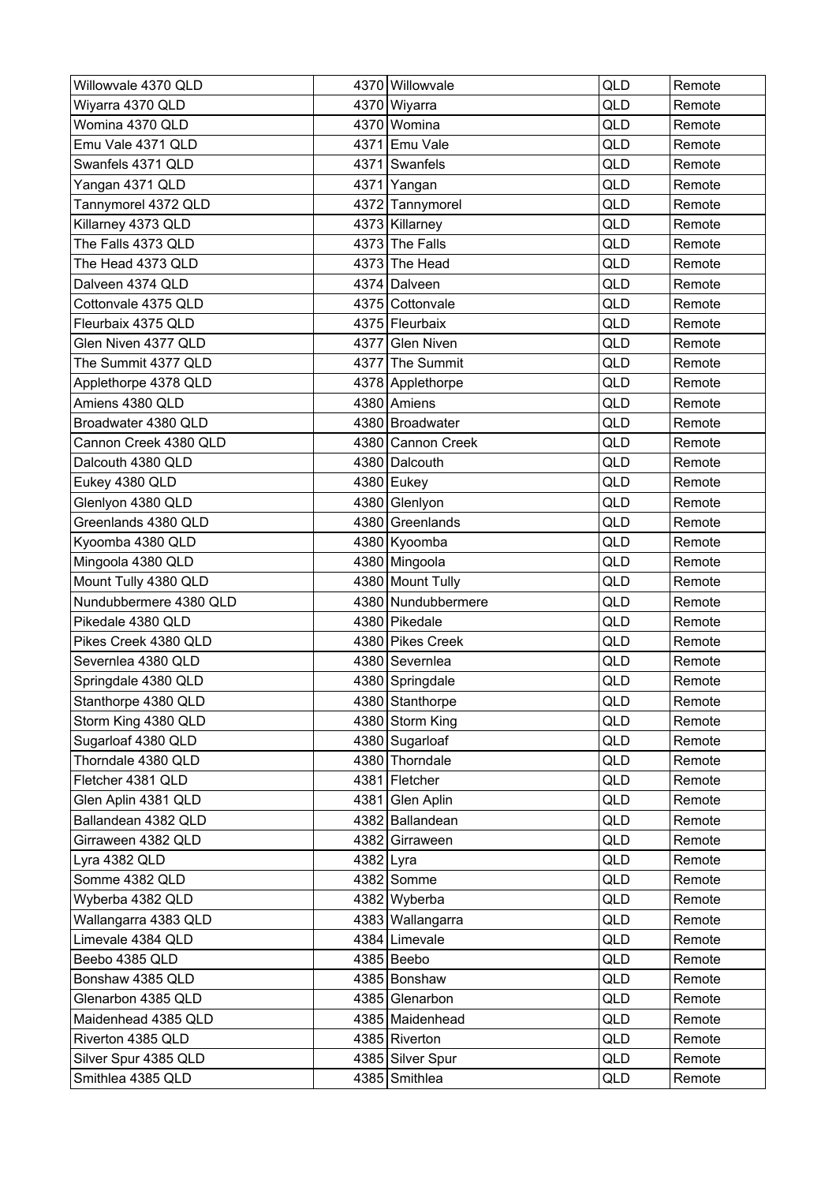| Willowvale 4370 QLD | 4370 | Willowvale | QLD | Remote |
|---|---|---|---|---|
| Wiyarra 4370 QLD | 4370 | Wiyarra | QLD | Remote |
| Womina 4370 QLD | 4370 | Womina | QLD | Remote |
| Emu Vale 4371 QLD | 4371 | Emu Vale | QLD | Remote |
| Swanfels 4371 QLD | 4371 | Swanfels | QLD | Remote |
| Yangan 4371 QLD | 4371 | Yangan | QLD | Remote |
| Tannymorel 4372 QLD | 4372 | Tannymorel | QLD | Remote |
| Killarney 4373 QLD | 4373 | Killarney | QLD | Remote |
| The Falls 4373 QLD | 4373 | The Falls | QLD | Remote |
| The Head 4373 QLD | 4373 | The Head | QLD | Remote |
| Dalveen 4374 QLD | 4374 | Dalveen | QLD | Remote |
| Cottonvale 4375 QLD | 4375 | Cottonvale | QLD | Remote |
| Fleurbaix 4375 QLD | 4375 | Fleurbaix | QLD | Remote |
| Glen Niven 4377 QLD | 4377 | Glen Niven | QLD | Remote |
| The Summit 4377 QLD | 4377 | The Summit | QLD | Remote |
| Applethorpe 4378 QLD | 4378 | Applethorpe | QLD | Remote |
| Amiens 4380 QLD | 4380 | Amiens | QLD | Remote |
| Broadwater 4380 QLD | 4380 | Broadwater | QLD | Remote |
| Cannon Creek 4380 QLD | 4380 | Cannon Creek | QLD | Remote |
| Dalcouth 4380 QLD | 4380 | Dalcouth | QLD | Remote |
| Eukey 4380 QLD | 4380 | Eukey | QLD | Remote |
| Glenlyon 4380 QLD | 4380 | Glenlyon | QLD | Remote |
| Greenlands 4380 QLD | 4380 | Greenlands | QLD | Remote |
| Kyoomba 4380 QLD | 4380 | Kyoomba | QLD | Remote |
| Mingoola 4380 QLD | 4380 | Mingoola | QLD | Remote |
| Mount Tully 4380 QLD | 4380 | Mount Tully | QLD | Remote |
| Nundubbermere 4380 QLD | 4380 | Nundubbermere | QLD | Remote |
| Pikedale 4380 QLD | 4380 | Pikedale | QLD | Remote |
| Pikes Creek 4380 QLD | 4380 | Pikes Creek | QLD | Remote |
| Severnlea 4380 QLD | 4380 | Severnlea | QLD | Remote |
| Springdale 4380 QLD | 4380 | Springdale | QLD | Remote |
| Stanthorpe 4380 QLD | 4380 | Stanthorpe | QLD | Remote |
| Storm King 4380 QLD | 4380 | Storm King | QLD | Remote |
| Sugarloaf 4380 QLD | 4380 | Sugarloaf | QLD | Remote |
| Thorndale 4380 QLD | 4380 | Thorndale | QLD | Remote |
| Fletcher 4381 QLD | 4381 | Fletcher | QLD | Remote |
| Glen Aplin 4381 QLD | 4381 | Glen Aplin | QLD | Remote |
| Ballandean 4382 QLD | 4382 | Ballandean | QLD | Remote |
| Girraween 4382 QLD | 4382 | Girraween | QLD | Remote |
| Lyra 4382 QLD | 4382 | Lyra | QLD | Remote |
| Somme 4382 QLD | 4382 | Somme | QLD | Remote |
| Wyberba 4382 QLD | 4382 | Wyberba | QLD | Remote |
| Wallangarra 4383 QLD | 4383 | Wallangarra | QLD | Remote |
| Limevale 4384 QLD | 4384 | Limevale | QLD | Remote |
| Beebo 4385 QLD | 4385 | Beebo | QLD | Remote |
| Bonshaw 4385 QLD | 4385 | Bonshaw | QLD | Remote |
| Glenarbon 4385 QLD | 4385 | Glenarbon | QLD | Remote |
| Maidenhead 4385 QLD | 4385 | Maidenhead | QLD | Remote |
| Riverton 4385 QLD | 4385 | Riverton | QLD | Remote |
| Silver Spur 4385 QLD | 4385 | Silver Spur | QLD | Remote |
| Smithlea 4385 QLD | 4385 | Smithlea | QLD | Remote |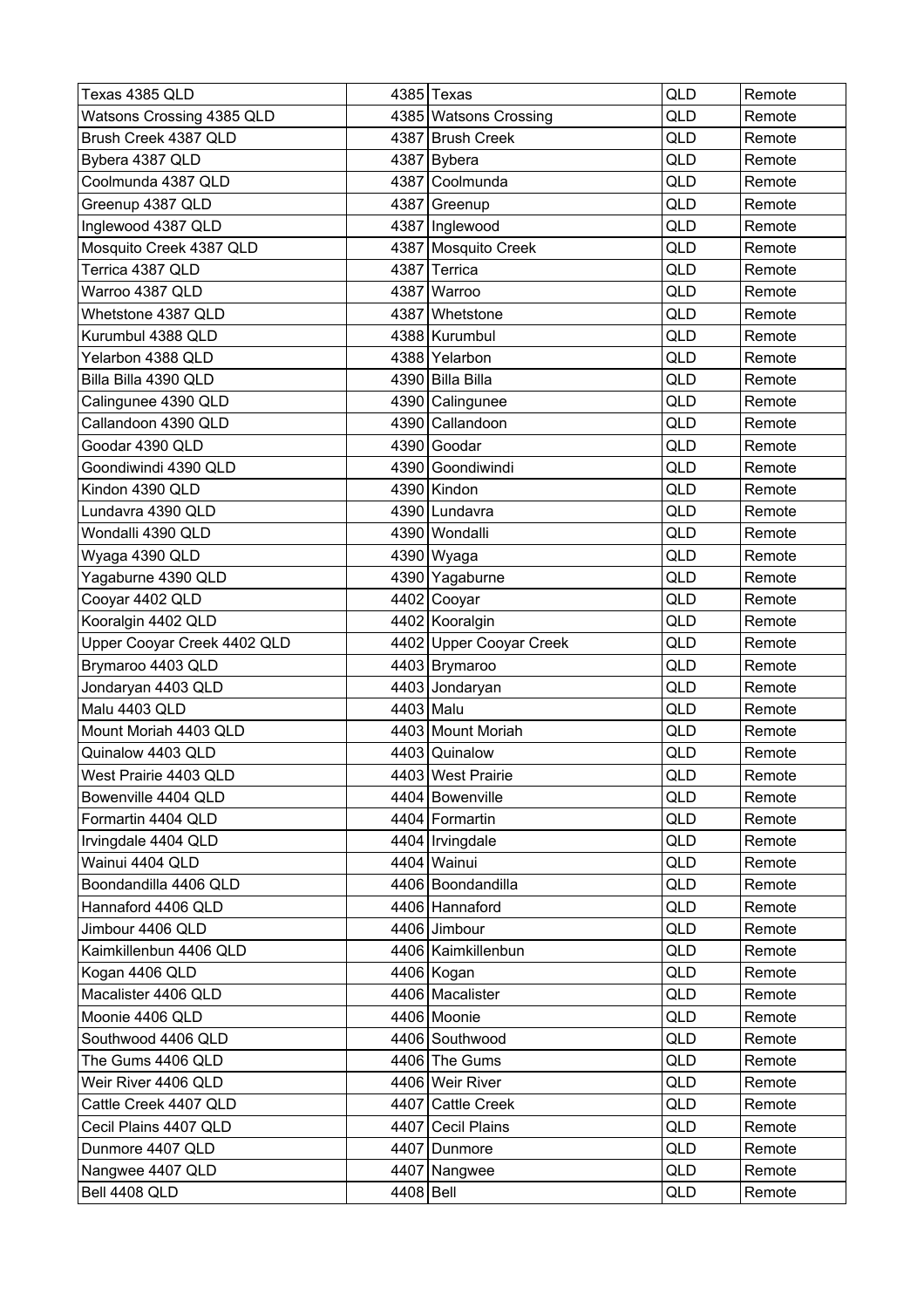| | | | | |
|---|---|---|---|---|
| Texas 4385 QLD | 4385 | Texas | QLD | Remote |
| Watsons Crossing 4385 QLD | 4385 | Watsons Crossing | QLD | Remote |
| Brush Creek 4387 QLD | 4387 | Brush Creek | QLD | Remote |
| Bybera 4387 QLD | 4387 | Bybera | QLD | Remote |
| Coolmunda 4387 QLD | 4387 | Coolmunda | QLD | Remote |
| Greenup 4387 QLD | 4387 | Greenup | QLD | Remote |
| Inglewood 4387 QLD | 4387 | Inglewood | QLD | Remote |
| Mosquito Creek 4387 QLD | 4387 | Mosquito Creek | QLD | Remote |
| Terrica 4387 QLD | 4387 | Terrica | QLD | Remote |
| Warroo 4387 QLD | 4387 | Warroo | QLD | Remote |
| Whetstone 4387 QLD | 4387 | Whetstone | QLD | Remote |
| Kurumbul 4388 QLD | 4388 | Kurumbul | QLD | Remote |
| Yelarbon 4388 QLD | 4388 | Yelarbon | QLD | Remote |
| Billa Billa 4390 QLD | 4390 | Billa Billa | QLD | Remote |
| Calingunee 4390 QLD | 4390 | Calingunee | QLD | Remote |
| Callandoon 4390 QLD | 4390 | Callandoon | QLD | Remote |
| Goodar 4390 QLD | 4390 | Goodar | QLD | Remote |
| Goondiwindi 4390 QLD | 4390 | Goondiwindi | QLD | Remote |
| Kindon 4390 QLD | 4390 | Kindon | QLD | Remote |
| Lundavra 4390 QLD | 4390 | Lundavra | QLD | Remote |
| Wondalli 4390 QLD | 4390 | Wondalli | QLD | Remote |
| Wyaga 4390 QLD | 4390 | Wyaga | QLD | Remote |
| Yagaburne 4390 QLD | 4390 | Yagaburne | QLD | Remote |
| Cooyar 4402 QLD | 4402 | Cooyar | QLD | Remote |
| Kooralgin 4402 QLD | 4402 | Kooralgin | QLD | Remote |
| Upper Cooyar Creek 4402 QLD | 4402 | Upper Cooyar Creek | QLD | Remote |
| Brymaroo 4403 QLD | 4403 | Brymaroo | QLD | Remote |
| Jondaryan 4403 QLD | 4403 | Jondaryan | QLD | Remote |
| Malu 4403 QLD | 4403 | Malu | QLD | Remote |
| Mount Moriah 4403 QLD | 4403 | Mount Moriah | QLD | Remote |
| Quinalow 4403 QLD | 4403 | Quinalow | QLD | Remote |
| West Prairie 4403 QLD | 4403 | West Prairie | QLD | Remote |
| Bowenville 4404 QLD | 4404 | Bowenville | QLD | Remote |
| Formartin 4404 QLD | 4404 | Formartin | QLD | Remote |
| Irvingdale 4404 QLD | 4404 | Irvingdale | QLD | Remote |
| Wainui 4404 QLD | 4404 | Wainui | QLD | Remote |
| Boondandilla 4406 QLD | 4406 | Boondandilla | QLD | Remote |
| Hannaford 4406 QLD | 4406 | Hannaford | QLD | Remote |
| Jimbour 4406 QLD | 4406 | Jimbour | QLD | Remote |
| Kaimkillenbun 4406 QLD | 4406 | Kaimkillenbun | QLD | Remote |
| Kogan 4406 QLD | 4406 | Kogan | QLD | Remote |
| Macalister 4406 QLD | 4406 | Macalister | QLD | Remote |
| Moonie 4406 QLD | 4406 | Moonie | QLD | Remote |
| Southwood 4406 QLD | 4406 | Southwood | QLD | Remote |
| The Gums 4406 QLD | 4406 | The Gums | QLD | Remote |
| Weir River 4406 QLD | 4406 | Weir River | QLD | Remote |
| Cattle Creek 4407 QLD | 4407 | Cattle Creek | QLD | Remote |
| Cecil Plains 4407 QLD | 4407 | Cecil Plains | QLD | Remote |
| Dunmore 4407 QLD | 4407 | Dunmore | QLD | Remote |
| Nangwee 4407 QLD | 4407 | Nangwee | QLD | Remote |
| Bell 4408 QLD | 4408 | Bell | QLD | Remote |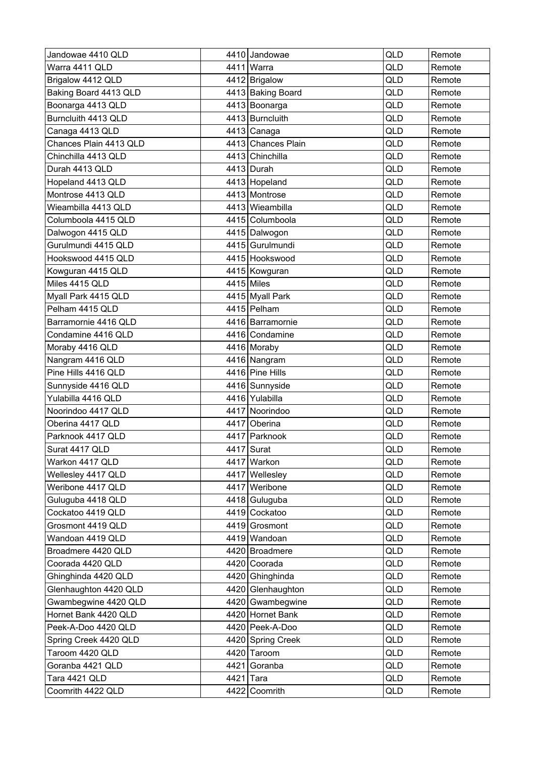| Jandowae 4410 QLD | 4410 | Jandowae | QLD | Remote |
|---|---|---|---|---|
| Warra 4411 QLD | 4411 | Warra | QLD | Remote |
| Brigalow 4412 QLD | 4412 | Brigalow | QLD | Remote |
| Baking Board 4413 QLD | 4413 | Baking Board | QLD | Remote |
| Boonarga 4413 QLD | 4413 | Boonarga | QLD | Remote |
| Burncluith 4413 QLD | 4413 | Burncluith | QLD | Remote |
| Canaga 4413 QLD | 4413 | Canaga | QLD | Remote |
| Chances Plain 4413 QLD | 4413 | Chances Plain | QLD | Remote |
| Chinchilla 4413 QLD | 4413 | Chinchilla | QLD | Remote |
| Durah 4413 QLD | 4413 | Durah | QLD | Remote |
| Hopeland 4413 QLD | 4413 | Hopeland | QLD | Remote |
| Montrose 4413 QLD | 4413 | Montrose | QLD | Remote |
| Wieambilla 4413 QLD | 4413 | Wieambilla | QLD | Remote |
| Columboola 4415 QLD | 4415 | Columboola | QLD | Remote |
| Dalwogon 4415 QLD | 4415 | Dalwogon | QLD | Remote |
| Gurulmundi 4415 QLD | 4415 | Gurulmundi | QLD | Remote |
| Hookswood 4415 QLD | 4415 | Hookswood | QLD | Remote |
| Kowguran 4415 QLD | 4415 | Kowguran | QLD | Remote |
| Miles 4415 QLD | 4415 | Miles | QLD | Remote |
| Myall Park 4415 QLD | 4415 | Myall Park | QLD | Remote |
| Pelham 4415 QLD | 4415 | Pelham | QLD | Remote |
| Barramornie 4416 QLD | 4416 | Barramornie | QLD | Remote |
| Condamine 4416 QLD | 4416 | Condamine | QLD | Remote |
| Moraby 4416 QLD | 4416 | Moraby | QLD | Remote |
| Nangram 4416 QLD | 4416 | Nangram | QLD | Remote |
| Pine Hills 4416 QLD | 4416 | Pine Hills | QLD | Remote |
| Sunnyside 4416 QLD | 4416 | Sunnyside | QLD | Remote |
| Yulabilla 4416 QLD | 4416 | Yulabilla | QLD | Remote |
| Noorindoo 4417 QLD | 4417 | Noorindoo | QLD | Remote |
| Oberina 4417 QLD | 4417 | Oberina | QLD | Remote |
| Parknook 4417 QLD | 4417 | Parknook | QLD | Remote |
| Surat 4417 QLD | 4417 | Surat | QLD | Remote |
| Warkon 4417 QLD | 4417 | Warkon | QLD | Remote |
| Wellesley 4417 QLD | 4417 | Wellesley | QLD | Remote |
| Weribone 4417 QLD | 4417 | Weribone | QLD | Remote |
| Guluguba 4418 QLD | 4418 | Guluguba | QLD | Remote |
| Cockatoo 4419 QLD | 4419 | Cockatoo | QLD | Remote |
| Grosmont 4419 QLD | 4419 | Grosmont | QLD | Remote |
| Wandoan 4419 QLD | 4419 | Wandoan | QLD | Remote |
| Broadmere 4420 QLD | 4420 | Broadmere | QLD | Remote |
| Coorada 4420 QLD | 4420 | Coorada | QLD | Remote |
| Ghinghinda 4420 QLD | 4420 | Ghinghinda | QLD | Remote |
| Glenhaughton 4420 QLD | 4420 | Glenhaughton | QLD | Remote |
| Gwambegwine 4420 QLD | 4420 | Gwambegwine | QLD | Remote |
| Hornet Bank 4420 QLD | 4420 | Hornet Bank | QLD | Remote |
| Peek-A-Doo 4420 QLD | 4420 | Peek-A-Doo | QLD | Remote |
| Spring Creek 4420 QLD | 4420 | Spring Creek | QLD | Remote |
| Taroom 4420 QLD | 4420 | Taroom | QLD | Remote |
| Goranba 4421 QLD | 4421 | Goranba | QLD | Remote |
| Tara 4421 QLD | 4421 | Tara | QLD | Remote |
| Coomrith 4422 QLD | 4422 | Coomrith | QLD | Remote |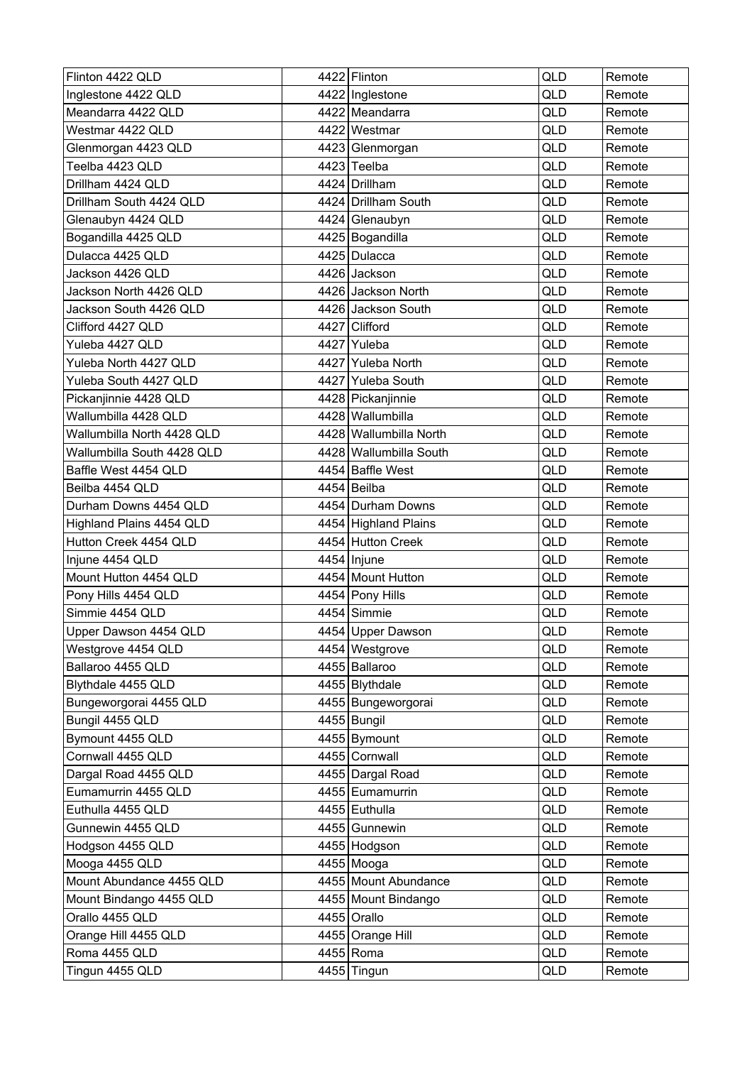| Flinton 4422 QLD | 4422 | Flinton | QLD | Remote |
|---|---|---|---|---|
| Inglestone 4422 QLD | 4422 | Inglestone | QLD | Remote |
| Meandarra 4422 QLD | 4422 | Meandarra | QLD | Remote |
| Westmar 4422 QLD | 4422 | Westmar | QLD | Remote |
| Glenmorgan 4423 QLD | 4423 | Glenmorgan | QLD | Remote |
| Teelba 4423 QLD | 4423 | Teelba | QLD | Remote |
| Drillham 4424 QLD | 4424 | Drillham | QLD | Remote |
| Drillham South 4424 QLD | 4424 | Drillham South | QLD | Remote |
| Glenaubyn 4424 QLD | 4424 | Glenaubyn | QLD | Remote |
| Bogandilla 4425 QLD | 4425 | Bogandilla | QLD | Remote |
| Dulacca 4425 QLD | 4425 | Dulacca | QLD | Remote |
| Jackson 4426 QLD | 4426 | Jackson | QLD | Remote |
| Jackson North 4426 QLD | 4426 | Jackson North | QLD | Remote |
| Jackson South 4426 QLD | 4426 | Jackson South | QLD | Remote |
| Clifford 4427 QLD | 4427 | Clifford | QLD | Remote |
| Yuleba 4427 QLD | 4427 | Yuleba | QLD | Remote |
| Yuleba North 4427 QLD | 4427 | Yuleba North | QLD | Remote |
| Yuleba South 4427 QLD | 4427 | Yuleba South | QLD | Remote |
| Pickanjinnie 4428 QLD | 4428 | Pickanjinnie | QLD | Remote |
| Wallumbilla 4428 QLD | 4428 | Wallumbilla | QLD | Remote |
| Wallumbilla North 4428 QLD | 4428 | Wallumbilla North | QLD | Remote |
| Wallumbilla South 4428 QLD | 4428 | Wallumbilla South | QLD | Remote |
| Baffle West 4454 QLD | 4454 | Baffle West | QLD | Remote |
| Beilba 4454 QLD | 4454 | Beilba | QLD | Remote |
| Durham Downs 4454 QLD | 4454 | Durham Downs | QLD | Remote |
| Highland Plains 4454 QLD | 4454 | Highland Plains | QLD | Remote |
| Hutton Creek 4454 QLD | 4454 | Hutton Creek | QLD | Remote |
| Injune 4454 QLD | 4454 | Injune | QLD | Remote |
| Mount Hutton 4454 QLD | 4454 | Mount Hutton | QLD | Remote |
| Pony Hills 4454 QLD | 4454 | Pony Hills | QLD | Remote |
| Simmie 4454 QLD | 4454 | Simmie | QLD | Remote |
| Upper Dawson 4454 QLD | 4454 | Upper Dawson | QLD | Remote |
| Westgrove 4454 QLD | 4454 | Westgrove | QLD | Remote |
| Ballaroo 4455 QLD | 4455 | Ballaroo | QLD | Remote |
| Blythdale 4455 QLD | 4455 | Blythdale | QLD | Remote |
| Bungeworgorai 4455 QLD | 4455 | Bungeworgorai | QLD | Remote |
| Bungil 4455 QLD | 4455 | Bungil | QLD | Remote |
| Bymount 4455 QLD | 4455 | Bymount | QLD | Remote |
| Cornwall 4455 QLD | 4455 | Cornwall | QLD | Remote |
| Dargal Road 4455 QLD | 4455 | Dargal Road | QLD | Remote |
| Eumamurrin 4455 QLD | 4455 | Eumamurrin | QLD | Remote |
| Euthulla 4455 QLD | 4455 | Euthulla | QLD | Remote |
| Gunnewin 4455 QLD | 4455 | Gunnewin | QLD | Remote |
| Hodgson 4455 QLD | 4455 | Hodgson | QLD | Remote |
| Mooga 4455 QLD | 4455 | Mooga | QLD | Remote |
| Mount Abundance 4455 QLD | 4455 | Mount Abundance | QLD | Remote |
| Mount Bindango 4455 QLD | 4455 | Mount Bindango | QLD | Remote |
| Orallo 4455 QLD | 4455 | Orallo | QLD | Remote |
| Orange Hill 4455 QLD | 4455 | Orange Hill | QLD | Remote |
| Roma 4455 QLD | 4455 | Roma | QLD | Remote |
| Tingun 4455 QLD | 4455 | Tingun | QLD | Remote |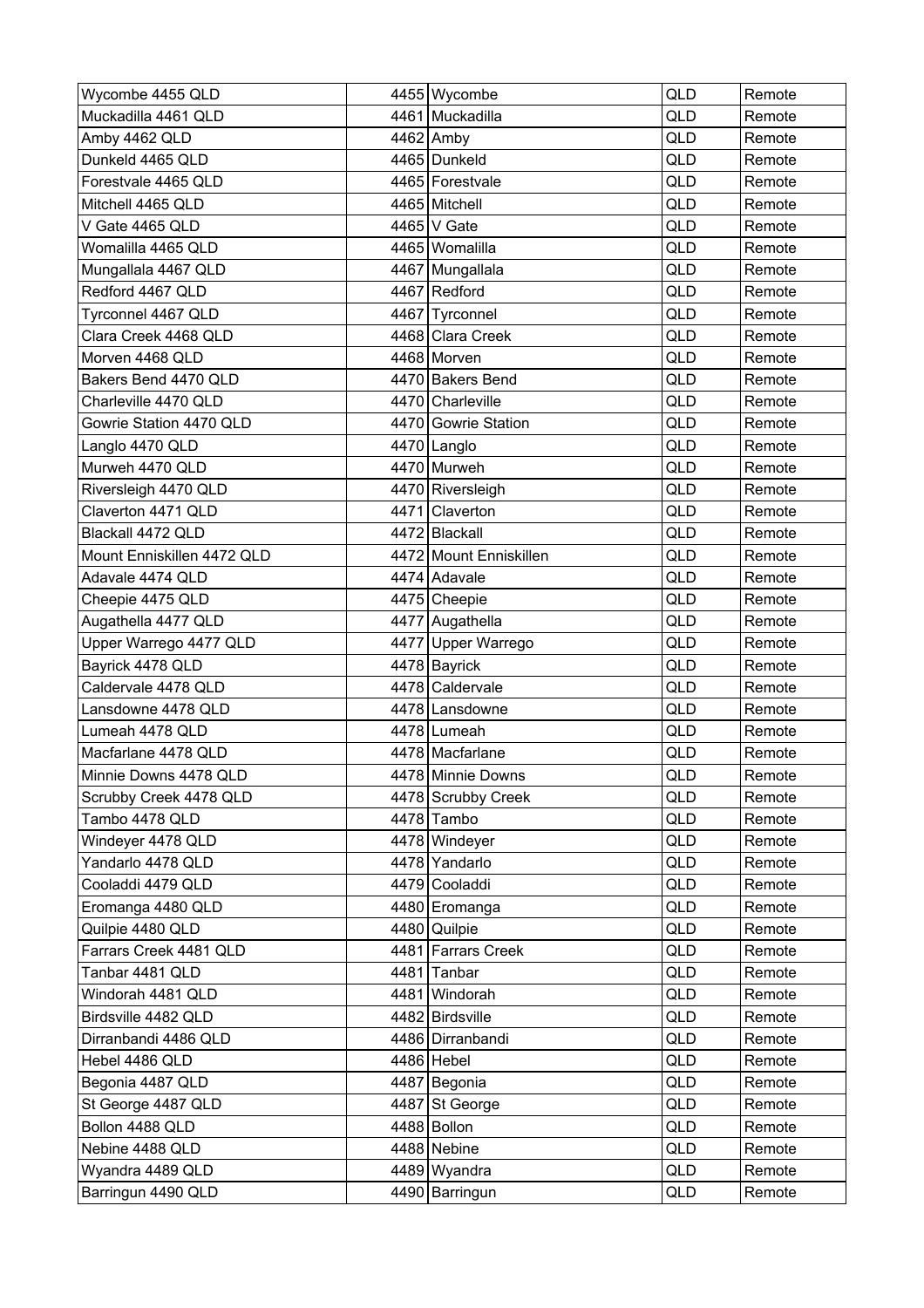| | | | | |
|---|---|---|---|---|
| Wycombe 4455 QLD | 4455 | Wycombe | QLD | Remote |
| Muckadilla 4461 QLD | 4461 | Muckadilla | QLD | Remote |
| Amby 4462 QLD | 4462 | Amby | QLD | Remote |
| Dunkeld 4465 QLD | 4465 | Dunkeld | QLD | Remote |
| Forestvale 4465 QLD | 4465 | Forestvale | QLD | Remote |
| Mitchell 4465 QLD | 4465 | Mitchell | QLD | Remote |
| V Gate 4465 QLD | 4465 | V Gate | QLD | Remote |
| Womalilla 4465 QLD | 4465 | Womalilla | QLD | Remote |
| Mungallala 4467 QLD | 4467 | Mungallala | QLD | Remote |
| Redford 4467 QLD | 4467 | Redford | QLD | Remote |
| Tyrconnel 4467 QLD | 4467 | Tyrconnel | QLD | Remote |
| Clara Creek 4468 QLD | 4468 | Clara Creek | QLD | Remote |
| Morven 4468 QLD | 4468 | Morven | QLD | Remote |
| Bakers Bend 4470 QLD | 4470 | Bakers Bend | QLD | Remote |
| Charleville 4470 QLD | 4470 | Charleville | QLD | Remote |
| Gowrie Station 4470 QLD | 4470 | Gowrie Station | QLD | Remote |
| Langlo 4470 QLD | 4470 | Langlo | QLD | Remote |
| Murweh 4470 QLD | 4470 | Murweh | QLD | Remote |
| Riversleigh 4470 QLD | 4470 | Riversleigh | QLD | Remote |
| Claverton 4471 QLD | 4471 | Claverton | QLD | Remote |
| Blackall 4472 QLD | 4472 | Blackall | QLD | Remote |
| Mount Enniskillen 4472 QLD | 4472 | Mount Enniskillen | QLD | Remote |
| Adavale 4474 QLD | 4474 | Adavale | QLD | Remote |
| Cheepie 4475 QLD | 4475 | Cheepie | QLD | Remote |
| Augathella 4477 QLD | 4477 | Augathella | QLD | Remote |
| Upper Warrego 4477 QLD | 4477 | Upper Warrego | QLD | Remote |
| Bayrick 4478 QLD | 4478 | Bayrick | QLD | Remote |
| Caldervale 4478 QLD | 4478 | Caldervale | QLD | Remote |
| Lansdowne 4478 QLD | 4478 | Lansdowne | QLD | Remote |
| Lumeah 4478 QLD | 4478 | Lumeah | QLD | Remote |
| Macfarlane 4478 QLD | 4478 | Macfarlane | QLD | Remote |
| Minnie Downs 4478 QLD | 4478 | Minnie Downs | QLD | Remote |
| Scrubby Creek 4478 QLD | 4478 | Scrubby Creek | QLD | Remote |
| Tambo 4478 QLD | 4478 | Tambo | QLD | Remote |
| Windeyer 4478 QLD | 4478 | Windeyer | QLD | Remote |
| Yandarlo 4478 QLD | 4478 | Yandarlo | QLD | Remote |
| Cooladdi 4479 QLD | 4479 | Cooladdi | QLD | Remote |
| Eromanga 4480 QLD | 4480 | Eromanga | QLD | Remote |
| Quilpie 4480 QLD | 4480 | Quilpie | QLD | Remote |
| Farrars Creek 4481 QLD | 4481 | Farrars Creek | QLD | Remote |
| Tanbar 4481 QLD | 4481 | Tanbar | QLD | Remote |
| Windorah 4481 QLD | 4481 | Windorah | QLD | Remote |
| Birdsville 4482 QLD | 4482 | Birdsville | QLD | Remote |
| Dirranbandi 4486 QLD | 4486 | Dirranbandi | QLD | Remote |
| Hebel 4486 QLD | 4486 | Hebel | QLD | Remote |
| Begonia 4487 QLD | 4487 | Begonia | QLD | Remote |
| St George 4487 QLD | 4487 | St George | QLD | Remote |
| Bollon 4488 QLD | 4488 | Bollon | QLD | Remote |
| Nebine 4488 QLD | 4488 | Nebine | QLD | Remote |
| Wyandra 4489 QLD | 4489 | Wyandra | QLD | Remote |
| Barringun 4490 QLD | 4490 | Barringun | QLD | Remote |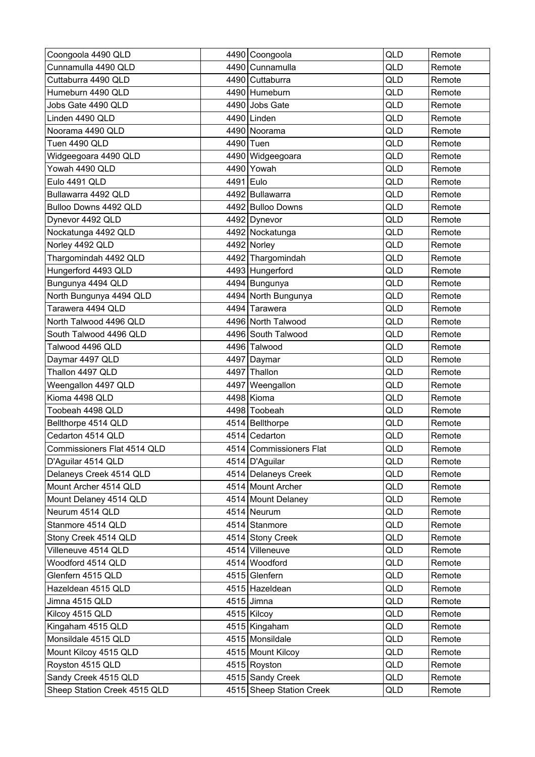| | | | | |
|---|---|---|---|---|
| Coongoola 4490 QLD | 4490 | Coongoola | QLD | Remote |
| Cunnamulla 4490 QLD | 4490 | Cunnamulla | QLD | Remote |
| Cuttaburra 4490 QLD | 4490 | Cuttaburra | QLD | Remote |
| Humeburn 4490 QLD | 4490 | Humeburn | QLD | Remote |
| Jobs Gate 4490 QLD | 4490 | Jobs Gate | QLD | Remote |
| Linden 4490 QLD | 4490 | Linden | QLD | Remote |
| Noorama 4490 QLD | 4490 | Noorama | QLD | Remote |
| Tuen 4490 QLD | 4490 | Tuen | QLD | Remote |
| Widgeegoara 4490 QLD | 4490 | Widgeegoara | QLD | Remote |
| Yowah 4490 QLD | 4490 | Yowah | QLD | Remote |
| Eulo 4491 QLD | 4491 | Eulo | QLD | Remote |
| Bullawarra 4492 QLD | 4492 | Bullawarra | QLD | Remote |
| Bulloo Downs 4492 QLD | 4492 | Bulloo Downs | QLD | Remote |
| Dynevor 4492 QLD | 4492 | Dynevor | QLD | Remote |
| Nockatunga 4492 QLD | 4492 | Nockatunga | QLD | Remote |
| Norley 4492 QLD | 4492 | Norley | QLD | Remote |
| Thargomindah 4492 QLD | 4492 | Thargomindah | QLD | Remote |
| Hungerford 4493 QLD | 4493 | Hungerford | QLD | Remote |
| Bungunya 4494 QLD | 4494 | Bungunya | QLD | Remote |
| North Bungunya 4494 QLD | 4494 | North Bungunya | QLD | Remote |
| Tarawera 4494 QLD | 4494 | Tarawera | QLD | Remote |
| North Talwood 4496 QLD | 4496 | North Talwood | QLD | Remote |
| South Talwood 4496 QLD | 4496 | South Talwood | QLD | Remote |
| Talwood 4496 QLD | 4496 | Talwood | QLD | Remote |
| Daymar 4497 QLD | 4497 | Daymar | QLD | Remote |
| Thallon 4497 QLD | 4497 | Thallon | QLD | Remote |
| Weengallon 4497 QLD | 4497 | Weengallon | QLD | Remote |
| Kioma 4498 QLD | 4498 | Kioma | QLD | Remote |
| Toobeah 4498 QLD | 4498 | Toobeah | QLD | Remote |
| Bellthorpe 4514 QLD | 4514 | Bellthorpe | QLD | Remote |
| Cedarton 4514 QLD | 4514 | Cedarton | QLD | Remote |
| Commissioners Flat 4514 QLD | 4514 | Commissioners Flat | QLD | Remote |
| D'Aguilar 4514 QLD | 4514 | D'Aguilar | QLD | Remote |
| Delaneys Creek 4514 QLD | 4514 | Delaneys Creek | QLD | Remote |
| Mount Archer 4514 QLD | 4514 | Mount Archer | QLD | Remote |
| Mount Delaney 4514 QLD | 4514 | Mount Delaney | QLD | Remote |
| Neurum 4514 QLD | 4514 | Neurum | QLD | Remote |
| Stanmore 4514 QLD | 4514 | Stanmore | QLD | Remote |
| Stony Creek 4514 QLD | 4514 | Stony Creek | QLD | Remote |
| Villeneuve 4514 QLD | 4514 | Villeneuve | QLD | Remote |
| Woodford 4514 QLD | 4514 | Woodford | QLD | Remote |
| Glenfern 4515 QLD | 4515 | Glenfern | QLD | Remote |
| Hazeldean 4515 QLD | 4515 | Hazeldean | QLD | Remote |
| Jimna 4515 QLD | 4515 | Jimna | QLD | Remote |
| Kilcoy 4515 QLD | 4515 | Kilcoy | QLD | Remote |
| Kingaham 4515 QLD | 4515 | Kingaham | QLD | Remote |
| Monsildale 4515 QLD | 4515 | Monsildale | QLD | Remote |
| Mount Kilcoy 4515 QLD | 4515 | Mount Kilcoy | QLD | Remote |
| Royston 4515 QLD | 4515 | Royston | QLD | Remote |
| Sandy Creek 4515 QLD | 4515 | Sandy Creek | QLD | Remote |
| Sheep Station Creek 4515 QLD | 4515 | Sheep Station Creek | QLD | Remote |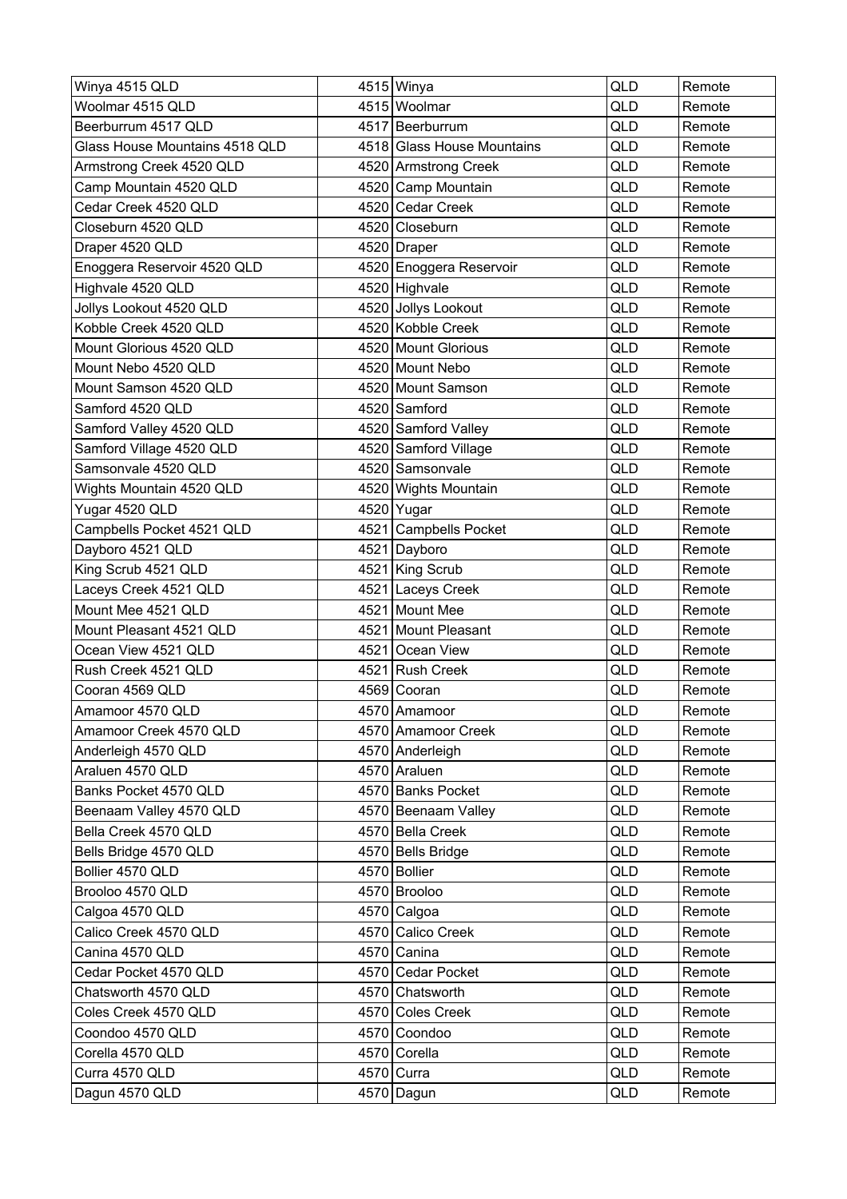| Winya 4515 QLD | 4515 | Winya | QLD | Remote |
|---|---|---|---|---|
| Woolmar 4515 QLD | 4515 | Woolmar | QLD | Remote |
| Beerburrum 4517 QLD | 4517 | Beerburrum | QLD | Remote |
| Glass House Mountains 4518 QLD | 4518 | Glass House Mountains | QLD | Remote |
| Armstrong Creek 4520 QLD | 4520 | Armstrong Creek | QLD | Remote |
| Camp Mountain 4520 QLD | 4520 | Camp Mountain | QLD | Remote |
| Cedar Creek 4520 QLD | 4520 | Cedar Creek | QLD | Remote |
| Closeburn 4520 QLD | 4520 | Closeburn | QLD | Remote |
| Draper 4520 QLD | 4520 | Draper | QLD | Remote |
| Enoggera Reservoir 4520 QLD | 4520 | Enoggera Reservoir | QLD | Remote |
| Highvale 4520 QLD | 4520 | Highvale | QLD | Remote |
| Jollys Lookout 4520 QLD | 4520 | Jollys Lookout | QLD | Remote |
| Kobble Creek 4520 QLD | 4520 | Kobble Creek | QLD | Remote |
| Mount Glorious 4520 QLD | 4520 | Mount Glorious | QLD | Remote |
| Mount Nebo 4520 QLD | 4520 | Mount Nebo | QLD | Remote |
| Mount Samson 4520 QLD | 4520 | Mount Samson | QLD | Remote |
| Samford 4520 QLD | 4520 | Samford | QLD | Remote |
| Samford Valley 4520 QLD | 4520 | Samford Valley | QLD | Remote |
| Samford Village 4520 QLD | 4520 | Samford Village | QLD | Remote |
| Samsonvale 4520 QLD | 4520 | Samsonvale | QLD | Remote |
| Wights Mountain 4520 QLD | 4520 | Wights Mountain | QLD | Remote |
| Yugar 4520 QLD | 4520 | Yugar | QLD | Remote |
| Campbells Pocket 4521 QLD | 4521 | Campbells Pocket | QLD | Remote |
| Dayboro 4521 QLD | 4521 | Dayboro | QLD | Remote |
| King Scrub 4521 QLD | 4521 | King Scrub | QLD | Remote |
| Laceys Creek 4521 QLD | 4521 | Laceys Creek | QLD | Remote |
| Mount Mee 4521 QLD | 4521 | Mount Mee | QLD | Remote |
| Mount Pleasant 4521 QLD | 4521 | Mount Pleasant | QLD | Remote |
| Ocean View 4521 QLD | 4521 | Ocean View | QLD | Remote |
| Rush Creek 4521 QLD | 4521 | Rush Creek | QLD | Remote |
| Cooran 4569 QLD | 4569 | Cooran | QLD | Remote |
| Amamoor 4570 QLD | 4570 | Amamoor | QLD | Remote |
| Amamoor Creek 4570 QLD | 4570 | Amamoor Creek | QLD | Remote |
| Anderleigh 4570 QLD | 4570 | Anderleigh | QLD | Remote |
| Araluen 4570 QLD | 4570 | Araluen | QLD | Remote |
| Banks Pocket 4570 QLD | 4570 | Banks Pocket | QLD | Remote |
| Beenaam Valley 4570 QLD | 4570 | Beenaam Valley | QLD | Remote |
| Bella Creek 4570 QLD | 4570 | Bella Creek | QLD | Remote |
| Bells Bridge 4570 QLD | 4570 | Bells Bridge | QLD | Remote |
| Bollier 4570 QLD | 4570 | Bollier | QLD | Remote |
| Brooloo 4570 QLD | 4570 | Brooloo | QLD | Remote |
| Calgoa 4570 QLD | 4570 | Calgoa | QLD | Remote |
| Calico Creek 4570 QLD | 4570 | Calico Creek | QLD | Remote |
| Canina 4570 QLD | 4570 | Canina | QLD | Remote |
| Cedar Pocket 4570 QLD | 4570 | Cedar Pocket | QLD | Remote |
| Chatsworth 4570 QLD | 4570 | Chatsworth | QLD | Remote |
| Coles Creek 4570 QLD | 4570 | Coles Creek | QLD | Remote |
| Coondoo 4570 QLD | 4570 | Coondoo | QLD | Remote |
| Corella 4570 QLD | 4570 | Corella | QLD | Remote |
| Curra 4570 QLD | 4570 | Curra | QLD | Remote |
| Dagun 4570 QLD | 4570 | Dagun | QLD | Remote |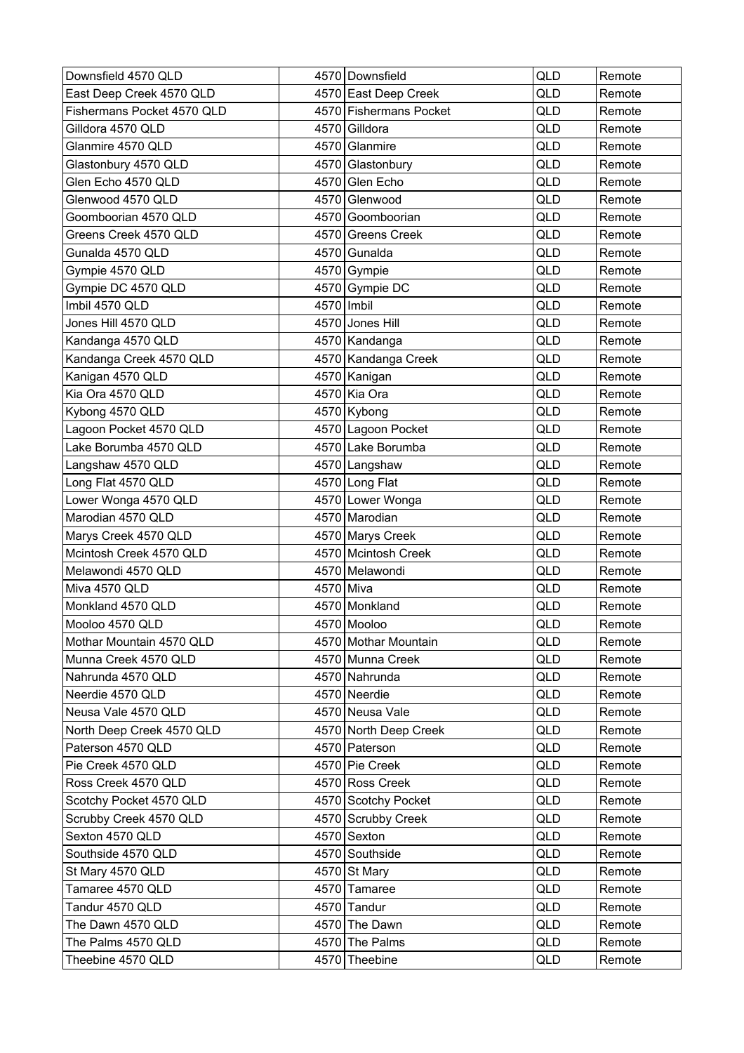| Downsfield 4570 QLD | 4570 | Downsfield | QLD | Remote |
|---|---|---|---|---|
| East Deep Creek 4570 QLD | 4570 | East Deep Creek | QLD | Remote |
| Fishermans Pocket 4570 QLD | 4570 | Fishermans Pocket | QLD | Remote |
| Gilldora 4570 QLD | 4570 | Gilldora | QLD | Remote |
| Glanmire 4570 QLD | 4570 | Glanmire | QLD | Remote |
| Glastonbury 4570 QLD | 4570 | Glastonbury | QLD | Remote |
| Glen Echo 4570 QLD | 4570 | Glen Echo | QLD | Remote |
| Glenwood 4570 QLD | 4570 | Glenwood | QLD | Remote |
| Goomboorian 4570 QLD | 4570 | Goomboorian | QLD | Remote |
| Greens Creek 4570 QLD | 4570 | Greens Creek | QLD | Remote |
| Gunalda 4570 QLD | 4570 | Gunalda | QLD | Remote |
| Gympie 4570 QLD | 4570 | Gympie | QLD | Remote |
| Gympie DC 4570 QLD | 4570 | Gympie DC | QLD | Remote |
| Imbil 4570 QLD | 4570 | Imbil | QLD | Remote |
| Jones Hill 4570 QLD | 4570 | Jones Hill | QLD | Remote |
| Kandanga 4570 QLD | 4570 | Kandanga | QLD | Remote |
| Kandanga Creek 4570 QLD | 4570 | Kandanga Creek | QLD | Remote |
| Kanigan 4570 QLD | 4570 | Kanigan | QLD | Remote |
| Kia Ora 4570 QLD | 4570 | Kia Ora | QLD | Remote |
| Kybong 4570 QLD | 4570 | Kybong | QLD | Remote |
| Lagoon Pocket 4570 QLD | 4570 | Lagoon Pocket | QLD | Remote |
| Lake Borumba 4570 QLD | 4570 | Lake Borumba | QLD | Remote |
| Langshaw 4570 QLD | 4570 | Langshaw | QLD | Remote |
| Long Flat 4570 QLD | 4570 | Long Flat | QLD | Remote |
| Lower Wonga 4570 QLD | 4570 | Lower Wonga | QLD | Remote |
| Marodian 4570 QLD | 4570 | Marodian | QLD | Remote |
| Marys Creek 4570 QLD | 4570 | Marys Creek | QLD | Remote |
| Mcintosh Creek 4570 QLD | 4570 | Mcintosh Creek | QLD | Remote |
| Melawondi 4570 QLD | 4570 | Melawondi | QLD | Remote |
| Miva 4570 QLD | 4570 | Miva | QLD | Remote |
| Monkland 4570 QLD | 4570 | Monkland | QLD | Remote |
| Mooloo 4570 QLD | 4570 | Mooloo | QLD | Remote |
| Mothar Mountain 4570 QLD | 4570 | Mothar Mountain | QLD | Remote |
| Munna Creek 4570 QLD | 4570 | Munna Creek | QLD | Remote |
| Nahrunda 4570 QLD | 4570 | Nahrunda | QLD | Remote |
| Neerdie 4570 QLD | 4570 | Neerdie | QLD | Remote |
| Neusa Vale 4570 QLD | 4570 | Neusa Vale | QLD | Remote |
| North Deep Creek 4570 QLD | 4570 | North Deep Creek | QLD | Remote |
| Paterson 4570 QLD | 4570 | Paterson | QLD | Remote |
| Pie Creek 4570 QLD | 4570 | Pie Creek | QLD | Remote |
| Ross Creek 4570 QLD | 4570 | Ross Creek | QLD | Remote |
| Scotchy Pocket 4570 QLD | 4570 | Scotchy Pocket | QLD | Remote |
| Scrubby Creek 4570 QLD | 4570 | Scrubby Creek | QLD | Remote |
| Sexton 4570 QLD | 4570 | Sexton | QLD | Remote |
| Southside 4570 QLD | 4570 | Southside | QLD | Remote |
| St Mary 4570 QLD | 4570 | St Mary | QLD | Remote |
| Tamaree 4570 QLD | 4570 | Tamaree | QLD | Remote |
| Tandur 4570 QLD | 4570 | Tandur | QLD | Remote |
| The Dawn 4570 QLD | 4570 | The Dawn | QLD | Remote |
| The Palms 4570 QLD | 4570 | The Palms | QLD | Remote |
| Theebine 4570 QLD | 4570 | Theebine | QLD | Remote |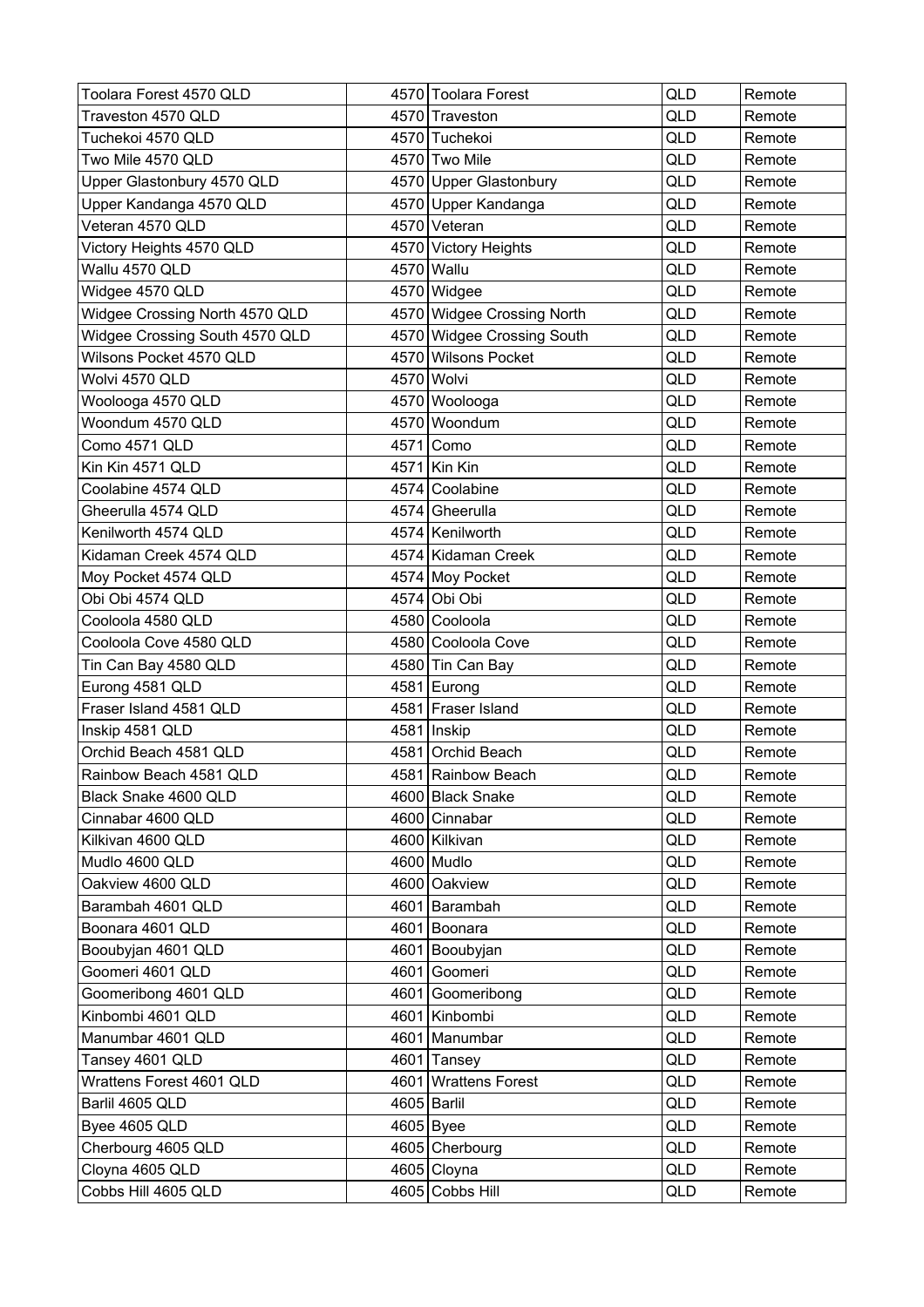| | | | | |
|---|---|---|---|---|
| Toolara Forest 4570 QLD | 4570 | Toolara Forest | QLD | Remote |
| Traveston 4570 QLD | 4570 | Traveston | QLD | Remote |
| Tuchekoi 4570 QLD | 4570 | Tuchekoi | QLD | Remote |
| Two Mile 4570 QLD | 4570 | Two Mile | QLD | Remote |
| Upper Glastonbury 4570 QLD | 4570 | Upper Glastonbury | QLD | Remote |
| Upper Kandanga 4570 QLD | 4570 | Upper Kandanga | QLD | Remote |
| Veteran 4570 QLD | 4570 | Veteran | QLD | Remote |
| Victory Heights 4570 QLD | 4570 | Victory Heights | QLD | Remote |
| Wallu 4570 QLD | 4570 | Wallu | QLD | Remote |
| Widgee 4570 QLD | 4570 | Widgee | QLD | Remote |
| Widgee Crossing North 4570 QLD | 4570 | Widgee Crossing North | QLD | Remote |
| Widgee Crossing South 4570 QLD | 4570 | Widgee Crossing South | QLD | Remote |
| Wilsons Pocket 4570 QLD | 4570 | Wilsons Pocket | QLD | Remote |
| Wolvi 4570 QLD | 4570 | Wolvi | QLD | Remote |
| Woolooga 4570 QLD | 4570 | Woolooga | QLD | Remote |
| Woondum 4570 QLD | 4570 | Woondum | QLD | Remote |
| Como 4571 QLD | 4571 | Como | QLD | Remote |
| Kin Kin 4571 QLD | 4571 | Kin Kin | QLD | Remote |
| Coolabine 4574 QLD | 4574 | Coolabine | QLD | Remote |
| Gheerulla 4574 QLD | 4574 | Gheerulla | QLD | Remote |
| Kenilworth 4574 QLD | 4574 | Kenilworth | QLD | Remote |
| Kidaman Creek 4574 QLD | 4574 | Kidaman Creek | QLD | Remote |
| Moy Pocket 4574 QLD | 4574 | Moy Pocket | QLD | Remote |
| Obi Obi 4574 QLD | 4574 | Obi Obi | QLD | Remote |
| Cooloola 4580 QLD | 4580 | Cooloola | QLD | Remote |
| Cooloola Cove 4580 QLD | 4580 | Cooloola Cove | QLD | Remote |
| Tin Can Bay 4580 QLD | 4580 | Tin Can Bay | QLD | Remote |
| Eurong 4581 QLD | 4581 | Eurong | QLD | Remote |
| Fraser Island 4581 QLD | 4581 | Fraser Island | QLD | Remote |
| Inskip 4581 QLD | 4581 | Inskip | QLD | Remote |
| Orchid Beach 4581 QLD | 4581 | Orchid Beach | QLD | Remote |
| Rainbow Beach 4581 QLD | 4581 | Rainbow Beach | QLD | Remote |
| Black Snake 4600 QLD | 4600 | Black Snake | QLD | Remote |
| Cinnabar 4600 QLD | 4600 | Cinnabar | QLD | Remote |
| Kilkivan 4600 QLD | 4600 | Kilkivan | QLD | Remote |
| Mudlo 4600 QLD | 4600 | Mudlo | QLD | Remote |
| Oakview 4600 QLD | 4600 | Oakview | QLD | Remote |
| Barambah 4601 QLD | 4601 | Barambah | QLD | Remote |
| Boonara 4601 QLD | 4601 | Boonara | QLD | Remote |
| Booubyjan 4601 QLD | 4601 | Booubyjan | QLD | Remote |
| Goomeri 4601 QLD | 4601 | Goomeri | QLD | Remote |
| Goomeribong 4601 QLD | 4601 | Goomeribong | QLD | Remote |
| Kinbombi 4601 QLD | 4601 | Kinbombi | QLD | Remote |
| Manumbar 4601 QLD | 4601 | Manumbar | QLD | Remote |
| Tansey 4601 QLD | 4601 | Tansey | QLD | Remote |
| Wrattens Forest 4601 QLD | 4601 | Wrattens Forest | QLD | Remote |
| Barlil 4605 QLD | 4605 | Barlil | QLD | Remote |
| Byee 4605 QLD | 4605 | Byee | QLD | Remote |
| Cherbourg 4605 QLD | 4605 | Cherbourg | QLD | Remote |
| Cloyna 4605 QLD | 4605 | Cloyna | QLD | Remote |
| Cobbs Hill 4605 QLD | 4605 | Cobbs Hill | QLD | Remote |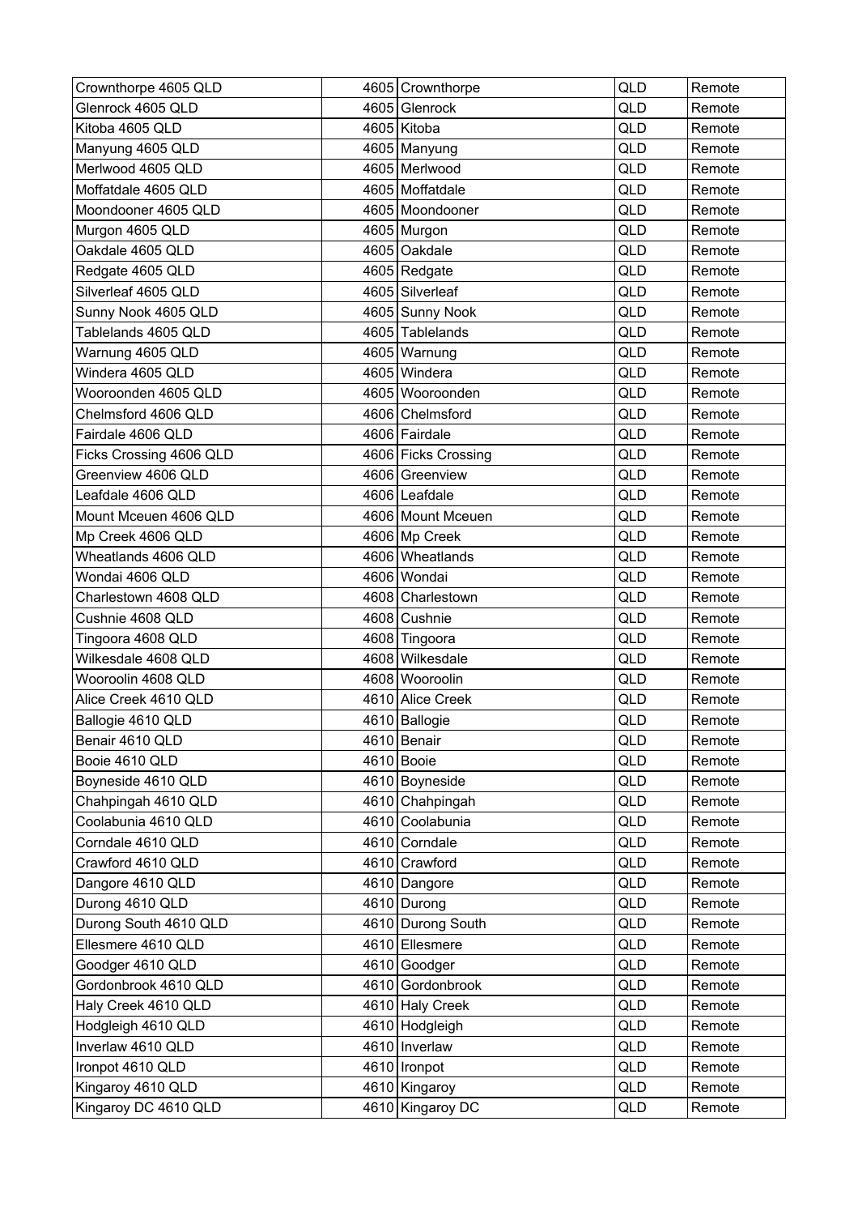| Crownthorpe 4605 QLD | 4605 | Crownthorpe | QLD | Remote |
|---|---|---|---|---|
| Glenrock 4605 QLD | 4605 | Glenrock | QLD | Remote |
| Kitoba 4605 QLD | 4605 | Kitoba | QLD | Remote |
| Manyung 4605 QLD | 4605 | Manyung | QLD | Remote |
| Merlwood 4605 QLD | 4605 | Merlwood | QLD | Remote |
| Moffatdale 4605 QLD | 4605 | Moffatdale | QLD | Remote |
| Moondooner 4605 QLD | 4605 | Moondooner | QLD | Remote |
| Murgon 4605 QLD | 4605 | Murgon | QLD | Remote |
| Oakdale 4605 QLD | 4605 | Oakdale | QLD | Remote |
| Redgate 4605 QLD | 4605 | Redgate | QLD | Remote |
| Silverleaf 4605 QLD | 4605 | Silverleaf | QLD | Remote |
| Sunny Nook 4605 QLD | 4605 | Sunny Nook | QLD | Remote |
| Tablelands 4605 QLD | 4605 | Tablelands | QLD | Remote |
| Warnung 4605 QLD | 4605 | Warnung | QLD | Remote |
| Windera 4605 QLD | 4605 | Windera | QLD | Remote |
| Wooroonden 4605 QLD | 4605 | Wooroonden | QLD | Remote |
| Chelmsford 4606 QLD | 4606 | Chelmsford | QLD | Remote |
| Fairdale 4606 QLD | 4606 | Fairdale | QLD | Remote |
| Ficks Crossing 4606 QLD | 4606 | Ficks Crossing | QLD | Remote |
| Greenview 4606 QLD | 4606 | Greenview | QLD | Remote |
| Leafdale 4606 QLD | 4606 | Leafdale | QLD | Remote |
| Mount Mceuen 4606 QLD | 4606 | Mount Mceuen | QLD | Remote |
| Mp Creek 4606 QLD | 4606 | Mp Creek | QLD | Remote |
| Wheatlands 4606 QLD | 4606 | Wheatlands | QLD | Remote |
| Wondai 4606 QLD | 4606 | Wondai | QLD | Remote |
| Charlestown 4608 QLD | 4608 | Charlestown | QLD | Remote |
| Cushnie 4608 QLD | 4608 | Cushnie | QLD | Remote |
| Tingoora 4608 QLD | 4608 | Tingoora | QLD | Remote |
| Wilkesdale 4608 QLD | 4608 | Wilkesdale | QLD | Remote |
| Wooroolin 4608 QLD | 4608 | Wooroolin | QLD | Remote |
| Alice Creek 4610 QLD | 4610 | Alice Creek | QLD | Remote |
| Ballogie 4610 QLD | 4610 | Ballogie | QLD | Remote |
| Benair 4610 QLD | 4610 | Benair | QLD | Remote |
| Booie 4610 QLD | 4610 | Booie | QLD | Remote |
| Boyneside 4610 QLD | 4610 | Boyneside | QLD | Remote |
| Chahpingah 4610 QLD | 4610 | Chahpingah | QLD | Remote |
| Coolabunia 4610 QLD | 4610 | Coolabunia | QLD | Remote |
| Corndale 4610 QLD | 4610 | Corndale | QLD | Remote |
| Crawford 4610 QLD | 4610 | Crawford | QLD | Remote |
| Dangore 4610 QLD | 4610 | Dangore | QLD | Remote |
| Durong 4610 QLD | 4610 | Durong | QLD | Remote |
| Durong South 4610 QLD | 4610 | Durong South | QLD | Remote |
| Ellesmere 4610 QLD | 4610 | Ellesmere | QLD | Remote |
| Goodger 4610 QLD | 4610 | Goodger | QLD | Remote |
| Gordonbrook 4610 QLD | 4610 | Gordonbrook | QLD | Remote |
| Haly Creek 4610 QLD | 4610 | Haly Creek | QLD | Remote |
| Hodgleigh 4610 QLD | 4610 | Hodgleigh | QLD | Remote |
| Inverlaw 4610 QLD | 4610 | Inverlaw | QLD | Remote |
| Ironpot 4610 QLD | 4610 | Ironpot | QLD | Remote |
| Kingaroy 4610 QLD | 4610 | Kingaroy | QLD | Remote |
| Kingaroy DC 4610 QLD | 4610 | Kingaroy DC | QLD | Remote |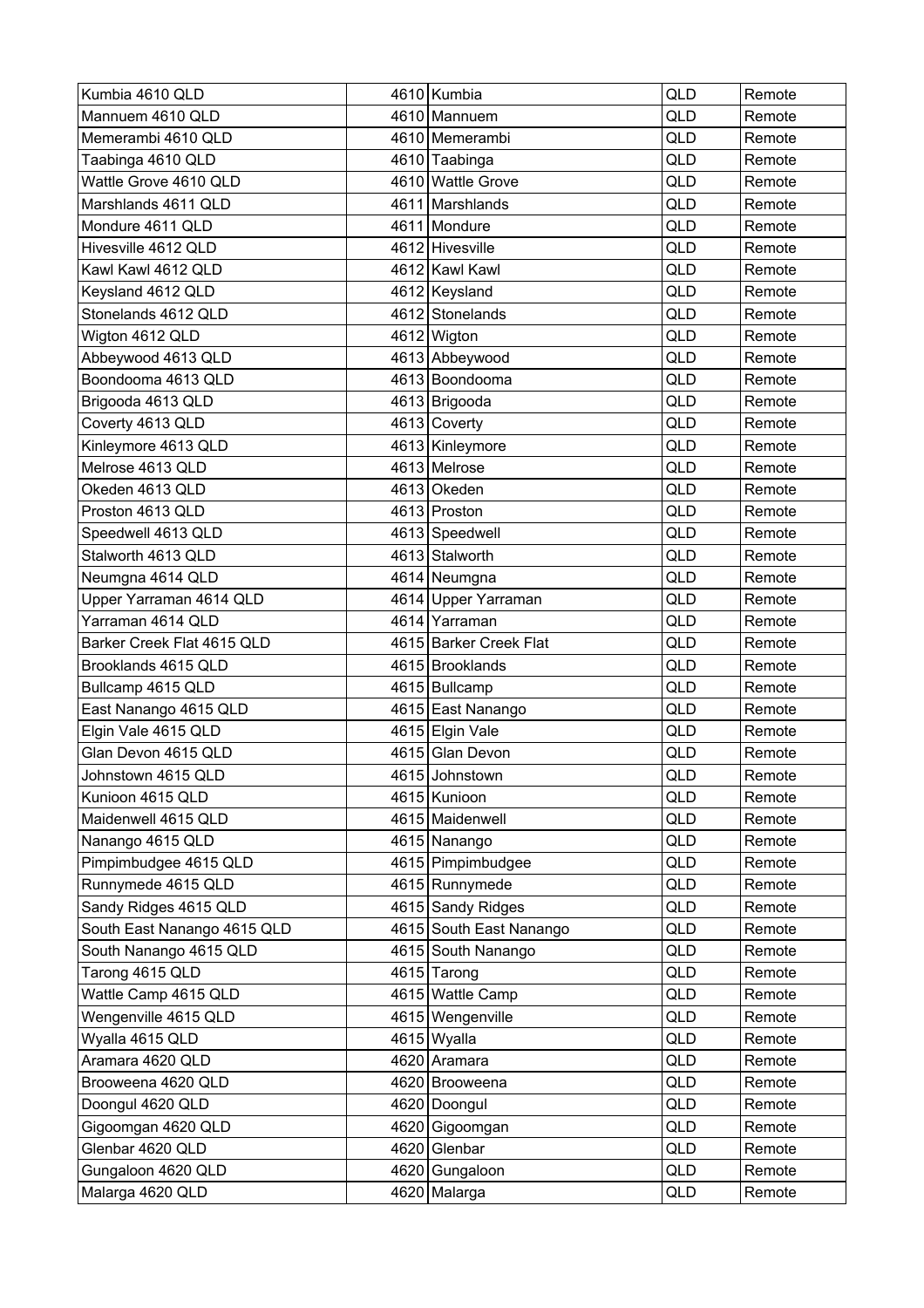| Kumbia 4610 QLD | 4610 | Kumbia | QLD | Remote |
|---|---|---|---|---|
| Mannuem 4610 QLD | 4610 | Mannuem | QLD | Remote |
| Memerambi 4610 QLD | 4610 | Memerambi | QLD | Remote |
| Taabinga 4610 QLD | 4610 | Taabinga | QLD | Remote |
| Wattle Grove 4610 QLD | 4610 | Wattle Grove | QLD | Remote |
| Marshlands 4611 QLD | 4611 | Marshlands | QLD | Remote |
| Mondure 4611 QLD | 4611 | Mondure | QLD | Remote |
| Hivesville 4612 QLD | 4612 | Hivesville | QLD | Remote |
| Kawl Kawl 4612 QLD | 4612 | Kawl Kawl | QLD | Remote |
| Keysland 4612 QLD | 4612 | Keysland | QLD | Remote |
| Stonelands 4612 QLD | 4612 | Stonelands | QLD | Remote |
| Wigton 4612 QLD | 4612 | Wigton | QLD | Remote |
| Abbeywood 4613 QLD | 4613 | Abbeywood | QLD | Remote |
| Boondooma 4613 QLD | 4613 | Boondooma | QLD | Remote |
| Brigooda 4613 QLD | 4613 | Brigooda | QLD | Remote |
| Coverty 4613 QLD | 4613 | Coverty | QLD | Remote |
| Kinleymore 4613 QLD | 4613 | Kinleymore | QLD | Remote |
| Melrose 4613 QLD | 4613 | Melrose | QLD | Remote |
| Okeden 4613 QLD | 4613 | Okeden | QLD | Remote |
| Proston 4613 QLD | 4613 | Proston | QLD | Remote |
| Speedwell 4613 QLD | 4613 | Speedwell | QLD | Remote |
| Stalworth 4613 QLD | 4613 | Stalworth | QLD | Remote |
| Neumgna 4614 QLD | 4614 | Neumgna | QLD | Remote |
| Upper Yarraman 4614 QLD | 4614 | Upper Yarraman | QLD | Remote |
| Yarraman 4614 QLD | 4614 | Yarraman | QLD | Remote |
| Barker Creek Flat 4615 QLD | 4615 | Barker Creek Flat | QLD | Remote |
| Brooklands 4615 QLD | 4615 | Brooklands | QLD | Remote |
| Bullcamp 4615 QLD | 4615 | Bullcamp | QLD | Remote |
| East Nanango 4615 QLD | 4615 | East Nanango | QLD | Remote |
| Elgin Vale 4615 QLD | 4615 | Elgin Vale | QLD | Remote |
| Glan Devon 4615 QLD | 4615 | Glan Devon | QLD | Remote |
| Johnstown 4615 QLD | 4615 | Johnstown | QLD | Remote |
| Kunioon 4615 QLD | 4615 | Kunioon | QLD | Remote |
| Maidenwell 4615 QLD | 4615 | Maidenwell | QLD | Remote |
| Nanango 4615 QLD | 4615 | Nanango | QLD | Remote |
| Pimpimbudgee 4615 QLD | 4615 | Pimpimbudgee | QLD | Remote |
| Runnymede 4615 QLD | 4615 | Runnymede | QLD | Remote |
| Sandy Ridges 4615 QLD | 4615 | Sandy Ridges | QLD | Remote |
| South East Nanango 4615 QLD | 4615 | South East Nanango | QLD | Remote |
| South Nanango 4615 QLD | 4615 | South Nanango | QLD | Remote |
| Tarong 4615 QLD | 4615 | Tarong | QLD | Remote |
| Wattle Camp 4615 QLD | 4615 | Wattle Camp | QLD | Remote |
| Wengenville 4615 QLD | 4615 | Wengenville | QLD | Remote |
| Wyalla 4615 QLD | 4615 | Wyalla | QLD | Remote |
| Aramara 4620 QLD | 4620 | Aramara | QLD | Remote |
| Brooweena 4620 QLD | 4620 | Brooweena | QLD | Remote |
| Doongul 4620 QLD | 4620 | Doongul | QLD | Remote |
| Gigoomgan 4620 QLD | 4620 | Gigoomgan | QLD | Remote |
| Glenbar 4620 QLD | 4620 | Glenbar | QLD | Remote |
| Gungaloon 4620 QLD | 4620 | Gungaloon | QLD | Remote |
| Malarga 4620 QLD | 4620 | Malarga | QLD | Remote |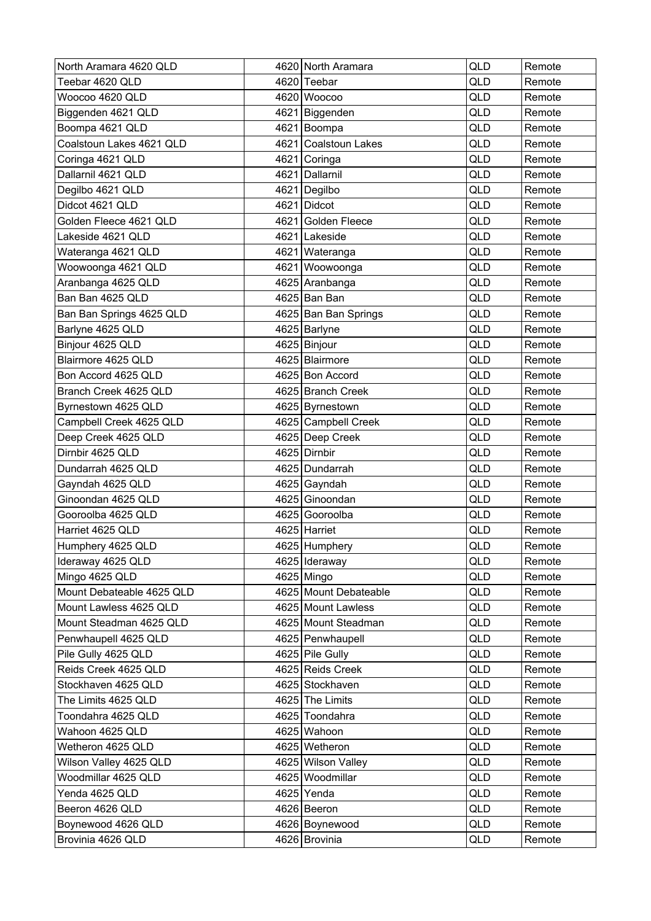| North Aramara 4620 QLD | 4620 | North Aramara | QLD | Remote |
|---|---|---|---|---|
| Teebar 4620 QLD | 4620 | Teebar | QLD | Remote |
| Woocoo 4620 QLD | 4620 | Woocoo | QLD | Remote |
| Biggenden 4621 QLD | 4621 | Biggenden | QLD | Remote |
| Boompa 4621 QLD | 4621 | Boompa | QLD | Remote |
| Coalstoun Lakes 4621 QLD | 4621 | Coalstoun Lakes | QLD | Remote |
| Coringa 4621 QLD | 4621 | Coringa | QLD | Remote |
| Dallarnil 4621 QLD | 4621 | Dallarnil | QLD | Remote |
| Degilbo 4621 QLD | 4621 | Degilbo | QLD | Remote |
| Didcot 4621 QLD | 4621 | Didcot | QLD | Remote |
| Golden Fleece 4621 QLD | 4621 | Golden Fleece | QLD | Remote |
| Lakeside 4621 QLD | 4621 | Lakeside | QLD | Remote |
| Wateranga 4621 QLD | 4621 | Wateranga | QLD | Remote |
| Woowoonga 4621 QLD | 4621 | Woowoonga | QLD | Remote |
| Aranbanga 4625 QLD | 4625 | Aranbanga | QLD | Remote |
| Ban Ban 4625 QLD | 4625 | Ban Ban | QLD | Remote |
| Ban Ban Springs 4625 QLD | 4625 | Ban Ban Springs | QLD | Remote |
| Barlyne 4625 QLD | 4625 | Barlyne | QLD | Remote |
| Binjour 4625 QLD | 4625 | Binjour | QLD | Remote |
| Blairmore 4625 QLD | 4625 | Blairmore | QLD | Remote |
| Bon Accord 4625 QLD | 4625 | Bon Accord | QLD | Remote |
| Branch Creek 4625 QLD | 4625 | Branch Creek | QLD | Remote |
| Byrnestown 4625 QLD | 4625 | Byrnestown | QLD | Remote |
| Campbell Creek 4625 QLD | 4625 | Campbell Creek | QLD | Remote |
| Deep Creek 4625 QLD | 4625 | Deep Creek | QLD | Remote |
| Dirnbir 4625 QLD | 4625 | Dirnbir | QLD | Remote |
| Dundarrah 4625 QLD | 4625 | Dundarrah | QLD | Remote |
| Gayndah 4625 QLD | 4625 | Gayndah | QLD | Remote |
| Ginoondan 4625 QLD | 4625 | Ginoondan | QLD | Remote |
| Gooroolba 4625 QLD | 4625 | Gooroolba | QLD | Remote |
| Harriet 4625 QLD | 4625 | Harriet | QLD | Remote |
| Humphery 4625 QLD | 4625 | Humphery | QLD | Remote |
| Ideraway 4625 QLD | 4625 | Ideraway | QLD | Remote |
| Mingo 4625 QLD | 4625 | Mingo | QLD | Remote |
| Mount Debateable 4625 QLD | 4625 | Mount Debateable | QLD | Remote |
| Mount Lawless 4625 QLD | 4625 | Mount Lawless | QLD | Remote |
| Mount Steadman 4625 QLD | 4625 | Mount Steadman | QLD | Remote |
| Penwhaupell 4625 QLD | 4625 | Penwhaupell | QLD | Remote |
| Pile Gully 4625 QLD | 4625 | Pile Gully | QLD | Remote |
| Reids Creek 4625 QLD | 4625 | Reids Creek | QLD | Remote |
| Stockhaven 4625 QLD | 4625 | Stockhaven | QLD | Remote |
| The Limits 4625 QLD | 4625 | The Limits | QLD | Remote |
| Toondahra 4625 QLD | 4625 | Toondahra | QLD | Remote |
| Wahoon 4625 QLD | 4625 | Wahoon | QLD | Remote |
| Wetheron 4625 QLD | 4625 | Wetheron | QLD | Remote |
| Wilson Valley 4625 QLD | 4625 | Wilson Valley | QLD | Remote |
| Woodmillar 4625 QLD | 4625 | Woodmillar | QLD | Remote |
| Yenda 4625 QLD | 4625 | Yenda | QLD | Remote |
| Beeron 4626 QLD | 4626 | Beeron | QLD | Remote |
| Boynewood 4626 QLD | 4626 | Boynewood | QLD | Remote |
| Brovinia 4626 QLD | 4626 | Brovinia | QLD | Remote |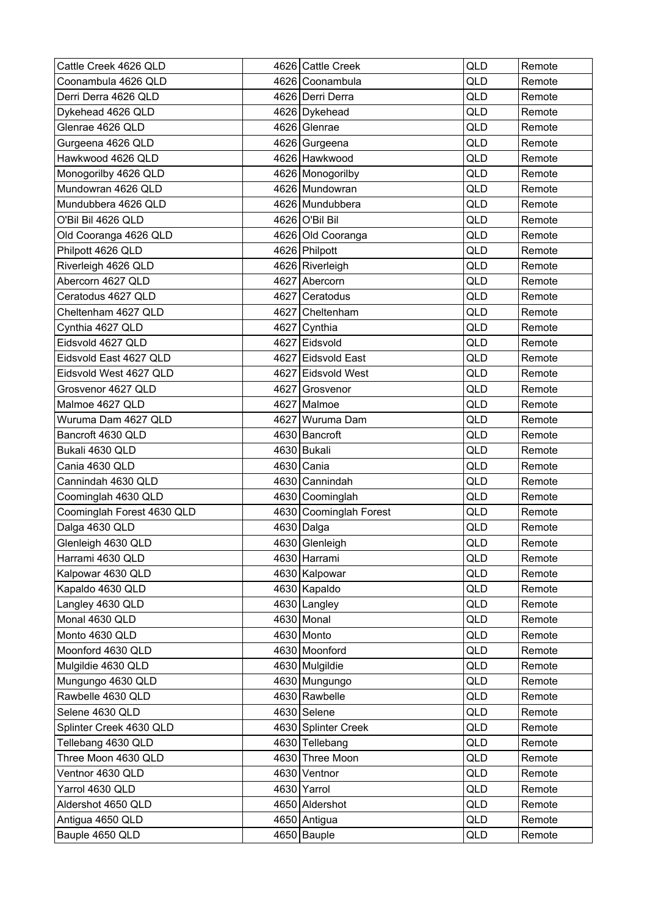| Cattle Creek 4626 QLD | 4626 | Cattle Creek | QLD | Remote |
|---|---|---|---|---|
| Coonambula 4626 QLD | 4626 | Coonambula | QLD | Remote |
| Derri Derra 4626 QLD | 4626 | Derri Derra | QLD | Remote |
| Dykehead 4626 QLD | 4626 | Dykehead | QLD | Remote |
| Glenrae 4626 QLD | 4626 | Glenrae | QLD | Remote |
| Gurgeena 4626 QLD | 4626 | Gurgeena | QLD | Remote |
| Hawkwood 4626 QLD | 4626 | Hawkwood | QLD | Remote |
| Monogorilby 4626 QLD | 4626 | Monogorilby | QLD | Remote |
| Mundowran 4626 QLD | 4626 | Mundowran | QLD | Remote |
| Mundubbera 4626 QLD | 4626 | Mundubbera | QLD | Remote |
| O'Bil Bil 4626 QLD | 4626 | O'Bil Bil | QLD | Remote |
| Old Cooranga 4626 QLD | 4626 | Old Cooranga | QLD | Remote |
| Philpott 4626 QLD | 4626 | Philpott | QLD | Remote |
| Riverleigh 4626 QLD | 4626 | Riverleigh | QLD | Remote |
| Abercorn 4627 QLD | 4627 | Abercorn | QLD | Remote |
| Ceratodus 4627 QLD | 4627 | Ceratodus | QLD | Remote |
| Cheltenham 4627 QLD | 4627 | Cheltenham | QLD | Remote |
| Cynthia 4627 QLD | 4627 | Cynthia | QLD | Remote |
| Eidsvold 4627 QLD | 4627 | Eidsvold | QLD | Remote |
| Eidsvold East 4627 QLD | 4627 | Eidsvold East | QLD | Remote |
| Eidsvold West 4627 QLD | 4627 | Eidsvold West | QLD | Remote |
| Grosvenor 4627 QLD | 4627 | Grosvenor | QLD | Remote |
| Malmoe 4627 QLD | 4627 | Malmoe | QLD | Remote |
| Wuruma Dam 4627 QLD | 4627 | Wuruma Dam | QLD | Remote |
| Bancroft 4630 QLD | 4630 | Bancroft | QLD | Remote |
| Bukali 4630 QLD | 4630 | Bukali | QLD | Remote |
| Cania 4630 QLD | 4630 | Cania | QLD | Remote |
| Cannindah 4630 QLD | 4630 | Cannindah | QLD | Remote |
| Coominglah 4630 QLD | 4630 | Coominglah | QLD | Remote |
| Coominglah Forest 4630 QLD | 4630 | Coominglah Forest | QLD | Remote |
| Dalga 4630 QLD | 4630 | Dalga | QLD | Remote |
| Glenleigh 4630 QLD | 4630 | Glenleigh | QLD | Remote |
| Harrami 4630 QLD | 4630 | Harrami | QLD | Remote |
| Kalpowar 4630 QLD | 4630 | Kalpowar | QLD | Remote |
| Kapaldo 4630 QLD | 4630 | Kapaldo | QLD | Remote |
| Langley 4630 QLD | 4630 | Langley | QLD | Remote |
| Monal 4630 QLD | 4630 | Monal | QLD | Remote |
| Monto 4630 QLD | 4630 | Monto | QLD | Remote |
| Moonford 4630 QLD | 4630 | Moonford | QLD | Remote |
| Mulgildie 4630 QLD | 4630 | Mulgildie | QLD | Remote |
| Mungungo 4630 QLD | 4630 | Mungungo | QLD | Remote |
| Rawbelle 4630 QLD | 4630 | Rawbelle | QLD | Remote |
| Selene 4630 QLD | 4630 | Selene | QLD | Remote |
| Splinter Creek 4630 QLD | 4630 | Splinter Creek | QLD | Remote |
| Tellebang 4630 QLD | 4630 | Tellebang | QLD | Remote |
| Three Moon 4630 QLD | 4630 | Three Moon | QLD | Remote |
| Ventnor 4630 QLD | 4630 | Ventnor | QLD | Remote |
| Yarrol 4630 QLD | 4630 | Yarrol | QLD | Remote |
| Aldershot 4650 QLD | 4650 | Aldershot | QLD | Remote |
| Antigua 4650 QLD | 4650 | Antigua | QLD | Remote |
| Bauple 4650 QLD | 4650 | Bauple | QLD | Remote |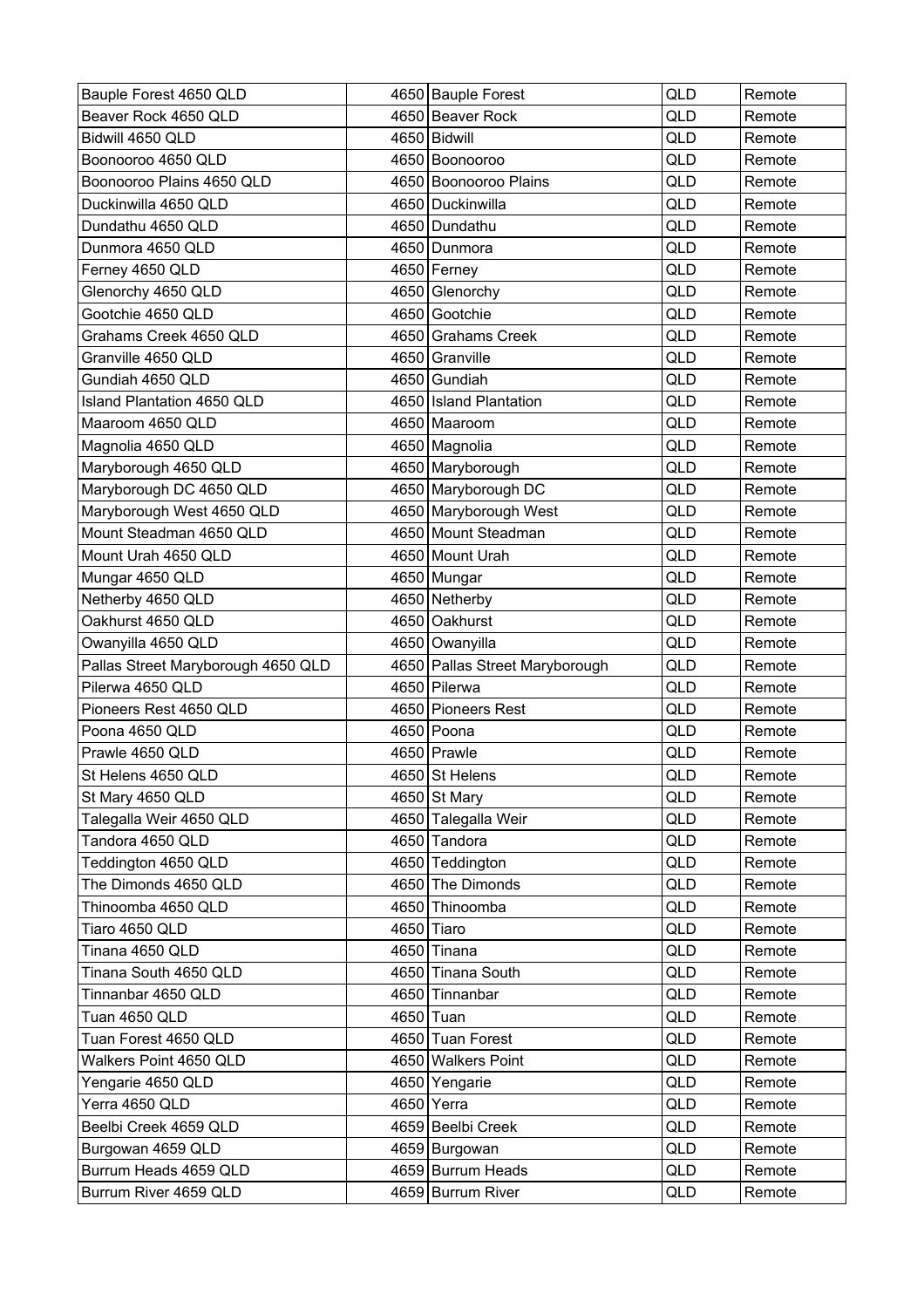| | | | | |
|---|---|---|---|---|
| Bauple Forest 4650 QLD | 4650 | Bauple Forest | QLD | Remote |
| Beaver Rock 4650 QLD | 4650 | Beaver Rock | QLD | Remote |
| Bidwill 4650 QLD | 4650 | Bidwill | QLD | Remote |
| Boonooroo 4650 QLD | 4650 | Boonooroo | QLD | Remote |
| Boonooroo Plains 4650 QLD | 4650 | Boonooroo Plains | QLD | Remote |
| Duckinwilla 4650 QLD | 4650 | Duckinwilla | QLD | Remote |
| Dundathu 4650 QLD | 4650 | Dundathu | QLD | Remote |
| Dunmora 4650 QLD | 4650 | Dunmora | QLD | Remote |
| Ferney 4650 QLD | 4650 | Ferney | QLD | Remote |
| Glenorchy 4650 QLD | 4650 | Glenorchy | QLD | Remote |
| Gootchie 4650 QLD | 4650 | Gootchie | QLD | Remote |
| Grahams Creek 4650 QLD | 4650 | Grahams Creek | QLD | Remote |
| Granville 4650 QLD | 4650 | Granville | QLD | Remote |
| Gundiah 4650 QLD | 4650 | Gundiah | QLD | Remote |
| Island Plantation 4650 QLD | 4650 | Island Plantation | QLD | Remote |
| Maaroom 4650 QLD | 4650 | Maaroom | QLD | Remote |
| Magnolia 4650 QLD | 4650 | Magnolia | QLD | Remote |
| Maryborough 4650 QLD | 4650 | Maryborough | QLD | Remote |
| Maryborough DC 4650 QLD | 4650 | Maryborough DC | QLD | Remote |
| Maryborough West 4650 QLD | 4650 | Maryborough West | QLD | Remote |
| Mount Steadman 4650 QLD | 4650 | Mount Steadman | QLD | Remote |
| Mount Urah 4650 QLD | 4650 | Mount Urah | QLD | Remote |
| Mungar 4650 QLD | 4650 | Mungar | QLD | Remote |
| Netherby 4650 QLD | 4650 | Netherby | QLD | Remote |
| Oakhurst 4650 QLD | 4650 | Oakhurst | QLD | Remote |
| Owanyilla 4650 QLD | 4650 | Owanyilla | QLD | Remote |
| Pallas Street Maryborough 4650 QLD | 4650 | Pallas Street Maryborough | QLD | Remote |
| Pilerwa 4650 QLD | 4650 | Pilerwa | QLD | Remote |
| Pioneers Rest 4650 QLD | 4650 | Pioneers Rest | QLD | Remote |
| Poona 4650 QLD | 4650 | Poona | QLD | Remote |
| Prawle 4650 QLD | 4650 | Prawle | QLD | Remote |
| St Helens 4650 QLD | 4650 | St Helens | QLD | Remote |
| St Mary 4650 QLD | 4650 | St Mary | QLD | Remote |
| Talegalla Weir 4650 QLD | 4650 | Talegalla Weir | QLD | Remote |
| Tandora 4650 QLD | 4650 | Tandora | QLD | Remote |
| Teddington 4650 QLD | 4650 | Teddington | QLD | Remote |
| The Dimonds 4650 QLD | 4650 | The Dimonds | QLD | Remote |
| Thinoomba 4650 QLD | 4650 | Thinoomba | QLD | Remote |
| Tiaro 4650 QLD | 4650 | Tiaro | QLD | Remote |
| Tinana 4650 QLD | 4650 | Tinana | QLD | Remote |
| Tinana South 4650 QLD | 4650 | Tinana South | QLD | Remote |
| Tinnanbar 4650 QLD | 4650 | Tinnanbar | QLD | Remote |
| Tuan 4650 QLD | 4650 | Tuan | QLD | Remote |
| Tuan Forest 4650 QLD | 4650 | Tuan Forest | QLD | Remote |
| Walkers Point 4650 QLD | 4650 | Walkers Point | QLD | Remote |
| Yengarie 4650 QLD | 4650 | Yengarie | QLD | Remote |
| Yerra 4650 QLD | 4650 | Yerra | QLD | Remote |
| Beelbi Creek 4659 QLD | 4659 | Beelbi Creek | QLD | Remote |
| Burgowan 4659 QLD | 4659 | Burgowan | QLD | Remote |
| Burrum Heads 4659 QLD | 4659 | Burrum Heads | QLD | Remote |
| Burrum River 4659 QLD | 4659 | Burrum River | QLD | Remote |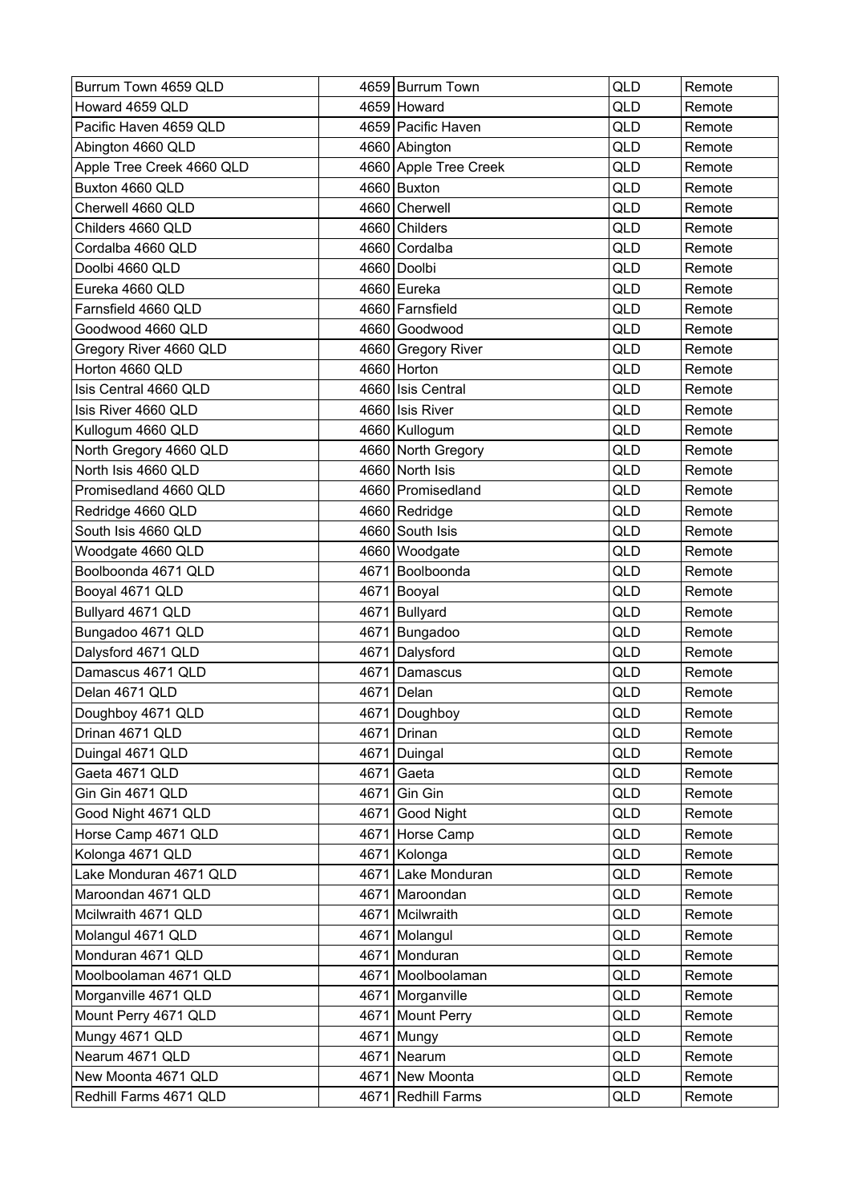| Burrum Town 4659 QLD | 4659 | Burrum Town | QLD | Remote |
|---|---|---|---|---|
| Howard 4659 QLD | 4659 | Howard | QLD | Remote |
| Pacific Haven 4659 QLD | 4659 | Pacific Haven | QLD | Remote |
| Abington 4660 QLD | 4660 | Abington | QLD | Remote |
| Apple Tree Creek 4660 QLD | 4660 | Apple Tree Creek | QLD | Remote |
| Buxton 4660 QLD | 4660 | Buxton | QLD | Remote |
| Cherwell 4660 QLD | 4660 | Cherwell | QLD | Remote |
| Childers 4660 QLD | 4660 | Childers | QLD | Remote |
| Cordalba 4660 QLD | 4660 | Cordalba | QLD | Remote |
| Doolbi 4660 QLD | 4660 | Doolbi | QLD | Remote |
| Eureka 4660 QLD | 4660 | Eureka | QLD | Remote |
| Farnsfield 4660 QLD | 4660 | Farnsfield | QLD | Remote |
| Goodwood 4660 QLD | 4660 | Goodwood | QLD | Remote |
| Gregory River 4660 QLD | 4660 | Gregory River | QLD | Remote |
| Horton 4660 QLD | 4660 | Horton | QLD | Remote |
| Isis Central 4660 QLD | 4660 | Isis Central | QLD | Remote |
| Isis River 4660 QLD | 4660 | Isis River | QLD | Remote |
| Kullogum 4660 QLD | 4660 | Kullogum | QLD | Remote |
| North Gregory 4660 QLD | 4660 | North Gregory | QLD | Remote |
| North Isis 4660 QLD | 4660 | North Isis | QLD | Remote |
| Promisedland 4660 QLD | 4660 | Promisedland | QLD | Remote |
| Redridge 4660 QLD | 4660 | Redridge | QLD | Remote |
| South Isis 4660 QLD | 4660 | South Isis | QLD | Remote |
| Woodgate 4660 QLD | 4660 | Woodgate | QLD | Remote |
| Boolboonda 4671 QLD | 4671 | Boolboonda | QLD | Remote |
| Booyal 4671 QLD | 4671 | Booyal | QLD | Remote |
| Bullyard 4671 QLD | 4671 | Bullyard | QLD | Remote |
| Bungadoo 4671 QLD | 4671 | Bungadoo | QLD | Remote |
| Dalysford 4671 QLD | 4671 | Dalysford | QLD | Remote |
| Damascus 4671 QLD | 4671 | Damascus | QLD | Remote |
| Delan 4671 QLD | 4671 | Delan | QLD | Remote |
| Doughboy 4671 QLD | 4671 | Doughboy | QLD | Remote |
| Drinan 4671 QLD | 4671 | Drinan | QLD | Remote |
| Duingal 4671 QLD | 4671 | Duingal | QLD | Remote |
| Gaeta 4671 QLD | 4671 | Gaeta | QLD | Remote |
| Gin Gin 4671 QLD | 4671 | Gin Gin | QLD | Remote |
| Good Night 4671 QLD | 4671 | Good Night | QLD | Remote |
| Horse Camp 4671 QLD | 4671 | Horse Camp | QLD | Remote |
| Kolonga 4671 QLD | 4671 | Kolonga | QLD | Remote |
| Lake Monduran 4671 QLD | 4671 | Lake Monduran | QLD | Remote |
| Maroondan 4671 QLD | 4671 | Maroondan | QLD | Remote |
| Mcilwraith 4671 QLD | 4671 | Mcilwraith | QLD | Remote |
| Molangul 4671 QLD | 4671 | Molangul | QLD | Remote |
| Monduran 4671 QLD | 4671 | Monduran | QLD | Remote |
| Moolboolaman 4671 QLD | 4671 | Moolboolaman | QLD | Remote |
| Morganville 4671 QLD | 4671 | Morganville | QLD | Remote |
| Mount Perry 4671 QLD | 4671 | Mount Perry | QLD | Remote |
| Mungy 4671 QLD | 4671 | Mungy | QLD | Remote |
| Nearum 4671 QLD | 4671 | Nearum | QLD | Remote |
| New Moonta 4671 QLD | 4671 | New Moonta | QLD | Remote |
| Redhill Farms 4671 QLD | 4671 | Redhill Farms | QLD | Remote |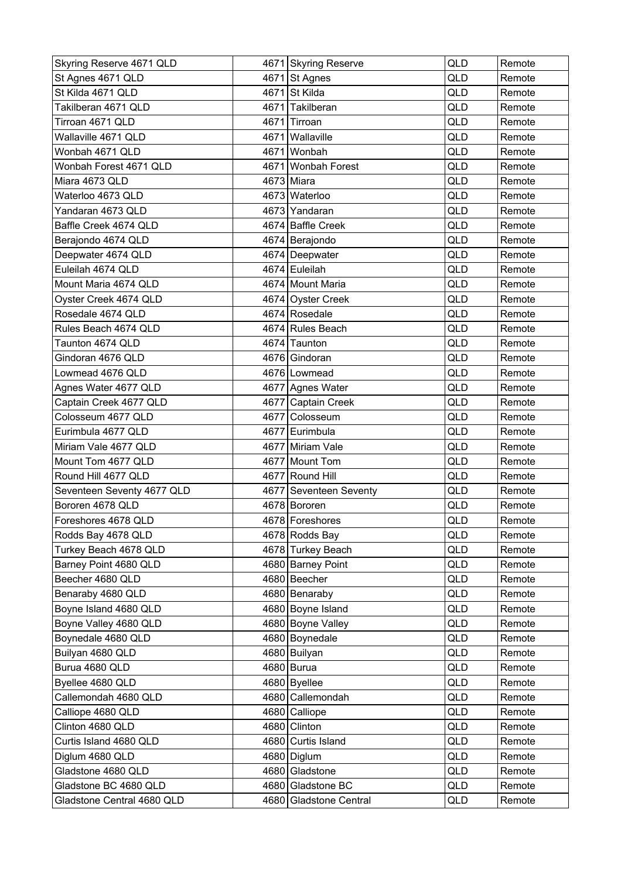| Skyring Reserve 4671 QLD | 4671 | Skyring Reserve | QLD | Remote |
|---|---|---|---|---|
| St Agnes 4671 QLD | 4671 | St Agnes | QLD | Remote |
| St Kilda 4671 QLD | 4671 | St Kilda | QLD | Remote |
| Takilberan 4671 QLD | 4671 | Takilberan | QLD | Remote |
| Tirroan 4671 QLD | 4671 | Tirroan | QLD | Remote |
| Wallaville 4671 QLD | 4671 | Wallaville | QLD | Remote |
| Wonbah 4671 QLD | 4671 | Wonbah | QLD | Remote |
| Wonbah Forest 4671 QLD | 4671 | Wonbah Forest | QLD | Remote |
| Miara 4673 QLD | 4673 | Miara | QLD | Remote |
| Waterloo 4673 QLD | 4673 | Waterloo | QLD | Remote |
| Yandaran 4673 QLD | 4673 | Yandaran | QLD | Remote |
| Baffle Creek 4674 QLD | 4674 | Baffle Creek | QLD | Remote |
| Berajondo 4674 QLD | 4674 | Berajondo | QLD | Remote |
| Deepwater 4674 QLD | 4674 | Deepwater | QLD | Remote |
| Euleilah 4674 QLD | 4674 | Euleilah | QLD | Remote |
| Mount Maria 4674 QLD | 4674 | Mount Maria | QLD | Remote |
| Oyster Creek 4674 QLD | 4674 | Oyster Creek | QLD | Remote |
| Rosedale 4674 QLD | 4674 | Rosedale | QLD | Remote |
| Rules Beach 4674 QLD | 4674 | Rules Beach | QLD | Remote |
| Taunton 4674 QLD | 4674 | Taunton | QLD | Remote |
| Gindoran 4676 QLD | 4676 | Gindoran | QLD | Remote |
| Lowmead 4676 QLD | 4676 | Lowmead | QLD | Remote |
| Agnes Water 4677 QLD | 4677 | Agnes Water | QLD | Remote |
| Captain Creek 4677 QLD | 4677 | Captain Creek | QLD | Remote |
| Colosseum 4677 QLD | 4677 | Colosseum | QLD | Remote |
| Eurimbula 4677 QLD | 4677 | Eurimbula | QLD | Remote |
| Miriam Vale 4677 QLD | 4677 | Miriam Vale | QLD | Remote |
| Mount Tom 4677 QLD | 4677 | Mount Tom | QLD | Remote |
| Round Hill 4677 QLD | 4677 | Round Hill | QLD | Remote |
| Seventeen Seventy 4677 QLD | 4677 | Seventeen Seventy | QLD | Remote |
| Bororen 4678 QLD | 4678 | Bororen | QLD | Remote |
| Foreshores 4678 QLD | 4678 | Foreshores | QLD | Remote |
| Rodds Bay 4678 QLD | 4678 | Rodds Bay | QLD | Remote |
| Turkey Beach 4678 QLD | 4678 | Turkey Beach | QLD | Remote |
| Barney Point 4680 QLD | 4680 | Barney Point | QLD | Remote |
| Beecher 4680 QLD | 4680 | Beecher | QLD | Remote |
| Benaraby 4680 QLD | 4680 | Benaraby | QLD | Remote |
| Boyne Island 4680 QLD | 4680 | Boyne Island | QLD | Remote |
| Boyne Valley 4680 QLD | 4680 | Boyne Valley | QLD | Remote |
| Boynedale 4680 QLD | 4680 | Boynedale | QLD | Remote |
| Builyan 4680 QLD | 4680 | Builyan | QLD | Remote |
| Burua 4680 QLD | 4680 | Burua | QLD | Remote |
| Byellee 4680 QLD | 4680 | Byellee | QLD | Remote |
| Callemondah 4680 QLD | 4680 | Callemondah | QLD | Remote |
| Calliope 4680 QLD | 4680 | Calliope | QLD | Remote |
| Clinton 4680 QLD | 4680 | Clinton | QLD | Remote |
| Curtis Island 4680 QLD | 4680 | Curtis Island | QLD | Remote |
| Diglum 4680 QLD | 4680 | Diglum | QLD | Remote |
| Gladstone 4680 QLD | 4680 | Gladstone | QLD | Remote |
| Gladstone BC 4680 QLD | 4680 | Gladstone BC | QLD | Remote |
| Gladstone Central 4680 QLD | 4680 | Gladstone Central | QLD | Remote |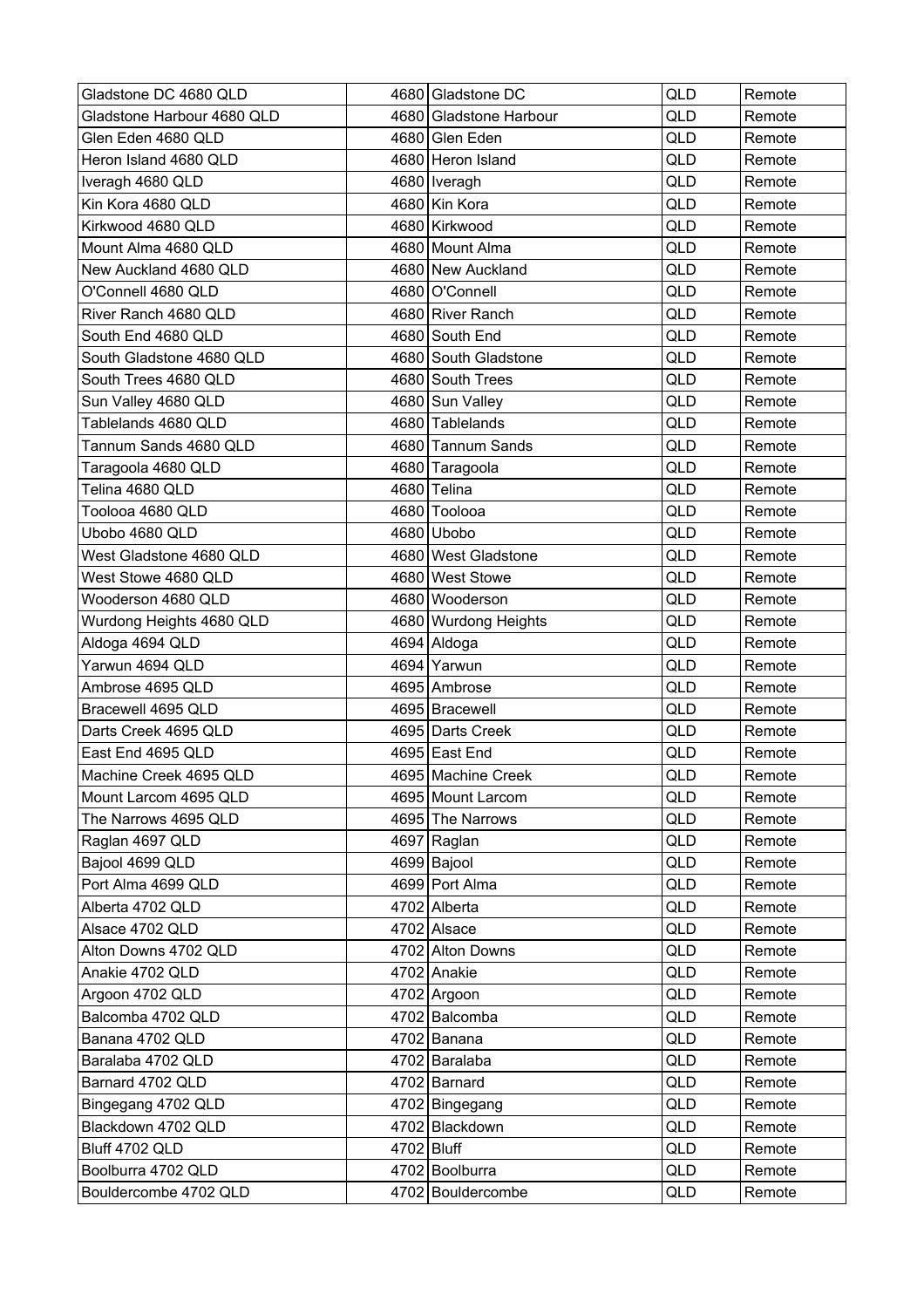| | | | | |
|---|---|---|---|---|
| Gladstone DC 4680 QLD | 4680 | Gladstone DC | QLD | Remote |
| Gladstone Harbour 4680 QLD | 4680 | Gladstone Harbour | QLD | Remote |
| Glen Eden 4680 QLD | 4680 | Glen Eden | QLD | Remote |
| Heron Island 4680 QLD | 4680 | Heron Island | QLD | Remote |
| Iveragh 4680 QLD | 4680 | Iveragh | QLD | Remote |
| Kin Kora 4680 QLD | 4680 | Kin Kora | QLD | Remote |
| Kirkwood 4680 QLD | 4680 | Kirkwood | QLD | Remote |
| Mount Alma 4680 QLD | 4680 | Mount Alma | QLD | Remote |
| New Auckland 4680 QLD | 4680 | New Auckland | QLD | Remote |
| O'Connell 4680 QLD | 4680 | O'Connell | QLD | Remote |
| River Ranch 4680 QLD | 4680 | River Ranch | QLD | Remote |
| South End 4680 QLD | 4680 | South End | QLD | Remote |
| South Gladstone 4680 QLD | 4680 | South Gladstone | QLD | Remote |
| South Trees 4680 QLD | 4680 | South Trees | QLD | Remote |
| Sun Valley 4680 QLD | 4680 | Sun Valley | QLD | Remote |
| Tablelands 4680 QLD | 4680 | Tablelands | QLD | Remote |
| Tannum Sands 4680 QLD | 4680 | Tannum Sands | QLD | Remote |
| Taragoola 4680 QLD | 4680 | Taragoola | QLD | Remote |
| Telina 4680 QLD | 4680 | Telina | QLD | Remote |
| Toolooa 4680 QLD | 4680 | Toolooa | QLD | Remote |
| Ubobo 4680 QLD | 4680 | Ubobo | QLD | Remote |
| West Gladstone 4680 QLD | 4680 | West Gladstone | QLD | Remote |
| West Stowe 4680 QLD | 4680 | West Stowe | QLD | Remote |
| Wooderson 4680 QLD | 4680 | Wooderson | QLD | Remote |
| Wurdong Heights 4680 QLD | 4680 | Wurdong Heights | QLD | Remote |
| Aldoga 4694 QLD | 4694 | Aldoga | QLD | Remote |
| Yarwun 4694 QLD | 4694 | Yarwun | QLD | Remote |
| Ambrose 4695 QLD | 4695 | Ambrose | QLD | Remote |
| Bracewell 4695 QLD | 4695 | Bracewell | QLD | Remote |
| Darts Creek 4695 QLD | 4695 | Darts Creek | QLD | Remote |
| East End 4695 QLD | 4695 | East End | QLD | Remote |
| Machine Creek 4695 QLD | 4695 | Machine Creek | QLD | Remote |
| Mount Larcom 4695 QLD | 4695 | Mount Larcom | QLD | Remote |
| The Narrows 4695 QLD | 4695 | The Narrows | QLD | Remote |
| Raglan 4697 QLD | 4697 | Raglan | QLD | Remote |
| Bajool 4699 QLD | 4699 | Bajool | QLD | Remote |
| Port Alma 4699 QLD | 4699 | Port Alma | QLD | Remote |
| Alberta 4702 QLD | 4702 | Alberta | QLD | Remote |
| Alsace 4702 QLD | 4702 | Alsace | QLD | Remote |
| Alton Downs 4702 QLD | 4702 | Alton Downs | QLD | Remote |
| Anakie 4702 QLD | 4702 | Anakie | QLD | Remote |
| Argoon 4702 QLD | 4702 | Argoon | QLD | Remote |
| Balcomba 4702 QLD | 4702 | Balcomba | QLD | Remote |
| Banana 4702 QLD | 4702 | Banana | QLD | Remote |
| Baralaba 4702 QLD | 4702 | Baralaba | QLD | Remote |
| Barnard 4702 QLD | 4702 | Barnard | QLD | Remote |
| Bingegang 4702 QLD | 4702 | Bingegang | QLD | Remote |
| Blackdown 4702 QLD | 4702 | Blackdown | QLD | Remote |
| Bluff 4702 QLD | 4702 | Bluff | QLD | Remote |
| Boolburra 4702 QLD | 4702 | Boolburra | QLD | Remote |
| Bouldercombe 4702 QLD | 4702 | Bouldercombe | QLD | Remote |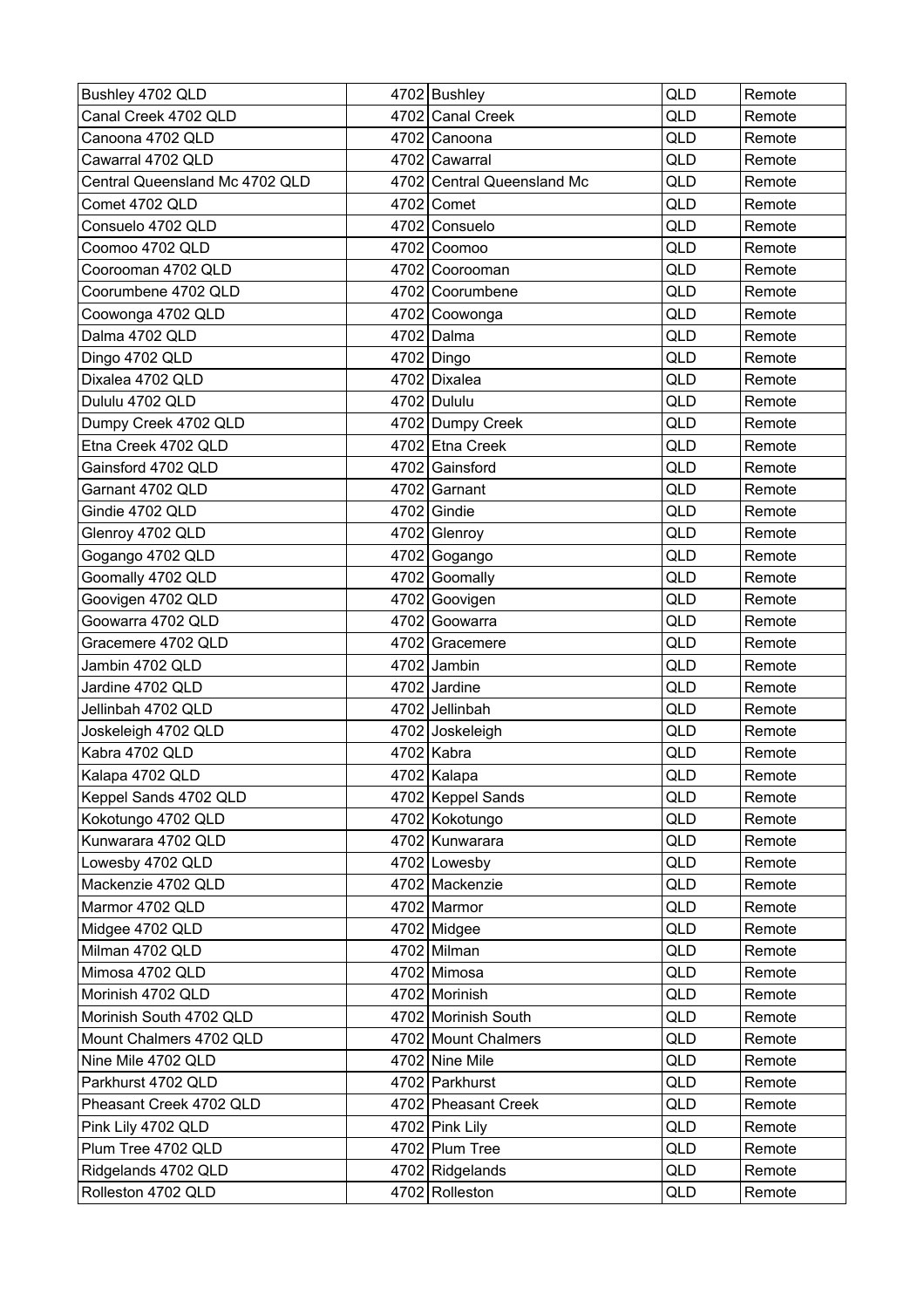| | | | | |
|---|---|---|---|---|
| Bushley 4702 QLD | 4702 | Bushley | QLD | Remote |
| Canal Creek 4702 QLD | 4702 | Canal Creek | QLD | Remote |
| Canoona 4702 QLD | 4702 | Canoona | QLD | Remote |
| Cawarral 4702 QLD | 4702 | Cawarral | QLD | Remote |
| Central Queensland Mc 4702 QLD | 4702 | Central Queensland Mc | QLD | Remote |
| Comet 4702 QLD | 4702 | Comet | QLD | Remote |
| Consuelo 4702 QLD | 4702 | Consuelo | QLD | Remote |
| Coomoo 4702 QLD | 4702 | Coomoo | QLD | Remote |
| Coorooman 4702 QLD | 4702 | Coorooman | QLD | Remote |
| Coorumbene 4702 QLD | 4702 | Coorumbene | QLD | Remote |
| Coowonga 4702 QLD | 4702 | Coowonga | QLD | Remote |
| Dalma 4702 QLD | 4702 | Dalma | QLD | Remote |
| Dingo 4702 QLD | 4702 | Dingo | QLD | Remote |
| Dixalea 4702 QLD | 4702 | Dixalea | QLD | Remote |
| Dululu 4702 QLD | 4702 | Dululu | QLD | Remote |
| Dumpy Creek 4702 QLD | 4702 | Dumpy Creek | QLD | Remote |
| Etna Creek 4702 QLD | 4702 | Etna Creek | QLD | Remote |
| Gainsford 4702 QLD | 4702 | Gainsford | QLD | Remote |
| Garnant 4702 QLD | 4702 | Garnant | QLD | Remote |
| Gindie 4702 QLD | 4702 | Gindie | QLD | Remote |
| Glenroy 4702 QLD | 4702 | Glenroy | QLD | Remote |
| Gogango 4702 QLD | 4702 | Gogango | QLD | Remote |
| Goomally 4702 QLD | 4702 | Goomally | QLD | Remote |
| Goovigen 4702 QLD | 4702 | Goovigen | QLD | Remote |
| Goowarra 4702 QLD | 4702 | Goowarra | QLD | Remote |
| Gracemere 4702 QLD | 4702 | Gracemere | QLD | Remote |
| Jambin 4702 QLD | 4702 | Jambin | QLD | Remote |
| Jardine 4702 QLD | 4702 | Jardine | QLD | Remote |
| Jellinbah 4702 QLD | 4702 | Jellinbah | QLD | Remote |
| Joskeleigh 4702 QLD | 4702 | Joskeleigh | QLD | Remote |
| Kabra 4702 QLD | 4702 | Kabra | QLD | Remote |
| Kalapa 4702 QLD | 4702 | Kalapa | QLD | Remote |
| Keppel Sands 4702 QLD | 4702 | Keppel Sands | QLD | Remote |
| Kokotungo 4702 QLD | 4702 | Kokotungo | QLD | Remote |
| Kunwarara 4702 QLD | 4702 | Kunwarara | QLD | Remote |
| Lowesby 4702 QLD | 4702 | Lowesby | QLD | Remote |
| Mackenzie 4702 QLD | 4702 | Mackenzie | QLD | Remote |
| Marmor 4702 QLD | 4702 | Marmor | QLD | Remote |
| Midgee 4702 QLD | 4702 | Midgee | QLD | Remote |
| Milman 4702 QLD | 4702 | Milman | QLD | Remote |
| Mimosa 4702 QLD | 4702 | Mimosa | QLD | Remote |
| Morinish 4702 QLD | 4702 | Morinish | QLD | Remote |
| Morinish South 4702 QLD | 4702 | Morinish South | QLD | Remote |
| Mount Chalmers 4702 QLD | 4702 | Mount Chalmers | QLD | Remote |
| Nine Mile 4702 QLD | 4702 | Nine Mile | QLD | Remote |
| Parkhurst 4702 QLD | 4702 | Parkhurst | QLD | Remote |
| Pheasant Creek 4702 QLD | 4702 | Pheasant Creek | QLD | Remote |
| Pink Lily 4702 QLD | 4702 | Pink Lily | QLD | Remote |
| Plum Tree 4702 QLD | 4702 | Plum Tree | QLD | Remote |
| Ridgelands 4702 QLD | 4702 | Ridgelands | QLD | Remote |
| Rolleston 4702 QLD | 4702 | Rolleston | QLD | Remote |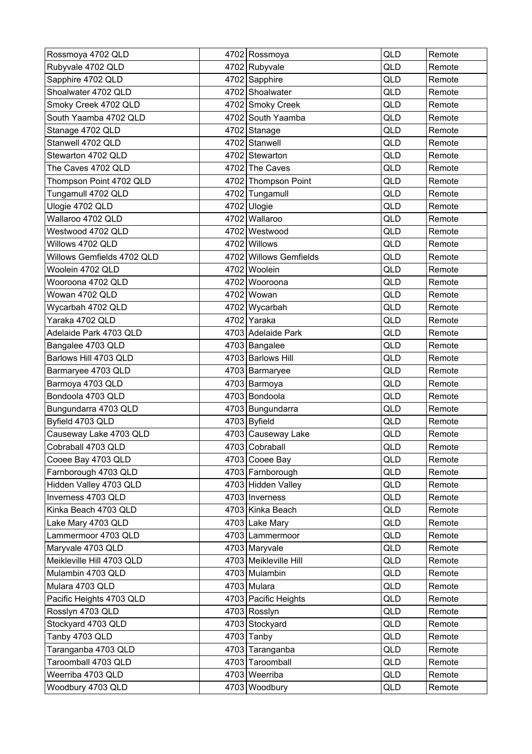| Rossmoya 4702 QLD | 4702 | Rossmoya | QLD | Remote |
|---|---|---|---|---|
| Rubyvale 4702 QLD | 4702 | Rubyvale | QLD | Remote |
| Sapphire 4702 QLD | 4702 | Sapphire | QLD | Remote |
| Shoalwater 4702 QLD | 4702 | Shoalwater | QLD | Remote |
| Smoky Creek 4702 QLD | 4702 | Smoky Creek | QLD | Remote |
| South Yaamba 4702 QLD | 4702 | South Yaamba | QLD | Remote |
| Stanage 4702 QLD | 4702 | Stanage | QLD | Remote |
| Stanwell 4702 QLD | 4702 | Stanwell | QLD | Remote |
| Stewarton 4702 QLD | 4702 | Stewarton | QLD | Remote |
| The Caves 4702 QLD | 4702 | The Caves | QLD | Remote |
| Thompson Point 4702 QLD | 4702 | Thompson Point | QLD | Remote |
| Tungamull 4702 QLD | 4702 | Tungamull | QLD | Remote |
| Ulogie 4702 QLD | 4702 | Ulogie | QLD | Remote |
| Wallaroo 4702 QLD | 4702 | Wallaroo | QLD | Remote |
| Westwood 4702 QLD | 4702 | Westwood | QLD | Remote |
| Willows 4702 QLD | 4702 | Willows | QLD | Remote |
| Willows Gemfields 4702 QLD | 4702 | Willows Gemfields | QLD | Remote |
| Woolein 4702 QLD | 4702 | Woolein | QLD | Remote |
| Wooroona 4702 QLD | 4702 | Wooroona | QLD | Remote |
| Wowan 4702 QLD | 4702 | Wowan | QLD | Remote |
| Wycarbah 4702 QLD | 4702 | Wycarbah | QLD | Remote |
| Yaraka 4702 QLD | 4702 | Yaraka | QLD | Remote |
| Adelaide Park 4703 QLD | 4703 | Adelaide Park | QLD | Remote |
| Bangalee 4703 QLD | 4703 | Bangalee | QLD | Remote |
| Barlows Hill 4703 QLD | 4703 | Barlows Hill | QLD | Remote |
| Barmaryee 4703 QLD | 4703 | Barmaryee | QLD | Remote |
| Barmoya 4703 QLD | 4703 | Barmoya | QLD | Remote |
| Bondoola 4703 QLD | 4703 | Bondoola | QLD | Remote |
| Bungundarra 4703 QLD | 4703 | Bungundarra | QLD | Remote |
| Byfield 4703 QLD | 4703 | Byfield | QLD | Remote |
| Causeway Lake 4703 QLD | 4703 | Causeway Lake | QLD | Remote |
| Cobraball 4703 QLD | 4703 | Cobraball | QLD | Remote |
| Cooee Bay 4703 QLD | 4703 | Cooee Bay | QLD | Remote |
| Farnborough 4703 QLD | 4703 | Farnborough | QLD | Remote |
| Hidden Valley 4703 QLD | 4703 | Hidden Valley | QLD | Remote |
| Inverness 4703 QLD | 4703 | Inverness | QLD | Remote |
| Kinka Beach 4703 QLD | 4703 | Kinka Beach | QLD | Remote |
| Lake Mary 4703 QLD | 4703 | Lake Mary | QLD | Remote |
| Lammermoor 4703 QLD | 4703 | Lammermoor | QLD | Remote |
| Maryvale 4703 QLD | 4703 | Maryvale | QLD | Remote |
| Meikleville Hill 4703 QLD | 4703 | Meikleville Hill | QLD | Remote |
| Mulambin 4703 QLD | 4703 | Mulambin | QLD | Remote |
| Mulara 4703 QLD | 4703 | Mulara | QLD | Remote |
| Pacific Heights 4703 QLD | 4703 | Pacific Heights | QLD | Remote |
| Rosslyn 4703 QLD | 4703 | Rosslyn | QLD | Remote |
| Stockyard 4703 QLD | 4703 | Stockyard | QLD | Remote |
| Tanby 4703 QLD | 4703 | Tanby | QLD | Remote |
| Taranganba 4703 QLD | 4703 | Taranganba | QLD | Remote |
| Taroomball 4703 QLD | 4703 | Taroomball | QLD | Remote |
| Weerriba 4703 QLD | 4703 | Weerriba | QLD | Remote |
| Woodbury 4703 QLD | 4703 | Woodbury | QLD | Remote |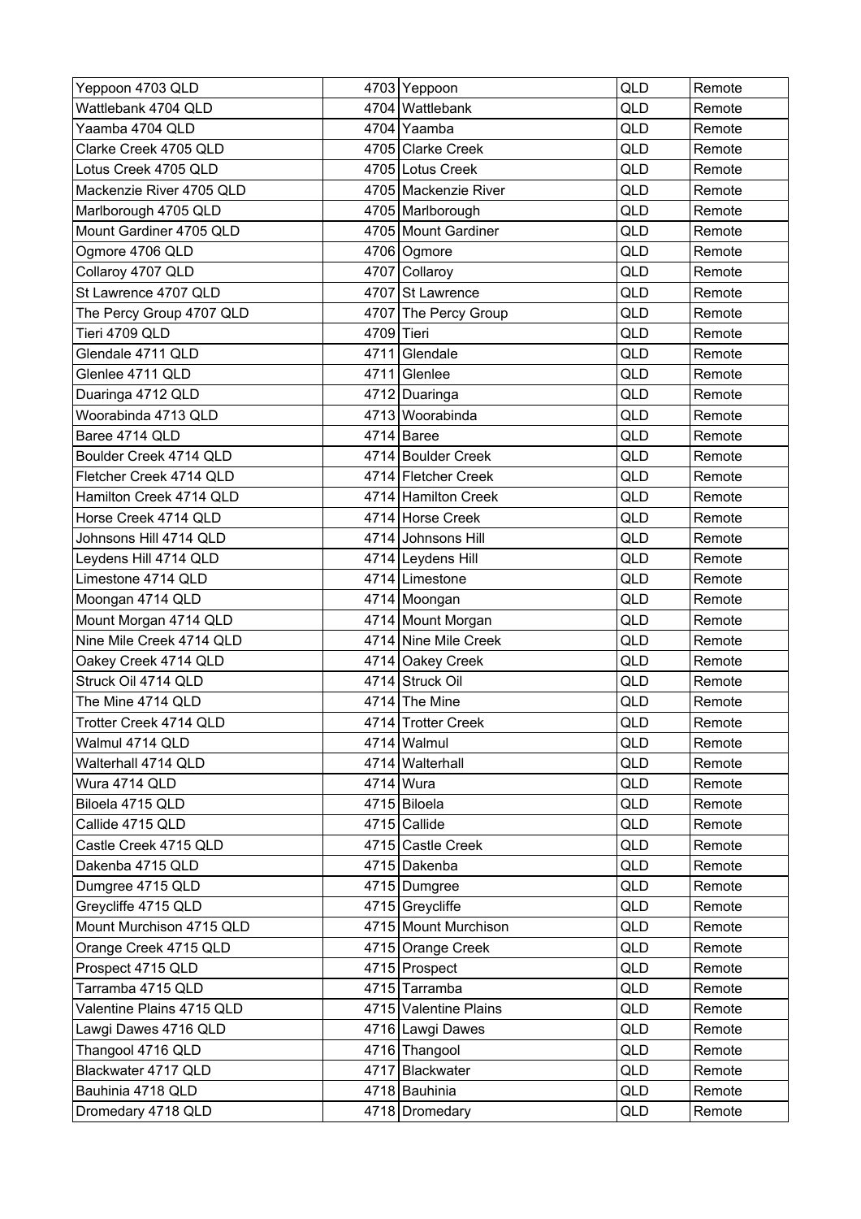| Yeppoon 4703 QLD | 4703 | Yeppoon | QLD | Remote |
|---|---|---|---|---|
| Wattlebank 4704 QLD | 4704 | Wattlebank | QLD | Remote |
| Yaamba 4704 QLD | 4704 | Yaamba | QLD | Remote |
| Clarke Creek 4705 QLD | 4705 | Clarke Creek | QLD | Remote |
| Lotus Creek 4705 QLD | 4705 | Lotus Creek | QLD | Remote |
| Mackenzie River 4705 QLD | 4705 | Mackenzie River | QLD | Remote |
| Marlborough 4705 QLD | 4705 | Marlborough | QLD | Remote |
| Mount Gardiner 4705 QLD | 4705 | Mount Gardiner | QLD | Remote |
| Ogmore 4706 QLD | 4706 | Ogmore | QLD | Remote |
| Collaroy 4707 QLD | 4707 | Collaroy | QLD | Remote |
| St Lawrence 4707 QLD | 4707 | St Lawrence | QLD | Remote |
| The Percy Group 4707 QLD | 4707 | The Percy Group | QLD | Remote |
| Tieri 4709 QLD | 4709 | Tieri | QLD | Remote |
| Glendale 4711 QLD | 4711 | Glendale | QLD | Remote |
| Glenlee 4711 QLD | 4711 | Glenlee | QLD | Remote |
| Duaringa 4712 QLD | 4712 | Duaringa | QLD | Remote |
| Woorabinda 4713 QLD | 4713 | Woorabinda | QLD | Remote |
| Baree 4714 QLD | 4714 | Baree | QLD | Remote |
| Boulder Creek 4714 QLD | 4714 | Boulder Creek | QLD | Remote |
| Fletcher Creek 4714 QLD | 4714 | Fletcher Creek | QLD | Remote |
| Hamilton Creek 4714 QLD | 4714 | Hamilton Creek | QLD | Remote |
| Horse Creek 4714 QLD | 4714 | Horse Creek | QLD | Remote |
| Johnsons Hill 4714 QLD | 4714 | Johnsons Hill | QLD | Remote |
| Leydens Hill 4714 QLD | 4714 | Leydens Hill | QLD | Remote |
| Limestone 4714 QLD | 4714 | Limestone | QLD | Remote |
| Moongan 4714 QLD | 4714 | Moongan | QLD | Remote |
| Mount Morgan 4714 QLD | 4714 | Mount Morgan | QLD | Remote |
| Nine Mile Creek 4714 QLD | 4714 | Nine Mile Creek | QLD | Remote |
| Oakey Creek 4714 QLD | 4714 | Oakey Creek | QLD | Remote |
| Struck Oil 4714 QLD | 4714 | Struck Oil | QLD | Remote |
| The Mine 4714 QLD | 4714 | The Mine | QLD | Remote |
| Trotter Creek 4714 QLD | 4714 | Trotter Creek | QLD | Remote |
| Walmul 4714 QLD | 4714 | Walmul | QLD | Remote |
| Walterhall 4714 QLD | 4714 | Walterhall | QLD | Remote |
| Wura 4714 QLD | 4714 | Wura | QLD | Remote |
| Biloela 4715 QLD | 4715 | Biloela | QLD | Remote |
| Callide 4715 QLD | 4715 | Callide | QLD | Remote |
| Castle Creek 4715 QLD | 4715 | Castle Creek | QLD | Remote |
| Dakenba 4715 QLD | 4715 | Dakenba | QLD | Remote |
| Dumgree 4715 QLD | 4715 | Dumgree | QLD | Remote |
| Greycliffe 4715 QLD | 4715 | Greycliffe | QLD | Remote |
| Mount Murchison 4715 QLD | 4715 | Mount Murchison | QLD | Remote |
| Orange Creek 4715 QLD | 4715 | Orange Creek | QLD | Remote |
| Prospect 4715 QLD | 4715 | Prospect | QLD | Remote |
| Tarramba 4715 QLD | 4715 | Tarramba | QLD | Remote |
| Valentine Plains 4715 QLD | 4715 | Valentine Plains | QLD | Remote |
| Lawgi Dawes 4716 QLD | 4716 | Lawgi Dawes | QLD | Remote |
| Thangool 4716 QLD | 4716 | Thangool | QLD | Remote |
| Blackwater 4717 QLD | 4717 | Blackwater | QLD | Remote |
| Bauhinia 4718 QLD | 4718 | Bauhinia | QLD | Remote |
| Dromedary 4718 QLD | 4718 | Dromedary | QLD | Remote |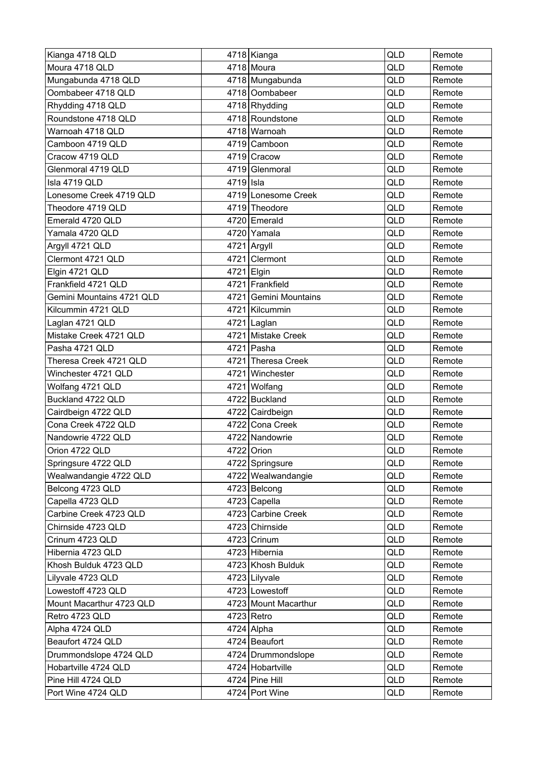| Kianga 4718 QLD | 4718 | Kianga | QLD | Remote |
|---|---|---|---|---|
| Moura 4718 QLD | 4718 | Moura | QLD | Remote |
| Mungabunda 4718 QLD | 4718 | Mungabunda | QLD | Remote |
| Oombabeer 4718 QLD | 4718 | Oombabeer | QLD | Remote |
| Rhydding 4718 QLD | 4718 | Rhydding | QLD | Remote |
| Roundstone 4718 QLD | 4718 | Roundstone | QLD | Remote |
| Warnoah 4718 QLD | 4718 | Warnoah | QLD | Remote |
| Camboon 4719 QLD | 4719 | Camboon | QLD | Remote |
| Cracow 4719 QLD | 4719 | Cracow | QLD | Remote |
| Glenmoral 4719 QLD | 4719 | Glenmoral | QLD | Remote |
| Isla 4719 QLD | 4719 | Isla | QLD | Remote |
| Lonesome Creek 4719 QLD | 4719 | Lonesome Creek | QLD | Remote |
| Theodore 4719 QLD | 4719 | Theodore | QLD | Remote |
| Emerald 4720 QLD | 4720 | Emerald | QLD | Remote |
| Yamala 4720 QLD | 4720 | Yamala | QLD | Remote |
| Argyll 4721 QLD | 4721 | Argyll | QLD | Remote |
| Clermont 4721 QLD | 4721 | Clermont | QLD | Remote |
| Elgin 4721 QLD | 4721 | Elgin | QLD | Remote |
| Frankfield 4721 QLD | 4721 | Frankfield | QLD | Remote |
| Gemini Mountains 4721 QLD | 4721 | Gemini Mountains | QLD | Remote |
| Kilcummin 4721 QLD | 4721 | Kilcummin | QLD | Remote |
| Laglan 4721 QLD | 4721 | Laglan | QLD | Remote |
| Mistake Creek 4721 QLD | 4721 | Mistake Creek | QLD | Remote |
| Pasha 4721 QLD | 4721 | Pasha | QLD | Remote |
| Theresa Creek 4721 QLD | 4721 | Theresa Creek | QLD | Remote |
| Winchester 4721 QLD | 4721 | Winchester | QLD | Remote |
| Wolfang 4721 QLD | 4721 | Wolfang | QLD | Remote |
| Buckland 4722 QLD | 4722 | Buckland | QLD | Remote |
| Cairdbeign 4722 QLD | 4722 | Cairdbeign | QLD | Remote |
| Cona Creek 4722 QLD | 4722 | Cona Creek | QLD | Remote |
| Nandowrie 4722 QLD | 4722 | Nandowrie | QLD | Remote |
| Orion 4722 QLD | 4722 | Orion | QLD | Remote |
| Springsure 4722 QLD | 4722 | Springsure | QLD | Remote |
| Wealwandangie 4722 QLD | 4722 | Wealwandangie | QLD | Remote |
| Belcong 4723 QLD | 4723 | Belcong | QLD | Remote |
| Capella 4723 QLD | 4723 | Capella | QLD | Remote |
| Carbine Creek 4723 QLD | 4723 | Carbine Creek | QLD | Remote |
| Chirnside 4723 QLD | 4723 | Chirnside | QLD | Remote |
| Crinum 4723 QLD | 4723 | Crinum | QLD | Remote |
| Hibernia 4723 QLD | 4723 | Hibernia | QLD | Remote |
| Khosh Bulduk 4723 QLD | 4723 | Khosh Bulduk | QLD | Remote |
| Lilyvale 4723 QLD | 4723 | Lilyvale | QLD | Remote |
| Lowestoff 4723 QLD | 4723 | Lowestoff | QLD | Remote |
| Mount Macarthur 4723 QLD | 4723 | Mount Macarthur | QLD | Remote |
| Retro 4723 QLD | 4723 | Retro | QLD | Remote |
| Alpha 4724 QLD | 4724 | Alpha | QLD | Remote |
| Beaufort 4724 QLD | 4724 | Beaufort | QLD | Remote |
| Drummondslope 4724 QLD | 4724 | Drummondslope | QLD | Remote |
| Hobartville 4724 QLD | 4724 | Hobartville | QLD | Remote |
| Pine Hill 4724 QLD | 4724 | Pine Hill | QLD | Remote |
| Port Wine 4724 QLD | 4724 | Port Wine | QLD | Remote |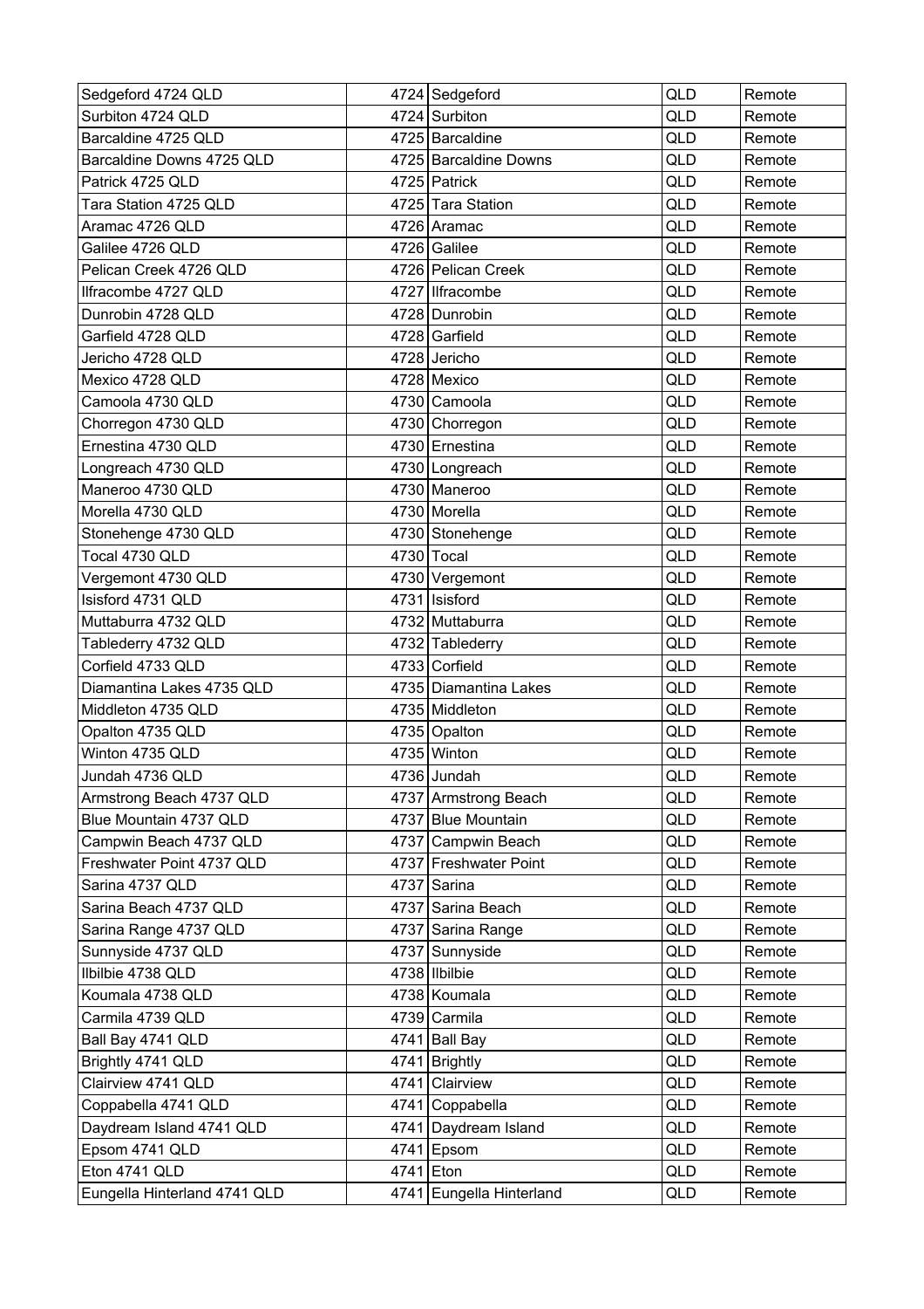| Sedgeford 4724 QLD | 4724 | Sedgeford | QLD | Remote |
|---|---|---|---|---|
| Surbiton 4724 QLD | 4724 | Surbiton | QLD | Remote |
| Barcaldine 4725 QLD | 4725 | Barcaldine | QLD | Remote |
| Barcaldine Downs 4725 QLD | 4725 | Barcaldine Downs | QLD | Remote |
| Patrick 4725 QLD | 4725 | Patrick | QLD | Remote |
| Tara Station 4725 QLD | 4725 | Tara Station | QLD | Remote |
| Aramac 4726 QLD | 4726 | Aramac | QLD | Remote |
| Galilee 4726 QLD | 4726 | Galilee | QLD | Remote |
| Pelican Creek 4726 QLD | 4726 | Pelican Creek | QLD | Remote |
| Ilfracombe 4727 QLD | 4727 | Ilfracombe | QLD | Remote |
| Dunrobin 4728 QLD | 4728 | Dunrobin | QLD | Remote |
| Garfield 4728 QLD | 4728 | Garfield | QLD | Remote |
| Jericho 4728 QLD | 4728 | Jericho | QLD | Remote |
| Mexico 4728 QLD | 4728 | Mexico | QLD | Remote |
| Camoola 4730 QLD | 4730 | Camoola | QLD | Remote |
| Chorregon 4730 QLD | 4730 | Chorregon | QLD | Remote |
| Ernestina 4730 QLD | 4730 | Ernestina | QLD | Remote |
| Longreach 4730 QLD | 4730 | Longreach | QLD | Remote |
| Maneroo 4730 QLD | 4730 | Maneroo | QLD | Remote |
| Morella 4730 QLD | 4730 | Morella | QLD | Remote |
| Stonehenge 4730 QLD | 4730 | Stonehenge | QLD | Remote |
| Tocal 4730 QLD | 4730 | Tocal | QLD | Remote |
| Vergemont 4730 QLD | 4730 | Vergemont | QLD | Remote |
| Isisford 4731 QLD | 4731 | Isisford | QLD | Remote |
| Muttaburra 4732 QLD | 4732 | Muttaburra | QLD | Remote |
| Tablederry 4732 QLD | 4732 | Tablederry | QLD | Remote |
| Corfield 4733 QLD | 4733 | Corfield | QLD | Remote |
| Diamantina Lakes 4735 QLD | 4735 | Diamantina Lakes | QLD | Remote |
| Middleton 4735 QLD | 4735 | Middleton | QLD | Remote |
| Opalton 4735 QLD | 4735 | Opalton | QLD | Remote |
| Winton 4735 QLD | 4735 | Winton | QLD | Remote |
| Jundah 4736 QLD | 4736 | Jundah | QLD | Remote |
| Armstrong Beach 4737 QLD | 4737 | Armstrong Beach | QLD | Remote |
| Blue Mountain 4737 QLD | 4737 | Blue Mountain | QLD | Remote |
| Campwin Beach 4737 QLD | 4737 | Campwin Beach | QLD | Remote |
| Freshwater Point 4737 QLD | 4737 | Freshwater Point | QLD | Remote |
| Sarina 4737 QLD | 4737 | Sarina | QLD | Remote |
| Sarina Beach 4737 QLD | 4737 | Sarina Beach | QLD | Remote |
| Sarina Range 4737 QLD | 4737 | Sarina Range | QLD | Remote |
| Sunnyside 4737 QLD | 4737 | Sunnyside | QLD | Remote |
| Ilbilbie 4738 QLD | 4738 | Ilbilbie | QLD | Remote |
| Koumala 4738 QLD | 4738 | Koumala | QLD | Remote |
| Carmila 4739 QLD | 4739 | Carmila | QLD | Remote |
| Ball Bay 4741 QLD | 4741 | Ball Bay | QLD | Remote |
| Brightly 4741 QLD | 4741 | Brightly | QLD | Remote |
| Clairview 4741 QLD | 4741 | Clairview | QLD | Remote |
| Coppabella 4741 QLD | 4741 | Coppabella | QLD | Remote |
| Daydream Island 4741 QLD | 4741 | Daydream Island | QLD | Remote |
| Epsom 4741 QLD | 4741 | Epsom | QLD | Remote |
| Eton 4741 QLD | 4741 | Eton | QLD | Remote |
| Eungella Hinterland 4741 QLD | 4741 | Eungella Hinterland | QLD | Remote |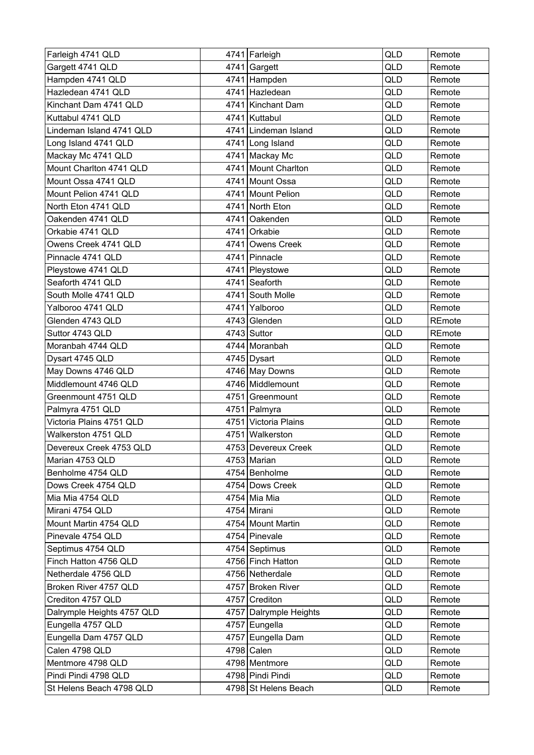| Farleigh 4741 QLD | 4741 | Farleigh | QLD | Remote |
|---|---|---|---|---|
| Gargett 4741 QLD | 4741 | Gargett | QLD | Remote |
| Hampden 4741 QLD | 4741 | Hampden | QLD | Remote |
| Hazledean 4741 QLD | 4741 | Hazledean | QLD | Remote |
| Kinchant Dam 4741 QLD | 4741 | Kinchant Dam | QLD | Remote |
| Kuttabul 4741 QLD | 4741 | Kuttabul | QLD | Remote |
| Lindeman Island 4741 QLD | 4741 | Lindeman Island | QLD | Remote |
| Long Island 4741 QLD | 4741 | Long Island | QLD | Remote |
| Mackay Mc 4741 QLD | 4741 | Mackay Mc | QLD | Remote |
| Mount Charlton 4741 QLD | 4741 | Mount Charlton | QLD | Remote |
| Mount Ossa 4741 QLD | 4741 | Mount Ossa | QLD | Remote |
| Mount Pelion 4741 QLD | 4741 | Mount Pelion | QLD | Remote |
| North Eton 4741 QLD | 4741 | North Eton | QLD | Remote |
| Oakenden 4741 QLD | 4741 | Oakenden | QLD | Remote |
| Orkabie 4741 QLD | 4741 | Orkabie | QLD | Remote |
| Owens Creek 4741 QLD | 4741 | Owens Creek | QLD | Remote |
| Pinnacle 4741 QLD | 4741 | Pinnacle | QLD | Remote |
| Pleystowe 4741 QLD | 4741 | Pleystowe | QLD | Remote |
| Seaforth 4741 QLD | 4741 | Seaforth | QLD | Remote |
| South Molle 4741 QLD | 4741 | South Molle | QLD | Remote |
| Yalboroo 4741 QLD | 4741 | Yalboroo | QLD | Remote |
| Glenden 4743 QLD | 4743 | Glenden | QLD | REmote |
| Suttor 4743 QLD | 4743 | Suttor | QLD | REmote |
| Moranbah 4744 QLD | 4744 | Moranbah | QLD | Remote |
| Dysart 4745 QLD | 4745 | Dysart | QLD | Remote |
| May Downs 4746 QLD | 4746 | May Downs | QLD | Remote |
| Middlemount 4746 QLD | 4746 | Middlemount | QLD | Remote |
| Greenmount 4751 QLD | 4751 | Greenmount | QLD | Remote |
| Palmyra 4751 QLD | 4751 | Palmyra | QLD | Remote |
| Victoria Plains 4751 QLD | 4751 | Victoria Plains | QLD | Remote |
| Walkerston 4751 QLD | 4751 | Walkerston | QLD | Remote |
| Devereux Creek 4753 QLD | 4753 | Devereux Creek | QLD | Remote |
| Marian 4753 QLD | 4753 | Marian | QLD | Remote |
| Benholme 4754 QLD | 4754 | Benholme | QLD | Remote |
| Dows Creek 4754 QLD | 4754 | Dows Creek | QLD | Remote |
| Mia Mia 4754 QLD | 4754 | Mia Mia | QLD | Remote |
| Mirani 4754 QLD | 4754 | Mirani | QLD | Remote |
| Mount Martin 4754 QLD | 4754 | Mount Martin | QLD | Remote |
| Pinevale 4754 QLD | 4754 | Pinevale | QLD | Remote |
| Septimus 4754 QLD | 4754 | Septimus | QLD | Remote |
| Finch Hatton 4756 QLD | 4756 | Finch Hatton | QLD | Remote |
| Netherdale 4756 QLD | 4756 | Netherdale | QLD | Remote |
| Broken River 4757 QLD | 4757 | Broken River | QLD | Remote |
| Crediton 4757 QLD | 4757 | Crediton | QLD | Remote |
| Dalrymple Heights 4757 QLD | 4757 | Dalrymple Heights | QLD | Remote |
| Eungella 4757 QLD | 4757 | Eungella | QLD | Remote |
| Eungella Dam 4757 QLD | 4757 | Eungella Dam | QLD | Remote |
| Calen 4798 QLD | 4798 | Calen | QLD | Remote |
| Mentmore 4798 QLD | 4798 | Mentmore | QLD | Remote |
| Pindi Pindi 4798 QLD | 4798 | Pindi Pindi | QLD | Remote |
| St Helens Beach 4798 QLD | 4798 | St Helens Beach | QLD | Remote |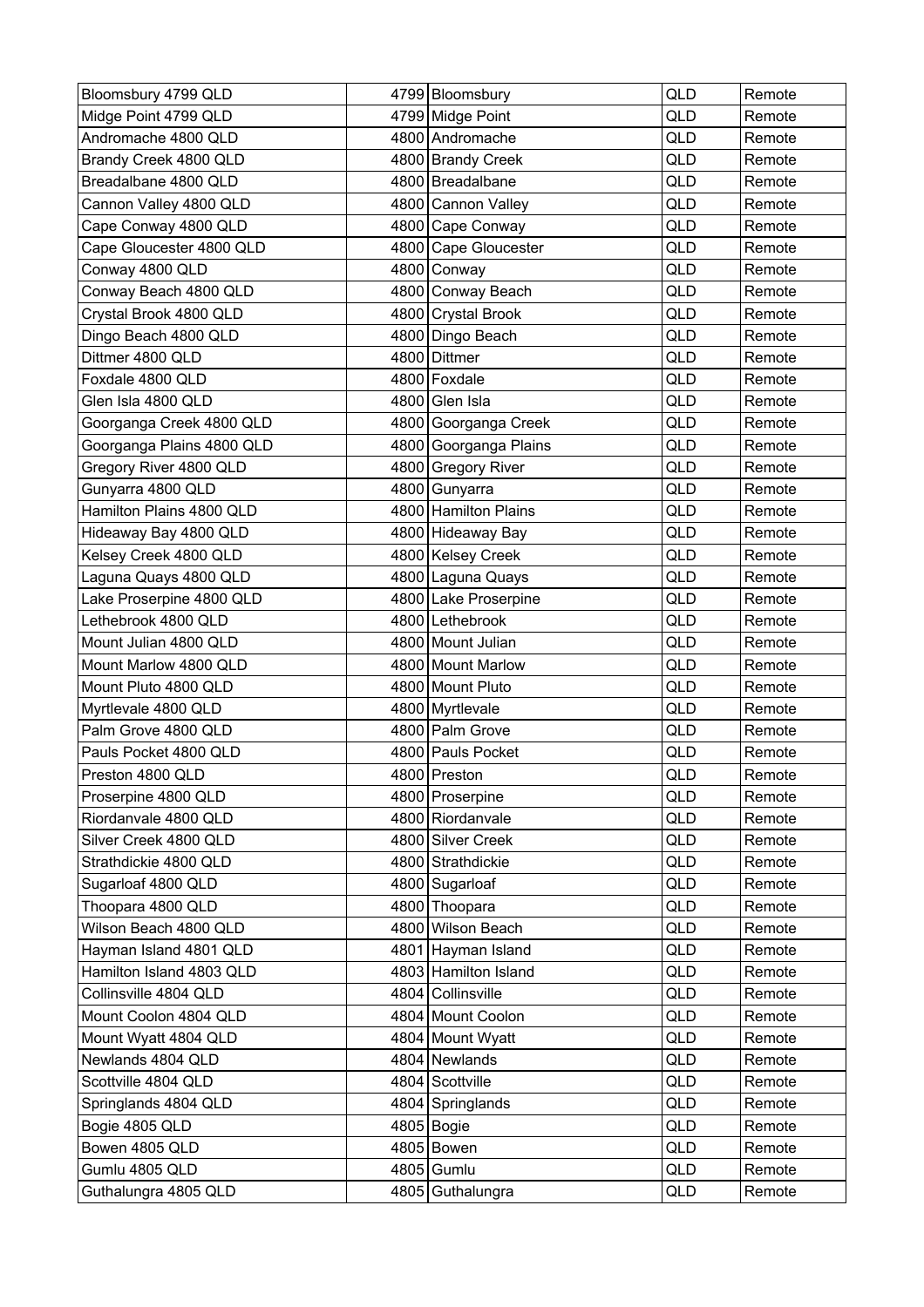| | | | | |
|---|---|---|---|---|
| Bloomsbury 4799 QLD | 4799 | Bloomsbury | QLD | Remote |
| Midge Point 4799 QLD | 4799 | Midge Point | QLD | Remote |
| Andromache 4800 QLD | 4800 | Andromache | QLD | Remote |
| Brandy Creek 4800 QLD | 4800 | Brandy Creek | QLD | Remote |
| Breadalbane 4800 QLD | 4800 | Breadalbane | QLD | Remote |
| Cannon Valley 4800 QLD | 4800 | Cannon Valley | QLD | Remote |
| Cape Conway 4800 QLD | 4800 | Cape Conway | QLD | Remote |
| Cape Gloucester 4800 QLD | 4800 | Cape Gloucester | QLD | Remote |
| Conway 4800 QLD | 4800 | Conway | QLD | Remote |
| Conway Beach 4800 QLD | 4800 | Conway Beach | QLD | Remote |
| Crystal Brook 4800 QLD | 4800 | Crystal Brook | QLD | Remote |
| Dingo Beach 4800 QLD | 4800 | Dingo Beach | QLD | Remote |
| Dittmer 4800 QLD | 4800 | Dittmer | QLD | Remote |
| Foxdale 4800 QLD | 4800 | Foxdale | QLD | Remote |
| Glen Isla 4800 QLD | 4800 | Glen Isla | QLD | Remote |
| Goorganga Creek 4800 QLD | 4800 | Goorganga Creek | QLD | Remote |
| Goorganga Plains 4800 QLD | 4800 | Goorganga Plains | QLD | Remote |
| Gregory River 4800 QLD | 4800 | Gregory River | QLD | Remote |
| Gunyarra 4800 QLD | 4800 | Gunyarra | QLD | Remote |
| Hamilton Plains 4800 QLD | 4800 | Hamilton Plains | QLD | Remote |
| Hideaway Bay 4800 QLD | 4800 | Hideaway Bay | QLD | Remote |
| Kelsey Creek 4800 QLD | 4800 | Kelsey Creek | QLD | Remote |
| Laguna Quays 4800 QLD | 4800 | Laguna Quays | QLD | Remote |
| Lake Proserpine 4800 QLD | 4800 | Lake Proserpine | QLD | Remote |
| Lethebrook 4800 QLD | 4800 | Lethebrook | QLD | Remote |
| Mount Julian 4800 QLD | 4800 | Mount Julian | QLD | Remote |
| Mount Marlow 4800 QLD | 4800 | Mount Marlow | QLD | Remote |
| Mount Pluto 4800 QLD | 4800 | Mount Pluto | QLD | Remote |
| Myrtlevale 4800 QLD | 4800 | Myrtlevale | QLD | Remote |
| Palm Grove 4800 QLD | 4800 | Palm Grove | QLD | Remote |
| Pauls Pocket 4800 QLD | 4800 | Pauls Pocket | QLD | Remote |
| Preston 4800 QLD | 4800 | Preston | QLD | Remote |
| Proserpine 4800 QLD | 4800 | Proserpine | QLD | Remote |
| Riordanvale 4800 QLD | 4800 | Riordanvale | QLD | Remote |
| Silver Creek 4800 QLD | 4800 | Silver Creek | QLD | Remote |
| Strathdickie 4800 QLD | 4800 | Strathdickie | QLD | Remote |
| Sugarloaf 4800 QLD | 4800 | Sugarloaf | QLD | Remote |
| Thoopara 4800 QLD | 4800 | Thoopara | QLD | Remote |
| Wilson Beach 4800 QLD | 4800 | Wilson Beach | QLD | Remote |
| Hayman Island 4801 QLD | 4801 | Hayman Island | QLD | Remote |
| Hamilton Island 4803 QLD | 4803 | Hamilton Island | QLD | Remote |
| Collinsville 4804 QLD | 4804 | Collinsville | QLD | Remote |
| Mount Coolon 4804 QLD | 4804 | Mount Coolon | QLD | Remote |
| Mount Wyatt 4804 QLD | 4804 | Mount Wyatt | QLD | Remote |
| Newlands 4804 QLD | 4804 | Newlands | QLD | Remote |
| Scottville 4804 QLD | 4804 | Scottville | QLD | Remote |
| Springlands 4804 QLD | 4804 | Springlands | QLD | Remote |
| Bogie 4805 QLD | 4805 | Bogie | QLD | Remote |
| Bowen 4805 QLD | 4805 | Bowen | QLD | Remote |
| Gumlu 4805 QLD | 4805 | Gumlu | QLD | Remote |
| Guthalungra 4805 QLD | 4805 | Guthalungra | QLD | Remote |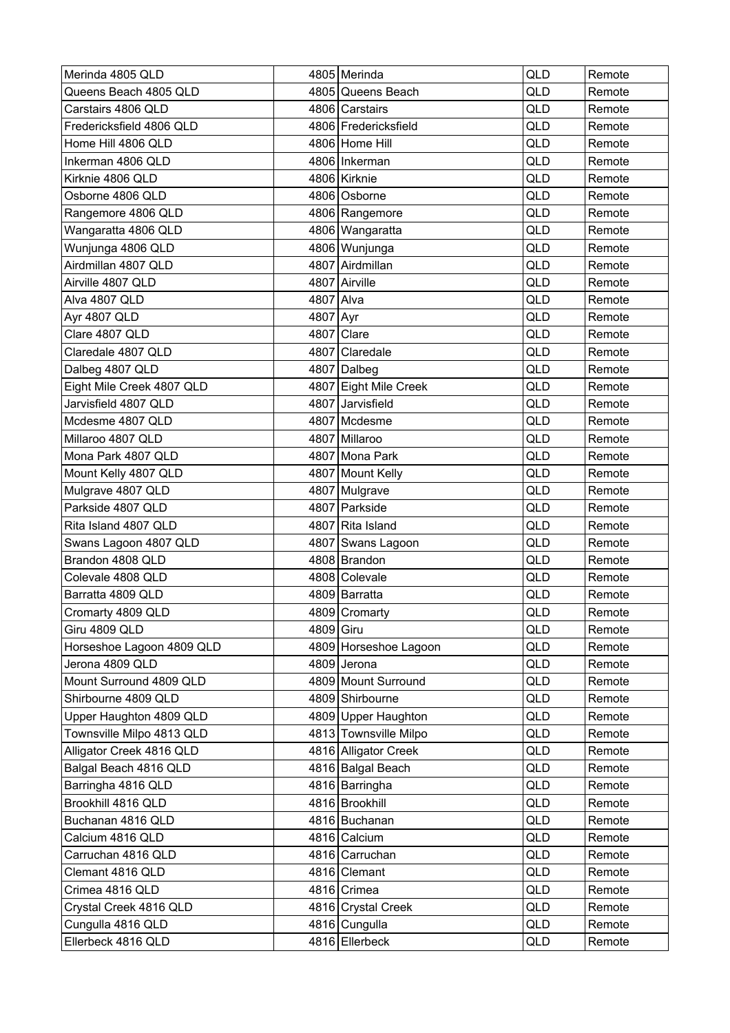| Merinda 4805 QLD | 4805 | Merinda | QLD | Remote |
|---|---|---|---|---|
| Queens Beach 4805 QLD | 4805 | Queens Beach | QLD | Remote |
| Carstairs 4806 QLD | 4806 | Carstairs | QLD | Remote |
| Fredericksfield 4806 QLD | 4806 | Fredericksfield | QLD | Remote |
| Home Hill 4806 QLD | 4806 | Home Hill | QLD | Remote |
| Inkerman 4806 QLD | 4806 | Inkerman | QLD | Remote |
| Kirknie 4806 QLD | 4806 | Kirknie | QLD | Remote |
| Osborne 4806 QLD | 4806 | Osborne | QLD | Remote |
| Rangemore 4806 QLD | 4806 | Rangemore | QLD | Remote |
| Wangaratta 4806 QLD | 4806 | Wangaratta | QLD | Remote |
| Wunjunga 4806 QLD | 4806 | Wunjunga | QLD | Remote |
| Airdmillan 4807 QLD | 4807 | Airdmillan | QLD | Remote |
| Airville 4807 QLD | 4807 | Airville | QLD | Remote |
| Alva 4807 QLD | 4807 | Alva | QLD | Remote |
| Ayr 4807 QLD | 4807 | Ayr | QLD | Remote |
| Clare 4807 QLD | 4807 | Clare | QLD | Remote |
| Claredale 4807 QLD | 4807 | Claredale | QLD | Remote |
| Dalbeg 4807 QLD | 4807 | Dalbeg | QLD | Remote |
| Eight Mile Creek 4807 QLD | 4807 | Eight Mile Creek | QLD | Remote |
| Jarvisfield 4807 QLD | 4807 | Jarvisfield | QLD | Remote |
| Mcdesme 4807 QLD | 4807 | Mcdesme | QLD | Remote |
| Millaroo 4807 QLD | 4807 | Millaroo | QLD | Remote |
| Mona Park 4807 QLD | 4807 | Mona Park | QLD | Remote |
| Mount Kelly 4807 QLD | 4807 | Mount Kelly | QLD | Remote |
| Mulgrave 4807 QLD | 4807 | Mulgrave | QLD | Remote |
| Parkside 4807 QLD | 4807 | Parkside | QLD | Remote |
| Rita Island 4807 QLD | 4807 | Rita Island | QLD | Remote |
| Swans Lagoon 4807 QLD | 4807 | Swans Lagoon | QLD | Remote |
| Brandon 4808 QLD | 4808 | Brandon | QLD | Remote |
| Colevale 4808 QLD | 4808 | Colevale | QLD | Remote |
| Barratta 4809 QLD | 4809 | Barratta | QLD | Remote |
| Cromarty 4809 QLD | 4809 | Cromarty | QLD | Remote |
| Giru 4809 QLD | 4809 | Giru | QLD | Remote |
| Horseshoe Lagoon 4809 QLD | 4809 | Horseshoe Lagoon | QLD | Remote |
| Jerona 4809 QLD | 4809 | Jerona | QLD | Remote |
| Mount Surround 4809 QLD | 4809 | Mount Surround | QLD | Remote |
| Shirbourne 4809 QLD | 4809 | Shirbourne | QLD | Remote |
| Upper Haughton 4809 QLD | 4809 | Upper Haughton | QLD | Remote |
| Townsville Milpo 4813 QLD | 4813 | Townsville Milpo | QLD | Remote |
| Alligator Creek 4816 QLD | 4816 | Alligator Creek | QLD | Remote |
| Balgal Beach 4816 QLD | 4816 | Balgal Beach | QLD | Remote |
| Barringha 4816 QLD | 4816 | Barringha | QLD | Remote |
| Brookhill 4816 QLD | 4816 | Brookhill | QLD | Remote |
| Buchanan 4816 QLD | 4816 | Buchanan | QLD | Remote |
| Calcium 4816 QLD | 4816 | Calcium | QLD | Remote |
| Carruchan 4816 QLD | 4816 | Carruchan | QLD | Remote |
| Clemant 4816 QLD | 4816 | Clemant | QLD | Remote |
| Crimea 4816 QLD | 4816 | Crimea | QLD | Remote |
| Crystal Creek 4816 QLD | 4816 | Crystal Creek | QLD | Remote |
| Cungulla 4816 QLD | 4816 | Cungulla | QLD | Remote |
| Ellerbeck 4816 QLD | 4816 | Ellerbeck | QLD | Remote |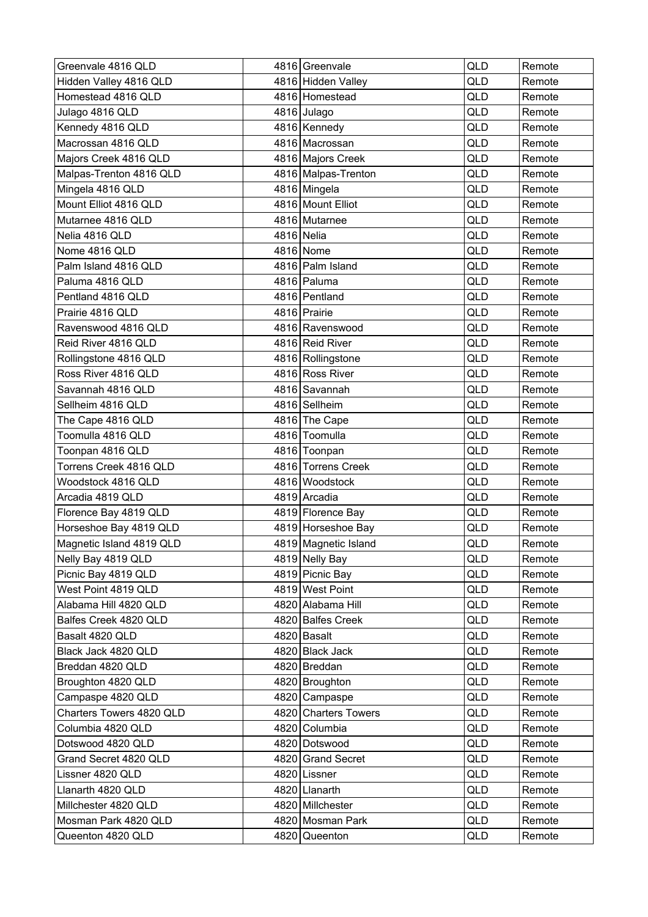| Greenvale 4816 QLD | 4816 | Greenvale | QLD | Remote |
|---|---|---|---|---|
| Hidden Valley 4816 QLD | 4816 | Hidden Valley | QLD | Remote |
| Homestead 4816 QLD | 4816 | Homestead | QLD | Remote |
| Julago 4816 QLD | 4816 | Julago | QLD | Remote |
| Kennedy 4816 QLD | 4816 | Kennedy | QLD | Remote |
| Macrossan 4816 QLD | 4816 | Macrossan | QLD | Remote |
| Majors Creek 4816 QLD | 4816 | Majors Creek | QLD | Remote |
| Malpas-Trenton 4816 QLD | 4816 | Malpas-Trenton | QLD | Remote |
| Mingela 4816 QLD | 4816 | Mingela | QLD | Remote |
| Mount Elliot 4816 QLD | 4816 | Mount Elliot | QLD | Remote |
| Mutarnee 4816 QLD | 4816 | Mutarnee | QLD | Remote |
| Nelia 4816 QLD | 4816 | Nelia | QLD | Remote |
| Nome 4816 QLD | 4816 | Nome | QLD | Remote |
| Palm Island 4816 QLD | 4816 | Palm Island | QLD | Remote |
| Paluma 4816 QLD | 4816 | Paluma | QLD | Remote |
| Pentland 4816 QLD | 4816 | Pentland | QLD | Remote |
| Prairie 4816 QLD | 4816 | Prairie | QLD | Remote |
| Ravenswood 4816 QLD | 4816 | Ravenswood | QLD | Remote |
| Reid River 4816 QLD | 4816 | Reid River | QLD | Remote |
| Rollingstone 4816 QLD | 4816 | Rollingstone | QLD | Remote |
| Ross River 4816 QLD | 4816 | Ross River | QLD | Remote |
| Savannah 4816 QLD | 4816 | Savannah | QLD | Remote |
| Sellheim 4816 QLD | 4816 | Sellheim | QLD | Remote |
| The Cape 4816 QLD | 4816 | The Cape | QLD | Remote |
| Toomulla 4816 QLD | 4816 | Toomulla | QLD | Remote |
| Toonpan 4816 QLD | 4816 | Toonpan | QLD | Remote |
| Torrens Creek 4816 QLD | 4816 | Torrens Creek | QLD | Remote |
| Woodstock 4816 QLD | 4816 | Woodstock | QLD | Remote |
| Arcadia 4819 QLD | 4819 | Arcadia | QLD | Remote |
| Florence Bay 4819 QLD | 4819 | Florence Bay | QLD | Remote |
| Horseshoe Bay 4819 QLD | 4819 | Horseshoe Bay | QLD | Remote |
| Magnetic Island 4819 QLD | 4819 | Magnetic Island | QLD | Remote |
| Nelly Bay 4819 QLD | 4819 | Nelly Bay | QLD | Remote |
| Picnic Bay 4819 QLD | 4819 | Picnic Bay | QLD | Remote |
| West Point 4819 QLD | 4819 | West Point | QLD | Remote |
| Alabama Hill 4820 QLD | 4820 | Alabama Hill | QLD | Remote |
| Balfes Creek 4820 QLD | 4820 | Balfes Creek | QLD | Remote |
| Basalt 4820 QLD | 4820 | Basalt | QLD | Remote |
| Black Jack 4820 QLD | 4820 | Black Jack | QLD | Remote |
| Breddan 4820 QLD | 4820 | Breddan | QLD | Remote |
| Broughton 4820 QLD | 4820 | Broughton | QLD | Remote |
| Campaspe 4820 QLD | 4820 | Campaspe | QLD | Remote |
| Charters Towers 4820 QLD | 4820 | Charters Towers | QLD | Remote |
| Columbia 4820 QLD | 4820 | Columbia | QLD | Remote |
| Dotswood 4820 QLD | 4820 | Dotswood | QLD | Remote |
| Grand Secret 4820 QLD | 4820 | Grand Secret | QLD | Remote |
| Lissner 4820 QLD | 4820 | Lissner | QLD | Remote |
| Llanarth 4820 QLD | 4820 | Llanarth | QLD | Remote |
| Millchester 4820 QLD | 4820 | Millchester | QLD | Remote |
| Mosman Park 4820 QLD | 4820 | Mosman Park | QLD | Remote |
| Queenton 4820 QLD | 4820 | Queenton | QLD | Remote |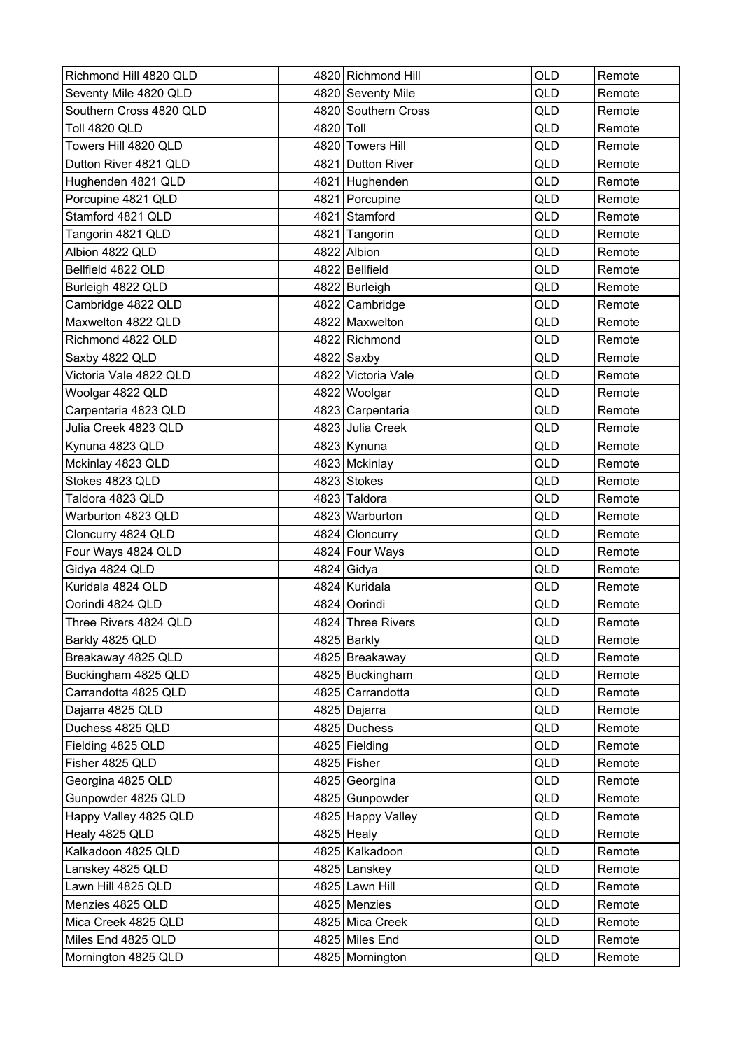| Richmond Hill 4820 QLD | 4820 | Richmond Hill | QLD | Remote |
|---|---|---|---|---|
| Seventy Mile 4820 QLD | 4820 | Seventy Mile | QLD | Remote |
| Southern Cross 4820 QLD | 4820 | Southern Cross | QLD | Remote |
| Toll 4820 QLD | 4820 | Toll | QLD | Remote |
| Towers Hill 4820 QLD | 4820 | Towers Hill | QLD | Remote |
| Dutton River 4821 QLD | 4821 | Dutton River | QLD | Remote |
| Hughenden 4821 QLD | 4821 | Hughenden | QLD | Remote |
| Porcupine 4821 QLD | 4821 | Porcupine | QLD | Remote |
| Stamford 4821 QLD | 4821 | Stamford | QLD | Remote |
| Tangorin 4821 QLD | 4821 | Tangorin | QLD | Remote |
| Albion 4822 QLD | 4822 | Albion | QLD | Remote |
| Bellfield 4822 QLD | 4822 | Bellfield | QLD | Remote |
| Burleigh 4822 QLD | 4822 | Burleigh | QLD | Remote |
| Cambridge 4822 QLD | 4822 | Cambridge | QLD | Remote |
| Maxwelton 4822 QLD | 4822 | Maxwelton | QLD | Remote |
| Richmond 4822 QLD | 4822 | Richmond | QLD | Remote |
| Saxby 4822 QLD | 4822 | Saxby | QLD | Remote |
| Victoria Vale 4822 QLD | 4822 | Victoria Vale | QLD | Remote |
| Woolgar 4822 QLD | 4822 | Woolgar | QLD | Remote |
| Carpentaria 4823 QLD | 4823 | Carpentaria | QLD | Remote |
| Julia Creek 4823 QLD | 4823 | Julia Creek | QLD | Remote |
| Kynuna 4823 QLD | 4823 | Kynuna | QLD | Remote |
| Mckinlay 4823 QLD | 4823 | Mckinlay | QLD | Remote |
| Stokes 4823 QLD | 4823 | Stokes | QLD | Remote |
| Taldora 4823 QLD | 4823 | Taldora | QLD | Remote |
| Warburton 4823 QLD | 4823 | Warburton | QLD | Remote |
| Cloncurry 4824 QLD | 4824 | Cloncurry | QLD | Remote |
| Four Ways 4824 QLD | 4824 | Four Ways | QLD | Remote |
| Gidya 4824 QLD | 4824 | Gidya | QLD | Remote |
| Kuridala 4824 QLD | 4824 | Kuridala | QLD | Remote |
| Oorindi 4824 QLD | 4824 | Oorindi | QLD | Remote |
| Three Rivers 4824 QLD | 4824 | Three Rivers | QLD | Remote |
| Barkly 4825 QLD | 4825 | Barkly | QLD | Remote |
| Breakaway 4825 QLD | 4825 | Breakaway | QLD | Remote |
| Buckingham 4825 QLD | 4825 | Buckingham | QLD | Remote |
| Carrandotta 4825 QLD | 4825 | Carrandotta | QLD | Remote |
| Dajarra 4825 QLD | 4825 | Dajarra | QLD | Remote |
| Duchess 4825 QLD | 4825 | Duchess | QLD | Remote |
| Fielding 4825 QLD | 4825 | Fielding | QLD | Remote |
| Fisher 4825 QLD | 4825 | Fisher | QLD | Remote |
| Georgina 4825 QLD | 4825 | Georgina | QLD | Remote |
| Gunpowder 4825 QLD | 4825 | Gunpowder | QLD | Remote |
| Happy Valley 4825 QLD | 4825 | Happy Valley | QLD | Remote |
| Healy 4825 QLD | 4825 | Healy | QLD | Remote |
| Kalkadoon 4825 QLD | 4825 | Kalkadoon | QLD | Remote |
| Lanskey 4825 QLD | 4825 | Lanskey | QLD | Remote |
| Lawn Hill 4825 QLD | 4825 | Lawn Hill | QLD | Remote |
| Menzies 4825 QLD | 4825 | Menzies | QLD | Remote |
| Mica Creek 4825 QLD | 4825 | Mica Creek | QLD | Remote |
| Miles End 4825 QLD | 4825 | Miles End | QLD | Remote |
| Mornington 4825 QLD | 4825 | Mornington | QLD | Remote |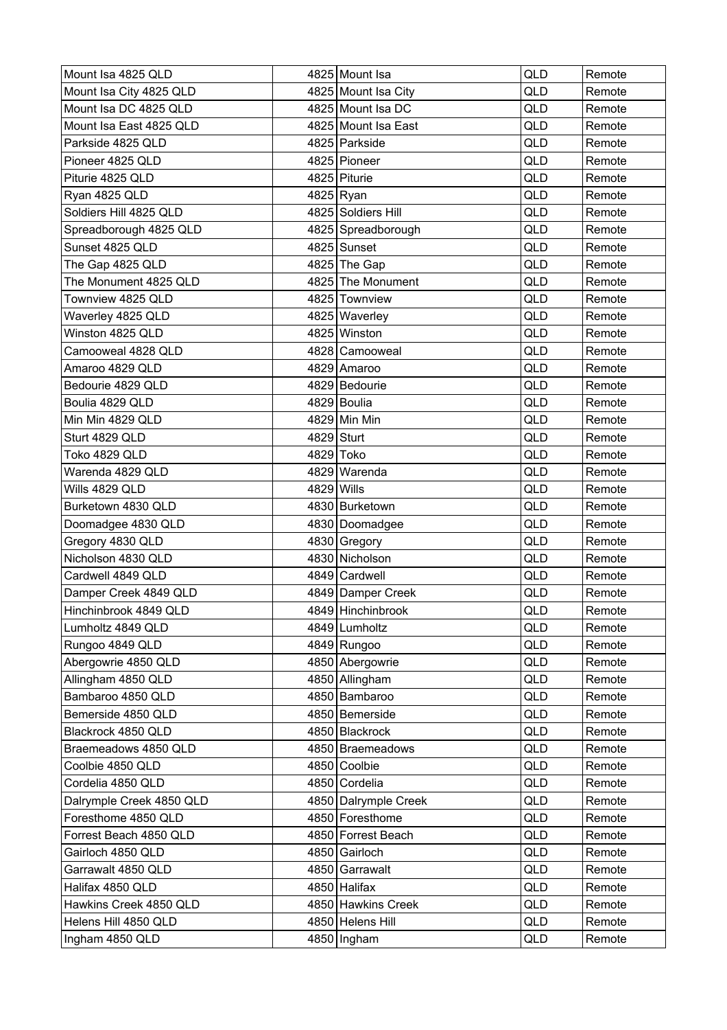| Mount Isa 4825 QLD | 4825 | Mount Isa | QLD | Remote |
|---|---|---|---|---|
| Mount Isa City 4825 QLD | 4825 | Mount Isa City | QLD | Remote |
| Mount Isa DC 4825 QLD | 4825 | Mount Isa DC | QLD | Remote |
| Mount Isa East 4825 QLD | 4825 | Mount Isa East | QLD | Remote |
| Parkside 4825 QLD | 4825 | Parkside | QLD | Remote |
| Pioneer 4825 QLD | 4825 | Pioneer | QLD | Remote |
| Piturie 4825 QLD | 4825 | Piturie | QLD | Remote |
| Ryan 4825 QLD | 4825 | Ryan | QLD | Remote |
| Soldiers Hill 4825 QLD | 4825 | Soldiers Hill | QLD | Remote |
| Spreadborough 4825 QLD | 4825 | Spreadborough | QLD | Remote |
| Sunset 4825 QLD | 4825 | Sunset | QLD | Remote |
| The Gap 4825 QLD | 4825 | The Gap | QLD | Remote |
| The Monument 4825 QLD | 4825 | The Monument | QLD | Remote |
| Townview 4825 QLD | 4825 | Townview | QLD | Remote |
| Waverley 4825 QLD | 4825 | Waverley | QLD | Remote |
| Winston 4825 QLD | 4825 | Winston | QLD | Remote |
| Camooweal 4828 QLD | 4828 | Camooweal | QLD | Remote |
| Amaroo 4829 QLD | 4829 | Amaroo | QLD | Remote |
| Bedourie 4829 QLD | 4829 | Bedourie | QLD | Remote |
| Boulia 4829 QLD | 4829 | Boulia | QLD | Remote |
| Min Min 4829 QLD | 4829 | Min Min | QLD | Remote |
| Sturt 4829 QLD | 4829 | Sturt | QLD | Remote |
| Toko 4829 QLD | 4829 | Toko | QLD | Remote |
| Warenda 4829 QLD | 4829 | Warenda | QLD | Remote |
| Wills 4829 QLD | 4829 | Wills | QLD | Remote |
| Burketown 4830 QLD | 4830 | Burketown | QLD | Remote |
| Doomadgee 4830 QLD | 4830 | Doomadgee | QLD | Remote |
| Gregory 4830 QLD | 4830 | Gregory | QLD | Remote |
| Nicholson 4830 QLD | 4830 | Nicholson | QLD | Remote |
| Cardwell 4849 QLD | 4849 | Cardwell | QLD | Remote |
| Damper Creek 4849 QLD | 4849 | Damper Creek | QLD | Remote |
| Hinchinbrook 4849 QLD | 4849 | Hinchinbrook | QLD | Remote |
| Lumholtz 4849 QLD | 4849 | Lumholtz | QLD | Remote |
| Rungoo 4849 QLD | 4849 | Rungoo | QLD | Remote |
| Abergowrie 4850 QLD | 4850 | Abergowrie | QLD | Remote |
| Allingham 4850 QLD | 4850 | Allingham | QLD | Remote |
| Bambaroo 4850 QLD | 4850 | Bambaroo | QLD | Remote |
| Bemerside 4850 QLD | 4850 | Bemerside | QLD | Remote |
| Blackrock 4850 QLD | 4850 | Blackrock | QLD | Remote |
| Braemeadows 4850 QLD | 4850 | Braemeadows | QLD | Remote |
| Coolbie 4850 QLD | 4850 | Coolbie | QLD | Remote |
| Cordelia 4850 QLD | 4850 | Cordelia | QLD | Remote |
| Dalrymple Creek 4850 QLD | 4850 | Dalrymple Creek | QLD | Remote |
| Foresthome 4850 QLD | 4850 | Foresthome | QLD | Remote |
| Forrest Beach 4850 QLD | 4850 | Forrest Beach | QLD | Remote |
| Gairloch 4850 QLD | 4850 | Gairloch | QLD | Remote |
| Garrawalt 4850 QLD | 4850 | Garrawalt | QLD | Remote |
| Halifax 4850 QLD | 4850 | Halifax | QLD | Remote |
| Hawkins Creek 4850 QLD | 4850 | Hawkins Creek | QLD | Remote |
| Helens Hill 4850 QLD | 4850 | Helens Hill | QLD | Remote |
| Ingham 4850 QLD | 4850 | Ingham | QLD | Remote |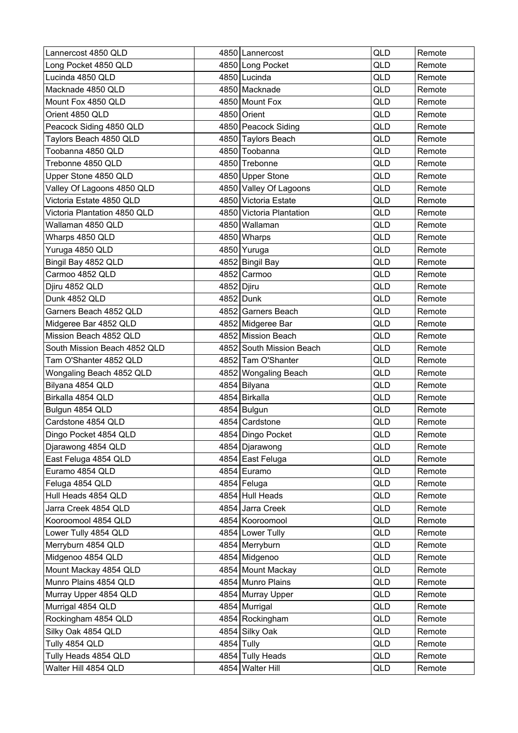| Lannercost 4850 QLD | 4850 | Lannercost | QLD | Remote |
|---|---|---|---|---|
| Long Pocket 4850 QLD | 4850 | Long Pocket | QLD | Remote |
| Lucinda 4850 QLD | 4850 | Lucinda | QLD | Remote |
| Macknade 4850 QLD | 4850 | Macknade | QLD | Remote |
| Mount Fox 4850 QLD | 4850 | Mount Fox | QLD | Remote |
| Orient 4850 QLD | 4850 | Orient | QLD | Remote |
| Peacock Siding 4850 QLD | 4850 | Peacock Siding | QLD | Remote |
| Taylors Beach 4850 QLD | 4850 | Taylors Beach | QLD | Remote |
| Toobanna 4850 QLD | 4850 | Toobanna | QLD | Remote |
| Trebonne 4850 QLD | 4850 | Trebonne | QLD | Remote |
| Upper Stone 4850 QLD | 4850 | Upper Stone | QLD | Remote |
| Valley Of Lagoons 4850 QLD | 4850 | Valley Of Lagoons | QLD | Remote |
| Victoria Estate 4850 QLD | 4850 | Victoria Estate | QLD | Remote |
| Victoria Plantation 4850 QLD | 4850 | Victoria Plantation | QLD | Remote |
| Wallaman 4850 QLD | 4850 | Wallaman | QLD | Remote |
| Wharps 4850 QLD | 4850 | Wharps | QLD | Remote |
| Yuruga 4850 QLD | 4850 | Yuruga | QLD | Remote |
| Bingil Bay 4852 QLD | 4852 | Bingil Bay | QLD | Remote |
| Carmoo 4852 QLD | 4852 | Carmoo | QLD | Remote |
| Djiru 4852 QLD | 4852 | Djiru | QLD | Remote |
| Dunk 4852 QLD | 4852 | Dunk | QLD | Remote |
| Garners Beach 4852 QLD | 4852 | Garners Beach | QLD | Remote |
| Midgeree Bar 4852 QLD | 4852 | Midgeree Bar | QLD | Remote |
| Mission Beach 4852 QLD | 4852 | Mission Beach | QLD | Remote |
| South Mission Beach 4852 QLD | 4852 | South Mission Beach | QLD | Remote |
| Tam O'Shanter 4852 QLD | 4852 | Tam O'Shanter | QLD | Remote |
| Wongaling Beach 4852 QLD | 4852 | Wongaling Beach | QLD | Remote |
| Bilyana 4854 QLD | 4854 | Bilyana | QLD | Remote |
| Birkalla 4854 QLD | 4854 | Birkalla | QLD | Remote |
| Bulgun 4854 QLD | 4854 | Bulgun | QLD | Remote |
| Cardstone 4854 QLD | 4854 | Cardstone | QLD | Remote |
| Dingo Pocket 4854 QLD | 4854 | Dingo Pocket | QLD | Remote |
| Djarawong 4854 QLD | 4854 | Djarawong | QLD | Remote |
| East Feluga 4854 QLD | 4854 | East Feluga | QLD | Remote |
| Euramo 4854 QLD | 4854 | Euramo | QLD | Remote |
| Feluga 4854 QLD | 4854 | Feluga | QLD | Remote |
| Hull Heads 4854 QLD | 4854 | Hull Heads | QLD | Remote |
| Jarra Creek 4854 QLD | 4854 | Jarra Creek | QLD | Remote |
| Kooroomool 4854 QLD | 4854 | Kooroomool | QLD | Remote |
| Lower Tully 4854 QLD | 4854 | Lower Tully | QLD | Remote |
| Merryburn 4854 QLD | 4854 | Merryburn | QLD | Remote |
| Midgenoo 4854 QLD | 4854 | Midgenoo | QLD | Remote |
| Mount Mackay 4854 QLD | 4854 | Mount Mackay | QLD | Remote |
| Munro Plains 4854 QLD | 4854 | Munro Plains | QLD | Remote |
| Murray Upper 4854 QLD | 4854 | Murray Upper | QLD | Remote |
| Murrigal 4854 QLD | 4854 | Murrigal | QLD | Remote |
| Rockingham 4854 QLD | 4854 | Rockingham | QLD | Remote |
| Silky Oak 4854 QLD | 4854 | Silky Oak | QLD | Remote |
| Tully 4854 QLD | 4854 | Tully | QLD | Remote |
| Tully Heads 4854 QLD | 4854 | Tully Heads | QLD | Remote |
| Walter Hill 4854 QLD | 4854 | Walter Hill | QLD | Remote |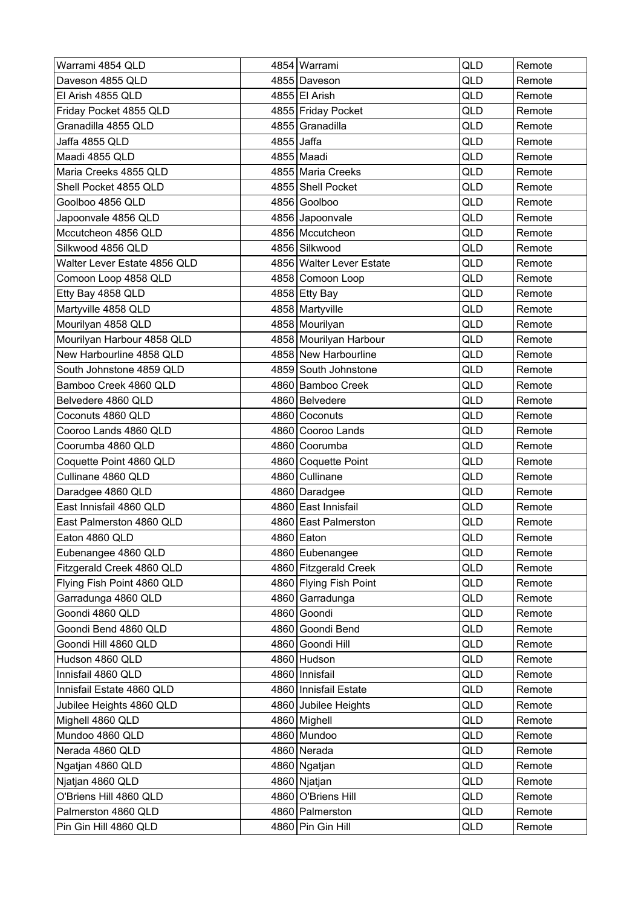| Warrami 4854 QLD | 4854 | Warrami | QLD | Remote |
|---|---|---|---|---|
| Daveson 4855 QLD | 4855 | Daveson | QLD | Remote |
| El Arish 4855 QLD | 4855 | El Arish | QLD | Remote |
| Friday Pocket 4855 QLD | 4855 | Friday Pocket | QLD | Remote |
| Granadilla 4855 QLD | 4855 | Granadilla | QLD | Remote |
| Jaffa 4855 QLD | 4855 | Jaffa | QLD | Remote |
| Maadi 4855 QLD | 4855 | Maadi | QLD | Remote |
| Maria Creeks 4855 QLD | 4855 | Maria Creeks | QLD | Remote |
| Shell Pocket 4855 QLD | 4855 | Shell Pocket | QLD | Remote |
| Goolboo 4856 QLD | 4856 | Goolboo | QLD | Remote |
| Japoonvale 4856 QLD | 4856 | Japoonvale | QLD | Remote |
| Mccutcheon 4856 QLD | 4856 | Mccutcheon | QLD | Remote |
| Silkwood 4856 QLD | 4856 | Silkwood | QLD | Remote |
| Walter Lever Estate 4856 QLD | 4856 | Walter Lever Estate | QLD | Remote |
| Comoon Loop 4858 QLD | 4858 | Comoon Loop | QLD | Remote |
| Etty Bay 4858 QLD | 4858 | Etty Bay | QLD | Remote |
| Martyville 4858 QLD | 4858 | Martyville | QLD | Remote |
| Mourilyan 4858 QLD | 4858 | Mourilyan | QLD | Remote |
| Mourilyan Harbour 4858 QLD | 4858 | Mourilyan Harbour | QLD | Remote |
| New Harbourline 4858 QLD | 4858 | New Harbourline | QLD | Remote |
| South Johnstone 4859 QLD | 4859 | South Johnstone | QLD | Remote |
| Bamboo Creek 4860 QLD | 4860 | Bamboo Creek | QLD | Remote |
| Belvedere 4860 QLD | 4860 | Belvedere | QLD | Remote |
| Coconuts 4860 QLD | 4860 | Coconuts | QLD | Remote |
| Cooroo Lands 4860 QLD | 4860 | Cooroo Lands | QLD | Remote |
| Coorumba 4860 QLD | 4860 | Coorumba | QLD | Remote |
| Coquette Point 4860 QLD | 4860 | Coquette Point | QLD | Remote |
| Cullinane 4860 QLD | 4860 | Cullinane | QLD | Remote |
| Daradgee 4860 QLD | 4860 | Daradgee | QLD | Remote |
| East Innisfail 4860 QLD | 4860 | East Innisfail | QLD | Remote |
| East Palmerston 4860 QLD | 4860 | East Palmerston | QLD | Remote |
| Eaton 4860 QLD | 4860 | Eaton | QLD | Remote |
| Eubenangee 4860 QLD | 4860 | Eubenangee | QLD | Remote |
| Fitzgerald Creek 4860 QLD | 4860 | Fitzgerald Creek | QLD | Remote |
| Flying Fish Point 4860 QLD | 4860 | Flying Fish Point | QLD | Remote |
| Garradunga 4860 QLD | 4860 | Garradunga | QLD | Remote |
| Goondi 4860 QLD | 4860 | Goondi | QLD | Remote |
| Goondi Bend 4860 QLD | 4860 | Goondi Bend | QLD | Remote |
| Goondi Hill 4860 QLD | 4860 | Goondi Hill | QLD | Remote |
| Hudson 4860 QLD | 4860 | Hudson | QLD | Remote |
| Innisfail 4860 QLD | 4860 | Innisfail | QLD | Remote |
| Innisfail Estate 4860 QLD | 4860 | Innisfail Estate | QLD | Remote |
| Jubilee Heights 4860 QLD | 4860 | Jubilee Heights | QLD | Remote |
| Mighell 4860 QLD | 4860 | Mighell | QLD | Remote |
| Mundoo 4860 QLD | 4860 | Mundoo | QLD | Remote |
| Nerada 4860 QLD | 4860 | Nerada | QLD | Remote |
| Ngatjan 4860 QLD | 4860 | Ngatjan | QLD | Remote |
| Njatjan 4860 QLD | 4860 | Njatjan | QLD | Remote |
| O'Briens Hill 4860 QLD | 4860 | O'Briens Hill | QLD | Remote |
| Palmerston 4860 QLD | 4860 | Palmerston | QLD | Remote |
| Pin Gin Hill 4860 QLD | 4860 | Pin Gin Hill | QLD | Remote |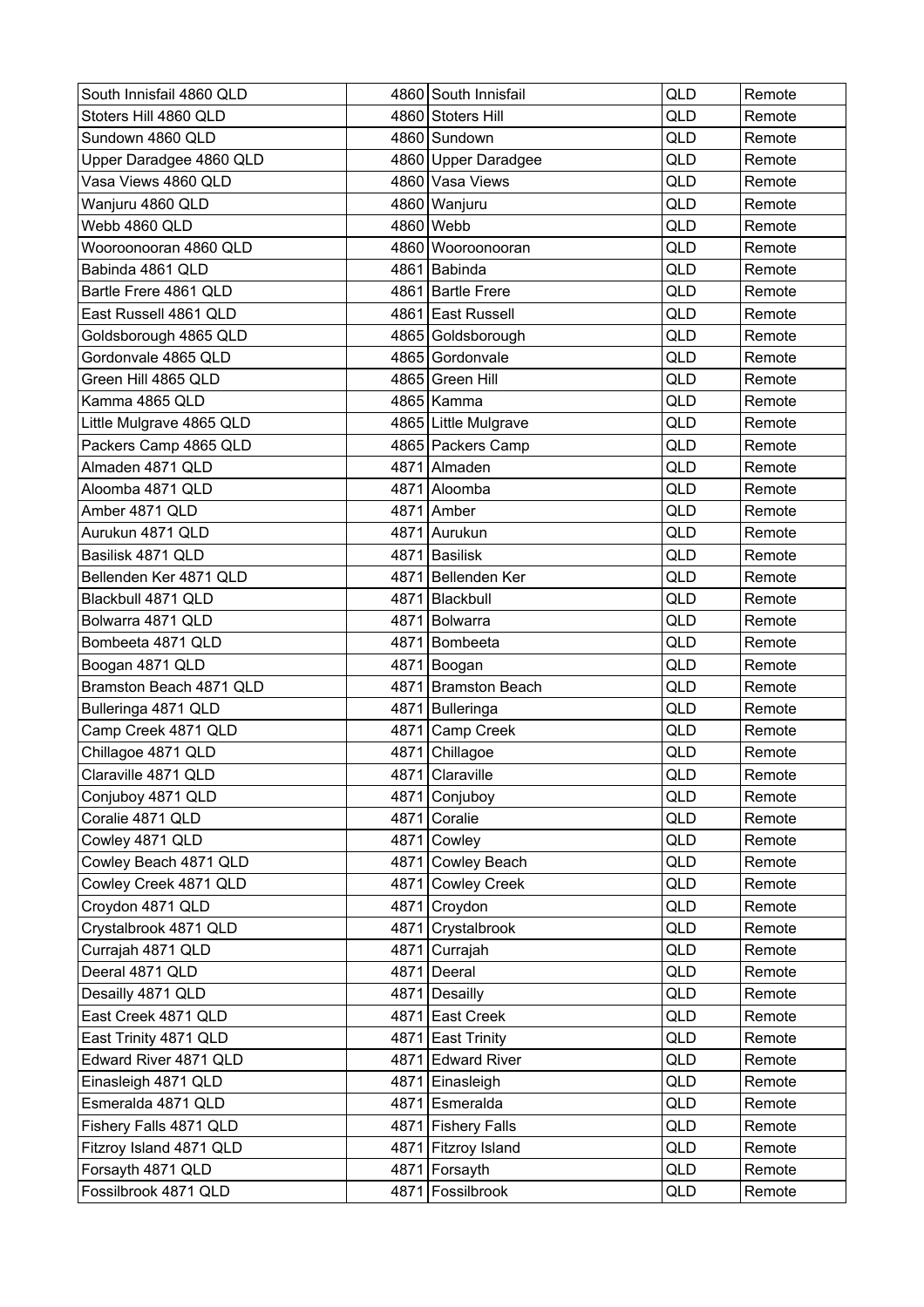| South Innisfail 4860 QLD | 4860 | South Innisfail | QLD | Remote |
|---|---|---|---|---|
| Stoters Hill 4860 QLD | 4860 | Stoters Hill | QLD | Remote |
| Sundown 4860 QLD | 4860 | Sundown | QLD | Remote |
| Upper Daradgee 4860 QLD | 4860 | Upper Daradgee | QLD | Remote |
| Vasa Views 4860 QLD | 4860 | Vasa Views | QLD | Remote |
| Wanjuru 4860 QLD | 4860 | Wanjuru | QLD | Remote |
| Webb 4860 QLD | 4860 | Webb | QLD | Remote |
| Wooroonooran 4860 QLD | 4860 | Wooroonooran | QLD | Remote |
| Babinda 4861 QLD | 4861 | Babinda | QLD | Remote |
| Bartle Frere 4861 QLD | 4861 | Bartle Frere | QLD | Remote |
| East Russell 4861 QLD | 4861 | East Russell | QLD | Remote |
| Goldsborough 4865 QLD | 4865 | Goldsborough | QLD | Remote |
| Gordonvale 4865 QLD | 4865 | Gordonvale | QLD | Remote |
| Green Hill 4865 QLD | 4865 | Green Hill | QLD | Remote |
| Kamma 4865 QLD | 4865 | Kamma | QLD | Remote |
| Little Mulgrave 4865 QLD | 4865 | Little Mulgrave | QLD | Remote |
| Packers Camp 4865 QLD | 4865 | Packers Camp | QLD | Remote |
| Almaden 4871 QLD | 4871 | Almaden | QLD | Remote |
| Aloomba 4871 QLD | 4871 | Aloomba | QLD | Remote |
| Amber 4871 QLD | 4871 | Amber | QLD | Remote |
| Aurukun 4871 QLD | 4871 | Aurukun | QLD | Remote |
| Basilisk 4871 QLD | 4871 | Basilisk | QLD | Remote |
| Bellenden Ker 4871 QLD | 4871 | Bellenden Ker | QLD | Remote |
| Blackbull 4871 QLD | 4871 | Blackbull | QLD | Remote |
| Bolwarra 4871 QLD | 4871 | Bolwarra | QLD | Remote |
| Bombeeta 4871 QLD | 4871 | Bombeeta | QLD | Remote |
| Boogan 4871 QLD | 4871 | Boogan | QLD | Remote |
| Bramston Beach 4871 QLD | 4871 | Bramston Beach | QLD | Remote |
| Bulleringa 4871 QLD | 4871 | Bulleringa | QLD | Remote |
| Camp Creek 4871 QLD | 4871 | Camp Creek | QLD | Remote |
| Chillagoe 4871 QLD | 4871 | Chillagoe | QLD | Remote |
| Claraville 4871 QLD | 4871 | Claraville | QLD | Remote |
| Conjuboy 4871 QLD | 4871 | Conjuboy | QLD | Remote |
| Coralie 4871 QLD | 4871 | Coralie | QLD | Remote |
| Cowley 4871 QLD | 4871 | Cowley | QLD | Remote |
| Cowley Beach 4871 QLD | 4871 | Cowley Beach | QLD | Remote |
| Cowley Creek 4871 QLD | 4871 | Cowley Creek | QLD | Remote |
| Croydon 4871 QLD | 4871 | Croydon | QLD | Remote |
| Crystalbrook 4871 QLD | 4871 | Crystalbrook | QLD | Remote |
| Currajah 4871 QLD | 4871 | Currajah | QLD | Remote |
| Deeral 4871 QLD | 4871 | Deeral | QLD | Remote |
| Desailly 4871 QLD | 4871 | Desailly | QLD | Remote |
| East Creek 4871 QLD | 4871 | East Creek | QLD | Remote |
| East Trinity 4871 QLD | 4871 | East Trinity | QLD | Remote |
| Edward River 4871 QLD | 4871 | Edward River | QLD | Remote |
| Einasleigh 4871 QLD | 4871 | Einasleigh | QLD | Remote |
| Esmeralda 4871 QLD | 4871 | Esmeralda | QLD | Remote |
| Fishery Falls 4871 QLD | 4871 | Fishery Falls | QLD | Remote |
| Fitzroy Island 4871 QLD | 4871 | Fitzroy Island | QLD | Remote |
| Forsayth 4871 QLD | 4871 | Forsayth | QLD | Remote |
| Fossilbrook 4871 QLD | 4871 | Fossilbrook | QLD | Remote |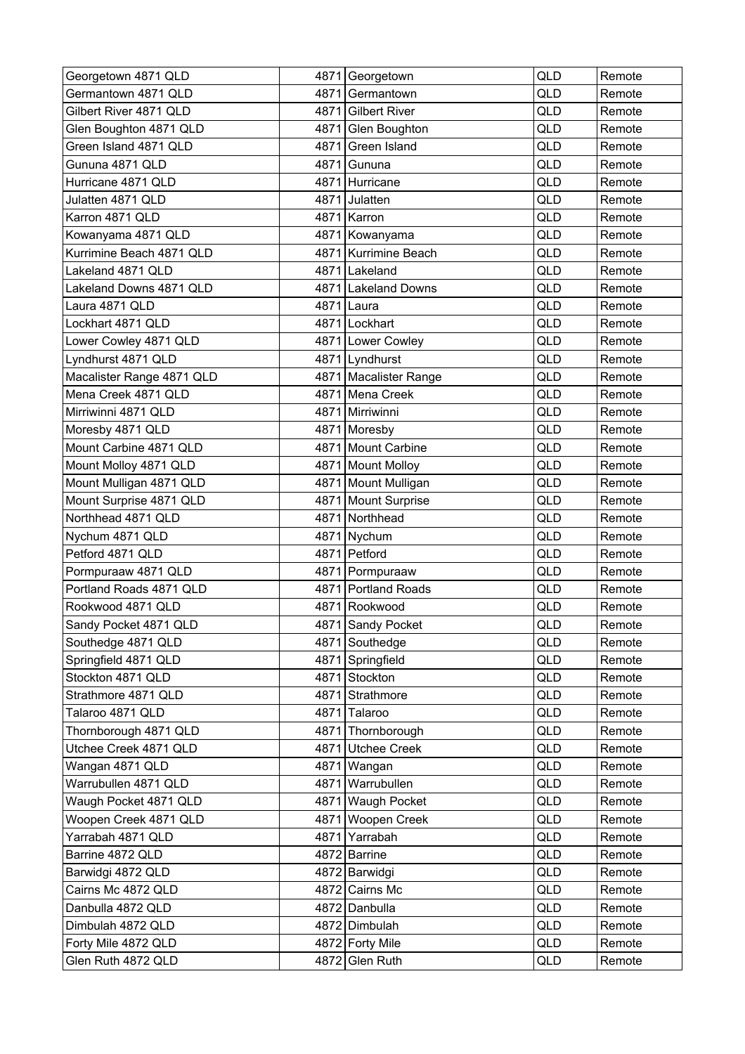| Georgetown 4871 QLD | 4871 | Georgetown | QLD | Remote |
|---|---|---|---|---|
| Germantown 4871 QLD | 4871 | Germantown | QLD | Remote |
| Gilbert River 4871 QLD | 4871 | Gilbert River | QLD | Remote |
| Glen Boughton 4871 QLD | 4871 | Glen Boughton | QLD | Remote |
| Green Island 4871 QLD | 4871 | Green Island | QLD | Remote |
| Gununa 4871 QLD | 4871 | Gununa | QLD | Remote |
| Hurricane 4871 QLD | 4871 | Hurricane | QLD | Remote |
| Julatten 4871 QLD | 4871 | Julatten | QLD | Remote |
| Karron 4871 QLD | 4871 | Karron | QLD | Remote |
| Kowanyama 4871 QLD | 4871 | Kowanyama | QLD | Remote |
| Kurrimine Beach 4871 QLD | 4871 | Kurrimine Beach | QLD | Remote |
| Lakeland 4871 QLD | 4871 | Lakeland | QLD | Remote |
| Lakeland Downs 4871 QLD | 4871 | Lakeland Downs | QLD | Remote |
| Laura 4871 QLD | 4871 | Laura | QLD | Remote |
| Lockhart 4871 QLD | 4871 | Lockhart | QLD | Remote |
| Lower Cowley 4871 QLD | 4871 | Lower Cowley | QLD | Remote |
| Lyndhurst 4871 QLD | 4871 | Lyndhurst | QLD | Remote |
| Macalister Range 4871 QLD | 4871 | Macalister Range | QLD | Remote |
| Mena Creek 4871 QLD | 4871 | Mena Creek | QLD | Remote |
| Mirriwinni 4871 QLD | 4871 | Mirriwinni | QLD | Remote |
| Moresby 4871 QLD | 4871 | Moresby | QLD | Remote |
| Mount Carbine 4871 QLD | 4871 | Mount Carbine | QLD | Remote |
| Mount Molloy 4871 QLD | 4871 | Mount Molloy | QLD | Remote |
| Mount Mulligan 4871 QLD | 4871 | Mount Mulligan | QLD | Remote |
| Mount Surprise 4871 QLD | 4871 | Mount Surprise | QLD | Remote |
| Northhead 4871 QLD | 4871 | Northhead | QLD | Remote |
| Nychum 4871 QLD | 4871 | Nychum | QLD | Remote |
| Petford 4871 QLD | 4871 | Petford | QLD | Remote |
| Pormpuraaw 4871 QLD | 4871 | Pormpuraaw | QLD | Remote |
| Portland Roads 4871 QLD | 4871 | Portland Roads | QLD | Remote |
| Rookwood 4871 QLD | 4871 | Rookwood | QLD | Remote |
| Sandy Pocket 4871 QLD | 4871 | Sandy Pocket | QLD | Remote |
| Southedge 4871 QLD | 4871 | Southedge | QLD | Remote |
| Springfield 4871 QLD | 4871 | Springfield | QLD | Remote |
| Stockton 4871 QLD | 4871 | Stockton | QLD | Remote |
| Strathmore 4871 QLD | 4871 | Strathmore | QLD | Remote |
| Talaroo 4871 QLD | 4871 | Talaroo | QLD | Remote |
| Thornborough 4871 QLD | 4871 | Thornborough | QLD | Remote |
| Utchee Creek 4871 QLD | 4871 | Utchee Creek | QLD | Remote |
| Wangan 4871 QLD | 4871 | Wangan | QLD | Remote |
| Warrubullen 4871 QLD | 4871 | Warrubullen | QLD | Remote |
| Waugh Pocket 4871 QLD | 4871 | Waugh Pocket | QLD | Remote |
| Woopen Creek 4871 QLD | 4871 | Woopen Creek | QLD | Remote |
| Yarrabah 4871 QLD | 4871 | Yarrabah | QLD | Remote |
| Barrine 4872 QLD | 4872 | Barrine | QLD | Remote |
| Barwidgi 4872 QLD | 4872 | Barwidgi | QLD | Remote |
| Cairns Mc 4872 QLD | 4872 | Cairns Mc | QLD | Remote |
| Danbulla 4872 QLD | 4872 | Danbulla | QLD | Remote |
| Dimbulah 4872 QLD | 4872 | Dimbulah | QLD | Remote |
| Forty Mile 4872 QLD | 4872 | Forty Mile | QLD | Remote |
| Glen Ruth 4872 QLD | 4872 | Glen Ruth | QLD | Remote |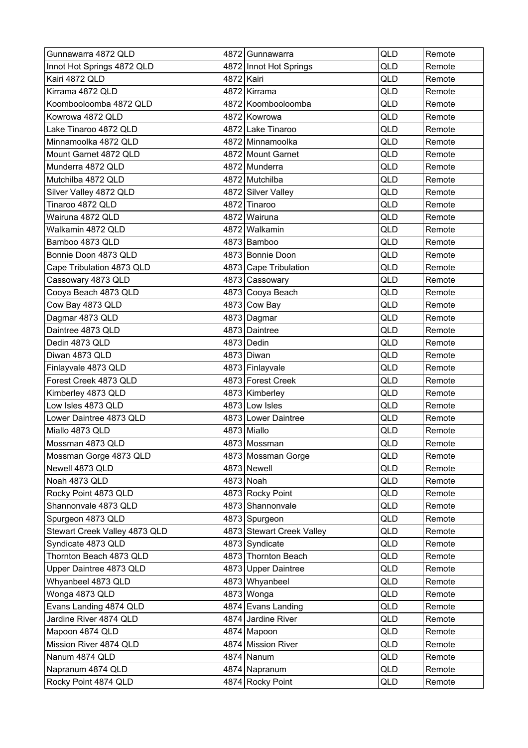| | | | | |
|---|---|---|---|---|
| Gunnawarra 4872 QLD | 4872 | Gunnawarra | QLD | Remote |
| Innot Hot Springs 4872 QLD | 4872 | Innot Hot Springs | QLD | Remote |
| Kairi 4872 QLD | 4872 | Kairi | QLD | Remote |
| Kirrama 4872 QLD | 4872 | Kirrama | QLD | Remote |
| Koombooloomba 4872 QLD | 4872 | Koombooloomba | QLD | Remote |
| Kowrowa 4872 QLD | 4872 | Kowrowa | QLD | Remote |
| Lake Tinaroo 4872 QLD | 4872 | Lake Tinaroo | QLD | Remote |
| Minnamoolka 4872 QLD | 4872 | Minnamoolka | QLD | Remote |
| Mount Garnet 4872 QLD | 4872 | Mount Garnet | QLD | Remote |
| Munderra 4872 QLD | 4872 | Munderra | QLD | Remote |
| Mutchilba 4872 QLD | 4872 | Mutchilba | QLD | Remote |
| Silver Valley 4872 QLD | 4872 | Silver Valley | QLD | Remote |
| Tinaroo 4872 QLD | 4872 | Tinaroo | QLD | Remote |
| Wairuna 4872 QLD | 4872 | Wairuna | QLD | Remote |
| Walkamin 4872 QLD | 4872 | Walkamin | QLD | Remote |
| Bamboo 4873 QLD | 4873 | Bamboo | QLD | Remote |
| Bonnie Doon 4873 QLD | 4873 | Bonnie Doon | QLD | Remote |
| Cape Tribulation 4873 QLD | 4873 | Cape Tribulation | QLD | Remote |
| Cassowary 4873 QLD | 4873 | Cassowary | QLD | Remote |
| Cooya Beach 4873 QLD | 4873 | Cooya Beach | QLD | Remote |
| Cow Bay 4873 QLD | 4873 | Cow Bay | QLD | Remote |
| Dagmar 4873 QLD | 4873 | Dagmar | QLD | Remote |
| Daintree 4873 QLD | 4873 | Daintree | QLD | Remote |
| Dedin 4873 QLD | 4873 | Dedin | QLD | Remote |
| Diwan 4873 QLD | 4873 | Diwan | QLD | Remote |
| Finlayvale 4873 QLD | 4873 | Finlayvale | QLD | Remote |
| Forest Creek 4873 QLD | 4873 | Forest Creek | QLD | Remote |
| Kimberley 4873 QLD | 4873 | Kimberley | QLD | Remote |
| Low Isles 4873 QLD | 4873 | Low Isles | QLD | Remote |
| Lower Daintree 4873 QLD | 4873 | Lower Daintree | QLD | Remote |
| Miallo 4873 QLD | 4873 | Miallo | QLD | Remote |
| Mossman 4873 QLD | 4873 | Mossman | QLD | Remote |
| Mossman Gorge 4873 QLD | 4873 | Mossman Gorge | QLD | Remote |
| Newell 4873 QLD | 4873 | Newell | QLD | Remote |
| Noah 4873 QLD | 4873 | Noah | QLD | Remote |
| Rocky Point 4873 QLD | 4873 | Rocky Point | QLD | Remote |
| Shannonvale 4873 QLD | 4873 | Shannonvale | QLD | Remote |
| Spurgeon 4873 QLD | 4873 | Spurgeon | QLD | Remote |
| Stewart Creek Valley 4873 QLD | 4873 | Stewart Creek Valley | QLD | Remote |
| Syndicate 4873 QLD | 4873 | Syndicate | QLD | Remote |
| Thornton Beach 4873 QLD | 4873 | Thornton Beach | QLD | Remote |
| Upper Daintree 4873 QLD | 4873 | Upper Daintree | QLD | Remote |
| Whyanbeel 4873 QLD | 4873 | Whyanbeel | QLD | Remote |
| Wonga 4873 QLD | 4873 | Wonga | QLD | Remote |
| Evans Landing 4874 QLD | 4874 | Evans Landing | QLD | Remote |
| Jardine River 4874 QLD | 4874 | Jardine River | QLD | Remote |
| Mapoon 4874 QLD | 4874 | Mapoon | QLD | Remote |
| Mission River 4874 QLD | 4874 | Mission River | QLD | Remote |
| Nanum 4874 QLD | 4874 | Nanum | QLD | Remote |
| Napranum 4874 QLD | 4874 | Napranum | QLD | Remote |
| Rocky Point 4874 QLD | 4874 | Rocky Point | QLD | Remote |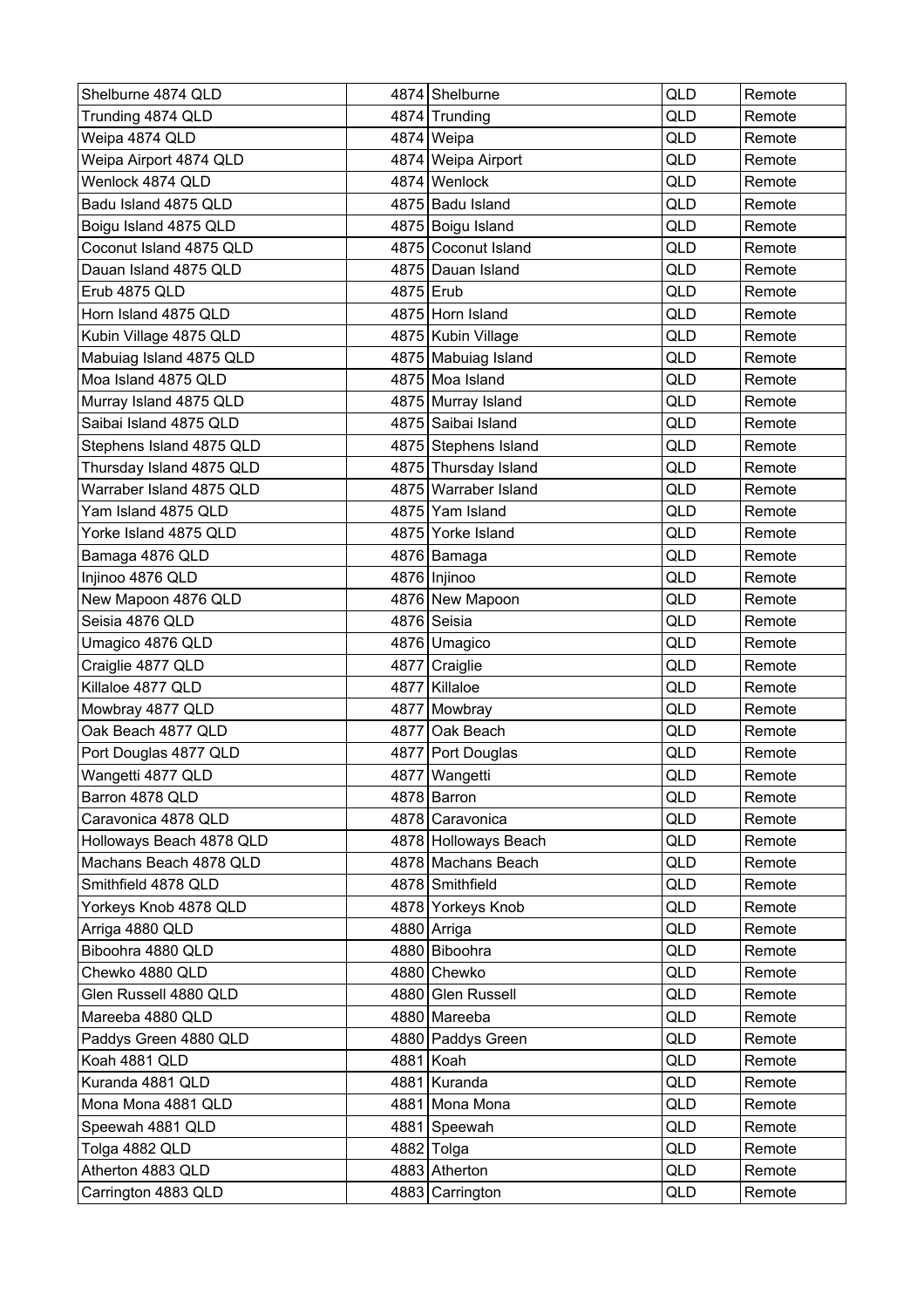| Shelburne 4874 QLD | 4874 | Shelburne | QLD | Remote |
|---|---|---|---|---|
| Trunding 4874 QLD | 4874 | Trunding | QLD | Remote |
| Weipa 4874 QLD | 4874 | Weipa | QLD | Remote |
| Weipa Airport 4874 QLD | 4874 | Weipa Airport | QLD | Remote |
| Wenlock 4874 QLD | 4874 | Wenlock | QLD | Remote |
| Badu Island 4875 QLD | 4875 | Badu Island | QLD | Remote |
| Boigu Island 4875 QLD | 4875 | Boigu Island | QLD | Remote |
| Coconut Island 4875 QLD | 4875 | Coconut Island | QLD | Remote |
| Dauan Island 4875 QLD | 4875 | Dauan Island | QLD | Remote |
| Erub 4875 QLD | 4875 | Erub | QLD | Remote |
| Horn Island 4875 QLD | 4875 | Horn Island | QLD | Remote |
| Kubin Village 4875 QLD | 4875 | Kubin Village | QLD | Remote |
| Mabuiag Island 4875 QLD | 4875 | Mabuiag Island | QLD | Remote |
| Moa Island 4875 QLD | 4875 | Moa Island | QLD | Remote |
| Murray Island 4875 QLD | 4875 | Murray Island | QLD | Remote |
| Saibai Island 4875 QLD | 4875 | Saibai Island | QLD | Remote |
| Stephens Island 4875 QLD | 4875 | Stephens Island | QLD | Remote |
| Thursday Island 4875 QLD | 4875 | Thursday Island | QLD | Remote |
| Warraber Island 4875 QLD | 4875 | Warraber Island | QLD | Remote |
| Yam Island 4875 QLD | 4875 | Yam Island | QLD | Remote |
| Yorke Island 4875 QLD | 4875 | Yorke Island | QLD | Remote |
| Bamaga 4876 QLD | 4876 | Bamaga | QLD | Remote |
| Injinoo 4876 QLD | 4876 | Injinoo | QLD | Remote |
| New Mapoon 4876 QLD | 4876 | New Mapoon | QLD | Remote |
| Seisia 4876 QLD | 4876 | Seisia | QLD | Remote |
| Umagico 4876 QLD | 4876 | Umagico | QLD | Remote |
| Craiglie 4877 QLD | 4877 | Craiglie | QLD | Remote |
| Killaloe 4877 QLD | 4877 | Killaloe | QLD | Remote |
| Mowbray 4877 QLD | 4877 | Mowbray | QLD | Remote |
| Oak Beach 4877 QLD | 4877 | Oak Beach | QLD | Remote |
| Port Douglas 4877 QLD | 4877 | Port Douglas | QLD | Remote |
| Wangetti 4877 QLD | 4877 | Wangetti | QLD | Remote |
| Barron 4878 QLD | 4878 | Barron | QLD | Remote |
| Caravonica 4878 QLD | 4878 | Caravonica | QLD | Remote |
| Holloways Beach 4878 QLD | 4878 | Holloways Beach | QLD | Remote |
| Machans Beach 4878 QLD | 4878 | Machans Beach | QLD | Remote |
| Smithfield 4878 QLD | 4878 | Smithfield | QLD | Remote |
| Yorkeys Knob 4878 QLD | 4878 | Yorkeys Knob | QLD | Remote |
| Arriga 4880 QLD | 4880 | Arriga | QLD | Remote |
| Biboohra 4880 QLD | 4880 | Biboohra | QLD | Remote |
| Chewko 4880 QLD | 4880 | Chewko | QLD | Remote |
| Glen Russell 4880 QLD | 4880 | Glen Russell | QLD | Remote |
| Mareeba 4880 QLD | 4880 | Mareeba | QLD | Remote |
| Paddys Green 4880 QLD | 4880 | Paddys Green | QLD | Remote |
| Koah 4881 QLD | 4881 | Koah | QLD | Remote |
| Kuranda 4881 QLD | 4881 | Kuranda | QLD | Remote |
| Mona Mona 4881 QLD | 4881 | Mona Mona | QLD | Remote |
| Speewah 4881 QLD | 4881 | Speewah | QLD | Remote |
| Tolga 4882 QLD | 4882 | Tolga | QLD | Remote |
| Atherton 4883 QLD | 4883 | Atherton | QLD | Remote |
| Carrington 4883 QLD | 4883 | Carrington | QLD | Remote |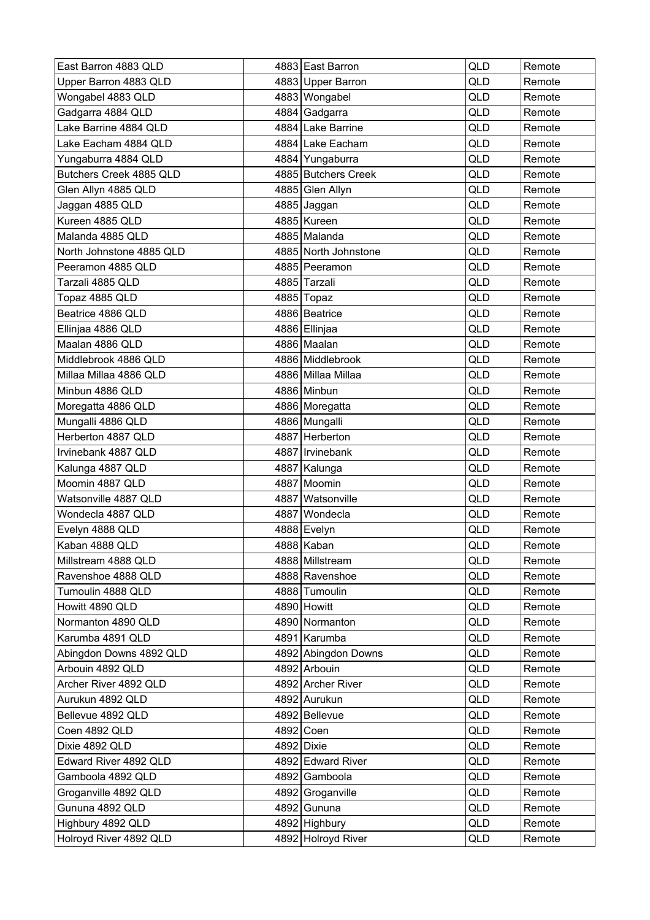| East Barron 4883 QLD | 4883 | East Barron | QLD | Remote |
|---|---|---|---|---|
| Upper Barron 4883 QLD | 4883 | Upper Barron | QLD | Remote |
| Wongabel 4883 QLD | 4883 | Wongabel | QLD | Remote |
| Gadgarra 4884 QLD | 4884 | Gadgarra | QLD | Remote |
| Lake Barrine 4884 QLD | 4884 | Lake Barrine | QLD | Remote |
| Lake Eacham 4884 QLD | 4884 | Lake Eacham | QLD | Remote |
| Yungaburra 4884 QLD | 4884 | Yungaburra | QLD | Remote |
| Butchers Creek 4885 QLD | 4885 | Butchers Creek | QLD | Remote |
| Glen Allyn 4885 QLD | 4885 | Glen Allyn | QLD | Remote |
| Jaggan 4885 QLD | 4885 | Jaggan | QLD | Remote |
| Kureen 4885 QLD | 4885 | Kureen | QLD | Remote |
| Malanda 4885 QLD | 4885 | Malanda | QLD | Remote |
| North Johnstone 4885 QLD | 4885 | North Johnstone | QLD | Remote |
| Peeramon 4885 QLD | 4885 | Peeramon | QLD | Remote |
| Tarzali 4885 QLD | 4885 | Tarzali | QLD | Remote |
| Topaz 4885 QLD | 4885 | Topaz | QLD | Remote |
| Beatrice 4886 QLD | 4886 | Beatrice | QLD | Remote |
| Ellinjaa 4886 QLD | 4886 | Ellinjaa | QLD | Remote |
| Maalan 4886 QLD | 4886 | Maalan | QLD | Remote |
| Middlebrook 4886 QLD | 4886 | Middlebrook | QLD | Remote |
| Millaa Millaa 4886 QLD | 4886 | Millaa Millaa | QLD | Remote |
| Minbun 4886 QLD | 4886 | Minbun | QLD | Remote |
| Moregatta 4886 QLD | 4886 | Moregatta | QLD | Remote |
| Mungalli 4886 QLD | 4886 | Mungalli | QLD | Remote |
| Herberton 4887 QLD | 4887 | Herberton | QLD | Remote |
| Irvinebank 4887 QLD | 4887 | Irvinebank | QLD | Remote |
| Kalunga 4887 QLD | 4887 | Kalunga | QLD | Remote |
| Moomin 4887 QLD | 4887 | Moomin | QLD | Remote |
| Watsonville 4887 QLD | 4887 | Watsonville | QLD | Remote |
| Wondecla 4887 QLD | 4887 | Wondecla | QLD | Remote |
| Evelyn 4888 QLD | 4888 | Evelyn | QLD | Remote |
| Kaban 4888 QLD | 4888 | Kaban | QLD | Remote |
| Millstream 4888 QLD | 4888 | Millstream | QLD | Remote |
| Ravenshoe 4888 QLD | 4888 | Ravenshoe | QLD | Remote |
| Tumoulin 4888 QLD | 4888 | Tumoulin | QLD | Remote |
| Howitt 4890 QLD | 4890 | Howitt | QLD | Remote |
| Normanton 4890 QLD | 4890 | Normanton | QLD | Remote |
| Karumba 4891 QLD | 4891 | Karumba | QLD | Remote |
| Abingdon Downs 4892 QLD | 4892 | Abingdon Downs | QLD | Remote |
| Arbouin 4892 QLD | 4892 | Arbouin | QLD | Remote |
| Archer River 4892 QLD | 4892 | Archer River | QLD | Remote |
| Aurukun 4892 QLD | 4892 | Aurukun | QLD | Remote |
| Bellevue 4892 QLD | 4892 | Bellevue | QLD | Remote |
| Coen 4892 QLD | 4892 | Coen | QLD | Remote |
| Dixie 4892 QLD | 4892 | Dixie | QLD | Remote |
| Edward River 4892 QLD | 4892 | Edward River | QLD | Remote |
| Gamboola 4892 QLD | 4892 | Gamboola | QLD | Remote |
| Groganville 4892 QLD | 4892 | Groganville | QLD | Remote |
| Gununa 4892 QLD | 4892 | Gununa | QLD | Remote |
| Highbury 4892 QLD | 4892 | Highbury | QLD | Remote |
| Holroyd River 4892 QLD | 4892 | Holroyd River | QLD | Remote |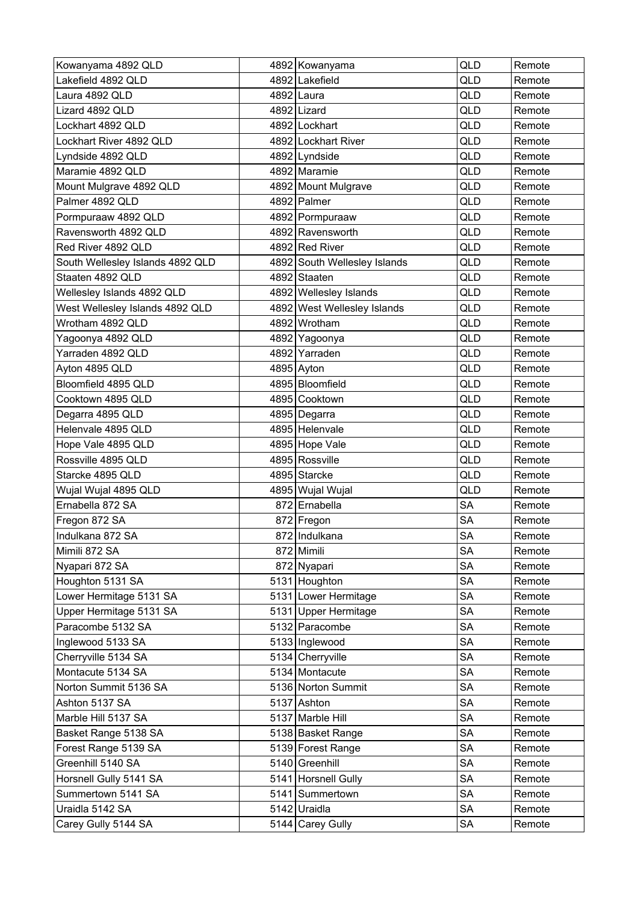| Kowanyama 4892 QLD | 4892 | Kowanyama | QLD | Remote |
|---|---|---|---|---|
| Lakefield 4892 QLD | 4892 | Lakefield | QLD | Remote |
| Laura 4892 QLD | 4892 | Laura | QLD | Remote |
| Lizard 4892 QLD | 4892 | Lizard | QLD | Remote |
| Lockhart 4892 QLD | 4892 | Lockhart | QLD | Remote |
| Lockhart River 4892 QLD | 4892 | Lockhart River | QLD | Remote |
| Lyndside 4892 QLD | 4892 | Lyndside | QLD | Remote |
| Maramie 4892 QLD | 4892 | Maramie | QLD | Remote |
| Mount Mulgrave 4892 QLD | 4892 | Mount Mulgrave | QLD | Remote |
| Palmer 4892 QLD | 4892 | Palmer | QLD | Remote |
| Pormpuraaw 4892 QLD | 4892 | Pormpuraaw | QLD | Remote |
| Ravensworth 4892 QLD | 4892 | Ravensworth | QLD | Remote |
| Red River 4892 QLD | 4892 | Red River | QLD | Remote |
| South Wellesley Islands 4892 QLD | 4892 | South Wellesley Islands | QLD | Remote |
| Staaten 4892 QLD | 4892 | Staaten | QLD | Remote |
| Wellesley Islands 4892 QLD | 4892 | Wellesley Islands | QLD | Remote |
| West Wellesley Islands 4892 QLD | 4892 | West Wellesley Islands | QLD | Remote |
| Wrotham 4892 QLD | 4892 | Wrotham | QLD | Remote |
| Yagoonya 4892 QLD | 4892 | Yagoonya | QLD | Remote |
| Yarraden 4892 QLD | 4892 | Yarraden | QLD | Remote |
| Ayton 4895 QLD | 4895 | Ayton | QLD | Remote |
| Bloomfield 4895 QLD | 4895 | Bloomfield | QLD | Remote |
| Cooktown 4895 QLD | 4895 | Cooktown | QLD | Remote |
| Degarra 4895 QLD | 4895 | Degarra | QLD | Remote |
| Helenvale 4895 QLD | 4895 | Helenvale | QLD | Remote |
| Hope Vale 4895 QLD | 4895 | Hope Vale | QLD | Remote |
| Rossville 4895 QLD | 4895 | Rossville | QLD | Remote |
| Starcke 4895 QLD | 4895 | Starcke | QLD | Remote |
| Wujal Wujal 4895 QLD | 4895 | Wujal Wujal | QLD | Remote |
| Ernabella 872 SA | 872 | Ernabella | SA | Remote |
| Fregon 872 SA | 872 | Fregon | SA | Remote |
| Indulkana 872 SA | 872 | Indulkana | SA | Remote |
| Mimili 872 SA | 872 | Mimili | SA | Remote |
| Nyapari 872 SA | 872 | Nyapari | SA | Remote |
| Houghton 5131 SA | 5131 | Houghton | SA | Remote |
| Lower Hermitage 5131 SA | 5131 | Lower Hermitage | SA | Remote |
| Upper Hermitage 5131 SA | 5131 | Upper Hermitage | SA | Remote |
| Paracombe 5132 SA | 5132 | Paracombe | SA | Remote |
| Inglewood 5133 SA | 5133 | Inglewood | SA | Remote |
| Cherryville 5134 SA | 5134 | Cherryville | SA | Remote |
| Montacute 5134 SA | 5134 | Montacute | SA | Remote |
| Norton Summit 5136 SA | 5136 | Norton Summit | SA | Remote |
| Ashton 5137 SA | 5137 | Ashton | SA | Remote |
| Marble Hill 5137 SA | 5137 | Marble Hill | SA | Remote |
| Basket Range 5138 SA | 5138 | Basket Range | SA | Remote |
| Forest Range 5139 SA | 5139 | Forest Range | SA | Remote |
| Greenhill 5140 SA | 5140 | Greenhill | SA | Remote |
| Horsnell Gully 5141 SA | 5141 | Horsnell Gully | SA | Remote |
| Summertown 5141 SA | 5141 | Summertown | SA | Remote |
| Uraidla 5142 SA | 5142 | Uraidla | SA | Remote |
| Carey Gully 5144 SA | 5144 | Carey Gully | SA | Remote |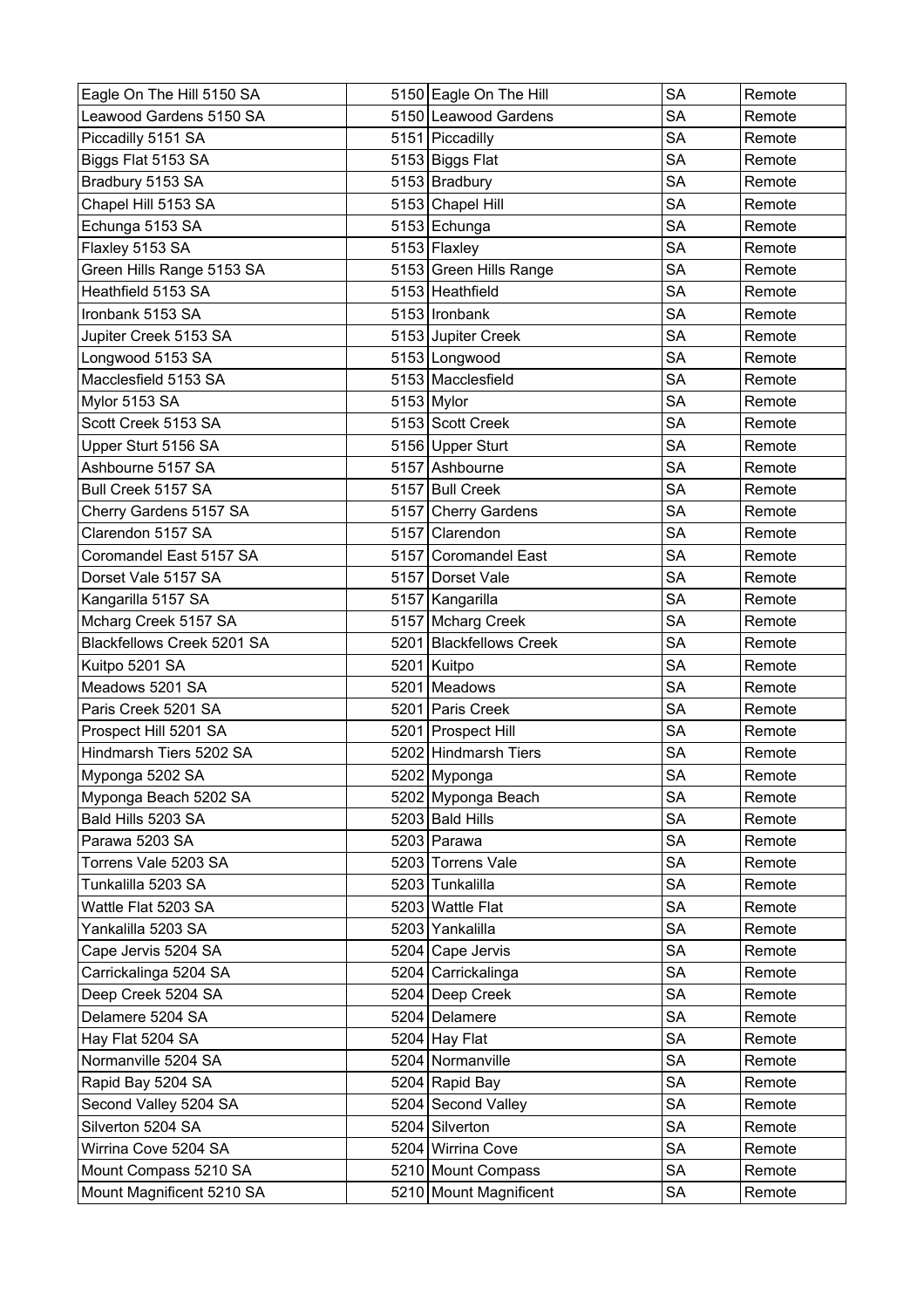| Eagle On The Hill 5150 SA | 5150 | Eagle On The Hill | SA | Remote |
|---|---|---|---|---|
| Leawood Gardens 5150 SA | 5150 | Leawood Gardens | SA | Remote |
| Piccadilly 5151 SA | 5151 | Piccadilly | SA | Remote |
| Biggs Flat 5153 SA | 5153 | Biggs Flat | SA | Remote |
| Bradbury 5153 SA | 5153 | Bradbury | SA | Remote |
| Chapel Hill 5153 SA | 5153 | Chapel Hill | SA | Remote |
| Echunga 5153 SA | 5153 | Echunga | SA | Remote |
| Flaxley 5153 SA | 5153 | Flaxley | SA | Remote |
| Green Hills Range 5153 SA | 5153 | Green Hills Range | SA | Remote |
| Heathfield 5153 SA | 5153 | Heathfield | SA | Remote |
| Ironbank 5153 SA | 5153 | Ironbank | SA | Remote |
| Jupiter Creek 5153 SA | 5153 | Jupiter Creek | SA | Remote |
| Longwood 5153 SA | 5153 | Longwood | SA | Remote |
| Macclesfield 5153 SA | 5153 | Macclesfield | SA | Remote |
| Mylor 5153 SA | 5153 | Mylor | SA | Remote |
| Scott Creek 5153 SA | 5153 | Scott Creek | SA | Remote |
| Upper Sturt 5156 SA | 5156 | Upper Sturt | SA | Remote |
| Ashbourne 5157 SA | 5157 | Ashbourne | SA | Remote |
| Bull Creek 5157 SA | 5157 | Bull Creek | SA | Remote |
| Cherry Gardens 5157 SA | 5157 | Cherry Gardens | SA | Remote |
| Clarendon 5157 SA | 5157 | Clarendon | SA | Remote |
| Coromandel East 5157 SA | 5157 | Coromandel East | SA | Remote |
| Dorset Vale 5157 SA | 5157 | Dorset Vale | SA | Remote |
| Kangarilla 5157 SA | 5157 | Kangarilla | SA | Remote |
| Mcharg Creek 5157 SA | 5157 | Mcharg Creek | SA | Remote |
| Blackfellows Creek 5201 SA | 5201 | Blackfellows Creek | SA | Remote |
| Kuitpo 5201 SA | 5201 | Kuitpo | SA | Remote |
| Meadows 5201 SA | 5201 | Meadows | SA | Remote |
| Paris Creek 5201 SA | 5201 | Paris Creek | SA | Remote |
| Prospect Hill 5201 SA | 5201 | Prospect Hill | SA | Remote |
| Hindmarsh Tiers 5202 SA | 5202 | Hindmarsh Tiers | SA | Remote |
| Myponga 5202 SA | 5202 | Myponga | SA | Remote |
| Myponga Beach 5202 SA | 5202 | Myponga Beach | SA | Remote |
| Bald Hills 5203 SA | 5203 | Bald Hills | SA | Remote |
| Parawa 5203 SA | 5203 | Parawa | SA | Remote |
| Torrens Vale 5203 SA | 5203 | Torrens Vale | SA | Remote |
| Tunkalilla 5203 SA | 5203 | Tunkalilla | SA | Remote |
| Wattle Flat 5203 SA | 5203 | Wattle Flat | SA | Remote |
| Yankalilla 5203 SA | 5203 | Yankalilla | SA | Remote |
| Cape Jervis 5204 SA | 5204 | Cape Jervis | SA | Remote |
| Carrickalinga 5204 SA | 5204 | Carrickalinga | SA | Remote |
| Deep Creek 5204 SA | 5204 | Deep Creek | SA | Remote |
| Delamere 5204 SA | 5204 | Delamere | SA | Remote |
| Hay Flat 5204 SA | 5204 | Hay Flat | SA | Remote |
| Normanville 5204 SA | 5204 | Normanville | SA | Remote |
| Rapid Bay 5204 SA | 5204 | Rapid Bay | SA | Remote |
| Second Valley 5204 SA | 5204 | Second Valley | SA | Remote |
| Silverton 5204 SA | 5204 | Silverton | SA | Remote |
| Wirrina Cove 5204 SA | 5204 | Wirrina Cove | SA | Remote |
| Mount Compass 5210 SA | 5210 | Mount Compass | SA | Remote |
| Mount Magnificent 5210 SA | 5210 | Mount Magnificent | SA | Remote |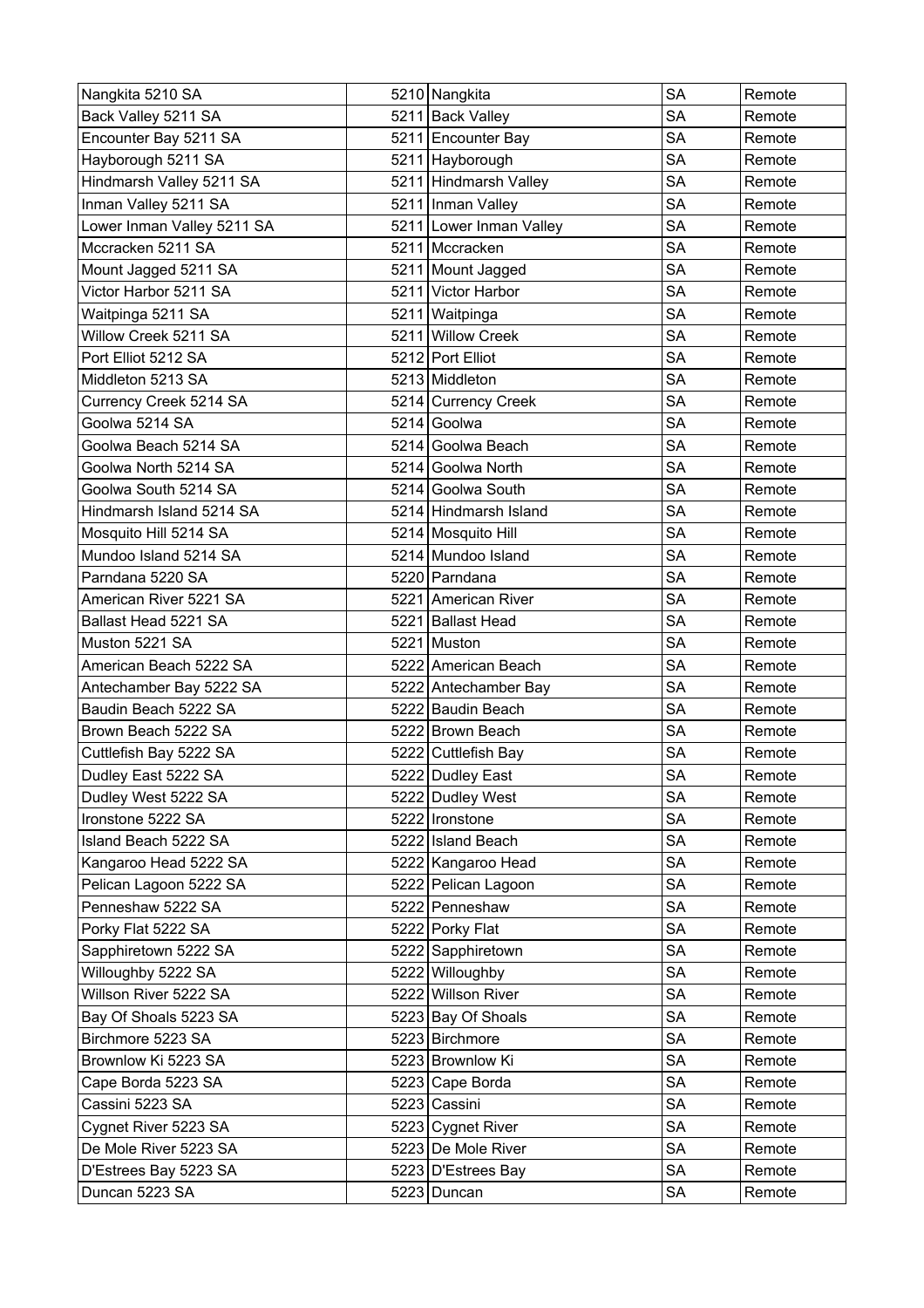| | | | | |
|---|---|---|---|---|
| Nangkita 5210 SA | 5210 | Nangkita | SA | Remote |
| Back Valley 5211 SA | 5211 | Back Valley | SA | Remote |
| Encounter Bay 5211 SA | 5211 | Encounter Bay | SA | Remote |
| Hayborough 5211 SA | 5211 | Hayborough | SA | Remote |
| Hindmarsh Valley 5211 SA | 5211 | Hindmarsh Valley | SA | Remote |
| Inman Valley 5211 SA | 5211 | Inman Valley | SA | Remote |
| Lower Inman Valley 5211 SA | 5211 | Lower Inman Valley | SA | Remote |
| Mccracken 5211 SA | 5211 | Mccracken | SA | Remote |
| Mount Jagged 5211 SA | 5211 | Mount Jagged | SA | Remote |
| Victor Harbor 5211 SA | 5211 | Victor Harbor | SA | Remote |
| Waitpinga 5211 SA | 5211 | Waitpinga | SA | Remote |
| Willow Creek 5211 SA | 5211 | Willow Creek | SA | Remote |
| Port Elliot 5212 SA | 5212 | Port Elliot | SA | Remote |
| Middleton 5213 SA | 5213 | Middleton | SA | Remote |
| Currency Creek 5214 SA | 5214 | Currency Creek | SA | Remote |
| Goolwa 5214 SA | 5214 | Goolwa | SA | Remote |
| Goolwa Beach 5214 SA | 5214 | Goolwa Beach | SA | Remote |
| Goolwa North 5214 SA | 5214 | Goolwa North | SA | Remote |
| Goolwa South 5214 SA | 5214 | Goolwa South | SA | Remote |
| Hindmarsh Island 5214 SA | 5214 | Hindmarsh Island | SA | Remote |
| Mosquito Hill 5214 SA | 5214 | Mosquito Hill | SA | Remote |
| Mundoo Island 5214 SA | 5214 | Mundoo Island | SA | Remote |
| Parndana 5220 SA | 5220 | Parndana | SA | Remote |
| American River 5221 SA | 5221 | American River | SA | Remote |
| Ballast Head 5221 SA | 5221 | Ballast Head | SA | Remote |
| Muston 5221 SA | 5221 | Muston | SA | Remote |
| American Beach 5222 SA | 5222 | American Beach | SA | Remote |
| Antechamber Bay 5222 SA | 5222 | Antechamber Bay | SA | Remote |
| Baudin Beach 5222 SA | 5222 | Baudin Beach | SA | Remote |
| Brown Beach 5222 SA | 5222 | Brown Beach | SA | Remote |
| Cuttlefish Bay 5222 SA | 5222 | Cuttlefish Bay | SA | Remote |
| Dudley East 5222 SA | 5222 | Dudley East | SA | Remote |
| Dudley West 5222 SA | 5222 | Dudley West | SA | Remote |
| Ironstone 5222 SA | 5222 | Ironstone | SA | Remote |
| Island Beach 5222 SA | 5222 | Island Beach | SA | Remote |
| Kangaroo Head 5222 SA | 5222 | Kangaroo Head | SA | Remote |
| Pelican Lagoon 5222 SA | 5222 | Pelican Lagoon | SA | Remote |
| Penneshaw 5222 SA | 5222 | Penneshaw | SA | Remote |
| Porky Flat 5222 SA | 5222 | Porky Flat | SA | Remote |
| Sapphiretown 5222 SA | 5222 | Sapphiretown | SA | Remote |
| Willoughby 5222 SA | 5222 | Willoughby | SA | Remote |
| Willson River 5222 SA | 5222 | Willson River | SA | Remote |
| Bay Of Shoals 5223 SA | 5223 | Bay Of Shoals | SA | Remote |
| Birchmore 5223 SA | 5223 | Birchmore | SA | Remote |
| Brownlow Ki 5223 SA | 5223 | Brownlow Ki | SA | Remote |
| Cape Borda 5223 SA | 5223 | Cape Borda | SA | Remote |
| Cassini 5223 SA | 5223 | Cassini | SA | Remote |
| Cygnet River 5223 SA | 5223 | Cygnet River | SA | Remote |
| De Mole River 5223 SA | 5223 | De Mole River | SA | Remote |
| D'Estrees Bay 5223 SA | 5223 | D'Estrees Bay | SA | Remote |
| Duncan 5223 SA | 5223 | Duncan | SA | Remote |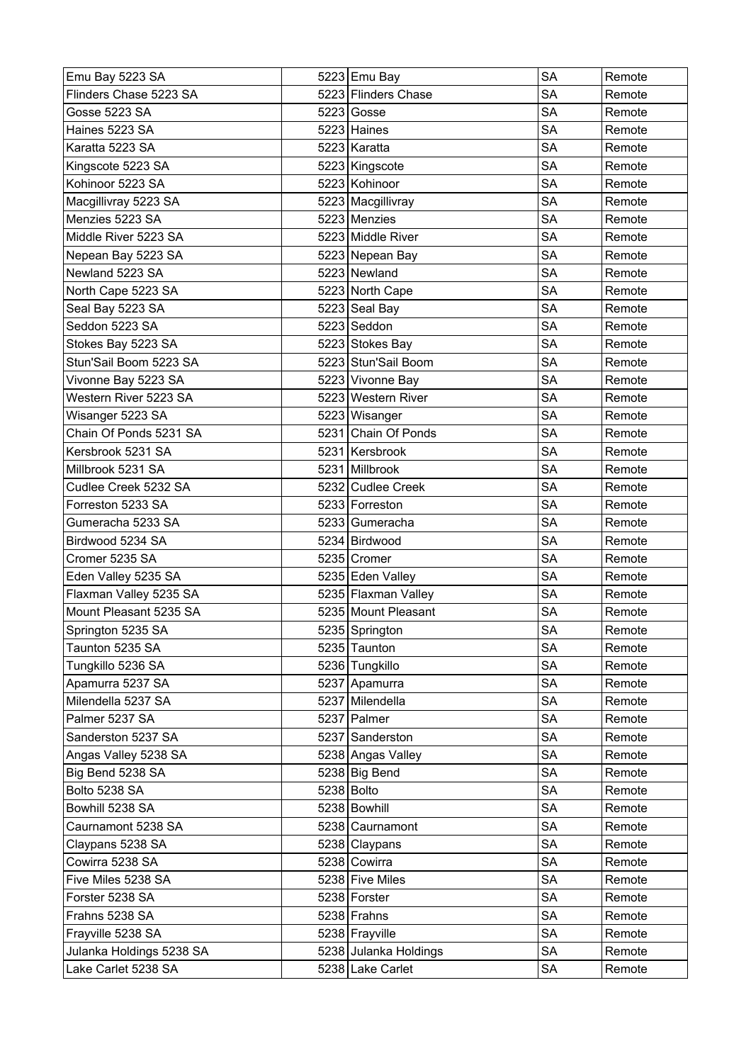| Emu Bay 5223 SA | 5223 | Emu Bay | SA | Remote |
|---|---|---|---|---|
| Flinders Chase 5223 SA | 5223 | Flinders Chase | SA | Remote |
| Gosse 5223 SA | 5223 | Gosse | SA | Remote |
| Haines 5223 SA | 5223 | Haines | SA | Remote |
| Karatta 5223 SA | 5223 | Karatta | SA | Remote |
| Kingscote 5223 SA | 5223 | Kingscote | SA | Remote |
| Kohinoor 5223 SA | 5223 | Kohinoor | SA | Remote |
| Macgillivray 5223 SA | 5223 | Macgillivray | SA | Remote |
| Menzies 5223 SA | 5223 | Menzies | SA | Remote |
| Middle River 5223 SA | 5223 | Middle River | SA | Remote |
| Nepean Bay 5223 SA | 5223 | Nepean Bay | SA | Remote |
| Newland 5223 SA | 5223 | Newland | SA | Remote |
| North Cape 5223 SA | 5223 | North Cape | SA | Remote |
| Seal Bay 5223 SA | 5223 | Seal Bay | SA | Remote |
| Seddon 5223 SA | 5223 | Seddon | SA | Remote |
| Stokes Bay 5223 SA | 5223 | Stokes Bay | SA | Remote |
| Stun'Sail Boom 5223 SA | 5223 | Stun'Sail Boom | SA | Remote |
| Vivonne Bay 5223 SA | 5223 | Vivonne Bay | SA | Remote |
| Western River 5223 SA | 5223 | Western River | SA | Remote |
| Wisanger 5223 SA | 5223 | Wisanger | SA | Remote |
| Chain Of Ponds 5231 SA | 5231 | Chain Of Ponds | SA | Remote |
| Kersbrook 5231 SA | 5231 | Kersbrook | SA | Remote |
| Millbrook 5231 SA | 5231 | Millbrook | SA | Remote |
| Cudlee Creek 5232 SA | 5232 | Cudlee Creek | SA | Remote |
| Forreston 5233 SA | 5233 | Forreston | SA | Remote |
| Gumeracha 5233 SA | 5233 | Gumeracha | SA | Remote |
| Birdwood 5234 SA | 5234 | Birdwood | SA | Remote |
| Cromer 5235 SA | 5235 | Cromer | SA | Remote |
| Eden Valley 5235 SA | 5235 | Eden Valley | SA | Remote |
| Flaxman Valley 5235 SA | 5235 | Flaxman Valley | SA | Remote |
| Mount Pleasant 5235 SA | 5235 | Mount Pleasant | SA | Remote |
| Springton 5235 SA | 5235 | Springton | SA | Remote |
| Taunton 5235 SA | 5235 | Taunton | SA | Remote |
| Tungkillo 5236 SA | 5236 | Tungkillo | SA | Remote |
| Apamurra 5237 SA | 5237 | Apamurra | SA | Remote |
| Milendella 5237 SA | 5237 | Milendella | SA | Remote |
| Palmer 5237 SA | 5237 | Palmer | SA | Remote |
| Sanderston 5237 SA | 5237 | Sanderston | SA | Remote |
| Angas Valley 5238 SA | 5238 | Angas Valley | SA | Remote |
| Big Bend 5238 SA | 5238 | Big Bend | SA | Remote |
| Bolto 5238 SA | 5238 | Bolto | SA | Remote |
| Bowhill 5238 SA | 5238 | Bowhill | SA | Remote |
| Caurnamont 5238 SA | 5238 | Caurnamont | SA | Remote |
| Claypans 5238 SA | 5238 | Claypans | SA | Remote |
| Cowirra 5238 SA | 5238 | Cowirra | SA | Remote |
| Five Miles 5238 SA | 5238 | Five Miles | SA | Remote |
| Forster 5238 SA | 5238 | Forster | SA | Remote |
| Frahns 5238 SA | 5238 | Frahns | SA | Remote |
| Frayville 5238 SA | 5238 | Frayville | SA | Remote |
| Julanka Holdings 5238 SA | 5238 | Julanka Holdings | SA | Remote |
| Lake Carlet 5238 SA | 5238 | Lake Carlet | SA | Remote |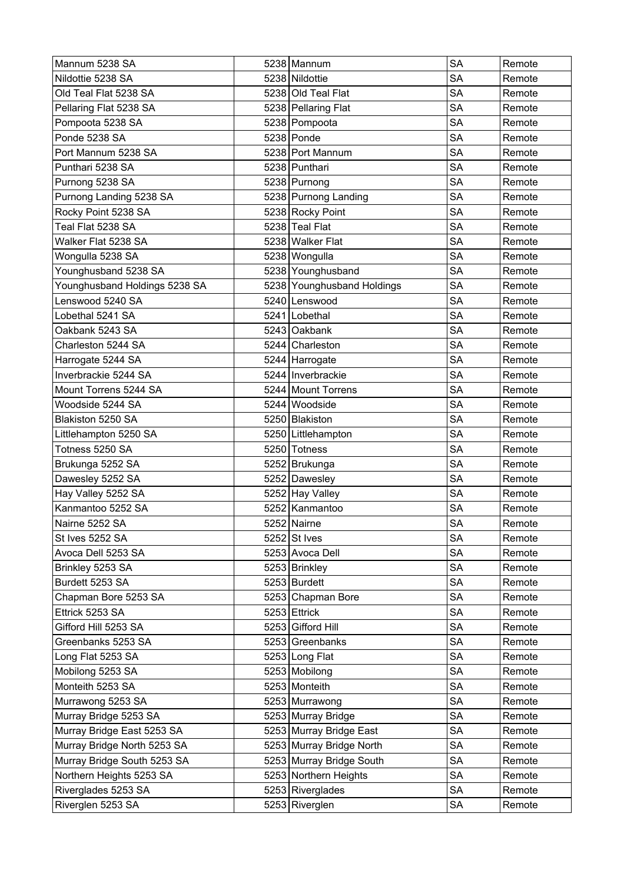| Mannum 5238 SA | 5238 | Mannum | SA | Remote |
|---|---|---|---|---|
| Nildottie 5238 SA | 5238 | Nildottie | SA | Remote |
| Old Teal Flat 5238 SA | 5238 | Old Teal Flat | SA | Remote |
| Pellaring Flat 5238 SA | 5238 | Pellaring Flat | SA | Remote |
| Pompoota 5238 SA | 5238 | Pompoota | SA | Remote |
| Ponde 5238 SA | 5238 | Ponde | SA | Remote |
| Port Mannum 5238 SA | 5238 | Port Mannum | SA | Remote |
| Punthari 5238 SA | 5238 | Punthari | SA | Remote |
| Purnong 5238 SA | 5238 | Purnong | SA | Remote |
| Purnong Landing 5238 SA | 5238 | Purnong Landing | SA | Remote |
| Rocky Point 5238 SA | 5238 | Rocky Point | SA | Remote |
| Teal Flat 5238 SA | 5238 | Teal Flat | SA | Remote |
| Walker Flat 5238 SA | 5238 | Walker Flat | SA | Remote |
| Wongulla 5238 SA | 5238 | Wongulla | SA | Remote |
| Younghusband 5238 SA | 5238 | Younghusband | SA | Remote |
| Younghusband Holdings 5238 SA | 5238 | Younghusband Holdings | SA | Remote |
| Lenswood 5240 SA | 5240 | Lenswood | SA | Remote |
| Lobethal 5241 SA | 5241 | Lobethal | SA | Remote |
| Oakbank 5243 SA | 5243 | Oakbank | SA | Remote |
| Charleston 5244 SA | 5244 | Charleston | SA | Remote |
| Harrogate 5244 SA | 5244 | Harrogate | SA | Remote |
| Inverbrackie 5244 SA | 5244 | Inverbrackie | SA | Remote |
| Mount Torrens 5244 SA | 5244 | Mount Torrens | SA | Remote |
| Woodside 5244 SA | 5244 | Woodside | SA | Remote |
| Blakiston 5250 SA | 5250 | Blakiston | SA | Remote |
| Littlehampton 5250 SA | 5250 | Littlehampton | SA | Remote |
| Totness 5250 SA | 5250 | Totness | SA | Remote |
| Brukunga 5252 SA | 5252 | Brukunga | SA | Remote |
| Dawesley 5252 SA | 5252 | Dawesley | SA | Remote |
| Hay Valley 5252 SA | 5252 | Hay Valley | SA | Remote |
| Kanmantoo 5252 SA | 5252 | Kanmantoo | SA | Remote |
| Nairne 5252 SA | 5252 | Nairne | SA | Remote |
| St Ives 5252 SA | 5252 | St Ives | SA | Remote |
| Avoca Dell 5253 SA | 5253 | Avoca Dell | SA | Remote |
| Brinkley 5253 SA | 5253 | Brinkley | SA | Remote |
| Burdett 5253 SA | 5253 | Burdett | SA | Remote |
| Chapman Bore 5253 SA | 5253 | Chapman Bore | SA | Remote |
| Ettrick 5253 SA | 5253 | Ettrick | SA | Remote |
| Gifford Hill 5253 SA | 5253 | Gifford Hill | SA | Remote |
| Greenbanks 5253 SA | 5253 | Greenbanks | SA | Remote |
| Long Flat 5253 SA | 5253 | Long Flat | SA | Remote |
| Mobilong 5253 SA | 5253 | Mobilong | SA | Remote |
| Monteith 5253 SA | 5253 | Monteith | SA | Remote |
| Murrawong 5253 SA | 5253 | Murrawong | SA | Remote |
| Murray Bridge 5253 SA | 5253 | Murray Bridge | SA | Remote |
| Murray Bridge East 5253 SA | 5253 | Murray Bridge East | SA | Remote |
| Murray Bridge North 5253 SA | 5253 | Murray Bridge North | SA | Remote |
| Murray Bridge South 5253 SA | 5253 | Murray Bridge South | SA | Remote |
| Northern Heights 5253 SA | 5253 | Northern Heights | SA | Remote |
| Riverglades 5253 SA | 5253 | Riverglades | SA | Remote |
| Riverglen 5253 SA | 5253 | Riverglen | SA | Remote |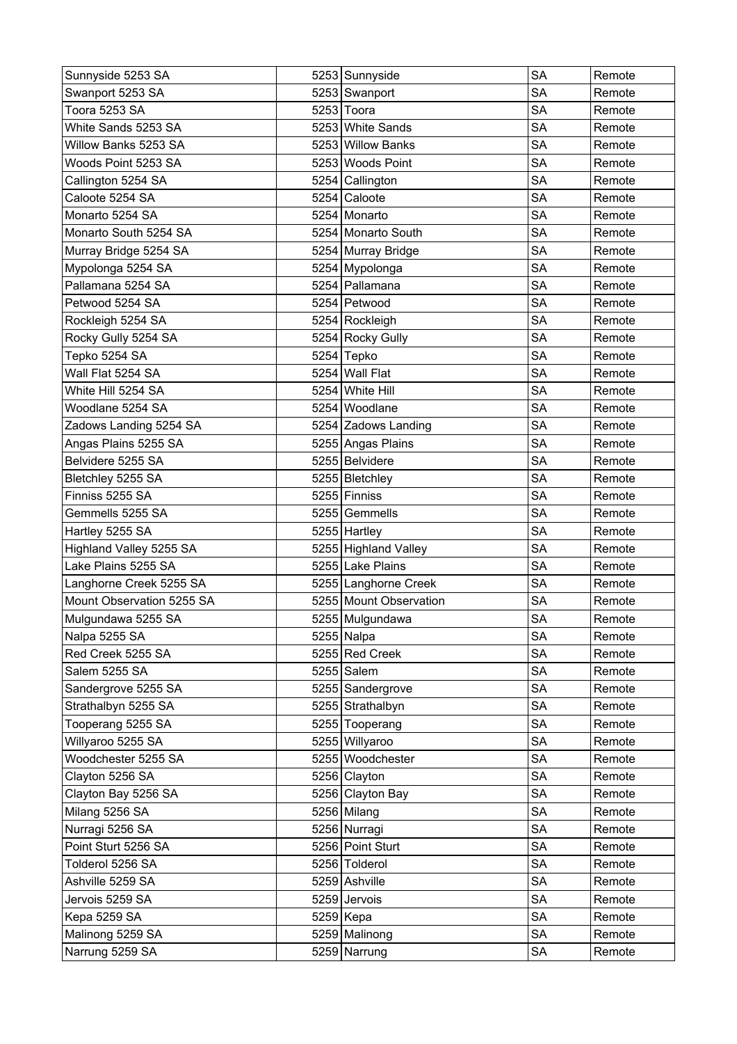| Sunnyside 5253 SA | 5253 | Sunnyside | SA | Remote |
|---|---|---|---|---|
| Swanport 5253 SA | 5253 | Swanport | SA | Remote |
| Toora 5253 SA | 5253 | Toora | SA | Remote |
| White Sands 5253 SA | 5253 | White Sands | SA | Remote |
| Willow Banks 5253 SA | 5253 | Willow Banks | SA | Remote |
| Woods Point 5253 SA | 5253 | Woods Point | SA | Remote |
| Callington 5254 SA | 5254 | Callington | SA | Remote |
| Caloote 5254 SA | 5254 | Caloote | SA | Remote |
| Monarto 5254 SA | 5254 | Monarto | SA | Remote |
| Monarto South 5254 SA | 5254 | Monarto South | SA | Remote |
| Murray Bridge 5254 SA | 5254 | Murray Bridge | SA | Remote |
| Mypolonga 5254 SA | 5254 | Mypolonga | SA | Remote |
| Pallamana 5254 SA | 5254 | Pallamana | SA | Remote |
| Petwood 5254 SA | 5254 | Petwood | SA | Remote |
| Rockleigh 5254 SA | 5254 | Rockleigh | SA | Remote |
| Rocky Gully 5254 SA | 5254 | Rocky Gully | SA | Remote |
| Tepko 5254 SA | 5254 | Tepko | SA | Remote |
| Wall Flat 5254 SA | 5254 | Wall Flat | SA | Remote |
| White Hill 5254 SA | 5254 | White Hill | SA | Remote |
| Woodlane 5254 SA | 5254 | Woodlane | SA | Remote |
| Zadows Landing 5254 SA | 5254 | Zadows Landing | SA | Remote |
| Angas Plains 5255 SA | 5255 | Angas Plains | SA | Remote |
| Belvidere 5255 SA | 5255 | Belvidere | SA | Remote |
| Bletchley 5255 SA | 5255 | Bletchley | SA | Remote |
| Finniss 5255 SA | 5255 | Finniss | SA | Remote |
| Gemmells 5255 SA | 5255 | Gemmells | SA | Remote |
| Hartley 5255 SA | 5255 | Hartley | SA | Remote |
| Highland Valley 5255 SA | 5255 | Highland Valley | SA | Remote |
| Lake Plains 5255 SA | 5255 | Lake Plains | SA | Remote |
| Langhorne Creek 5255 SA | 5255 | Langhorne Creek | SA | Remote |
| Mount Observation 5255 SA | 5255 | Mount Observation | SA | Remote |
| Mulgundawa 5255 SA | 5255 | Mulgundawa | SA | Remote |
| Nalpa 5255 SA | 5255 | Nalpa | SA | Remote |
| Red Creek 5255 SA | 5255 | Red Creek | SA | Remote |
| Salem 5255 SA | 5255 | Salem | SA | Remote |
| Sandergrove 5255 SA | 5255 | Sandergrove | SA | Remote |
| Strathalbyn 5255 SA | 5255 | Strathalbyn | SA | Remote |
| Tooperang 5255 SA | 5255 | Tooperang | SA | Remote |
| Willyaroo 5255 SA | 5255 | Willyaroo | SA | Remote |
| Woodchester 5255 SA | 5255 | Woodchester | SA | Remote |
| Clayton 5256 SA | 5256 | Clayton | SA | Remote |
| Clayton Bay 5256 SA | 5256 | Clayton Bay | SA | Remote |
| Milang 5256 SA | 5256 | Milang | SA | Remote |
| Nurragi 5256 SA | 5256 | Nurragi | SA | Remote |
| Point Sturt 5256 SA | 5256 | Point Sturt | SA | Remote |
| Tolderol 5256 SA | 5256 | Tolderol | SA | Remote |
| Ashville 5259 SA | 5259 | Ashville | SA | Remote |
| Jervois 5259 SA | 5259 | Jervois | SA | Remote |
| Kepa 5259 SA | 5259 | Kepa | SA | Remote |
| Malinong 5259 SA | 5259 | Malinong | SA | Remote |
| Narrung 5259 SA | 5259 | Narrung | SA | Remote |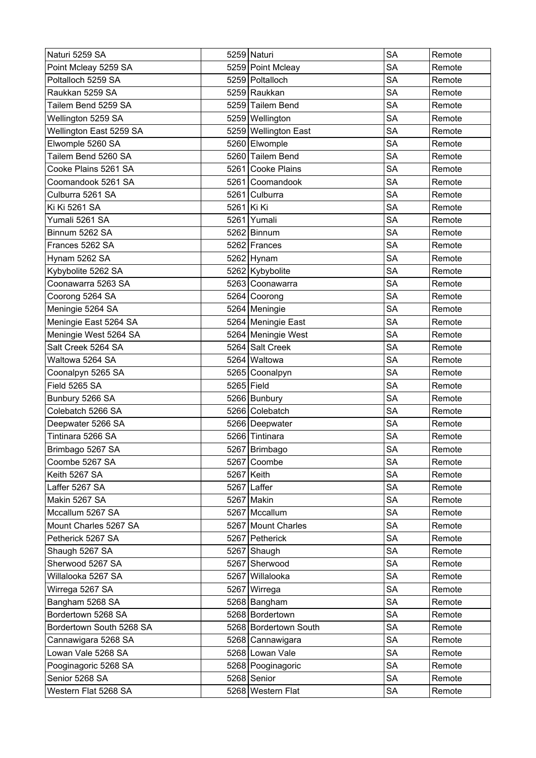| Naturi 5259 SA | 5259 | Naturi | SA | Remote |
|---|---|---|---|---|
| Point Mcleay 5259 SA | 5259 | Point Mcleay | SA | Remote |
| Poltalloch 5259 SA | 5259 | Poltalloch | SA | Remote |
| Raukkan 5259 SA | 5259 | Raukkan | SA | Remote |
| Tailem Bend 5259 SA | 5259 | Tailem Bend | SA | Remote |
| Wellington 5259 SA | 5259 | Wellington | SA | Remote |
| Wellington East 5259 SA | 5259 | Wellington East | SA | Remote |
| Elwomple 5260 SA | 5260 | Elwomple | SA | Remote |
| Tailem Bend 5260 SA | 5260 | Tailem Bend | SA | Remote |
| Cooke Plains 5261 SA | 5261 | Cooke Plains | SA | Remote |
| Coomandook 5261 SA | 5261 | Coomandook | SA | Remote |
| Culburra 5261 SA | 5261 | Culburra | SA | Remote |
| Ki Ki 5261 SA | 5261 | Ki Ki | SA | Remote |
| Yumali 5261 SA | 5261 | Yumali | SA | Remote |
| Binnum 5262 SA | 5262 | Binnum | SA | Remote |
| Frances 5262 SA | 5262 | Frances | SA | Remote |
| Hynam 5262 SA | 5262 | Hynam | SA | Remote |
| Kybybolite 5262 SA | 5262 | Kybybolite | SA | Remote |
| Coonawarra 5263 SA | 5263 | Coonawarra | SA | Remote |
| Coorong 5264 SA | 5264 | Coorong | SA | Remote |
| Meningie 5264 SA | 5264 | Meningie | SA | Remote |
| Meningie East 5264 SA | 5264 | Meningie East | SA | Remote |
| Meningie West 5264 SA | 5264 | Meningie West | SA | Remote |
| Salt Creek 5264 SA | 5264 | Salt Creek | SA | Remote |
| Waltowa 5264 SA | 5264 | Waltowa | SA | Remote |
| Coonalpyn 5265 SA | 5265 | Coonalpyn | SA | Remote |
| Field 5265 SA | 5265 | Field | SA | Remote |
| Bunbury 5266 SA | 5266 | Bunbury | SA | Remote |
| Colebatch 5266 SA | 5266 | Colebatch | SA | Remote |
| Deepwater 5266 SA | 5266 | Deepwater | SA | Remote |
| Tintinara 5266 SA | 5266 | Tintinara | SA | Remote |
| Brimbago 5267 SA | 5267 | Brimbago | SA | Remote |
| Coombe 5267 SA | 5267 | Coombe | SA | Remote |
| Keith 5267 SA | 5267 | Keith | SA | Remote |
| Laffer 5267 SA | 5267 | Laffer | SA | Remote |
| Makin 5267 SA | 5267 | Makin | SA | Remote |
| Mccallum 5267 SA | 5267 | Mccallum | SA | Remote |
| Mount Charles 5267 SA | 5267 | Mount Charles | SA | Remote |
| Petherick 5267 SA | 5267 | Petherick | SA | Remote |
| Shaugh 5267 SA | 5267 | Shaugh | SA | Remote |
| Sherwood 5267 SA | 5267 | Sherwood | SA | Remote |
| Willalooka 5267 SA | 5267 | Willalooka | SA | Remote |
| Wirrega 5267 SA | 5267 | Wirrega | SA | Remote |
| Bangham 5268 SA | 5268 | Bangham | SA | Remote |
| Bordertown 5268 SA | 5268 | Bordertown | SA | Remote |
| Bordertown South 5268 SA | 5268 | Bordertown South | SA | Remote |
| Cannawigara 5268 SA | 5268 | Cannawigara | SA | Remote |
| Lowan Vale 5268 SA | 5268 | Lowan Vale | SA | Remote |
| Pooginagoric 5268 SA | 5268 | Pooginagoric | SA | Remote |
| Senior 5268 SA | 5268 | Senior | SA | Remote |
| Western Flat 5268 SA | 5268 | Western Flat | SA | Remote |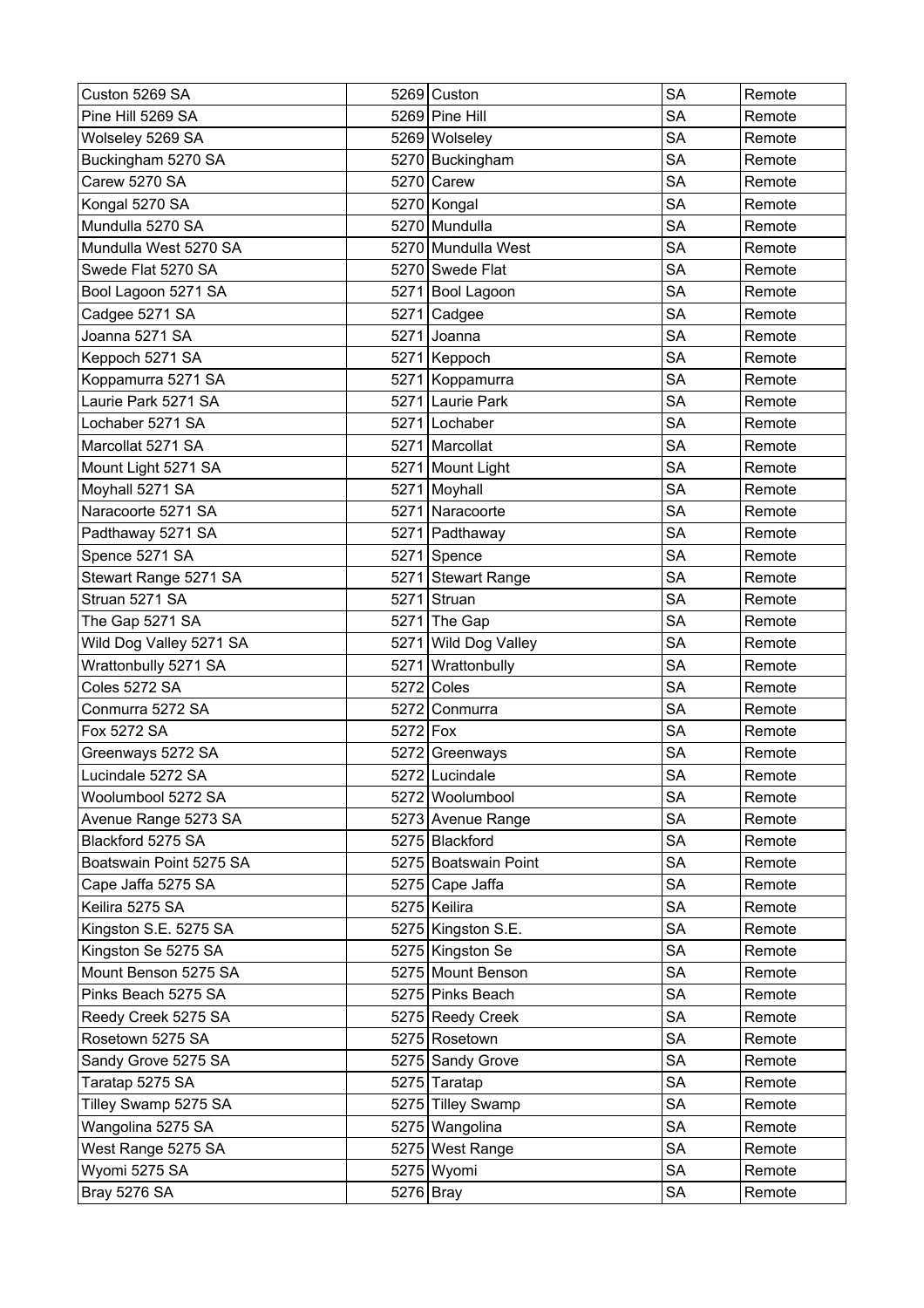| Custon 5269 SA | 5269 | Custon | SA | Remote |
|---|---|---|---|---|
| Pine Hill 5269 SA | 5269 | Pine Hill | SA | Remote |
| Wolseley 5269 SA | 5269 | Wolseley | SA | Remote |
| Buckingham 5270 SA | 5270 | Buckingham | SA | Remote |
| Carew 5270 SA | 5270 | Carew | SA | Remote |
| Kongal 5270 SA | 5270 | Kongal | SA | Remote |
| Mundulla 5270 SA | 5270 | Mundulla | SA | Remote |
| Mundulla West 5270 SA | 5270 | Mundulla West | SA | Remote |
| Swede Flat 5270 SA | 5270 | Swede Flat | SA | Remote |
| Bool Lagoon 5271 SA | 5271 | Bool Lagoon | SA | Remote |
| Cadgee 5271 SA | 5271 | Cadgee | SA | Remote |
| Joanna 5271 SA | 5271 | Joanna | SA | Remote |
| Keppoch 5271 SA | 5271 | Keppoch | SA | Remote |
| Koppamurra 5271 SA | 5271 | Koppamurra | SA | Remote |
| Laurie Park 5271 SA | 5271 | Laurie Park | SA | Remote |
| Lochaber 5271 SA | 5271 | Lochaber | SA | Remote |
| Marcollat 5271 SA | 5271 | Marcollat | SA | Remote |
| Mount Light 5271 SA | 5271 | Mount Light | SA | Remote |
| Moyhall 5271 SA | 5271 | Moyhall | SA | Remote |
| Naracoorte 5271 SA | 5271 | Naracoorte | SA | Remote |
| Padthaway 5271 SA | 5271 | Padthaway | SA | Remote |
| Spence 5271 SA | 5271 | Spence | SA | Remote |
| Stewart Range 5271 SA | 5271 | Stewart Range | SA | Remote |
| Struan 5271 SA | 5271 | Struan | SA | Remote |
| The Gap 5271 SA | 5271 | The Gap | SA | Remote |
| Wild Dog Valley 5271 SA | 5271 | Wild Dog Valley | SA | Remote |
| Wrattonbully 5271 SA | 5271 | Wrattonbully | SA | Remote |
| Coles 5272 SA | 5272 | Coles | SA | Remote |
| Conmurra 5272 SA | 5272 | Conmurra | SA | Remote |
| Fox 5272 SA | 5272 | Fox | SA | Remote |
| Greenways 5272 SA | 5272 | Greenways | SA | Remote |
| Lucindale 5272 SA | 5272 | Lucindale | SA | Remote |
| Woolumbool 5272 SA | 5272 | Woolumbool | SA | Remote |
| Avenue Range 5273 SA | 5273 | Avenue Range | SA | Remote |
| Blackford 5275 SA | 5275 | Blackford | SA | Remote |
| Boatswain Point 5275 SA | 5275 | Boatswain Point | SA | Remote |
| Cape Jaffa 5275 SA | 5275 | Cape Jaffa | SA | Remote |
| Keilira 5275 SA | 5275 | Keilira | SA | Remote |
| Kingston S.E. 5275 SA | 5275 | Kingston S.E. | SA | Remote |
| Kingston Se 5275 SA | 5275 | Kingston Se | SA | Remote |
| Mount Benson 5275 SA | 5275 | Mount Benson | SA | Remote |
| Pinks Beach 5275 SA | 5275 | Pinks Beach | SA | Remote |
| Reedy Creek 5275 SA | 5275 | Reedy Creek | SA | Remote |
| Rosetown 5275 SA | 5275 | Rosetown | SA | Remote |
| Sandy Grove 5275 SA | 5275 | Sandy Grove | SA | Remote |
| Taratap 5275 SA | 5275 | Taratap | SA | Remote |
| Tilley Swamp 5275 SA | 5275 | Tilley Swamp | SA | Remote |
| Wangolina 5275 SA | 5275 | Wangolina | SA | Remote |
| West Range 5275 SA | 5275 | West Range | SA | Remote |
| Wyomi 5275 SA | 5275 | Wyomi | SA | Remote |
| Bray 5276 SA | 5276 | Bray | SA | Remote |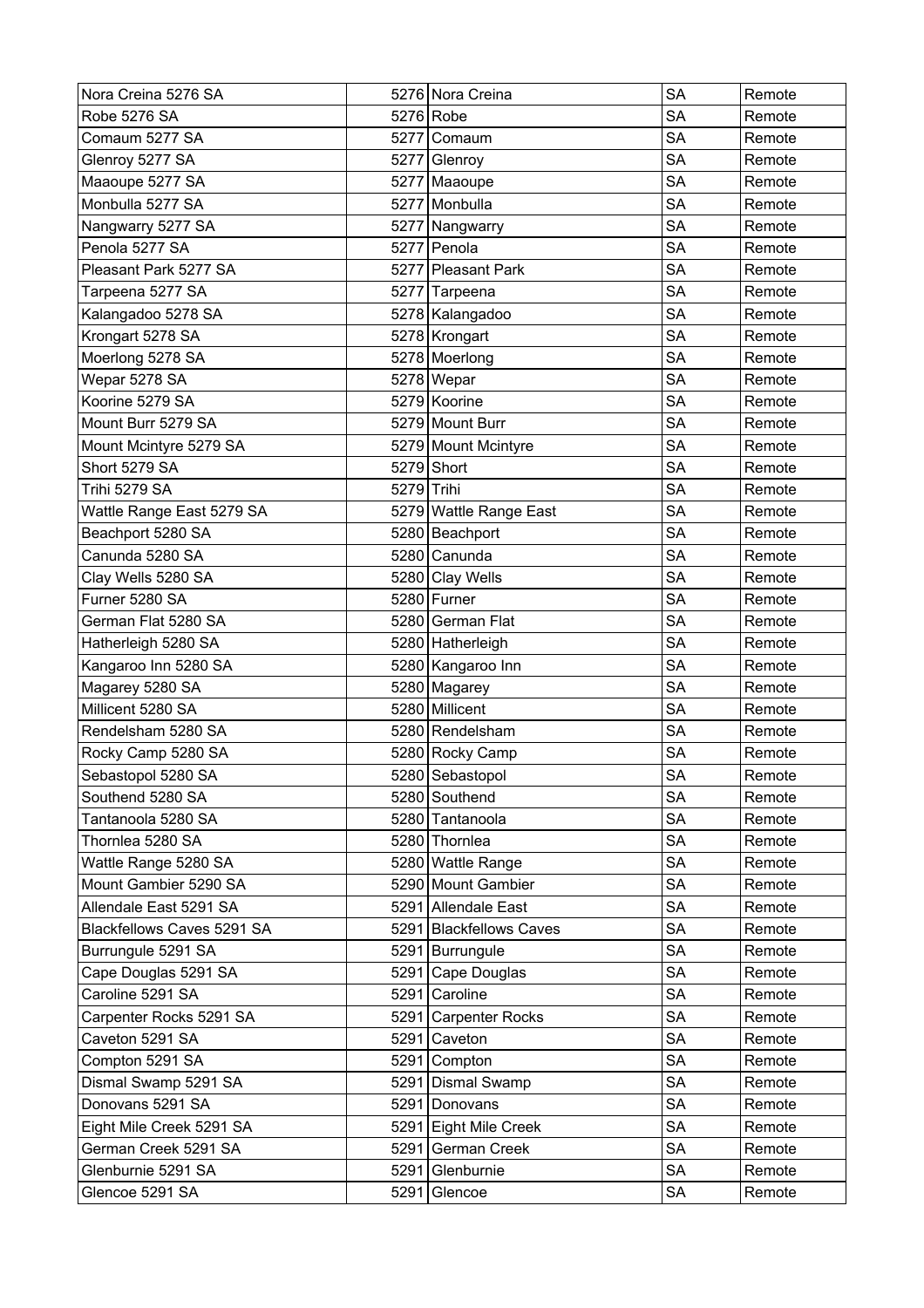| | | | | |
|---|---|---|---|---|
| Nora Creina 5276 SA | 5276 | Nora Creina | SA | Remote |
| Robe 5276 SA | 5276 | Robe | SA | Remote |
| Comaum 5277 SA | 5277 | Comaum | SA | Remote |
| Glenroy 5277 SA | 5277 | Glenroy | SA | Remote |
| Maaoupe 5277 SA | 5277 | Maaoupe | SA | Remote |
| Monbulla 5277 SA | 5277 | Monbulla | SA | Remote |
| Nangwarry 5277 SA | 5277 | Nangwarry | SA | Remote |
| Penola 5277 SA | 5277 | Penola | SA | Remote |
| Pleasant Park 5277 SA | 5277 | Pleasant Park | SA | Remote |
| Tarpeena 5277 SA | 5277 | Tarpeena | SA | Remote |
| Kalangadoo 5278 SA | 5278 | Kalangadoo | SA | Remote |
| Krongart 5278 SA | 5278 | Krongart | SA | Remote |
| Moerlong 5278 SA | 5278 | Moerlong | SA | Remote |
| Wepar 5278 SA | 5278 | Wepar | SA | Remote |
| Koorine 5279 SA | 5279 | Koorine | SA | Remote |
| Mount Burr 5279 SA | 5279 | Mount Burr | SA | Remote |
| Mount Mcintyre 5279 SA | 5279 | Mount Mcintyre | SA | Remote |
| Short 5279 SA | 5279 | Short | SA | Remote |
| Trihi 5279 SA | 5279 | Trihi | SA | Remote |
| Wattle Range East 5279 SA | 5279 | Wattle Range East | SA | Remote |
| Beachport 5280 SA | 5280 | Beachport | SA | Remote |
| Canunda 5280 SA | 5280 | Canunda | SA | Remote |
| Clay Wells 5280 SA | 5280 | Clay Wells | SA | Remote |
| Furner 5280 SA | 5280 | Furner | SA | Remote |
| German Flat 5280 SA | 5280 | German Flat | SA | Remote |
| Hatherleigh 5280 SA | 5280 | Hatherleigh | SA | Remote |
| Kangaroo Inn 5280 SA | 5280 | Kangaroo Inn | SA | Remote |
| Magarey 5280 SA | 5280 | Magarey | SA | Remote |
| Millicent 5280 SA | 5280 | Millicent | SA | Remote |
| Rendelsham 5280 SA | 5280 | Rendelsham | SA | Remote |
| Rocky Camp 5280 SA | 5280 | Rocky Camp | SA | Remote |
| Sebastopol 5280 SA | 5280 | Sebastopol | SA | Remote |
| Southend 5280 SA | 5280 | Southend | SA | Remote |
| Tantanoola 5280 SA | 5280 | Tantanoola | SA | Remote |
| Thornlea 5280 SA | 5280 | Thornlea | SA | Remote |
| Wattle Range 5280 SA | 5280 | Wattle Range | SA | Remote |
| Mount Gambier 5290 SA | 5290 | Mount Gambier | SA | Remote |
| Allendale East 5291 SA | 5291 | Allendale East | SA | Remote |
| Blackfellows Caves 5291 SA | 5291 | Blackfellows Caves | SA | Remote |
| Burrungule 5291 SA | 5291 | Burrungule | SA | Remote |
| Cape Douglas 5291 SA | 5291 | Cape Douglas | SA | Remote |
| Caroline 5291 SA | 5291 | Caroline | SA | Remote |
| Carpenter Rocks 5291 SA | 5291 | Carpenter Rocks | SA | Remote |
| Caveton 5291 SA | 5291 | Caveton | SA | Remote |
| Compton 5291 SA | 5291 | Compton | SA | Remote |
| Dismal Swamp 5291 SA | 5291 | Dismal Swamp | SA | Remote |
| Donovans 5291 SA | 5291 | Donovans | SA | Remote |
| Eight Mile Creek 5291 SA | 5291 | Eight Mile Creek | SA | Remote |
| German Creek 5291 SA | 5291 | German Creek | SA | Remote |
| Glenburnie 5291 SA | 5291 | Glenburnie | SA | Remote |
| Glencoe 5291 SA | 5291 | Glencoe | SA | Remote |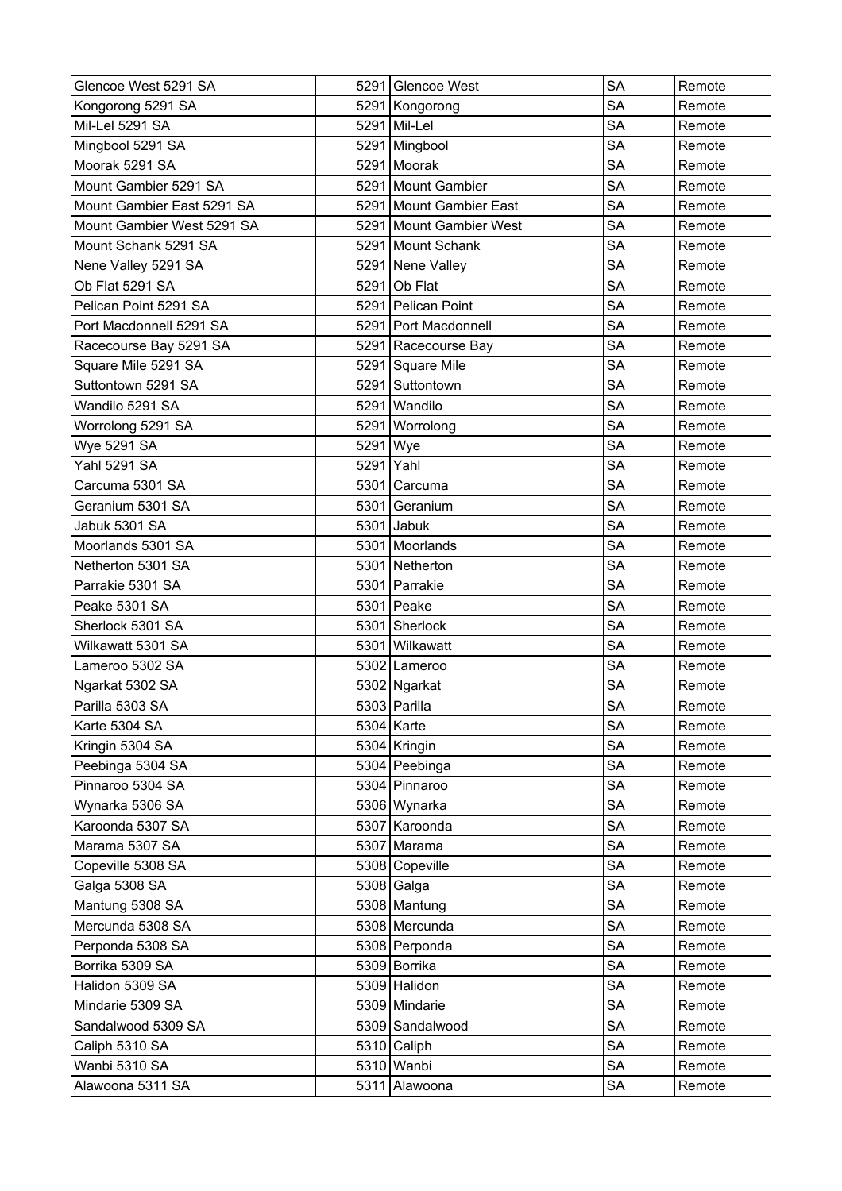| | | | | |
|---|---|---|---|---|
| Glencoe West 5291 SA | 5291 | Glencoe West | SA | Remote |
| Kongorong 5291 SA | 5291 | Kongorong | SA | Remote |
| Mil-Lel 5291 SA | 5291 | Mil-Lel | SA | Remote |
| Mingbool 5291 SA | 5291 | Mingbool | SA | Remote |
| Moorak 5291 SA | 5291 | Moorak | SA | Remote |
| Mount Gambier 5291 SA | 5291 | Mount Gambier | SA | Remote |
| Mount Gambier East 5291 SA | 5291 | Mount Gambier East | SA | Remote |
| Mount Gambier West 5291 SA | 5291 | Mount Gambier West | SA | Remote |
| Mount Schank 5291 SA | 5291 | Mount Schank | SA | Remote |
| Nene Valley 5291 SA | 5291 | Nene Valley | SA | Remote |
| Ob Flat 5291 SA | 5291 | Ob Flat | SA | Remote |
| Pelican Point 5291 SA | 5291 | Pelican Point | SA | Remote |
| Port Macdonnell 5291 SA | 5291 | Port Macdonnell | SA | Remote |
| Racecourse Bay 5291 SA | 5291 | Racecourse Bay | SA | Remote |
| Square Mile 5291 SA | 5291 | Square Mile | SA | Remote |
| Suttontown 5291 SA | 5291 | Suttontown | SA | Remote |
| Wandilo 5291 SA | 5291 | Wandilo | SA | Remote |
| Worrolong 5291 SA | 5291 | Worrolong | SA | Remote |
| Wye 5291 SA | 5291 | Wye | SA | Remote |
| Yahl 5291 SA | 5291 | Yahl | SA | Remote |
| Carcuma 5301 SA | 5301 | Carcuma | SA | Remote |
| Geranium 5301 SA | 5301 | Geranium | SA | Remote |
| Jabuk 5301 SA | 5301 | Jabuk | SA | Remote |
| Moorlands 5301 SA | 5301 | Moorlands | SA | Remote |
| Netherton 5301 SA | 5301 | Netherton | SA | Remote |
| Parrakie 5301 SA | 5301 | Parrakie | SA | Remote |
| Peake 5301 SA | 5301 | Peake | SA | Remote |
| Sherlock 5301 SA | 5301 | Sherlock | SA | Remote |
| Wilkawatt 5301 SA | 5301 | Wilkawatt | SA | Remote |
| Lameroo 5302 SA | 5302 | Lameroo | SA | Remote |
| Ngarkat 5302 SA | 5302 | Ngarkat | SA | Remote |
| Parilla 5303 SA | 5303 | Parilla | SA | Remote |
| Karte 5304 SA | 5304 | Karte | SA | Remote |
| Kringin 5304 SA | 5304 | Kringin | SA | Remote |
| Peebinga 5304 SA | 5304 | Peebinga | SA | Remote |
| Pinnaroo 5304 SA | 5304 | Pinnaroo | SA | Remote |
| Wynarka 5306 SA | 5306 | Wynarka | SA | Remote |
| Karoonda 5307 SA | 5307 | Karoonda | SA | Remote |
| Marama 5307 SA | 5307 | Marama | SA | Remote |
| Copeville 5308 SA | 5308 | Copeville | SA | Remote |
| Galga 5308 SA | 5308 | Galga | SA | Remote |
| Mantung 5308 SA | 5308 | Mantung | SA | Remote |
| Mercunda 5308 SA | 5308 | Mercunda | SA | Remote |
| Perponda 5308 SA | 5308 | Perponda | SA | Remote |
| Borrika 5309 SA | 5309 | Borrika | SA | Remote |
| Halidon 5309 SA | 5309 | Halidon | SA | Remote |
| Mindarie 5309 SA | 5309 | Mindarie | SA | Remote |
| Sandalwood 5309 SA | 5309 | Sandalwood | SA | Remote |
| Caliph 5310 SA | 5310 | Caliph | SA | Remote |
| Wanbi 5310 SA | 5310 | Wanbi | SA | Remote |
| Alawoona 5311 SA | 5311 | Alawoona | SA | Remote |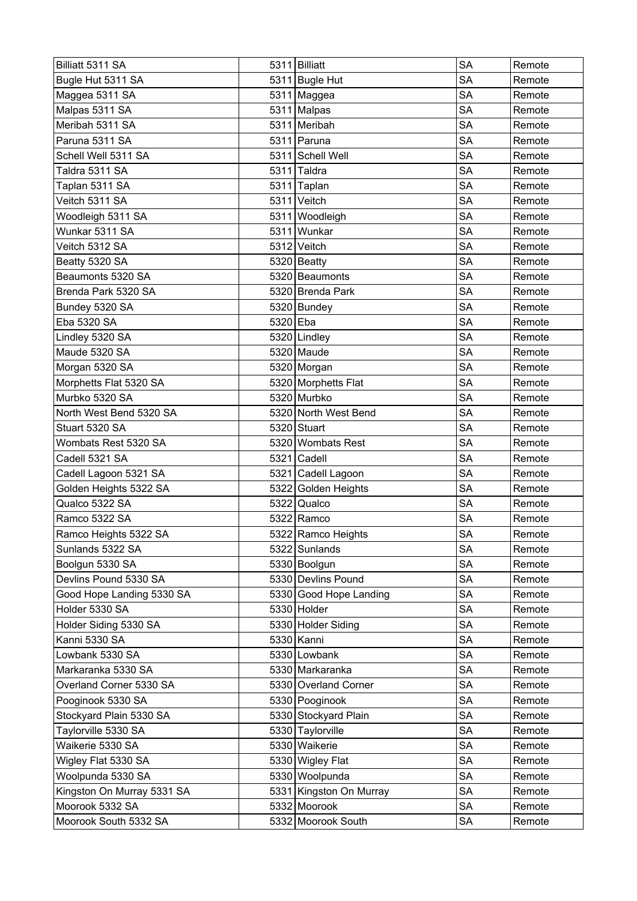| Billiatt 5311 SA | 5311 | Billiatt | SA | Remote |
|---|---|---|---|---|
| Bugle Hut 5311 SA | 5311 | Bugle Hut | SA | Remote |
| Maggea 5311 SA | 5311 | Maggea | SA | Remote |
| Malpas 5311 SA | 5311 | Malpas | SA | Remote |
| Meribah 5311 SA | 5311 | Meribah | SA | Remote |
| Paruna 5311 SA | 5311 | Paruna | SA | Remote |
| Schell Well 5311 SA | 5311 | Schell Well | SA | Remote |
| Taldra 5311 SA | 5311 | Taldra | SA | Remote |
| Taplan 5311 SA | 5311 | Taplan | SA | Remote |
| Veitch 5311 SA | 5311 | Veitch | SA | Remote |
| Woodleigh 5311 SA | 5311 | Woodleigh | SA | Remote |
| Wunkar 5311 SA | 5311 | Wunkar | SA | Remote |
| Veitch 5312 SA | 5312 | Veitch | SA | Remote |
| Beatty 5320 SA | 5320 | Beatty | SA | Remote |
| Beaumonts 5320 SA | 5320 | Beaumonts | SA | Remote |
| Brenda Park 5320 SA | 5320 | Brenda Park | SA | Remote |
| Bundey 5320 SA | 5320 | Bundey | SA | Remote |
| Eba 5320 SA | 5320 | Eba | SA | Remote |
| Lindley 5320 SA | 5320 | Lindley | SA | Remote |
| Maude 5320 SA | 5320 | Maude | SA | Remote |
| Morgan 5320 SA | 5320 | Morgan | SA | Remote |
| Morphetts Flat 5320 SA | 5320 | Morphetts Flat | SA | Remote |
| Murbko 5320 SA | 5320 | Murbko | SA | Remote |
| North West Bend 5320 SA | 5320 | North West Bend | SA | Remote |
| Stuart 5320 SA | 5320 | Stuart | SA | Remote |
| Wombats Rest 5320 SA | 5320 | Wombats Rest | SA | Remote |
| Cadell 5321 SA | 5321 | Cadell | SA | Remote |
| Cadell Lagoon 5321 SA | 5321 | Cadell Lagoon | SA | Remote |
| Golden Heights 5322 SA | 5322 | Golden Heights | SA | Remote |
| Qualco 5322 SA | 5322 | Qualco | SA | Remote |
| Ramco 5322 SA | 5322 | Ramco | SA | Remote |
| Ramco Heights 5322 SA | 5322 | Ramco Heights | SA | Remote |
| Sunlands 5322 SA | 5322 | Sunlands | SA | Remote |
| Boolgun 5330 SA | 5330 | Boolgun | SA | Remote |
| Devlins Pound 5330 SA | 5330 | Devlins Pound | SA | Remote |
| Good Hope Landing 5330 SA | 5330 | Good Hope Landing | SA | Remote |
| Holder 5330 SA | 5330 | Holder | SA | Remote |
| Holder Siding 5330 SA | 5330 | Holder Siding | SA | Remote |
| Kanni 5330 SA | 5330 | Kanni | SA | Remote |
| Lowbank 5330 SA | 5330 | Lowbank | SA | Remote |
| Markaranka 5330 SA | 5330 | Markaranka | SA | Remote |
| Overland Corner 5330 SA | 5330 | Overland Corner | SA | Remote |
| Pooginook 5330 SA | 5330 | Pooginook | SA | Remote |
| Stockyard Plain 5330 SA | 5330 | Stockyard Plain | SA | Remote |
| Taylorville 5330 SA | 5330 | Taylorville | SA | Remote |
| Waikerie 5330 SA | 5330 | Waikerie | SA | Remote |
| Wigley Flat 5330 SA | 5330 | Wigley Flat | SA | Remote |
| Woolpunda 5330 SA | 5330 | Woolpunda | SA | Remote |
| Kingston On Murray 5331 SA | 5331 | Kingston On Murray | SA | Remote |
| Moorook 5332 SA | 5332 | Moorook | SA | Remote |
| Moorook South 5332 SA | 5332 | Moorook South | SA | Remote |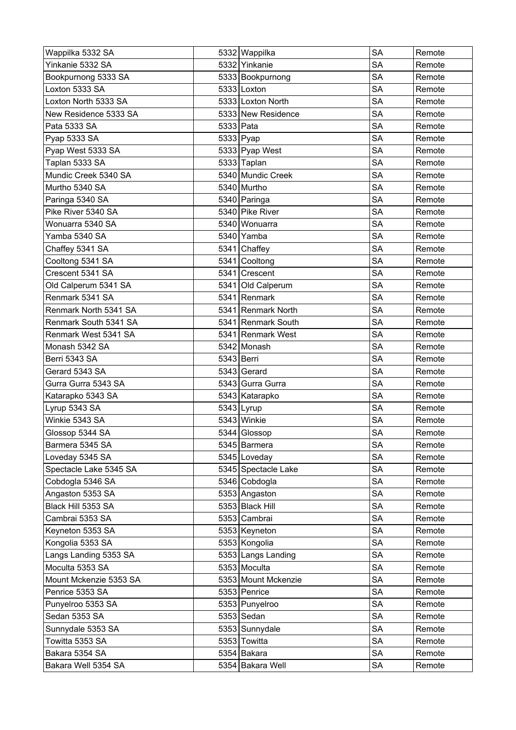| Wappilka 5332 SA | 5332 | Wappilka | SA | Remote |
|---|---|---|---|---|
| Yinkanie 5332 SA | 5332 | Yinkanie | SA | Remote |
| Bookpurnong 5333 SA | 5333 | Bookpurnong | SA | Remote |
| Loxton 5333 SA | 5333 | Loxton | SA | Remote |
| Loxton North 5333 SA | 5333 | Loxton North | SA | Remote |
| New Residence 5333 SA | 5333 | New Residence | SA | Remote |
| Pata 5333 SA | 5333 | Pata | SA | Remote |
| Pyap 5333 SA | 5333 | Pyap | SA | Remote |
| Pyap West 5333 SA | 5333 | Pyap West | SA | Remote |
| Taplan 5333 SA | 5333 | Taplan | SA | Remote |
| Mundic Creek 5340 SA | 5340 | Mundic Creek | SA | Remote |
| Murtho 5340 SA | 5340 | Murtho | SA | Remote |
| Paringa 5340 SA | 5340 | Paringa | SA | Remote |
| Pike River 5340 SA | 5340 | Pike River | SA | Remote |
| Wonuarra 5340 SA | 5340 | Wonuarra | SA | Remote |
| Yamba 5340 SA | 5340 | Yamba | SA | Remote |
| Chaffey 5341 SA | 5341 | Chaffey | SA | Remote |
| Cooltong 5341 SA | 5341 | Cooltong | SA | Remote |
| Crescent 5341 SA | 5341 | Crescent | SA | Remote |
| Old Calperum 5341 SA | 5341 | Old Calperum | SA | Remote |
| Renmark 5341 SA | 5341 | Renmark | SA | Remote |
| Renmark North 5341 SA | 5341 | Renmark North | SA | Remote |
| Renmark South 5341 SA | 5341 | Renmark South | SA | Remote |
| Renmark West 5341 SA | 5341 | Renmark West | SA | Remote |
| Monash 5342 SA | 5342 | Monash | SA | Remote |
| Berri 5343 SA | 5343 | Berri | SA | Remote |
| Gerard 5343 SA | 5343 | Gerard | SA | Remote |
| Gurra Gurra 5343 SA | 5343 | Gurra Gurra | SA | Remote |
| Katarapko 5343 SA | 5343 | Katarapko | SA | Remote |
| Lyrup 5343 SA | 5343 | Lyrup | SA | Remote |
| Winkie 5343 SA | 5343 | Winkie | SA | Remote |
| Glossop 5344 SA | 5344 | Glossop | SA | Remote |
| Barmera 5345 SA | 5345 | Barmera | SA | Remote |
| Loveday 5345 SA | 5345 | Loveday | SA | Remote |
| Spectacle Lake 5345 SA | 5345 | Spectacle Lake | SA | Remote |
| Cobdogla 5346 SA | 5346 | Cobdogla | SA | Remote |
| Angaston 5353 SA | 5353 | Angaston | SA | Remote |
| Black Hill 5353 SA | 5353 | Black Hill | SA | Remote |
| Cambrai 5353 SA | 5353 | Cambrai | SA | Remote |
| Keyneton 5353 SA | 5353 | Keyneton | SA | Remote |
| Kongolia 5353 SA | 5353 | Kongolia | SA | Remote |
| Langs Landing 5353 SA | 5353 | Langs Landing | SA | Remote |
| Moculta 5353 SA | 5353 | Moculta | SA | Remote |
| Mount Mckenzie 5353 SA | 5353 | Mount Mckenzie | SA | Remote |
| Penrice 5353 SA | 5353 | Penrice | SA | Remote |
| Punyelroo 5353 SA | 5353 | Punyelroo | SA | Remote |
| Sedan 5353 SA | 5353 | Sedan | SA | Remote |
| Sunnydale 5353 SA | 5353 | Sunnydale | SA | Remote |
| Towitta 5353 SA | 5353 | Towitta | SA | Remote |
| Bakara 5354 SA | 5354 | Bakara | SA | Remote |
| Bakara Well 5354 SA | 5354 | Bakara Well | SA | Remote |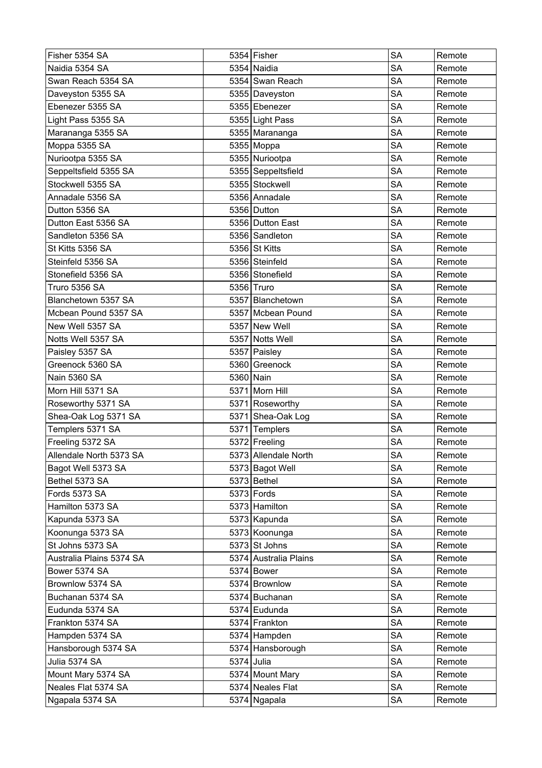| Fisher 5354 SA | 5354 | Fisher | SA | Remote |
|---|---|---|---|---|
| Naidia 5354 SA | 5354 | Naidia | SA | Remote |
| Swan Reach 5354 SA | 5354 | Swan Reach | SA | Remote |
| Daveyston 5355 SA | 5355 | Daveyston | SA | Remote |
| Ebenezer 5355 SA | 5355 | Ebenezer | SA | Remote |
| Light Pass 5355 SA | 5355 | Light Pass | SA | Remote |
| Marananga 5355 SA | 5355 | Marananga | SA | Remote |
| Moppa 5355 SA | 5355 | Moppa | SA | Remote |
| Nuriootpa 5355 SA | 5355 | Nuriootpa | SA | Remote |
| Seppeltsfield 5355 SA | 5355 | Seppeltsfield | SA | Remote |
| Stockwell 5355 SA | 5355 | Stockwell | SA | Remote |
| Annadale 5356 SA | 5356 | Annadale | SA | Remote |
| Dutton 5356 SA | 5356 | Dutton | SA | Remote |
| Dutton East 5356 SA | 5356 | Dutton East | SA | Remote |
| Sandleton 5356 SA | 5356 | Sandleton | SA | Remote |
| St Kitts 5356 SA | 5356 | St Kitts | SA | Remote |
| Steinfeld 5356 SA | 5356 | Steinfeld | SA | Remote |
| Stonefield 5356 SA | 5356 | Stonefield | SA | Remote |
| Truro 5356 SA | 5356 | Truro | SA | Remote |
| Blanchetown 5357 SA | 5357 | Blanchetown | SA | Remote |
| Mcbean Pound 5357 SA | 5357 | Mcbean Pound | SA | Remote |
| New Well 5357 SA | 5357 | New Well | SA | Remote |
| Notts Well 5357 SA | 5357 | Notts Well | SA | Remote |
| Paisley 5357 SA | 5357 | Paisley | SA | Remote |
| Greenock 5360 SA | 5360 | Greenock | SA | Remote |
| Nain 5360 SA | 5360 | Nain | SA | Remote |
| Morn Hill 5371 SA | 5371 | Morn Hill | SA | Remote |
| Roseworthy 5371 SA | 5371 | Roseworthy | SA | Remote |
| Shea-Oak Log 5371 SA | 5371 | Shea-Oak Log | SA | Remote |
| Templers 5371 SA | 5371 | Templers | SA | Remote |
| Freeling 5372 SA | 5372 | Freeling | SA | Remote |
| Allendale North 5373 SA | 5373 | Allendale North | SA | Remote |
| Bagot Well 5373 SA | 5373 | Bagot Well | SA | Remote |
| Bethel 5373 SA | 5373 | Bethel | SA | Remote |
| Fords 5373 SA | 5373 | Fords | SA | Remote |
| Hamilton 5373 SA | 5373 | Hamilton | SA | Remote |
| Kapunda 5373 SA | 5373 | Kapunda | SA | Remote |
| Koonunga 5373 SA | 5373 | Koonunga | SA | Remote |
| St Johns 5373 SA | 5373 | St Johns | SA | Remote |
| Australia Plains 5374 SA | 5374 | Australia Plains | SA | Remote |
| Bower 5374 SA | 5374 | Bower | SA | Remote |
| Brownlow 5374 SA | 5374 | Brownlow | SA | Remote |
| Buchanan 5374 SA | 5374 | Buchanan | SA | Remote |
| Eudunda 5374 SA | 5374 | Eudunda | SA | Remote |
| Frankton 5374 SA | 5374 | Frankton | SA | Remote |
| Hampden 5374 SA | 5374 | Hampden | SA | Remote |
| Hansborough 5374 SA | 5374 | Hansborough | SA | Remote |
| Julia 5374 SA | 5374 | Julia | SA | Remote |
| Mount Mary 5374 SA | 5374 | Mount Mary | SA | Remote |
| Neales Flat 5374 SA | 5374 | Neales Flat | SA | Remote |
| Ngapala 5374 SA | 5374 | Ngapala | SA | Remote |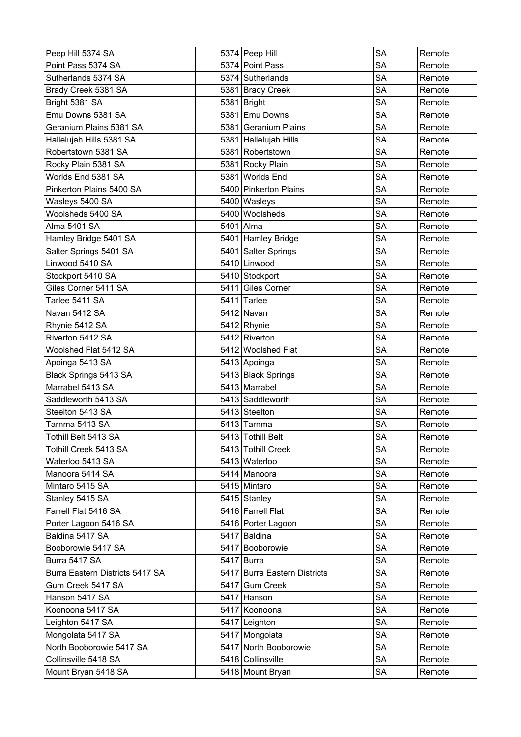| Peep Hill 5374 SA | 5374 | Peep Hill | SA | Remote |
|---|---|---|---|---|
| Point Pass 5374 SA | 5374 | Point Pass | SA | Remote |
| Sutherlands 5374 SA | 5374 | Sutherlands | SA | Remote |
| Brady Creek 5381 SA | 5381 | Brady Creek | SA | Remote |
| Bright 5381 SA | 5381 | Bright | SA | Remote |
| Emu Downs 5381 SA | 5381 | Emu Downs | SA | Remote |
| Geranium Plains 5381 SA | 5381 | Geranium Plains | SA | Remote |
| Hallelujah Hills 5381 SA | 5381 | Hallelujah Hills | SA | Remote |
| Robertstown 5381 SA | 5381 | Robertstown | SA | Remote |
| Rocky Plain 5381 SA | 5381 | Rocky Plain | SA | Remote |
| Worlds End 5381 SA | 5381 | Worlds End | SA | Remote |
| Pinkerton Plains 5400 SA | 5400 | Pinkerton Plains | SA | Remote |
| Wasleys 5400 SA | 5400 | Wasleys | SA | Remote |
| Woolsheds 5400 SA | 5400 | Woolsheds | SA | Remote |
| Alma 5401 SA | 5401 | Alma | SA | Remote |
| Hamley Bridge 5401 SA | 5401 | Hamley Bridge | SA | Remote |
| Salter Springs 5401 SA | 5401 | Salter Springs | SA | Remote |
| Linwood 5410 SA | 5410 | Linwood | SA | Remote |
| Stockport 5410 SA | 5410 | Stockport | SA | Remote |
| Giles Corner 5411 SA | 5411 | Giles Corner | SA | Remote |
| Tarlee 5411 SA | 5411 | Tarlee | SA | Remote |
| Navan 5412 SA | 5412 | Navan | SA | Remote |
| Rhynie 5412 SA | 5412 | Rhynie | SA | Remote |
| Riverton 5412 SA | 5412 | Riverton | SA | Remote |
| Woolshed Flat 5412 SA | 5412 | Woolshed Flat | SA | Remote |
| Apoinga 5413 SA | 5413 | Apoinga | SA | Remote |
| Black Springs 5413 SA | 5413 | Black Springs | SA | Remote |
| Marrabel 5413 SA | 5413 | Marrabel | SA | Remote |
| Saddleworth 5413 SA | 5413 | Saddleworth | SA | Remote |
| Steelton 5413 SA | 5413 | Steelton | SA | Remote |
| Tarnma 5413 SA | 5413 | Tarnma | SA | Remote |
| Tothill Belt 5413 SA | 5413 | Tothill Belt | SA | Remote |
| Tothill Creek 5413 SA | 5413 | Tothill Creek | SA | Remote |
| Waterloo 5413 SA | 5413 | Waterloo | SA | Remote |
| Manoora 5414 SA | 5414 | Manoora | SA | Remote |
| Mintaro 5415 SA | 5415 | Mintaro | SA | Remote |
| Stanley 5415 SA | 5415 | Stanley | SA | Remote |
| Farrell Flat 5416 SA | 5416 | Farrell Flat | SA | Remote |
| Porter Lagoon 5416 SA | 5416 | Porter Lagoon | SA | Remote |
| Baldina 5417 SA | 5417 | Baldina | SA | Remote |
| Booborowie 5417 SA | 5417 | Booborowie | SA | Remote |
| Burra 5417 SA | 5417 | Burra | SA | Remote |
| Burra Eastern Districts 5417 SA | 5417 | Burra Eastern Districts | SA | Remote |
| Gum Creek 5417 SA | 5417 | Gum Creek | SA | Remote |
| Hanson 5417 SA | 5417 | Hanson | SA | Remote |
| Koonoona 5417 SA | 5417 | Koonoona | SA | Remote |
| Leighton 5417 SA | 5417 | Leighton | SA | Remote |
| Mongolata 5417 SA | 5417 | Mongolata | SA | Remote |
| North Booborowie 5417 SA | 5417 | North Booborowie | SA | Remote |
| Collinsville 5418 SA | 5418 | Collinsville | SA | Remote |
| Mount Bryan 5418 SA | 5418 | Mount Bryan | SA | Remote |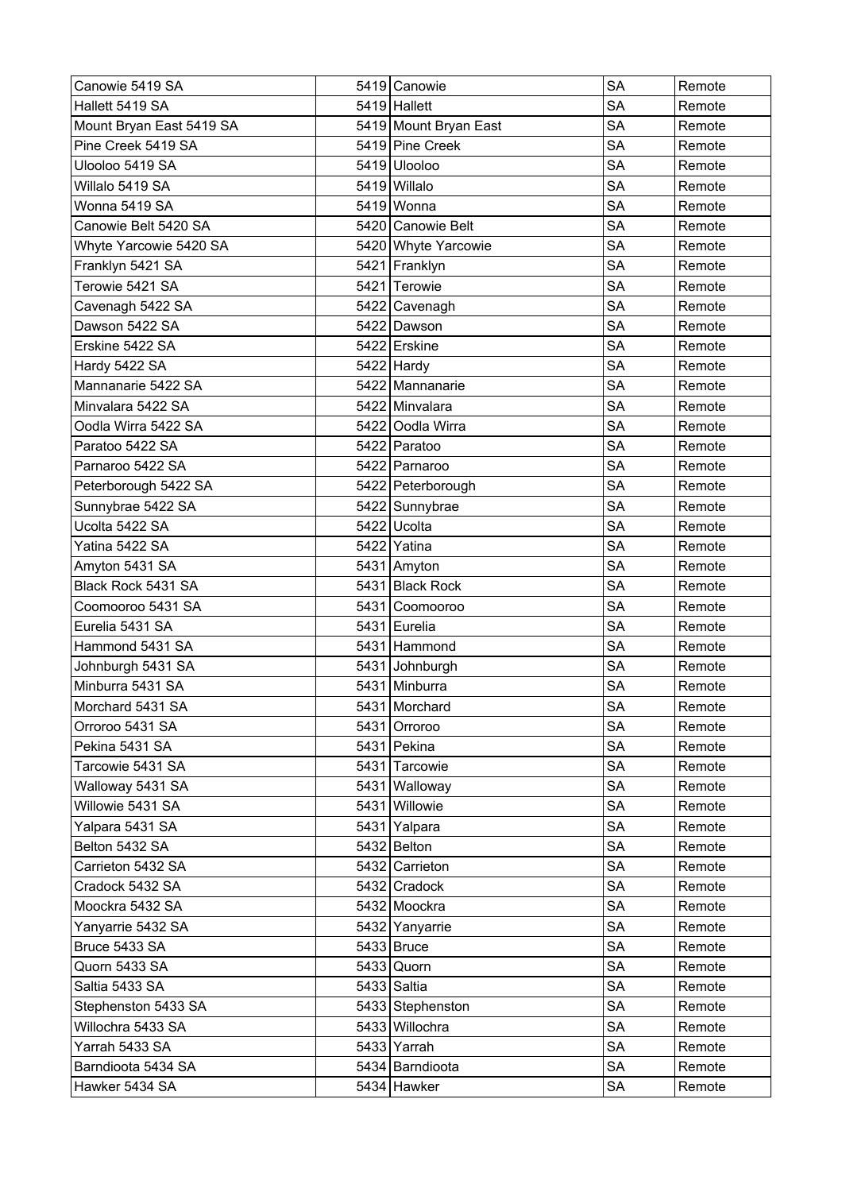| Canowie 5419 SA | 5419 | Canowie | SA | Remote |
|---|---|---|---|---|
| Hallett 5419 SA | 5419 | Hallett | SA | Remote |
| Mount Bryan East 5419 SA | 5419 | Mount Bryan East | SA | Remote |
| Pine Creek 5419 SA | 5419 | Pine Creek | SA | Remote |
| Ulooloo 5419 SA | 5419 | Ulooloo | SA | Remote |
| Willalo 5419 SA | 5419 | Willalo | SA | Remote |
| Wonna 5419 SA | 5419 | Wonna | SA | Remote |
| Canowie Belt 5420 SA | 5420 | Canowie Belt | SA | Remote |
| Whyte Yarcowie 5420 SA | 5420 | Whyte Yarcowie | SA | Remote |
| Franklyn 5421 SA | 5421 | Franklyn | SA | Remote |
| Terowie 5421 SA | 5421 | Terowie | SA | Remote |
| Cavenagh 5422 SA | 5422 | Cavenagh | SA | Remote |
| Dawson 5422 SA | 5422 | Dawson | SA | Remote |
| Erskine 5422 SA | 5422 | Erskine | SA | Remote |
| Hardy 5422 SA | 5422 | Hardy | SA | Remote |
| Mannanarie 5422 SA | 5422 | Mannanarie | SA | Remote |
| Minvalara 5422 SA | 5422 | Minvalara | SA | Remote |
| Oodla Wirra 5422 SA | 5422 | Oodla Wirra | SA | Remote |
| Paratoo 5422 SA | 5422 | Paratoo | SA | Remote |
| Parnaroo 5422 SA | 5422 | Parnaroo | SA | Remote |
| Peterborough 5422 SA | 5422 | Peterborough | SA | Remote |
| Sunnybrae 5422 SA | 5422 | Sunnybrae | SA | Remote |
| Ucolta 5422 SA | 5422 | Ucolta | SA | Remote |
| Yatina 5422 SA | 5422 | Yatina | SA | Remote |
| Amyton 5431 SA | 5431 | Amyton | SA | Remote |
| Black Rock 5431 SA | 5431 | Black Rock | SA | Remote |
| Coomooroo 5431 SA | 5431 | Coomooroo | SA | Remote |
| Eurelia 5431 SA | 5431 | Eurelia | SA | Remote |
| Hammond 5431 SA | 5431 | Hammond | SA | Remote |
| Johnburgh 5431 SA | 5431 | Johnburgh | SA | Remote |
| Minburra 5431 SA | 5431 | Minburra | SA | Remote |
| Morchard 5431 SA | 5431 | Morchard | SA | Remote |
| Orroroo 5431 SA | 5431 | Orroroo | SA | Remote |
| Pekina 5431 SA | 5431 | Pekina | SA | Remote |
| Tarcowie 5431 SA | 5431 | Tarcowie | SA | Remote |
| Walloway 5431 SA | 5431 | Walloway | SA | Remote |
| Willowie 5431 SA | 5431 | Willowie | SA | Remote |
| Yalpara 5431 SA | 5431 | Yalpara | SA | Remote |
| Belton 5432 SA | 5432 | Belton | SA | Remote |
| Carrieton 5432 SA | 5432 | Carrieton | SA | Remote |
| Cradock 5432 SA | 5432 | Cradock | SA | Remote |
| Moockra 5432 SA | 5432 | Moockra | SA | Remote |
| Yanyarrie 5432 SA | 5432 | Yanyarrie | SA | Remote |
| Bruce 5433 SA | 5433 | Bruce | SA | Remote |
| Quorn 5433 SA | 5433 | Quorn | SA | Remote |
| Saltia 5433 SA | 5433 | Saltia | SA | Remote |
| Stephenston 5433 SA | 5433 | Stephenston | SA | Remote |
| Willochra 5433 SA | 5433 | Willochra | SA | Remote |
| Yarrah 5433 SA | 5433 | Yarrah | SA | Remote |
| Barndioota 5434 SA | 5434 | Barndioota | SA | Remote |
| Hawker 5434 SA | 5434 | Hawker | SA | Remote |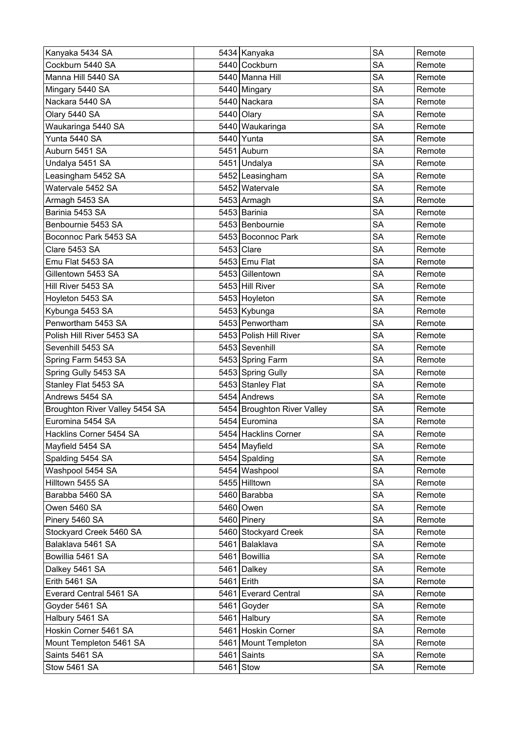| Kanyaka 5434 SA | 5434 | Kanyaka | SA | Remote |
|---|---|---|---|---|
| Cockburn 5440 SA | 5440 | Cockburn | SA | Remote |
| Manna Hill 5440 SA | 5440 | Manna Hill | SA | Remote |
| Mingary 5440 SA | 5440 | Mingary | SA | Remote |
| Nackara 5440 SA | 5440 | Nackara | SA | Remote |
| Olary 5440 SA | 5440 | Olary | SA | Remote |
| Waukaringa 5440 SA | 5440 | Waukaringa | SA | Remote |
| Yunta 5440 SA | 5440 | Yunta | SA | Remote |
| Auburn 5451 SA | 5451 | Auburn | SA | Remote |
| Undalya 5451 SA | 5451 | Undalya | SA | Remote |
| Leasingham 5452 SA | 5452 | Leasingham | SA | Remote |
| Watervale 5452 SA | 5452 | Watervale | SA | Remote |
| Armagh 5453 SA | 5453 | Armagh | SA | Remote |
| Barinia 5453 SA | 5453 | Barinia | SA | Remote |
| Benbournie 5453 SA | 5453 | Benbournie | SA | Remote |
| Boconnoc Park 5453 SA | 5453 | Boconnoc Park | SA | Remote |
| Clare 5453 SA | 5453 | Clare | SA | Remote |
| Emu Flat 5453 SA | 5453 | Emu Flat | SA | Remote |
| Gillentown 5453 SA | 5453 | Gillentown | SA | Remote |
| Hill River 5453 SA | 5453 | Hill River | SA | Remote |
| Hoyleton 5453 SA | 5453 | Hoyleton | SA | Remote |
| Kybunga 5453 SA | 5453 | Kybunga | SA | Remote |
| Penwortham 5453 SA | 5453 | Penwortham | SA | Remote |
| Polish Hill River 5453 SA | 5453 | Polish Hill River | SA | Remote |
| Sevenhill 5453 SA | 5453 | Sevenhill | SA | Remote |
| Spring Farm 5453 SA | 5453 | Spring Farm | SA | Remote |
| Spring Gully 5453 SA | 5453 | Spring Gully | SA | Remote |
| Stanley Flat 5453 SA | 5453 | Stanley Flat | SA | Remote |
| Andrews 5454 SA | 5454 | Andrews | SA | Remote |
| Broughton River Valley 5454 SA | 5454 | Broughton River Valley | SA | Remote |
| Euromina 5454 SA | 5454 | Euromina | SA | Remote |
| Hacklins Corner 5454 SA | 5454 | Hacklins Corner | SA | Remote |
| Mayfield 5454 SA | 5454 | Mayfield | SA | Remote |
| Spalding 5454 SA | 5454 | Spalding | SA | Remote |
| Washpool 5454 SA | 5454 | Washpool | SA | Remote |
| Hilltown 5455 SA | 5455 | Hilltown | SA | Remote |
| Barabba 5460 SA | 5460 | Barabba | SA | Remote |
| Owen 5460 SA | 5460 | Owen | SA | Remote |
| Pinery 5460 SA | 5460 | Pinery | SA | Remote |
| Stockyard Creek 5460 SA | 5460 | Stockyard Creek | SA | Remote |
| Balaklava 5461 SA | 5461 | Balaklava | SA | Remote |
| Bowillia 5461 SA | 5461 | Bowillia | SA | Remote |
| Dalkey 5461 SA | 5461 | Dalkey | SA | Remote |
| Erith 5461 SA | 5461 | Erith | SA | Remote |
| Everard Central 5461 SA | 5461 | Everard Central | SA | Remote |
| Goyder 5461 SA | 5461 | Goyder | SA | Remote |
| Halbury 5461 SA | 5461 | Halbury | SA | Remote |
| Hoskin Corner 5461 SA | 5461 | Hoskin Corner | SA | Remote |
| Mount Templeton 5461 SA | 5461 | Mount Templeton | SA | Remote |
| Saints 5461 SA | 5461 | Saints | SA | Remote |
| Stow 5461 SA | 5461 | Stow | SA | Remote |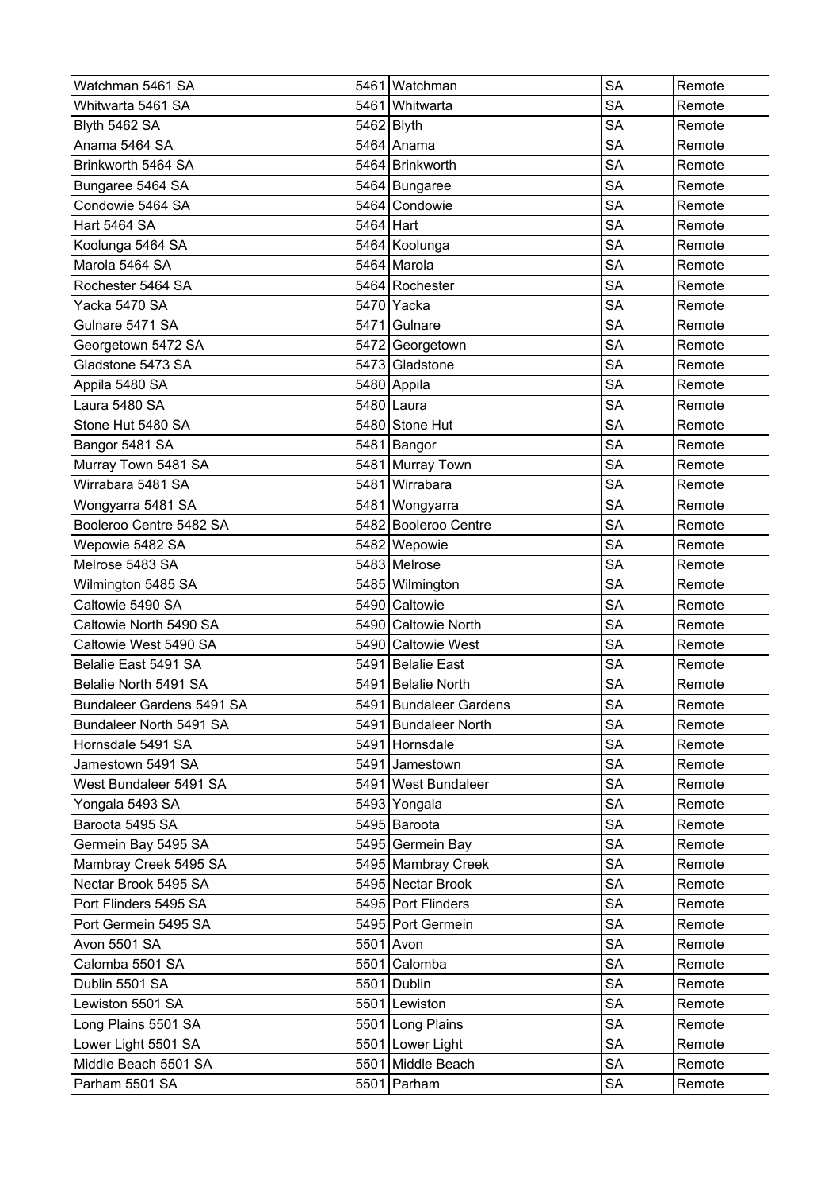| Watchman 5461 SA | 5461 | Watchman | SA | Remote |
|---|---|---|---|---|
| Whitwarta 5461 SA | 5461 | Whitwarta | SA | Remote |
| Blyth 5462 SA | 5462 | Blyth | SA | Remote |
| Anama 5464 SA | 5464 | Anama | SA | Remote |
| Brinkworth 5464 SA | 5464 | Brinkworth | SA | Remote |
| Bungaree 5464 SA | 5464 | Bungaree | SA | Remote |
| Condowie 5464 SA | 5464 | Condowie | SA | Remote |
| Hart 5464 SA | 5464 | Hart | SA | Remote |
| Koolunga 5464 SA | 5464 | Koolunga | SA | Remote |
| Marola 5464 SA | 5464 | Marola | SA | Remote |
| Rochester 5464 SA | 5464 | Rochester | SA | Remote |
| Yacka 5470 SA | 5470 | Yacka | SA | Remote |
| Gulnare 5471 SA | 5471 | Gulnare | SA | Remote |
| Georgetown 5472 SA | 5472 | Georgetown | SA | Remote |
| Gladstone 5473 SA | 5473 | Gladstone | SA | Remote |
| Appila 5480 SA | 5480 | Appila | SA | Remote |
| Laura 5480 SA | 5480 | Laura | SA | Remote |
| Stone Hut 5480 SA | 5480 | Stone Hut | SA | Remote |
| Bangor 5481 SA | 5481 | Bangor | SA | Remote |
| Murray Town 5481 SA | 5481 | Murray Town | SA | Remote |
| Wirrabara 5481 SA | 5481 | Wirrabara | SA | Remote |
| Wongyarra 5481 SA | 5481 | Wongyarra | SA | Remote |
| Booleroo Centre 5482 SA | 5482 | Booleroo Centre | SA | Remote |
| Wepowie 5482 SA | 5482 | Wepowie | SA | Remote |
| Melrose 5483 SA | 5483 | Melrose | SA | Remote |
| Wilmington 5485 SA | 5485 | Wilmington | SA | Remote |
| Caltowie 5490 SA | 5490 | Caltowie | SA | Remote |
| Caltowie North 5490 SA | 5490 | Caltowie North | SA | Remote |
| Caltowie West 5490 SA | 5490 | Caltowie West | SA | Remote |
| Belalie East 5491 SA | 5491 | Belalie East | SA | Remote |
| Belalie North 5491 SA | 5491 | Belalie North | SA | Remote |
| Bundaleer Gardens 5491 SA | 5491 | Bundaleer Gardens | SA | Remote |
| Bundaleer North 5491 SA | 5491 | Bundaleer North | SA | Remote |
| Hornsdale 5491 SA | 5491 | Hornsdale | SA | Remote |
| Jamestown 5491 SA | 5491 | Jamestown | SA | Remote |
| West Bundaleer 5491 SA | 5491 | West Bundaleer | SA | Remote |
| Yongala 5493 SA | 5493 | Yongala | SA | Remote |
| Baroota 5495 SA | 5495 | Baroota | SA | Remote |
| Germein Bay 5495 SA | 5495 | Germein Bay | SA | Remote |
| Mambray Creek 5495 SA | 5495 | Mambray Creek | SA | Remote |
| Nectar Brook 5495 SA | 5495 | Nectar Brook | SA | Remote |
| Port Flinders 5495 SA | 5495 | Port Flinders | SA | Remote |
| Port Germein 5495 SA | 5495 | Port Germein | SA | Remote |
| Avon 5501 SA | 5501 | Avon | SA | Remote |
| Calomba 5501 SA | 5501 | Calomba | SA | Remote |
| Dublin 5501 SA | 5501 | Dublin | SA | Remote |
| Lewiston 5501 SA | 5501 | Lewiston | SA | Remote |
| Long Plains 5501 SA | 5501 | Long Plains | SA | Remote |
| Lower Light 5501 SA | 5501 | Lower Light | SA | Remote |
| Middle Beach 5501 SA | 5501 | Middle Beach | SA | Remote |
| Parham 5501 SA | 5501 | Parham | SA | Remote |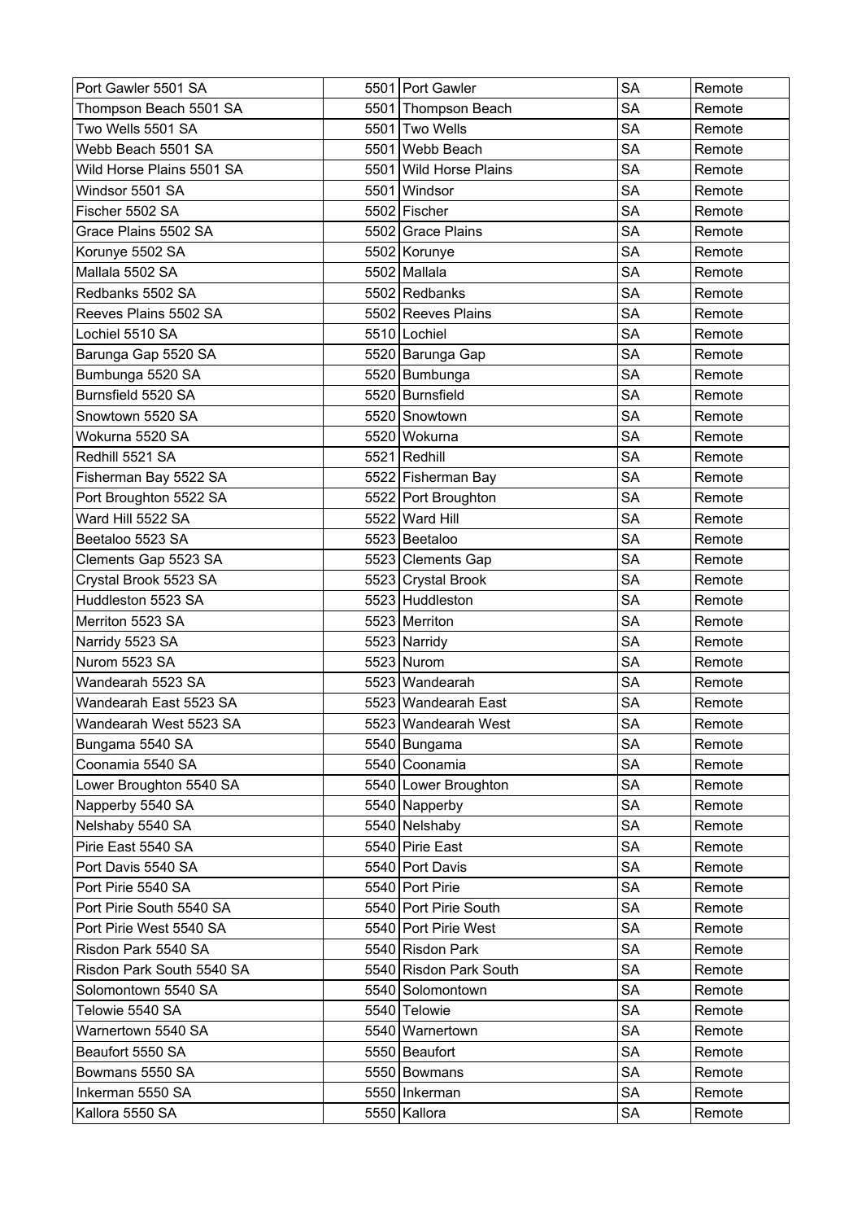| Port Gawler 5501 SA | 5501 | Port Gawler | SA | Remote |
|---|---|---|---|---|
| Thompson Beach 5501 SA | 5501 | Thompson Beach | SA | Remote |
| Two Wells 5501 SA | 5501 | Two Wells | SA | Remote |
| Webb Beach 5501 SA | 5501 | Webb Beach | SA | Remote |
| Wild Horse Plains 5501 SA | 5501 | Wild Horse Plains | SA | Remote |
| Windsor 5501 SA | 5501 | Windsor | SA | Remote |
| Fischer 5502 SA | 5502 | Fischer | SA | Remote |
| Grace Plains 5502 SA | 5502 | Grace Plains | SA | Remote |
| Korunye 5502 SA | 5502 | Korunye | SA | Remote |
| Mallala 5502 SA | 5502 | Mallala | SA | Remote |
| Redbanks 5502 SA | 5502 | Redbanks | SA | Remote |
| Reeves Plains 5502 SA | 5502 | Reeves Plains | SA | Remote |
| Lochiel 5510 SA | 5510 | Lochiel | SA | Remote |
| Barunga Gap 5520 SA | 5520 | Barunga Gap | SA | Remote |
| Bumbunga 5520 SA | 5520 | Bumbunga | SA | Remote |
| Burnsfield 5520 SA | 5520 | Burnsfield | SA | Remote |
| Snowtown 5520 SA | 5520 | Snowtown | SA | Remote |
| Wokurna 5520 SA | 5520 | Wokurna | SA | Remote |
| Redhill 5521 SA | 5521 | Redhill | SA | Remote |
| Fisherman Bay 5522 SA | 5522 | Fisherman Bay | SA | Remote |
| Port Broughton 5522 SA | 5522 | Port Broughton | SA | Remote |
| Ward Hill 5522 SA | 5522 | Ward Hill | SA | Remote |
| Beetaloo 5523 SA | 5523 | Beetaloo | SA | Remote |
| Clements Gap 5523 SA | 5523 | Clements Gap | SA | Remote |
| Crystal Brook 5523 SA | 5523 | Crystal Brook | SA | Remote |
| Huddleston 5523 SA | 5523 | Huddleston | SA | Remote |
| Merriton 5523 SA | 5523 | Merriton | SA | Remote |
| Narridy 5523 SA | 5523 | Narridy | SA | Remote |
| Nurom 5523 SA | 5523 | Nurom | SA | Remote |
| Wandearah 5523 SA | 5523 | Wandearah | SA | Remote |
| Wandearah East 5523 SA | 5523 | Wandearah East | SA | Remote |
| Wandearah West 5523 SA | 5523 | Wandearah West | SA | Remote |
| Bungama 5540 SA | 5540 | Bungama | SA | Remote |
| Coonamia 5540 SA | 5540 | Coonamia | SA | Remote |
| Lower Broughton 5540 SA | 5540 | Lower Broughton | SA | Remote |
| Napperby 5540 SA | 5540 | Napperby | SA | Remote |
| Nelshaby 5540 SA | 5540 | Nelshaby | SA | Remote |
| Pirie East 5540 SA | 5540 | Pirie East | SA | Remote |
| Port Davis 5540 SA | 5540 | Port Davis | SA | Remote |
| Port Pirie 5540 SA | 5540 | Port Pirie | SA | Remote |
| Port Pirie South 5540 SA | 5540 | Port Pirie South | SA | Remote |
| Port Pirie West 5540 SA | 5540 | Port Pirie West | SA | Remote |
| Risdon Park 5540 SA | 5540 | Risdon Park | SA | Remote |
| Risdon Park South 5540 SA | 5540 | Risdon Park South | SA | Remote |
| Solomontown 5540 SA | 5540 | Solomontown | SA | Remote |
| Telowie 5540 SA | 5540 | Telowie | SA | Remote |
| Warnertown 5540 SA | 5540 | Warnertown | SA | Remote |
| Beaufort 5550 SA | 5550 | Beaufort | SA | Remote |
| Bowmans 5550 SA | 5550 | Bowmans | SA | Remote |
| Inkerman 5550 SA | 5550 | Inkerman | SA | Remote |
| Kallora 5550 SA | 5550 | Kallora | SA | Remote |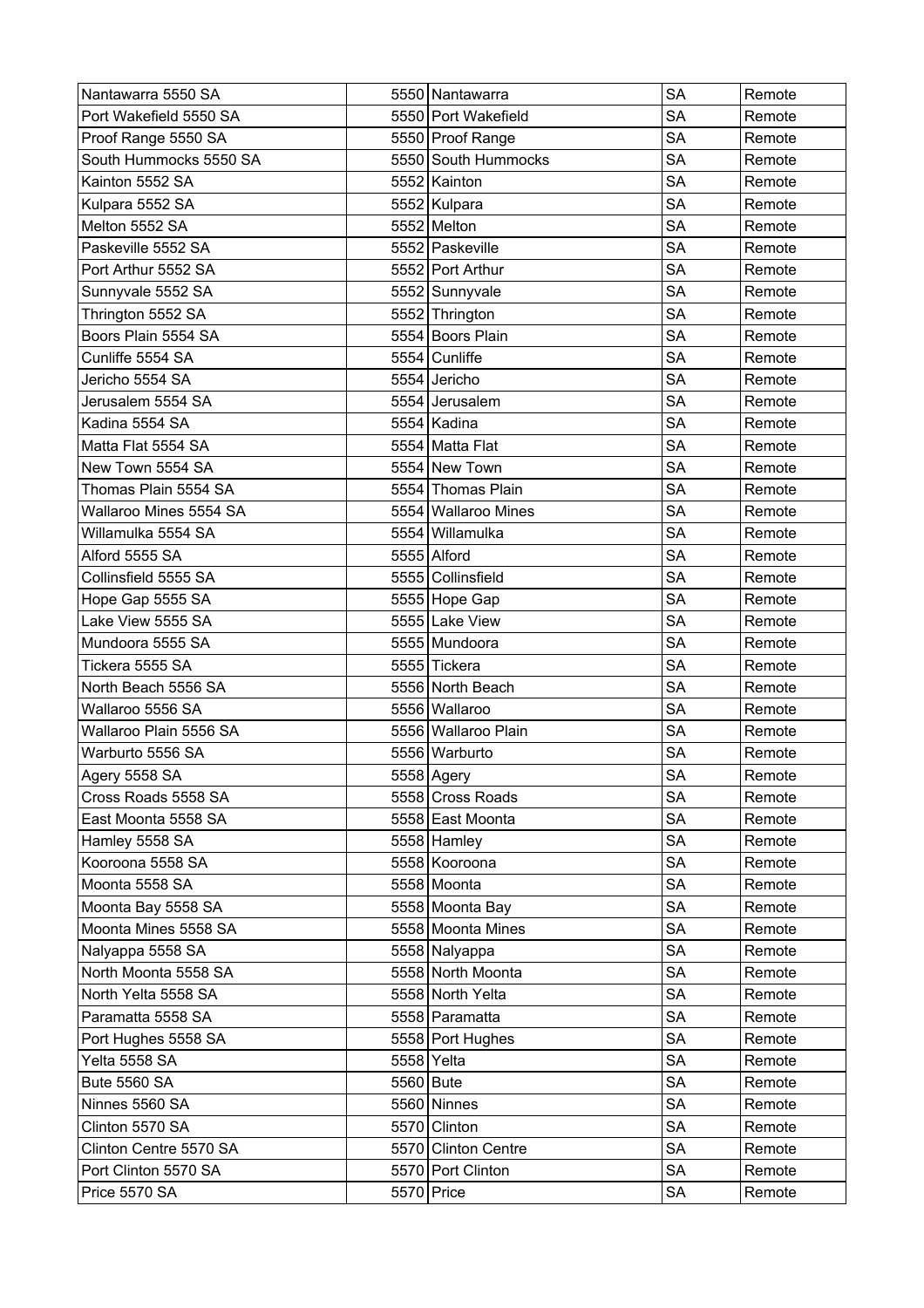| Nantawarra 5550 SA | 5550 | Nantawarra | SA | Remote |
|---|---|---|---|---|
| Port Wakefield 5550 SA | 5550 | Port Wakefield | SA | Remote |
| Proof Range 5550 SA | 5550 | Proof Range | SA | Remote |
| South Hummocks 5550 SA | 5550 | South Hummocks | SA | Remote |
| Kainton 5552 SA | 5552 | Kainton | SA | Remote |
| Kulpara 5552 SA | 5552 | Kulpara | SA | Remote |
| Melton 5552 SA | 5552 | Melton | SA | Remote |
| Paskeville 5552 SA | 5552 | Paskeville | SA | Remote |
| Port Arthur 5552 SA | 5552 | Port Arthur | SA | Remote |
| Sunnyvale 5552 SA | 5552 | Sunnyvale | SA | Remote |
| Thrington 5552 SA | 5552 | Thrington | SA | Remote |
| Boors Plain 5554 SA | 5554 | Boors Plain | SA | Remote |
| Cunliffe 5554 SA | 5554 | Cunliffe | SA | Remote |
| Jericho 5554 SA | 5554 | Jericho | SA | Remote |
| Jerusalem 5554 SA | 5554 | Jerusalem | SA | Remote |
| Kadina 5554 SA | 5554 | Kadina | SA | Remote |
| Matta Flat 5554 SA | 5554 | Matta Flat | SA | Remote |
| New Town 5554 SA | 5554 | New Town | SA | Remote |
| Thomas Plain 5554 SA | 5554 | Thomas Plain | SA | Remote |
| Wallaroo Mines 5554 SA | 5554 | Wallaroo Mines | SA | Remote |
| Willamulka 5554 SA | 5554 | Willamulka | SA | Remote |
| Alford 5555 SA | 5555 | Alford | SA | Remote |
| Collinsfield 5555 SA | 5555 | Collinsfield | SA | Remote |
| Hope Gap 5555 SA | 5555 | Hope Gap | SA | Remote |
| Lake View 5555 SA | 5555 | Lake View | SA | Remote |
| Mundoora 5555 SA | 5555 | Mundoora | SA | Remote |
| Tickera 5555 SA | 5555 | Tickera | SA | Remote |
| North Beach 5556 SA | 5556 | North Beach | SA | Remote |
| Wallaroo 5556 SA | 5556 | Wallaroo | SA | Remote |
| Wallaroo Plain 5556 SA | 5556 | Wallaroo Plain | SA | Remote |
| Warburto 5556 SA | 5556 | Warburto | SA | Remote |
| Agery 5558 SA | 5558 | Agery | SA | Remote |
| Cross Roads 5558 SA | 5558 | Cross Roads | SA | Remote |
| East Moonta 5558 SA | 5558 | East Moonta | SA | Remote |
| Hamley 5558 SA | 5558 | Hamley | SA | Remote |
| Kooroona 5558 SA | 5558 | Kooroona | SA | Remote |
| Moonta 5558 SA | 5558 | Moonta | SA | Remote |
| Moonta Bay 5558 SA | 5558 | Moonta Bay | SA | Remote |
| Moonta Mines 5558 SA | 5558 | Moonta Mines | SA | Remote |
| Nalyappa 5558 SA | 5558 | Nalyappa | SA | Remote |
| North Moonta 5558 SA | 5558 | North Moonta | SA | Remote |
| North Yelta 5558 SA | 5558 | North Yelta | SA | Remote |
| Paramatta 5558 SA | 5558 | Paramatta | SA | Remote |
| Port Hughes 5558 SA | 5558 | Port Hughes | SA | Remote |
| Yelta 5558 SA | 5558 | Yelta | SA | Remote |
| Bute 5560 SA | 5560 | Bute | SA | Remote |
| Ninnes 5560 SA | 5560 | Ninnes | SA | Remote |
| Clinton 5570 SA | 5570 | Clinton | SA | Remote |
| Clinton Centre 5570 SA | 5570 | Clinton Centre | SA | Remote |
| Port Clinton 5570 SA | 5570 | Port Clinton | SA | Remote |
| Price 5570 SA | 5570 | Price | SA | Remote |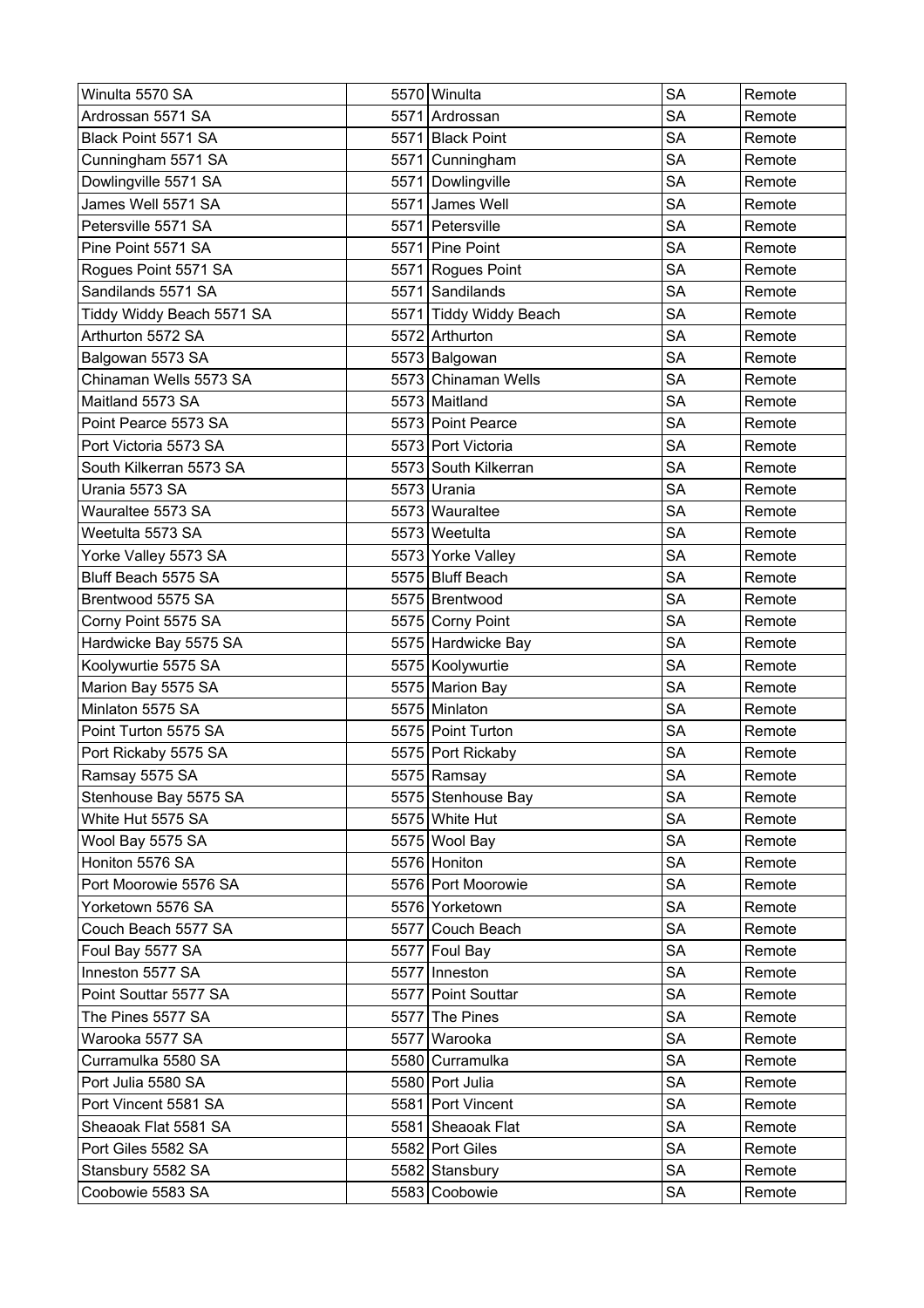| Winulta 5570 SA | 5570 | Winulta | SA | Remote |
|---|---|---|---|---|
| Ardrossan 5571 SA | 5571 | Ardrossan | SA | Remote |
| Black Point 5571 SA | 5571 | Black Point | SA | Remote |
| Cunningham 5571 SA | 5571 | Cunningham | SA | Remote |
| Dowlingville 5571 SA | 5571 | Dowlingville | SA | Remote |
| James Well 5571 SA | 5571 | James Well | SA | Remote |
| Petersville 5571 SA | 5571 | Petersville | SA | Remote |
| Pine Point 5571 SA | 5571 | Pine Point | SA | Remote |
| Rogues Point 5571 SA | 5571 | Rogues Point | SA | Remote |
| Sandilands 5571 SA | 5571 | Sandilands | SA | Remote |
| Tiddy Widdy Beach 5571 SA | 5571 | Tiddy Widdy Beach | SA | Remote |
| Arthurton 5572 SA | 5572 | Arthurton | SA | Remote |
| Balgowan 5573 SA | 5573 | Balgowan | SA | Remote |
| Chinaman Wells 5573 SA | 5573 | Chinaman Wells | SA | Remote |
| Maitland 5573 SA | 5573 | Maitland | SA | Remote |
| Point Pearce 5573 SA | 5573 | Point Pearce | SA | Remote |
| Port Victoria 5573 SA | 5573 | Port Victoria | SA | Remote |
| South Kilkerran 5573 SA | 5573 | South Kilkerran | SA | Remote |
| Urania 5573 SA | 5573 | Urania | SA | Remote |
| Wauraltee 5573 SA | 5573 | Wauraltee | SA | Remote |
| Weetulta 5573 SA | 5573 | Weetulta | SA | Remote |
| Yorke Valley 5573 SA | 5573 | Yorke Valley | SA | Remote |
| Bluff Beach 5575 SA | 5575 | Bluff Beach | SA | Remote |
| Brentwood 5575 SA | 5575 | Brentwood | SA | Remote |
| Corny Point 5575 SA | 5575 | Corny Point | SA | Remote |
| Hardwicke Bay 5575 SA | 5575 | Hardwicke Bay | SA | Remote |
| Koolywurtie 5575 SA | 5575 | Koolywurtie | SA | Remote |
| Marion Bay 5575 SA | 5575 | Marion Bay | SA | Remote |
| Minlaton 5575 SA | 5575 | Minlaton | SA | Remote |
| Point Turton 5575 SA | 5575 | Point Turton | SA | Remote |
| Port Rickaby 5575 SA | 5575 | Port Rickaby | SA | Remote |
| Ramsay 5575 SA | 5575 | Ramsay | SA | Remote |
| Stenhouse Bay 5575 SA | 5575 | Stenhouse Bay | SA | Remote |
| White Hut 5575 SA | 5575 | White Hut | SA | Remote |
| Wool Bay 5575 SA | 5575 | Wool Bay | SA | Remote |
| Honiton 5576 SA | 5576 | Honiton | SA | Remote |
| Port Moorowie 5576 SA | 5576 | Port Moorowie | SA | Remote |
| Yorketown 5576 SA | 5576 | Yorketown | SA | Remote |
| Couch Beach 5577 SA | 5577 | Couch Beach | SA | Remote |
| Foul Bay 5577 SA | 5577 | Foul Bay | SA | Remote |
| Inneston 5577 SA | 5577 | Inneston | SA | Remote |
| Point Souttar 5577 SA | 5577 | Point Souttar | SA | Remote |
| The Pines 5577 SA | 5577 | The Pines | SA | Remote |
| Warooka 5577 SA | 5577 | Warooka | SA | Remote |
| Curramulka 5580 SA | 5580 | Curramulka | SA | Remote |
| Port Julia 5580 SA | 5580 | Port Julia | SA | Remote |
| Port Vincent 5581 SA | 5581 | Port Vincent | SA | Remote |
| Sheaoak Flat 5581 SA | 5581 | Sheaoak Flat | SA | Remote |
| Port Giles 5582 SA | 5582 | Port Giles | SA | Remote |
| Stansbury 5582 SA | 5582 | Stansbury | SA | Remote |
| Coobowie 5583 SA | 5583 | Coobowie | SA | Remote |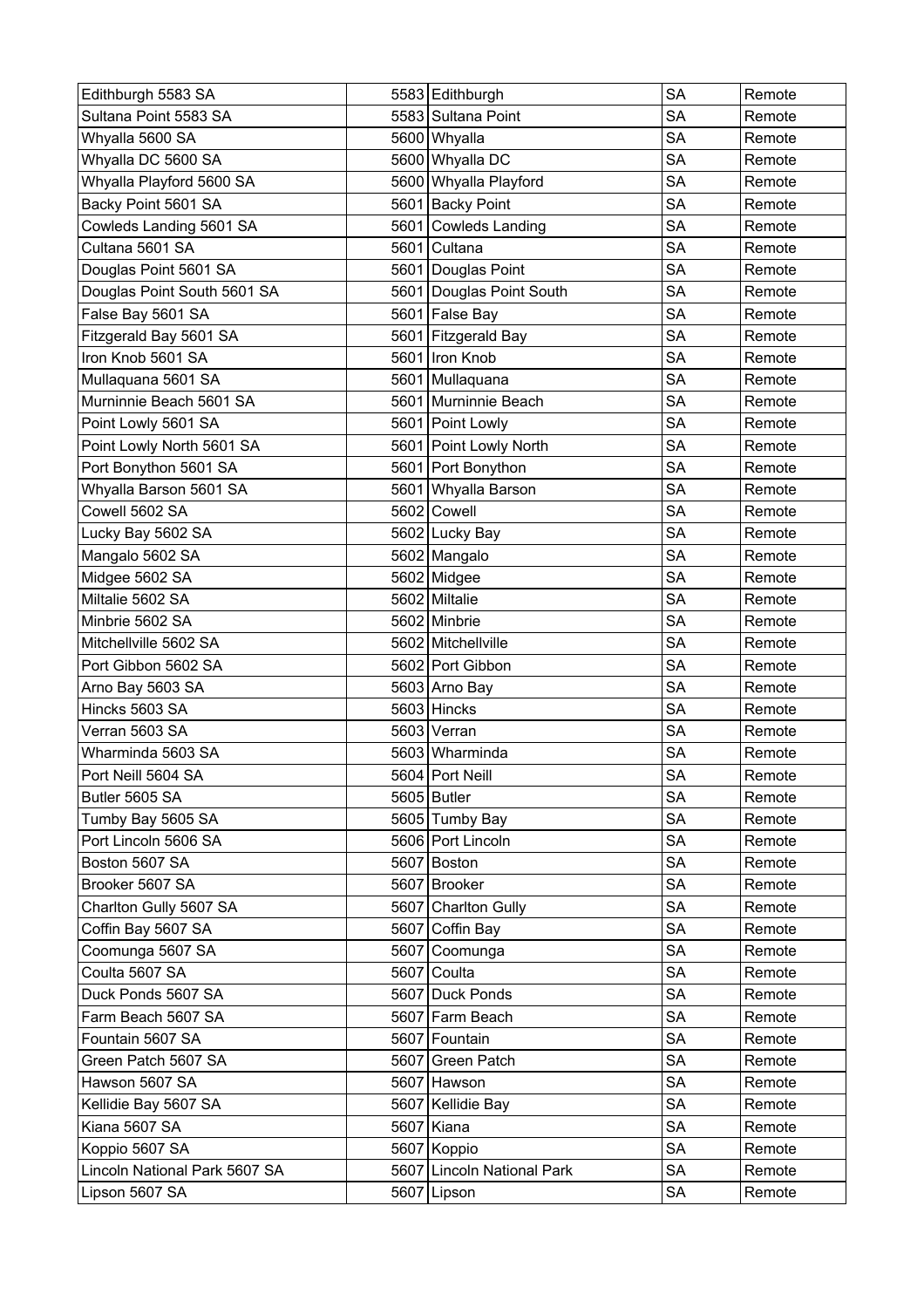| Edithburgh 5583 SA | 5583 | Edithburgh | SA | Remote |
|---|---|---|---|---|
| Sultana Point 5583 SA | 5583 | Sultana Point | SA | Remote |
| Whyalla 5600 SA | 5600 | Whyalla | SA | Remote |
| Whyalla DC 5600 SA | 5600 | Whyalla DC | SA | Remote |
| Whyalla Playford 5600 SA | 5600 | Whyalla Playford | SA | Remote |
| Backy Point 5601 SA | 5601 | Backy Point | SA | Remote |
| Cowleds Landing 5601 SA | 5601 | Cowleds Landing | SA | Remote |
| Cultana 5601 SA | 5601 | Cultana | SA | Remote |
| Douglas Point 5601 SA | 5601 | Douglas Point | SA | Remote |
| Douglas Point South 5601 SA | 5601 | Douglas Point South | SA | Remote |
| False Bay 5601 SA | 5601 | False Bay | SA | Remote |
| Fitzgerald Bay 5601 SA | 5601 | Fitzgerald Bay | SA | Remote |
| Iron Knob 5601 SA | 5601 | Iron Knob | SA | Remote |
| Mullaquana 5601 SA | 5601 | Mullaquana | SA | Remote |
| Murninnie Beach 5601 SA | 5601 | Murninnie Beach | SA | Remote |
| Point Lowly 5601 SA | 5601 | Point Lowly | SA | Remote |
| Point Lowly North 5601 SA | 5601 | Point Lowly North | SA | Remote |
| Port Bonython 5601 SA | 5601 | Port Bonython | SA | Remote |
| Whyalla Barson 5601 SA | 5601 | Whyalla Barson | SA | Remote |
| Cowell 5602 SA | 5602 | Cowell | SA | Remote |
| Lucky Bay 5602 SA | 5602 | Lucky Bay | SA | Remote |
| Mangalo 5602 SA | 5602 | Mangalo | SA | Remote |
| Midgee 5602 SA | 5602 | Midgee | SA | Remote |
| Miltalie 5602 SA | 5602 | Miltalie | SA | Remote |
| Minbrie 5602 SA | 5602 | Minbrie | SA | Remote |
| Mitchellville 5602 SA | 5602 | Mitchellville | SA | Remote |
| Port Gibbon 5602 SA | 5602 | Port Gibbon | SA | Remote |
| Arno Bay 5603 SA | 5603 | Arno Bay | SA | Remote |
| Hincks 5603 SA | 5603 | Hincks | SA | Remote |
| Verran 5603 SA | 5603 | Verran | SA | Remote |
| Wharminda 5603 SA | 5603 | Wharminda | SA | Remote |
| Port Neill 5604 SA | 5604 | Port Neill | SA | Remote |
| Butler 5605 SA | 5605 | Butler | SA | Remote |
| Tumby Bay 5605 SA | 5605 | Tumby Bay | SA | Remote |
| Port Lincoln 5606 SA | 5606 | Port Lincoln | SA | Remote |
| Boston 5607 SA | 5607 | Boston | SA | Remote |
| Brooker 5607 SA | 5607 | Brooker | SA | Remote |
| Charlton Gully 5607 SA | 5607 | Charlton Gully | SA | Remote |
| Coffin Bay 5607 SA | 5607 | Coffin Bay | SA | Remote |
| Coomunga 5607 SA | 5607 | Coomunga | SA | Remote |
| Coulta 5607 SA | 5607 | Coulta | SA | Remote |
| Duck Ponds 5607 SA | 5607 | Duck Ponds | SA | Remote |
| Farm Beach 5607 SA | 5607 | Farm Beach | SA | Remote |
| Fountain 5607 SA | 5607 | Fountain | SA | Remote |
| Green Patch 5607 SA | 5607 | Green Patch | SA | Remote |
| Hawson 5607 SA | 5607 | Hawson | SA | Remote |
| Kellidie Bay 5607 SA | 5607 | Kellidie Bay | SA | Remote |
| Kiana 5607 SA | 5607 | Kiana | SA | Remote |
| Koppio 5607 SA | 5607 | Koppio | SA | Remote |
| Lincoln National Park 5607 SA | 5607 | Lincoln National Park | SA | Remote |
| Lipson 5607 SA | 5607 | Lipson | SA | Remote |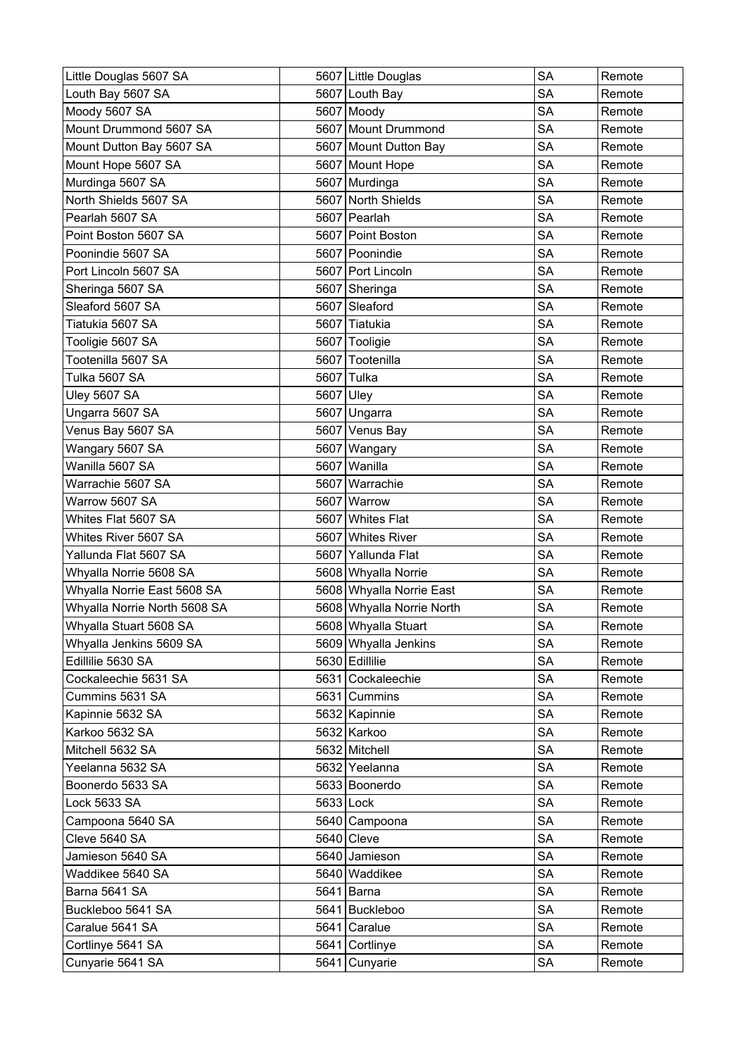| | | | | |
|---|---|---|---|---|
| Little Douglas 5607 SA | 5607 | Little Douglas | SA | Remote |
| Louth Bay 5607 SA | 5607 | Louth Bay | SA | Remote |
| Moody 5607 SA | 5607 | Moody | SA | Remote |
| Mount Drummond 5607 SA | 5607 | Mount Drummond | SA | Remote |
| Mount Dutton Bay 5607 SA | 5607 | Mount Dutton Bay | SA | Remote |
| Mount Hope 5607 SA | 5607 | Mount Hope | SA | Remote |
| Murdinga 5607 SA | 5607 | Murdinga | SA | Remote |
| North Shields 5607 SA | 5607 | North Shields | SA | Remote |
| Pearlah 5607 SA | 5607 | Pearlah | SA | Remote |
| Point Boston 5607 SA | 5607 | Point Boston | SA | Remote |
| Poonindie 5607 SA | 5607 | Poonindie | SA | Remote |
| Port Lincoln 5607 SA | 5607 | Port Lincoln | SA | Remote |
| Sheringa 5607 SA | 5607 | Sheringa | SA | Remote |
| Sleaford 5607 SA | 5607 | Sleaford | SA | Remote |
| Tiatukia 5607 SA | 5607 | Tiatukia | SA | Remote |
| Tooligie 5607 SA | 5607 | Tooligie | SA | Remote |
| Tootenilla 5607 SA | 5607 | Tootenilla | SA | Remote |
| Tulka 5607 SA | 5607 | Tulka | SA | Remote |
| Uley 5607 SA | 5607 | Uley | SA | Remote |
| Ungarra 5607 SA | 5607 | Ungarra | SA | Remote |
| Venus Bay 5607 SA | 5607 | Venus Bay | SA | Remote |
| Wangary 5607 SA | 5607 | Wangary | SA | Remote |
| Wanilla 5607 SA | 5607 | Wanilla | SA | Remote |
| Warrachie 5607 SA | 5607 | Warrachie | SA | Remote |
| Warrow 5607 SA | 5607 | Warrow | SA | Remote |
| Whites Flat 5607 SA | 5607 | Whites Flat | SA | Remote |
| Whites River 5607 SA | 5607 | Whites River | SA | Remote |
| Yallunda Flat 5607 SA | 5607 | Yallunda Flat | SA | Remote |
| Whyalla Norrie 5608 SA | 5608 | Whyalla Norrie | SA | Remote |
| Whyalla Norrie East 5608 SA | 5608 | Whyalla Norrie East | SA | Remote |
| Whyalla Norrie North 5608 SA | 5608 | Whyalla Norrie North | SA | Remote |
| Whyalla Stuart 5608 SA | 5608 | Whyalla Stuart | SA | Remote |
| Whyalla Jenkins 5609 SA | 5609 | Whyalla Jenkins | SA | Remote |
| Edillilie 5630 SA | 5630 | Edillilie | SA | Remote |
| Cockaleechie 5631 SA | 5631 | Cockaleechie | SA | Remote |
| Cummins 5631 SA | 5631 | Cummins | SA | Remote |
| Kapinnie 5632 SA | 5632 | Kapinnie | SA | Remote |
| Karkoo 5632 SA | 5632 | Karkoo | SA | Remote |
| Mitchell 5632 SA | 5632 | Mitchell | SA | Remote |
| Yeelanna 5632 SA | 5632 | Yeelanna | SA | Remote |
| Boonerdo 5633 SA | 5633 | Boonerdo | SA | Remote |
| Lock 5633 SA | 5633 | Lock | SA | Remote |
| Campoona 5640 SA | 5640 | Campoona | SA | Remote |
| Cleve 5640 SA | 5640 | Cleve | SA | Remote |
| Jamieson 5640 SA | 5640 | Jamieson | SA | Remote |
| Waddikee 5640 SA | 5640 | Waddikee | SA | Remote |
| Barna 5641 SA | 5641 | Barna | SA | Remote |
| Buckleboo 5641 SA | 5641 | Buckleboo | SA | Remote |
| Caralue 5641 SA | 5641 | Caralue | SA | Remote |
| Cortlinye 5641 SA | 5641 | Cortlinye | SA | Remote |
| Cunyarie 5641 SA | 5641 | Cunyarie | SA | Remote |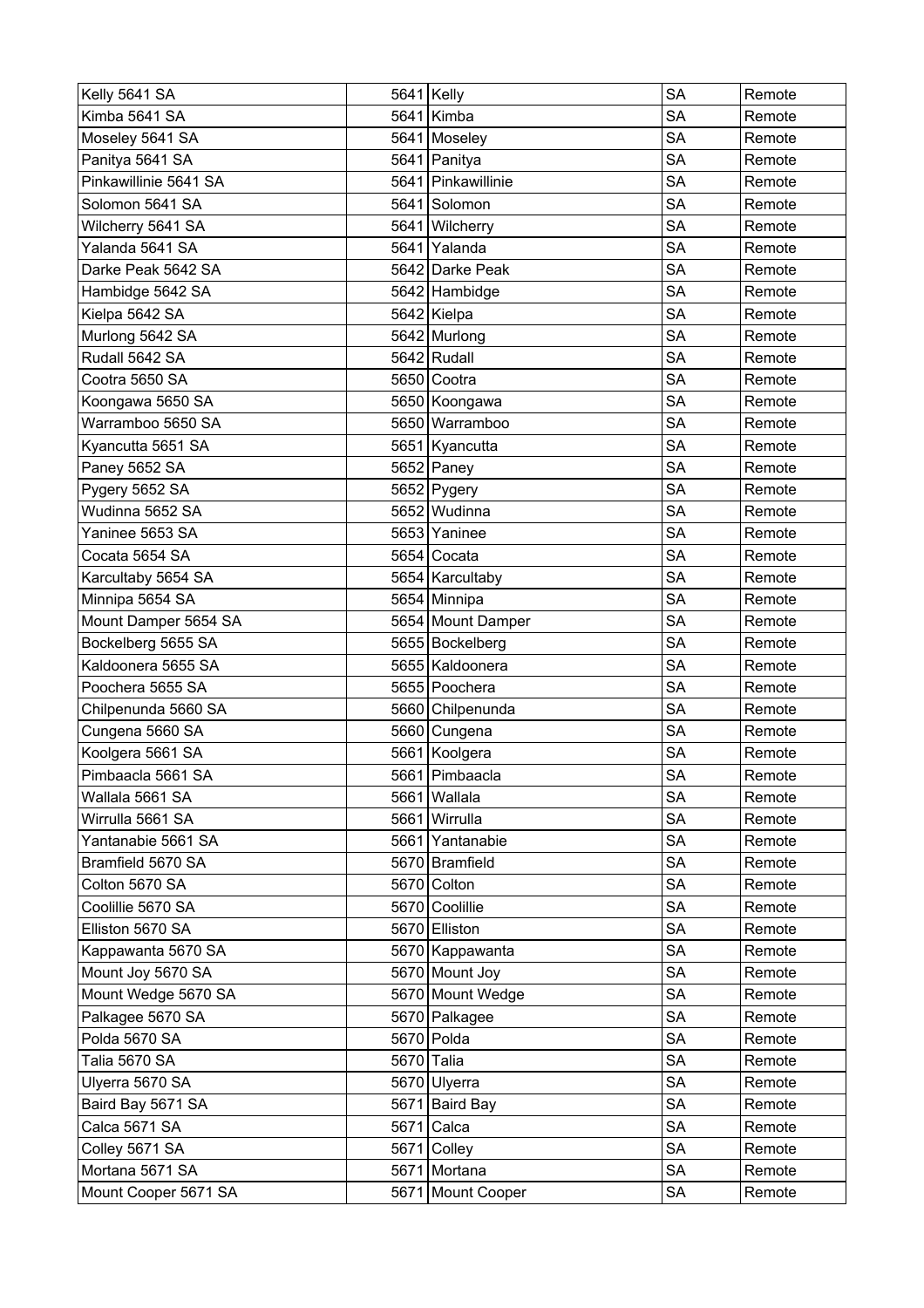| | | | |
|---|---|---|---|
| Kelly 5641 SA | 5641 Kelly | SA | Remote |
| Kimba 5641 SA | 5641 Kimba | SA | Remote |
| Moseley 5641 SA | 5641 Moseley | SA | Remote |
| Panitya 5641 SA | 5641 Panitya | SA | Remote |
| Pinkawillinie 5641 SA | 5641 Pinkawillinie | SA | Remote |
| Solomon 5641 SA | 5641 Solomon | SA | Remote |
| Wilcherry 5641 SA | 5641 Wilcherry | SA | Remote |
| Yalanda 5641 SA | 5641 Yalanda | SA | Remote |
| Darke Peak 5642 SA | 5642 Darke Peak | SA | Remote |
| Hambidge 5642 SA | 5642 Hambidge | SA | Remote |
| Kielpa 5642 SA | 5642 Kielpa | SA | Remote |
| Murlong 5642 SA | 5642 Murlong | SA | Remote |
| Rudall 5642 SA | 5642 Rudall | SA | Remote |
| Cootra 5650 SA | 5650 Cootra | SA | Remote |
| Koongawa 5650 SA | 5650 Koongawa | SA | Remote |
| Warramboo 5650 SA | 5650 Warramboo | SA | Remote |
| Kyancutta 5651 SA | 5651 Kyancutta | SA | Remote |
| Paney 5652 SA | 5652 Paney | SA | Remote |
| Pygery 5652 SA | 5652 Pygery | SA | Remote |
| Wudinna 5652 SA | 5652 Wudinna | SA | Remote |
| Yaninee 5653 SA | 5653 Yaninee | SA | Remote |
| Cocata 5654 SA | 5654 Cocata | SA | Remote |
| Karcultaby 5654 SA | 5654 Karcultaby | SA | Remote |
| Minnipa 5654 SA | 5654 Minnipa | SA | Remote |
| Mount Damper 5654 SA | 5654 Mount Damper | SA | Remote |
| Bockelberg 5655 SA | 5655 Bockelberg | SA | Remote |
| Kaldoonera 5655 SA | 5655 Kaldoonera | SA | Remote |
| Poochera 5655 SA | 5655 Poochera | SA | Remote |
| Chilpenunda 5660 SA | 5660 Chilpenunda | SA | Remote |
| Cungena 5660 SA | 5660 Cungena | SA | Remote |
| Koolgera 5661 SA | 5661 Koolgera | SA | Remote |
| Pimbaacla 5661 SA | 5661 Pimbaacla | SA | Remote |
| Wallala 5661 SA | 5661 Wallala | SA | Remote |
| Wirrulla 5661 SA | 5661 Wirrulla | SA | Remote |
| Yantanabie 5661 SA | 5661 Yantanabie | SA | Remote |
| Bramfield 5670 SA | 5670 Bramfield | SA | Remote |
| Colton 5670 SA | 5670 Colton | SA | Remote |
| Coolillie 5670 SA | 5670 Coolillie | SA | Remote |
| Elliston 5670 SA | 5670 Elliston | SA | Remote |
| Kappawanta 5670 SA | 5670 Kappawanta | SA | Remote |
| Mount Joy 5670 SA | 5670 Mount Joy | SA | Remote |
| Mount Wedge 5670 SA | 5670 Mount Wedge | SA | Remote |
| Palkagee 5670 SA | 5670 Palkagee | SA | Remote |
| Polda 5670 SA | 5670 Polda | SA | Remote |
| Talia 5670 SA | 5670 Talia | SA | Remote |
| Ulyerra 5670 SA | 5670 Ulyerra | SA | Remote |
| Baird Bay 5671 SA | 5671 Baird Bay | SA | Remote |
| Calca 5671 SA | 5671 Calca | SA | Remote |
| Colley 5671 SA | 5671 Colley | SA | Remote |
| Mortana 5671 SA | 5671 Mortana | SA | Remote |
| Mount Cooper 5671 SA | 5671 Mount Cooper | SA | Remote |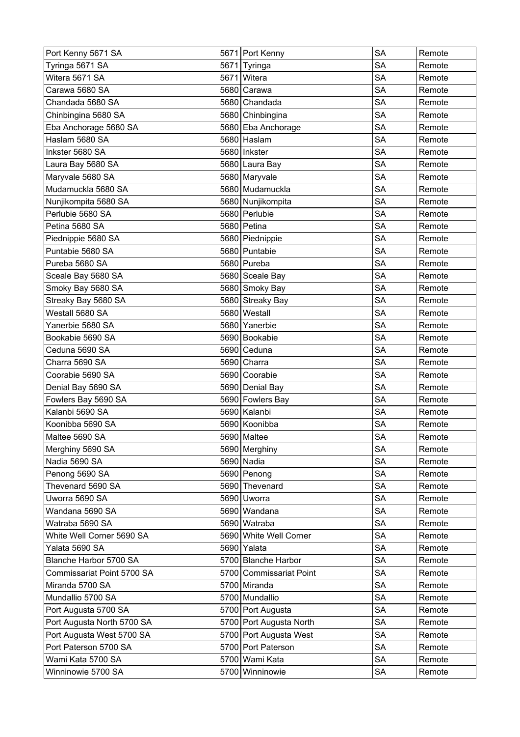| Port Kenny 5671 SA | 5671 | Port Kenny | SA | Remote |
|---|---|---|---|---|
| Tyringa 5671 SA | 5671 | Tyringa | SA | Remote |
| Witera 5671 SA | 5671 | Witera | SA | Remote |
| Carawa 5680 SA | 5680 | Carawa | SA | Remote |
| Chandada 5680 SA | 5680 | Chandada | SA | Remote |
| Chinbingina 5680 SA | 5680 | Chinbingina | SA | Remote |
| Eba Anchorage 5680 SA | 5680 | Eba Anchorage | SA | Remote |
| Haslam 5680 SA | 5680 | Haslam | SA | Remote |
| Inkster 5680 SA | 5680 | Inkster | SA | Remote |
| Laura Bay 5680 SA | 5680 | Laura Bay | SA | Remote |
| Maryvale 5680 SA | 5680 | Maryvale | SA | Remote |
| Mudamuckla 5680 SA | 5680 | Mudamuckla | SA | Remote |
| Nunjikompita 5680 SA | 5680 | Nunjikompita | SA | Remote |
| Perlubie 5680 SA | 5680 | Perlubie | SA | Remote |
| Petina 5680 SA | 5680 | Petina | SA | Remote |
| Piednippie 5680 SA | 5680 | Piednippie | SA | Remote |
| Puntabie 5680 SA | 5680 | Puntabie | SA | Remote |
| Pureba 5680 SA | 5680 | Pureba | SA | Remote |
| Sceale Bay 5680 SA | 5680 | Sceale Bay | SA | Remote |
| Smoky Bay 5680 SA | 5680 | Smoky Bay | SA | Remote |
| Streaky Bay 5680 SA | 5680 | Streaky Bay | SA | Remote |
| Westall 5680 SA | 5680 | Westall | SA | Remote |
| Yanerbie 5680 SA | 5680 | Yanerbie | SA | Remote |
| Bookabie 5690 SA | 5690 | Bookabie | SA | Remote |
| Ceduna 5690 SA | 5690 | Ceduna | SA | Remote |
| Charra 5690 SA | 5690 | Charra | SA | Remote |
| Coorabie 5690 SA | 5690 | Coorabie | SA | Remote |
| Denial Bay 5690 SA | 5690 | Denial Bay | SA | Remote |
| Fowlers Bay 5690 SA | 5690 | Fowlers Bay | SA | Remote |
| Kalanbi 5690 SA | 5690 | Kalanbi | SA | Remote |
| Koonibba 5690 SA | 5690 | Koonibba | SA | Remote |
| Maltee 5690 SA | 5690 | Maltee | SA | Remote |
| Merghiny 5690 SA | 5690 | Merghiny | SA | Remote |
| Nadia 5690 SA | 5690 | Nadia | SA | Remote |
| Penong 5690 SA | 5690 | Penong | SA | Remote |
| Thevenard 5690 SA | 5690 | Thevenard | SA | Remote |
| Uworra 5690 SA | 5690 | Uworra | SA | Remote |
| Wandana 5690 SA | 5690 | Wandana | SA | Remote |
| Watraba 5690 SA | 5690 | Watraba | SA | Remote |
| White Well Corner 5690 SA | 5690 | White Well Corner | SA | Remote |
| Yalata 5690 SA | 5690 | Yalata | SA | Remote |
| Blanche Harbor 5700 SA | 5700 | Blanche Harbor | SA | Remote |
| Commissariat Point 5700 SA | 5700 | Commissariat Point | SA | Remote |
| Miranda 5700 SA | 5700 | Miranda | SA | Remote |
| Mundallio 5700 SA | 5700 | Mundallio | SA | Remote |
| Port Augusta 5700 SA | 5700 | Port Augusta | SA | Remote |
| Port Augusta North 5700 SA | 5700 | Port Augusta North | SA | Remote |
| Port Augusta West 5700 SA | 5700 | Port Augusta West | SA | Remote |
| Port Paterson 5700 SA | 5700 | Port Paterson | SA | Remote |
| Wami Kata 5700 SA | 5700 | Wami Kata | SA | Remote |
| Winninowie 5700 SA | 5700 | Winninowie | SA | Remote |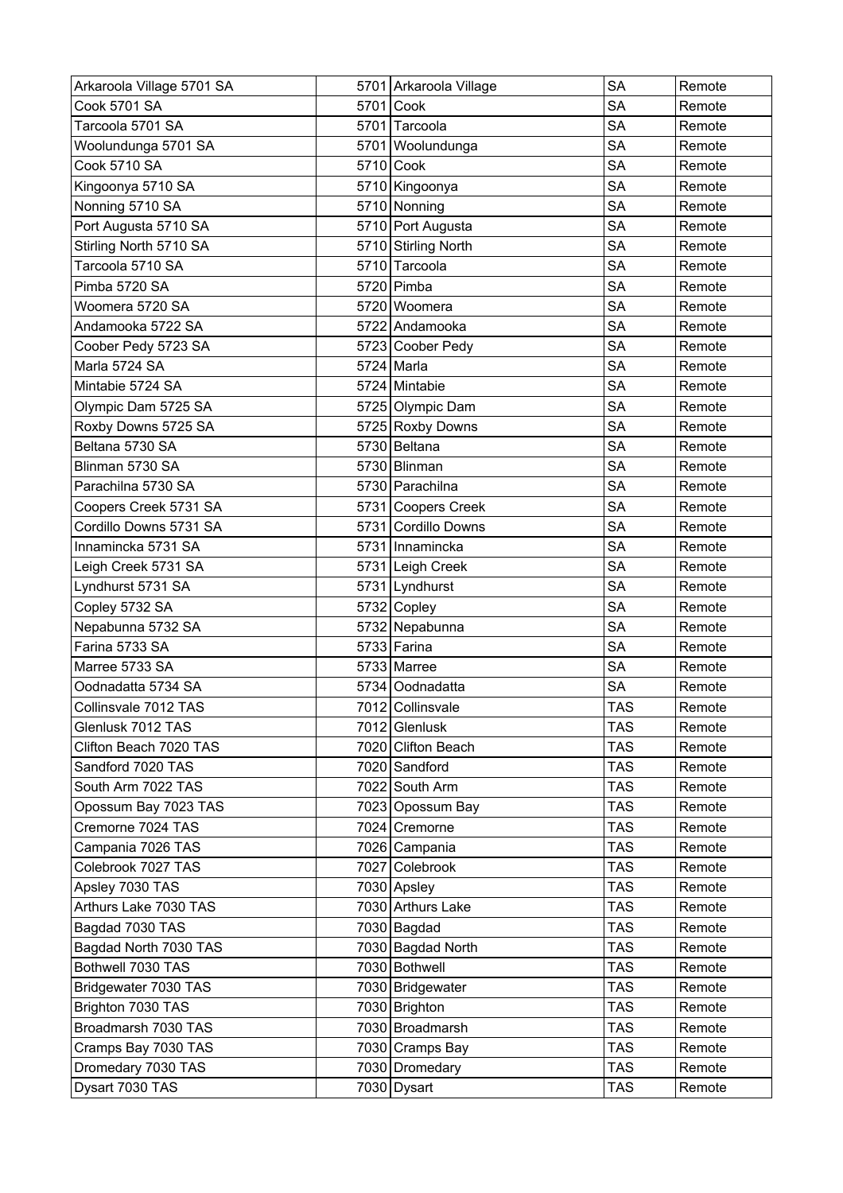| Arkaroola Village 5701 SA | 5701 | Arkaroola Village | SA | Remote |
|---|---|---|---|---|
| Cook 5701 SA | 5701 | Cook | SA | Remote |
| Tarcoola 5701 SA | 5701 | Tarcoola | SA | Remote |
| Woolundunga 5701 SA | 5701 | Woolundunga | SA | Remote |
| Cook 5710 SA | 5710 | Cook | SA | Remote |
| Kingoonya 5710 SA | 5710 | Kingoonya | SA | Remote |
| Nonning 5710 SA | 5710 | Nonning | SA | Remote |
| Port Augusta 5710 SA | 5710 | Port Augusta | SA | Remote |
| Stirling North 5710 SA | 5710 | Stirling North | SA | Remote |
| Tarcoola 5710 SA | 5710 | Tarcoola | SA | Remote |
| Pimba 5720 SA | 5720 | Pimba | SA | Remote |
| Woomera 5720 SA | 5720 | Woomera | SA | Remote |
| Andamooka 5722 SA | 5722 | Andamooka | SA | Remote |
| Coober Pedy 5723 SA | 5723 | Coober Pedy | SA | Remote |
| Marla 5724 SA | 5724 | Marla | SA | Remote |
| Mintabie 5724 SA | 5724 | Mintabie | SA | Remote |
| Olympic Dam 5725 SA | 5725 | Olympic Dam | SA | Remote |
| Roxby Downs 5725 SA | 5725 | Roxby Downs | SA | Remote |
| Beltana 5730 SA | 5730 | Beltana | SA | Remote |
| Blinman 5730 SA | 5730 | Blinman | SA | Remote |
| Parachilna 5730 SA | 5730 | Parachilna | SA | Remote |
| Coopers Creek 5731 SA | 5731 | Coopers Creek | SA | Remote |
| Cordillo Downs 5731 SA | 5731 | Cordillo Downs | SA | Remote |
| Innamincka 5731 SA | 5731 | Innamincka | SA | Remote |
| Leigh Creek 5731 SA | 5731 | Leigh Creek | SA | Remote |
| Lyndhurst 5731 SA | 5731 | Lyndhurst | SA | Remote |
| Copley 5732 SA | 5732 | Copley | SA | Remote |
| Nepabunna 5732 SA | 5732 | Nepabunna | SA | Remote |
| Farina 5733 SA | 5733 | Farina | SA | Remote |
| Marree 5733 SA | 5733 | Marree | SA | Remote |
| Oodnadatta 5734 SA | 5734 | Oodnadatta | SA | Remote |
| Collinsvale 7012 TAS | 7012 | Collinsvale | TAS | Remote |
| Glenlusk 7012 TAS | 7012 | Glenlusk | TAS | Remote |
| Clifton Beach 7020 TAS | 7020 | Clifton Beach | TAS | Remote |
| Sandford 7020 TAS | 7020 | Sandford | TAS | Remote |
| South Arm 7022 TAS | 7022 | South Arm | TAS | Remote |
| Opossum Bay 7023 TAS | 7023 | Opossum Bay | TAS | Remote |
| Cremorne 7024 TAS | 7024 | Cremorne | TAS | Remote |
| Campania 7026 TAS | 7026 | Campania | TAS | Remote |
| Colebrook 7027 TAS | 7027 | Colebrook | TAS | Remote |
| Apsley 7030 TAS | 7030 | Apsley | TAS | Remote |
| Arthurs Lake 7030 TAS | 7030 | Arthurs Lake | TAS | Remote |
| Bagdad 7030 TAS | 7030 | Bagdad | TAS | Remote |
| Bagdad North 7030 TAS | 7030 | Bagdad North | TAS | Remote |
| Bothwell 7030 TAS | 7030 | Bothwell | TAS | Remote |
| Bridgewater 7030 TAS | 7030 | Bridgewater | TAS | Remote |
| Brighton 7030 TAS | 7030 | Brighton | TAS | Remote |
| Broadmarsh 7030 TAS | 7030 | Broadmarsh | TAS | Remote |
| Cramps Bay 7030 TAS | 7030 | Cramps Bay | TAS | Remote |
| Dromedary 7030 TAS | 7030 | Dromedary | TAS | Remote |
| Dysart 7030 TAS | 7030 | Dysart | TAS | Remote |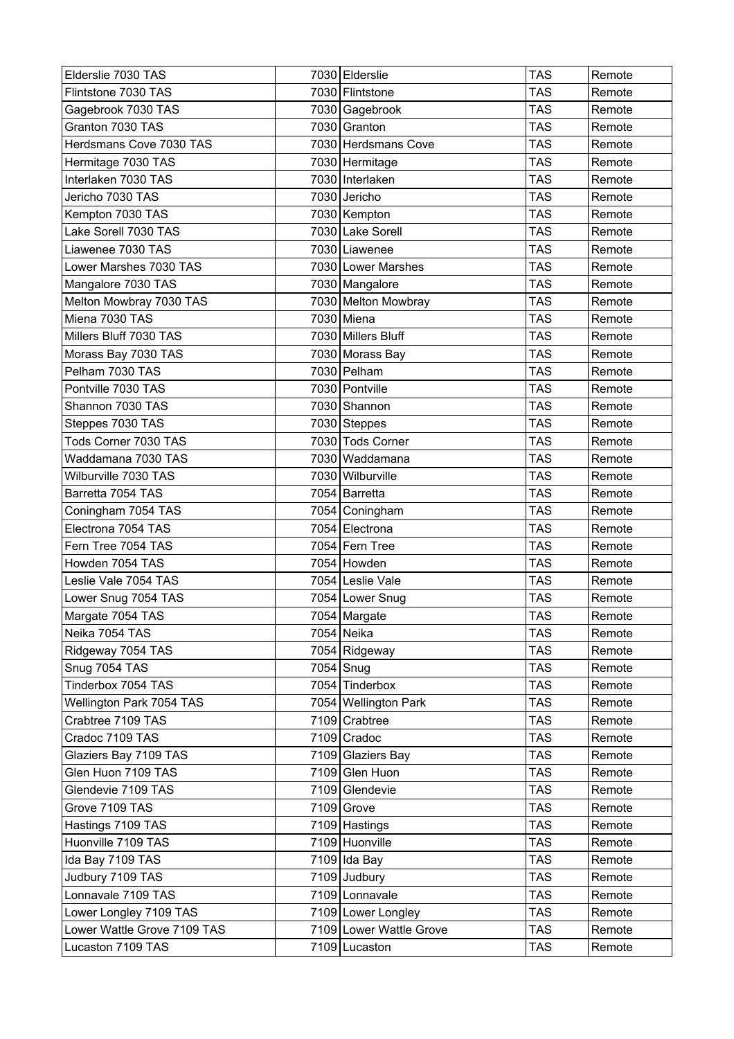| Elderslie 7030 TAS | 7030 | Elderslie | TAS | Remote |
|---|---|---|---|---|
| Flintstone 7030 TAS | 7030 | Flintstone | TAS | Remote |
| Gagebrook 7030 TAS | 7030 | Gagebrook | TAS | Remote |
| Granton 7030 TAS | 7030 | Granton | TAS | Remote |
| Herdsmans Cove 7030 TAS | 7030 | Herdsmans Cove | TAS | Remote |
| Hermitage 7030 TAS | 7030 | Hermitage | TAS | Remote |
| Interlaken 7030 TAS | 7030 | Interlaken | TAS | Remote |
| Jericho 7030 TAS | 7030 | Jericho | TAS | Remote |
| Kempton 7030 TAS | 7030 | Kempton | TAS | Remote |
| Lake Sorell 7030 TAS | 7030 | Lake Sorell | TAS | Remote |
| Liawenee 7030 TAS | 7030 | Liawenee | TAS | Remote |
| Lower Marshes 7030 TAS | 7030 | Lower Marshes | TAS | Remote |
| Mangalore 7030 TAS | 7030 | Mangalore | TAS | Remote |
| Melton Mowbray 7030 TAS | 7030 | Melton Mowbray | TAS | Remote |
| Miena 7030 TAS | 7030 | Miena | TAS | Remote |
| Millers Bluff 7030 TAS | 7030 | Millers Bluff | TAS | Remote |
| Morass Bay 7030 TAS | 7030 | Morass Bay | TAS | Remote |
| Pelham 7030 TAS | 7030 | Pelham | TAS | Remote |
| Pontville 7030 TAS | 7030 | Pontville | TAS | Remote |
| Shannon 7030 TAS | 7030 | Shannon | TAS | Remote |
| Steppes 7030 TAS | 7030 | Steppes | TAS | Remote |
| Tods Corner 7030 TAS | 7030 | Tods Corner | TAS | Remote |
| Waddamana 7030 TAS | 7030 | Waddamana | TAS | Remote |
| Wilburville 7030 TAS | 7030 | Wilburville | TAS | Remote |
| Barretta 7054 TAS | 7054 | Barretta | TAS | Remote |
| Coningham 7054 TAS | 7054 | Coningham | TAS | Remote |
| Electrona 7054 TAS | 7054 | Electrona | TAS | Remote |
| Fern Tree 7054 TAS | 7054 | Fern Tree | TAS | Remote |
| Howden 7054 TAS | 7054 | Howden | TAS | Remote |
| Leslie Vale 7054 TAS | 7054 | Leslie Vale | TAS | Remote |
| Lower Snug 7054 TAS | 7054 | Lower Snug | TAS | Remote |
| Margate 7054 TAS | 7054 | Margate | TAS | Remote |
| Neika 7054 TAS | 7054 | Neika | TAS | Remote |
| Ridgeway 7054 TAS | 7054 | Ridgeway | TAS | Remote |
| Snug 7054 TAS | 7054 | Snug | TAS | Remote |
| Tinderbox 7054 TAS | 7054 | Tinderbox | TAS | Remote |
| Wellington Park 7054 TAS | 7054 | Wellington Park | TAS | Remote |
| Crabtree 7109 TAS | 7109 | Crabtree | TAS | Remote |
| Cradoc 7109 TAS | 7109 | Cradoc | TAS | Remote |
| Glaziers Bay 7109 TAS | 7109 | Glaziers Bay | TAS | Remote |
| Glen Huon 7109 TAS | 7109 | Glen Huon | TAS | Remote |
| Glendevie 7109 TAS | 7109 | Glendevie | TAS | Remote |
| Grove 7109 TAS | 7109 | Grove | TAS | Remote |
| Hastings 7109 TAS | 7109 | Hastings | TAS | Remote |
| Huonville 7109 TAS | 7109 | Huonville | TAS | Remote |
| Ida Bay 7109 TAS | 7109 | Ida Bay | TAS | Remote |
| Judbury 7109 TAS | 7109 | Judbury | TAS | Remote |
| Lonnavale 7109 TAS | 7109 | Lonnavale | TAS | Remote |
| Lower Longley 7109 TAS | 7109 | Lower Longley | TAS | Remote |
| Lower Wattle Grove 7109 TAS | 7109 | Lower Wattle Grove | TAS | Remote |
| Lucaston 7109 TAS | 7109 | Lucaston | TAS | Remote |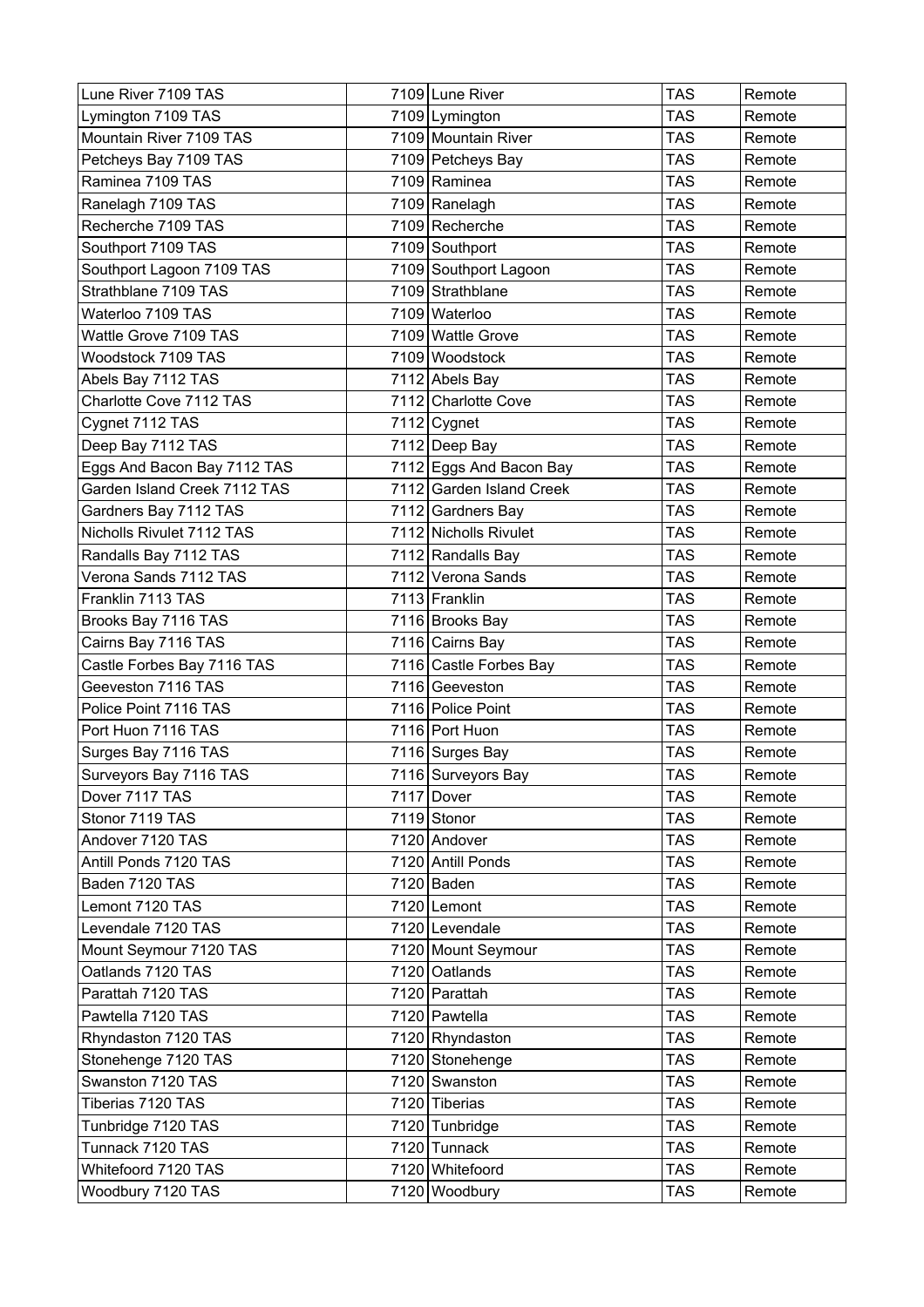| Lune River 7109 TAS | 7109 | Lune River | TAS | Remote |
|---|---|---|---|---|
| Lymington 7109 TAS | 7109 | Lymington | TAS | Remote |
| Mountain River 7109 TAS | 7109 | Mountain River | TAS | Remote |
| Petcheys Bay 7109 TAS | 7109 | Petcheys Bay | TAS | Remote |
| Raminea 7109 TAS | 7109 | Raminea | TAS | Remote |
| Ranelagh 7109 TAS | 7109 | Ranelagh | TAS | Remote |
| Recherche 7109 TAS | 7109 | Recherche | TAS | Remote |
| Southport 7109 TAS | 7109 | Southport | TAS | Remote |
| Southport Lagoon 7109 TAS | 7109 | Southport Lagoon | TAS | Remote |
| Strathblane 7109 TAS | 7109 | Strathblane | TAS | Remote |
| Waterloo 7109 TAS | 7109 | Waterloo | TAS | Remote |
| Wattle Grove 7109 TAS | 7109 | Wattle Grove | TAS | Remote |
| Woodstock 7109 TAS | 7109 | Woodstock | TAS | Remote |
| Abels Bay 7112 TAS | 7112 | Abels Bay | TAS | Remote |
| Charlotte Cove 7112 TAS | 7112 | Charlotte Cove | TAS | Remote |
| Cygnet 7112 TAS | 7112 | Cygnet | TAS | Remote |
| Deep Bay 7112 TAS | 7112 | Deep Bay | TAS | Remote |
| Eggs And Bacon Bay 7112 TAS | 7112 | Eggs And Bacon Bay | TAS | Remote |
| Garden Island Creek 7112 TAS | 7112 | Garden Island Creek | TAS | Remote |
| Gardners Bay 7112 TAS | 7112 | Gardners Bay | TAS | Remote |
| Nicholls Rivulet 7112 TAS | 7112 | Nicholls Rivulet | TAS | Remote |
| Randalls Bay 7112 TAS | 7112 | Randalls Bay | TAS | Remote |
| Verona Sands 7112 TAS | 7112 | Verona Sands | TAS | Remote |
| Franklin 7113 TAS | 7113 | Franklin | TAS | Remote |
| Brooks Bay 7116 TAS | 7116 | Brooks Bay | TAS | Remote |
| Cairns Bay 7116 TAS | 7116 | Cairns Bay | TAS | Remote |
| Castle Forbes Bay 7116 TAS | 7116 | Castle Forbes Bay | TAS | Remote |
| Geeveston 7116 TAS | 7116 | Geeveston | TAS | Remote |
| Police Point 7116 TAS | 7116 | Police Point | TAS | Remote |
| Port Huon 7116 TAS | 7116 | Port Huon | TAS | Remote |
| Surges Bay 7116 TAS | 7116 | Surges Bay | TAS | Remote |
| Surveyors Bay 7116 TAS | 7116 | Surveyors Bay | TAS | Remote |
| Dover 7117 TAS | 7117 | Dover | TAS | Remote |
| Stonor 7119 TAS | 7119 | Stonor | TAS | Remote |
| Andover 7120 TAS | 7120 | Andover | TAS | Remote |
| Antill Ponds 7120 TAS | 7120 | Antill Ponds | TAS | Remote |
| Baden 7120 TAS | 7120 | Baden | TAS | Remote |
| Lemont 7120 TAS | 7120 | Lemont | TAS | Remote |
| Levendale 7120 TAS | 7120 | Levendale | TAS | Remote |
| Mount Seymour 7120 TAS | 7120 | Mount Seymour | TAS | Remote |
| Oatlands 7120 TAS | 7120 | Oatlands | TAS | Remote |
| Parattah 7120 TAS | 7120 | Parattah | TAS | Remote |
| Pawtella 7120 TAS | 7120 | Pawtella | TAS | Remote |
| Rhyndaston 7120 TAS | 7120 | Rhyndaston | TAS | Remote |
| Stonehenge 7120 TAS | 7120 | Stonehenge | TAS | Remote |
| Swanston 7120 TAS | 7120 | Swanston | TAS | Remote |
| Tiberias 7120 TAS | 7120 | Tiberias | TAS | Remote |
| Tunbridge 7120 TAS | 7120 | Tunbridge | TAS | Remote |
| Tunnack 7120 TAS | 7120 | Tunnack | TAS | Remote |
| Whitefoord 7120 TAS | 7120 | Whitefoord | TAS | Remote |
| Woodbury 7120 TAS | 7120 | Woodbury | TAS | Remote |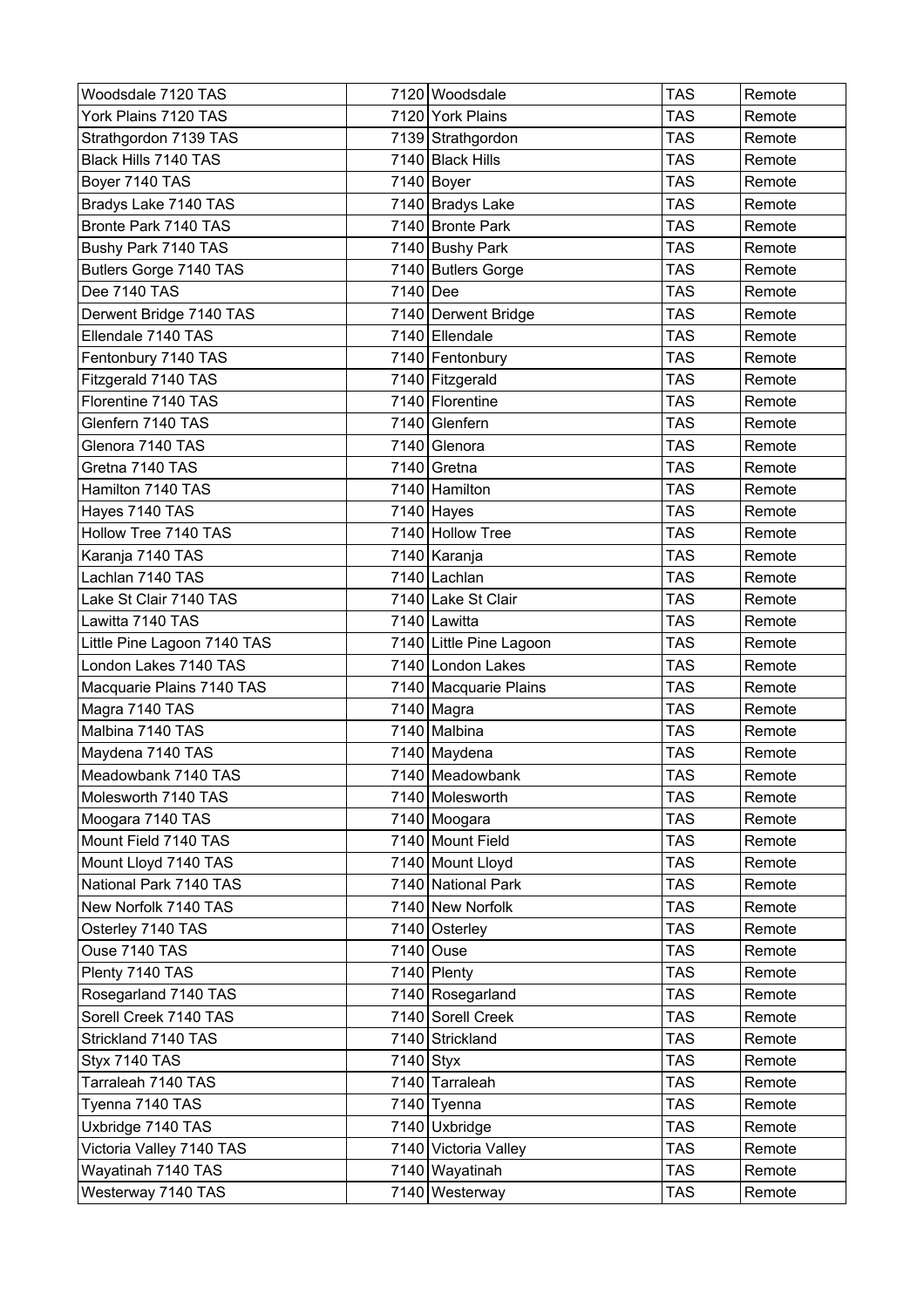| Woodsdale 7120 TAS | 7120 | Woodsdale | TAS | Remote |
|---|---|---|---|---|
| York Plains 7120 TAS | 7120 | York Plains | TAS | Remote |
| Strathgordon 7139 TAS | 7139 | Strathgordon | TAS | Remote |
| Black Hills 7140 TAS | 7140 | Black Hills | TAS | Remote |
| Boyer 7140 TAS | 7140 | Boyer | TAS | Remote |
| Bradys Lake 7140 TAS | 7140 | Bradys Lake | TAS | Remote |
| Bronte Park 7140 TAS | 7140 | Bronte Park | TAS | Remote |
| Bushy Park 7140 TAS | 7140 | Bushy Park | TAS | Remote |
| Butlers Gorge 7140 TAS | 7140 | Butlers Gorge | TAS | Remote |
| Dee 7140 TAS | 7140 | Dee | TAS | Remote |
| Derwent Bridge 7140 TAS | 7140 | Derwent Bridge | TAS | Remote |
| Ellendale 7140 TAS | 7140 | Ellendale | TAS | Remote |
| Fentonbury 7140 TAS | 7140 | Fentonbury | TAS | Remote |
| Fitzgerald 7140 TAS | 7140 | Fitzgerald | TAS | Remote |
| Florentine 7140 TAS | 7140 | Florentine | TAS | Remote |
| Glenfern 7140 TAS | 7140 | Glenfern | TAS | Remote |
| Glenora 7140 TAS | 7140 | Glenora | TAS | Remote |
| Gretna 7140 TAS | 7140 | Gretna | TAS | Remote |
| Hamilton 7140 TAS | 7140 | Hamilton | TAS | Remote |
| Hayes 7140 TAS | 7140 | Hayes | TAS | Remote |
| Hollow Tree 7140 TAS | 7140 | Hollow Tree | TAS | Remote |
| Karanja 7140 TAS | 7140 | Karanja | TAS | Remote |
| Lachlan 7140 TAS | 7140 | Lachlan | TAS | Remote |
| Lake St Clair 7140 TAS | 7140 | Lake St Clair | TAS | Remote |
| Lawitta 7140 TAS | 7140 | Lawitta | TAS | Remote |
| Little Pine Lagoon 7140 TAS | 7140 | Little Pine Lagoon | TAS | Remote |
| London Lakes 7140 TAS | 7140 | London Lakes | TAS | Remote |
| Macquarie Plains 7140 TAS | 7140 | Macquarie Plains | TAS | Remote |
| Magra 7140 TAS | 7140 | Magra | TAS | Remote |
| Malbina 7140 TAS | 7140 | Malbina | TAS | Remote |
| Maydena 7140 TAS | 7140 | Maydena | TAS | Remote |
| Meadowbank 7140 TAS | 7140 | Meadowbank | TAS | Remote |
| Molesworth 7140 TAS | 7140 | Molesworth | TAS | Remote |
| Moogara 7140 TAS | 7140 | Moogara | TAS | Remote |
| Mount Field 7140 TAS | 7140 | Mount Field | TAS | Remote |
| Mount Lloyd 7140 TAS | 7140 | Mount Lloyd | TAS | Remote |
| National Park 7140 TAS | 7140 | National Park | TAS | Remote |
| New Norfolk 7140 TAS | 7140 | New Norfolk | TAS | Remote |
| Osterley 7140 TAS | 7140 | Osterley | TAS | Remote |
| Ouse 7140 TAS | 7140 | Ouse | TAS | Remote |
| Plenty 7140 TAS | 7140 | Plenty | TAS | Remote |
| Rosegarland 7140 TAS | 7140 | Rosegarland | TAS | Remote |
| Sorell Creek 7140 TAS | 7140 | Sorell Creek | TAS | Remote |
| Strickland 7140 TAS | 7140 | Strickland | TAS | Remote |
| Styx 7140 TAS | 7140 | Styx | TAS | Remote |
| Tarraleah 7140 TAS | 7140 | Tarraleah | TAS | Remote |
| Tyenna 7140 TAS | 7140 | Tyenna | TAS | Remote |
| Uxbridge 7140 TAS | 7140 | Uxbridge | TAS | Remote |
| Victoria Valley 7140 TAS | 7140 | Victoria Valley | TAS | Remote |
| Wayatinah 7140 TAS | 7140 | Wayatinah | TAS | Remote |
| Westerway 7140 TAS | 7140 | Westerway | TAS | Remote |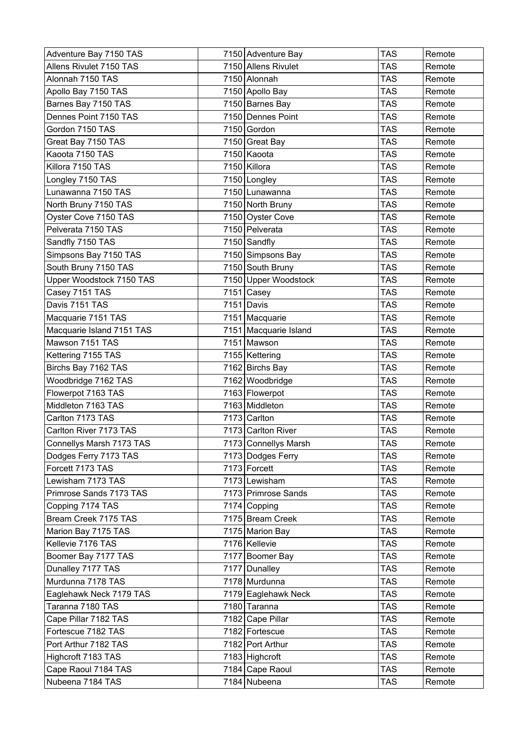| Adventure Bay 7150 TAS | 7150 | Adventure Bay | TAS | Remote |
|---|---|---|---|---|
| Allens Rivulet 7150 TAS | 7150 | Allens Rivulet | TAS | Remote |
| Alonnah 7150 TAS | 7150 | Alonnah | TAS | Remote |
| Apollo Bay 7150 TAS | 7150 | Apollo Bay | TAS | Remote |
| Barnes Bay 7150 TAS | 7150 | Barnes Bay | TAS | Remote |
| Dennes Point 7150 TAS | 7150 | Dennes Point | TAS | Remote |
| Gordon 7150 TAS | 7150 | Gordon | TAS | Remote |
| Great Bay 7150 TAS | 7150 | Great Bay | TAS | Remote |
| Kaoota 7150 TAS | 7150 | Kaoota | TAS | Remote |
| Killora 7150 TAS | 7150 | Killora | TAS | Remote |
| Longley 7150 TAS | 7150 | Longley | TAS | Remote |
| Lunawanna 7150 TAS | 7150 | Lunawanna | TAS | Remote |
| North Bruny 7150 TAS | 7150 | North Bruny | TAS | Remote |
| Oyster Cove 7150 TAS | 7150 | Oyster Cove | TAS | Remote |
| Pelverata 7150 TAS | 7150 | Pelverata | TAS | Remote |
| Sandfly 7150 TAS | 7150 | Sandfly | TAS | Remote |
| Simpsons Bay 7150 TAS | 7150 | Simpsons Bay | TAS | Remote |
| South Bruny 7150 TAS | 7150 | South Bruny | TAS | Remote |
| Upper Woodstock 7150 TAS | 7150 | Upper Woodstock | TAS | Remote |
| Casey 7151 TAS | 7151 | Casey | TAS | Remote |
| Davis 7151 TAS | 7151 | Davis | TAS | Remote |
| Macquarie 7151 TAS | 7151 | Macquarie | TAS | Remote |
| Macquarie Island 7151 TAS | 7151 | Macquarie Island | TAS | Remote |
| Mawson 7151 TAS | 7151 | Mawson | TAS | Remote |
| Kettering 7155 TAS | 7155 | Kettering | TAS | Remote |
| Birchs Bay 7162 TAS | 7162 | Birchs Bay | TAS | Remote |
| Woodbridge 7162 TAS | 7162 | Woodbridge | TAS | Remote |
| Flowerpot 7163 TAS | 7163 | Flowerpot | TAS | Remote |
| Middleton 7163 TAS | 7163 | Middleton | TAS | Remote |
| Carlton 7173 TAS | 7173 | Carlton | TAS | Remote |
| Carlton River 7173 TAS | 7173 | Carlton River | TAS | Remote |
| Connellys Marsh 7173 TAS | 7173 | Connellys Marsh | TAS | Remote |
| Dodges Ferry 7173 TAS | 7173 | Dodges Ferry | TAS | Remote |
| Forcett 7173 TAS | 7173 | Forcett | TAS | Remote |
| Lewisham 7173 TAS | 7173 | Lewisham | TAS | Remote |
| Primrose Sands 7173 TAS | 7173 | Primrose Sands | TAS | Remote |
| Copping 7174 TAS | 7174 | Copping | TAS | Remote |
| Bream Creek 7175 TAS | 7175 | Bream Creek | TAS | Remote |
| Marion Bay 7175 TAS | 7175 | Marion Bay | TAS | Remote |
| Kellevie 7176 TAS | 7176 | Kellevie | TAS | Remote |
| Boomer Bay 7177 TAS | 7177 | Boomer Bay | TAS | Remote |
| Dunalley 7177 TAS | 7177 | Dunalley | TAS | Remote |
| Murdunna 7178 TAS | 7178 | Murdunna | TAS | Remote |
| Eaglehawk Neck 7179 TAS | 7179 | Eaglehawk Neck | TAS | Remote |
| Taranna 7180 TAS | 7180 | Taranna | TAS | Remote |
| Cape Pillar 7182 TAS | 7182 | Cape Pillar | TAS | Remote |
| Fortescue 7182 TAS | 7182 | Fortescue | TAS | Remote |
| Port Arthur 7182 TAS | 7182 | Port Arthur | TAS | Remote |
| Highcroft 7183 TAS | 7183 | Highcroft | TAS | Remote |
| Cape Raoul 7184 TAS | 7184 | Cape Raoul | TAS | Remote |
| Nubeena 7184 TAS | 7184 | Nubeena | TAS | Remote |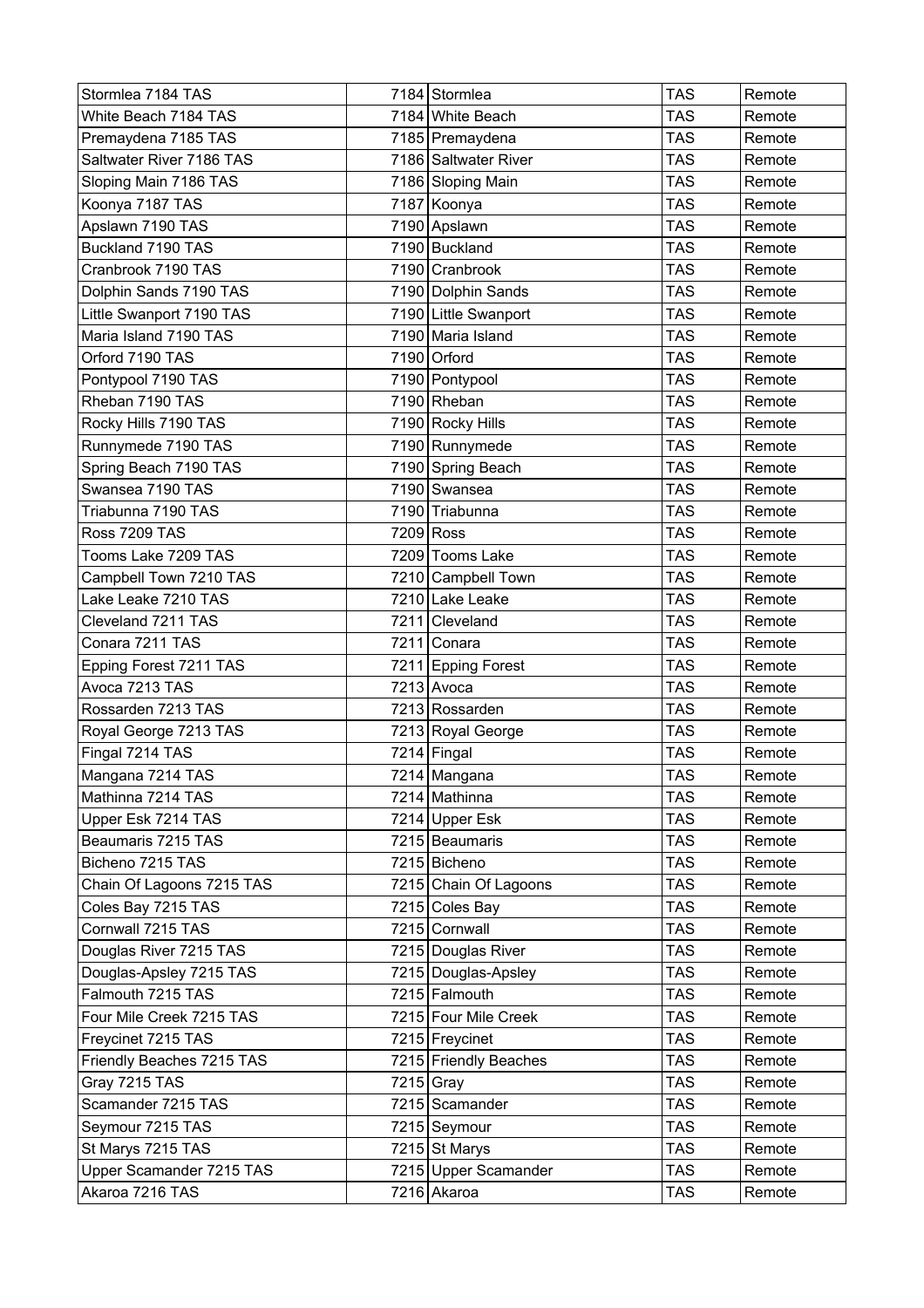| Stormlea 7184 TAS | 7184 | Stormlea | TAS | Remote |
|---|---|---|---|---|
| White Beach 7184 TAS | 7184 | White Beach | TAS | Remote |
| Premaydena 7185 TAS | 7185 | Premaydena | TAS | Remote |
| Saltwater River 7186 TAS | 7186 | Saltwater River | TAS | Remote |
| Sloping Main 7186 TAS | 7186 | Sloping Main | TAS | Remote |
| Koonya 7187 TAS | 7187 | Koonya | TAS | Remote |
| Apslawn 7190 TAS | 7190 | Apslawn | TAS | Remote |
| Buckland 7190 TAS | 7190 | Buckland | TAS | Remote |
| Cranbrook 7190 TAS | 7190 | Cranbrook | TAS | Remote |
| Dolphin Sands 7190 TAS | 7190 | Dolphin Sands | TAS | Remote |
| Little Swanport 7190 TAS | 7190 | Little Swanport | TAS | Remote |
| Maria Island 7190 TAS | 7190 | Maria Island | TAS | Remote |
| Orford 7190 TAS | 7190 | Orford | TAS | Remote |
| Pontypool 7190 TAS | 7190 | Pontypool | TAS | Remote |
| Rheban 7190 TAS | 7190 | Rheban | TAS | Remote |
| Rocky Hills 7190 TAS | 7190 | Rocky Hills | TAS | Remote |
| Runnymede 7190 TAS | 7190 | Runnymede | TAS | Remote |
| Spring Beach 7190 TAS | 7190 | Spring Beach | TAS | Remote |
| Swansea 7190 TAS | 7190 | Swansea | TAS | Remote |
| Triabunna 7190 TAS | 7190 | Triabunna | TAS | Remote |
| Ross 7209 TAS | 7209 | Ross | TAS | Remote |
| Tooms Lake 7209 TAS | 7209 | Tooms Lake | TAS | Remote |
| Campbell Town 7210 TAS | 7210 | Campbell Town | TAS | Remote |
| Lake Leake 7210 TAS | 7210 | Lake Leake | TAS | Remote |
| Cleveland 7211 TAS | 7211 | Cleveland | TAS | Remote |
| Conara 7211 TAS | 7211 | Conara | TAS | Remote |
| Epping Forest 7211 TAS | 7211 | Epping Forest | TAS | Remote |
| Avoca 7213 TAS | 7213 | Avoca | TAS | Remote |
| Rossarden 7213 TAS | 7213 | Rossarden | TAS | Remote |
| Royal George 7213 TAS | 7213 | Royal George | TAS | Remote |
| Fingal 7214 TAS | 7214 | Fingal | TAS | Remote |
| Mangana 7214 TAS | 7214 | Mangana | TAS | Remote |
| Mathinna 7214 TAS | 7214 | Mathinna | TAS | Remote |
| Upper Esk 7214 TAS | 7214 | Upper Esk | TAS | Remote |
| Beaumaris 7215 TAS | 7215 | Beaumaris | TAS | Remote |
| Bicheno 7215 TAS | 7215 | Bicheno | TAS | Remote |
| Chain Of Lagoons 7215 TAS | 7215 | Chain Of Lagoons | TAS | Remote |
| Coles Bay 7215 TAS | 7215 | Coles Bay | TAS | Remote |
| Cornwall 7215 TAS | 7215 | Cornwall | TAS | Remote |
| Douglas River 7215 TAS | 7215 | Douglas River | TAS | Remote |
| Douglas-Apsley 7215 TAS | 7215 | Douglas-Apsley | TAS | Remote |
| Falmouth 7215 TAS | 7215 | Falmouth | TAS | Remote |
| Four Mile Creek 7215 TAS | 7215 | Four Mile Creek | TAS | Remote |
| Freycinet 7215 TAS | 7215 | Freycinet | TAS | Remote |
| Friendly Beaches 7215 TAS | 7215 | Friendly Beaches | TAS | Remote |
| Gray 7215 TAS | 7215 | Gray | TAS | Remote |
| Scamander 7215 TAS | 7215 | Scamander | TAS | Remote |
| Seymour 7215 TAS | 7215 | Seymour | TAS | Remote |
| St Marys 7215 TAS | 7215 | St Marys | TAS | Remote |
| Upper Scamander 7215 TAS | 7215 | Upper Scamander | TAS | Remote |
| Akaroa 7216 TAS | 7216 | Akaroa | TAS | Remote |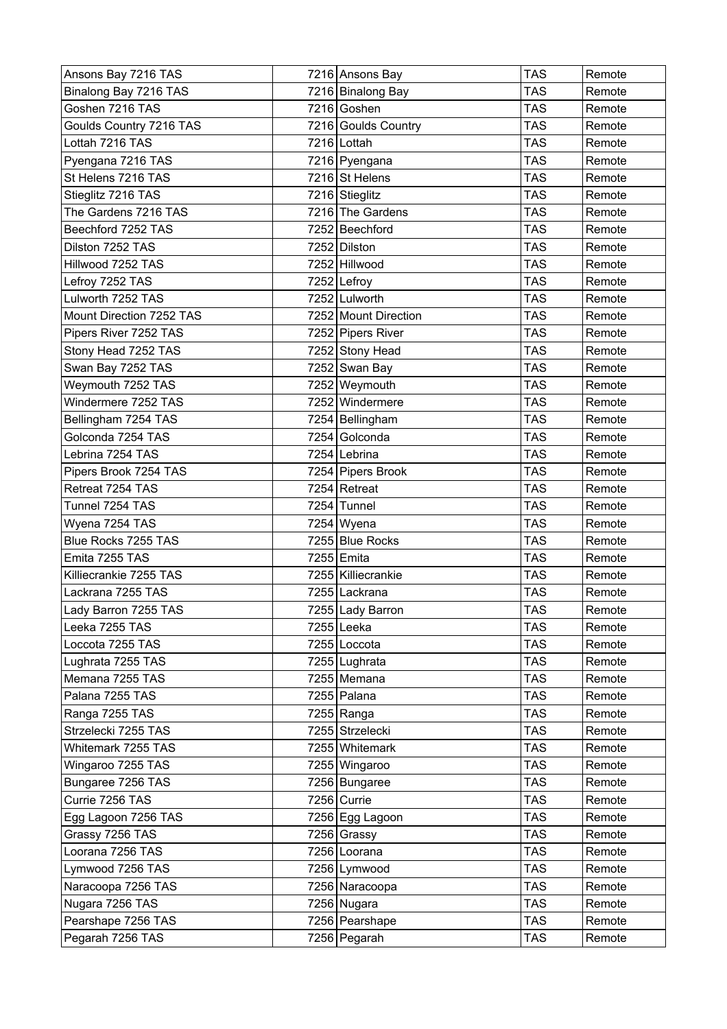| | | | | |
|---|---|---|---|---|
| Ansons Bay 7216 TAS | 7216 | Ansons Bay | TAS | Remote |
| Binalong Bay 7216 TAS | 7216 | Binalong Bay | TAS | Remote |
| Goshen 7216 TAS | 7216 | Goshen | TAS | Remote |
| Goulds Country 7216 TAS | 7216 | Goulds Country | TAS | Remote |
| Lottah 7216 TAS | 7216 | Lottah | TAS | Remote |
| Pyengana 7216 TAS | 7216 | Pyengana | TAS | Remote |
| St Helens 7216 TAS | 7216 | St Helens | TAS | Remote |
| Stieglitz 7216 TAS | 7216 | Stieglitz | TAS | Remote |
| The Gardens 7216 TAS | 7216 | The Gardens | TAS | Remote |
| Beechford 7252 TAS | 7252 | Beechford | TAS | Remote |
| Dilston 7252 TAS | 7252 | Dilston | TAS | Remote |
| Hillwood 7252 TAS | 7252 | Hillwood | TAS | Remote |
| Lefroy 7252 TAS | 7252 | Lefroy | TAS | Remote |
| Lulworth 7252 TAS | 7252 | Lulworth | TAS | Remote |
| Mount Direction 7252 TAS | 7252 | Mount Direction | TAS | Remote |
| Pipers River 7252 TAS | 7252 | Pipers River | TAS | Remote |
| Stony Head 7252 TAS | 7252 | Stony Head | TAS | Remote |
| Swan Bay 7252 TAS | 7252 | Swan Bay | TAS | Remote |
| Weymouth 7252 TAS | 7252 | Weymouth | TAS | Remote |
| Windermere 7252 TAS | 7252 | Windermere | TAS | Remote |
| Bellingham 7254 TAS | 7254 | Bellingham | TAS | Remote |
| Golconda 7254 TAS | 7254 | Golconda | TAS | Remote |
| Lebrina 7254 TAS | 7254 | Lebrina | TAS | Remote |
| Pipers Brook 7254 TAS | 7254 | Pipers Brook | TAS | Remote |
| Retreat 7254 TAS | 7254 | Retreat | TAS | Remote |
| Tunnel 7254 TAS | 7254 | Tunnel | TAS | Remote |
| Wyena 7254 TAS | 7254 | Wyena | TAS | Remote |
| Blue Rocks 7255 TAS | 7255 | Blue Rocks | TAS | Remote |
| Emita 7255 TAS | 7255 | Emita | TAS | Remote |
| Killiecrankie 7255 TAS | 7255 | Killiecrankie | TAS | Remote |
| Lackrana 7255 TAS | 7255 | Lackrana | TAS | Remote |
| Lady Barron 7255 TAS | 7255 | Lady Barron | TAS | Remote |
| Leeka 7255 TAS | 7255 | Leeka | TAS | Remote |
| Loccota 7255 TAS | 7255 | Loccota | TAS | Remote |
| Lughrata 7255 TAS | 7255 | Lughrata | TAS | Remote |
| Memana 7255 TAS | 7255 | Memana | TAS | Remote |
| Palana 7255 TAS | 7255 | Palana | TAS | Remote |
| Ranga 7255 TAS | 7255 | Ranga | TAS | Remote |
| Strzelecki 7255 TAS | 7255 | Strzelecki | TAS | Remote |
| Whitemark 7255 TAS | 7255 | Whitemark | TAS | Remote |
| Wingaroo 7255 TAS | 7255 | Wingaroo | TAS | Remote |
| Bungaree 7256 TAS | 7256 | Bungaree | TAS | Remote |
| Currie 7256 TAS | 7256 | Currie | TAS | Remote |
| Egg Lagoon 7256 TAS | 7256 | Egg Lagoon | TAS | Remote |
| Grassy 7256 TAS | 7256 | Grassy | TAS | Remote |
| Loorana 7256 TAS | 7256 | Loorana | TAS | Remote |
| Lymwood 7256 TAS | 7256 | Lymwood | TAS | Remote |
| Naracoopa 7256 TAS | 7256 | Naracoopa | TAS | Remote |
| Nugara 7256 TAS | 7256 | Nugara | TAS | Remote |
| Pearshape 7256 TAS | 7256 | Pearshape | TAS | Remote |
| Pegarah 7256 TAS | 7256 | Pegarah | TAS | Remote |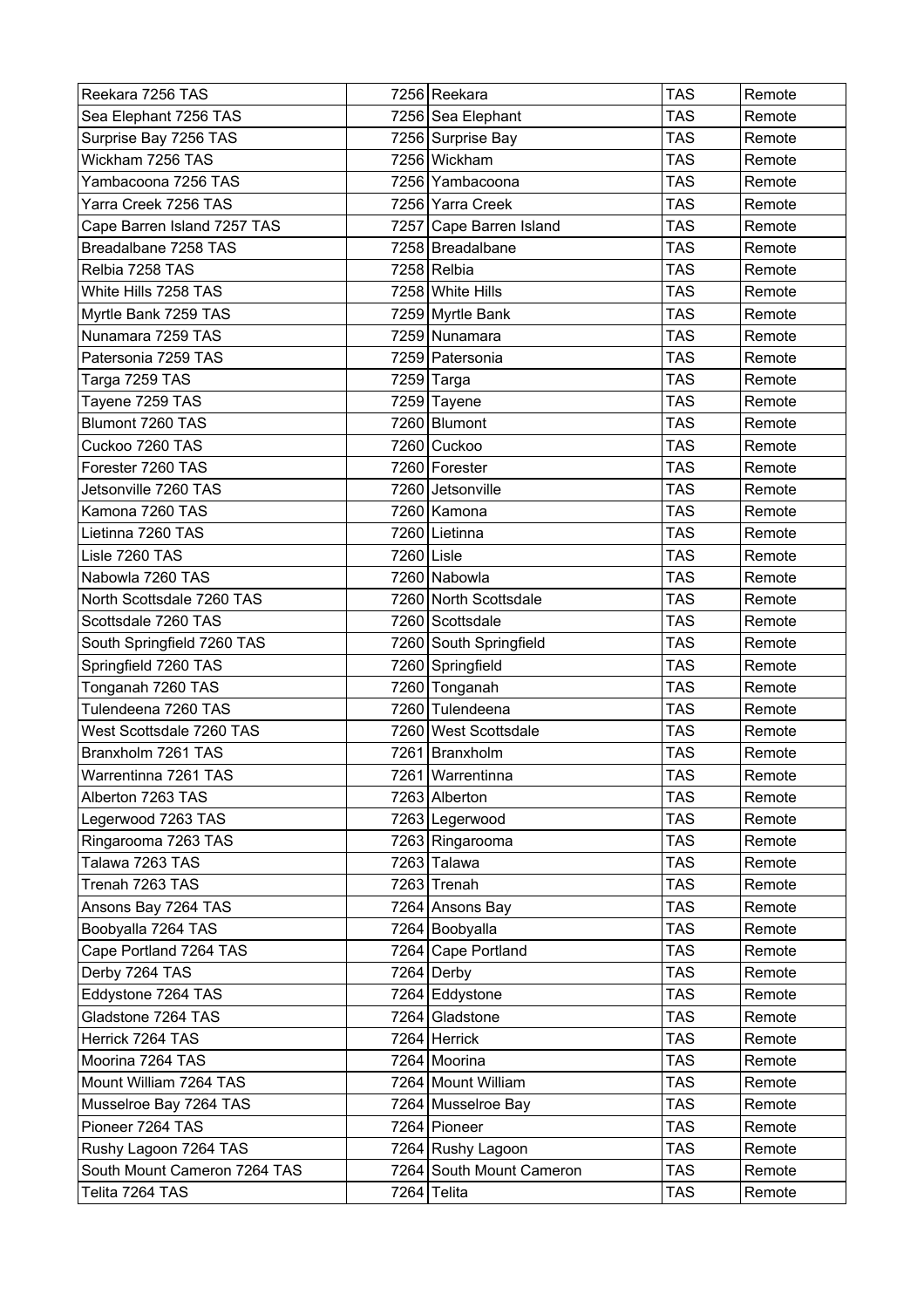| Reekara 7256 TAS | 7256 | Reekara | TAS | Remote |
|---|---|---|---|---|
| Sea Elephant 7256 TAS | 7256 | Sea Elephant | TAS | Remote |
| Surprise Bay 7256 TAS | 7256 | Surprise Bay | TAS | Remote |
| Wickham 7256 TAS | 7256 | Wickham | TAS | Remote |
| Yambacoona 7256 TAS | 7256 | Yambacoona | TAS | Remote |
| Yarra Creek 7256 TAS | 7256 | Yarra Creek | TAS | Remote |
| Cape Barren Island 7257 TAS | 7257 | Cape Barren Island | TAS | Remote |
| Breadalbane 7258 TAS | 7258 | Breadalbane | TAS | Remote |
| Relbia 7258 TAS | 7258 | Relbia | TAS | Remote |
| White Hills 7258 TAS | 7258 | White Hills | TAS | Remote |
| Myrtle Bank 7259 TAS | 7259 | Myrtle Bank | TAS | Remote |
| Nunamara 7259 TAS | 7259 | Nunamara | TAS | Remote |
| Patersonia 7259 TAS | 7259 | Patersonia | TAS | Remote |
| Targa 7259 TAS | 7259 | Targa | TAS | Remote |
| Tayene 7259 TAS | 7259 | Tayene | TAS | Remote |
| Blumont 7260 TAS | 7260 | Blumont | TAS | Remote |
| Cuckoo 7260 TAS | 7260 | Cuckoo | TAS | Remote |
| Forester 7260 TAS | 7260 | Forester | TAS | Remote |
| Jetsonville 7260 TAS | 7260 | Jetsonville | TAS | Remote |
| Kamona 7260 TAS | 7260 | Kamona | TAS | Remote |
| Lietinna 7260 TAS | 7260 | Lietinna | TAS | Remote |
| Lisle 7260 TAS | 7260 | Lisle | TAS | Remote |
| Nabowla 7260 TAS | 7260 | Nabowla | TAS | Remote |
| North Scottsdale 7260 TAS | 7260 | North Scottsdale | TAS | Remote |
| Scottsdale 7260 TAS | 7260 | Scottsdale | TAS | Remote |
| South Springfield 7260 TAS | 7260 | South Springfield | TAS | Remote |
| Springfield 7260 TAS | 7260 | Springfield | TAS | Remote |
| Tonganah 7260 TAS | 7260 | Tonganah | TAS | Remote |
| Tulendeena 7260 TAS | 7260 | Tulendeena | TAS | Remote |
| West Scottsdale 7260 TAS | 7260 | West Scottsdale | TAS | Remote |
| Branxholm 7261 TAS | 7261 | Branxholm | TAS | Remote |
| Warrentinna 7261 TAS | 7261 | Warrentinna | TAS | Remote |
| Alberton 7263 TAS | 7263 | Alberton | TAS | Remote |
| Legerwood 7263 TAS | 7263 | Legerwood | TAS | Remote |
| Ringarooma 7263 TAS | 7263 | Ringarooma | TAS | Remote |
| Talawa 7263 TAS | 7263 | Talawa | TAS | Remote |
| Trenah 7263 TAS | 7263 | Trenah | TAS | Remote |
| Ansons Bay 7264 TAS | 7264 | Ansons Bay | TAS | Remote |
| Boobyalla 7264 TAS | 7264 | Boobyalla | TAS | Remote |
| Cape Portland 7264 TAS | 7264 | Cape Portland | TAS | Remote |
| Derby 7264 TAS | 7264 | Derby | TAS | Remote |
| Eddystone 7264 TAS | 7264 | Eddystone | TAS | Remote |
| Gladstone 7264 TAS | 7264 | Gladstone | TAS | Remote |
| Herrick 7264 TAS | 7264 | Herrick | TAS | Remote |
| Moorina 7264 TAS | 7264 | Moorina | TAS | Remote |
| Mount William 7264 TAS | 7264 | Mount William | TAS | Remote |
| Musselroe Bay 7264 TAS | 7264 | Musselroe Bay | TAS | Remote |
| Pioneer 7264 TAS | 7264 | Pioneer | TAS | Remote |
| Rushy Lagoon 7264 TAS | 7264 | Rushy Lagoon | TAS | Remote |
| South Mount Cameron 7264 TAS | 7264 | South Mount Cameron | TAS | Remote |
| Telita 7264 TAS | 7264 | Telita | TAS | Remote |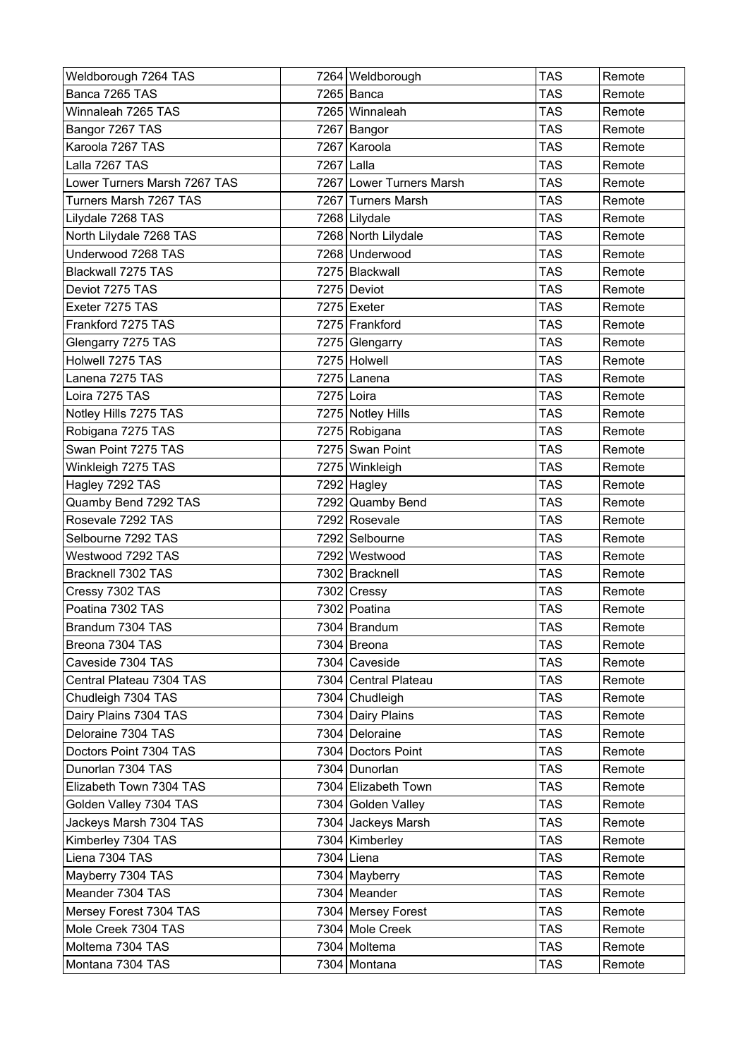| Weldborough 7264 TAS | 7264 | Weldborough | TAS | Remote |
|---|---|---|---|---|
| Banca 7265 TAS | 7265 | Banca | TAS | Remote |
| Winnaleah 7265 TAS | 7265 | Winnaleah | TAS | Remote |
| Bangor 7267 TAS | 7267 | Bangor | TAS | Remote |
| Karoola 7267 TAS | 7267 | Karoola | TAS | Remote |
| Lalla 7267 TAS | 7267 | Lalla | TAS | Remote |
| Lower Turners Marsh 7267 TAS | 7267 | Lower Turners Marsh | TAS | Remote |
| Turners Marsh 7267 TAS | 7267 | Turners Marsh | TAS | Remote |
| Lilydale 7268 TAS | 7268 | Lilydale | TAS | Remote |
| North Lilydale 7268 TAS | 7268 | North Lilydale | TAS | Remote |
| Underwood 7268 TAS | 7268 | Underwood | TAS | Remote |
| Blackwall 7275 TAS | 7275 | Blackwall | TAS | Remote |
| Deviot 7275 TAS | 7275 | Deviot | TAS | Remote |
| Exeter 7275 TAS | 7275 | Exeter | TAS | Remote |
| Frankford 7275 TAS | 7275 | Frankford | TAS | Remote |
| Glengarry 7275 TAS | 7275 | Glengarry | TAS | Remote |
| Holwell 7275 TAS | 7275 | Holwell | TAS | Remote |
| Lanena 7275 TAS | 7275 | Lanena | TAS | Remote |
| Loira 7275 TAS | 7275 | Loira | TAS | Remote |
| Notley Hills 7275 TAS | 7275 | Notley Hills | TAS | Remote |
| Robigana 7275 TAS | 7275 | Robigana | TAS | Remote |
| Swan Point 7275 TAS | 7275 | Swan Point | TAS | Remote |
| Winkleigh 7275 TAS | 7275 | Winkleigh | TAS | Remote |
| Hagley 7292 TAS | 7292 | Hagley | TAS | Remote |
| Quamby Bend 7292 TAS | 7292 | Quamby Bend | TAS | Remote |
| Rosevale 7292 TAS | 7292 | Rosevale | TAS | Remote |
| Selbourne 7292 TAS | 7292 | Selbourne | TAS | Remote |
| Westwood 7292 TAS | 7292 | Westwood | TAS | Remote |
| Bracknell 7302 TAS | 7302 | Bracknell | TAS | Remote |
| Cressy 7302 TAS | 7302 | Cressy | TAS | Remote |
| Poatina 7302 TAS | 7302 | Poatina | TAS | Remote |
| Brandum 7304 TAS | 7304 | Brandum | TAS | Remote |
| Breona 7304 TAS | 7304 | Breona | TAS | Remote |
| Caveside 7304 TAS | 7304 | Caveside | TAS | Remote |
| Central Plateau 7304 TAS | 7304 | Central Plateau | TAS | Remote |
| Chudleigh 7304 TAS | 7304 | Chudleigh | TAS | Remote |
| Dairy Plains 7304 TAS | 7304 | Dairy Plains | TAS | Remote |
| Deloraine 7304 TAS | 7304 | Deloraine | TAS | Remote |
| Doctors Point 7304 TAS | 7304 | Doctors Point | TAS | Remote |
| Dunorlan 7304 TAS | 7304 | Dunorlan | TAS | Remote |
| Elizabeth Town 7304 TAS | 7304 | Elizabeth Town | TAS | Remote |
| Golden Valley 7304 TAS | 7304 | Golden Valley | TAS | Remote |
| Jackeys Marsh 7304 TAS | 7304 | Jackeys Marsh | TAS | Remote |
| Kimberley 7304 TAS | 7304 | Kimberley | TAS | Remote |
| Liena 7304 TAS | 7304 | Liena | TAS | Remote |
| Mayberry 7304 TAS | 7304 | Mayberry | TAS | Remote |
| Meander 7304 TAS | 7304 | Meander | TAS | Remote |
| Mersey Forest 7304 TAS | 7304 | Mersey Forest | TAS | Remote |
| Mole Creek 7304 TAS | 7304 | Mole Creek | TAS | Remote |
| Moltema 7304 TAS | 7304 | Moltema | TAS | Remote |
| Montana 7304 TAS | 7304 | Montana | TAS | Remote |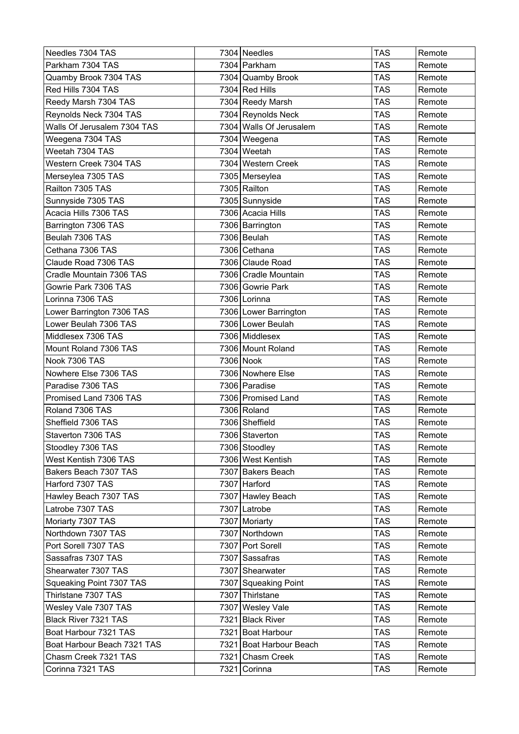| Needles 7304 TAS | 7304 | Needles | TAS | Remote |
|---|---|---|---|---|
| Parkham 7304 TAS | 7304 | Parkham | TAS | Remote |
| Quamby Brook 7304 TAS | 7304 | Quamby Brook | TAS | Remote |
| Red Hills 7304 TAS | 7304 | Red Hills | TAS | Remote |
| Reedy Marsh 7304 TAS | 7304 | Reedy Marsh | TAS | Remote |
| Reynolds Neck 7304 TAS | 7304 | Reynolds Neck | TAS | Remote |
| Walls Of Jerusalem 7304 TAS | 7304 | Walls Of Jerusalem | TAS | Remote |
| Weegena 7304 TAS | 7304 | Weegena | TAS | Remote |
| Weetah 7304 TAS | 7304 | Weetah | TAS | Remote |
| Western Creek 7304 TAS | 7304 | Western Creek | TAS | Remote |
| Merseylea 7305 TAS | 7305 | Merseylea | TAS | Remote |
| Railton 7305 TAS | 7305 | Railton | TAS | Remote |
| Sunnyside 7305 TAS | 7305 | Sunnyside | TAS | Remote |
| Acacia Hills 7306 TAS | 7306 | Acacia Hills | TAS | Remote |
| Barrington 7306 TAS | 7306 | Barrington | TAS | Remote |
| Beulah 7306 TAS | 7306 | Beulah | TAS | Remote |
| Cethana 7306 TAS | 7306 | Cethana | TAS | Remote |
| Claude Road 7306 TAS | 7306 | Claude Road | TAS | Remote |
| Cradle Mountain 7306 TAS | 7306 | Cradle Mountain | TAS | Remote |
| Gowrie Park 7306 TAS | 7306 | Gowrie Park | TAS | Remote |
| Lorinna 7306 TAS | 7306 | Lorinna | TAS | Remote |
| Lower Barrington 7306 TAS | 7306 | Lower Barrington | TAS | Remote |
| Lower Beulah 7306 TAS | 7306 | Lower Beulah | TAS | Remote |
| Middlesex 7306 TAS | 7306 | Middlesex | TAS | Remote |
| Mount Roland 7306 TAS | 7306 | Mount Roland | TAS | Remote |
| Nook 7306 TAS | 7306 | Nook | TAS | Remote |
| Nowhere Else 7306 TAS | 7306 | Nowhere Else | TAS | Remote |
| Paradise 7306 TAS | 7306 | Paradise | TAS | Remote |
| Promised Land 7306 TAS | 7306 | Promised Land | TAS | Remote |
| Roland 7306 TAS | 7306 | Roland | TAS | Remote |
| Sheffield 7306 TAS | 7306 | Sheffield | TAS | Remote |
| Staverton 7306 TAS | 7306 | Staverton | TAS | Remote |
| Stoodley 7306 TAS | 7306 | Stoodley | TAS | Remote |
| West Kentish 7306 TAS | 7306 | West Kentish | TAS | Remote |
| Bakers Beach 7307 TAS | 7307 | Bakers Beach | TAS | Remote |
| Harford 7307 TAS | 7307 | Harford | TAS | Remote |
| Hawley Beach 7307 TAS | 7307 | Hawley Beach | TAS | Remote |
| Latrobe 7307 TAS | 7307 | Latrobe | TAS | Remote |
| Moriarty 7307 TAS | 7307 | Moriarty | TAS | Remote |
| Northdown 7307 TAS | 7307 | Northdown | TAS | Remote |
| Port Sorell 7307 TAS | 7307 | Port Sorell | TAS | Remote |
| Sassafras 7307 TAS | 7307 | Sassafras | TAS | Remote |
| Shearwater 7307 TAS | 7307 | Shearwater | TAS | Remote |
| Squeaking Point 7307 TAS | 7307 | Squeaking Point | TAS | Remote |
| Thirlstane 7307 TAS | 7307 | Thirlstane | TAS | Remote |
| Wesley Vale 7307 TAS | 7307 | Wesley Vale | TAS | Remote |
| Black River 7321 TAS | 7321 | Black River | TAS | Remote |
| Boat Harbour 7321 TAS | 7321 | Boat Harbour | TAS | Remote |
| Boat Harbour Beach 7321 TAS | 7321 | Boat Harbour Beach | TAS | Remote |
| Chasm Creek 7321 TAS | 7321 | Chasm Creek | TAS | Remote |
| Corinna 7321 TAS | 7321 | Corinna | TAS | Remote |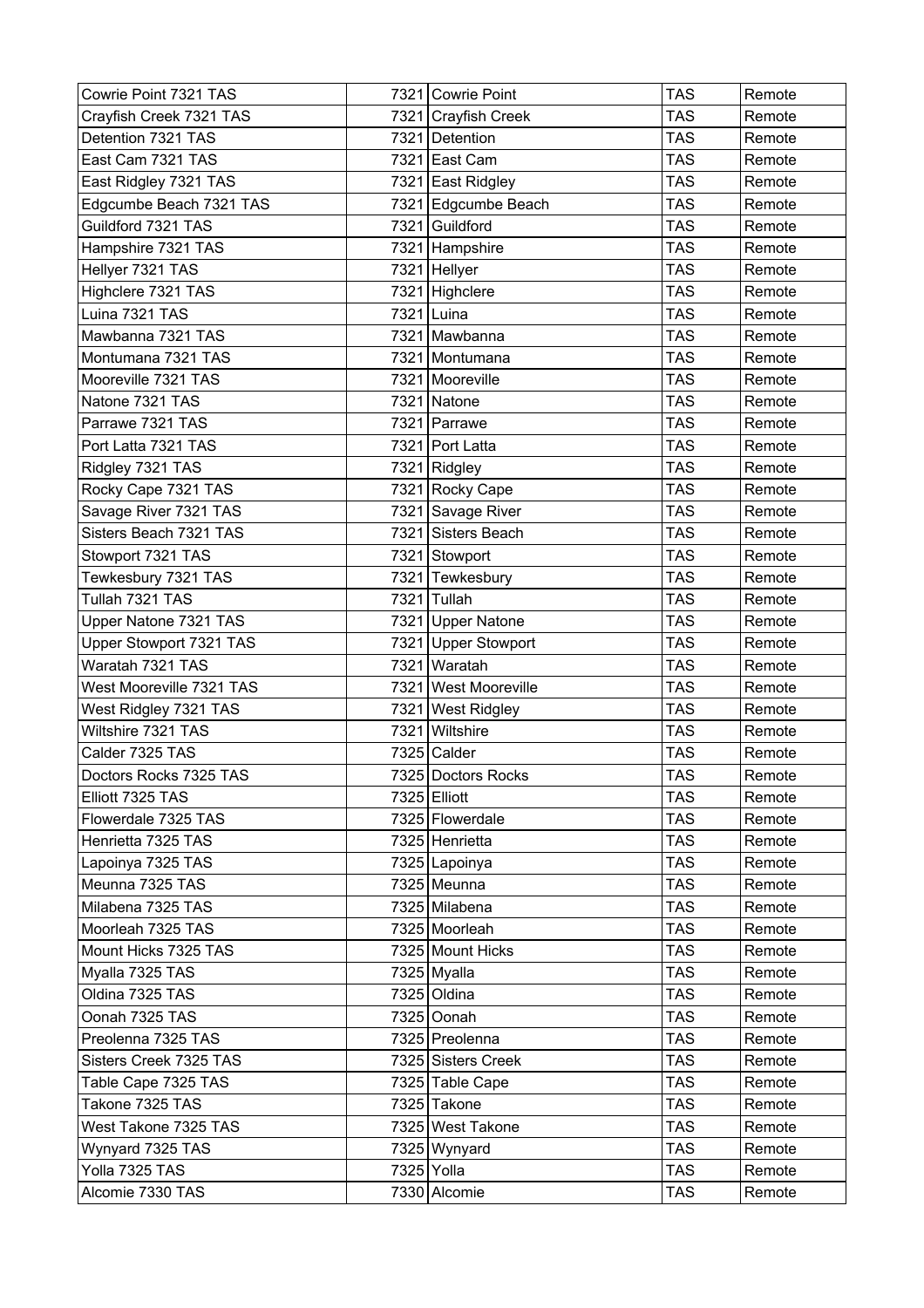| Cowrie Point 7321 TAS | 7321 | Cowrie Point | TAS | Remote |
|---|---|---|---|---|
| Crayfish Creek 7321 TAS | 7321 | Crayfish Creek | TAS | Remote |
| Detention 7321 TAS | 7321 | Detention | TAS | Remote |
| East Cam 7321 TAS | 7321 | East Cam | TAS | Remote |
| East Ridgley 7321 TAS | 7321 | East Ridgley | TAS | Remote |
| Edgcumbe Beach 7321 TAS | 7321 | Edgcumbe Beach | TAS | Remote |
| Guildford 7321 TAS | 7321 | Guildford | TAS | Remote |
| Hampshire 7321 TAS | 7321 | Hampshire | TAS | Remote |
| Hellyer 7321 TAS | 7321 | Hellyer | TAS | Remote |
| Highclere 7321 TAS | 7321 | Highclere | TAS | Remote |
| Luina 7321 TAS | 7321 | Luina | TAS | Remote |
| Mawbanna 7321 TAS | 7321 | Mawbanna | TAS | Remote |
| Montumana 7321 TAS | 7321 | Montumana | TAS | Remote |
| Mooreville 7321 TAS | 7321 | Mooreville | TAS | Remote |
| Natone 7321 TAS | 7321 | Natone | TAS | Remote |
| Parrawe 7321 TAS | 7321 | Parrawe | TAS | Remote |
| Port Latta 7321 TAS | 7321 | Port Latta | TAS | Remote |
| Ridgley 7321 TAS | 7321 | Ridgley | TAS | Remote |
| Rocky Cape 7321 TAS | 7321 | Rocky Cape | TAS | Remote |
| Savage River 7321 TAS | 7321 | Savage River | TAS | Remote |
| Sisters Beach 7321 TAS | 7321 | Sisters Beach | TAS | Remote |
| Stowport 7321 TAS | 7321 | Stowport | TAS | Remote |
| Tewkesbury 7321 TAS | 7321 | Tewkesbury | TAS | Remote |
| Tullah 7321 TAS | 7321 | Tullah | TAS | Remote |
| Upper Natone 7321 TAS | 7321 | Upper Natone | TAS | Remote |
| Upper Stowport 7321 TAS | 7321 | Upper Stowport | TAS | Remote |
| Waratah 7321 TAS | 7321 | Waratah | TAS | Remote |
| West Mooreville 7321 TAS | 7321 | West Mooreville | TAS | Remote |
| West Ridgley 7321 TAS | 7321 | West Ridgley | TAS | Remote |
| Wiltshire 7321 TAS | 7321 | Wiltshire | TAS | Remote |
| Calder 7325 TAS | 7325 | Calder | TAS | Remote |
| Doctors Rocks 7325 TAS | 7325 | Doctors Rocks | TAS | Remote |
| Elliott 7325 TAS | 7325 | Elliott | TAS | Remote |
| Flowerdale 7325 TAS | 7325 | Flowerdale | TAS | Remote |
| Henrietta 7325 TAS | 7325 | Henrietta | TAS | Remote |
| Lapoinya 7325 TAS | 7325 | Lapoinya | TAS | Remote |
| Meunna 7325 TAS | 7325 | Meunna | TAS | Remote |
| Milabena 7325 TAS | 7325 | Milabena | TAS | Remote |
| Moorleah 7325 TAS | 7325 | Moorleah | TAS | Remote |
| Mount Hicks 7325 TAS | 7325 | Mount Hicks | TAS | Remote |
| Myalla 7325 TAS | 7325 | Myalla | TAS | Remote |
| Oldina 7325 TAS | 7325 | Oldina | TAS | Remote |
| Oonah 7325 TAS | 7325 | Oonah | TAS | Remote |
| Preolenna 7325 TAS | 7325 | Preolenna | TAS | Remote |
| Sisters Creek 7325 TAS | 7325 | Sisters Creek | TAS | Remote |
| Table Cape 7325 TAS | 7325 | Table Cape | TAS | Remote |
| Takone 7325 TAS | 7325 | Takone | TAS | Remote |
| West Takone 7325 TAS | 7325 | West Takone | TAS | Remote |
| Wynyard 7325 TAS | 7325 | Wynyard | TAS | Remote |
| Yolla 7325 TAS | 7325 | Yolla | TAS | Remote |
| Alcomie 7330 TAS | 7330 | Alcomie | TAS | Remote |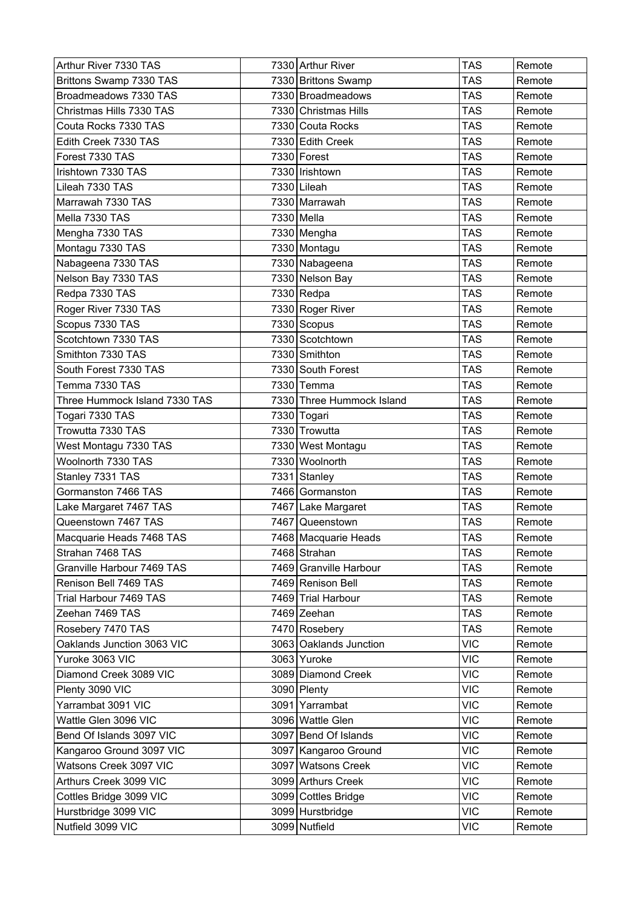| Arthur River 7330 TAS | 7330 | Arthur River | TAS | Remote |
|---|---|---|---|---|
| Brittons Swamp 7330 TAS | 7330 | Brittons Swamp | TAS | Remote |
| Broadmeadows 7330 TAS | 7330 | Broadmeadows | TAS | Remote |
| Christmas Hills 7330 TAS | 7330 | Christmas Hills | TAS | Remote |
| Couta Rocks 7330 TAS | 7330 | Couta Rocks | TAS | Remote |
| Edith Creek 7330 TAS | 7330 | Edith Creek | TAS | Remote |
| Forest 7330 TAS | 7330 | Forest | TAS | Remote |
| Irishtown 7330 TAS | 7330 | Irishtown | TAS | Remote |
| Lileah 7330 TAS | 7330 | Lileah | TAS | Remote |
| Marrawah 7330 TAS | 7330 | Marrawah | TAS | Remote |
| Mella 7330 TAS | 7330 | Mella | TAS | Remote |
| Mengha 7330 TAS | 7330 | Mengha | TAS | Remote |
| Montagu 7330 TAS | 7330 | Montagu | TAS | Remote |
| Nabageena 7330 TAS | 7330 | Nabageena | TAS | Remote |
| Nelson Bay 7330 TAS | 7330 | Nelson Bay | TAS | Remote |
| Redpa 7330 TAS | 7330 | Redpa | TAS | Remote |
| Roger River 7330 TAS | 7330 | Roger River | TAS | Remote |
| Scopus 7330 TAS | 7330 | Scopus | TAS | Remote |
| Scotchtown 7330 TAS | 7330 | Scotchtown | TAS | Remote |
| Smithton 7330 TAS | 7330 | Smithton | TAS | Remote |
| South Forest 7330 TAS | 7330 | South Forest | TAS | Remote |
| Temma 7330 TAS | 7330 | Temma | TAS | Remote |
| Three Hummock Island 7330 TAS | 7330 | Three Hummock Island | TAS | Remote |
| Togari 7330 TAS | 7330 | Togari | TAS | Remote |
| Trowutta 7330 TAS | 7330 | Trowutta | TAS | Remote |
| West Montagu 7330 TAS | 7330 | West Montagu | TAS | Remote |
| Woolnorth 7330 TAS | 7330 | Woolnorth | TAS | Remote |
| Stanley 7331 TAS | 7331 | Stanley | TAS | Remote |
| Gormanston 7466 TAS | 7466 | Gormanston | TAS | Remote |
| Lake Margaret 7467 TAS | 7467 | Lake Margaret | TAS | Remote |
| Queenstown 7467 TAS | 7467 | Queenstown | TAS | Remote |
| Macquarie Heads 7468 TAS | 7468 | Macquarie Heads | TAS | Remote |
| Strahan 7468 TAS | 7468 | Strahan | TAS | Remote |
| Granville Harbour 7469 TAS | 7469 | Granville Harbour | TAS | Remote |
| Renison Bell 7469 TAS | 7469 | Renison Bell | TAS | Remote |
| Trial Harbour 7469 TAS | 7469 | Trial Harbour | TAS | Remote |
| Zeehan 7469 TAS | 7469 | Zeehan | TAS | Remote |
| Rosebery 7470 TAS | 7470 | Rosebery | TAS | Remote |
| Oaklands Junction 3063 VIC | 3063 | Oaklands Junction | VIC | Remote |
| Yuroke 3063 VIC | 3063 | Yuroke | VIC | Remote |
| Diamond Creek 3089 VIC | 3089 | Diamond Creek | VIC | Remote |
| Plenty 3090 VIC | 3090 | Plenty | VIC | Remote |
| Yarrambat 3091 VIC | 3091 | Yarrambat | VIC | Remote |
| Wattle Glen 3096 VIC | 3096 | Wattle Glen | VIC | Remote |
| Bend Of Islands 3097 VIC | 3097 | Bend Of Islands | VIC | Remote |
| Kangaroo Ground 3097 VIC | 3097 | Kangaroo Ground | VIC | Remote |
| Watsons Creek 3097 VIC | 3097 | Watsons Creek | VIC | Remote |
| Arthurs Creek 3099 VIC | 3099 | Arthurs Creek | VIC | Remote |
| Cottles Bridge 3099 VIC | 3099 | Cottles Bridge | VIC | Remote |
| Hurstbridge 3099 VIC | 3099 | Hurstbridge | VIC | Remote |
| Nutfield 3099 VIC | 3099 | Nutfield | VIC | Remote |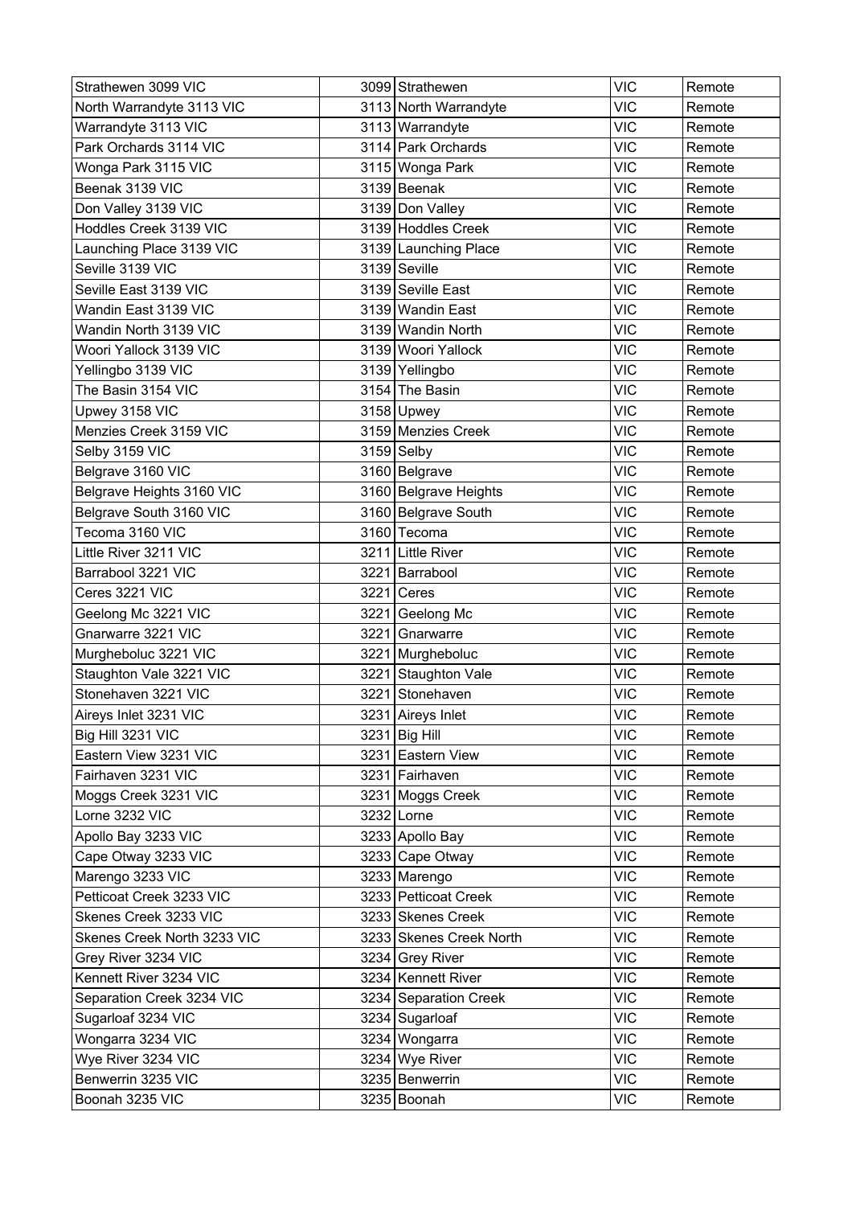| Strathewen 3099 VIC | 3099 | Strathewen | VIC | Remote |
|---|---|---|---|---|
| North Warrandyte 3113 VIC | 3113 | North Warrandyte | VIC | Remote |
| Warrandyte 3113 VIC | 3113 | Warrandyte | VIC | Remote |
| Park Orchards 3114 VIC | 3114 | Park Orchards | VIC | Remote |
| Wonga Park 3115 VIC | 3115 | Wonga Park | VIC | Remote |
| Beenak 3139 VIC | 3139 | Beenak | VIC | Remote |
| Don Valley 3139 VIC | 3139 | Don Valley | VIC | Remote |
| Hoddles Creek 3139 VIC | 3139 | Hoddles Creek | VIC | Remote |
| Launching Place 3139 VIC | 3139 | Launching Place | VIC | Remote |
| Seville 3139 VIC | 3139 | Seville | VIC | Remote |
| Seville East 3139 VIC | 3139 | Seville East | VIC | Remote |
| Wandin East 3139 VIC | 3139 | Wandin East | VIC | Remote |
| Wandin North 3139 VIC | 3139 | Wandin North | VIC | Remote |
| Woori Yallock 3139 VIC | 3139 | Woori Yallock | VIC | Remote |
| Yellingbo 3139 VIC | 3139 | Yellingbo | VIC | Remote |
| The Basin 3154 VIC | 3154 | The Basin | VIC | Remote |
| Upwey 3158 VIC | 3158 | Upwey | VIC | Remote |
| Menzies Creek 3159 VIC | 3159 | Menzies Creek | VIC | Remote |
| Selby 3159 VIC | 3159 | Selby | VIC | Remote |
| Belgrave 3160 VIC | 3160 | Belgrave | VIC | Remote |
| Belgrave Heights 3160 VIC | 3160 | Belgrave Heights | VIC | Remote |
| Belgrave South 3160 VIC | 3160 | Belgrave South | VIC | Remote |
| Tecoma 3160 VIC | 3160 | Tecoma | VIC | Remote |
| Little River 3211 VIC | 3211 | Little River | VIC | Remote |
| Barrabool 3221 VIC | 3221 | Barrabool | VIC | Remote |
| Ceres 3221 VIC | 3221 | Ceres | VIC | Remote |
| Geelong Mc 3221 VIC | 3221 | Geelong Mc | VIC | Remote |
| Gnarwarre 3221 VIC | 3221 | Gnarwarre | VIC | Remote |
| Murgheboluc 3221 VIC | 3221 | Murgheboluc | VIC | Remote |
| Staughton Vale 3221 VIC | 3221 | Staughton Vale | VIC | Remote |
| Stonehaven 3221 VIC | 3221 | Stonehaven | VIC | Remote |
| Aireys Inlet 3231 VIC | 3231 | Aireys Inlet | VIC | Remote |
| Big Hill 3231 VIC | 3231 | Big Hill | VIC | Remote |
| Eastern View 3231 VIC | 3231 | Eastern View | VIC | Remote |
| Fairhaven 3231 VIC | 3231 | Fairhaven | VIC | Remote |
| Moggs Creek 3231 VIC | 3231 | Moggs Creek | VIC | Remote |
| Lorne 3232 VIC | 3232 | Lorne | VIC | Remote |
| Apollo Bay 3233 VIC | 3233 | Apollo Bay | VIC | Remote |
| Cape Otway 3233 VIC | 3233 | Cape Otway | VIC | Remote |
| Marengo 3233 VIC | 3233 | Marengo | VIC | Remote |
| Petticoat Creek 3233 VIC | 3233 | Petticoat Creek | VIC | Remote |
| Skenes Creek 3233 VIC | 3233 | Skenes Creek | VIC | Remote |
| Skenes Creek North 3233 VIC | 3233 | Skenes Creek North | VIC | Remote |
| Grey River 3234 VIC | 3234 | Grey River | VIC | Remote |
| Kennett River 3234 VIC | 3234 | Kennett River | VIC | Remote |
| Separation Creek 3234 VIC | 3234 | Separation Creek | VIC | Remote |
| Sugarloaf 3234 VIC | 3234 | Sugarloaf | VIC | Remote |
| Wongarra 3234 VIC | 3234 | Wongarra | VIC | Remote |
| Wye River 3234 VIC | 3234 | Wye River | VIC | Remote |
| Benwerrin 3235 VIC | 3235 | Benwerrin | VIC | Remote |
| Boonah 3235 VIC | 3235 | Boonah | VIC | Remote |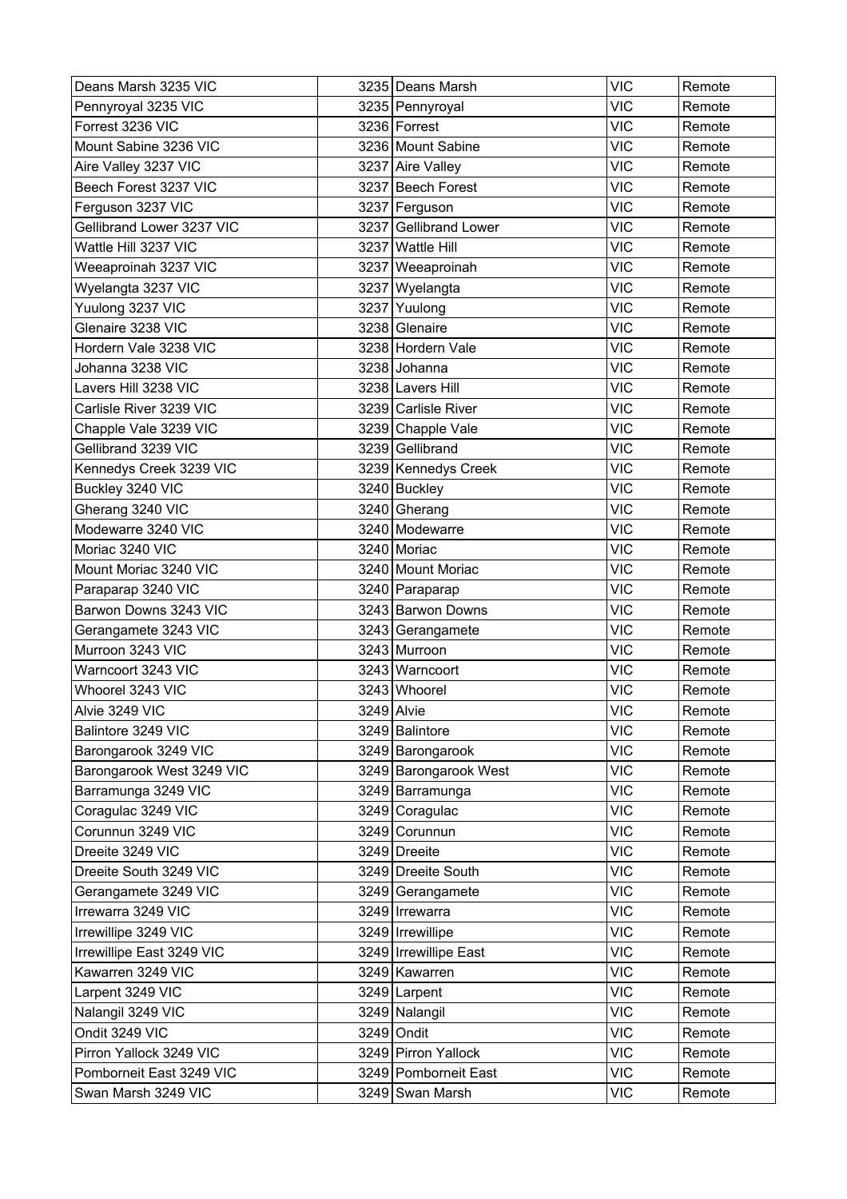| Deans Marsh 3235 VIC | 3235 | Deans Marsh | VIC | Remote |
|---|---|---|---|---|
| Pennyroyal 3235 VIC | 3235 | Pennyroyal | VIC | Remote |
| Forrest 3236 VIC | 3236 | Forrest | VIC | Remote |
| Mount Sabine 3236 VIC | 3236 | Mount Sabine | VIC | Remote |
| Aire Valley 3237 VIC | 3237 | Aire Valley | VIC | Remote |
| Beech Forest 3237 VIC | 3237 | Beech Forest | VIC | Remote |
| Ferguson 3237 VIC | 3237 | Ferguson | VIC | Remote |
| Gellibrand Lower 3237 VIC | 3237 | Gellibrand Lower | VIC | Remote |
| Wattle Hill 3237 VIC | 3237 | Wattle Hill | VIC | Remote |
| Weeaproinah 3237 VIC | 3237 | Weeaproinah | VIC | Remote |
| Wyelangta 3237 VIC | 3237 | Wyelangta | VIC | Remote |
| Yuulong 3237 VIC | 3237 | Yuulong | VIC | Remote |
| Glenaire 3238 VIC | 3238 | Glenaire | VIC | Remote |
| Hordern Vale 3238 VIC | 3238 | Hordern Vale | VIC | Remote |
| Johanna 3238 VIC | 3238 | Johanna | VIC | Remote |
| Lavers Hill 3238 VIC | 3238 | Lavers Hill | VIC | Remote |
| Carlisle River 3239 VIC | 3239 | Carlisle River | VIC | Remote |
| Chapple Vale 3239 VIC | 3239 | Chapple Vale | VIC | Remote |
| Gellibrand 3239 VIC | 3239 | Gellibrand | VIC | Remote |
| Kennedys Creek 3239 VIC | 3239 | Kennedys Creek | VIC | Remote |
| Buckley 3240 VIC | 3240 | Buckley | VIC | Remote |
| Gherang 3240 VIC | 3240 | Gherang | VIC | Remote |
| Modewarre 3240 VIC | 3240 | Modewarre | VIC | Remote |
| Moriac 3240 VIC | 3240 | Moriac | VIC | Remote |
| Mount Moriac 3240 VIC | 3240 | Mount Moriac | VIC | Remote |
| Paraparap 3240 VIC | 3240 | Paraparap | VIC | Remote |
| Barwon Downs 3243 VIC | 3243 | Barwon Downs | VIC | Remote |
| Gerangamete 3243 VIC | 3243 | Gerangamete | VIC | Remote |
| Murroon 3243 VIC | 3243 | Murroon | VIC | Remote |
| Warncoort 3243 VIC | 3243 | Warncoort | VIC | Remote |
| Whoorel 3243 VIC | 3243 | Whoorel | VIC | Remote |
| Alvie 3249 VIC | 3249 | Alvie | VIC | Remote |
| Balintore 3249 VIC | 3249 | Balintore | VIC | Remote |
| Barongarook 3249 VIC | 3249 | Barongarook | VIC | Remote |
| Barongarook West 3249 VIC | 3249 | Barongarook West | VIC | Remote |
| Barramunga 3249 VIC | 3249 | Barramunga | VIC | Remote |
| Coragulac 3249 VIC | 3249 | Coragulac | VIC | Remote |
| Corunnun 3249 VIC | 3249 | Corunnun | VIC | Remote |
| Dreeite 3249 VIC | 3249 | Dreeite | VIC | Remote |
| Dreeite South 3249 VIC | 3249 | Dreeite South | VIC | Remote |
| Gerangamete 3249 VIC | 3249 | Gerangamete | VIC | Remote |
| Irrewarra 3249 VIC | 3249 | Irrewarra | VIC | Remote |
| Irrewillipe 3249 VIC | 3249 | Irrewillipe | VIC | Remote |
| Irrewillipe East 3249 VIC | 3249 | Irrewillipe East | VIC | Remote |
| Kawarren 3249 VIC | 3249 | Kawarren | VIC | Remote |
| Larpent 3249 VIC | 3249 | Larpent | VIC | Remote |
| Nalangil 3249 VIC | 3249 | Nalangil | VIC | Remote |
| Ondit 3249 VIC | 3249 | Ondit | VIC | Remote |
| Pirron Yallock 3249 VIC | 3249 | Pirron Yallock | VIC | Remote |
| Pomborneit East 3249 VIC | 3249 | Pomborneit East | VIC | Remote |
| Swan Marsh 3249 VIC | 3249 | Swan Marsh | VIC | Remote |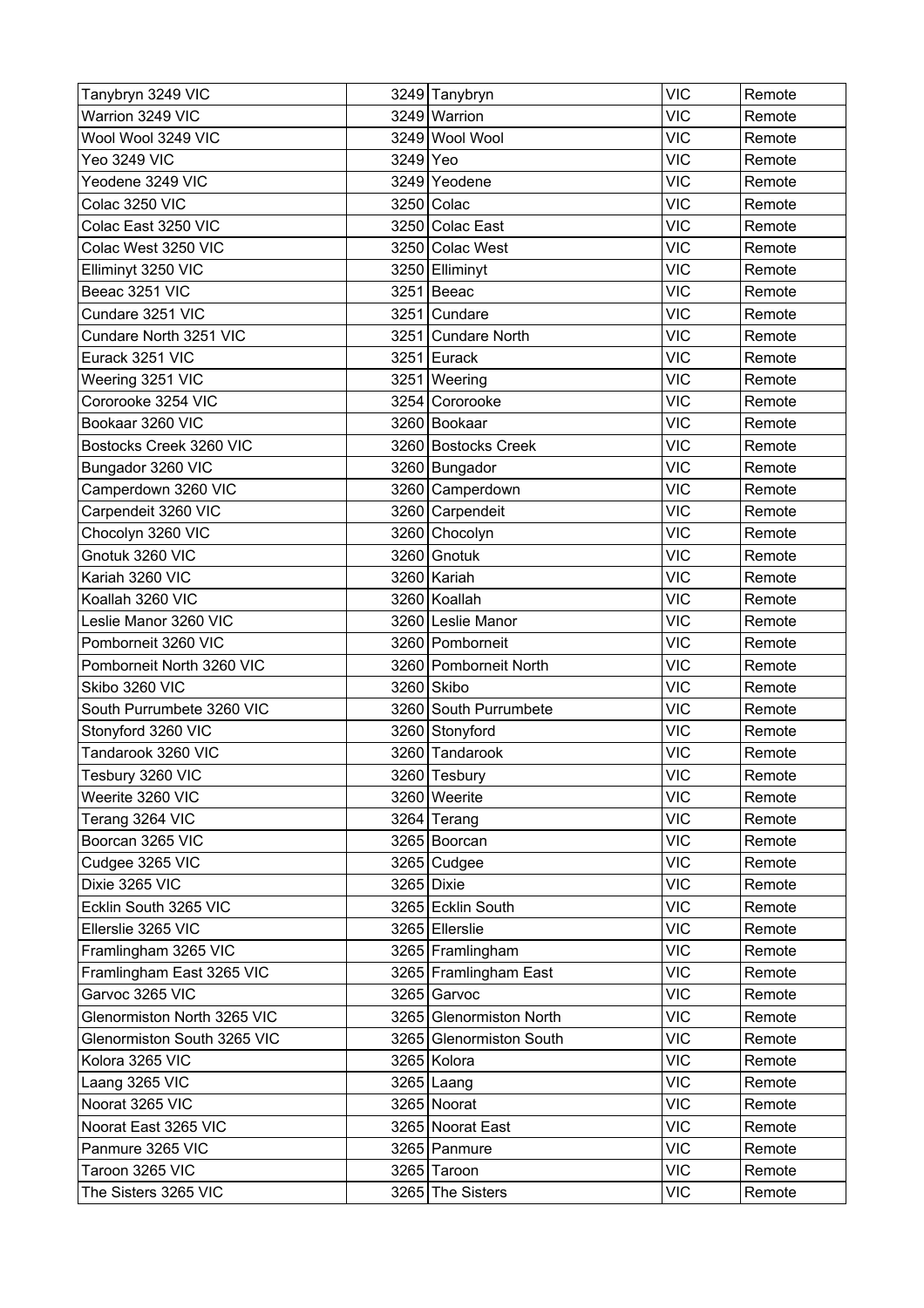| | | | | |
|---|---|---|---|---|
| Tanybryn 3249 VIC | 3249 | Tanybryn | VIC | Remote |
| Warrion 3249 VIC | 3249 | Warrion | VIC | Remote |
| Wool Wool 3249 VIC | 3249 | Wool Wool | VIC | Remote |
| Yeo 3249 VIC | 3249 | Yeo | VIC | Remote |
| Yeodene 3249 VIC | 3249 | Yeodene | VIC | Remote |
| Colac 3250 VIC | 3250 | Colac | VIC | Remote |
| Colac East 3250 VIC | 3250 | Colac East | VIC | Remote |
| Colac West 3250 VIC | 3250 | Colac West | VIC | Remote |
| Elliminyt 3250 VIC | 3250 | Elliminyt | VIC | Remote |
| Beeac 3251 VIC | 3251 | Beeac | VIC | Remote |
| Cundare 3251 VIC | 3251 | Cundare | VIC | Remote |
| Cundare North 3251 VIC | 3251 | Cundare North | VIC | Remote |
| Eurack 3251 VIC | 3251 | Eurack | VIC | Remote |
| Weering 3251 VIC | 3251 | Weering | VIC | Remote |
| Cororooke 3254 VIC | 3254 | Cororooke | VIC | Remote |
| Bookaar 3260 VIC | 3260 | Bookaar | VIC | Remote |
| Bostocks Creek 3260 VIC | 3260 | Bostocks Creek | VIC | Remote |
| Bungador 3260 VIC | 3260 | Bungador | VIC | Remote |
| Camperdown 3260 VIC | 3260 | Camperdown | VIC | Remote |
| Carpendeit 3260 VIC | 3260 | Carpendeit | VIC | Remote |
| Chocolyn 3260 VIC | 3260 | Chocolyn | VIC | Remote |
| Gnotuk 3260 VIC | 3260 | Gnotuk | VIC | Remote |
| Kariah 3260 VIC | 3260 | Kariah | VIC | Remote |
| Koallah 3260 VIC | 3260 | Koallah | VIC | Remote |
| Leslie Manor 3260 VIC | 3260 | Leslie Manor | VIC | Remote |
| Pomborneit 3260 VIC | 3260 | Pomborneit | VIC | Remote |
| Pomborneit North 3260 VIC | 3260 | Pomborneit North | VIC | Remote |
| Skibo 3260 VIC | 3260 | Skibo | VIC | Remote |
| South Purrumbete 3260 VIC | 3260 | South Purrumbete | VIC | Remote |
| Stonyford 3260 VIC | 3260 | Stonyford | VIC | Remote |
| Tandarook 3260 VIC | 3260 | Tandarook | VIC | Remote |
| Tesbury 3260 VIC | 3260 | Tesbury | VIC | Remote |
| Weerite 3260 VIC | 3260 | Weerite | VIC | Remote |
| Terang 3264 VIC | 3264 | Terang | VIC | Remote |
| Boorcan 3265 VIC | 3265 | Boorcan | VIC | Remote |
| Cudgee 3265 VIC | 3265 | Cudgee | VIC | Remote |
| Dixie 3265 VIC | 3265 | Dixie | VIC | Remote |
| Ecklin South 3265 VIC | 3265 | Ecklin South | VIC | Remote |
| Ellerslie 3265 VIC | 3265 | Ellerslie | VIC | Remote |
| Framlingham 3265 VIC | 3265 | Framlingham | VIC | Remote |
| Framlingham East 3265 VIC | 3265 | Framlingham East | VIC | Remote |
| Garvoc 3265 VIC | 3265 | Garvoc | VIC | Remote |
| Glenormiston North 3265 VIC | 3265 | Glenormiston North | VIC | Remote |
| Glenormiston South 3265 VIC | 3265 | Glenormiston South | VIC | Remote |
| Kolora 3265 VIC | 3265 | Kolora | VIC | Remote |
| Laang 3265 VIC | 3265 | Laang | VIC | Remote |
| Noorat 3265 VIC | 3265 | Noorat | VIC | Remote |
| Noorat East 3265 VIC | 3265 | Noorat East | VIC | Remote |
| Panmure 3265 VIC | 3265 | Panmure | VIC | Remote |
| Taroon 3265 VIC | 3265 | Taroon | VIC | Remote |
| The Sisters 3265 VIC | 3265 | The Sisters | VIC | Remote |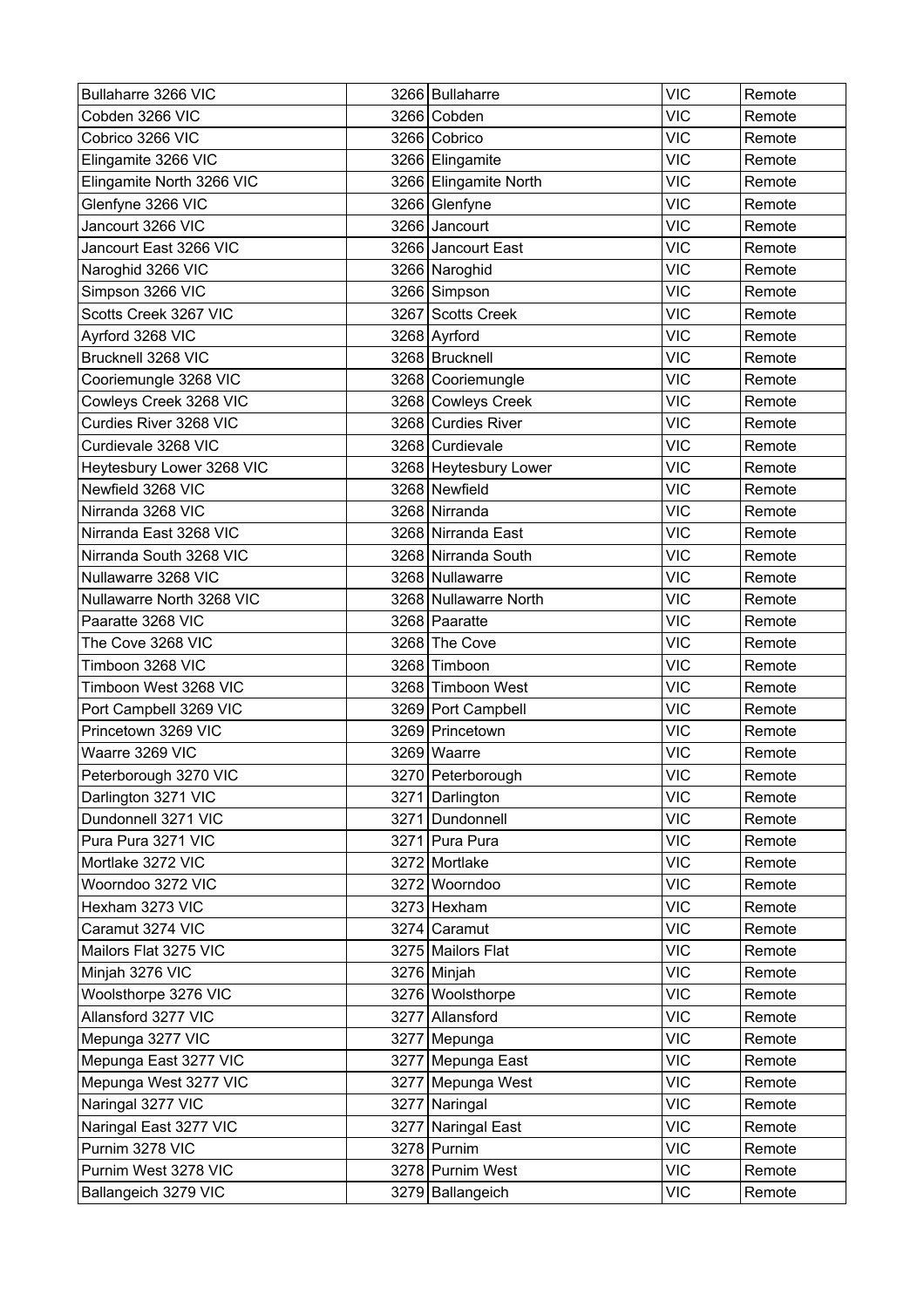| | | | | |
|---|---|---|---|---|
| Bullaharre 3266 VIC | 3266 | Bullaharre | VIC | Remote |
| Cobden 3266 VIC | 3266 | Cobden | VIC | Remote |
| Cobrico 3266 VIC | 3266 | Cobrico | VIC | Remote |
| Elingamite 3266 VIC | 3266 | Elingamite | VIC | Remote |
| Elingamite North 3266 VIC | 3266 | Elingamite North | VIC | Remote |
| Glenfyne 3266 VIC | 3266 | Glenfyne | VIC | Remote |
| Jancourt 3266 VIC | 3266 | Jancourt | VIC | Remote |
| Jancourt East 3266 VIC | 3266 | Jancourt East | VIC | Remote |
| Naroghid 3266 VIC | 3266 | Naroghid | VIC | Remote |
| Simpson 3266 VIC | 3266 | Simpson | VIC | Remote |
| Scotts Creek 3267 VIC | 3267 | Scotts Creek | VIC | Remote |
| Ayrford 3268 VIC | 3268 | Ayrford | VIC | Remote |
| Brucknell 3268 VIC | 3268 | Brucknell | VIC | Remote |
| Cooriemungle 3268 VIC | 3268 | Cooriemungle | VIC | Remote |
| Cowleys Creek 3268 VIC | 3268 | Cowleys Creek | VIC | Remote |
| Curdies River 3268 VIC | 3268 | Curdies River | VIC | Remote |
| Curdievale 3268 VIC | 3268 | Curdievale | VIC | Remote |
| Heytesbury Lower 3268 VIC | 3268 | Heytesbury Lower | VIC | Remote |
| Newfield 3268 VIC | 3268 | Newfield | VIC | Remote |
| Nirranda 3268 VIC | 3268 | Nirranda | VIC | Remote |
| Nirranda East 3268 VIC | 3268 | Nirranda East | VIC | Remote |
| Nirranda South 3268 VIC | 3268 | Nirranda South | VIC | Remote |
| Nullawarre 3268 VIC | 3268 | Nullawarre | VIC | Remote |
| Nullawarre North 3268 VIC | 3268 | Nullawarre North | VIC | Remote |
| Paaratte 3268 VIC | 3268 | Paaratte | VIC | Remote |
| The Cove 3268 VIC | 3268 | The Cove | VIC | Remote |
| Timboon 3268 VIC | 3268 | Timboon | VIC | Remote |
| Timboon West 3268 VIC | 3268 | Timboon West | VIC | Remote |
| Port Campbell 3269 VIC | 3269 | Port Campbell | VIC | Remote |
| Princetown 3269 VIC | 3269 | Princetown | VIC | Remote |
| Waarre 3269 VIC | 3269 | Waarre | VIC | Remote |
| Peterborough 3270 VIC | 3270 | Peterborough | VIC | Remote |
| Darlington 3271 VIC | 3271 | Darlington | VIC | Remote |
| Dundonnell 3271 VIC | 3271 | Dundonnell | VIC | Remote |
| Pura Pura 3271 VIC | 3271 | Pura Pura | VIC | Remote |
| Mortlake 3272 VIC | 3272 | Mortlake | VIC | Remote |
| Woorndoo 3272 VIC | 3272 | Woorndoo | VIC | Remote |
| Hexham 3273 VIC | 3273 | Hexham | VIC | Remote |
| Caramut 3274 VIC | 3274 | Caramut | VIC | Remote |
| Mailors Flat 3275 VIC | 3275 | Mailors Flat | VIC | Remote |
| Minjah 3276 VIC | 3276 | Minjah | VIC | Remote |
| Woolsthorpe 3276 VIC | 3276 | Woolsthorpe | VIC | Remote |
| Allansford 3277 VIC | 3277 | Allansford | VIC | Remote |
| Mepunga 3277 VIC | 3277 | Mepunga | VIC | Remote |
| Mepunga East 3277 VIC | 3277 | Mepunga East | VIC | Remote |
| Mepunga West 3277 VIC | 3277 | Mepunga West | VIC | Remote |
| Naringal 3277 VIC | 3277 | Naringal | VIC | Remote |
| Naringal East 3277 VIC | 3277 | Naringal East | VIC | Remote |
| Purnim 3278 VIC | 3278 | Purnim | VIC | Remote |
| Purnim West 3278 VIC | 3278 | Purnim West | VIC | Remote |
| Ballangeich 3279 VIC | 3279 | Ballangeich | VIC | Remote |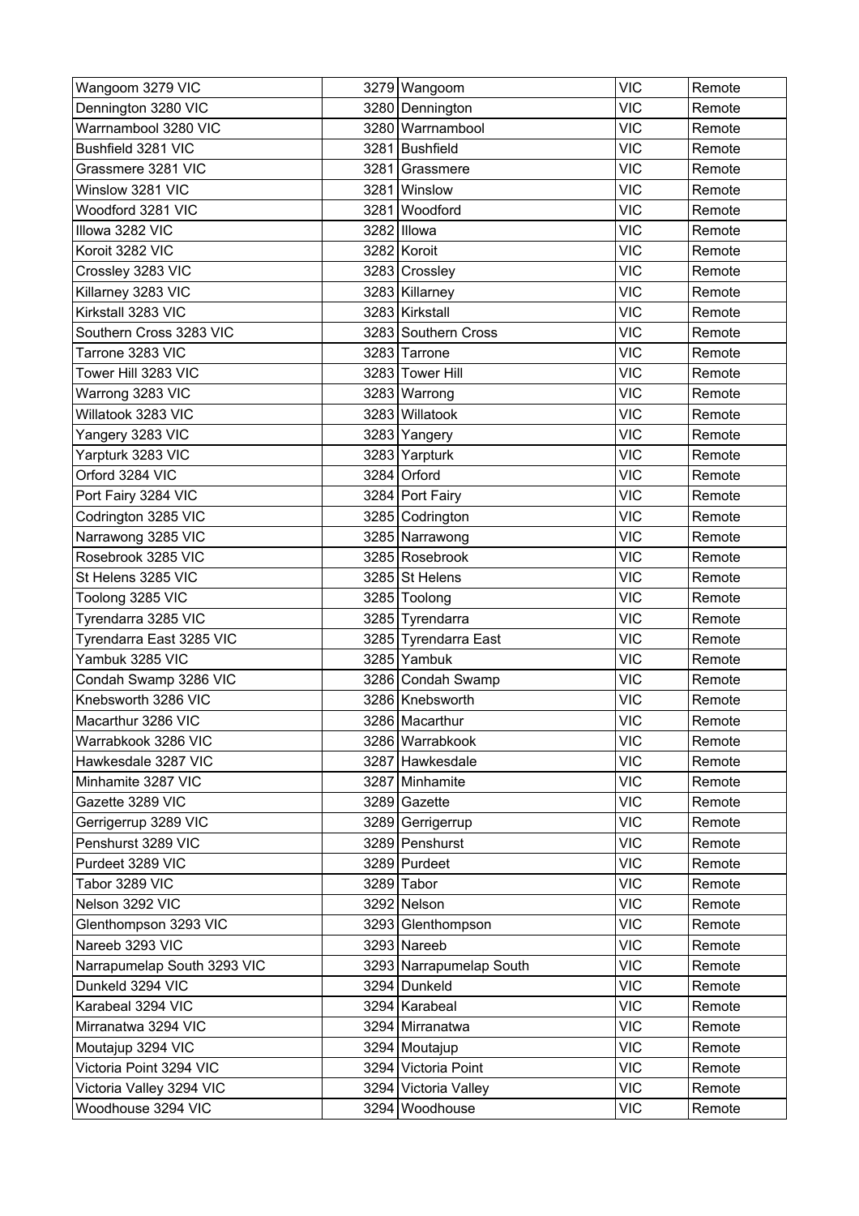| Wangoom 3279 VIC | 3279 | Wangoom | VIC | Remote |
|---|---|---|---|---|
| Dennington 3280 VIC | 3280 | Dennington | VIC | Remote |
| Warrnambool 3280 VIC | 3280 | Warrnambool | VIC | Remote |
| Bushfield 3281 VIC | 3281 | Bushfield | VIC | Remote |
| Grassmere 3281 VIC | 3281 | Grassmere | VIC | Remote |
| Winslow 3281 VIC | 3281 | Winslow | VIC | Remote |
| Woodford 3281 VIC | 3281 | Woodford | VIC | Remote |
| Illowa 3282 VIC | 3282 | Illowa | VIC | Remote |
| Koroit 3282 VIC | 3282 | Koroit | VIC | Remote |
| Crossley 3283 VIC | 3283 | Crossley | VIC | Remote |
| Killarney 3283 VIC | 3283 | Killarney | VIC | Remote |
| Kirkstall 3283 VIC | 3283 | Kirkstall | VIC | Remote |
| Southern Cross 3283 VIC | 3283 | Southern Cross | VIC | Remote |
| Tarrone 3283 VIC | 3283 | Tarrone | VIC | Remote |
| Tower Hill 3283 VIC | 3283 | Tower Hill | VIC | Remote |
| Warrong 3283 VIC | 3283 | Warrong | VIC | Remote |
| Willatook 3283 VIC | 3283 | Willatook | VIC | Remote |
| Yangery 3283 VIC | 3283 | Yangery | VIC | Remote |
| Yarpturk 3283 VIC | 3283 | Yarpturk | VIC | Remote |
| Orford 3284 VIC | 3284 | Orford | VIC | Remote |
| Port Fairy 3284 VIC | 3284 | Port Fairy | VIC | Remote |
| Codrington 3285 VIC | 3285 | Codrington | VIC | Remote |
| Narrawong 3285 VIC | 3285 | Narrawong | VIC | Remote |
| Rosebrook 3285 VIC | 3285 | Rosebrook | VIC | Remote |
| St Helens 3285 VIC | 3285 | St Helens | VIC | Remote |
| Toolong 3285 VIC | 3285 | Toolong | VIC | Remote |
| Tyrendarra 3285 VIC | 3285 | Tyrendarra | VIC | Remote |
| Tyrendarra East 3285 VIC | 3285 | Tyrendarra East | VIC | Remote |
| Yambuk 3285 VIC | 3285 | Yambuk | VIC | Remote |
| Condah Swamp 3286 VIC | 3286 | Condah Swamp | VIC | Remote |
| Knebsworth 3286 VIC | 3286 | Knebsworth | VIC | Remote |
| Macarthur 3286 VIC | 3286 | Macarthur | VIC | Remote |
| Warrabkook 3286 VIC | 3286 | Warrabkook | VIC | Remote |
| Hawkesdale 3287 VIC | 3287 | Hawkesdale | VIC | Remote |
| Minhamite 3287 VIC | 3287 | Minhamite | VIC | Remote |
| Gazette 3289 VIC | 3289 | Gazette | VIC | Remote |
| Gerrigerrup 3289 VIC | 3289 | Gerrigerrup | VIC | Remote |
| Penshurst 3289 VIC | 3289 | Penshurst | VIC | Remote |
| Purdeet 3289 VIC | 3289 | Purdeet | VIC | Remote |
| Tabor 3289 VIC | 3289 | Tabor | VIC | Remote |
| Nelson 3292 VIC | 3292 | Nelson | VIC | Remote |
| Glenthompson 3293 VIC | 3293 | Glenthompson | VIC | Remote |
| Nareeb 3293 VIC | 3293 | Nareeb | VIC | Remote |
| Narrapumelap South 3293 VIC | 3293 | Narrapumelap South | VIC | Remote |
| Dunkeld 3294 VIC | 3294 | Dunkeld | VIC | Remote |
| Karabeal 3294 VIC | 3294 | Karabeal | VIC | Remote |
| Mirranatwa 3294 VIC | 3294 | Mirranatwa | VIC | Remote |
| Moutajup 3294 VIC | 3294 | Moutajup | VIC | Remote |
| Victoria Point 3294 VIC | 3294 | Victoria Point | VIC | Remote |
| Victoria Valley 3294 VIC | 3294 | Victoria Valley | VIC | Remote |
| Woodhouse 3294 VIC | 3294 | Woodhouse | VIC | Remote |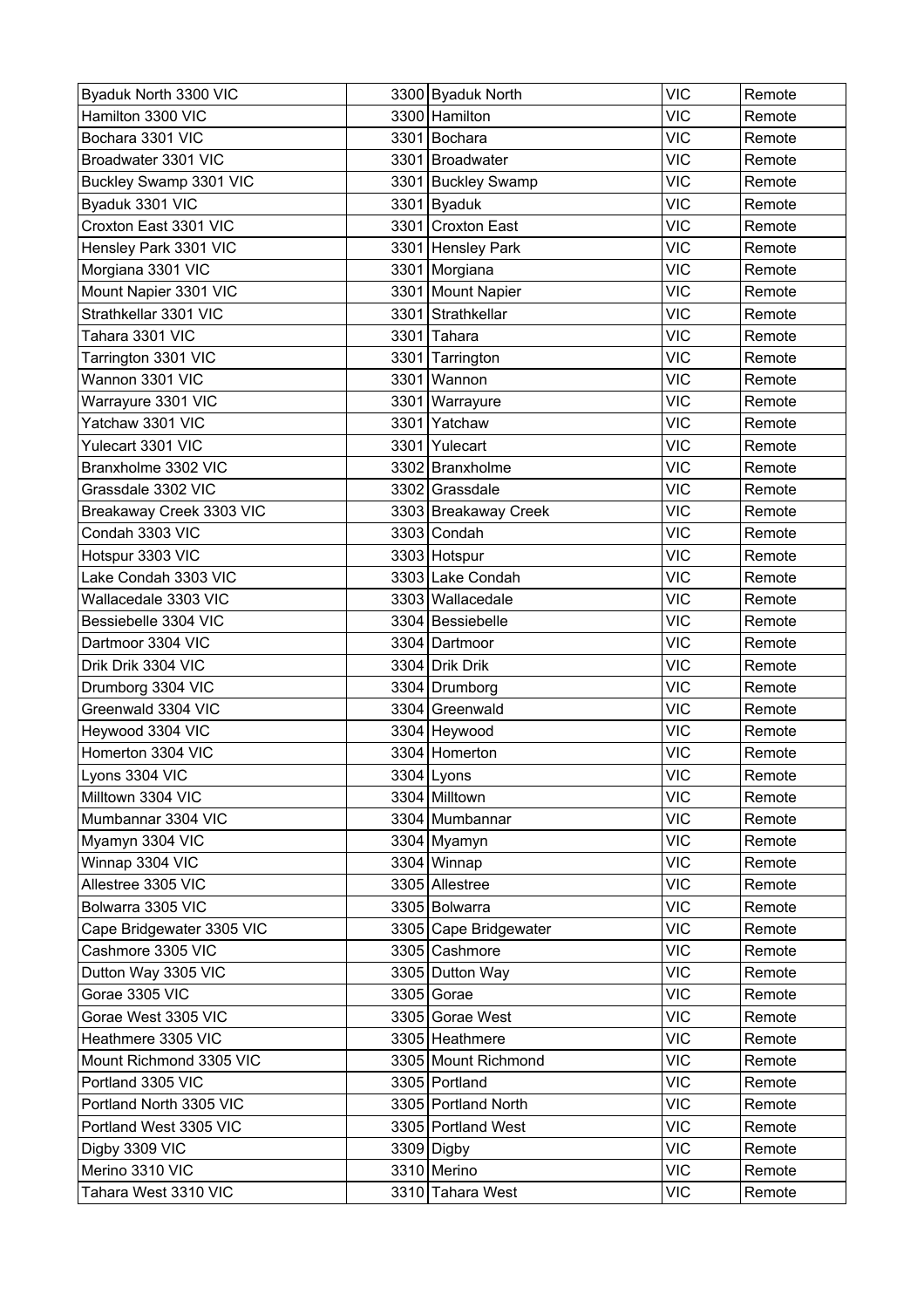| Byaduk North 3300 VIC | 3300 | Byaduk North | VIC | Remote |
|---|---|---|---|---|
| Hamilton 3300 VIC | 3300 | Hamilton | VIC | Remote |
| Bochara 3301 VIC | 3301 | Bochara | VIC | Remote |
| Broadwater 3301 VIC | 3301 | Broadwater | VIC | Remote |
| Buckley Swamp 3301 VIC | 3301 | Buckley Swamp | VIC | Remote |
| Byaduk 3301 VIC | 3301 | Byaduk | VIC | Remote |
| Croxton East 3301 VIC | 3301 | Croxton East | VIC | Remote |
| Hensley Park 3301 VIC | 3301 | Hensley Park | VIC | Remote |
| Morgiana 3301 VIC | 3301 | Morgiana | VIC | Remote |
| Mount Napier 3301 VIC | 3301 | Mount Napier | VIC | Remote |
| Strathkellar 3301 VIC | 3301 | Strathkellar | VIC | Remote |
| Tahara 3301 VIC | 3301 | Tahara | VIC | Remote |
| Tarrington 3301 VIC | 3301 | Tarrington | VIC | Remote |
| Wannon 3301 VIC | 3301 | Wannon | VIC | Remote |
| Warrayure 3301 VIC | 3301 | Warrayure | VIC | Remote |
| Yatchaw 3301 VIC | 3301 | Yatchaw | VIC | Remote |
| Yulecart 3301 VIC | 3301 | Yulecart | VIC | Remote |
| Branxholme 3302 VIC | 3302 | Branxholme | VIC | Remote |
| Grassdale 3302 VIC | 3302 | Grassdale | VIC | Remote |
| Breakaway Creek 3303 VIC | 3303 | Breakaway Creek | VIC | Remote |
| Condah 3303 VIC | 3303 | Condah | VIC | Remote |
| Hotspur 3303 VIC | 3303 | Hotspur | VIC | Remote |
| Lake Condah 3303 VIC | 3303 | Lake Condah | VIC | Remote |
| Wallacedale 3303 VIC | 3303 | Wallacedale | VIC | Remote |
| Bessiebelle 3304 VIC | 3304 | Bessiebelle | VIC | Remote |
| Dartmoor 3304 VIC | 3304 | Dartmoor | VIC | Remote |
| Drik Drik 3304 VIC | 3304 | Drik Drik | VIC | Remote |
| Drumborg 3304 VIC | 3304 | Drumborg | VIC | Remote |
| Greenwald 3304 VIC | 3304 | Greenwald | VIC | Remote |
| Heywood 3304 VIC | 3304 | Heywood | VIC | Remote |
| Homerton 3304 VIC | 3304 | Homerton | VIC | Remote |
| Lyons 3304 VIC | 3304 | Lyons | VIC | Remote |
| Milltown 3304 VIC | 3304 | Milltown | VIC | Remote |
| Mumbannar 3304 VIC | 3304 | Mumbannar | VIC | Remote |
| Myamyn 3304 VIC | 3304 | Myamyn | VIC | Remote |
| Winnap 3304 VIC | 3304 | Winnap | VIC | Remote |
| Allestree 3305 VIC | 3305 | Allestree | VIC | Remote |
| Bolwarra 3305 VIC | 3305 | Bolwarra | VIC | Remote |
| Cape Bridgewater 3305 VIC | 3305 | Cape Bridgewater | VIC | Remote |
| Cashmore 3305 VIC | 3305 | Cashmore | VIC | Remote |
| Dutton Way 3305 VIC | 3305 | Dutton Way | VIC | Remote |
| Gorae 3305 VIC | 3305 | Gorae | VIC | Remote |
| Gorae West 3305 VIC | 3305 | Gorae West | VIC | Remote |
| Heathmere 3305 VIC | 3305 | Heathmere | VIC | Remote |
| Mount Richmond 3305 VIC | 3305 | Mount Richmond | VIC | Remote |
| Portland 3305 VIC | 3305 | Portland | VIC | Remote |
| Portland North 3305 VIC | 3305 | Portland North | VIC | Remote |
| Portland West 3305 VIC | 3305 | Portland West | VIC | Remote |
| Digby 3309 VIC | 3309 | Digby | VIC | Remote |
| Merino 3310 VIC | 3310 | Merino | VIC | Remote |
| Tahara West 3310 VIC | 3310 | Tahara West | VIC | Remote |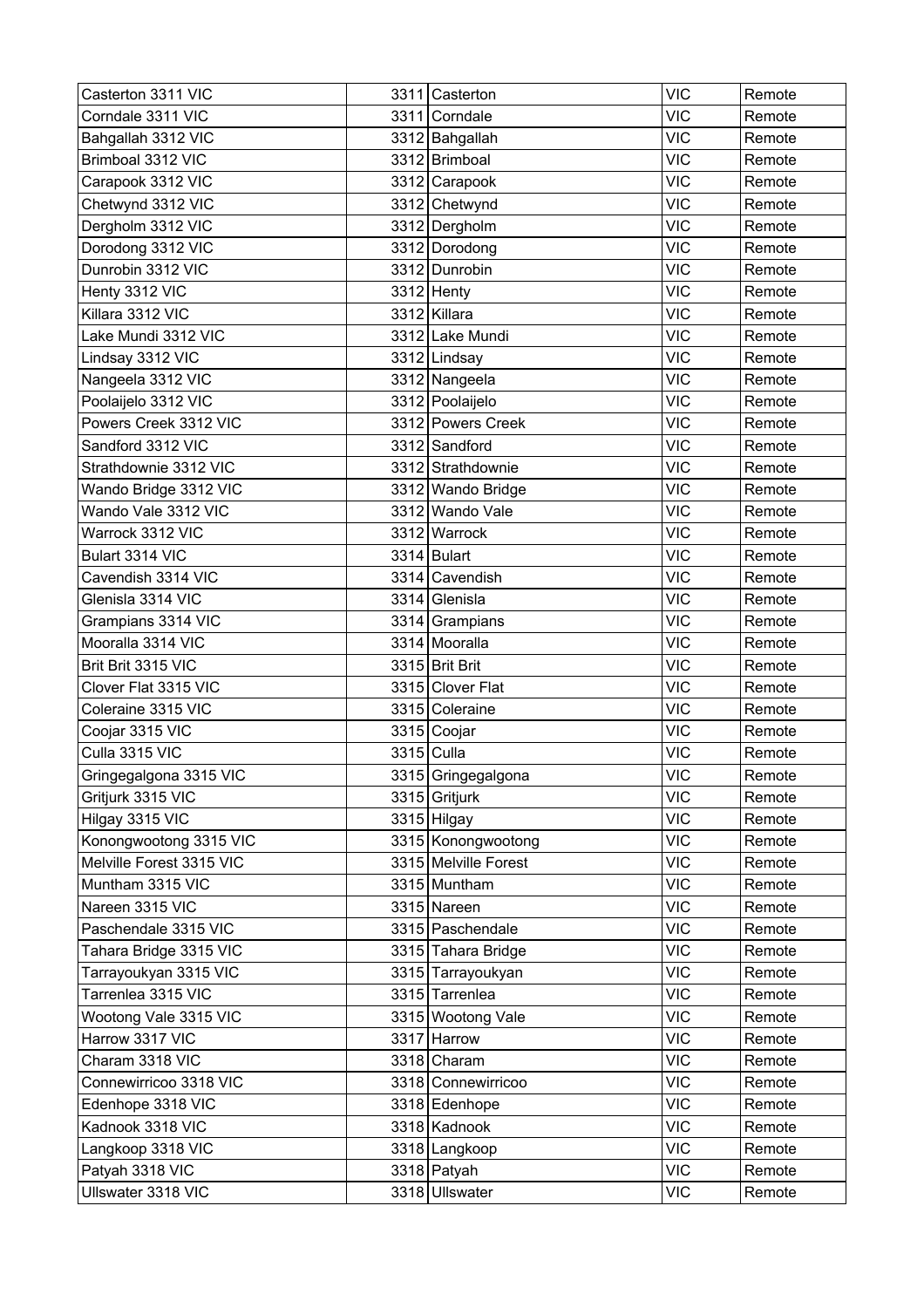| Casterton 3311 VIC | 3311 | Casterton | VIC | Remote |
|---|---|---|---|---|
| Corndale 3311 VIC | 3311 | Corndale | VIC | Remote |
| Bahgallah 3312 VIC | 3312 | Bahgallah | VIC | Remote |
| Brimboal 3312 VIC | 3312 | Brimboal | VIC | Remote |
| Carapook 3312 VIC | 3312 | Carapook | VIC | Remote |
| Chetwynd 3312 VIC | 3312 | Chetwynd | VIC | Remote |
| Dergholm 3312 VIC | 3312 | Dergholm | VIC | Remote |
| Dorodong 3312 VIC | 3312 | Dorodong | VIC | Remote |
| Dunrobin 3312 VIC | 3312 | Dunrobin | VIC | Remote |
| Henty 3312 VIC | 3312 | Henty | VIC | Remote |
| Killara 3312 VIC | 3312 | Killara | VIC | Remote |
| Lake Mundi 3312 VIC | 3312 | Lake Mundi | VIC | Remote |
| Lindsay 3312 VIC | 3312 | Lindsay | VIC | Remote |
| Nangeela 3312 VIC | 3312 | Nangeela | VIC | Remote |
| Poolaijelo 3312 VIC | 3312 | Poolaijelo | VIC | Remote |
| Powers Creek 3312 VIC | 3312 | Powers Creek | VIC | Remote |
| Sandford 3312 VIC | 3312 | Sandford | VIC | Remote |
| Strathdownie 3312 VIC | 3312 | Strathdownie | VIC | Remote |
| Wando Bridge 3312 VIC | 3312 | Wando Bridge | VIC | Remote |
| Wando Vale 3312 VIC | 3312 | Wando Vale | VIC | Remote |
| Warrock 3312 VIC | 3312 | Warrock | VIC | Remote |
| Bulart 3314 VIC | 3314 | Bulart | VIC | Remote |
| Cavendish 3314 VIC | 3314 | Cavendish | VIC | Remote |
| Glenisla 3314 VIC | 3314 | Glenisla | VIC | Remote |
| Grampians 3314 VIC | 3314 | Grampians | VIC | Remote |
| Mooralla 3314 VIC | 3314 | Mooralla | VIC | Remote |
| Brit Brit 3315 VIC | 3315 | Brit Brit | VIC | Remote |
| Clover Flat 3315 VIC | 3315 | Clover Flat | VIC | Remote |
| Coleraine 3315 VIC | 3315 | Coleraine | VIC | Remote |
| Coojar 3315 VIC | 3315 | Coojar | VIC | Remote |
| Culla 3315 VIC | 3315 | Culla | VIC | Remote |
| Gringegalgona 3315 VIC | 3315 | Gringegalgona | VIC | Remote |
| Gritjurk 3315 VIC | 3315 | Gritjurk | VIC | Remote |
| Hilgay 3315 VIC | 3315 | Hilgay | VIC | Remote |
| Konongwootong 3315 VIC | 3315 | Konongwootong | VIC | Remote |
| Melville Forest 3315 VIC | 3315 | Melville Forest | VIC | Remote |
| Muntham 3315 VIC | 3315 | Muntham | VIC | Remote |
| Nareen 3315 VIC | 3315 | Nareen | VIC | Remote |
| Paschendale 3315 VIC | 3315 | Paschendale | VIC | Remote |
| Tahara Bridge 3315 VIC | 3315 | Tahara Bridge | VIC | Remote |
| Tarrayoukyan 3315 VIC | 3315 | Tarrayoukyan | VIC | Remote |
| Tarrenlea 3315 VIC | 3315 | Tarrenlea | VIC | Remote |
| Wootong Vale 3315 VIC | 3315 | Wootong Vale | VIC | Remote |
| Harrow 3317 VIC | 3317 | Harrow | VIC | Remote |
| Charam 3318 VIC | 3318 | Charam | VIC | Remote |
| Connewirricoo 3318 VIC | 3318 | Connewirricoo | VIC | Remote |
| Edenhope 3318 VIC | 3318 | Edenhope | VIC | Remote |
| Kadnook 3318 VIC | 3318 | Kadnook | VIC | Remote |
| Langkoop 3318 VIC | 3318 | Langkoop | VIC | Remote |
| Patyah 3318 VIC | 3318 | Patyah | VIC | Remote |
| Ullswater 3318 VIC | 3318 | Ullswater | VIC | Remote |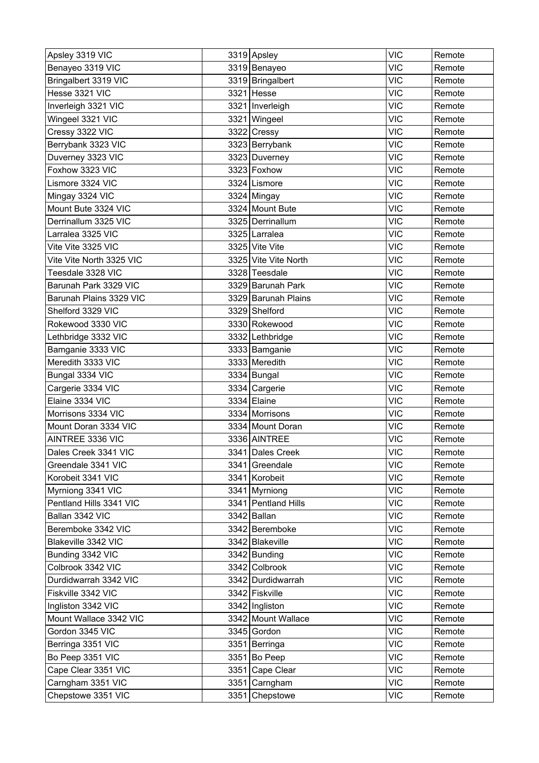| Apsley 3319 VIC | 3319 | Apsley | VIC | Remote |
|---|---|---|---|---|
| Benayeo 3319 VIC | 3319 | Benayeo | VIC | Remote |
| Bringalbert 3319 VIC | 3319 | Bringalbert | VIC | Remote |
| Hesse 3321 VIC | 3321 | Hesse | VIC | Remote |
| Inverleigh 3321 VIC | 3321 | Inverleigh | VIC | Remote |
| Wingeel 3321 VIC | 3321 | Wingeel | VIC | Remote |
| Cressy 3322 VIC | 3322 | Cressy | VIC | Remote |
| Berrybank 3323 VIC | 3323 | Berrybank | VIC | Remote |
| Duverney 3323 VIC | 3323 | Duverney | VIC | Remote |
| Foxhow 3323 VIC | 3323 | Foxhow | VIC | Remote |
| Lismore 3324 VIC | 3324 | Lismore | VIC | Remote |
| Mingay 3324 VIC | 3324 | Mingay | VIC | Remote |
| Mount Bute 3324 VIC | 3324 | Mount Bute | VIC | Remote |
| Derrinallum 3325 VIC | 3325 | Derrinallum | VIC | Remote |
| Larralea 3325 VIC | 3325 | Larralea | VIC | Remote |
| Vite Vite 3325 VIC | 3325 | Vite Vite | VIC | Remote |
| Vite Vite North 3325 VIC | 3325 | Vite Vite North | VIC | Remote |
| Teesdale 3328 VIC | 3328 | Teesdale | VIC | Remote |
| Barunah Park 3329 VIC | 3329 | Barunah Park | VIC | Remote |
| Barunah Plains 3329 VIC | 3329 | Barunah Plains | VIC | Remote |
| Shelford 3329 VIC | 3329 | Shelford | VIC | Remote |
| Rokewood 3330 VIC | 3330 | Rokewood | VIC | Remote |
| Lethbridge 3332 VIC | 3332 | Lethbridge | VIC | Remote |
| Bamganie 3333 VIC | 3333 | Bamganie | VIC | Remote |
| Meredith 3333 VIC | 3333 | Meredith | VIC | Remote |
| Bungal 3334 VIC | 3334 | Bungal | VIC | Remote |
| Cargerie 3334 VIC | 3334 | Cargerie | VIC | Remote |
| Elaine 3334 VIC | 3334 | Elaine | VIC | Remote |
| Morrisons 3334 VIC | 3334 | Morrisons | VIC | Remote |
| Mount Doran 3334 VIC | 3334 | Mount Doran | VIC | Remote |
| AINTREE 3336 VIC | 3336 | AINTREE | VIC | Remote |
| Dales Creek 3341 VIC | 3341 | Dales Creek | VIC | Remote |
| Greendale 3341 VIC | 3341 | Greendale | VIC | Remote |
| Korobeit 3341 VIC | 3341 | Korobeit | VIC | Remote |
| Myrniong 3341 VIC | 3341 | Myrniong | VIC | Remote |
| Pentland Hills 3341 VIC | 3341 | Pentland Hills | VIC | Remote |
| Ballan 3342 VIC | 3342 | Ballan | VIC | Remote |
| Beremboke 3342 VIC | 3342 | Beremboke | VIC | Remote |
| Blakeville 3342 VIC | 3342 | Blakeville | VIC | Remote |
| Bunding 3342 VIC | 3342 | Bunding | VIC | Remote |
| Colbrook 3342 VIC | 3342 | Colbrook | VIC | Remote |
| Durdidwarrah 3342 VIC | 3342 | Durdidwarrah | VIC | Remote |
| Fiskville 3342 VIC | 3342 | Fiskville | VIC | Remote |
| Ingliston 3342 VIC | 3342 | Ingliston | VIC | Remote |
| Mount Wallace 3342 VIC | 3342 | Mount Wallace | VIC | Remote |
| Gordon 3345 VIC | 3345 | Gordon | VIC | Remote |
| Berringa 3351 VIC | 3351 | Berringa | VIC | Remote |
| Bo Peep 3351 VIC | 3351 | Bo Peep | VIC | Remote |
| Cape Clear 3351 VIC | 3351 | Cape Clear | VIC | Remote |
| Carngham 3351 VIC | 3351 | Carngham | VIC | Remote |
| Chepstowe 3351 VIC | 3351 | Chepstowe | VIC | Remote |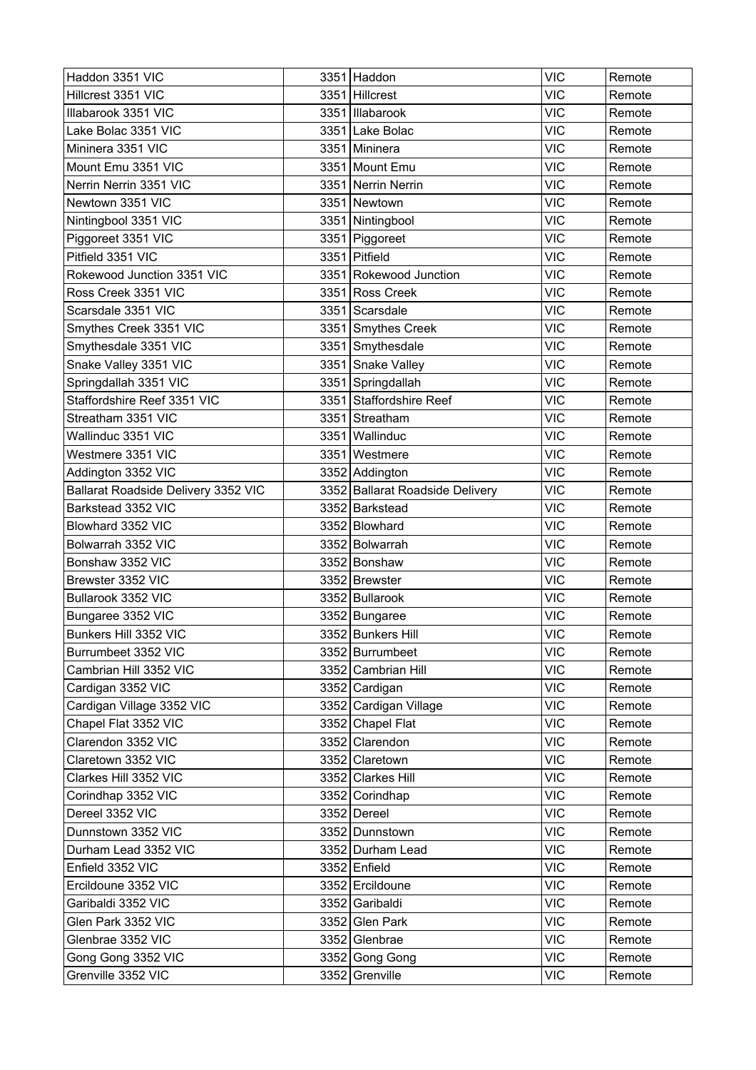| | | | | |
|---|---|---|---|---|
| Haddon 3351 VIC | 3351 | Haddon | VIC | Remote |
| Hillcrest 3351 VIC | 3351 | Hillcrest | VIC | Remote |
| Illabarook 3351 VIC | 3351 | Illabarook | VIC | Remote |
| Lake Bolac 3351 VIC | 3351 | Lake Bolac | VIC | Remote |
| Mininera 3351 VIC | 3351 | Mininera | VIC | Remote |
| Mount Emu 3351 VIC | 3351 | Mount Emu | VIC | Remote |
| Nerrin Nerrin 3351 VIC | 3351 | Nerrin Nerrin | VIC | Remote |
| Newtown 3351 VIC | 3351 | Newtown | VIC | Remote |
| Nintingbool 3351 VIC | 3351 | Nintingbool | VIC | Remote |
| Piggoreet 3351 VIC | 3351 | Piggoreet | VIC | Remote |
| Pitfield 3351 VIC | 3351 | Pitfield | VIC | Remote |
| Rokewood Junction 3351 VIC | 3351 | Rokewood Junction | VIC | Remote |
| Ross Creek 3351 VIC | 3351 | Ross Creek | VIC | Remote |
| Scarsdale 3351 VIC | 3351 | Scarsdale | VIC | Remote |
| Smythes Creek 3351 VIC | 3351 | Smythes Creek | VIC | Remote |
| Smythesdale 3351 VIC | 3351 | Smythesdale | VIC | Remote |
| Snake Valley 3351 VIC | 3351 | Snake Valley | VIC | Remote |
| Springdallah 3351 VIC | 3351 | Springdallah | VIC | Remote |
| Staffordshire Reef 3351 VIC | 3351 | Staffordshire Reef | VIC | Remote |
| Streatham 3351 VIC | 3351 | Streatham | VIC | Remote |
| Wallinduc 3351 VIC | 3351 | Wallinduc | VIC | Remote |
| Westmere 3351 VIC | 3351 | Westmere | VIC | Remote |
| Addington 3352 VIC | 3352 | Addington | VIC | Remote |
| Ballarat Roadside Delivery 3352 VIC | 3352 | Ballarat Roadside Delivery | VIC | Remote |
| Barkstead 3352 VIC | 3352 | Barkstead | VIC | Remote |
| Blowhard 3352 VIC | 3352 | Blowhard | VIC | Remote |
| Bolwarrah 3352 VIC | 3352 | Bolwarrah | VIC | Remote |
| Bonshaw 3352 VIC | 3352 | Bonshaw | VIC | Remote |
| Brewster 3352 VIC | 3352 | Brewster | VIC | Remote |
| Bullarook 3352 VIC | 3352 | Bullarook | VIC | Remote |
| Bungaree 3352 VIC | 3352 | Bungaree | VIC | Remote |
| Bunkers Hill 3352 VIC | 3352 | Bunkers Hill | VIC | Remote |
| Burrumbeet 3352 VIC | 3352 | Burrumbeet | VIC | Remote |
| Cambrian Hill 3352 VIC | 3352 | Cambrian Hill | VIC | Remote |
| Cardigan 3352 VIC | 3352 | Cardigan | VIC | Remote |
| Cardigan Village 3352 VIC | 3352 | Cardigan Village | VIC | Remote |
| Chapel Flat 3352 VIC | 3352 | Chapel Flat | VIC | Remote |
| Clarendon 3352 VIC | 3352 | Clarendon | VIC | Remote |
| Claretown 3352 VIC | 3352 | Claretown | VIC | Remote |
| Clarkes Hill 3352 VIC | 3352 | Clarkes Hill | VIC | Remote |
| Corindhap 3352 VIC | 3352 | Corindhap | VIC | Remote |
| Dereel 3352 VIC | 3352 | Dereel | VIC | Remote |
| Dunnstown 3352 VIC | 3352 | Dunnstown | VIC | Remote |
| Durham Lead 3352 VIC | 3352 | Durham Lead | VIC | Remote |
| Enfield 3352 VIC | 3352 | Enfield | VIC | Remote |
| Ercildoune 3352 VIC | 3352 | Ercildoune | VIC | Remote |
| Garibaldi 3352 VIC | 3352 | Garibaldi | VIC | Remote |
| Glen Park 3352 VIC | 3352 | Glen Park | VIC | Remote |
| Glenbrae 3352 VIC | 3352 | Glenbrae | VIC | Remote |
| Gong Gong 3352 VIC | 3352 | Gong Gong | VIC | Remote |
| Grenville 3352 VIC | 3352 | Grenville | VIC | Remote |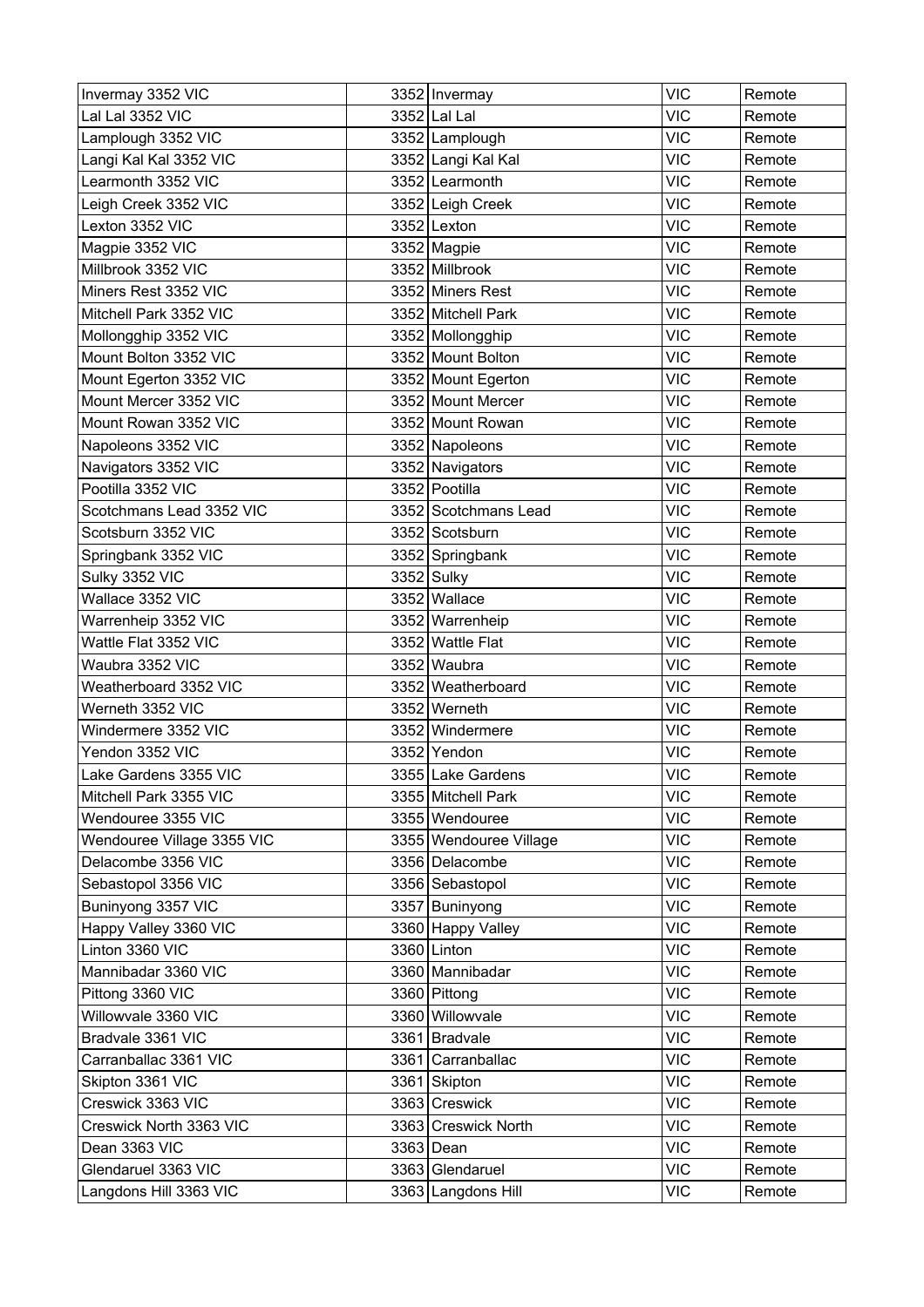| Invermay 3352 VIC | 3352 | Invermay | VIC | Remote |
|---|---|---|---|---|
| Lal Lal 3352 VIC | 3352 | Lal Lal | VIC | Remote |
| Lamplough 3352 VIC | 3352 | Lamplough | VIC | Remote |
| Langi Kal Kal 3352 VIC | 3352 | Langi Kal Kal | VIC | Remote |
| Learmonth 3352 VIC | 3352 | Learmonth | VIC | Remote |
| Leigh Creek 3352 VIC | 3352 | Leigh Creek | VIC | Remote |
| Lexton 3352 VIC | 3352 | Lexton | VIC | Remote |
| Magpie 3352 VIC | 3352 | Magpie | VIC | Remote |
| Millbrook 3352 VIC | 3352 | Millbrook | VIC | Remote |
| Miners Rest 3352 VIC | 3352 | Miners Rest | VIC | Remote |
| Mitchell Park 3352 VIC | 3352 | Mitchell Park | VIC | Remote |
| Mollongghip 3352 VIC | 3352 | Mollongghip | VIC | Remote |
| Mount Bolton 3352 VIC | 3352 | Mount Bolton | VIC | Remote |
| Mount Egerton 3352 VIC | 3352 | Mount Egerton | VIC | Remote |
| Mount Mercer 3352 VIC | 3352 | Mount Mercer | VIC | Remote |
| Mount Rowan 3352 VIC | 3352 | Mount Rowan | VIC | Remote |
| Napoleons 3352 VIC | 3352 | Napoleons | VIC | Remote |
| Navigators 3352 VIC | 3352 | Navigators | VIC | Remote |
| Pootilla 3352 VIC | 3352 | Pootilla | VIC | Remote |
| Scotchmans Lead 3352 VIC | 3352 | Scotchmans Lead | VIC | Remote |
| Scotsburn 3352 VIC | 3352 | Scotsburn | VIC | Remote |
| Springbank 3352 VIC | 3352 | Springbank | VIC | Remote |
| Sulky 3352 VIC | 3352 | Sulky | VIC | Remote |
| Wallace 3352 VIC | 3352 | Wallace | VIC | Remote |
| Warrenheip 3352 VIC | 3352 | Warrenheip | VIC | Remote |
| Wattle Flat 3352 VIC | 3352 | Wattle Flat | VIC | Remote |
| Waubra 3352 VIC | 3352 | Waubra | VIC | Remote |
| Weatherboard 3352 VIC | 3352 | Weatherboard | VIC | Remote |
| Werneth 3352 VIC | 3352 | Werneth | VIC | Remote |
| Windermere 3352 VIC | 3352 | Windermere | VIC | Remote |
| Yendon 3352 VIC | 3352 | Yendon | VIC | Remote |
| Lake Gardens 3355 VIC | 3355 | Lake Gardens | VIC | Remote |
| Mitchell Park 3355 VIC | 3355 | Mitchell Park | VIC | Remote |
| Wendouree 3355 VIC | 3355 | Wendouree | VIC | Remote |
| Wendouree Village 3355 VIC | 3355 | Wendouree Village | VIC | Remote |
| Delacombe 3356 VIC | 3356 | Delacombe | VIC | Remote |
| Sebastopol 3356 VIC | 3356 | Sebastopol | VIC | Remote |
| Buninyong 3357 VIC | 3357 | Buninyong | VIC | Remote |
| Happy Valley 3360 VIC | 3360 | Happy Valley | VIC | Remote |
| Linton 3360 VIC | 3360 | Linton | VIC | Remote |
| Mannibadar 3360 VIC | 3360 | Mannibadar | VIC | Remote |
| Pittong 3360 VIC | 3360 | Pittong | VIC | Remote |
| Willowvale 3360 VIC | 3360 | Willowvale | VIC | Remote |
| Bradvale 3361 VIC | 3361 | Bradvale | VIC | Remote |
| Carranballac 3361 VIC | 3361 | Carranballac | VIC | Remote |
| Skipton 3361 VIC | 3361 | Skipton | VIC | Remote |
| Creswick 3363 VIC | 3363 | Creswick | VIC | Remote |
| Creswick North 3363 VIC | 3363 | Creswick North | VIC | Remote |
| Dean 3363 VIC | 3363 | Dean | VIC | Remote |
| Glendaruel 3363 VIC | 3363 | Glendaruel | VIC | Remote |
| Langdons Hill 3363 VIC | 3363 | Langdons Hill | VIC | Remote |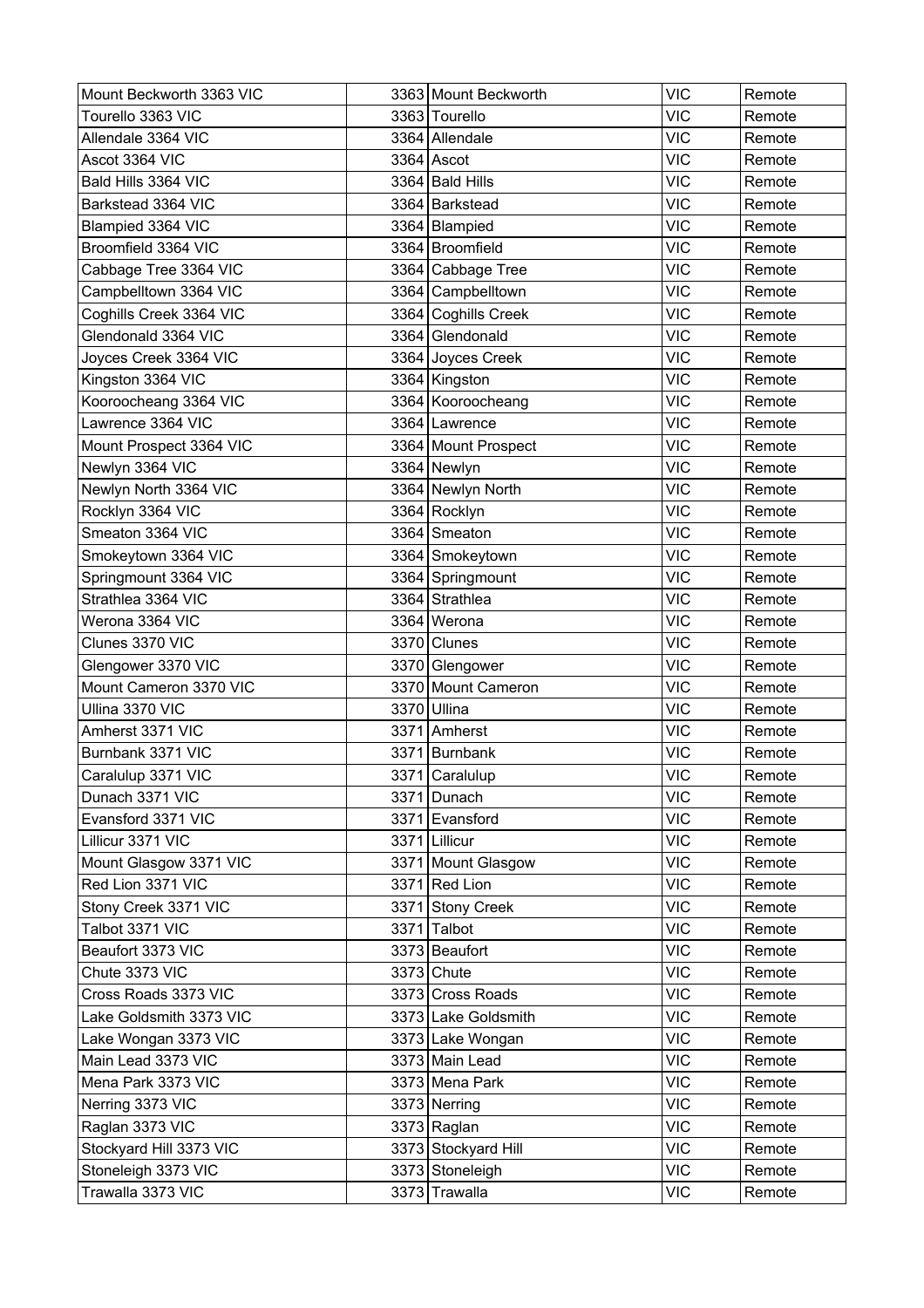| Mount Beckworth 3363 VIC | 3363 | Mount Beckworth | VIC | Remote |
|---|---|---|---|---|
| Tourello 3363 VIC | 3363 | Tourello | VIC | Remote |
| Allendale 3364 VIC | 3364 | Allendale | VIC | Remote |
| Ascot 3364 VIC | 3364 | Ascot | VIC | Remote |
| Bald Hills 3364 VIC | 3364 | Bald Hills | VIC | Remote |
| Barkstead 3364 VIC | 3364 | Barkstead | VIC | Remote |
| Blampied 3364 VIC | 3364 | Blampied | VIC | Remote |
| Broomfield 3364 VIC | 3364 | Broomfield | VIC | Remote |
| Cabbage Tree 3364 VIC | 3364 | Cabbage Tree | VIC | Remote |
| Campbelltown 3364 VIC | 3364 | Campbelltown | VIC | Remote |
| Coghills Creek 3364 VIC | 3364 | Coghills Creek | VIC | Remote |
| Glendonald 3364 VIC | 3364 | Glendonald | VIC | Remote |
| Joyces Creek 3364 VIC | 3364 | Joyces Creek | VIC | Remote |
| Kingston 3364 VIC | 3364 | Kingston | VIC | Remote |
| Kooroocheang 3364 VIC | 3364 | Kooroocheang | VIC | Remote |
| Lawrence 3364 VIC | 3364 | Lawrence | VIC | Remote |
| Mount Prospect 3364 VIC | 3364 | Mount Prospect | VIC | Remote |
| Newlyn 3364 VIC | 3364 | Newlyn | VIC | Remote |
| Newlyn North 3364 VIC | 3364 | Newlyn North | VIC | Remote |
| Rocklyn 3364 VIC | 3364 | Rocklyn | VIC | Remote |
| Smeaton 3364 VIC | 3364 | Smeaton | VIC | Remote |
| Smokeytown 3364 VIC | 3364 | Smokeytown | VIC | Remote |
| Springmount 3364 VIC | 3364 | Springmount | VIC | Remote |
| Strathlea 3364 VIC | 3364 | Strathlea | VIC | Remote |
| Werona 3364 VIC | 3364 | Werona | VIC | Remote |
| Clunes 3370 VIC | 3370 | Clunes | VIC | Remote |
| Glengower 3370 VIC | 3370 | Glengower | VIC | Remote |
| Mount Cameron 3370 VIC | 3370 | Mount Cameron | VIC | Remote |
| Ullina 3370 VIC | 3370 | Ullina | VIC | Remote |
| Amherst 3371 VIC | 3371 | Amherst | VIC | Remote |
| Burnbank 3371 VIC | 3371 | Burnbank | VIC | Remote |
| Caralulup 3371 VIC | 3371 | Caralulup | VIC | Remote |
| Dunach 3371 VIC | 3371 | Dunach | VIC | Remote |
| Evansford 3371 VIC | 3371 | Evansford | VIC | Remote |
| Lillicur 3371 VIC | 3371 | Lillicur | VIC | Remote |
| Mount Glasgow 3371 VIC | 3371 | Mount Glasgow | VIC | Remote |
| Red Lion 3371 VIC | 3371 | Red Lion | VIC | Remote |
| Stony Creek 3371 VIC | 3371 | Stony Creek | VIC | Remote |
| Talbot 3371 VIC | 3371 | Talbot | VIC | Remote |
| Beaufort 3373 VIC | 3373 | Beaufort | VIC | Remote |
| Chute 3373 VIC | 3373 | Chute | VIC | Remote |
| Cross Roads 3373 VIC | 3373 | Cross Roads | VIC | Remote |
| Lake Goldsmith 3373 VIC | 3373 | Lake Goldsmith | VIC | Remote |
| Lake Wongan 3373 VIC | 3373 | Lake Wongan | VIC | Remote |
| Main Lead 3373 VIC | 3373 | Main Lead | VIC | Remote |
| Mena Park 3373 VIC | 3373 | Mena Park | VIC | Remote |
| Nerring 3373 VIC | 3373 | Nerring | VIC | Remote |
| Raglan 3373 VIC | 3373 | Raglan | VIC | Remote |
| Stockyard Hill 3373 VIC | 3373 | Stockyard Hill | VIC | Remote |
| Stoneleigh 3373 VIC | 3373 | Stoneleigh | VIC | Remote |
| Trawalla 3373 VIC | 3373 | Trawalla | VIC | Remote |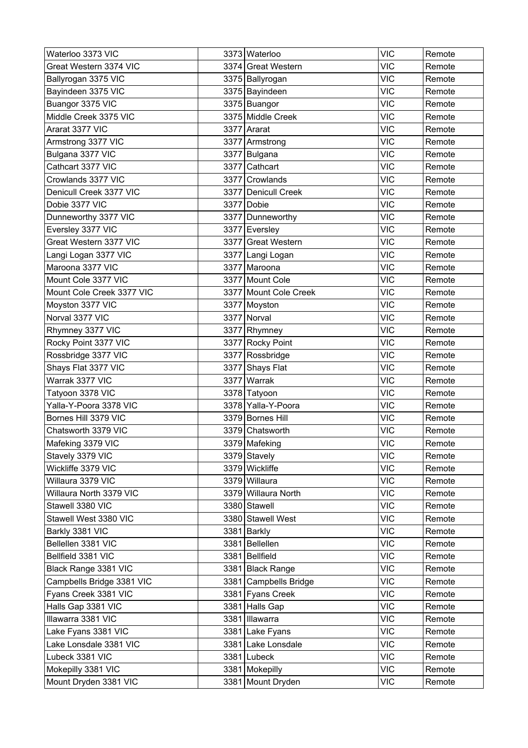| Waterloo 3373 VIC | 3373 | Waterloo | VIC | Remote |
|---|---|---|---|---|
| Great Western 3374 VIC | 3374 | Great Western | VIC | Remote |
| Ballyrogan 3375 VIC | 3375 | Ballyrogan | VIC | Remote |
| Bayindeen 3375 VIC | 3375 | Bayindeen | VIC | Remote |
| Buangor 3375 VIC | 3375 | Buangor | VIC | Remote |
| Middle Creek 3375 VIC | 3375 | Middle Creek | VIC | Remote |
| Ararat 3377 VIC | 3377 | Ararat | VIC | Remote |
| Armstrong 3377 VIC | 3377 | Armstrong | VIC | Remote |
| Bulgana 3377 VIC | 3377 | Bulgana | VIC | Remote |
| Cathcart 3377 VIC | 3377 | Cathcart | VIC | Remote |
| Crowlands 3377 VIC | 3377 | Crowlands | VIC | Remote |
| Denicull Creek 3377 VIC | 3377 | Denicull Creek | VIC | Remote |
| Dobie 3377 VIC | 3377 | Dobie | VIC | Remote |
| Dunneworthy 3377 VIC | 3377 | Dunneworthy | VIC | Remote |
| Eversley 3377 VIC | 3377 | Eversley | VIC | Remote |
| Great Western 3377 VIC | 3377 | Great Western | VIC | Remote |
| Langi Logan 3377 VIC | 3377 | Langi Logan | VIC | Remote |
| Maroona 3377 VIC | 3377 | Maroona | VIC | Remote |
| Mount Cole 3377 VIC | 3377 | Mount Cole | VIC | Remote |
| Mount Cole Creek 3377 VIC | 3377 | Mount Cole Creek | VIC | Remote |
| Moyston 3377 VIC | 3377 | Moyston | VIC | Remote |
| Norval 3377 VIC | 3377 | Norval | VIC | Remote |
| Rhymney 3377 VIC | 3377 | Rhymney | VIC | Remote |
| Rocky Point 3377 VIC | 3377 | Rocky Point | VIC | Remote |
| Rossbridge 3377 VIC | 3377 | Rossbridge | VIC | Remote |
| Shays Flat 3377 VIC | 3377 | Shays Flat | VIC | Remote |
| Warrak 3377 VIC | 3377 | Warrak | VIC | Remote |
| Tatyoon 3378 VIC | 3378 | Tatyoon | VIC | Remote |
| Yalla-Y-Poora 3378 VIC | 3378 | Yalla-Y-Poora | VIC | Remote |
| Bornes Hill 3379 VIC | 3379 | Bornes Hill | VIC | Remote |
| Chatsworth 3379 VIC | 3379 | Chatsworth | VIC | Remote |
| Mafeking 3379 VIC | 3379 | Mafeking | VIC | Remote |
| Stavely 3379 VIC | 3379 | Stavely | VIC | Remote |
| Wickliffe 3379 VIC | 3379 | Wickliffe | VIC | Remote |
| Willaura 3379 VIC | 3379 | Willaura | VIC | Remote |
| Willaura North 3379 VIC | 3379 | Willaura North | VIC | Remote |
| Stawell 3380 VIC | 3380 | Stawell | VIC | Remote |
| Stawell West 3380 VIC | 3380 | Stawell West | VIC | Remote |
| Barkly 3381 VIC | 3381 | Barkly | VIC | Remote |
| Bellellen 3381 VIC | 3381 | Bellellen | VIC | Remote |
| Bellfield 3381 VIC | 3381 | Bellfield | VIC | Remote |
| Black Range 3381 VIC | 3381 | Black Range | VIC | Remote |
| Campbells Bridge 3381 VIC | 3381 | Campbells Bridge | VIC | Remote |
| Fyans Creek 3381 VIC | 3381 | Fyans Creek | VIC | Remote |
| Halls Gap 3381 VIC | 3381 | Halls Gap | VIC | Remote |
| Illawarra 3381 VIC | 3381 | Illawarra | VIC | Remote |
| Lake Fyans 3381 VIC | 3381 | Lake Fyans | VIC | Remote |
| Lake Lonsdale 3381 VIC | 3381 | Lake Lonsdale | VIC | Remote |
| Lubeck 3381 VIC | 3381 | Lubeck | VIC | Remote |
| Mokepilly 3381 VIC | 3381 | Mokepilly | VIC | Remote |
| Mount Dryden 3381 VIC | 3381 | Mount Dryden | VIC | Remote |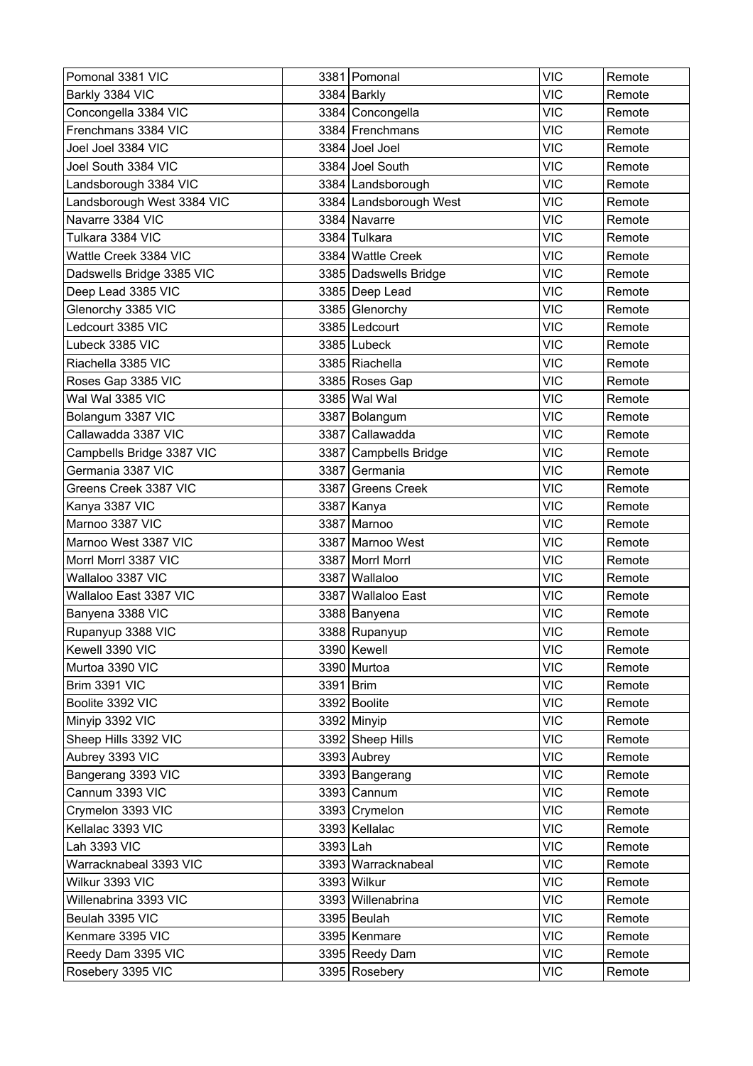| Pomonal 3381 VIC | 3381 | Pomonal | VIC | Remote |
|---|---|---|---|---|
| Barkly 3384 VIC | 3384 | Barkly | VIC | Remote |
| Concongella 3384 VIC | 3384 | Concongella | VIC | Remote |
| Frenchmans 3384 VIC | 3384 | Frenchmans | VIC | Remote |
| Joel Joel 3384 VIC | 3384 | Joel Joel | VIC | Remote |
| Joel South 3384 VIC | 3384 | Joel South | VIC | Remote |
| Landsborough 3384 VIC | 3384 | Landsborough | VIC | Remote |
| Landsborough West 3384 VIC | 3384 | Landsborough West | VIC | Remote |
| Navarre 3384 VIC | 3384 | Navarre | VIC | Remote |
| Tulkara 3384 VIC | 3384 | Tulkara | VIC | Remote |
| Wattle Creek 3384 VIC | 3384 | Wattle Creek | VIC | Remote |
| Dadswells Bridge 3385 VIC | 3385 | Dadswells Bridge | VIC | Remote |
| Deep Lead 3385 VIC | 3385 | Deep Lead | VIC | Remote |
| Glenorchy 3385 VIC | 3385 | Glenorchy | VIC | Remote |
| Ledcourt 3385 VIC | 3385 | Ledcourt | VIC | Remote |
| Lubeck 3385 VIC | 3385 | Lubeck | VIC | Remote |
| Riachella 3385 VIC | 3385 | Riachella | VIC | Remote |
| Roses Gap 3385 VIC | 3385 | Roses Gap | VIC | Remote |
| Wal Wal 3385 VIC | 3385 | Wal Wal | VIC | Remote |
| Bolangum 3387 VIC | 3387 | Bolangum | VIC | Remote |
| Callawadda 3387 VIC | 3387 | Callawadda | VIC | Remote |
| Campbells Bridge 3387 VIC | 3387 | Campbells Bridge | VIC | Remote |
| Germania 3387 VIC | 3387 | Germania | VIC | Remote |
| Greens Creek 3387 VIC | 3387 | Greens Creek | VIC | Remote |
| Kanya 3387 VIC | 3387 | Kanya | VIC | Remote |
| Marnoo 3387 VIC | 3387 | Marnoo | VIC | Remote |
| Marnoo West 3387 VIC | 3387 | Marnoo West | VIC | Remote |
| Morrl Morrl 3387 VIC | 3387 | Morrl Morrl | VIC | Remote |
| Wallaloo 3387 VIC | 3387 | Wallaloo | VIC | Remote |
| Wallaloo East 3387 VIC | 3387 | Wallaloo East | VIC | Remote |
| Banyena 3388 VIC | 3388 | Banyena | VIC | Remote |
| Rupanyup 3388 VIC | 3388 | Rupanyup | VIC | Remote |
| Kewell 3390 VIC | 3390 | Kewell | VIC | Remote |
| Murtoa 3390 VIC | 3390 | Murtoa | VIC | Remote |
| Brim 3391 VIC | 3391 | Brim | VIC | Remote |
| Boolite 3392 VIC | 3392 | Boolite | VIC | Remote |
| Minyip 3392 VIC | 3392 | Minyip | VIC | Remote |
| Sheep Hills 3392 VIC | 3392 | Sheep Hills | VIC | Remote |
| Aubrey 3393 VIC | 3393 | Aubrey | VIC | Remote |
| Bangerang 3393 VIC | 3393 | Bangerang | VIC | Remote |
| Cannum 3393 VIC | 3393 | Cannum | VIC | Remote |
| Crymelon 3393 VIC | 3393 | Crymelon | VIC | Remote |
| Kellalac 3393 VIC | 3393 | Kellalac | VIC | Remote |
| Lah 3393 VIC | 3393 | Lah | VIC | Remote |
| Warracknabeal 3393 VIC | 3393 | Warracknabeal | VIC | Remote |
| Wilkur 3393 VIC | 3393 | Wilkur | VIC | Remote |
| Willenabrina 3393 VIC | 3393 | Willenabrina | VIC | Remote |
| Beulah 3395 VIC | 3395 | Beulah | VIC | Remote |
| Kenmare 3395 VIC | 3395 | Kenmare | VIC | Remote |
| Reedy Dam 3395 VIC | 3395 | Reedy Dam | VIC | Remote |
| Rosebery 3395 VIC | 3395 | Rosebery | VIC | Remote |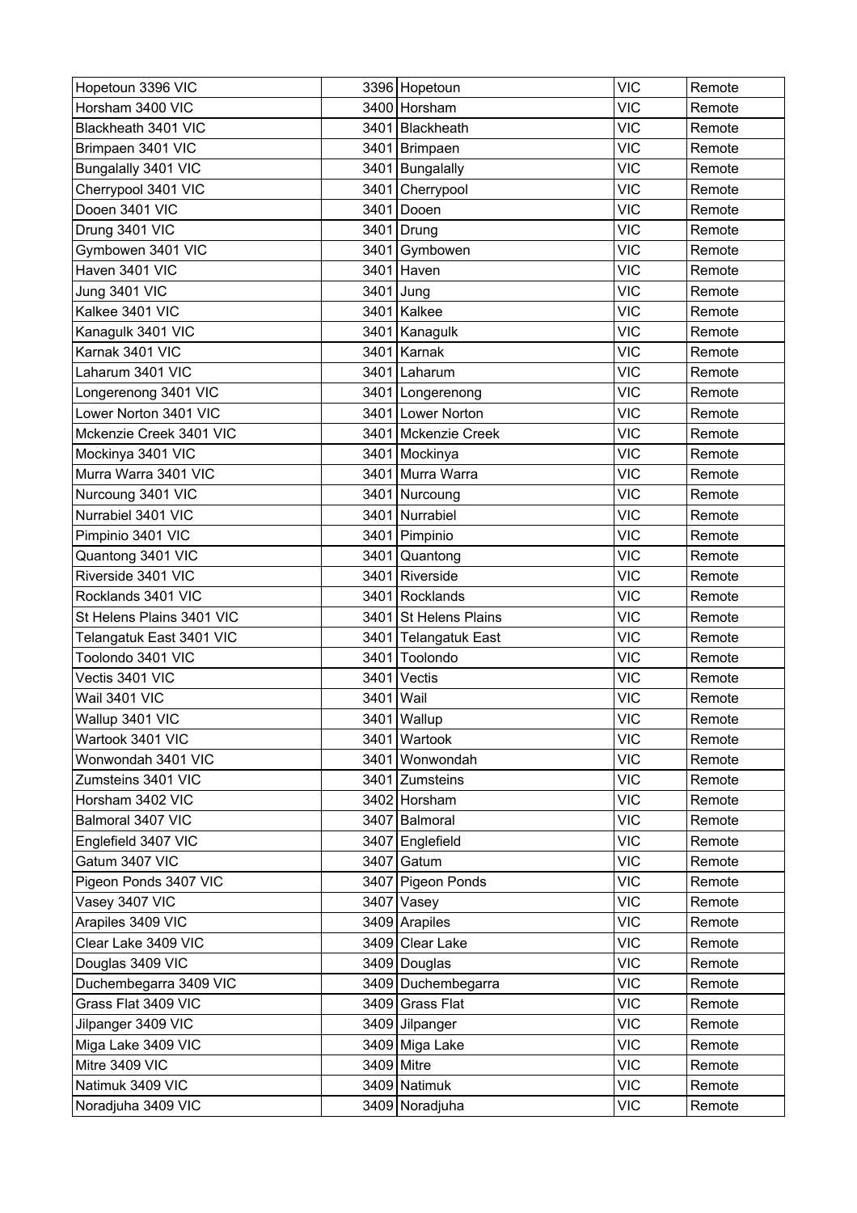| Hopetoun 3396 VIC | 3396 | Hopetoun | VIC | Remote |
|---|---|---|---|---|
| Horsham 3400 VIC | 3400 | Horsham | VIC | Remote |
| Blackheath 3401 VIC | 3401 | Blackheath | VIC | Remote |
| Brimpaen 3401 VIC | 3401 | Brimpaen | VIC | Remote |
| Bungalally 3401 VIC | 3401 | Bungalally | VIC | Remote |
| Cherrypool 3401 VIC | 3401 | Cherrypool | VIC | Remote |
| Dooen 3401 VIC | 3401 | Dooen | VIC | Remote |
| Drung 3401 VIC | 3401 | Drung | VIC | Remote |
| Gymbowen 3401 VIC | 3401 | Gymbowen | VIC | Remote |
| Haven 3401 VIC | 3401 | Haven | VIC | Remote |
| Jung 3401 VIC | 3401 | Jung | VIC | Remote |
| Kalkee 3401 VIC | 3401 | Kalkee | VIC | Remote |
| Kanagulk 3401 VIC | 3401 | Kanagulk | VIC | Remote |
| Karnak 3401 VIC | 3401 | Karnak | VIC | Remote |
| Laharum 3401 VIC | 3401 | Laharum | VIC | Remote |
| Longerenong 3401 VIC | 3401 | Longerenong | VIC | Remote |
| Lower Norton 3401 VIC | 3401 | Lower Norton | VIC | Remote |
| Mckenzie Creek 3401 VIC | 3401 | Mckenzie Creek | VIC | Remote |
| Mockinya 3401 VIC | 3401 | Mockinya | VIC | Remote |
| Murra Warra 3401 VIC | 3401 | Murra Warra | VIC | Remote |
| Nurcoung 3401 VIC | 3401 | Nurcoung | VIC | Remote |
| Nurrabiel 3401 VIC | 3401 | Nurrabiel | VIC | Remote |
| Pimpinio 3401 VIC | 3401 | Pimpinio | VIC | Remote |
| Quantong 3401 VIC | 3401 | Quantong | VIC | Remote |
| Riverside 3401 VIC | 3401 | Riverside | VIC | Remote |
| Rocklands 3401 VIC | 3401 | Rocklands | VIC | Remote |
| St Helens Plains 3401 VIC | 3401 | St Helens Plains | VIC | Remote |
| Telangatuk East 3401 VIC | 3401 | Telangatuk East | VIC | Remote |
| Toolondo 3401 VIC | 3401 | Toolondo | VIC | Remote |
| Vectis 3401 VIC | 3401 | Vectis | VIC | Remote |
| Wail 3401 VIC | 3401 | Wail | VIC | Remote |
| Wallup 3401 VIC | 3401 | Wallup | VIC | Remote |
| Wartook 3401 VIC | 3401 | Wartook | VIC | Remote |
| Wonwondah 3401 VIC | 3401 | Wonwondah | VIC | Remote |
| Zumsteins 3401 VIC | 3401 | Zumsteins | VIC | Remote |
| Horsham 3402 VIC | 3402 | Horsham | VIC | Remote |
| Balmoral 3407 VIC | 3407 | Balmoral | VIC | Remote |
| Englefield 3407 VIC | 3407 | Englefield | VIC | Remote |
| Gatum 3407 VIC | 3407 | Gatum | VIC | Remote |
| Pigeon Ponds 3407 VIC | 3407 | Pigeon Ponds | VIC | Remote |
| Vasey 3407 VIC | 3407 | Vasey | VIC | Remote |
| Arapiles 3409 VIC | 3409 | Arapiles | VIC | Remote |
| Clear Lake 3409 VIC | 3409 | Clear Lake | VIC | Remote |
| Douglas 3409 VIC | 3409 | Douglas | VIC | Remote |
| Duchembegarra 3409 VIC | 3409 | Duchembegarra | VIC | Remote |
| Grass Flat 3409 VIC | 3409 | Grass Flat | VIC | Remote |
| Jilpanger 3409 VIC | 3409 | Jilpanger | VIC | Remote |
| Miga Lake 3409 VIC | 3409 | Miga Lake | VIC | Remote |
| Mitre 3409 VIC | 3409 | Mitre | VIC | Remote |
| Natimuk 3409 VIC | 3409 | Natimuk | VIC | Remote |
| Noradjuha 3409 VIC | 3409 | Noradjuha | VIC | Remote |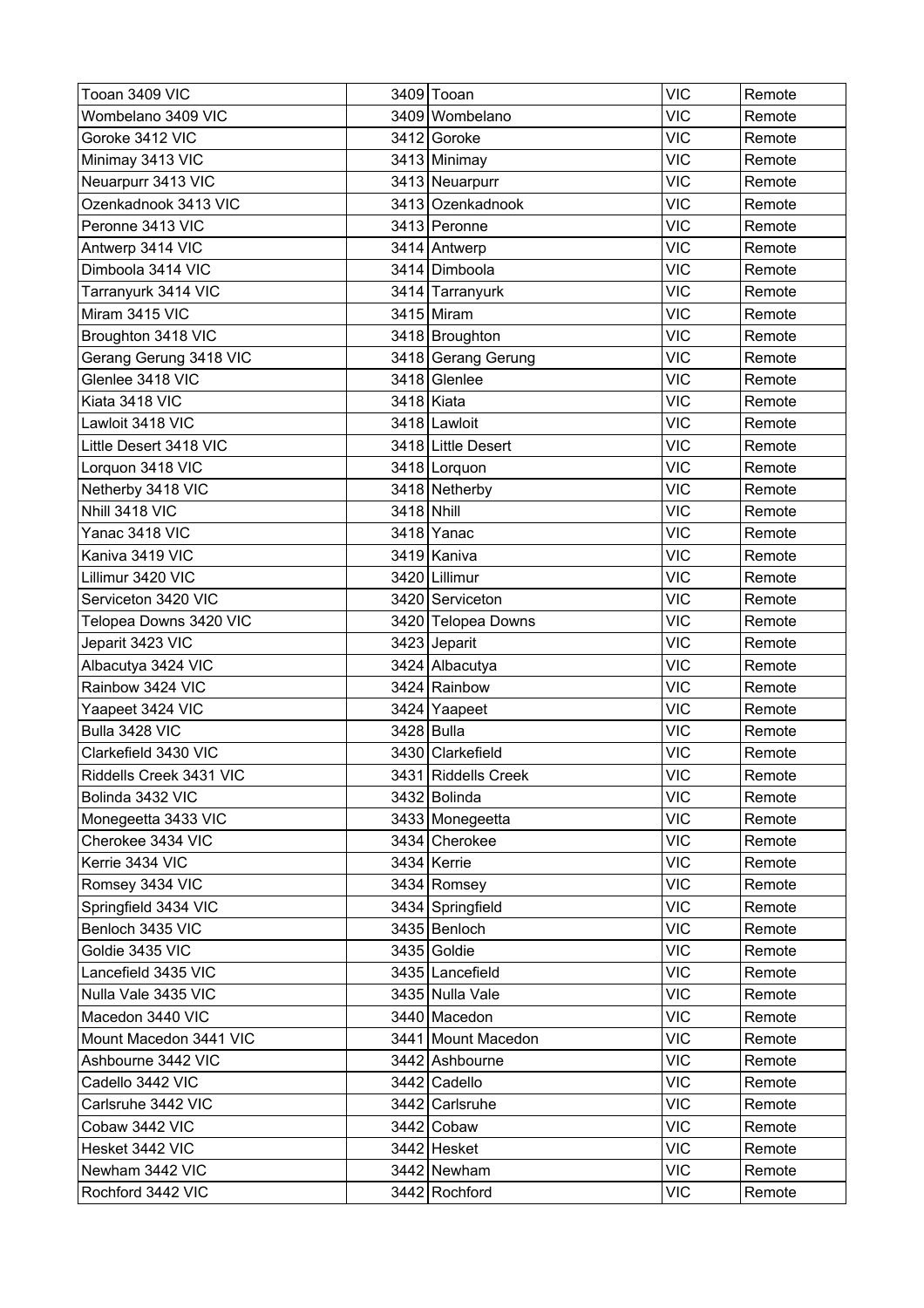| Tooan 3409 VIC | 3409 | Tooan | VIC | Remote |
|---|---|---|---|---|
| Wombelano 3409 VIC | 3409 | Wombelano | VIC | Remote |
| Goroke 3412 VIC | 3412 | Goroke | VIC | Remote |
| Minimay 3413 VIC | 3413 | Minimay | VIC | Remote |
| Neuarpurr 3413 VIC | 3413 | Neuarpurr | VIC | Remote |
| Ozenkadnook 3413 VIC | 3413 | Ozenkadnook | VIC | Remote |
| Peronne 3413 VIC | 3413 | Peronne | VIC | Remote |
| Antwerp 3414 VIC | 3414 | Antwerp | VIC | Remote |
| Dimboola 3414 VIC | 3414 | Dimboola | VIC | Remote |
| Tarranyurk 3414 VIC | 3414 | Tarranyurk | VIC | Remote |
| Miram 3415 VIC | 3415 | Miram | VIC | Remote |
| Broughton 3418 VIC | 3418 | Broughton | VIC | Remote |
| Gerang Gerung 3418 VIC | 3418 | Gerang Gerung | VIC | Remote |
| Glenlee 3418 VIC | 3418 | Glenlee | VIC | Remote |
| Kiata 3418 VIC | 3418 | Kiata | VIC | Remote |
| Lawloit 3418 VIC | 3418 | Lawloit | VIC | Remote |
| Little Desert 3418 VIC | 3418 | Little Desert | VIC | Remote |
| Lorquon 3418 VIC | 3418 | Lorquon | VIC | Remote |
| Netherby 3418 VIC | 3418 | Netherby | VIC | Remote |
| Nhill 3418 VIC | 3418 | Nhill | VIC | Remote |
| Yanac 3418 VIC | 3418 | Yanac | VIC | Remote |
| Kaniva 3419 VIC | 3419 | Kaniva | VIC | Remote |
| Lillimur 3420 VIC | 3420 | Lillimur | VIC | Remote |
| Serviceton 3420 VIC | 3420 | Serviceton | VIC | Remote |
| Telopea Downs 3420 VIC | 3420 | Telopea Downs | VIC | Remote |
| Jeparit 3423 VIC | 3423 | Jeparit | VIC | Remote |
| Albacutya 3424 VIC | 3424 | Albacutya | VIC | Remote |
| Rainbow 3424 VIC | 3424 | Rainbow | VIC | Remote |
| Yaapeet 3424 VIC | 3424 | Yaapeet | VIC | Remote |
| Bulla 3428 VIC | 3428 | Bulla | VIC | Remote |
| Clarkefield 3430 VIC | 3430 | Clarkefield | VIC | Remote |
| Riddells Creek 3431 VIC | 3431 | Riddells Creek | VIC | Remote |
| Bolinda 3432 VIC | 3432 | Bolinda | VIC | Remote |
| Monegeetta 3433 VIC | 3433 | Monegeetta | VIC | Remote |
| Cherokee 3434 VIC | 3434 | Cherokee | VIC | Remote |
| Kerrie 3434 VIC | 3434 | Kerrie | VIC | Remote |
| Romsey 3434 VIC | 3434 | Romsey | VIC | Remote |
| Springfield 3434 VIC | 3434 | Springfield | VIC | Remote |
| Benloch 3435 VIC | 3435 | Benloch | VIC | Remote |
| Goldie 3435 VIC | 3435 | Goldie | VIC | Remote |
| Lancefield 3435 VIC | 3435 | Lancefield | VIC | Remote |
| Nulla Vale 3435 VIC | 3435 | Nulla Vale | VIC | Remote |
| Macedon 3440 VIC | 3440 | Macedon | VIC | Remote |
| Mount Macedon 3441 VIC | 3441 | Mount Macedon | VIC | Remote |
| Ashbourne 3442 VIC | 3442 | Ashbourne | VIC | Remote |
| Cadello 3442 VIC | 3442 | Cadello | VIC | Remote |
| Carlsruhe 3442 VIC | 3442 | Carlsruhe | VIC | Remote |
| Cobaw 3442 VIC | 3442 | Cobaw | VIC | Remote |
| Hesket 3442 VIC | 3442 | Hesket | VIC | Remote |
| Newham 3442 VIC | 3442 | Newham | VIC | Remote |
| Rochford 3442 VIC | 3442 | Rochford | VIC | Remote |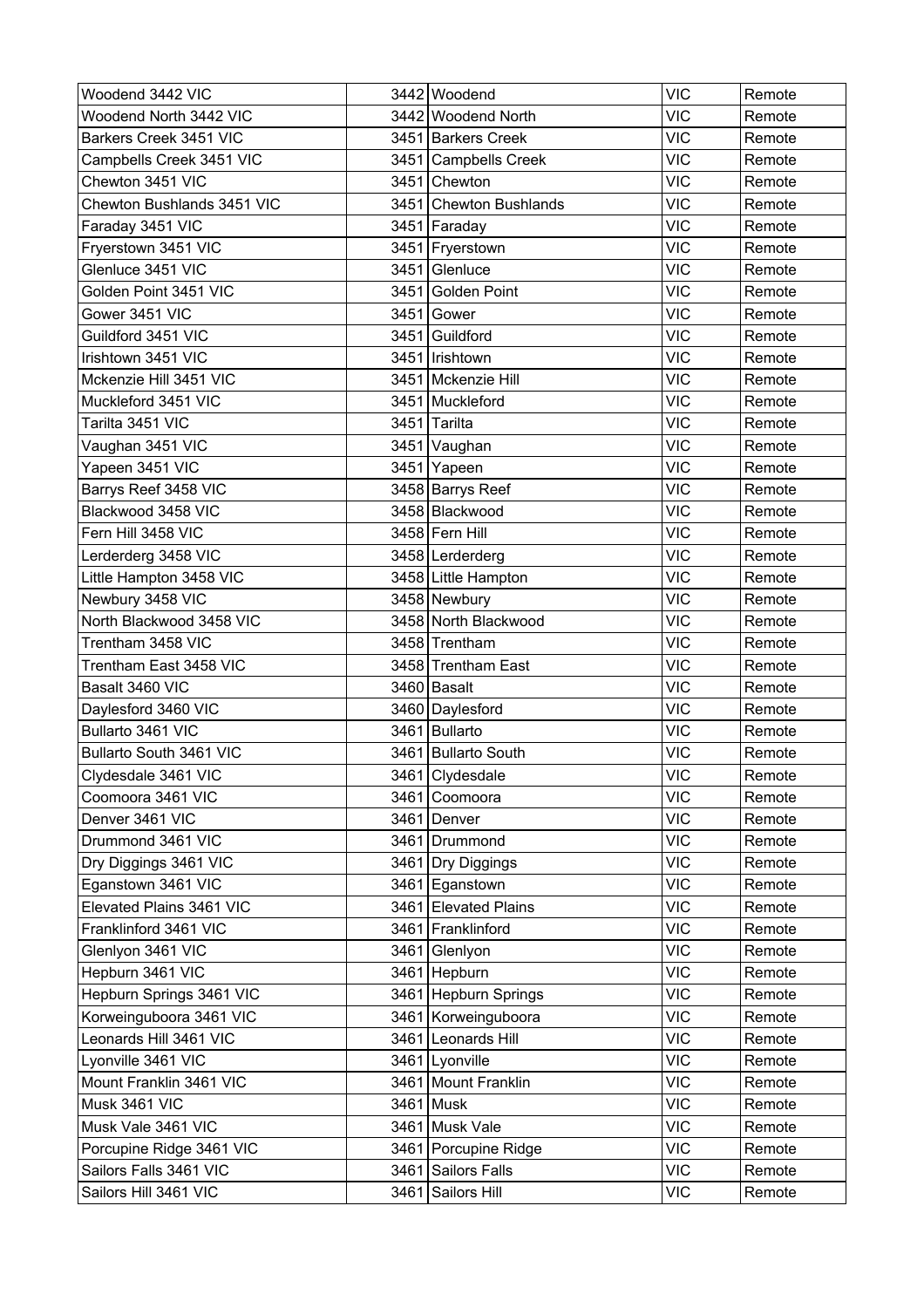| Woodend 3442 VIC | 3442 | Woodend | VIC | Remote |
|---|---|---|---|---|
| Woodend North 3442 VIC | 3442 | Woodend North | VIC | Remote |
| Barkers Creek 3451 VIC | 3451 | Barkers Creek | VIC | Remote |
| Campbells Creek 3451 VIC | 3451 | Campbells Creek | VIC | Remote |
| Chewton 3451 VIC | 3451 | Chewton | VIC | Remote |
| Chewton Bushlands 3451 VIC | 3451 | Chewton Bushlands | VIC | Remote |
| Faraday 3451 VIC | 3451 | Faraday | VIC | Remote |
| Fryerstown 3451 VIC | 3451 | Fryerstown | VIC | Remote |
| Glenluce 3451 VIC | 3451 | Glenluce | VIC | Remote |
| Golden Point 3451 VIC | 3451 | Golden Point | VIC | Remote |
| Gower 3451 VIC | 3451 | Gower | VIC | Remote |
| Guildford 3451 VIC | 3451 | Guildford | VIC | Remote |
| Irishtown 3451 VIC | 3451 | Irishtown | VIC | Remote |
| Mckenzie Hill 3451 VIC | 3451 | Mckenzie Hill | VIC | Remote |
| Muckleford 3451 VIC | 3451 | Muckleford | VIC | Remote |
| Tarilta 3451 VIC | 3451 | Tarilta | VIC | Remote |
| Vaughan 3451 VIC | 3451 | Vaughan | VIC | Remote |
| Yapeen 3451 VIC | 3451 | Yapeen | VIC | Remote |
| Barrys Reef 3458 VIC | 3458 | Barrys Reef | VIC | Remote |
| Blackwood 3458 VIC | 3458 | Blackwood | VIC | Remote |
| Fern Hill 3458 VIC | 3458 | Fern Hill | VIC | Remote |
| Lerderderg 3458 VIC | 3458 | Lerderderg | VIC | Remote |
| Little Hampton 3458 VIC | 3458 | Little Hampton | VIC | Remote |
| Newbury 3458 VIC | 3458 | Newbury | VIC | Remote |
| North Blackwood 3458 VIC | 3458 | North Blackwood | VIC | Remote |
| Trentham 3458 VIC | 3458 | Trentham | VIC | Remote |
| Trentham East 3458 VIC | 3458 | Trentham East | VIC | Remote |
| Basalt 3460 VIC | 3460 | Basalt | VIC | Remote |
| Daylesford 3460 VIC | 3460 | Daylesford | VIC | Remote |
| Bullarto 3461 VIC | 3461 | Bullarto | VIC | Remote |
| Bullarto South 3461 VIC | 3461 | Bullarto South | VIC | Remote |
| Clydesdale 3461 VIC | 3461 | Clydesdale | VIC | Remote |
| Coomoora 3461 VIC | 3461 | Coomoora | VIC | Remote |
| Denver 3461 VIC | 3461 | Denver | VIC | Remote |
| Drummond 3461 VIC | 3461 | Drummond | VIC | Remote |
| Dry Diggings 3461 VIC | 3461 | Dry Diggings | VIC | Remote |
| Eganstown 3461 VIC | 3461 | Eganstown | VIC | Remote |
| Elevated Plains 3461 VIC | 3461 | Elevated Plains | VIC | Remote |
| Franklinford 3461 VIC | 3461 | Franklinford | VIC | Remote |
| Glenlyon 3461 VIC | 3461 | Glenlyon | VIC | Remote |
| Hepburn 3461 VIC | 3461 | Hepburn | VIC | Remote |
| Hepburn Springs 3461 VIC | 3461 | Hepburn Springs | VIC | Remote |
| Korweinguboora 3461 VIC | 3461 | Korweinguboora | VIC | Remote |
| Leonards Hill 3461 VIC | 3461 | Leonards Hill | VIC | Remote |
| Lyonville 3461 VIC | 3461 | Lyonville | VIC | Remote |
| Mount Franklin 3461 VIC | 3461 | Mount Franklin | VIC | Remote |
| Musk 3461 VIC | 3461 | Musk | VIC | Remote |
| Musk Vale 3461 VIC | 3461 | Musk Vale | VIC | Remote |
| Porcupine Ridge 3461 VIC | 3461 | Porcupine Ridge | VIC | Remote |
| Sailors Falls 3461 VIC | 3461 | Sailors Falls | VIC | Remote |
| Sailors Hill 3461 VIC | 3461 | Sailors Hill | VIC | Remote |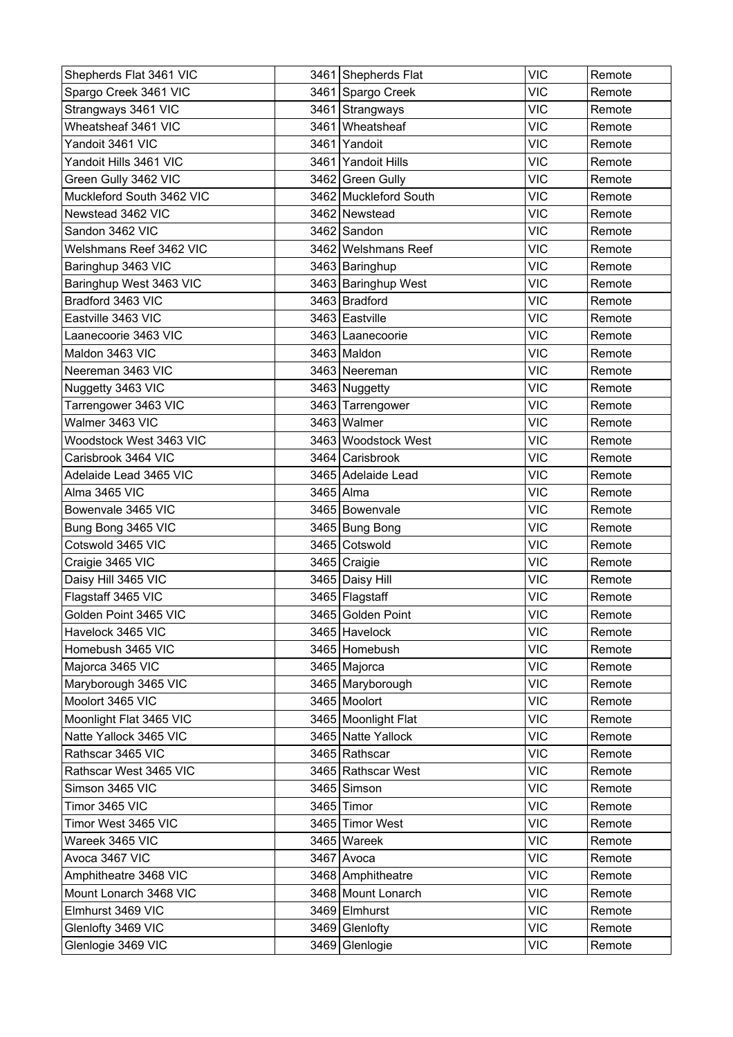| Shepherds Flat 3461 VIC | 3461 | Shepherds Flat | VIC | Remote |
|---|---|---|---|---|
| Spargo Creek 3461 VIC | 3461 | Spargo Creek | VIC | Remote |
| Strangways 3461 VIC | 3461 | Strangways | VIC | Remote |
| Wheatsheaf 3461 VIC | 3461 | Wheatsheaf | VIC | Remote |
| Yandoit 3461 VIC | 3461 | Yandoit | VIC | Remote |
| Yandoit Hills 3461 VIC | 3461 | Yandoit Hills | VIC | Remote |
| Green Gully 3462 VIC | 3462 | Green Gully | VIC | Remote |
| Muckleford South 3462 VIC | 3462 | Muckleford South | VIC | Remote |
| Newstead 3462 VIC | 3462 | Newstead | VIC | Remote |
| Sandon 3462 VIC | 3462 | Sandon | VIC | Remote |
| Welshmans Reef 3462 VIC | 3462 | Welshmans Reef | VIC | Remote |
| Baringhup 3463 VIC | 3463 | Baringhup | VIC | Remote |
| Baringhup West 3463 VIC | 3463 | Baringhup West | VIC | Remote |
| Bradford 3463 VIC | 3463 | Bradford | VIC | Remote |
| Eastville 3463 VIC | 3463 | Eastville | VIC | Remote |
| Laanecoorie 3463 VIC | 3463 | Laanecoorie | VIC | Remote |
| Maldon 3463 VIC | 3463 | Maldon | VIC | Remote |
| Neereman 3463 VIC | 3463 | Neereman | VIC | Remote |
| Nuggetty 3463 VIC | 3463 | Nuggetty | VIC | Remote |
| Tarrengower 3463 VIC | 3463 | Tarrengower | VIC | Remote |
| Walmer 3463 VIC | 3463 | Walmer | VIC | Remote |
| Woodstock West 3463 VIC | 3463 | Woodstock West | VIC | Remote |
| Carisbrook 3464 VIC | 3464 | Carisbrook | VIC | Remote |
| Adelaide Lead 3465 VIC | 3465 | Adelaide Lead | VIC | Remote |
| Alma 3465 VIC | 3465 | Alma | VIC | Remote |
| Bowenvale 3465 VIC | 3465 | Bowenvale | VIC | Remote |
| Bung Bong 3465 VIC | 3465 | Bung Bong | VIC | Remote |
| Cotswold 3465 VIC | 3465 | Cotswold | VIC | Remote |
| Craigie 3465 VIC | 3465 | Craigie | VIC | Remote |
| Daisy Hill 3465 VIC | 3465 | Daisy Hill | VIC | Remote |
| Flagstaff 3465 VIC | 3465 | Flagstaff | VIC | Remote |
| Golden Point 3465 VIC | 3465 | Golden Point | VIC | Remote |
| Havelock 3465 VIC | 3465 | Havelock | VIC | Remote |
| Homebush 3465 VIC | 3465 | Homebush | VIC | Remote |
| Majorca 3465 VIC | 3465 | Majorca | VIC | Remote |
| Maryborough 3465 VIC | 3465 | Maryborough | VIC | Remote |
| Moolort 3465 VIC | 3465 | Moolort | VIC | Remote |
| Moonlight Flat 3465 VIC | 3465 | Moonlight Flat | VIC | Remote |
| Natte Yallock 3465 VIC | 3465 | Natte Yallock | VIC | Remote |
| Rathscar 3465 VIC | 3465 | Rathscar | VIC | Remote |
| Rathscar West 3465 VIC | 3465 | Rathscar West | VIC | Remote |
| Simson 3465 VIC | 3465 | Simson | VIC | Remote |
| Timor 3465 VIC | 3465 | Timor | VIC | Remote |
| Timor West 3465 VIC | 3465 | Timor West | VIC | Remote |
| Wareek 3465 VIC | 3465 | Wareek | VIC | Remote |
| Avoca 3467 VIC | 3467 | Avoca | VIC | Remote |
| Amphitheatre 3468 VIC | 3468 | Amphitheatre | VIC | Remote |
| Mount Lonarch 3468 VIC | 3468 | Mount Lonarch | VIC | Remote |
| Elmhurst 3469 VIC | 3469 | Elmhurst | VIC | Remote |
| Glenlofty 3469 VIC | 3469 | Glenlofty | VIC | Remote |
| Glenlogie 3469 VIC | 3469 | Glenlogie | VIC | Remote |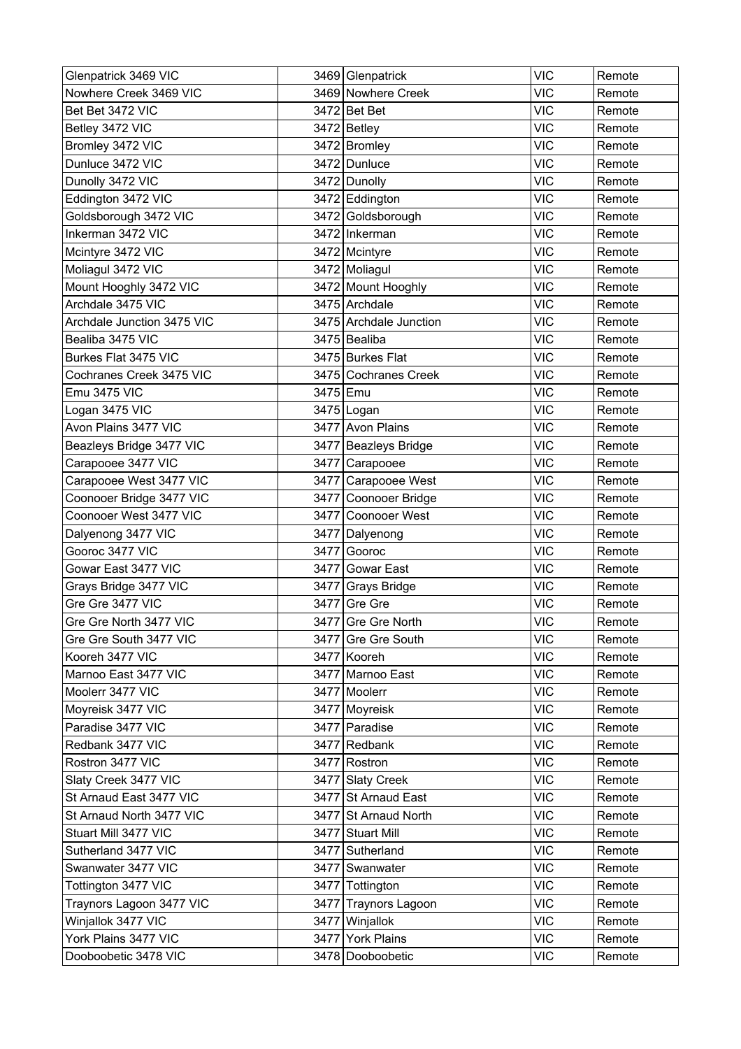| Glenpatrick 3469 VIC | 3469 | Glenpatrick | VIC | Remote |
|---|---|---|---|---|
| Nowhere Creek 3469 VIC | 3469 | Nowhere Creek | VIC | Remote |
| Bet Bet 3472 VIC | 3472 | Bet Bet | VIC | Remote |
| Betley 3472 VIC | 3472 | Betley | VIC | Remote |
| Bromley 3472 VIC | 3472 | Bromley | VIC | Remote |
| Dunluce 3472 VIC | 3472 | Dunluce | VIC | Remote |
| Dunolly 3472 VIC | 3472 | Dunolly | VIC | Remote |
| Eddington 3472 VIC | 3472 | Eddington | VIC | Remote |
| Goldsborough 3472 VIC | 3472 | Goldsborough | VIC | Remote |
| Inkerman 3472 VIC | 3472 | Inkerman | VIC | Remote |
| Mcintyre 3472 VIC | 3472 | Mcintyre | VIC | Remote |
| Moliagul 3472 VIC | 3472 | Moliagul | VIC | Remote |
| Mount Hooghly 3472 VIC | 3472 | Mount Hooghly | VIC | Remote |
| Archdale 3475 VIC | 3475 | Archdale | VIC | Remote |
| Archdale Junction 3475 VIC | 3475 | Archdale Junction | VIC | Remote |
| Bealiba 3475 VIC | 3475 | Bealiba | VIC | Remote |
| Burkes Flat 3475 VIC | 3475 | Burkes Flat | VIC | Remote |
| Cochranes Creek 3475 VIC | 3475 | Cochranes Creek | VIC | Remote |
| Emu 3475 VIC | 3475 | Emu | VIC | Remote |
| Logan 3475 VIC | 3475 | Logan | VIC | Remote |
| Avon Plains 3477 VIC | 3477 | Avon Plains | VIC | Remote |
| Beazleys Bridge 3477 VIC | 3477 | Beazleys Bridge | VIC | Remote |
| Carapooee 3477 VIC | 3477 | Carapooee | VIC | Remote |
| Carapooee West 3477 VIC | 3477 | Carapooee West | VIC | Remote |
| Coonooer Bridge 3477 VIC | 3477 | Coonooer Bridge | VIC | Remote |
| Coonooer West 3477 VIC | 3477 | Coonooer West | VIC | Remote |
| Dalyenong 3477 VIC | 3477 | Dalyenong | VIC | Remote |
| Gooroc 3477 VIC | 3477 | Gooroc | VIC | Remote |
| Gowar East 3477 VIC | 3477 | Gowar East | VIC | Remote |
| Grays Bridge 3477 VIC | 3477 | Grays Bridge | VIC | Remote |
| Gre Gre 3477 VIC | 3477 | Gre Gre | VIC | Remote |
| Gre Gre North 3477 VIC | 3477 | Gre Gre North | VIC | Remote |
| Gre Gre South 3477 VIC | 3477 | Gre Gre South | VIC | Remote |
| Kooreh 3477 VIC | 3477 | Kooreh | VIC | Remote |
| Marnoo East 3477 VIC | 3477 | Marnoo East | VIC | Remote |
| Moolerr 3477 VIC | 3477 | Moolerr | VIC | Remote |
| Moyreisk 3477 VIC | 3477 | Moyreisk | VIC | Remote |
| Paradise 3477 VIC | 3477 | Paradise | VIC | Remote |
| Redbank 3477 VIC | 3477 | Redbank | VIC | Remote |
| Rostron 3477 VIC | 3477 | Rostron | VIC | Remote |
| Slaty Creek 3477 VIC | 3477 | Slaty Creek | VIC | Remote |
| St Arnaud East 3477 VIC | 3477 | St Arnaud East | VIC | Remote |
| St Arnaud North 3477 VIC | 3477 | St Arnaud North | VIC | Remote |
| Stuart Mill 3477 VIC | 3477 | Stuart Mill | VIC | Remote |
| Sutherland 3477 VIC | 3477 | Sutherland | VIC | Remote |
| Swanwater 3477 VIC | 3477 | Swanwater | VIC | Remote |
| Tottington 3477 VIC | 3477 | Tottington | VIC | Remote |
| Traynors Lagoon 3477 VIC | 3477 | Traynors Lagoon | VIC | Remote |
| Winjallok 3477 VIC | 3477 | Winjallok | VIC | Remote |
| York Plains 3477 VIC | 3477 | York Plains | VIC | Remote |
| Dooboobetic 3478 VIC | 3478 | Dooboobetic | VIC | Remote |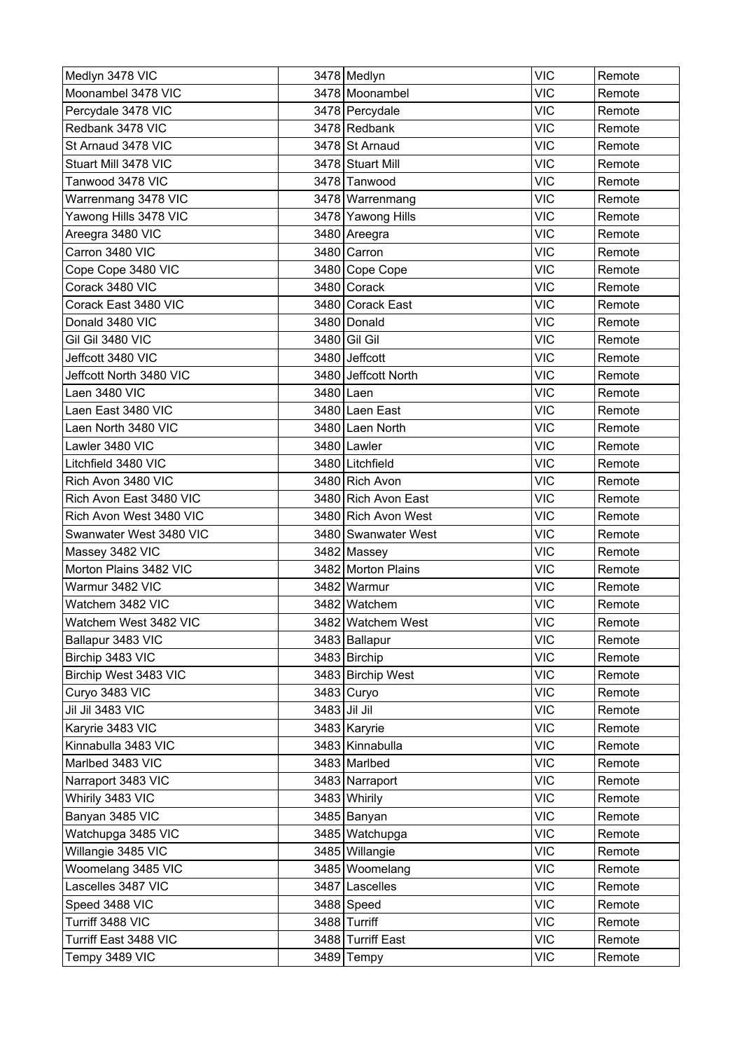| Medlyn 3478 VIC | 3478 | Medlyn | VIC | Remote |
|---|---|---|---|---|
| Moonambel 3478 VIC | 3478 | Moonambel | VIC | Remote |
| Percydale 3478 VIC | 3478 | Percydale | VIC | Remote |
| Redbank 3478 VIC | 3478 | Redbank | VIC | Remote |
| St Arnaud 3478 VIC | 3478 | St Arnaud | VIC | Remote |
| Stuart Mill 3478 VIC | 3478 | Stuart Mill | VIC | Remote |
| Tanwood 3478 VIC | 3478 | Tanwood | VIC | Remote |
| Warrenmang 3478 VIC | 3478 | Warrenmang | VIC | Remote |
| Yawong Hills 3478 VIC | 3478 | Yawong Hills | VIC | Remote |
| Areegra 3480 VIC | 3480 | Areegra | VIC | Remote |
| Carron 3480 VIC | 3480 | Carron | VIC | Remote |
| Cope Cope 3480 VIC | 3480 | Cope Cope | VIC | Remote |
| Corack 3480 VIC | 3480 | Corack | VIC | Remote |
| Corack East 3480 VIC | 3480 | Corack East | VIC | Remote |
| Donald 3480 VIC | 3480 | Donald | VIC | Remote |
| Gil Gil 3480 VIC | 3480 | Gil Gil | VIC | Remote |
| Jeffcott 3480 VIC | 3480 | Jeffcott | VIC | Remote |
| Jeffcott North 3480 VIC | 3480 | Jeffcott North | VIC | Remote |
| Laen 3480 VIC | 3480 | Laen | VIC | Remote |
| Laen East 3480 VIC | 3480 | Laen East | VIC | Remote |
| Laen North 3480 VIC | 3480 | Laen North | VIC | Remote |
| Lawler 3480 VIC | 3480 | Lawler | VIC | Remote |
| Litchfield 3480 VIC | 3480 | Litchfield | VIC | Remote |
| Rich Avon 3480 VIC | 3480 | Rich Avon | VIC | Remote |
| Rich Avon East 3480 VIC | 3480 | Rich Avon East | VIC | Remote |
| Rich Avon West 3480 VIC | 3480 | Rich Avon West | VIC | Remote |
| Swanwater West 3480 VIC | 3480 | Swanwater West | VIC | Remote |
| Massey 3482 VIC | 3482 | Massey | VIC | Remote |
| Morton Plains 3482 VIC | 3482 | Morton Plains | VIC | Remote |
| Warmur 3482 VIC | 3482 | Warmur | VIC | Remote |
| Watchem 3482 VIC | 3482 | Watchem | VIC | Remote |
| Watchem West 3482 VIC | 3482 | Watchem West | VIC | Remote |
| Ballapur 3483 VIC | 3483 | Ballapur | VIC | Remote |
| Birchip 3483 VIC | 3483 | Birchip | VIC | Remote |
| Birchip West 3483 VIC | 3483 | Birchip West | VIC | Remote |
| Curyo 3483 VIC | 3483 | Curyo | VIC | Remote |
| Jil Jil 3483 VIC | 3483 | Jil Jil | VIC | Remote |
| Karyrie 3483 VIC | 3483 | Karyrie | VIC | Remote |
| Kinnabulla 3483 VIC | 3483 | Kinnabulla | VIC | Remote |
| Marlbed 3483 VIC | 3483 | Marlbed | VIC | Remote |
| Narraport 3483 VIC | 3483 | Narraport | VIC | Remote |
| Whirily 3483 VIC | 3483 | Whirily | VIC | Remote |
| Banyan 3485 VIC | 3485 | Banyan | VIC | Remote |
| Watchupga 3485 VIC | 3485 | Watchupga | VIC | Remote |
| Willangie 3485 VIC | 3485 | Willangie | VIC | Remote |
| Woomelang 3485 VIC | 3485 | Woomelang | VIC | Remote |
| Lascelles 3487 VIC | 3487 | Lascelles | VIC | Remote |
| Speed 3488 VIC | 3488 | Speed | VIC | Remote |
| Turriff 3488 VIC | 3488 | Turriff | VIC | Remote |
| Turriff East 3488 VIC | 3488 | Turriff East | VIC | Remote |
| Tempy 3489 VIC | 3489 | Tempy | VIC | Remote |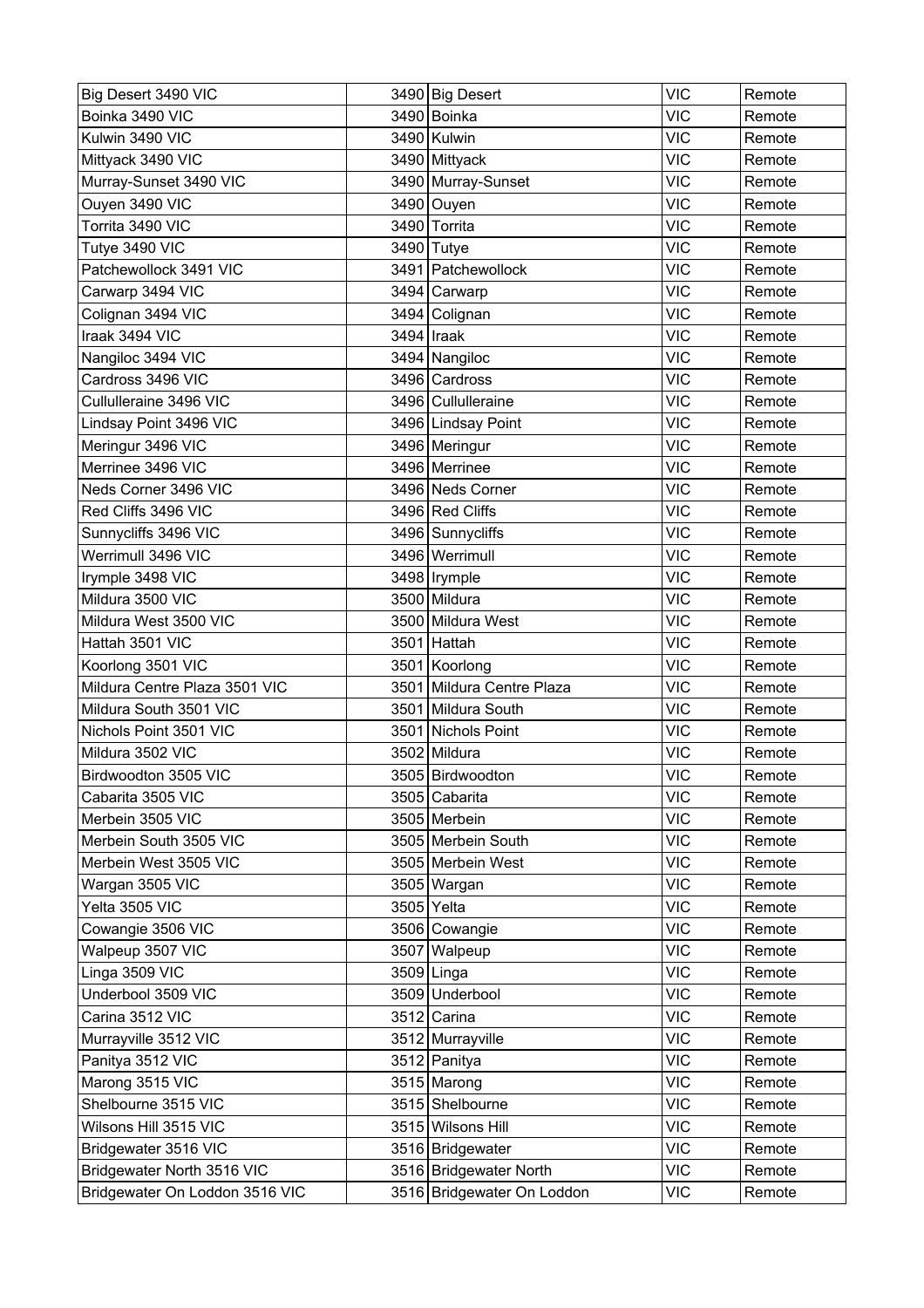| Big Desert 3490 VIC | 3490 | Big Desert | VIC | Remote |
|---|---|---|---|---|
| Boinka 3490 VIC | 3490 | Boinka | VIC | Remote |
| Kulwin 3490 VIC | 3490 | Kulwin | VIC | Remote |
| Mittyack 3490 VIC | 3490 | Mittyack | VIC | Remote |
| Murray-Sunset 3490 VIC | 3490 | Murray-Sunset | VIC | Remote |
| Ouyen 3490 VIC | 3490 | Ouyen | VIC | Remote |
| Torrita 3490 VIC | 3490 | Torrita | VIC | Remote |
| Tutye 3490 VIC | 3490 | Tutye | VIC | Remote |
| Patchewollock 3491 VIC | 3491 | Patchewollock | VIC | Remote |
| Carwarp 3494 VIC | 3494 | Carwarp | VIC | Remote |
| Colignan 3494 VIC | 3494 | Colignan | VIC | Remote |
| Iraak 3494 VIC | 3494 | Iraak | VIC | Remote |
| Nangiloc 3494 VIC | 3494 | Nangiloc | VIC | Remote |
| Cardross 3496 VIC | 3496 | Cardross | VIC | Remote |
| Cullulleraine 3496 VIC | 3496 | Cullulleraine | VIC | Remote |
| Lindsay Point 3496 VIC | 3496 | Lindsay Point | VIC | Remote |
| Meringur 3496 VIC | 3496 | Meringur | VIC | Remote |
| Merrinee 3496 VIC | 3496 | Merrinee | VIC | Remote |
| Neds Corner 3496 VIC | 3496 | Neds Corner | VIC | Remote |
| Red Cliffs 3496 VIC | 3496 | Red Cliffs | VIC | Remote |
| Sunnycliffs 3496 VIC | 3496 | Sunnycliffs | VIC | Remote |
| Werrimull 3496 VIC | 3496 | Werrimull | VIC | Remote |
| Irymple 3498 VIC | 3498 | Irymple | VIC | Remote |
| Mildura 3500 VIC | 3500 | Mildura | VIC | Remote |
| Mildura West 3500 VIC | 3500 | Mildura West | VIC | Remote |
| Hattah 3501 VIC | 3501 | Hattah | VIC | Remote |
| Koorlong 3501 VIC | 3501 | Koorlong | VIC | Remote |
| Mildura Centre Plaza 3501 VIC | 3501 | Mildura Centre Plaza | VIC | Remote |
| Mildura South 3501 VIC | 3501 | Mildura South | VIC | Remote |
| Nichols Point 3501 VIC | 3501 | Nichols Point | VIC | Remote |
| Mildura 3502 VIC | 3502 | Mildura | VIC | Remote |
| Birdwoodton 3505 VIC | 3505 | Birdwoodton | VIC | Remote |
| Cabarita 3505 VIC | 3505 | Cabarita | VIC | Remote |
| Merbein 3505 VIC | 3505 | Merbein | VIC | Remote |
| Merbein South 3505 VIC | 3505 | Merbein South | VIC | Remote |
| Merbein West 3505 VIC | 3505 | Merbein West | VIC | Remote |
| Wargan 3505 VIC | 3505 | Wargan | VIC | Remote |
| Yelta 3505 VIC | 3505 | Yelta | VIC | Remote |
| Cowangie 3506 VIC | 3506 | Cowangie | VIC | Remote |
| Walpeup 3507 VIC | 3507 | Walpeup | VIC | Remote |
| Linga 3509 VIC | 3509 | Linga | VIC | Remote |
| Underbool 3509 VIC | 3509 | Underbool | VIC | Remote |
| Carina 3512 VIC | 3512 | Carina | VIC | Remote |
| Murrayville 3512 VIC | 3512 | Murrayville | VIC | Remote |
| Panitya 3512 VIC | 3512 | Panitya | VIC | Remote |
| Marong 3515 VIC | 3515 | Marong | VIC | Remote |
| Shelbourne 3515 VIC | 3515 | Shelbourne | VIC | Remote |
| Wilsons Hill 3515 VIC | 3515 | Wilsons Hill | VIC | Remote |
| Bridgewater 3516 VIC | 3516 | Bridgewater | VIC | Remote |
| Bridgewater North 3516 VIC | 3516 | Bridgewater North | VIC | Remote |
| Bridgewater On Loddon 3516 VIC | 3516 | Bridgewater On Loddon | VIC | Remote |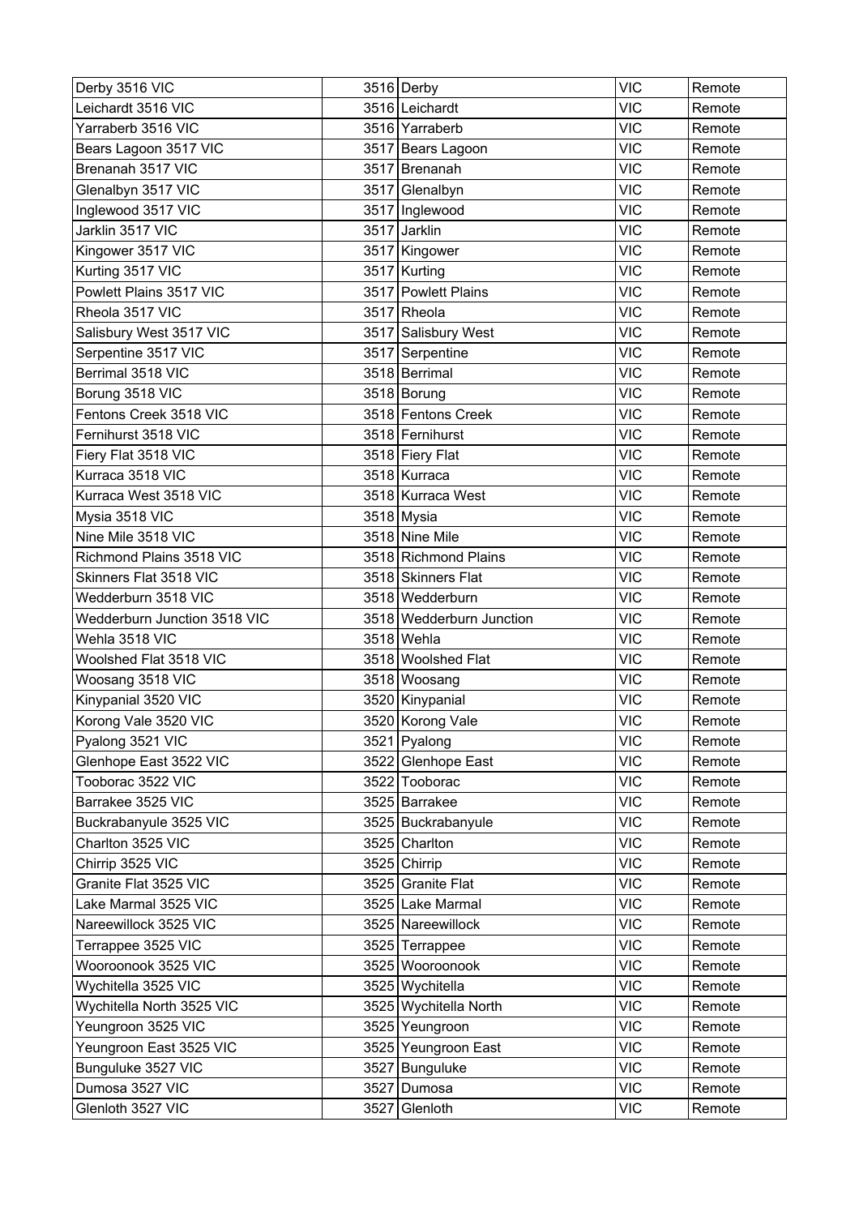| Derby 3516 VIC | 3516 | Derby | VIC | Remote |
|---|---|---|---|---|
| Leichardt 3516 VIC | 3516 | Leichardt | VIC | Remote |
| Yarraberb 3516 VIC | 3516 | Yarraberb | VIC | Remote |
| Bears Lagoon 3517 VIC | 3517 | Bears Lagoon | VIC | Remote |
| Brenanah 3517 VIC | 3517 | Brenanah | VIC | Remote |
| Glenalbyn 3517 VIC | 3517 | Glenalbyn | VIC | Remote |
| Inglewood 3517 VIC | 3517 | Inglewood | VIC | Remote |
| Jarklin 3517 VIC | 3517 | Jarklin | VIC | Remote |
| Kingower 3517 VIC | 3517 | Kingower | VIC | Remote |
| Kurting 3517 VIC | 3517 | Kurting | VIC | Remote |
| Powlett Plains 3517 VIC | 3517 | Powlett Plains | VIC | Remote |
| Rheola 3517 VIC | 3517 | Rheola | VIC | Remote |
| Salisbury West 3517 VIC | 3517 | Salisbury West | VIC | Remote |
| Serpentine 3517 VIC | 3517 | Serpentine | VIC | Remote |
| Berrimal 3518 VIC | 3518 | Berrimal | VIC | Remote |
| Borung 3518 VIC | 3518 | Borung | VIC | Remote |
| Fentons Creek 3518 VIC | 3518 | Fentons Creek | VIC | Remote |
| Fernihurst 3518 VIC | 3518 | Fernihurst | VIC | Remote |
| Fiery Flat 3518 VIC | 3518 | Fiery Flat | VIC | Remote |
| Kurraca 3518 VIC | 3518 | Kurraca | VIC | Remote |
| Kurraca West 3518 VIC | 3518 | Kurraca West | VIC | Remote |
| Mysia 3518 VIC | 3518 | Mysia | VIC | Remote |
| Nine Mile 3518 VIC | 3518 | Nine Mile | VIC | Remote |
| Richmond Plains 3518 VIC | 3518 | Richmond Plains | VIC | Remote |
| Skinners Flat 3518 VIC | 3518 | Skinners Flat | VIC | Remote |
| Wedderburn 3518 VIC | 3518 | Wedderburn | VIC | Remote |
| Wedderburn Junction 3518 VIC | 3518 | Wedderburn Junction | VIC | Remote |
| Wehla 3518 VIC | 3518 | Wehla | VIC | Remote |
| Woolshed Flat 3518 VIC | 3518 | Woolshed Flat | VIC | Remote |
| Woosang 3518 VIC | 3518 | Woosang | VIC | Remote |
| Kinypanial 3520 VIC | 3520 | Kinypanial | VIC | Remote |
| Korong Vale 3520 VIC | 3520 | Korong Vale | VIC | Remote |
| Pyalong 3521 VIC | 3521 | Pyalong | VIC | Remote |
| Glenhope East 3522 VIC | 3522 | Glenhope East | VIC | Remote |
| Tooborac 3522 VIC | 3522 | Tooborac | VIC | Remote |
| Barrakee 3525 VIC | 3525 | Barrakee | VIC | Remote |
| Buckrabanyule 3525 VIC | 3525 | Buckrabanyule | VIC | Remote |
| Charlton 3525 VIC | 3525 | Charlton | VIC | Remote |
| Chirrip 3525 VIC | 3525 | Chirrip | VIC | Remote |
| Granite Flat 3525 VIC | 3525 | Granite Flat | VIC | Remote |
| Lake Marmal 3525 VIC | 3525 | Lake Marmal | VIC | Remote |
| Nareewillock 3525 VIC | 3525 | Nareewillock | VIC | Remote |
| Terrappee 3525 VIC | 3525 | Terrappee | VIC | Remote |
| Wooroonook 3525 VIC | 3525 | Wooroonook | VIC | Remote |
| Wychitella 3525 VIC | 3525 | Wychitella | VIC | Remote |
| Wychitella North 3525 VIC | 3525 | Wychitella North | VIC | Remote |
| Yeungroon 3525 VIC | 3525 | Yeungroon | VIC | Remote |
| Yeungroon East 3525 VIC | 3525 | Yeungroon East | VIC | Remote |
| Bunguluke 3527 VIC | 3527 | Bunguluke | VIC | Remote |
| Dumosa 3527 VIC | 3527 | Dumosa | VIC | Remote |
| Glenloth 3527 VIC | 3527 | Glenloth | VIC | Remote |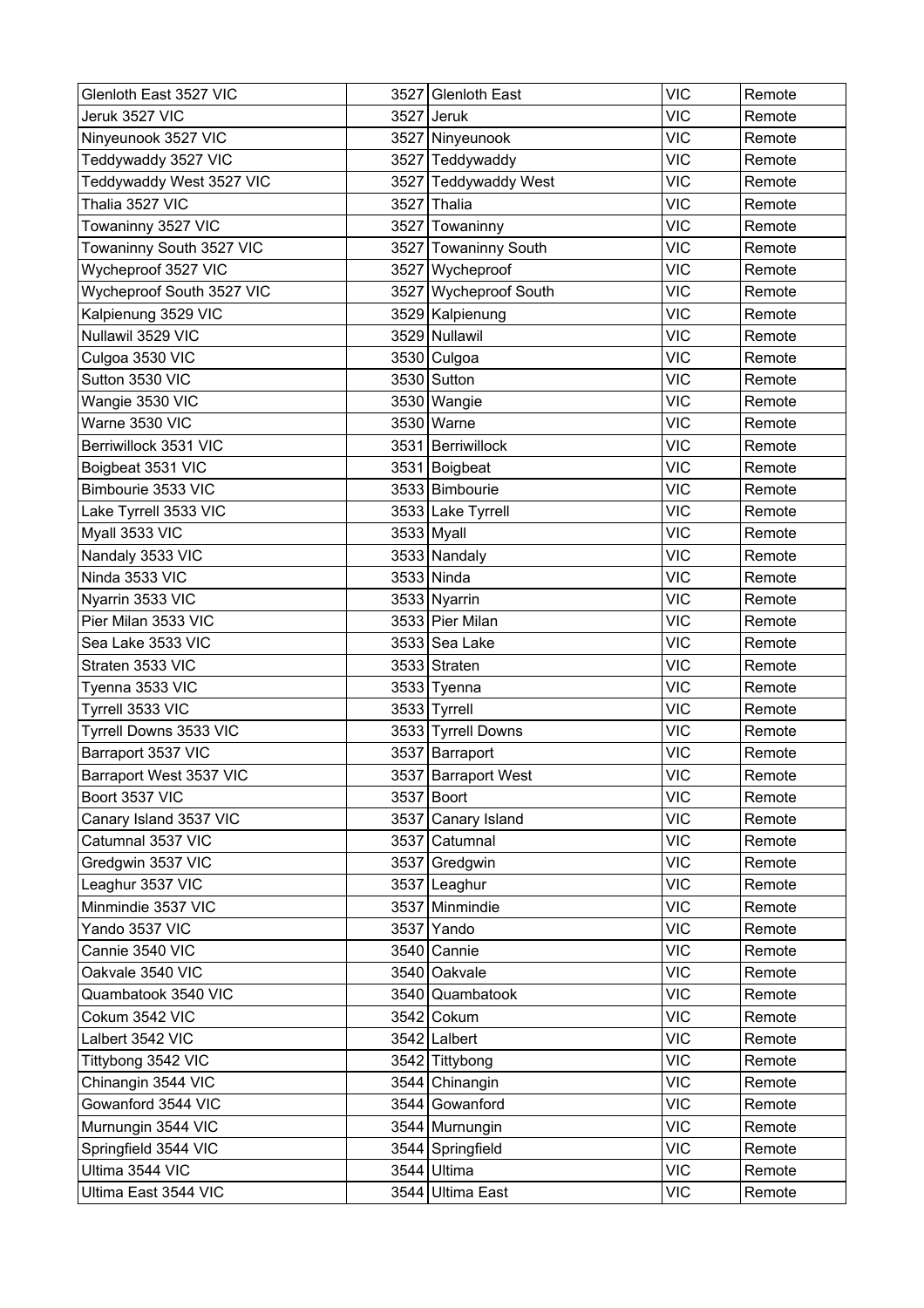| Glenloth East 3527 VIC | 3527 | Glenloth East | VIC | Remote |
|---|---|---|---|---|
| Jeruk 3527 VIC | 3527 | Jeruk | VIC | Remote |
| Ninyeunook 3527 VIC | 3527 | Ninyeunook | VIC | Remote |
| Teddywaddy 3527 VIC | 3527 | Teddywaddy | VIC | Remote |
| Teddywaddy West 3527 VIC | 3527 | Teddywaddy West | VIC | Remote |
| Thalia 3527 VIC | 3527 | Thalia | VIC | Remote |
| Towaninny 3527 VIC | 3527 | Towaninny | VIC | Remote |
| Towaninny South 3527 VIC | 3527 | Towaninny South | VIC | Remote |
| Wycheproof 3527 VIC | 3527 | Wycheproof | VIC | Remote |
| Wycheproof South 3527 VIC | 3527 | Wycheproof South | VIC | Remote |
| Kalpienung 3529 VIC | 3529 | Kalpienung | VIC | Remote |
| Nullawil 3529 VIC | 3529 | Nullawil | VIC | Remote |
| Culgoa 3530 VIC | 3530 | Culgoa | VIC | Remote |
| Sutton 3530 VIC | 3530 | Sutton | VIC | Remote |
| Wangie 3530 VIC | 3530 | Wangie | VIC | Remote |
| Warne 3530 VIC | 3530 | Warne | VIC | Remote |
| Berriwillock 3531 VIC | 3531 | Berriwillock | VIC | Remote |
| Boigbeat 3531 VIC | 3531 | Boigbeat | VIC | Remote |
| Bimbourie 3533 VIC | 3533 | Bimbourie | VIC | Remote |
| Lake Tyrrell 3533 VIC | 3533 | Lake Tyrrell | VIC | Remote |
| Myall 3533 VIC | 3533 | Myall | VIC | Remote |
| Nandaly 3533 VIC | 3533 | Nandaly | VIC | Remote |
| Ninda 3533 VIC | 3533 | Ninda | VIC | Remote |
| Nyarrin 3533 VIC | 3533 | Nyarrin | VIC | Remote |
| Pier Milan 3533 VIC | 3533 | Pier Milan | VIC | Remote |
| Sea Lake 3533 VIC | 3533 | Sea Lake | VIC | Remote |
| Straten 3533 VIC | 3533 | Straten | VIC | Remote |
| Tyenna 3533 VIC | 3533 | Tyenna | VIC | Remote |
| Tyrrell 3533 VIC | 3533 | Tyrrell | VIC | Remote |
| Tyrrell Downs 3533 VIC | 3533 | Tyrrell Downs | VIC | Remote |
| Barraport 3537 VIC | 3537 | Barraport | VIC | Remote |
| Barraport West 3537 VIC | 3537 | Barraport West | VIC | Remote |
| Boort 3537 VIC | 3537 | Boort | VIC | Remote |
| Canary Island 3537 VIC | 3537 | Canary Island | VIC | Remote |
| Catumnal 3537 VIC | 3537 | Catumnal | VIC | Remote |
| Gredgwin 3537 VIC | 3537 | Gredgwin | VIC | Remote |
| Leaghur 3537 VIC | 3537 | Leaghur | VIC | Remote |
| Minmindie 3537 VIC | 3537 | Minmindie | VIC | Remote |
| Yando 3537 VIC | 3537 | Yando | VIC | Remote |
| Cannie 3540 VIC | 3540 | Cannie | VIC | Remote |
| Oakvale 3540 VIC | 3540 | Oakvale | VIC | Remote |
| Quambatook 3540 VIC | 3540 | Quambatook | VIC | Remote |
| Cokum 3542 VIC | 3542 | Cokum | VIC | Remote |
| Lalbert 3542 VIC | 3542 | Lalbert | VIC | Remote |
| Tittybong 3542 VIC | 3542 | Tittybong | VIC | Remote |
| Chinangin 3544 VIC | 3544 | Chinangin | VIC | Remote |
| Gowanford 3544 VIC | 3544 | Gowanford | VIC | Remote |
| Murnungin 3544 VIC | 3544 | Murnungin | VIC | Remote |
| Springfield 3544 VIC | 3544 | Springfield | VIC | Remote |
| Ultima 3544 VIC | 3544 | Ultima | VIC | Remote |
| Ultima East 3544 VIC | 3544 | Ultima East | VIC | Remote |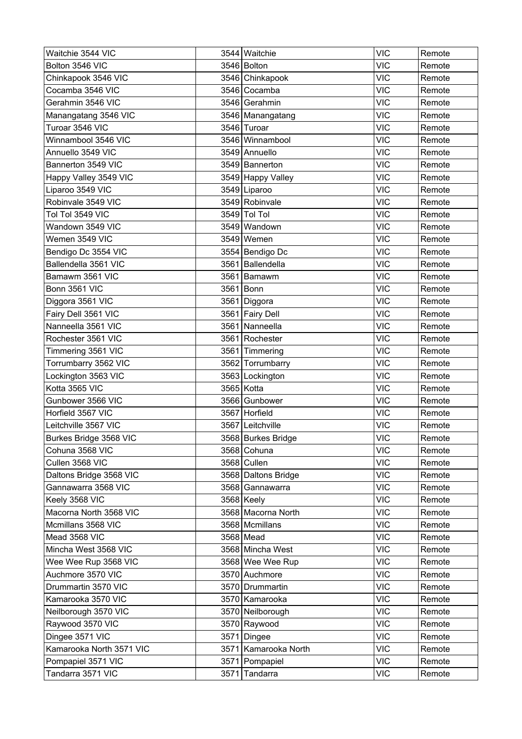| Waitchie 3544 VIC | 3544 | Waitchie | VIC | Remote |
|---|---|---|---|---|
| Bolton 3546 VIC | 3546 | Bolton | VIC | Remote |
| Chinkapook 3546 VIC | 3546 | Chinkapook | VIC | Remote |
| Cocamba 3546 VIC | 3546 | Cocamba | VIC | Remote |
| Gerahmin 3546 VIC | 3546 | Gerahmin | VIC | Remote |
| Manangatang 3546 VIC | 3546 | Manangatang | VIC | Remote |
| Turoar 3546 VIC | 3546 | Turoar | VIC | Remote |
| Winnambool 3546 VIC | 3546 | Winnambool | VIC | Remote |
| Annuello 3549 VIC | 3549 | Annuello | VIC | Remote |
| Bannerton 3549 VIC | 3549 | Bannerton | VIC | Remote |
| Happy Valley 3549 VIC | 3549 | Happy Valley | VIC | Remote |
| Liparoo 3549 VIC | 3549 | Liparoo | VIC | Remote |
| Robinvale 3549 VIC | 3549 | Robinvale | VIC | Remote |
| Tol Tol 3549 VIC | 3549 | Tol Tol | VIC | Remote |
| Wandown 3549 VIC | 3549 | Wandown | VIC | Remote |
| Wemen 3549 VIC | 3549 | Wemen | VIC | Remote |
| Bendigo Dc 3554 VIC | 3554 | Bendigo Dc | VIC | Remote |
| Ballendella 3561 VIC | 3561 | Ballendella | VIC | Remote |
| Bamawm 3561 VIC | 3561 | Bamawm | VIC | Remote |
| Bonn 3561 VIC | 3561 | Bonn | VIC | Remote |
| Diggora 3561 VIC | 3561 | Diggora | VIC | Remote |
| Fairy Dell 3561 VIC | 3561 | Fairy Dell | VIC | Remote |
| Nanneella 3561 VIC | 3561 | Nanneella | VIC | Remote |
| Rochester 3561 VIC | 3561 | Rochester | VIC | Remote |
| Timmering 3561 VIC | 3561 | Timmering | VIC | Remote |
| Torrumbarry 3562 VIC | 3562 | Torrumbarry | VIC | Remote |
| Lockington 3563 VIC | 3563 | Lockington | VIC | Remote |
| Kotta 3565 VIC | 3565 | Kotta | VIC | Remote |
| Gunbower 3566 VIC | 3566 | Gunbower | VIC | Remote |
| Horfield 3567 VIC | 3567 | Horfield | VIC | Remote |
| Leitchville 3567 VIC | 3567 | Leitchville | VIC | Remote |
| Burkes Bridge 3568 VIC | 3568 | Burkes Bridge | VIC | Remote |
| Cohuna 3568 VIC | 3568 | Cohuna | VIC | Remote |
| Cullen 3568 VIC | 3568 | Cullen | VIC | Remote |
| Daltons Bridge 3568 VIC | 3568 | Daltons Bridge | VIC | Remote |
| Gannawarra 3568 VIC | 3568 | Gannawarra | VIC | Remote |
| Keely 3568 VIC | 3568 | Keely | VIC | Remote |
| Macorna North 3568 VIC | 3568 | Macorna North | VIC | Remote |
| Mcmillans 3568 VIC | 3568 | Mcmillans | VIC | Remote |
| Mead 3568 VIC | 3568 | Mead | VIC | Remote |
| Mincha West 3568 VIC | 3568 | Mincha West | VIC | Remote |
| Wee Wee Rup 3568 VIC | 3568 | Wee Wee Rup | VIC | Remote |
| Auchmore 3570 VIC | 3570 | Auchmore | VIC | Remote |
| Drummartin 3570 VIC | 3570 | Drummartin | VIC | Remote |
| Kamarooka 3570 VIC | 3570 | Kamarooka | VIC | Remote |
| Neilborough 3570 VIC | 3570 | Neilborough | VIC | Remote |
| Raywood 3570 VIC | 3570 | Raywood | VIC | Remote |
| Dingee 3571 VIC | 3571 | Dingee | VIC | Remote |
| Kamarooka North 3571 VIC | 3571 | Kamarooka North | VIC | Remote |
| Pompapiel 3571 VIC | 3571 | Pompapiel | VIC | Remote |
| Tandarra 3571 VIC | 3571 | Tandarra | VIC | Remote |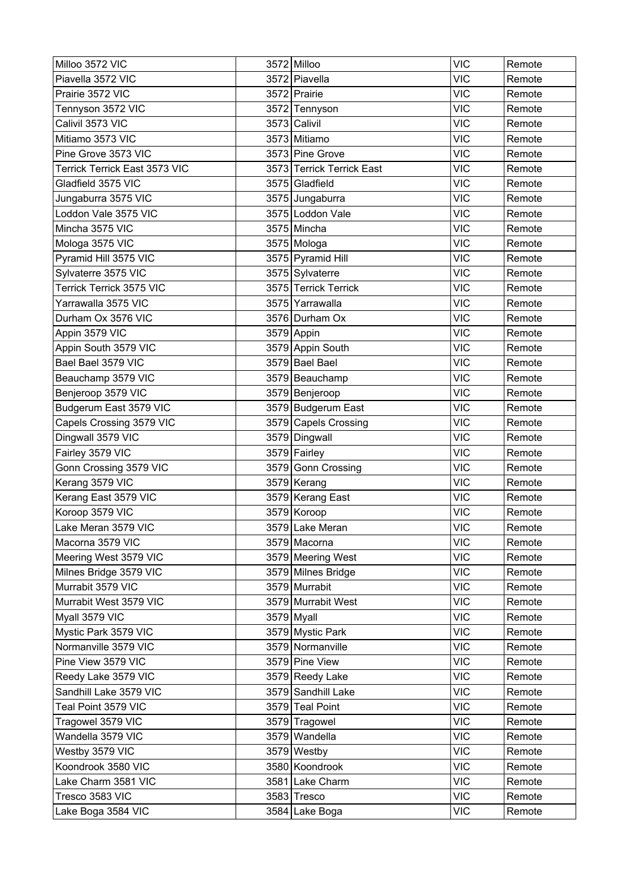| Milloo 3572 VIC | 3572 | Milloo | VIC | Remote |
|---|---|---|---|---|
| Piavella 3572 VIC | 3572 | Piavella | VIC | Remote |
| Prairie 3572 VIC | 3572 | Prairie | VIC | Remote |
| Tennyson 3572 VIC | 3572 | Tennyson | VIC | Remote |
| Calivil 3573 VIC | 3573 | Calivil | VIC | Remote |
| Mitiamo 3573 VIC | 3573 | Mitiamo | VIC | Remote |
| Pine Grove 3573 VIC | 3573 | Pine Grove | VIC | Remote |
| Terrick Terrick East 3573 VIC | 3573 | Terrick Terrick East | VIC | Remote |
| Gladfield 3575 VIC | 3575 | Gladfield | VIC | Remote |
| Jungaburra 3575 VIC | 3575 | Jungaburra | VIC | Remote |
| Loddon Vale 3575 VIC | 3575 | Loddon Vale | VIC | Remote |
| Mincha 3575 VIC | 3575 | Mincha | VIC | Remote |
| Mologa 3575 VIC | 3575 | Mologa | VIC | Remote |
| Pyramid Hill 3575 VIC | 3575 | Pyramid Hill | VIC | Remote |
| Sylvaterre 3575 VIC | 3575 | Sylvaterre | VIC | Remote |
| Terrick Terrick 3575 VIC | 3575 | Terrick Terrick | VIC | Remote |
| Yarrawalla 3575 VIC | 3575 | Yarrawalla | VIC | Remote |
| Durham Ox 3576 VIC | 3576 | Durham Ox | VIC | Remote |
| Appin 3579 VIC | 3579 | Appin | VIC | Remote |
| Appin South 3579 VIC | 3579 | Appin South | VIC | Remote |
| Bael Bael 3579 VIC | 3579 | Bael Bael | VIC | Remote |
| Beauchamp 3579 VIC | 3579 | Beauchamp | VIC | Remote |
| Benjeroop 3579 VIC | 3579 | Benjeroop | VIC | Remote |
| Budgerum East 3579 VIC | 3579 | Budgerum East | VIC | Remote |
| Capels Crossing 3579 VIC | 3579 | Capels Crossing | VIC | Remote |
| Dingwall 3579 VIC | 3579 | Dingwall | VIC | Remote |
| Fairley 3579 VIC | 3579 | Fairley | VIC | Remote |
| Gonn Crossing 3579 VIC | 3579 | Gonn Crossing | VIC | Remote |
| Kerang 3579 VIC | 3579 | Kerang | VIC | Remote |
| Kerang East 3579 VIC | 3579 | Kerang East | VIC | Remote |
| Koroop 3579 VIC | 3579 | Koroop | VIC | Remote |
| Lake Meran 3579 VIC | 3579 | Lake Meran | VIC | Remote |
| Macorna 3579 VIC | 3579 | Macorna | VIC | Remote |
| Meering West 3579 VIC | 3579 | Meering West | VIC | Remote |
| Milnes Bridge 3579 VIC | 3579 | Milnes Bridge | VIC | Remote |
| Murrabit 3579 VIC | 3579 | Murrabit | VIC | Remote |
| Murrabit West 3579 VIC | 3579 | Murrabit West | VIC | Remote |
| Myall 3579 VIC | 3579 | Myall | VIC | Remote |
| Mystic Park 3579 VIC | 3579 | Mystic Park | VIC | Remote |
| Normanville 3579 VIC | 3579 | Normanville | VIC | Remote |
| Pine View 3579 VIC | 3579 | Pine View | VIC | Remote |
| Reedy Lake 3579 VIC | 3579 | Reedy Lake | VIC | Remote |
| Sandhill Lake 3579 VIC | 3579 | Sandhill Lake | VIC | Remote |
| Teal Point 3579 VIC | 3579 | Teal Point | VIC | Remote |
| Tragowel 3579 VIC | 3579 | Tragowel | VIC | Remote |
| Wandella 3579 VIC | 3579 | Wandella | VIC | Remote |
| Westby 3579 VIC | 3579 | Westby | VIC | Remote |
| Koondrook 3580 VIC | 3580 | Koondrook | VIC | Remote |
| Lake Charm 3581 VIC | 3581 | Lake Charm | VIC | Remote |
| Tresco 3583 VIC | 3583 | Tresco | VIC | Remote |
| Lake Boga 3584 VIC | 3584 | Lake Boga | VIC | Remote |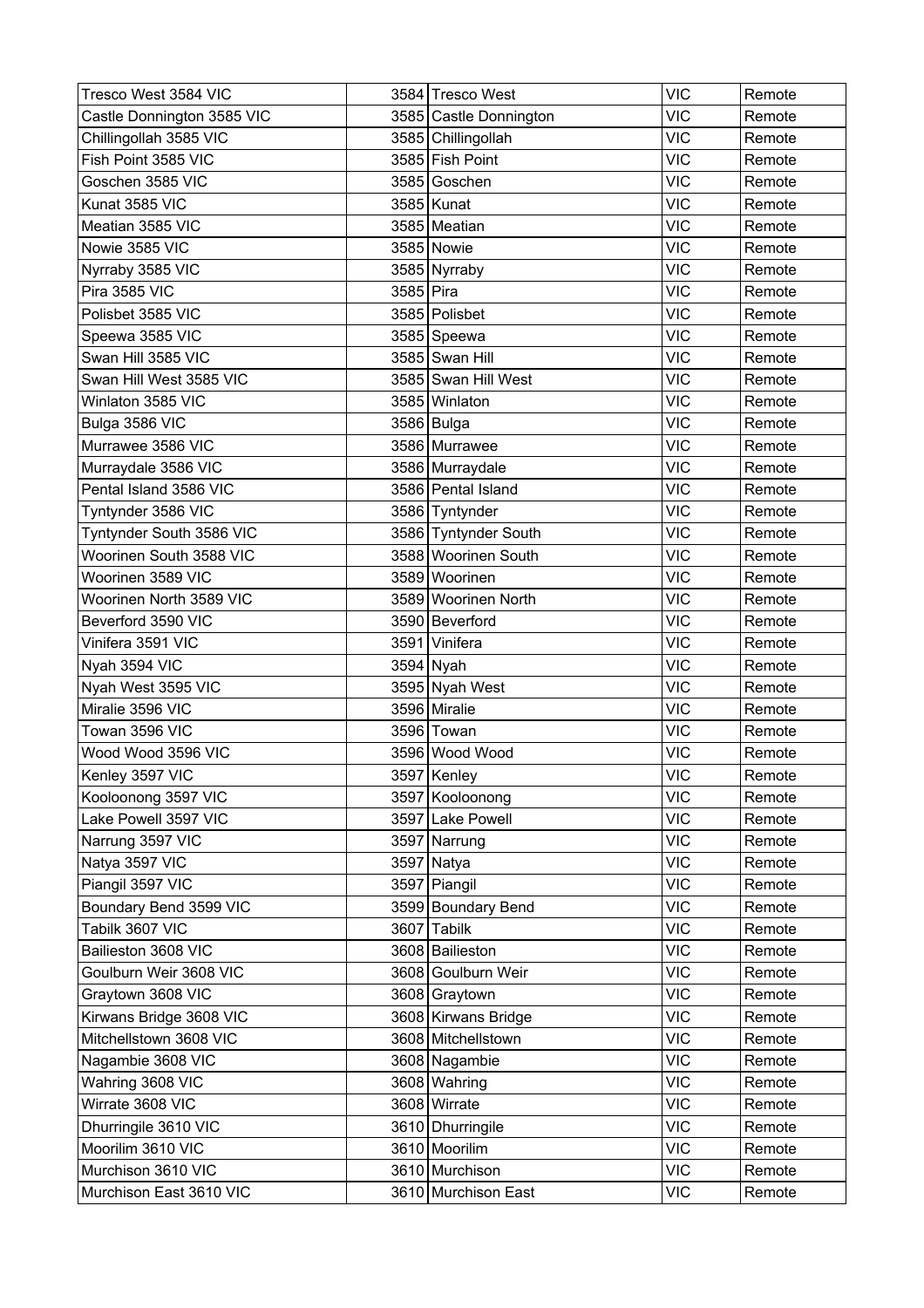| Tresco West 3584 VIC | 3584 | Tresco West | VIC | Remote |
|---|---|---|---|---|
| Castle Donnington 3585 VIC | 3585 | Castle Donnington | VIC | Remote |
| Chillingollah 3585 VIC | 3585 | Chillingollah | VIC | Remote |
| Fish Point 3585 VIC | 3585 | Fish Point | VIC | Remote |
| Goschen 3585 VIC | 3585 | Goschen | VIC | Remote |
| Kunat 3585 VIC | 3585 | Kunat | VIC | Remote |
| Meatian 3585 VIC | 3585 | Meatian | VIC | Remote |
| Nowie 3585 VIC | 3585 | Nowie | VIC | Remote |
| Nyrraby 3585 VIC | 3585 | Nyrraby | VIC | Remote |
| Pira 3585 VIC | 3585 | Pira | VIC | Remote |
| Polisbet 3585 VIC | 3585 | Polisbet | VIC | Remote |
| Speewa 3585 VIC | 3585 | Speewa | VIC | Remote |
| Swan Hill 3585 VIC | 3585 | Swan Hill | VIC | Remote |
| Swan Hill West 3585 VIC | 3585 | Swan Hill West | VIC | Remote |
| Winlaton 3585 VIC | 3585 | Winlaton | VIC | Remote |
| Bulga 3586 VIC | 3586 | Bulga | VIC | Remote |
| Murrawee 3586 VIC | 3586 | Murrawee | VIC | Remote |
| Murraydale 3586 VIC | 3586 | Murraydale | VIC | Remote |
| Pental Island 3586 VIC | 3586 | Pental Island | VIC | Remote |
| Tyntynder 3586 VIC | 3586 | Tyntynder | VIC | Remote |
| Tyntynder South 3586 VIC | 3586 | Tyntynder South | VIC | Remote |
| Woorinen South 3588 VIC | 3588 | Woorinen South | VIC | Remote |
| Woorinen 3589 VIC | 3589 | Woorinen | VIC | Remote |
| Woorinen North 3589 VIC | 3589 | Woorinen North | VIC | Remote |
| Beverford 3590 VIC | 3590 | Beverford | VIC | Remote |
| Vinifera 3591 VIC | 3591 | Vinifera | VIC | Remote |
| Nyah 3594 VIC | 3594 | Nyah | VIC | Remote |
| Nyah West 3595 VIC | 3595 | Nyah West | VIC | Remote |
| Miralie 3596 VIC | 3596 | Miralie | VIC | Remote |
| Towan 3596 VIC | 3596 | Towan | VIC | Remote |
| Wood Wood 3596 VIC | 3596 | Wood Wood | VIC | Remote |
| Kenley 3597 VIC | 3597 | Kenley | VIC | Remote |
| Kooloonong 3597 VIC | 3597 | Kooloonong | VIC | Remote |
| Lake Powell 3597 VIC | 3597 | Lake Powell | VIC | Remote |
| Narrung 3597 VIC | 3597 | Narrung | VIC | Remote |
| Natya 3597 VIC | 3597 | Natya | VIC | Remote |
| Piangil 3597 VIC | 3597 | Piangil | VIC | Remote |
| Boundary Bend 3599 VIC | 3599 | Boundary Bend | VIC | Remote |
| Tabilk 3607 VIC | 3607 | Tabilk | VIC | Remote |
| Bailieston 3608 VIC | 3608 | Bailieston | VIC | Remote |
| Goulburn Weir 3608 VIC | 3608 | Goulburn Weir | VIC | Remote |
| Graytown 3608 VIC | 3608 | Graytown | VIC | Remote |
| Kirwans Bridge 3608 VIC | 3608 | Kirwans Bridge | VIC | Remote |
| Mitchellstown 3608 VIC | 3608 | Mitchellstown | VIC | Remote |
| Nagambie 3608 VIC | 3608 | Nagambie | VIC | Remote |
| Wahring 3608 VIC | 3608 | Wahring | VIC | Remote |
| Wirrate 3608 VIC | 3608 | Wirrate | VIC | Remote |
| Dhurringile 3610 VIC | 3610 | Dhurringile | VIC | Remote |
| Moorilim 3610 VIC | 3610 | Moorilim | VIC | Remote |
| Murchison 3610 VIC | 3610 | Murchison | VIC | Remote |
| Murchison East 3610 VIC | 3610 | Murchison East | VIC | Remote |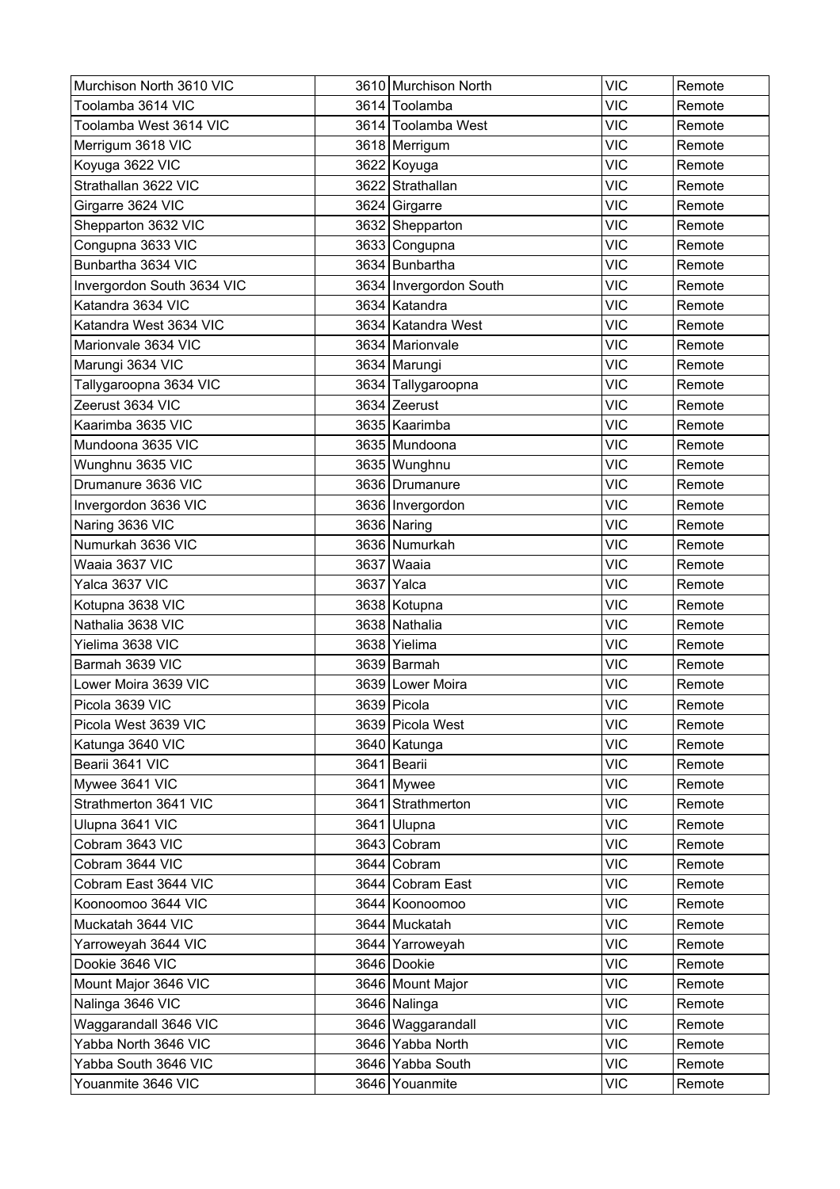| | | | |
|---|---|---|---|
| Murchison North 3610 VIC | 3610 Murchison North | VIC | Remote |
| Toolamba 3614 VIC | 3614 Toolamba | VIC | Remote |
| Toolamba West 3614 VIC | 3614 Toolamba West | VIC | Remote |
| Merrigum 3618 VIC | 3618 Merrigum | VIC | Remote |
| Koyuga 3622 VIC | 3622 Koyuga | VIC | Remote |
| Strathallan 3622 VIC | 3622 Strathallan | VIC | Remote |
| Girgarre 3624 VIC | 3624 Girgarre | VIC | Remote |
| Shepparton 3632 VIC | 3632 Shepparton | VIC | Remote |
| Congupna 3633 VIC | 3633 Congupna | VIC | Remote |
| Bunbartha 3634 VIC | 3634 Bunbartha | VIC | Remote |
| Invergordon South 3634 VIC | 3634 Invergordon South | VIC | Remote |
| Katandra 3634 VIC | 3634 Katandra | VIC | Remote |
| Katandra West 3634 VIC | 3634 Katandra West | VIC | Remote |
| Marionvale 3634 VIC | 3634 Marionvale | VIC | Remote |
| Marungi 3634 VIC | 3634 Marungi | VIC | Remote |
| Tallygaroopna 3634 VIC | 3634 Tallygaroopna | VIC | Remote |
| Zeerust 3634 VIC | 3634 Zeerust | VIC | Remote |
| Kaarimba 3635 VIC | 3635 Kaarimba | VIC | Remote |
| Mundoona 3635 VIC | 3635 Mundoona | VIC | Remote |
| Wunghnu 3635 VIC | 3635 Wunghnu | VIC | Remote |
| Drumanure 3636 VIC | 3636 Drumanure | VIC | Remote |
| Invergordon 3636 VIC | 3636 Invergordon | VIC | Remote |
| Naring 3636 VIC | 3636 Naring | VIC | Remote |
| Numurkah 3636 VIC | 3636 Numurkah | VIC | Remote |
| Waaia 3637 VIC | 3637 Waaia | VIC | Remote |
| Yalca 3637 VIC | 3637 Yalca | VIC | Remote |
| Kotupna 3638 VIC | 3638 Kotupna | VIC | Remote |
| Nathalia 3638 VIC | 3638 Nathalia | VIC | Remote |
| Yielima 3638 VIC | 3638 Yielima | VIC | Remote |
| Barmah 3639 VIC | 3639 Barmah | VIC | Remote |
| Lower Moira 3639 VIC | 3639 Lower Moira | VIC | Remote |
| Picola 3639 VIC | 3639 Picola | VIC | Remote |
| Picola West 3639 VIC | 3639 Picola West | VIC | Remote |
| Katunga 3640 VIC | 3640 Katunga | VIC | Remote |
| Bearii 3641 VIC | 3641 Bearii | VIC | Remote |
| Mywee 3641 VIC | 3641 Mywee | VIC | Remote |
| Strathmerton 3641 VIC | 3641 Strathmerton | VIC | Remote |
| Ulupna 3641 VIC | 3641 Ulupna | VIC | Remote |
| Cobram 3643 VIC | 3643 Cobram | VIC | Remote |
| Cobram 3644 VIC | 3644 Cobram | VIC | Remote |
| Cobram East 3644 VIC | 3644 Cobram East | VIC | Remote |
| Koonoomoo 3644 VIC | 3644 Koonoomoo | VIC | Remote |
| Muckatah 3644 VIC | 3644 Muckatah | VIC | Remote |
| Yarroweyah 3644 VIC | 3644 Yarroweyah | VIC | Remote |
| Dookie 3646 VIC | 3646 Dookie | VIC | Remote |
| Mount Major 3646 VIC | 3646 Mount Major | VIC | Remote |
| Nalinga 3646 VIC | 3646 Nalinga | VIC | Remote |
| Waggarandall 3646 VIC | 3646 Waggarandall | VIC | Remote |
| Yabba North 3646 VIC | 3646 Yabba North | VIC | Remote |
| Yabba South 3646 VIC | 3646 Yabba South | VIC | Remote |
| Youanmite 3646 VIC | 3646 Youanmite | VIC | Remote |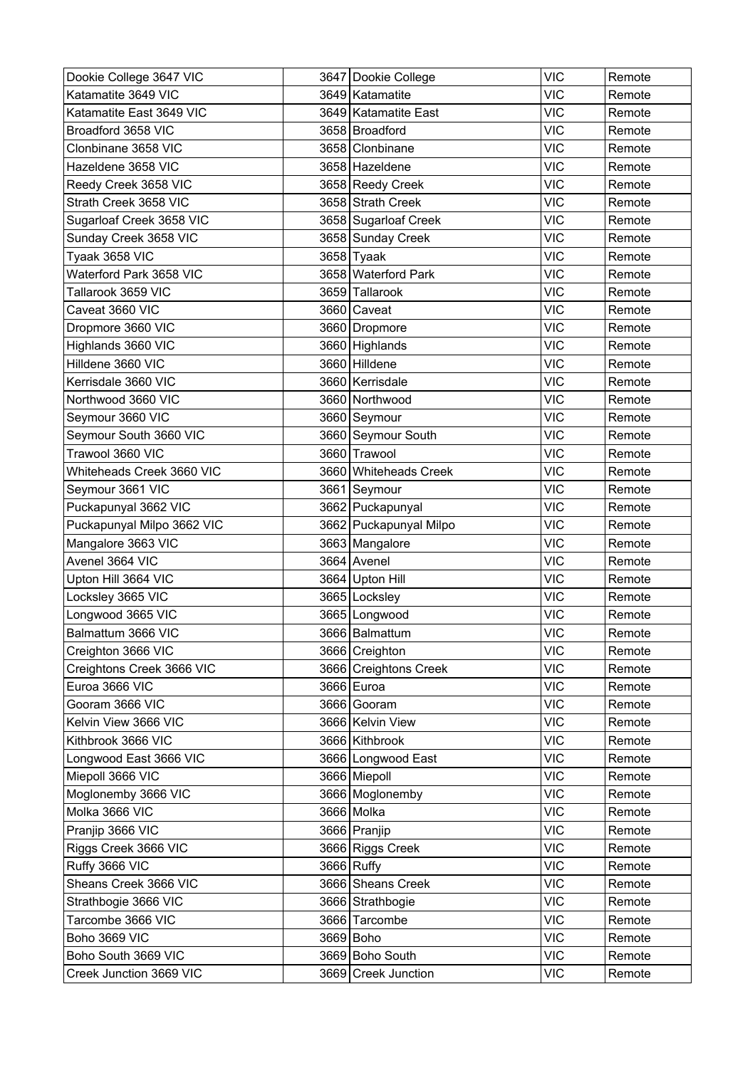| Dookie College 3647 VIC | 3647 | Dookie College | VIC | Remote |
|---|---|---|---|---|
| Katamatite 3649 VIC | 3649 | Katamatite | VIC | Remote |
| Katamatite East 3649 VIC | 3649 | Katamatite East | VIC | Remote |
| Broadford 3658 VIC | 3658 | Broadford | VIC | Remote |
| Clonbinane 3658 VIC | 3658 | Clonbinane | VIC | Remote |
| Hazeldene 3658 VIC | 3658 | Hazeldene | VIC | Remote |
| Reedy Creek 3658 VIC | 3658 | Reedy Creek | VIC | Remote |
| Strath Creek 3658 VIC | 3658 | Strath Creek | VIC | Remote |
| Sugarloaf Creek 3658 VIC | 3658 | Sugarloaf Creek | VIC | Remote |
| Sunday Creek 3658 VIC | 3658 | Sunday Creek | VIC | Remote |
| Tyaak 3658 VIC | 3658 | Tyaak | VIC | Remote |
| Waterford Park 3658 VIC | 3658 | Waterford Park | VIC | Remote |
| Tallarook 3659 VIC | 3659 | Tallarook | VIC | Remote |
| Caveat 3660 VIC | 3660 | Caveat | VIC | Remote |
| Dropmore 3660 VIC | 3660 | Dropmore | VIC | Remote |
| Highlands 3660 VIC | 3660 | Highlands | VIC | Remote |
| Hilldene 3660 VIC | 3660 | Hilldene | VIC | Remote |
| Kerrisdale 3660 VIC | 3660 | Kerrisdale | VIC | Remote |
| Northwood 3660 VIC | 3660 | Northwood | VIC | Remote |
| Seymour 3660 VIC | 3660 | Seymour | VIC | Remote |
| Seymour South 3660 VIC | 3660 | Seymour South | VIC | Remote |
| Trawool 3660 VIC | 3660 | Trawool | VIC | Remote |
| Whiteheads Creek 3660 VIC | 3660 | Whiteheads Creek | VIC | Remote |
| Seymour 3661 VIC | 3661 | Seymour | VIC | Remote |
| Puckapunyal 3662 VIC | 3662 | Puckapunyal | VIC | Remote |
| Puckapunyal Milpo 3662 VIC | 3662 | Puckapunyal Milpo | VIC | Remote |
| Mangalore 3663 VIC | 3663 | Mangalore | VIC | Remote |
| Avenel 3664 VIC | 3664 | Avenel | VIC | Remote |
| Upton Hill 3664 VIC | 3664 | Upton Hill | VIC | Remote |
| Locksley 3665 VIC | 3665 | Locksley | VIC | Remote |
| Longwood 3665 VIC | 3665 | Longwood | VIC | Remote |
| Balmattum 3666 VIC | 3666 | Balmattum | VIC | Remote |
| Creighton 3666 VIC | 3666 | Creighton | VIC | Remote |
| Creightons Creek 3666 VIC | 3666 | Creightons Creek | VIC | Remote |
| Euroa 3666 VIC | 3666 | Euroa | VIC | Remote |
| Gooram 3666 VIC | 3666 | Gooram | VIC | Remote |
| Kelvin View 3666 VIC | 3666 | Kelvin View | VIC | Remote |
| Kithbrook 3666 VIC | 3666 | Kithbrook | VIC | Remote |
| Longwood East 3666 VIC | 3666 | Longwood East | VIC | Remote |
| Miepoll 3666 VIC | 3666 | Miepoll | VIC | Remote |
| Moglonemby 3666 VIC | 3666 | Moglonemby | VIC | Remote |
| Molka 3666 VIC | 3666 | Molka | VIC | Remote |
| Pranjip 3666 VIC | 3666 | Pranjip | VIC | Remote |
| Riggs Creek 3666 VIC | 3666 | Riggs Creek | VIC | Remote |
| Ruffy 3666 VIC | 3666 | Ruffy | VIC | Remote |
| Sheans Creek 3666 VIC | 3666 | Sheans Creek | VIC | Remote |
| Strathbogie 3666 VIC | 3666 | Strathbogie | VIC | Remote |
| Tarcombe 3666 VIC | 3666 | Tarcombe | VIC | Remote |
| Boho 3669 VIC | 3669 | Boho | VIC | Remote |
| Boho South 3669 VIC | 3669 | Boho South | VIC | Remote |
| Creek Junction 3669 VIC | 3669 | Creek Junction | VIC | Remote |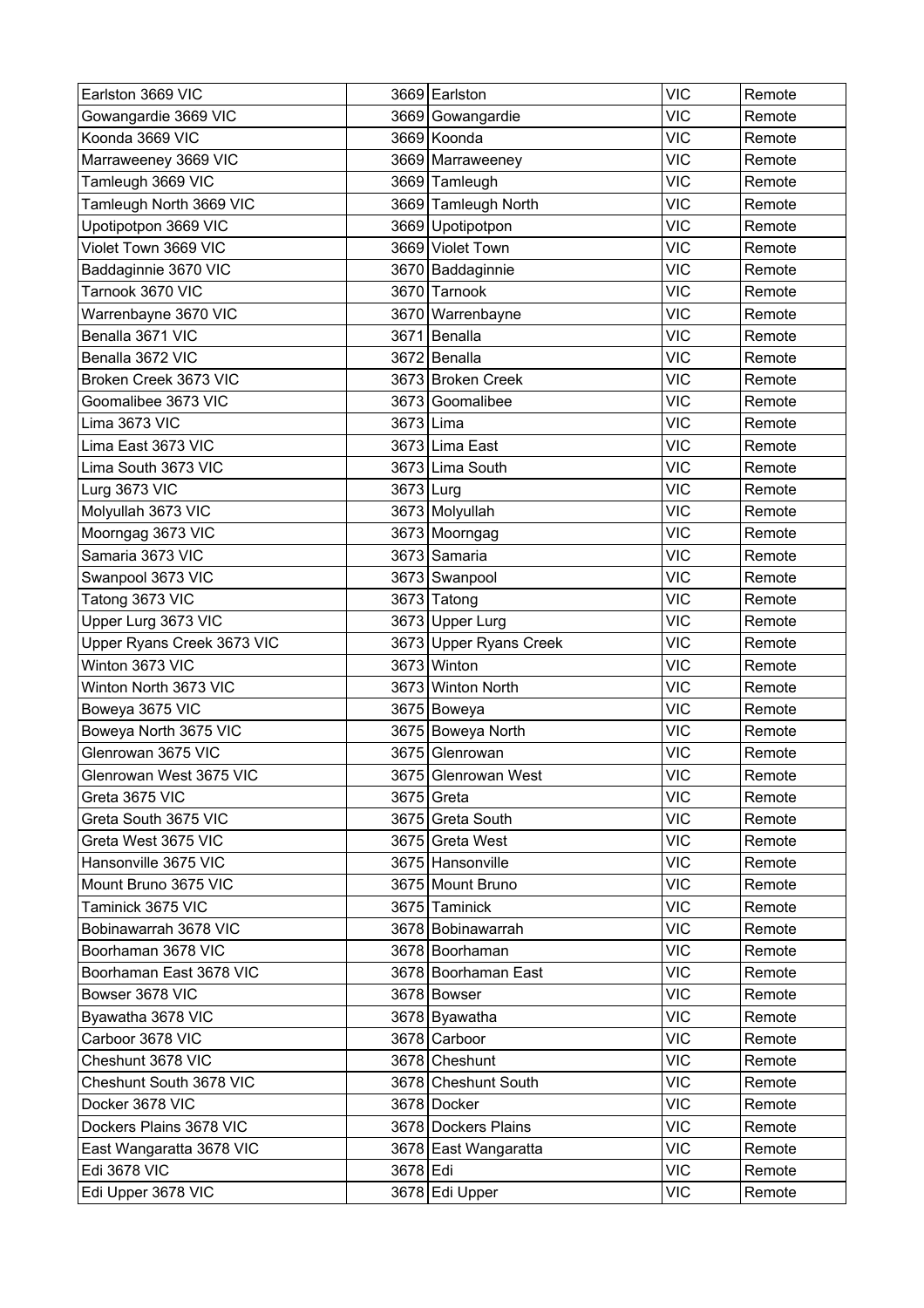| Earlston 3669 VIC | 3669 | Earlston | VIC | Remote |
|---|---|---|---|---|
| Gowangardie 3669 VIC | 3669 | Gowangardie | VIC | Remote |
| Koonda 3669 VIC | 3669 | Koonda | VIC | Remote |
| Marraweeney 3669 VIC | 3669 | Marraweeney | VIC | Remote |
| Tamleugh 3669 VIC | 3669 | Tamleugh | VIC | Remote |
| Tamleugh North 3669 VIC | 3669 | Tamleugh North | VIC | Remote |
| Upotipotpon 3669 VIC | 3669 | Upotipotpon | VIC | Remote |
| Violet Town 3669 VIC | 3669 | Violet Town | VIC | Remote |
| Baddaginnie 3670 VIC | 3670 | Baddaginnie | VIC | Remote |
| Tarnook 3670 VIC | 3670 | Tarnook | VIC | Remote |
| Warrenbayne 3670 VIC | 3670 | Warrenbayne | VIC | Remote |
| Benalla 3671 VIC | 3671 | Benalla | VIC | Remote |
| Benalla 3672 VIC | 3672 | Benalla | VIC | Remote |
| Broken Creek 3673 VIC | 3673 | Broken Creek | VIC | Remote |
| Goomalibee 3673 VIC | 3673 | Goomalibee | VIC | Remote |
| Lima 3673 VIC | 3673 | Lima | VIC | Remote |
| Lima East 3673 VIC | 3673 | Lima East | VIC | Remote |
| Lima South 3673 VIC | 3673 | Lima South | VIC | Remote |
| Lurg 3673 VIC | 3673 | Lurg | VIC | Remote |
| Molyullah 3673 VIC | 3673 | Molyullah | VIC | Remote |
| Moorngag 3673 VIC | 3673 | Moorngag | VIC | Remote |
| Samaria 3673 VIC | 3673 | Samaria | VIC | Remote |
| Swanpool 3673 VIC | 3673 | Swanpool | VIC | Remote |
| Tatong 3673 VIC | 3673 | Tatong | VIC | Remote |
| Upper Lurg 3673 VIC | 3673 | Upper Lurg | VIC | Remote |
| Upper Ryans Creek 3673 VIC | 3673 | Upper Ryans Creek | VIC | Remote |
| Winton 3673 VIC | 3673 | Winton | VIC | Remote |
| Winton North 3673 VIC | 3673 | Winton North | VIC | Remote |
| Boweya 3675 VIC | 3675 | Boweya | VIC | Remote |
| Boweya North 3675 VIC | 3675 | Boweya North | VIC | Remote |
| Glenrowan 3675 VIC | 3675 | Glenrowan | VIC | Remote |
| Glenrowan West 3675 VIC | 3675 | Glenrowan West | VIC | Remote |
| Greta 3675 VIC | 3675 | Greta | VIC | Remote |
| Greta South 3675 VIC | 3675 | Greta South | VIC | Remote |
| Greta West 3675 VIC | 3675 | Greta West | VIC | Remote |
| Hansonville 3675 VIC | 3675 | Hansonville | VIC | Remote |
| Mount Bruno 3675 VIC | 3675 | Mount Bruno | VIC | Remote |
| Taminick 3675 VIC | 3675 | Taminick | VIC | Remote |
| Bobinawarrah 3678 VIC | 3678 | Bobinawarrah | VIC | Remote |
| Boorhaman 3678 VIC | 3678 | Boorhaman | VIC | Remote |
| Boorhaman East 3678 VIC | 3678 | Boorhaman East | VIC | Remote |
| Bowser 3678 VIC | 3678 | Bowser | VIC | Remote |
| Byawatha 3678 VIC | 3678 | Byawatha | VIC | Remote |
| Carboor 3678 VIC | 3678 | Carboor | VIC | Remote |
| Cheshunt 3678 VIC | 3678 | Cheshunt | VIC | Remote |
| Cheshunt South 3678 VIC | 3678 | Cheshunt South | VIC | Remote |
| Docker 3678 VIC | 3678 | Docker | VIC | Remote |
| Dockers Plains 3678 VIC | 3678 | Dockers Plains | VIC | Remote |
| East Wangaratta 3678 VIC | 3678 | East Wangaratta | VIC | Remote |
| Edi 3678 VIC | 3678 | Edi | VIC | Remote |
| Edi Upper 3678 VIC | 3678 | Edi Upper | VIC | Remote |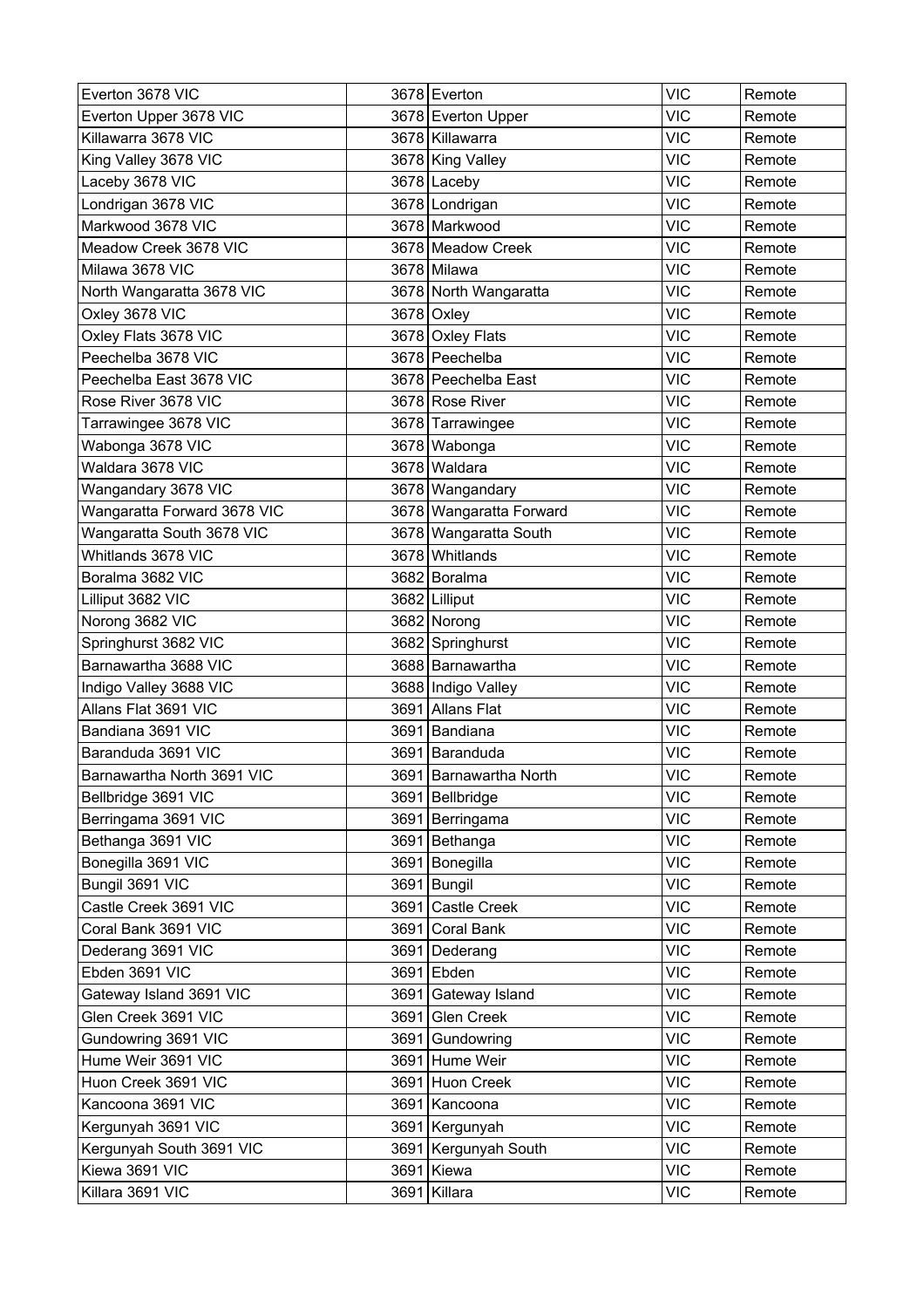| Everton 3678 VIC | 3678 | Everton | VIC | Remote |
|---|---|---|---|---|
| Everton Upper 3678 VIC | 3678 | Everton Upper | VIC | Remote |
| Killawarra 3678 VIC | 3678 | Killawarra | VIC | Remote |
| King Valley 3678 VIC | 3678 | King Valley | VIC | Remote |
| Laceby 3678 VIC | 3678 | Laceby | VIC | Remote |
| Londrigan 3678 VIC | 3678 | Londrigan | VIC | Remote |
| Markwood 3678 VIC | 3678 | Markwood | VIC | Remote |
| Meadow Creek 3678 VIC | 3678 | Meadow Creek | VIC | Remote |
| Milawa 3678 VIC | 3678 | Milawa | VIC | Remote |
| North Wangaratta 3678 VIC | 3678 | North Wangaratta | VIC | Remote |
| Oxley 3678 VIC | 3678 | Oxley | VIC | Remote |
| Oxley Flats 3678 VIC | 3678 | Oxley Flats | VIC | Remote |
| Peechelba 3678 VIC | 3678 | Peechelba | VIC | Remote |
| Peechelba East 3678 VIC | 3678 | Peechelba East | VIC | Remote |
| Rose River 3678 VIC | 3678 | Rose River | VIC | Remote |
| Tarrawingee 3678 VIC | 3678 | Tarrawingee | VIC | Remote |
| Wabonga 3678 VIC | 3678 | Wabonga | VIC | Remote |
| Waldara 3678 VIC | 3678 | Waldara | VIC | Remote |
| Wangandary 3678 VIC | 3678 | Wangandary | VIC | Remote |
| Wangaratta Forward 3678 VIC | 3678 | Wangaratta Forward | VIC | Remote |
| Wangaratta South 3678 VIC | 3678 | Wangaratta South | VIC | Remote |
| Whitlands 3678 VIC | 3678 | Whitlands | VIC | Remote |
| Boralma 3682 VIC | 3682 | Boralma | VIC | Remote |
| Lilliput 3682 VIC | 3682 | Lilliput | VIC | Remote |
| Norong 3682 VIC | 3682 | Norong | VIC | Remote |
| Springhurst 3682 VIC | 3682 | Springhurst | VIC | Remote |
| Barnawartha 3688 VIC | 3688 | Barnawartha | VIC | Remote |
| Indigo Valley 3688 VIC | 3688 | Indigo Valley | VIC | Remote |
| Allans Flat 3691 VIC | 3691 | Allans Flat | VIC | Remote |
| Bandiana 3691 VIC | 3691 | Bandiana | VIC | Remote |
| Baranduda 3691 VIC | 3691 | Baranduda | VIC | Remote |
| Barnawartha North 3691 VIC | 3691 | Barnawartha North | VIC | Remote |
| Bellbridge 3691 VIC | 3691 | Bellbridge | VIC | Remote |
| Berringama 3691 VIC | 3691 | Berringama | VIC | Remote |
| Bethanga 3691 VIC | 3691 | Bethanga | VIC | Remote |
| Bonegilla 3691 VIC | 3691 | Bonegilla | VIC | Remote |
| Bungil 3691 VIC | 3691 | Bungil | VIC | Remote |
| Castle Creek 3691 VIC | 3691 | Castle Creek | VIC | Remote |
| Coral Bank 3691 VIC | 3691 | Coral Bank | VIC | Remote |
| Dederang 3691 VIC | 3691 | Dederang | VIC | Remote |
| Ebden 3691 VIC | 3691 | Ebden | VIC | Remote |
| Gateway Island 3691 VIC | 3691 | Gateway Island | VIC | Remote |
| Glen Creek 3691 VIC | 3691 | Glen Creek | VIC | Remote |
| Gundowring 3691 VIC | 3691 | Gundowring | VIC | Remote |
| Hume Weir 3691 VIC | 3691 | Hume Weir | VIC | Remote |
| Huon Creek 3691 VIC | 3691 | Huon Creek | VIC | Remote |
| Kancoona 3691 VIC | 3691 | Kancoona | VIC | Remote |
| Kergunyah 3691 VIC | 3691 | Kergunyah | VIC | Remote |
| Kergunyah South 3691 VIC | 3691 | Kergunyah South | VIC | Remote |
| Kiewa 3691 VIC | 3691 | Kiewa | VIC | Remote |
| Killara 3691 VIC | 3691 | Killara | VIC | Remote |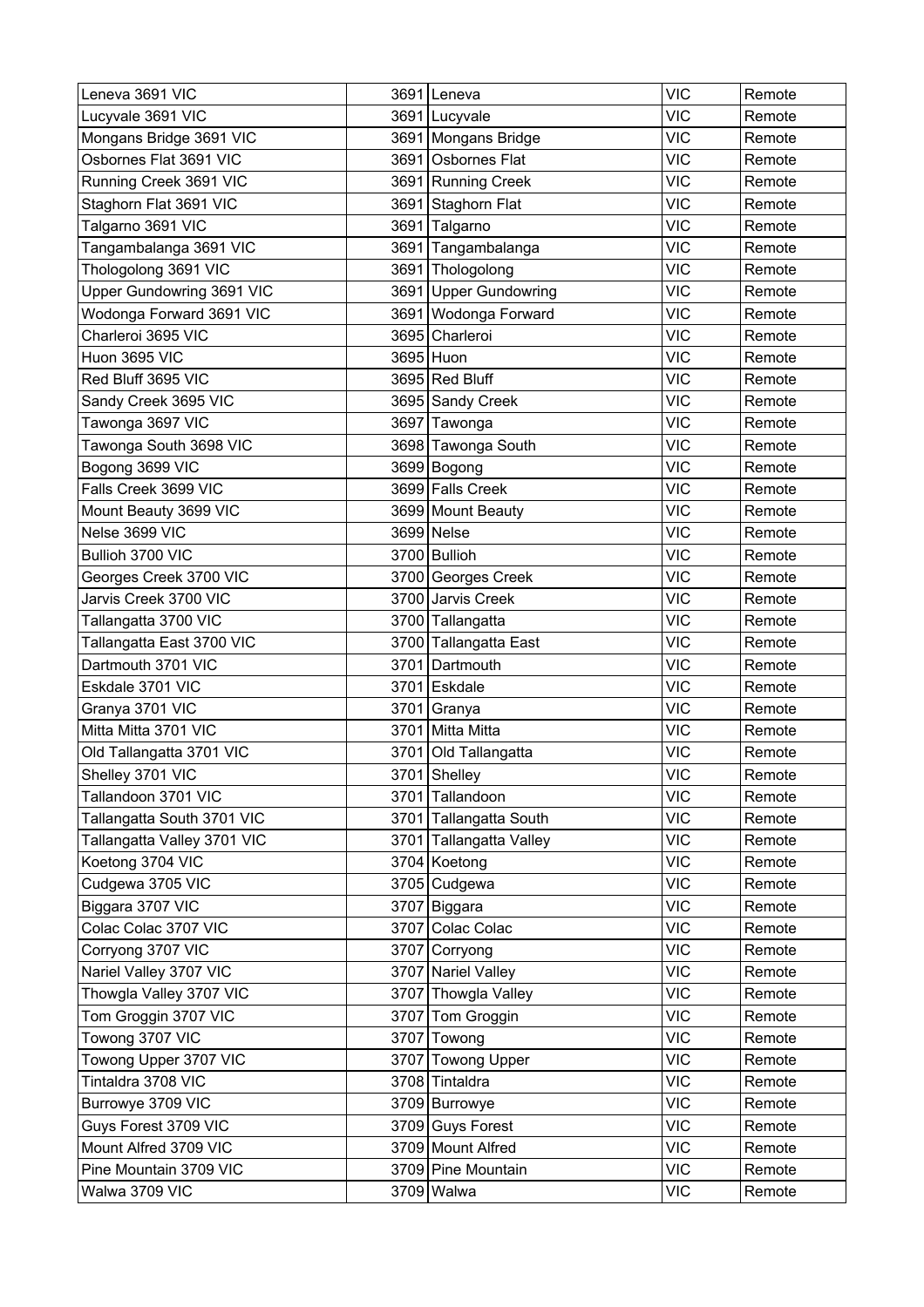| | | | |
|---|---|---|---|
| Leneva 3691 VIC | 3691 Leneva | VIC | Remote |
| Lucyvale 3691 VIC | 3691 Lucyvale | VIC | Remote |
| Mongans Bridge 3691 VIC | 3691 Mongans Bridge | VIC | Remote |
| Osbornes Flat 3691 VIC | 3691 Osbornes Flat | VIC | Remote |
| Running Creek 3691 VIC | 3691 Running Creek | VIC | Remote |
| Staghorn Flat 3691 VIC | 3691 Staghorn Flat | VIC | Remote |
| Talgarno 3691 VIC | 3691 Talgarno | VIC | Remote |
| Tangambalanga 3691 VIC | 3691 Tangambalanga | VIC | Remote |
| Thologolong 3691 VIC | 3691 Thologolong | VIC | Remote |
| Upper Gundowring 3691 VIC | 3691 Upper Gundowring | VIC | Remote |
| Wodonga Forward 3691 VIC | 3691 Wodonga Forward | VIC | Remote |
| Charleroi 3695 VIC | 3695 Charleroi | VIC | Remote |
| Huon 3695 VIC | 3695 Huon | VIC | Remote |
| Red Bluff 3695 VIC | 3695 Red Bluff | VIC | Remote |
| Sandy Creek 3695 VIC | 3695 Sandy Creek | VIC | Remote |
| Tawonga 3697 VIC | 3697 Tawonga | VIC | Remote |
| Tawonga South 3698 VIC | 3698 Tawonga South | VIC | Remote |
| Bogong 3699 VIC | 3699 Bogong | VIC | Remote |
| Falls Creek 3699 VIC | 3699 Falls Creek | VIC | Remote |
| Mount Beauty 3699 VIC | 3699 Mount Beauty | VIC | Remote |
| Nelse 3699 VIC | 3699 Nelse | VIC | Remote |
| Bullioh 3700 VIC | 3700 Bullioh | VIC | Remote |
| Georges Creek 3700 VIC | 3700 Georges Creek | VIC | Remote |
| Jarvis Creek 3700 VIC | 3700 Jarvis Creek | VIC | Remote |
| Tallangatta 3700 VIC | 3700 Tallangatta | VIC | Remote |
| Tallangatta East 3700 VIC | 3700 Tallangatta East | VIC | Remote |
| Dartmouth 3701 VIC | 3701 Dartmouth | VIC | Remote |
| Eskdale 3701 VIC | 3701 Eskdale | VIC | Remote |
| Granya 3701 VIC | 3701 Granya | VIC | Remote |
| Mitta Mitta 3701 VIC | 3701 Mitta Mitta | VIC | Remote |
| Old Tallangatta 3701 VIC | 3701 Old Tallangatta | VIC | Remote |
| Shelley 3701 VIC | 3701 Shelley | VIC | Remote |
| Tallandoon 3701 VIC | 3701 Tallandoon | VIC | Remote |
| Tallangatta South 3701 VIC | 3701 Tallangatta South | VIC | Remote |
| Tallangatta Valley 3701 VIC | 3701 Tallangatta Valley | VIC | Remote |
| Koetong 3704 VIC | 3704 Koetong | VIC | Remote |
| Cudgewa 3705 VIC | 3705 Cudgewa | VIC | Remote |
| Biggara 3707 VIC | 3707 Biggara | VIC | Remote |
| Colac Colac 3707 VIC | 3707 Colac Colac | VIC | Remote |
| Corryong 3707 VIC | 3707 Corryong | VIC | Remote |
| Nariel Valley 3707 VIC | 3707 Nariel Valley | VIC | Remote |
| Thowgla Valley 3707 VIC | 3707 Thowgla Valley | VIC | Remote |
| Tom Groggin 3707 VIC | 3707 Tom Groggin | VIC | Remote |
| Towong 3707 VIC | 3707 Towong | VIC | Remote |
| Towong Upper 3707 VIC | 3707 Towong Upper | VIC | Remote |
| Tintaldra 3708 VIC | 3708 Tintaldra | VIC | Remote |
| Burrowye 3709 VIC | 3709 Burrowye | VIC | Remote |
| Guys Forest 3709 VIC | 3709 Guys Forest | VIC | Remote |
| Mount Alfred 3709 VIC | 3709 Mount Alfred | VIC | Remote |
| Pine Mountain 3709 VIC | 3709 Pine Mountain | VIC | Remote |
| Walwa 3709 VIC | 3709 Walwa | VIC | Remote |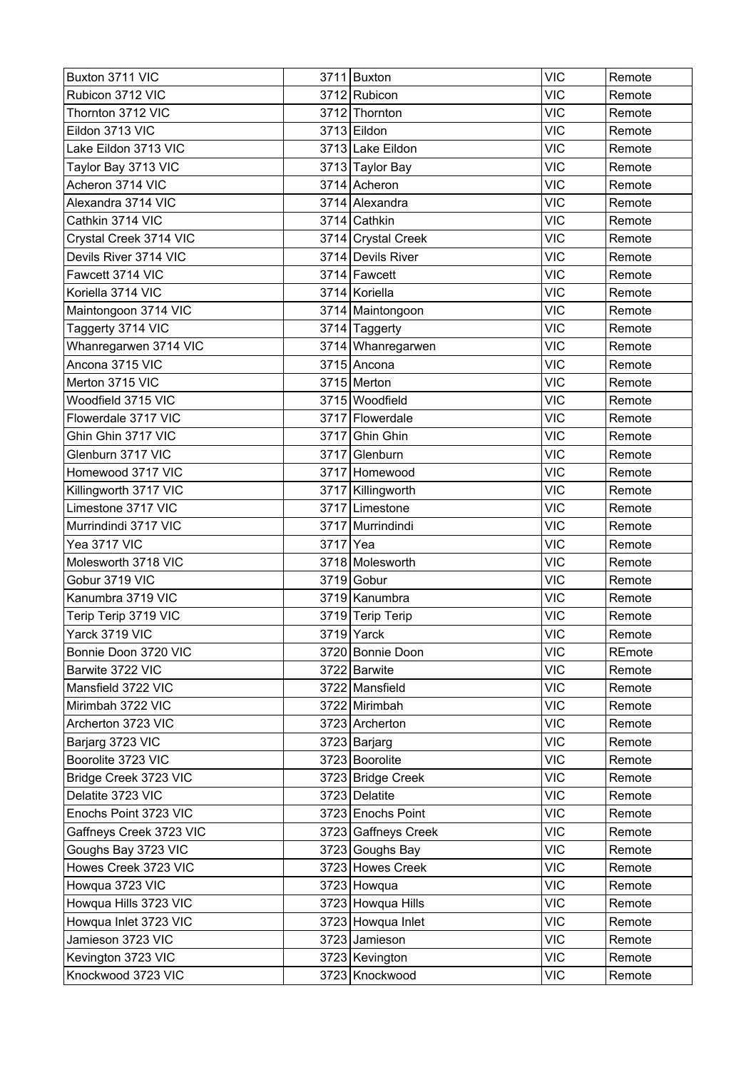| Buxton 3711 VIC | 3711 | Buxton | VIC | Remote |
|---|---|---|---|---|
| Rubicon 3712 VIC | 3712 | Rubicon | VIC | Remote |
| Thornton 3712 VIC | 3712 | Thornton | VIC | Remote |
| Eildon 3713 VIC | 3713 | Eildon | VIC | Remote |
| Lake Eildon 3713 VIC | 3713 | Lake Eildon | VIC | Remote |
| Taylor Bay 3713 VIC | 3713 | Taylor Bay | VIC | Remote |
| Acheron 3714 VIC | 3714 | Acheron | VIC | Remote |
| Alexandra 3714 VIC | 3714 | Alexandra | VIC | Remote |
| Cathkin 3714 VIC | 3714 | Cathkin | VIC | Remote |
| Crystal Creek 3714 VIC | 3714 | Crystal Creek | VIC | Remote |
| Devils River 3714 VIC | 3714 | Devils River | VIC | Remote |
| Fawcett 3714 VIC | 3714 | Fawcett | VIC | Remote |
| Koriella 3714 VIC | 3714 | Koriella | VIC | Remote |
| Maintongoon 3714 VIC | 3714 | Maintongoon | VIC | Remote |
| Taggerty 3714 VIC | 3714 | Taggerty | VIC | Remote |
| Whanregarwen 3714 VIC | 3714 | Whanregarwen | VIC | Remote |
| Ancona 3715 VIC | 3715 | Ancona | VIC | Remote |
| Merton 3715 VIC | 3715 | Merton | VIC | Remote |
| Woodfield 3715 VIC | 3715 | Woodfield | VIC | Remote |
| Flowerdale 3717 VIC | 3717 | Flowerdale | VIC | Remote |
| Ghin Ghin 3717 VIC | 3717 | Ghin Ghin | VIC | Remote |
| Glenburn 3717 VIC | 3717 | Glenburn | VIC | Remote |
| Homewood 3717 VIC | 3717 | Homewood | VIC | Remote |
| Killingworth 3717 VIC | 3717 | Killingworth | VIC | Remote |
| Limestone 3717 VIC | 3717 | Limestone | VIC | Remote |
| Murrindindi 3717 VIC | 3717 | Murrindindi | VIC | Remote |
| Yea 3717 VIC | 3717 | Yea | VIC | Remote |
| Molesworth 3718 VIC | 3718 | Molesworth | VIC | Remote |
| Gobur 3719 VIC | 3719 | Gobur | VIC | Remote |
| Kanumbra 3719 VIC | 3719 | Kanumbra | VIC | Remote |
| Terip Terip 3719 VIC | 3719 | Terip Terip | VIC | Remote |
| Yarck 3719 VIC | 3719 | Yarck | VIC | Remote |
| Bonnie Doon 3720 VIC | 3720 | Bonnie Doon | VIC | REmote |
| Barwite 3722 VIC | 3722 | Barwite | VIC | Remote |
| Mansfield 3722 VIC | 3722 | Mansfield | VIC | Remote |
| Mirimbah 3722 VIC | 3722 | Mirimbah | VIC | Remote |
| Archerton 3723 VIC | 3723 | Archerton | VIC | Remote |
| Barjarg 3723 VIC | 3723 | Barjarg | VIC | Remote |
| Boorolite 3723 VIC | 3723 | Boorolite | VIC | Remote |
| Bridge Creek 3723 VIC | 3723 | Bridge Creek | VIC | Remote |
| Delatite 3723 VIC | 3723 | Delatite | VIC | Remote |
| Enochs Point 3723 VIC | 3723 | Enochs Point | VIC | Remote |
| Gaffneys Creek 3723 VIC | 3723 | Gaffneys Creek | VIC | Remote |
| Goughs Bay 3723 VIC | 3723 | Goughs Bay | VIC | Remote |
| Howes Creek 3723 VIC | 3723 | Howes Creek | VIC | Remote |
| Howqua 3723 VIC | 3723 | Howqua | VIC | Remote |
| Howqua Hills 3723 VIC | 3723 | Howqua Hills | VIC | Remote |
| Howqua Inlet 3723 VIC | 3723 | Howqua Inlet | VIC | Remote |
| Jamieson 3723 VIC | 3723 | Jamieson | VIC | Remote |
| Kevington 3723 VIC | 3723 | Kevington | VIC | Remote |
| Knockwood 3723 VIC | 3723 | Knockwood | VIC | Remote |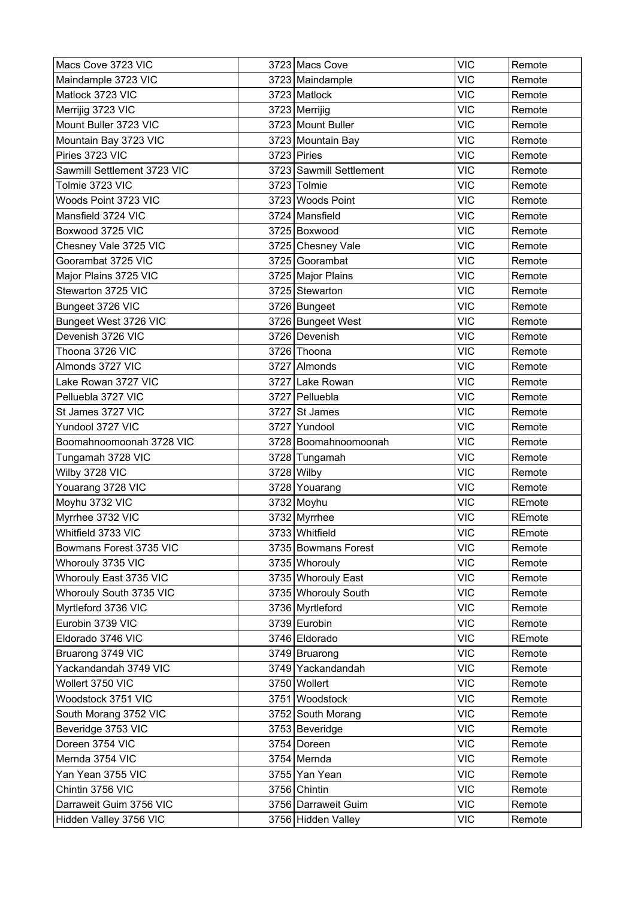| | | | |
|---|---|---|---|
| Macs Cove 3723 VIC | 3723 Macs Cove | VIC | Remote |
| Maindample 3723 VIC | 3723 Maindample | VIC | Remote |
| Matlock 3723 VIC | 3723 Matlock | VIC | Remote |
| Merrijig 3723 VIC | 3723 Merrijig | VIC | Remote |
| Mount Buller 3723 VIC | 3723 Mount Buller | VIC | Remote |
| Mountain Bay 3723 VIC | 3723 Mountain Bay | VIC | Remote |
| Piries 3723 VIC | 3723 Piries | VIC | Remote |
| Sawmill Settlement 3723 VIC | 3723 Sawmill Settlement | VIC | Remote |
| Tolmie 3723 VIC | 3723 Tolmie | VIC | Remote |
| Woods Point 3723 VIC | 3723 Woods Point | VIC | Remote |
| Mansfield 3724 VIC | 3724 Mansfield | VIC | Remote |
| Boxwood 3725 VIC | 3725 Boxwood | VIC | Remote |
| Chesney Vale 3725 VIC | 3725 Chesney Vale | VIC | Remote |
| Goorambat 3725 VIC | 3725 Goorambat | VIC | Remote |
| Major Plains 3725 VIC | 3725 Major Plains | VIC | Remote |
| Stewarton 3725 VIC | 3725 Stewarton | VIC | Remote |
| Bungeet 3726 VIC | 3726 Bungeet | VIC | Remote |
| Bungeet West 3726 VIC | 3726 Bungeet West | VIC | Remote |
| Devenish 3726 VIC | 3726 Devenish | VIC | Remote |
| Thoona 3726 VIC | 3726 Thoona | VIC | Remote |
| Almonds 3727 VIC | 3727 Almonds | VIC | Remote |
| Lake Rowan 3727 VIC | 3727 Lake Rowan | VIC | Remote |
| Pelluebla 3727 VIC | 3727 Pelluebla | VIC | Remote |
| St James 3727 VIC | 3727 St James | VIC | Remote |
| Yundool 3727 VIC | 3727 Yundool | VIC | Remote |
| Boomahnoomoonah 3728 VIC | 3728 Boomahnoomoonah | VIC | Remote |
| Tungamah 3728 VIC | 3728 Tungamah | VIC | Remote |
| Wilby 3728 VIC | 3728 Wilby | VIC | Remote |
| Youarang 3728 VIC | 3728 Youarang | VIC | Remote |
| Moyhu 3732 VIC | 3732 Moyhu | VIC | REmote |
| Myrrhee 3732 VIC | 3732 Myrrhee | VIC | REmote |
| Whitfield 3733 VIC | 3733 Whitfield | VIC | REmote |
| Bowmans Forest 3735 VIC | 3735 Bowmans Forest | VIC | Remote |
| Whorouly 3735 VIC | 3735 Whorouly | VIC | Remote |
| Whorouly East 3735 VIC | 3735 Whorouly East | VIC | Remote |
| Whorouly South 3735 VIC | 3735 Whorouly South | VIC | Remote |
| Myrtleford 3736 VIC | 3736 Myrtleford | VIC | Remote |
| Eurobin 3739 VIC | 3739 Eurobin | VIC | Remote |
| Eldorado 3746 VIC | 3746 Eldorado | VIC | REmote |
| Bruarong 3749 VIC | 3749 Bruarong | VIC | Remote |
| Yackandandah 3749 VIC | 3749 Yackandandah | VIC | Remote |
| Wollert 3750 VIC | 3750 Wollert | VIC | Remote |
| Woodstock 3751 VIC | 3751 Woodstock | VIC | Remote |
| South Morang 3752 VIC | 3752 South Morang | VIC | Remote |
| Beveridge 3753 VIC | 3753 Beveridge | VIC | Remote |
| Doreen 3754 VIC | 3754 Doreen | VIC | Remote |
| Mernda 3754 VIC | 3754 Mernda | VIC | Remote |
| Yan Yean 3755 VIC | 3755 Yan Yean | VIC | Remote |
| Chintin 3756 VIC | 3756 Chintin | VIC | Remote |
| Darraweit Guim 3756 VIC | 3756 Darraweit Guim | VIC | Remote |
| Hidden Valley 3756 VIC | 3756 Hidden Valley | VIC | Remote |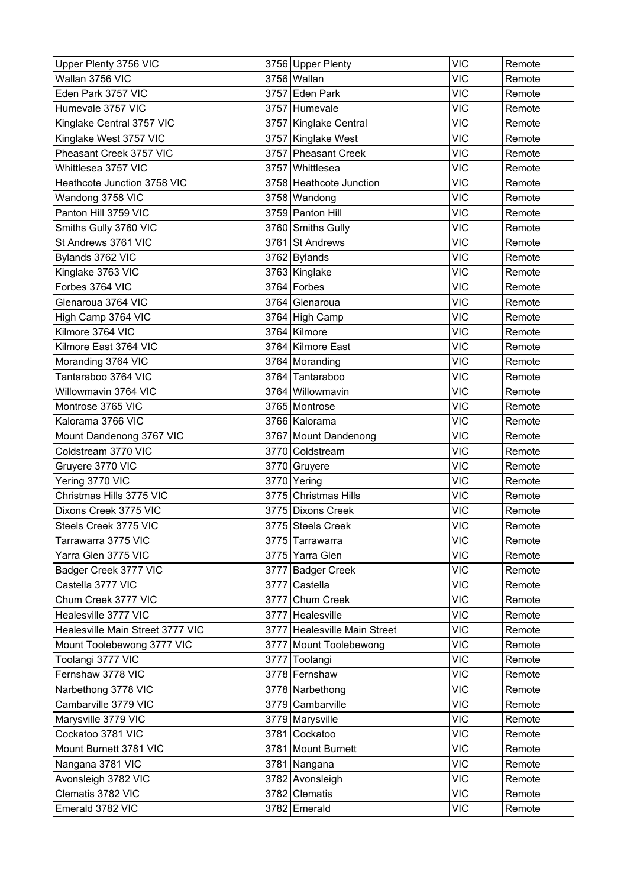| Upper Plenty 3756 VIC | 3756 | Upper Plenty | VIC | Remote |
|---|---|---|---|---|
| Wallan 3756 VIC | 3756 | Wallan | VIC | Remote |
| Eden Park 3757 VIC | 3757 | Eden Park | VIC | Remote |
| Humevale 3757 VIC | 3757 | Humevale | VIC | Remote |
| Kinglake Central 3757 VIC | 3757 | Kinglake Central | VIC | Remote |
| Kinglake West 3757 VIC | 3757 | Kinglake West | VIC | Remote |
| Pheasant Creek 3757 VIC | 3757 | Pheasant Creek | VIC | Remote |
| Whittlesea 3757 VIC | 3757 | Whittlesea | VIC | Remote |
| Heathcote Junction 3758 VIC | 3758 | Heathcote Junction | VIC | Remote |
| Wandong 3758 VIC | 3758 | Wandong | VIC | Remote |
| Panton Hill 3759 VIC | 3759 | Panton Hill | VIC | Remote |
| Smiths Gully 3760 VIC | 3760 | Smiths Gully | VIC | Remote |
| St Andrews 3761 VIC | 3761 | St Andrews | VIC | Remote |
| Bylands 3762 VIC | 3762 | Bylands | VIC | Remote |
| Kinglake 3763 VIC | 3763 | Kinglake | VIC | Remote |
| Forbes 3764 VIC | 3764 | Forbes | VIC | Remote |
| Glenaroua 3764 VIC | 3764 | Glenaroua | VIC | Remote |
| High Camp 3764 VIC | 3764 | High Camp | VIC | Remote |
| Kilmore 3764 VIC | 3764 | Kilmore | VIC | Remote |
| Kilmore East 3764 VIC | 3764 | Kilmore East | VIC | Remote |
| Moranding 3764 VIC | 3764 | Moranding | VIC | Remote |
| Tantaraboo 3764 VIC | 3764 | Tantaraboo | VIC | Remote |
| Willowmavin 3764 VIC | 3764 | Willowmavin | VIC | Remote |
| Montrose 3765 VIC | 3765 | Montrose | VIC | Remote |
| Kalorama 3766 VIC | 3766 | Kalorama | VIC | Remote |
| Mount Dandenong 3767 VIC | 3767 | Mount Dandenong | VIC | Remote |
| Coldstream 3770 VIC | 3770 | Coldstream | VIC | Remote |
| Gruyere 3770 VIC | 3770 | Gruyere | VIC | Remote |
| Yering 3770 VIC | 3770 | Yering | VIC | Remote |
| Christmas Hills 3775 VIC | 3775 | Christmas Hills | VIC | Remote |
| Dixons Creek 3775 VIC | 3775 | Dixons Creek | VIC | Remote |
| Steels Creek 3775 VIC | 3775 | Steels Creek | VIC | Remote |
| Tarrawarra 3775 VIC | 3775 | Tarrawarra | VIC | Remote |
| Yarra Glen 3775 VIC | 3775 | Yarra Glen | VIC | Remote |
| Badger Creek 3777 VIC | 3777 | Badger Creek | VIC | Remote |
| Castella 3777 VIC | 3777 | Castella | VIC | Remote |
| Chum Creek 3777 VIC | 3777 | Chum Creek | VIC | Remote |
| Healesville 3777 VIC | 3777 | Healesville | VIC | Remote |
| Healesville Main Street 3777 VIC | 3777 | Healesville Main Street | VIC | Remote |
| Mount Toolebewong 3777 VIC | 3777 | Mount Toolebewong | VIC | Remote |
| Toolangi 3777 VIC | 3777 | Toolangi | VIC | Remote |
| Fernshaw 3778 VIC | 3778 | Fernshaw | VIC | Remote |
| Narbethong 3778 VIC | 3778 | Narbethong | VIC | Remote |
| Cambarville 3779 VIC | 3779 | Cambarville | VIC | Remote |
| Marysville 3779 VIC | 3779 | Marysville | VIC | Remote |
| Cockatoo 3781 VIC | 3781 | Cockatoo | VIC | Remote |
| Mount Burnett 3781 VIC | 3781 | Mount Burnett | VIC | Remote |
| Nangana 3781 VIC | 3781 | Nangana | VIC | Remote |
| Avonsleigh 3782 VIC | 3782 | Avonsleigh | VIC | Remote |
| Clematis 3782 VIC | 3782 | Clematis | VIC | Remote |
| Emerald 3782 VIC | 3782 | Emerald | VIC | Remote |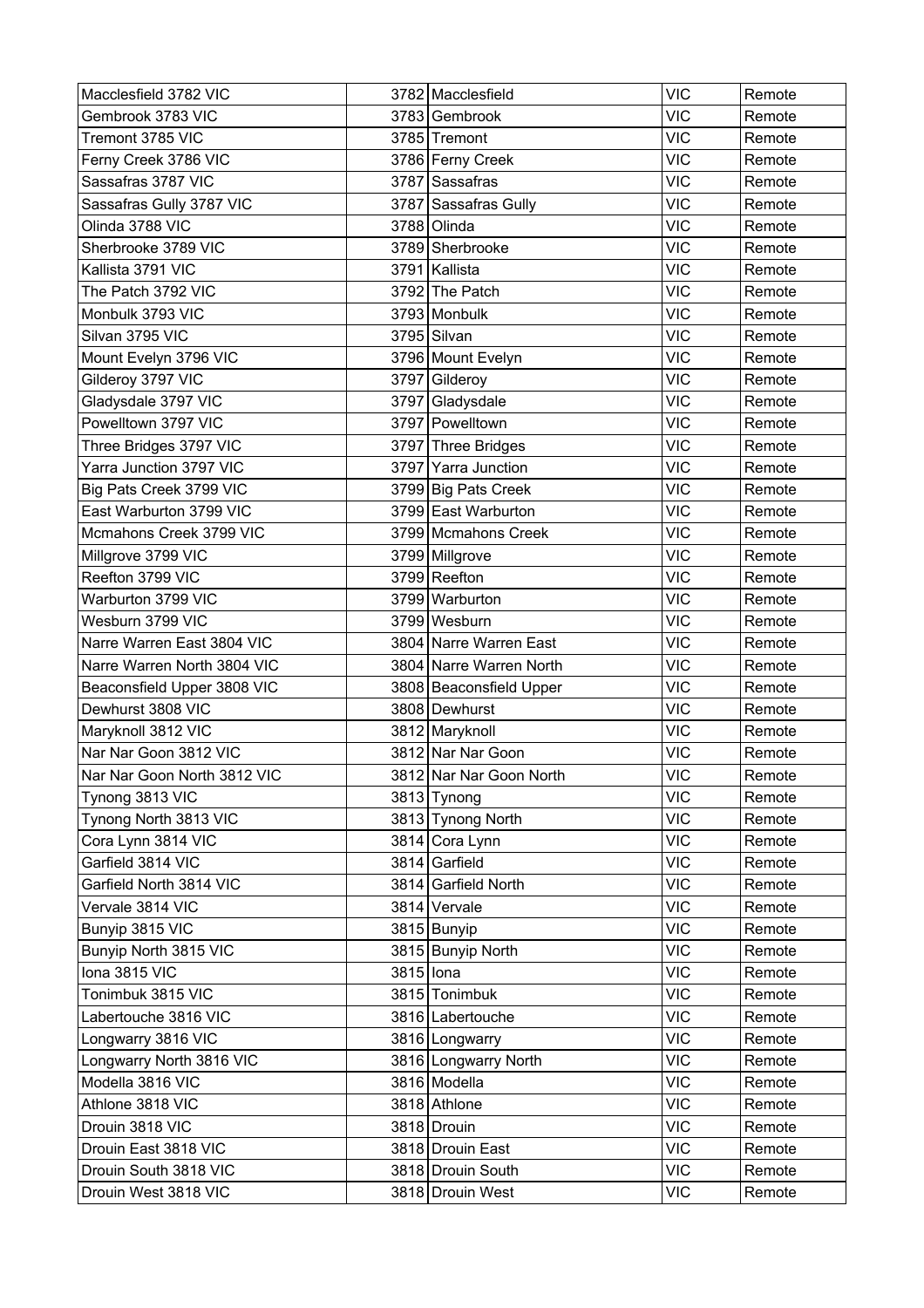| Macclesfield 3782 VIC | 3782 | Macclesfield | VIC | Remote |
|---|---|---|---|---|
| Gembrook 3783 VIC | 3783 | Gembrook | VIC | Remote |
| Tremont 3785 VIC | 3785 | Tremont | VIC | Remote |
| Ferny Creek 3786 VIC | 3786 | Ferny Creek | VIC | Remote |
| Sassafras 3787 VIC | 3787 | Sassafras | VIC | Remote |
| Sassafras Gully 3787 VIC | 3787 | Sassafras Gully | VIC | Remote |
| Olinda 3788 VIC | 3788 | Olinda | VIC | Remote |
| Sherbrooke 3789 VIC | 3789 | Sherbrooke | VIC | Remote |
| Kallista 3791 VIC | 3791 | Kallista | VIC | Remote |
| The Patch 3792 VIC | 3792 | The Patch | VIC | Remote |
| Monbulk 3793 VIC | 3793 | Monbulk | VIC | Remote |
| Silvan 3795 VIC | 3795 | Silvan | VIC | Remote |
| Mount Evelyn 3796 VIC | 3796 | Mount Evelyn | VIC | Remote |
| Gilderoy 3797 VIC | 3797 | Gilderoy | VIC | Remote |
| Gladysdale 3797 VIC | 3797 | Gladysdale | VIC | Remote |
| Powelltown 3797 VIC | 3797 | Powelltown | VIC | Remote |
| Three Bridges 3797 VIC | 3797 | Three Bridges | VIC | Remote |
| Yarra Junction 3797 VIC | 3797 | Yarra Junction | VIC | Remote |
| Big Pats Creek 3799 VIC | 3799 | Big Pats Creek | VIC | Remote |
| East Warburton 3799 VIC | 3799 | East Warburton | VIC | Remote |
| Mcmahons Creek 3799 VIC | 3799 | Mcmahons Creek | VIC | Remote |
| Millgrove 3799 VIC | 3799 | Millgrove | VIC | Remote |
| Reefton 3799 VIC | 3799 | Reefton | VIC | Remote |
| Warburton 3799 VIC | 3799 | Warburton | VIC | Remote |
| Wesburn 3799 VIC | 3799 | Wesburn | VIC | Remote |
| Narre Warren East 3804 VIC | 3804 | Narre Warren East | VIC | Remote |
| Narre Warren North 3804 VIC | 3804 | Narre Warren North | VIC | Remote |
| Beaconsfield Upper 3808 VIC | 3808 | Beaconsfield Upper | VIC | Remote |
| Dewhurst 3808 VIC | 3808 | Dewhurst | VIC | Remote |
| Maryknoll 3812 VIC | 3812 | Maryknoll | VIC | Remote |
| Nar Nar Goon 3812 VIC | 3812 | Nar Nar Goon | VIC | Remote |
| Nar Nar Goon North 3812 VIC | 3812 | Nar Nar Goon North | VIC | Remote |
| Tynong 3813 VIC | 3813 | Tynong | VIC | Remote |
| Tynong North 3813 VIC | 3813 | Tynong North | VIC | Remote |
| Cora Lynn 3814 VIC | 3814 | Cora Lynn | VIC | Remote |
| Garfield 3814 VIC | 3814 | Garfield | VIC | Remote |
| Garfield North 3814 VIC | 3814 | Garfield North | VIC | Remote |
| Vervale 3814 VIC | 3814 | Vervale | VIC | Remote |
| Bunyip 3815 VIC | 3815 | Bunyip | VIC | Remote |
| Bunyip North 3815 VIC | 3815 | Bunyip North | VIC | Remote |
| Iona 3815 VIC | 3815 | Iona | VIC | Remote |
| Tonimbuk 3815 VIC | 3815 | Tonimbuk | VIC | Remote |
| Labertouche 3816 VIC | 3816 | Labertouche | VIC | Remote |
| Longwarry 3816 VIC | 3816 | Longwarry | VIC | Remote |
| Longwarry North 3816 VIC | 3816 | Longwarry North | VIC | Remote |
| Modella 3816 VIC | 3816 | Modella | VIC | Remote |
| Athlone 3818 VIC | 3818 | Athlone | VIC | Remote |
| Drouin 3818 VIC | 3818 | Drouin | VIC | Remote |
| Drouin East 3818 VIC | 3818 | Drouin East | VIC | Remote |
| Drouin South 3818 VIC | 3818 | Drouin South | VIC | Remote |
| Drouin West 3818 VIC | 3818 | Drouin West | VIC | Remote |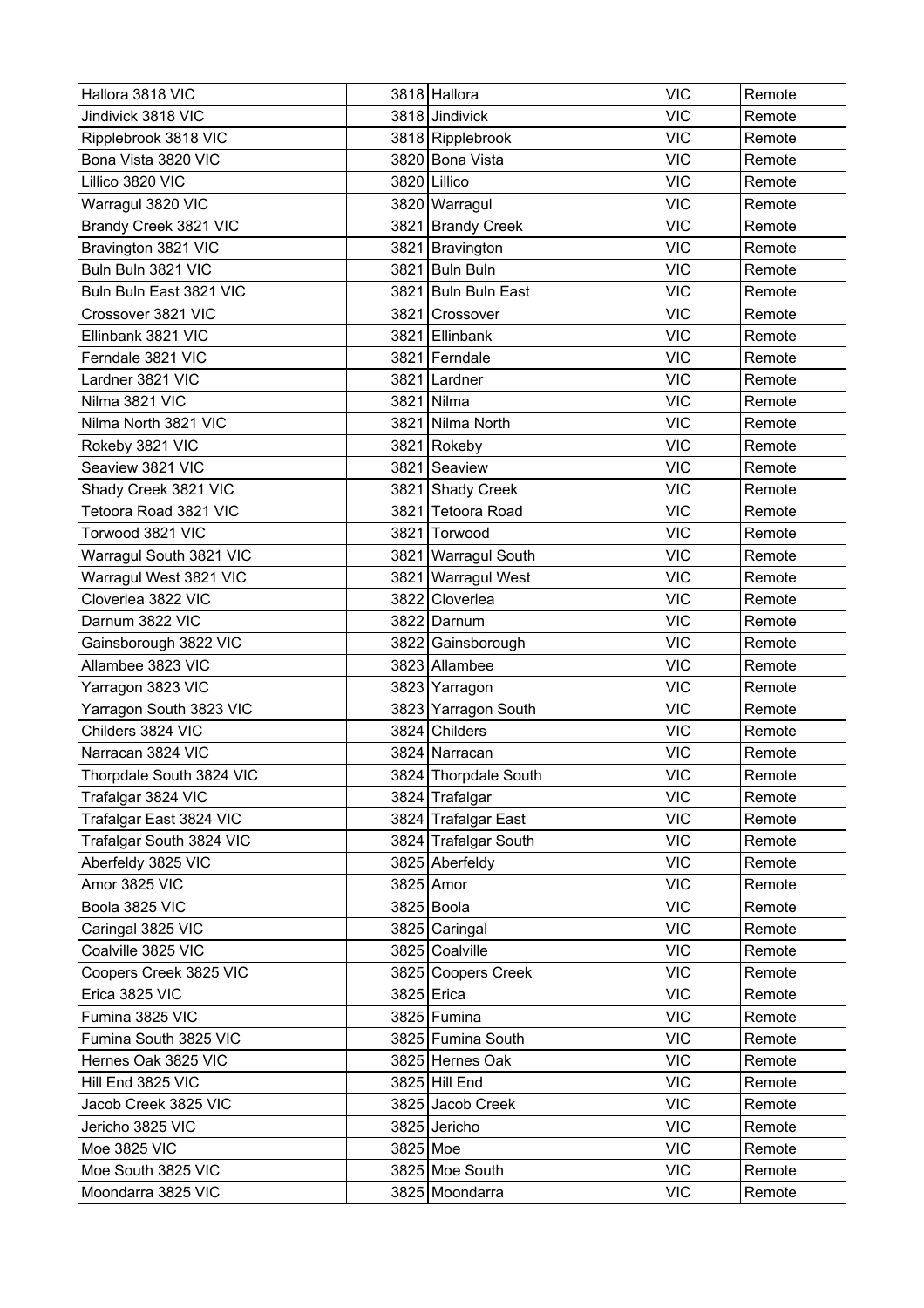| Hallora 3818 VIC | 3818 | Hallora | VIC | Remote |
|---|---|---|---|---|
| Jindivick 3818 VIC | 3818 | Jindivick | VIC | Remote |
| Ripplebrook 3818 VIC | 3818 | Ripplebrook | VIC | Remote |
| Bona Vista 3820 VIC | 3820 | Bona Vista | VIC | Remote |
| Lillico 3820 VIC | 3820 | Lillico | VIC | Remote |
| Warragul 3820 VIC | 3820 | Warragul | VIC | Remote |
| Brandy Creek 3821 VIC | 3821 | Brandy Creek | VIC | Remote |
| Bravington 3821 VIC | 3821 | Bravington | VIC | Remote |
| Buln Buln 3821 VIC | 3821 | Buln Buln | VIC | Remote |
| Buln Buln East 3821 VIC | 3821 | Buln Buln East | VIC | Remote |
| Crossover 3821 VIC | 3821 | Crossover | VIC | Remote |
| Ellinbank 3821 VIC | 3821 | Ellinbank | VIC | Remote |
| Ferndale 3821 VIC | 3821 | Ferndale | VIC | Remote |
| Lardner 3821 VIC | 3821 | Lardner | VIC | Remote |
| Nilma 3821 VIC | 3821 | Nilma | VIC | Remote |
| Nilma North 3821 VIC | 3821 | Nilma North | VIC | Remote |
| Rokeby 3821 VIC | 3821 | Rokeby | VIC | Remote |
| Seaview 3821 VIC | 3821 | Seaview | VIC | Remote |
| Shady Creek 3821 VIC | 3821 | Shady Creek | VIC | Remote |
| Tetoora Road 3821 VIC | 3821 | Tetoora Road | VIC | Remote |
| Torwood 3821 VIC | 3821 | Torwood | VIC | Remote |
| Warragul South 3821 VIC | 3821 | Warragul South | VIC | Remote |
| Warragul West 3821 VIC | 3821 | Warragul West | VIC | Remote |
| Cloverlea 3822 VIC | 3822 | Cloverlea | VIC | Remote |
| Darnum 3822 VIC | 3822 | Darnum | VIC | Remote |
| Gainsborough 3822 VIC | 3822 | Gainsborough | VIC | Remote |
| Allambee 3823 VIC | 3823 | Allambee | VIC | Remote |
| Yarragon 3823 VIC | 3823 | Yarragon | VIC | Remote |
| Yarragon South 3823 VIC | 3823 | Yarragon South | VIC | Remote |
| Childers 3824 VIC | 3824 | Childers | VIC | Remote |
| Narracan 3824 VIC | 3824 | Narracan | VIC | Remote |
| Thorpdale South 3824 VIC | 3824 | Thorpdale South | VIC | Remote |
| Trafalgar 3824 VIC | 3824 | Trafalgar | VIC | Remote |
| Trafalgar East 3824 VIC | 3824 | Trafalgar East | VIC | Remote |
| Trafalgar South 3824 VIC | 3824 | Trafalgar South | VIC | Remote |
| Aberfeldy 3825 VIC | 3825 | Aberfeldy | VIC | Remote |
| Amor 3825 VIC | 3825 | Amor | VIC | Remote |
| Boola 3825 VIC | 3825 | Boola | VIC | Remote |
| Caringal 3825 VIC | 3825 | Caringal | VIC | Remote |
| Coalville 3825 VIC | 3825 | Coalville | VIC | Remote |
| Coopers Creek 3825 VIC | 3825 | Coopers Creek | VIC | Remote |
| Erica 3825 VIC | 3825 | Erica | VIC | Remote |
| Fumina 3825 VIC | 3825 | Fumina | VIC | Remote |
| Fumina South 3825 VIC | 3825 | Fumina South | VIC | Remote |
| Hernes Oak 3825 VIC | 3825 | Hernes Oak | VIC | Remote |
| Hill End 3825 VIC | 3825 | Hill End | VIC | Remote |
| Jacob Creek 3825 VIC | 3825 | Jacob Creek | VIC | Remote |
| Jericho 3825 VIC | 3825 | Jericho | VIC | Remote |
| Moe 3825 VIC | 3825 | Moe | VIC | Remote |
| Moe South 3825 VIC | 3825 | Moe South | VIC | Remote |
| Moondarra 3825 VIC | 3825 | Moondarra | VIC | Remote |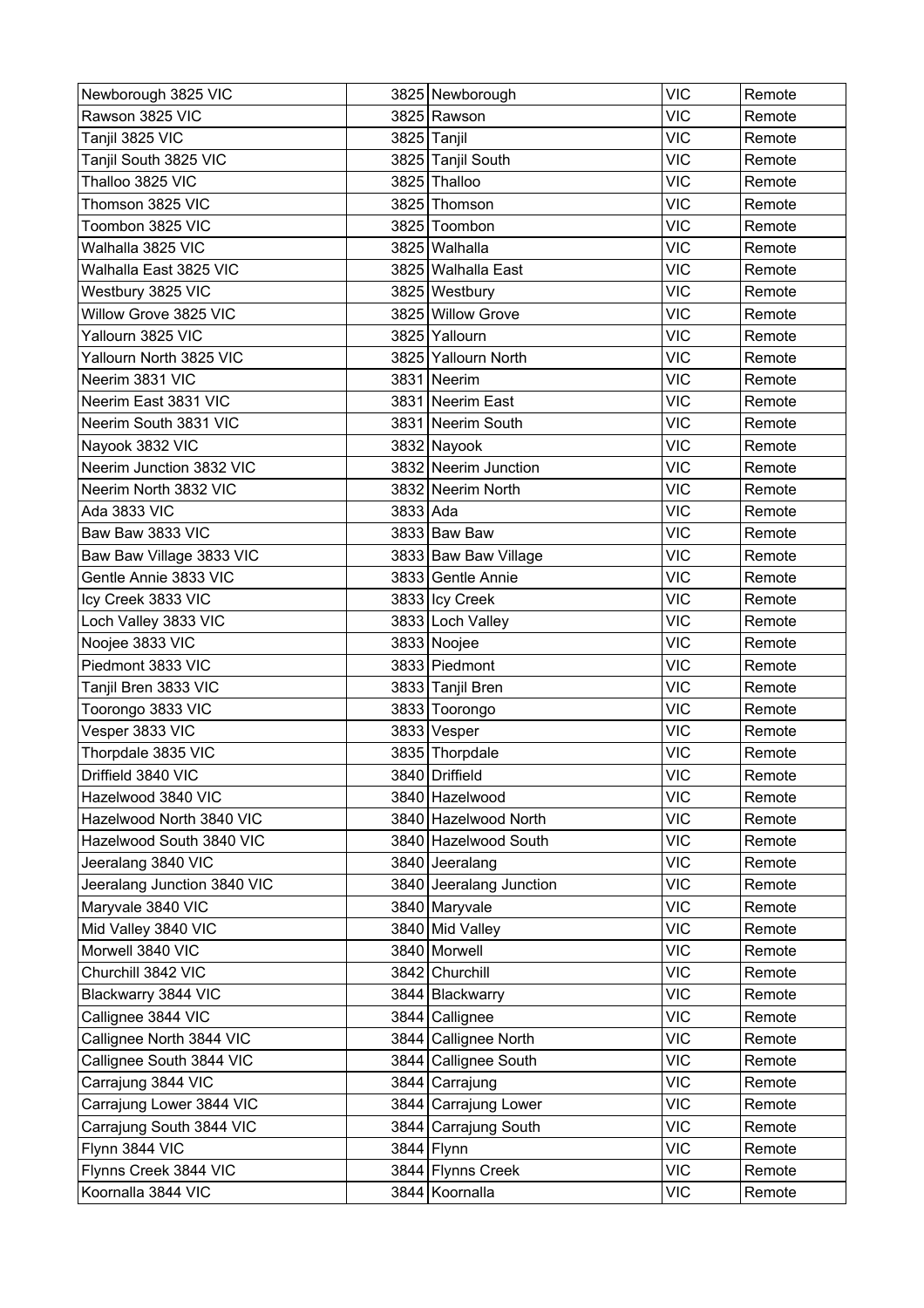| | | | |
|---|---|---|---|
| Newborough 3825 VIC | 3825 | Newborough | VIC | Remote |
| Rawson 3825 VIC | 3825 | Rawson | VIC | Remote |
| Tanjil 3825 VIC | 3825 | Tanjil | VIC | Remote |
| Tanjil South 3825 VIC | 3825 | Tanjil South | VIC | Remote |
| Thalloo 3825 VIC | 3825 | Thalloo | VIC | Remote |
| Thomson 3825 VIC | 3825 | Thomson | VIC | Remote |
| Toombon 3825 VIC | 3825 | Toombon | VIC | Remote |
| Walhalla 3825 VIC | 3825 | Walhalla | VIC | Remote |
| Walhalla East 3825 VIC | 3825 | Walhalla East | VIC | Remote |
| Westbury 3825 VIC | 3825 | Westbury | VIC | Remote |
| Willow Grove 3825 VIC | 3825 | Willow Grove | VIC | Remote |
| Yallourn 3825 VIC | 3825 | Yallourn | VIC | Remote |
| Yallourn North 3825 VIC | 3825 | Yallourn North | VIC | Remote |
| Neerim 3831 VIC | 3831 | Neerim | VIC | Remote |
| Neerim East 3831 VIC | 3831 | Neerim East | VIC | Remote |
| Neerim South 3831 VIC | 3831 | Neerim South | VIC | Remote |
| Nayook 3832 VIC | 3832 | Nayook | VIC | Remote |
| Neerim Junction 3832 VIC | 3832 | Neerim Junction | VIC | Remote |
| Neerim North 3832 VIC | 3832 | Neerim North | VIC | Remote |
| Ada 3833 VIC | 3833 | Ada | VIC | Remote |
| Baw Baw 3833 VIC | 3833 | Baw Baw | VIC | Remote |
| Baw Baw Village 3833 VIC | 3833 | Baw Baw Village | VIC | Remote |
| Gentle Annie 3833 VIC | 3833 | Gentle Annie | VIC | Remote |
| Icy Creek 3833 VIC | 3833 | Icy Creek | VIC | Remote |
| Loch Valley 3833 VIC | 3833 | Loch Valley | VIC | Remote |
| Noojee 3833 VIC | 3833 | Noojee | VIC | Remote |
| Piedmont 3833 VIC | 3833 | Piedmont | VIC | Remote |
| Tanjil Bren 3833 VIC | 3833 | Tanjil Bren | VIC | Remote |
| Toorongo 3833 VIC | 3833 | Toorongo | VIC | Remote |
| Vesper 3833 VIC | 3833 | Vesper | VIC | Remote |
| Thorpdale 3835 VIC | 3835 | Thorpdale | VIC | Remote |
| Driffield 3840 VIC | 3840 | Driffield | VIC | Remote |
| Hazelwood 3840 VIC | 3840 | Hazelwood | VIC | Remote |
| Hazelwood North 3840 VIC | 3840 | Hazelwood North | VIC | Remote |
| Hazelwood South 3840 VIC | 3840 | Hazelwood South | VIC | Remote |
| Jeeralang 3840 VIC | 3840 | Jeeralang | VIC | Remote |
| Jeeralang Junction 3840 VIC | 3840 | Jeeralang Junction | VIC | Remote |
| Maryvale 3840 VIC | 3840 | Maryvale | VIC | Remote |
| Mid Valley 3840 VIC | 3840 | Mid Valley | VIC | Remote |
| Morwell 3840 VIC | 3840 | Morwell | VIC | Remote |
| Churchill 3842 VIC | 3842 | Churchill | VIC | Remote |
| Blackwarry 3844 VIC | 3844 | Blackwarry | VIC | Remote |
| Callignee 3844 VIC | 3844 | Callignee | VIC | Remote |
| Callignee North 3844 VIC | 3844 | Callignee North | VIC | Remote |
| Callignee South 3844 VIC | 3844 | Callignee South | VIC | Remote |
| Carrajung 3844 VIC | 3844 | Carrajung | VIC | Remote |
| Carrajung Lower 3844 VIC | 3844 | Carrajung Lower | VIC | Remote |
| Carrajung South 3844 VIC | 3844 | Carrajung South | VIC | Remote |
| Flynn 3844 VIC | 3844 | Flynn | VIC | Remote |
| Flynns Creek 3844 VIC | 3844 | Flynns Creek | VIC | Remote |
| Koornalla 3844 VIC | 3844 | Koornalla | VIC | Remote |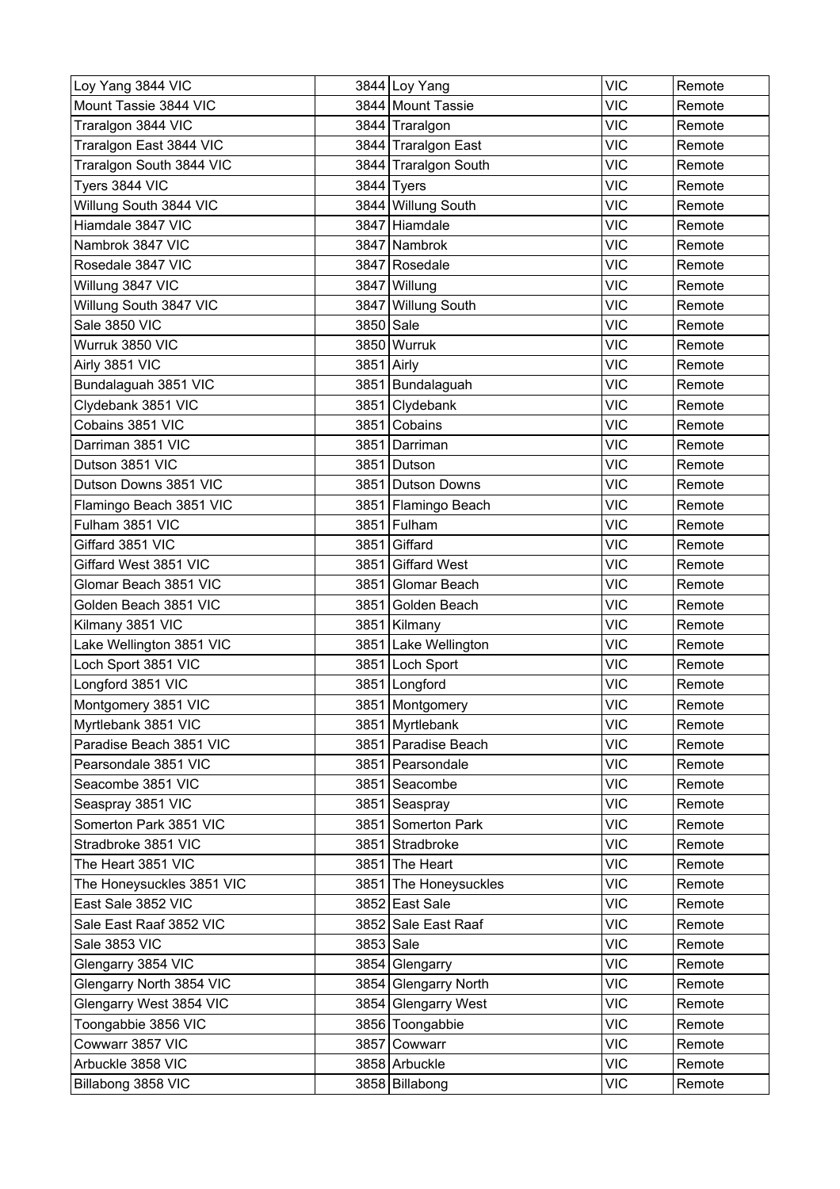| Loy Yang 3844 VIC | 3844 | Loy Yang | VIC | Remote |
|---|---|---|---|---|
| Mount Tassie 3844 VIC | 3844 | Mount Tassie | VIC | Remote |
| Traralgon 3844 VIC | 3844 | Traralgon | VIC | Remote |
| Traralgon East 3844 VIC | 3844 | Traralgon East | VIC | Remote |
| Traralgon South 3844 VIC | 3844 | Traralgon South | VIC | Remote |
| Tyers 3844 VIC | 3844 | Tyers | VIC | Remote |
| Willung South 3844 VIC | 3844 | Willung South | VIC | Remote |
| Hiamdale 3847 VIC | 3847 | Hiamdale | VIC | Remote |
| Nambrok 3847 VIC | 3847 | Nambrok | VIC | Remote |
| Rosedale 3847 VIC | 3847 | Rosedale | VIC | Remote |
| Willung 3847 VIC | 3847 | Willung | VIC | Remote |
| Willung South 3847 VIC | 3847 | Willung South | VIC | Remote |
| Sale 3850 VIC | 3850 | Sale | VIC | Remote |
| Wurruk 3850 VIC | 3850 | Wurruk | VIC | Remote |
| Airly 3851 VIC | 3851 | Airly | VIC | Remote |
| Bundalaguah 3851 VIC | 3851 | Bundalaguah | VIC | Remote |
| Clydebank 3851 VIC | 3851 | Clydebank | VIC | Remote |
| Cobains 3851 VIC | 3851 | Cobains | VIC | Remote |
| Darriman 3851 VIC | 3851 | Darriman | VIC | Remote |
| Dutson 3851 VIC | 3851 | Dutson | VIC | Remote |
| Dutson Downs 3851 VIC | 3851 | Dutson Downs | VIC | Remote |
| Flamingo Beach 3851 VIC | 3851 | Flamingo Beach | VIC | Remote |
| Fulham 3851 VIC | 3851 | Fulham | VIC | Remote |
| Giffard 3851 VIC | 3851 | Giffard | VIC | Remote |
| Giffard West 3851 VIC | 3851 | Giffard West | VIC | Remote |
| Glomar Beach 3851 VIC | 3851 | Glomar Beach | VIC | Remote |
| Golden Beach 3851 VIC | 3851 | Golden Beach | VIC | Remote |
| Kilmany 3851 VIC | 3851 | Kilmany | VIC | Remote |
| Lake Wellington 3851 VIC | 3851 | Lake Wellington | VIC | Remote |
| Loch Sport 3851 VIC | 3851 | Loch Sport | VIC | Remote |
| Longford 3851 VIC | 3851 | Longford | VIC | Remote |
| Montgomery 3851 VIC | 3851 | Montgomery | VIC | Remote |
| Myrtlebank 3851 VIC | 3851 | Myrtlebank | VIC | Remote |
| Paradise Beach 3851 VIC | 3851 | Paradise Beach | VIC | Remote |
| Pearsondale 3851 VIC | 3851 | Pearsondale | VIC | Remote |
| Seacombe 3851 VIC | 3851 | Seacombe | VIC | Remote |
| Seaspray 3851 VIC | 3851 | Seaspray | VIC | Remote |
| Somerton Park 3851 VIC | 3851 | Somerton Park | VIC | Remote |
| Stradbroke 3851 VIC | 3851 | Stradbroke | VIC | Remote |
| The Heart 3851 VIC | 3851 | The Heart | VIC | Remote |
| The Honeysuckles 3851 VIC | 3851 | The Honeysuckles | VIC | Remote |
| East Sale 3852 VIC | 3852 | East Sale | VIC | Remote |
| Sale East Raaf 3852 VIC | 3852 | Sale East Raaf | VIC | Remote |
| Sale 3853 VIC | 3853 | Sale | VIC | Remote |
| Glengarry 3854 VIC | 3854 | Glengarry | VIC | Remote |
| Glengarry North 3854 VIC | 3854 | Glengarry North | VIC | Remote |
| Glengarry West 3854 VIC | 3854 | Glengarry West | VIC | Remote |
| Toongabbie 3856 VIC | 3856 | Toongabbie | VIC | Remote |
| Cowwarr 3857 VIC | 3857 | Cowwarr | VIC | Remote |
| Arbuckle 3858 VIC | 3858 | Arbuckle | VIC | Remote |
| Billabong 3858 VIC | 3858 | Billabong | VIC | Remote |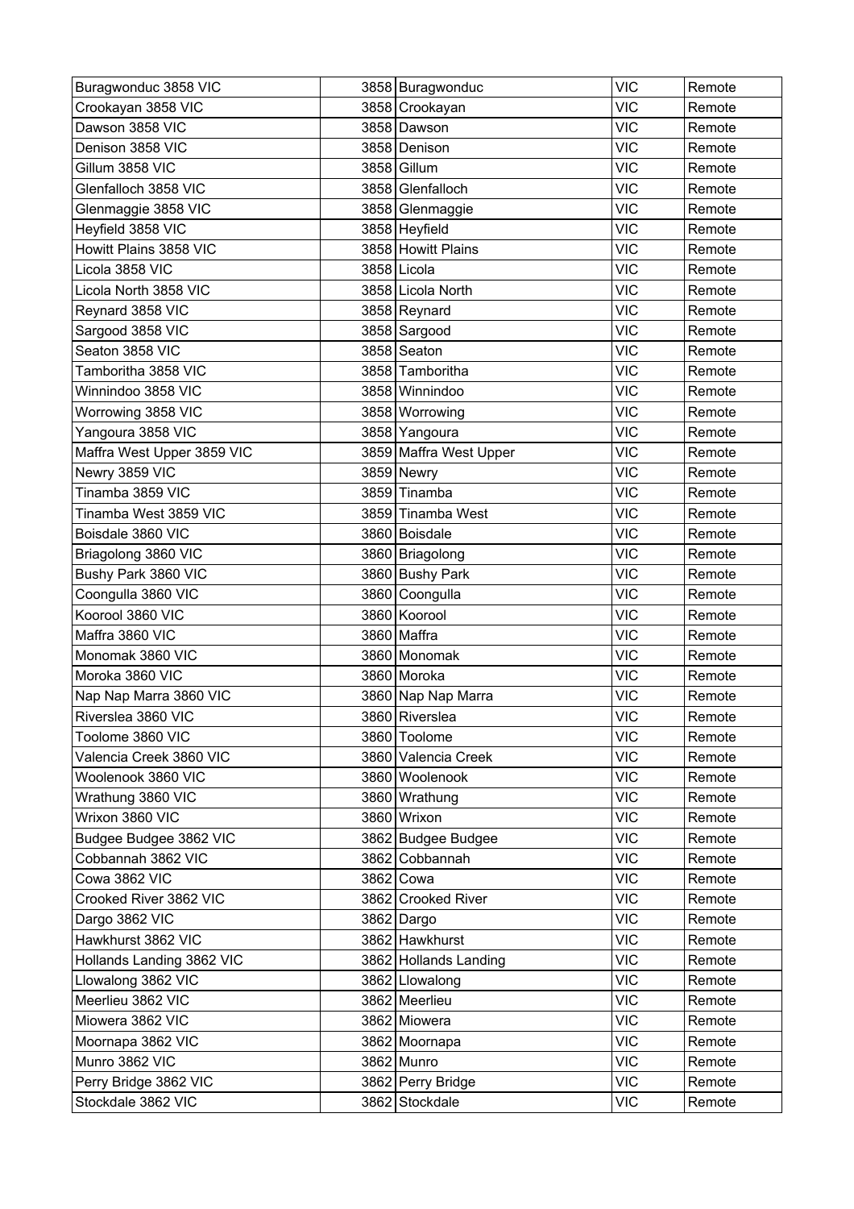| | | | | |
|---|---|---|---|---|
| Buragwonduc 3858 VIC | 3858 | Buragwonduc | VIC | Remote |
| Crookayan 3858 VIC | 3858 | Crookayan | VIC | Remote |
| Dawson 3858 VIC | 3858 | Dawson | VIC | Remote |
| Denison 3858 VIC | 3858 | Denison | VIC | Remote |
| Gillum 3858 VIC | 3858 | Gillum | VIC | Remote |
| Glenfalloch 3858 VIC | 3858 | Glenfalloch | VIC | Remote |
| Glenmaggie 3858 VIC | 3858 | Glenmaggie | VIC | Remote |
| Heyfield 3858 VIC | 3858 | Heyfield | VIC | Remote |
| Howitt Plains 3858 VIC | 3858 | Howitt Plains | VIC | Remote |
| Licola 3858 VIC | 3858 | Licola | VIC | Remote |
| Licola North 3858 VIC | 3858 | Licola North | VIC | Remote |
| Reynard 3858 VIC | 3858 | Reynard | VIC | Remote |
| Sargood 3858 VIC | 3858 | Sargood | VIC | Remote |
| Seaton 3858 VIC | 3858 | Seaton | VIC | Remote |
| Tamboritha 3858 VIC | 3858 | Tamboritha | VIC | Remote |
| Winnindoo 3858 VIC | 3858 | Winnindoo | VIC | Remote |
| Worrowing 3858 VIC | 3858 | Worrowing | VIC | Remote |
| Yangoura 3858 VIC | 3858 | Yangoura | VIC | Remote |
| Maffra West Upper 3859 VIC | 3859 | Maffra West Upper | VIC | Remote |
| Newry 3859 VIC | 3859 | Newry | VIC | Remote |
| Tinamba 3859 VIC | 3859 | Tinamba | VIC | Remote |
| Tinamba West 3859 VIC | 3859 | Tinamba West | VIC | Remote |
| Boisdale 3860 VIC | 3860 | Boisdale | VIC | Remote |
| Briagolong 3860 VIC | 3860 | Briagolong | VIC | Remote |
| Bushy Park 3860 VIC | 3860 | Bushy Park | VIC | Remote |
| Coongulla 3860 VIC | 3860 | Coongulla | VIC | Remote |
| Koorool 3860 VIC | 3860 | Koorool | VIC | Remote |
| Maffra 3860 VIC | 3860 | Maffra | VIC | Remote |
| Monomak 3860 VIC | 3860 | Monomak | VIC | Remote |
| Moroka 3860 VIC | 3860 | Moroka | VIC | Remote |
| Nap Nap Marra 3860 VIC | 3860 | Nap Nap Marra | VIC | Remote |
| Riverslea 3860 VIC | 3860 | Riverslea | VIC | Remote |
| Toolome 3860 VIC | 3860 | Toolome | VIC | Remote |
| Valencia Creek 3860 VIC | 3860 | Valencia Creek | VIC | Remote |
| Woolenook 3860 VIC | 3860 | Woolenook | VIC | Remote |
| Wrathung 3860 VIC | 3860 | Wrathung | VIC | Remote |
| Wrixon 3860 VIC | 3860 | Wrixon | VIC | Remote |
| Budgee Budgee 3862 VIC | 3862 | Budgee Budgee | VIC | Remote |
| Cobbannah 3862 VIC | 3862 | Cobbannah | VIC | Remote |
| Cowa 3862 VIC | 3862 | Cowa | VIC | Remote |
| Crooked River 3862 VIC | 3862 | Crooked River | VIC | Remote |
| Dargo 3862 VIC | 3862 | Dargo | VIC | Remote |
| Hawkhurst 3862 VIC | 3862 | Hawkhurst | VIC | Remote |
| Hollands Landing 3862 VIC | 3862 | Hollands Landing | VIC | Remote |
| Llowalong 3862 VIC | 3862 | Llowalong | VIC | Remote |
| Meerlieu 3862 VIC | 3862 | Meerlieu | VIC | Remote |
| Miowera 3862 VIC | 3862 | Miowera | VIC | Remote |
| Moornapa 3862 VIC | 3862 | Moornapa | VIC | Remote |
| Munro 3862 VIC | 3862 | Munro | VIC | Remote |
| Perry Bridge 3862 VIC | 3862 | Perry Bridge | VIC | Remote |
| Stockdale 3862 VIC | 3862 | Stockdale | VIC | Remote |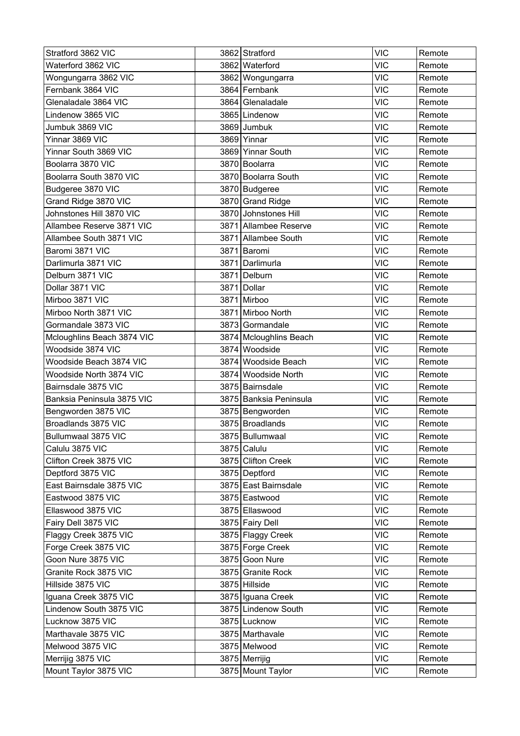| Stratford 3862 VIC | 3862 | Stratford | VIC | Remote |
|---|---|---|---|---|
| Waterford 3862 VIC | 3862 | Waterford | VIC | Remote |
| Wongungarra 3862 VIC | 3862 | Wongungarra | VIC | Remote |
| Fernbank 3864 VIC | 3864 | Fernbank | VIC | Remote |
| Glenaladale 3864 VIC | 3864 | Glenaladale | VIC | Remote |
| Lindenow 3865 VIC | 3865 | Lindenow | VIC | Remote |
| Jumbuk 3869 VIC | 3869 | Jumbuk | VIC | Remote |
| Yinnar 3869 VIC | 3869 | Yinnar | VIC | Remote |
| Yinnar South 3869 VIC | 3869 | Yinnar South | VIC | Remote |
| Boolarra 3870 VIC | 3870 | Boolarra | VIC | Remote |
| Boolarra South 3870 VIC | 3870 | Boolarra South | VIC | Remote |
| Budgeree 3870 VIC | 3870 | Budgeree | VIC | Remote |
| Grand Ridge 3870 VIC | 3870 | Grand Ridge | VIC | Remote |
| Johnstones Hill 3870 VIC | 3870 | Johnstones Hill | VIC | Remote |
| Allambee Reserve 3871 VIC | 3871 | Allambee Reserve | VIC | Remote |
| Allambee South 3871 VIC | 3871 | Allambee South | VIC | Remote |
| Baromi 3871 VIC | 3871 | Baromi | VIC | Remote |
| Darlimurla 3871 VIC | 3871 | Darlimurla | VIC | Remote |
| Delburn 3871 VIC | 3871 | Delburn | VIC | Remote |
| Dollar 3871 VIC | 3871 | Dollar | VIC | Remote |
| Mirboo 3871 VIC | 3871 | Mirboo | VIC | Remote |
| Mirboo North 3871 VIC | 3871 | Mirboo North | VIC | Remote |
| Gormandale 3873 VIC | 3873 | Gormandale | VIC | Remote |
| Mcloughlins Beach 3874 VIC | 3874 | Mcloughlins Beach | VIC | Remote |
| Woodside 3874 VIC | 3874 | Woodside | VIC | Remote |
| Woodside Beach 3874 VIC | 3874 | Woodside Beach | VIC | Remote |
| Woodside North 3874 VIC | 3874 | Woodside North | VIC | Remote |
| Bairnsdale 3875 VIC | 3875 | Bairnsdale | VIC | Remote |
| Banksia Peninsula 3875 VIC | 3875 | Banksia Peninsula | VIC | Remote |
| Bengworden 3875 VIC | 3875 | Bengworden | VIC | Remote |
| Broadlands 3875 VIC | 3875 | Broadlands | VIC | Remote |
| Bullumwaal 3875 VIC | 3875 | Bullumwaal | VIC | Remote |
| Calulu 3875 VIC | 3875 | Calulu | VIC | Remote |
| Clifton Creek 3875 VIC | 3875 | Clifton Creek | VIC | Remote |
| Deptford 3875 VIC | 3875 | Deptford | VIC | Remote |
| East Bairnsdale 3875 VIC | 3875 | East Bairnsdale | VIC | Remote |
| Eastwood 3875 VIC | 3875 | Eastwood | VIC | Remote |
| Ellaswood 3875 VIC | 3875 | Ellaswood | VIC | Remote |
| Fairy Dell 3875 VIC | 3875 | Fairy Dell | VIC | Remote |
| Flaggy Creek 3875 VIC | 3875 | Flaggy Creek | VIC | Remote |
| Forge Creek 3875 VIC | 3875 | Forge Creek | VIC | Remote |
| Goon Nure 3875 VIC | 3875 | Goon Nure | VIC | Remote |
| Granite Rock 3875 VIC | 3875 | Granite Rock | VIC | Remote |
| Hillside 3875 VIC | 3875 | Hillside | VIC | Remote |
| Iguana Creek 3875 VIC | 3875 | Iguana Creek | VIC | Remote |
| Lindenow South 3875 VIC | 3875 | Lindenow South | VIC | Remote |
| Lucknow 3875 VIC | 3875 | Lucknow | VIC | Remote |
| Marthavale 3875 VIC | 3875 | Marthavale | VIC | Remote |
| Melwood 3875 VIC | 3875 | Melwood | VIC | Remote |
| Merrijig 3875 VIC | 3875 | Merrijig | VIC | Remote |
| Mount Taylor 3875 VIC | 3875 | Mount Taylor | VIC | Remote |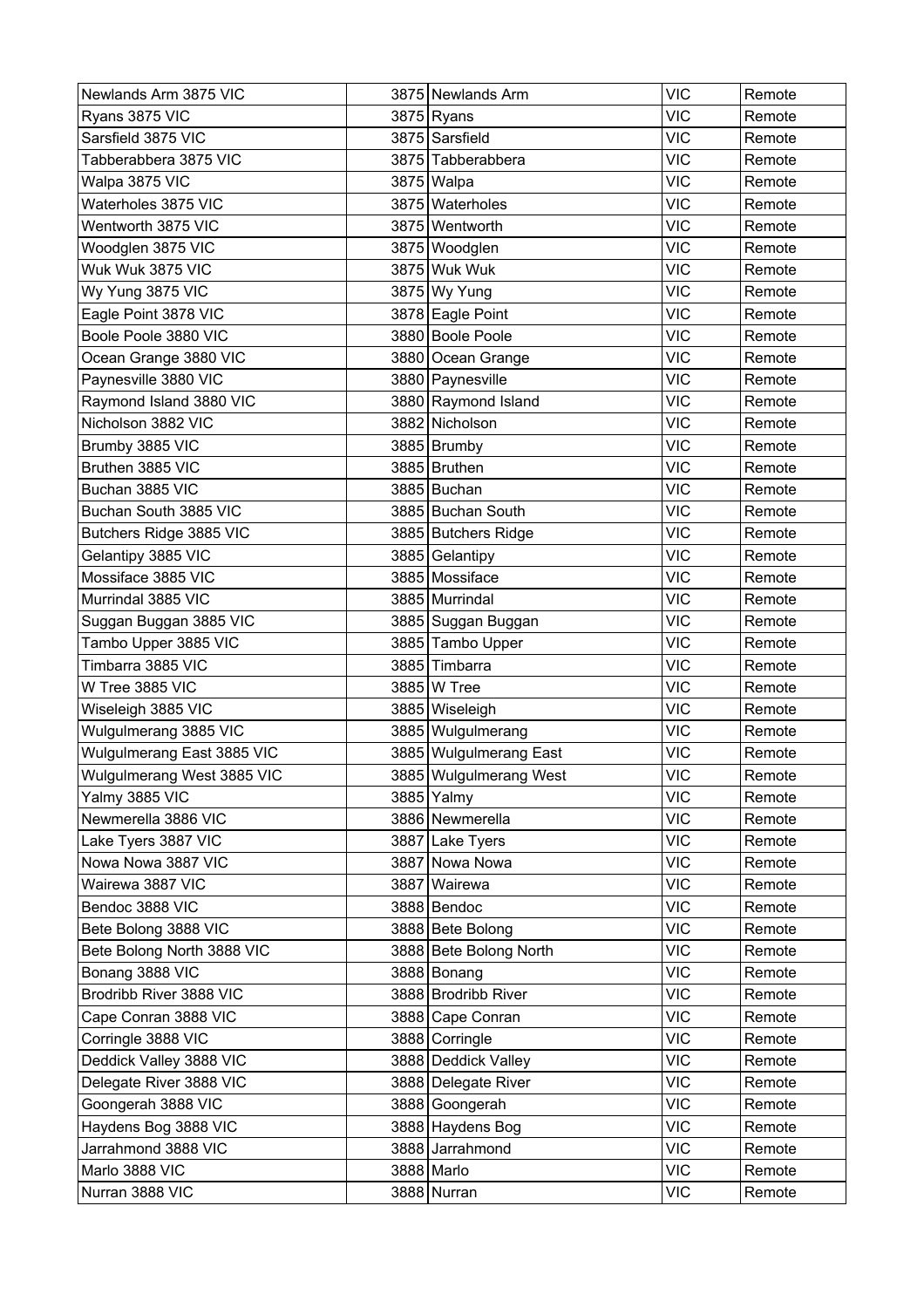| Newlands Arm 3875 VIC | 3875 | Newlands Arm | VIC | Remote |
|---|---|---|---|---|
| Ryans 3875 VIC | 3875 | Ryans | VIC | Remote |
| Sarsfield 3875 VIC | 3875 | Sarsfield | VIC | Remote |
| Tabberabbera 3875 VIC | 3875 | Tabberabbera | VIC | Remote |
| Walpa 3875 VIC | 3875 | Walpa | VIC | Remote |
| Waterholes 3875 VIC | 3875 | Waterholes | VIC | Remote |
| Wentworth 3875 VIC | 3875 | Wentworth | VIC | Remote |
| Woodglen 3875 VIC | 3875 | Woodglen | VIC | Remote |
| Wuk Wuk 3875 VIC | 3875 | Wuk Wuk | VIC | Remote |
| Wy Yung 3875 VIC | 3875 | Wy Yung | VIC | Remote |
| Eagle Point 3878 VIC | 3878 | Eagle Point | VIC | Remote |
| Boole Poole 3880 VIC | 3880 | Boole Poole | VIC | Remote |
| Ocean Grange 3880 VIC | 3880 | Ocean Grange | VIC | Remote |
| Paynesville 3880 VIC | 3880 | Paynesville | VIC | Remote |
| Raymond Island 3880 VIC | 3880 | Raymond Island | VIC | Remote |
| Nicholson 3882 VIC | 3882 | Nicholson | VIC | Remote |
| Brumby 3885 VIC | 3885 | Brumby | VIC | Remote |
| Bruthen 3885 VIC | 3885 | Bruthen | VIC | Remote |
| Buchan 3885 VIC | 3885 | Buchan | VIC | Remote |
| Buchan South 3885 VIC | 3885 | Buchan South | VIC | Remote |
| Butchers Ridge 3885 VIC | 3885 | Butchers Ridge | VIC | Remote |
| Gelantipy 3885 VIC | 3885 | Gelantipy | VIC | Remote |
| Mossiface 3885 VIC | 3885 | Mossiface | VIC | Remote |
| Murrindal 3885 VIC | 3885 | Murrindal | VIC | Remote |
| Suggan Buggan 3885 VIC | 3885 | Suggan Buggan | VIC | Remote |
| Tambo Upper 3885 VIC | 3885 | Tambo Upper | VIC | Remote |
| Timbarra 3885 VIC | 3885 | Timbarra | VIC | Remote |
| W Tree 3885 VIC | 3885 | W Tree | VIC | Remote |
| Wiseleigh 3885 VIC | 3885 | Wiseleigh | VIC | Remote |
| Wulgulmerang 3885 VIC | 3885 | Wulgulmerang | VIC | Remote |
| Wulgulmerang East 3885 VIC | 3885 | Wulgulmerang East | VIC | Remote |
| Wulgulmerang West 3885 VIC | 3885 | Wulgulmerang West | VIC | Remote |
| Yalmy 3885 VIC | 3885 | Yalmy | VIC | Remote |
| Newmerella 3886 VIC | 3886 | Newmerella | VIC | Remote |
| Lake Tyers 3887 VIC | 3887 | Lake Tyers | VIC | Remote |
| Nowa Nowa 3887 VIC | 3887 | Nowa Nowa | VIC | Remote |
| Wairewa 3887 VIC | 3887 | Wairewa | VIC | Remote |
| Bendoc 3888 VIC | 3888 | Bendoc | VIC | Remote |
| Bete Bolong 3888 VIC | 3888 | Bete Bolong | VIC | Remote |
| Bete Bolong North 3888 VIC | 3888 | Bete Bolong North | VIC | Remote |
| Bonang 3888 VIC | 3888 | Bonang | VIC | Remote |
| Brodribb River 3888 VIC | 3888 | Brodribb River | VIC | Remote |
| Cape Conran 3888 VIC | 3888 | Cape Conran | VIC | Remote |
| Corringle 3888 VIC | 3888 | Corringle | VIC | Remote |
| Deddick Valley 3888 VIC | 3888 | Deddick Valley | VIC | Remote |
| Delegate River 3888 VIC | 3888 | Delegate River | VIC | Remote |
| Goongerah 3888 VIC | 3888 | Goongerah | VIC | Remote |
| Haydens Bog 3888 VIC | 3888 | Haydens Bog | VIC | Remote |
| Jarrahmond 3888 VIC | 3888 | Jarrahmond | VIC | Remote |
| Marlo 3888 VIC | 3888 | Marlo | VIC | Remote |
| Nurran 3888 VIC | 3888 | Nurran | VIC | Remote |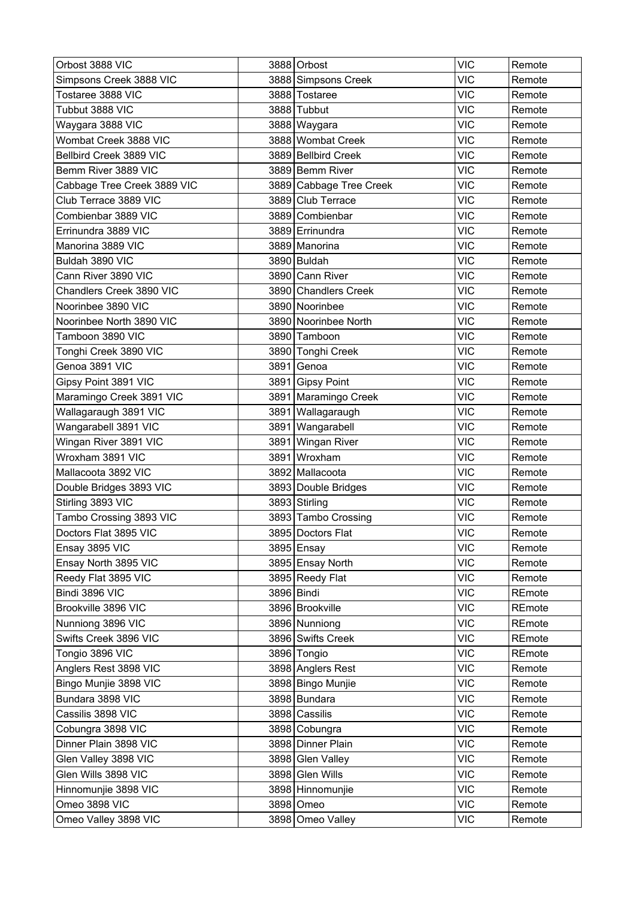| Orbost 3888 VIC | 3888 | Orbost | VIC | Remote |
|---|---|---|---|---|
| Simpsons Creek 3888 VIC | 3888 | Simpsons Creek | VIC | Remote |
| Tostaree 3888 VIC | 3888 | Tostaree | VIC | Remote |
| Tubbut 3888 VIC | 3888 | Tubbut | VIC | Remote |
| Waygara 3888 VIC | 3888 | Waygara | VIC | Remote |
| Wombat Creek 3888 VIC | 3888 | Wombat Creek | VIC | Remote |
| Bellbird Creek 3889 VIC | 3889 | Bellbird Creek | VIC | Remote |
| Bemm River 3889 VIC | 3889 | Bemm River | VIC | Remote |
| Cabbage Tree Creek 3889 VIC | 3889 | Cabbage Tree Creek | VIC | Remote |
| Club Terrace 3889 VIC | 3889 | Club Terrace | VIC | Remote |
| Combienbar 3889 VIC | 3889 | Combienbar | VIC | Remote |
| Errinundra 3889 VIC | 3889 | Errinundra | VIC | Remote |
| Manorina 3889 VIC | 3889 | Manorina | VIC | Remote |
| Buldah 3890 VIC | 3890 | Buldah | VIC | Remote |
| Cann River 3890 VIC | 3890 | Cann River | VIC | Remote |
| Chandlers Creek 3890 VIC | 3890 | Chandlers Creek | VIC | Remote |
| Noorinbee 3890 VIC | 3890 | Noorinbee | VIC | Remote |
| Noorinbee North 3890 VIC | 3890 | Noorinbee North | VIC | Remote |
| Tamboon 3890 VIC | 3890 | Tamboon | VIC | Remote |
| Tonghi Creek 3890 VIC | 3890 | Tonghi Creek | VIC | Remote |
| Genoa 3891 VIC | 3891 | Genoa | VIC | Remote |
| Gipsy Point 3891 VIC | 3891 | Gipsy Point | VIC | Remote |
| Maramingo Creek 3891 VIC | 3891 | Maramingo Creek | VIC | Remote |
| Wallagaraugh 3891 VIC | 3891 | Wallagaraugh | VIC | Remote |
| Wangarabell 3891 VIC | 3891 | Wangarabell | VIC | Remote |
| Wingan River 3891 VIC | 3891 | Wingan River | VIC | Remote |
| Wroxham 3891 VIC | 3891 | Wroxham | VIC | Remote |
| Mallacoota 3892 VIC | 3892 | Mallacoota | VIC | Remote |
| Double Bridges 3893 VIC | 3893 | Double Bridges | VIC | Remote |
| Stirling 3893 VIC | 3893 | Stirling | VIC | Remote |
| Tambo Crossing 3893 VIC | 3893 | Tambo Crossing | VIC | Remote |
| Doctors Flat 3895 VIC | 3895 | Doctors Flat | VIC | Remote |
| Ensay 3895 VIC | 3895 | Ensay | VIC | Remote |
| Ensay North 3895 VIC | 3895 | Ensay North | VIC | Remote |
| Reedy Flat 3895 VIC | 3895 | Reedy Flat | VIC | Remote |
| Bindi 3896 VIC | 3896 | Bindi | VIC | REmote |
| Brookville 3896 VIC | 3896 | Brookville | VIC | REmote |
| Nunniong 3896 VIC | 3896 | Nunniong | VIC | REmote |
| Swifts Creek 3896 VIC | 3896 | Swifts Creek | VIC | REmote |
| Tongio 3896 VIC | 3896 | Tongio | VIC | REmote |
| Anglers Rest 3898 VIC | 3898 | Anglers Rest | VIC | Remote |
| Bingo Munjie 3898 VIC | 3898 | Bingo Munjie | VIC | Remote |
| Bundara 3898 VIC | 3898 | Bundara | VIC | Remote |
| Cassilis 3898 VIC | 3898 | Cassilis | VIC | Remote |
| Cobungra 3898 VIC | 3898 | Cobungra | VIC | Remote |
| Dinner Plain 3898 VIC | 3898 | Dinner Plain | VIC | Remote |
| Glen Valley 3898 VIC | 3898 | Glen Valley | VIC | Remote |
| Glen Wills 3898 VIC | 3898 | Glen Wills | VIC | Remote |
| Hinnomunjie 3898 VIC | 3898 | Hinnomunjie | VIC | Remote |
| Omeo 3898 VIC | 3898 | Omeo | VIC | Remote |
| Omeo Valley 3898 VIC | 3898 | Omeo Valley | VIC | Remote |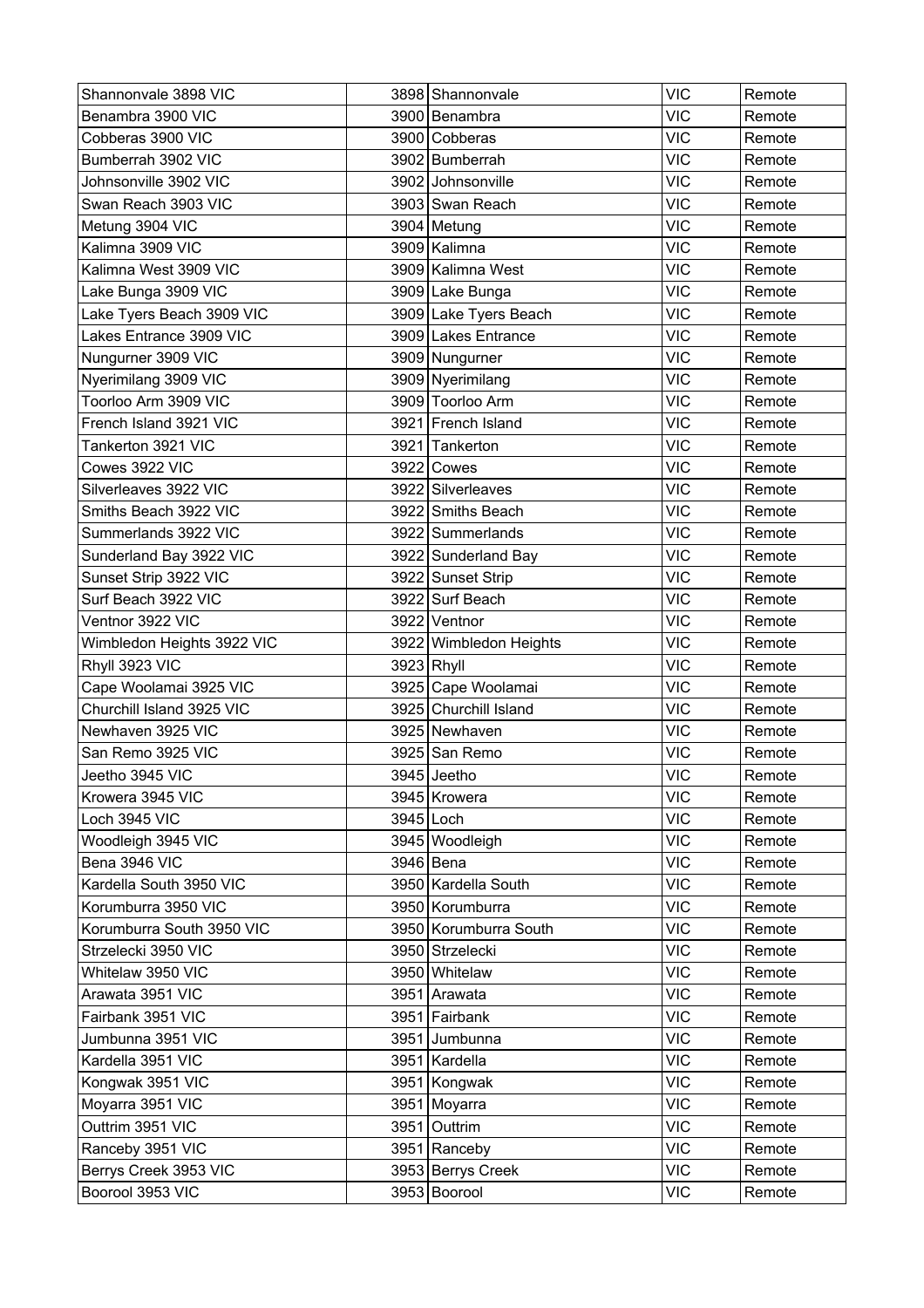| | | | | |
|---|---|---|---|---|
| Shannonvale 3898 VIC | 3898 | Shannonvale | VIC | Remote |
| Benambra 3900 VIC | 3900 | Benambra | VIC | Remote |
| Cobberas 3900 VIC | 3900 | Cobberas | VIC | Remote |
| Bumberrah 3902 VIC | 3902 | Bumberrah | VIC | Remote |
| Johnsonville 3902 VIC | 3902 | Johnsonville | VIC | Remote |
| Swan Reach 3903 VIC | 3903 | Swan Reach | VIC | Remote |
| Metung 3904 VIC | 3904 | Metung | VIC | Remote |
| Kalimna 3909 VIC | 3909 | Kalimna | VIC | Remote |
| Kalimna West 3909 VIC | 3909 | Kalimna West | VIC | Remote |
| Lake Bunga 3909 VIC | 3909 | Lake Bunga | VIC | Remote |
| Lake Tyers Beach 3909 VIC | 3909 | Lake Tyers Beach | VIC | Remote |
| Lakes Entrance 3909 VIC | 3909 | Lakes Entrance | VIC | Remote |
| Nungurner 3909 VIC | 3909 | Nungurner | VIC | Remote |
| Nyerimilang 3909 VIC | 3909 | Nyerimilang | VIC | Remote |
| Toorloo Arm 3909 VIC | 3909 | Toorloo Arm | VIC | Remote |
| French Island 3921 VIC | 3921 | French Island | VIC | Remote |
| Tankerton 3921 VIC | 3921 | Tankerton | VIC | Remote |
| Cowes 3922 VIC | 3922 | Cowes | VIC | Remote |
| Silverleaves 3922 VIC | 3922 | Silverleaves | VIC | Remote |
| Smiths Beach 3922 VIC | 3922 | Smiths Beach | VIC | Remote |
| Summerlands 3922 VIC | 3922 | Summerlands | VIC | Remote |
| Sunderland Bay 3922 VIC | 3922 | Sunderland Bay | VIC | Remote |
| Sunset Strip 3922 VIC | 3922 | Sunset Strip | VIC | Remote |
| Surf Beach 3922 VIC | 3922 | Surf Beach | VIC | Remote |
| Ventnor 3922 VIC | 3922 | Ventnor | VIC | Remote |
| Wimbledon Heights 3922 VIC | 3922 | Wimbledon Heights | VIC | Remote |
| Rhyll 3923 VIC | 3923 | Rhyll | VIC | Remote |
| Cape Woolamai 3925 VIC | 3925 | Cape Woolamai | VIC | Remote |
| Churchill Island 3925 VIC | 3925 | Churchill Island | VIC | Remote |
| Newhaven 3925 VIC | 3925 | Newhaven | VIC | Remote |
| San Remo 3925 VIC | 3925 | San Remo | VIC | Remote |
| Jeetho 3945 VIC | 3945 | Jeetho | VIC | Remote |
| Krowera 3945 VIC | 3945 | Krowera | VIC | Remote |
| Loch 3945 VIC | 3945 | Loch | VIC | Remote |
| Woodleigh 3945 VIC | 3945 | Woodleigh | VIC | Remote |
| Bena 3946 VIC | 3946 | Bena | VIC | Remote |
| Kardella South 3950 VIC | 3950 | Kardella South | VIC | Remote |
| Korumburra 3950 VIC | 3950 | Korumburra | VIC | Remote |
| Korumburra South 3950 VIC | 3950 | Korumburra South | VIC | Remote |
| Strzelecki 3950 VIC | 3950 | Strzelecki | VIC | Remote |
| Whitelaw 3950 VIC | 3950 | Whitelaw | VIC | Remote |
| Arawata 3951 VIC | 3951 | Arawata | VIC | Remote |
| Fairbank 3951 VIC | 3951 | Fairbank | VIC | Remote |
| Jumbunna 3951 VIC | 3951 | Jumbunna | VIC | Remote |
| Kardella 3951 VIC | 3951 | Kardella | VIC | Remote |
| Kongwak 3951 VIC | 3951 | Kongwak | VIC | Remote |
| Moyarra 3951 VIC | 3951 | Moyarra | VIC | Remote |
| Outtrim 3951 VIC | 3951 | Outtrim | VIC | Remote |
| Ranceby 3951 VIC | 3951 | Ranceby | VIC | Remote |
| Berrys Creek 3953 VIC | 3953 | Berrys Creek | VIC | Remote |
| Boorool 3953 VIC | 3953 | Boorool | VIC | Remote |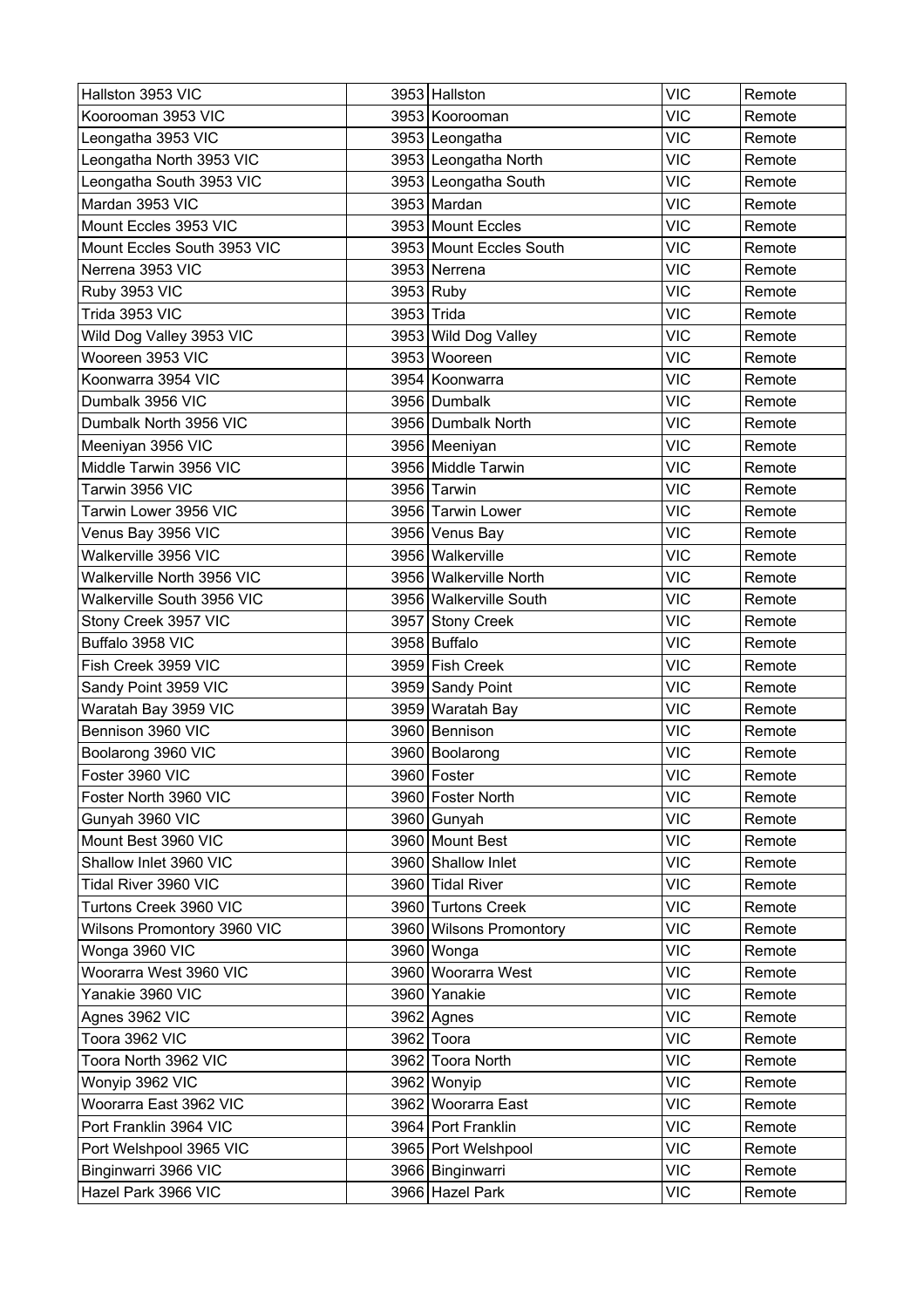| | | | | |
|---|---|---|---|---|
| Hallston 3953 VIC | 3953 | Hallston | VIC | Remote |
| Koorooman 3953 VIC | 3953 | Koorooman | VIC | Remote |
| Leongatha 3953 VIC | 3953 | Leongatha | VIC | Remote |
| Leongatha North 3953 VIC | 3953 | Leongatha North | VIC | Remote |
| Leongatha South 3953 VIC | 3953 | Leongatha South | VIC | Remote |
| Mardan 3953 VIC | 3953 | Mardan | VIC | Remote |
| Mount Eccles 3953 VIC | 3953 | Mount Eccles | VIC | Remote |
| Mount Eccles South 3953 VIC | 3953 | Mount Eccles South | VIC | Remote |
| Nerrena 3953 VIC | 3953 | Nerrena | VIC | Remote |
| Ruby 3953 VIC | 3953 | Ruby | VIC | Remote |
| Trida 3953 VIC | 3953 | Trida | VIC | Remote |
| Wild Dog Valley 3953 VIC | 3953 | Wild Dog Valley | VIC | Remote |
| Wooreen 3953 VIC | 3953 | Wooreen | VIC | Remote |
| Koonwarra 3954 VIC | 3954 | Koonwarra | VIC | Remote |
| Dumbalk 3956 VIC | 3956 | Dumbalk | VIC | Remote |
| Dumbalk North 3956 VIC | 3956 | Dumbalk North | VIC | Remote |
| Meeniyan 3956 VIC | 3956 | Meeniyan | VIC | Remote |
| Middle Tarwin 3956 VIC | 3956 | Middle Tarwin | VIC | Remote |
| Tarwin 3956 VIC | 3956 | Tarwin | VIC | Remote |
| Tarwin Lower 3956 VIC | 3956 | Tarwin Lower | VIC | Remote |
| Venus Bay 3956 VIC | 3956 | Venus Bay | VIC | Remote |
| Walkerville 3956 VIC | 3956 | Walkerville | VIC | Remote |
| Walkerville North 3956 VIC | 3956 | Walkerville North | VIC | Remote |
| Walkerville South 3956 VIC | 3956 | Walkerville South | VIC | Remote |
| Stony Creek 3957 VIC | 3957 | Stony Creek | VIC | Remote |
| Buffalo 3958 VIC | 3958 | Buffalo | VIC | Remote |
| Fish Creek 3959 VIC | 3959 | Fish Creek | VIC | Remote |
| Sandy Point 3959 VIC | 3959 | Sandy Point | VIC | Remote |
| Waratah Bay 3959 VIC | 3959 | Waratah Bay | VIC | Remote |
| Bennison 3960 VIC | 3960 | Bennison | VIC | Remote |
| Boolarong 3960 VIC | 3960 | Boolarong | VIC | Remote |
| Foster 3960 VIC | 3960 | Foster | VIC | Remote |
| Foster North 3960 VIC | 3960 | Foster North | VIC | Remote |
| Gunyah 3960 VIC | 3960 | Gunyah | VIC | Remote |
| Mount Best 3960 VIC | 3960 | Mount Best | VIC | Remote |
| Shallow Inlet 3960 VIC | 3960 | Shallow Inlet | VIC | Remote |
| Tidal River 3960 VIC | 3960 | Tidal River | VIC | Remote |
| Turtons Creek 3960 VIC | 3960 | Turtons Creek | VIC | Remote |
| Wilsons Promontory 3960 VIC | 3960 | Wilsons Promontory | VIC | Remote |
| Wonga 3960 VIC | 3960 | Wonga | VIC | Remote |
| Woorarra West 3960 VIC | 3960 | Woorarra West | VIC | Remote |
| Yanakie 3960 VIC | 3960 | Yanakie | VIC | Remote |
| Agnes 3962 VIC | 3962 | Agnes | VIC | Remote |
| Toora 3962 VIC | 3962 | Toora | VIC | Remote |
| Toora North 3962 VIC | 3962 | Toora North | VIC | Remote |
| Wonyip 3962 VIC | 3962 | Wonyip | VIC | Remote |
| Woorarra East 3962 VIC | 3962 | Woorarra East | VIC | Remote |
| Port Franklin 3964 VIC | 3964 | Port Franklin | VIC | Remote |
| Port Welshpool 3965 VIC | 3965 | Port Welshpool | VIC | Remote |
| Binginwarri 3966 VIC | 3966 | Binginwarri | VIC | Remote |
| Hazel Park 3966 VIC | 3966 | Hazel Park | VIC | Remote |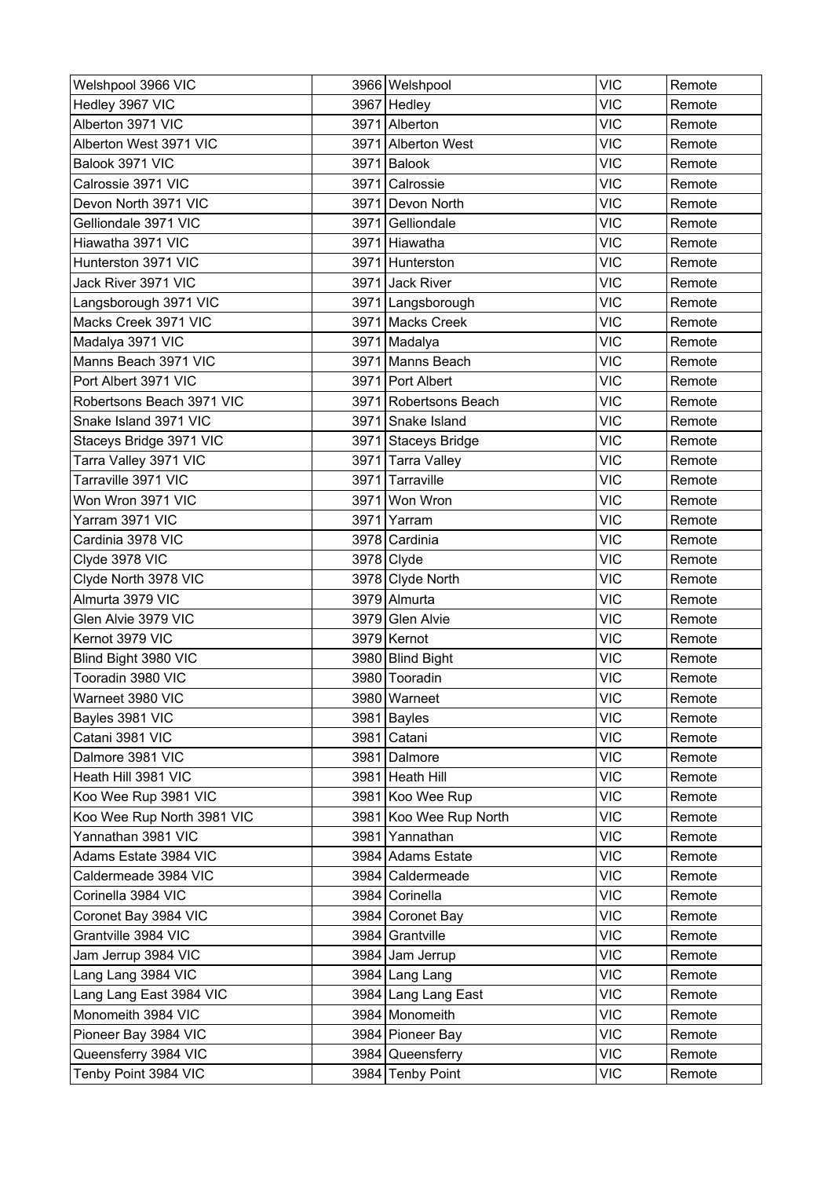| Welshpool 3966 VIC | 3966 | Welshpool | VIC | Remote |
|---|---|---|---|---|
| Hedley 3967 VIC | 3967 | Hedley | VIC | Remote |
| Alberton 3971 VIC | 3971 | Alberton | VIC | Remote |
| Alberton West 3971 VIC | 3971 | Alberton West | VIC | Remote |
| Balook 3971 VIC | 3971 | Balook | VIC | Remote |
| Calrossie 3971 VIC | 3971 | Calrossie | VIC | Remote |
| Devon North 3971 VIC | 3971 | Devon North | VIC | Remote |
| Gelliondale 3971 VIC | 3971 | Gelliondale | VIC | Remote |
| Hiawatha 3971 VIC | 3971 | Hiawatha | VIC | Remote |
| Hunterston 3971 VIC | 3971 | Hunterston | VIC | Remote |
| Jack River 3971 VIC | 3971 | Jack River | VIC | Remote |
| Langsborough 3971 VIC | 3971 | Langsborough | VIC | Remote |
| Macks Creek 3971 VIC | 3971 | Macks Creek | VIC | Remote |
| Madalya 3971 VIC | 3971 | Madalya | VIC | Remote |
| Manns Beach 3971 VIC | 3971 | Manns Beach | VIC | Remote |
| Port Albert 3971 VIC | 3971 | Port Albert | VIC | Remote |
| Robertsons Beach 3971 VIC | 3971 | Robertsons Beach | VIC | Remote |
| Snake Island 3971 VIC | 3971 | Snake Island | VIC | Remote |
| Staceys Bridge 3971 VIC | 3971 | Staceys Bridge | VIC | Remote |
| Tarra Valley 3971 VIC | 3971 | Tarra Valley | VIC | Remote |
| Tarraville 3971 VIC | 3971 | Tarraville | VIC | Remote |
| Won Wron 3971 VIC | 3971 | Won Wron | VIC | Remote |
| Yarram 3971 VIC | 3971 | Yarram | VIC | Remote |
| Cardinia 3978 VIC | 3978 | Cardinia | VIC | Remote |
| Clyde 3978 VIC | 3978 | Clyde | VIC | Remote |
| Clyde North 3978 VIC | 3978 | Clyde North | VIC | Remote |
| Almurta 3979 VIC | 3979 | Almurta | VIC | Remote |
| Glen Alvie 3979 VIC | 3979 | Glen Alvie | VIC | Remote |
| Kernot 3979 VIC | 3979 | Kernot | VIC | Remote |
| Blind Bight 3980 VIC | 3980 | Blind Bight | VIC | Remote |
| Tooradin 3980 VIC | 3980 | Tooradin | VIC | Remote |
| Warneet 3980 VIC | 3980 | Warneet | VIC | Remote |
| Bayles 3981 VIC | 3981 | Bayles | VIC | Remote |
| Catani 3981 VIC | 3981 | Catani | VIC | Remote |
| Dalmore 3981 VIC | 3981 | Dalmore | VIC | Remote |
| Heath Hill 3981 VIC | 3981 | Heath Hill | VIC | Remote |
| Koo Wee Rup 3981 VIC | 3981 | Koo Wee Rup | VIC | Remote |
| Koo Wee Rup North 3981 VIC | 3981 | Koo Wee Rup North | VIC | Remote |
| Yannathan 3981 VIC | 3981 | Yannathan | VIC | Remote |
| Adams Estate 3984 VIC | 3984 | Adams Estate | VIC | Remote |
| Caldermeade 3984 VIC | 3984 | Caldermeade | VIC | Remote |
| Corinella 3984 VIC | 3984 | Corinella | VIC | Remote |
| Coronet Bay 3984 VIC | 3984 | Coronet Bay | VIC | Remote |
| Grantville 3984 VIC | 3984 | Grantville | VIC | Remote |
| Jam Jerrup 3984 VIC | 3984 | Jam Jerrup | VIC | Remote |
| Lang Lang 3984 VIC | 3984 | Lang Lang | VIC | Remote |
| Lang Lang East 3984 VIC | 3984 | Lang Lang East | VIC | Remote |
| Monomeith 3984 VIC | 3984 | Monomeith | VIC | Remote |
| Pioneer Bay 3984 VIC | 3984 | Pioneer Bay | VIC | Remote |
| Queensferry 3984 VIC | 3984 | Queensferry | VIC | Remote |
| Tenby Point 3984 VIC | 3984 | Tenby Point | VIC | Remote |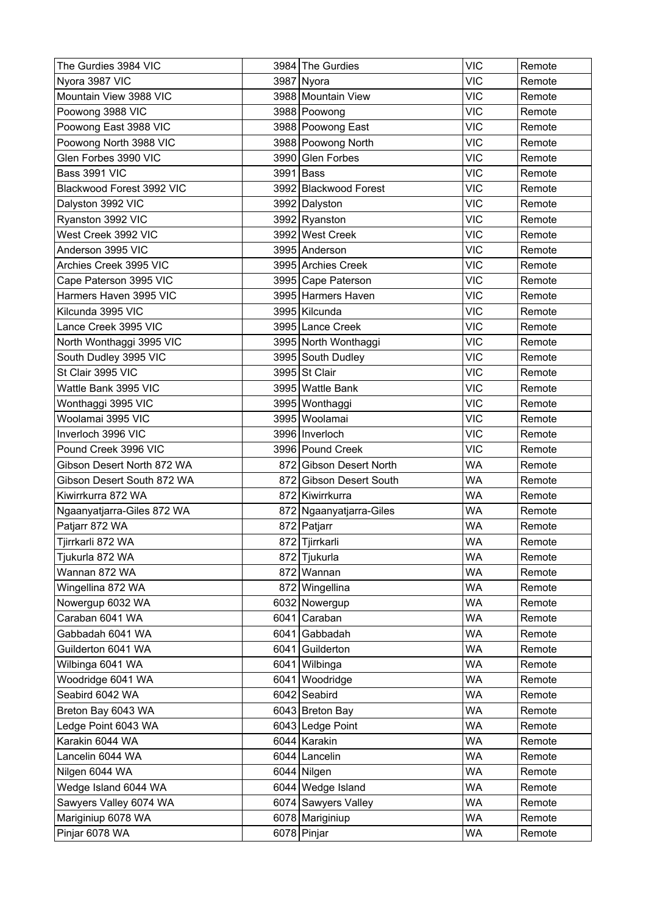| The Gurdies 3984 VIC | 3984 | The Gurdies | VIC | Remote |
|---|---|---|---|---|
| Nyora 3987 VIC | 3987 | Nyora | VIC | Remote |
| Mountain View 3988 VIC | 3988 | Mountain View | VIC | Remote |
| Poowong 3988 VIC | 3988 | Poowong | VIC | Remote |
| Poowong East 3988 VIC | 3988 | Poowong East | VIC | Remote |
| Poowong North 3988 VIC | 3988 | Poowong North | VIC | Remote |
| Glen Forbes 3990 VIC | 3990 | Glen Forbes | VIC | Remote |
| Bass 3991 VIC | 3991 | Bass | VIC | Remote |
| Blackwood Forest 3992 VIC | 3992 | Blackwood Forest | VIC | Remote |
| Dalyston 3992 VIC | 3992 | Dalyston | VIC | Remote |
| Ryanston 3992 VIC | 3992 | Ryanston | VIC | Remote |
| West Creek 3992 VIC | 3992 | West Creek | VIC | Remote |
| Anderson 3995 VIC | 3995 | Anderson | VIC | Remote |
| Archies Creek 3995 VIC | 3995 | Archies Creek | VIC | Remote |
| Cape Paterson 3995 VIC | 3995 | Cape Paterson | VIC | Remote |
| Harmers Haven 3995 VIC | 3995 | Harmers Haven | VIC | Remote |
| Kilcunda 3995 VIC | 3995 | Kilcunda | VIC | Remote |
| Lance Creek 3995 VIC | 3995 | Lance Creek | VIC | Remote |
| North Wonthaggi 3995 VIC | 3995 | North Wonthaggi | VIC | Remote |
| South Dudley 3995 VIC | 3995 | South Dudley | VIC | Remote |
| St Clair 3995 VIC | 3995 | St Clair | VIC | Remote |
| Wattle Bank 3995 VIC | 3995 | Wattle Bank | VIC | Remote |
| Wonthaggi 3995 VIC | 3995 | Wonthaggi | VIC | Remote |
| Woolamai 3995 VIC | 3995 | Woolamai | VIC | Remote |
| Inverloch 3996 VIC | 3996 | Inverloch | VIC | Remote |
| Pound Creek 3996 VIC | 3996 | Pound Creek | VIC | Remote |
| Gibson Desert North 872 WA | 872 | Gibson Desert North | WA | Remote |
| Gibson Desert South 872 WA | 872 | Gibson Desert South | WA | Remote |
| Kiwirrkurra 872 WA | 872 | Kiwirrkurra | WA | Remote |
| Ngaanyatjarra-Giles 872 WA | 872 | Ngaanyatjarra-Giles | WA | Remote |
| Patjarr 872 WA | 872 | Patjarr | WA | Remote |
| Tjirrkarli 872 WA | 872 | Tjirrkarli | WA | Remote |
| Tjukurla 872 WA | 872 | Tjukurla | WA | Remote |
| Wannan 872 WA | 872 | Wannan | WA | Remote |
| Wingellina 872 WA | 872 | Wingellina | WA | Remote |
| Nowergup 6032 WA | 6032 | Nowergup | WA | Remote |
| Caraban 6041 WA | 6041 | Caraban | WA | Remote |
| Gabbadah 6041 WA | 6041 | Gabbadah | WA | Remote |
| Guilderton 6041 WA | 6041 | Guilderton | WA | Remote |
| Wilbinga 6041 WA | 6041 | Wilbinga | WA | Remote |
| Woodridge 6041 WA | 6041 | Woodridge | WA | Remote |
| Seabird 6042 WA | 6042 | Seabird | WA | Remote |
| Breton Bay 6043 WA | 6043 | Breton Bay | WA | Remote |
| Ledge Point 6043 WA | 6043 | Ledge Point | WA | Remote |
| Karakin 6044 WA | 6044 | Karakin | WA | Remote |
| Lancelin 6044 WA | 6044 | Lancelin | WA | Remote |
| Nilgen 6044 WA | 6044 | Nilgen | WA | Remote |
| Wedge Island 6044 WA | 6044 | Wedge Island | WA | Remote |
| Sawyers Valley 6074 WA | 6074 | Sawyers Valley | WA | Remote |
| Mariginiup 6078 WA | 6078 | Mariginiup | WA | Remote |
| Pinjar 6078 WA | 6078 | Pinjar | WA | Remote |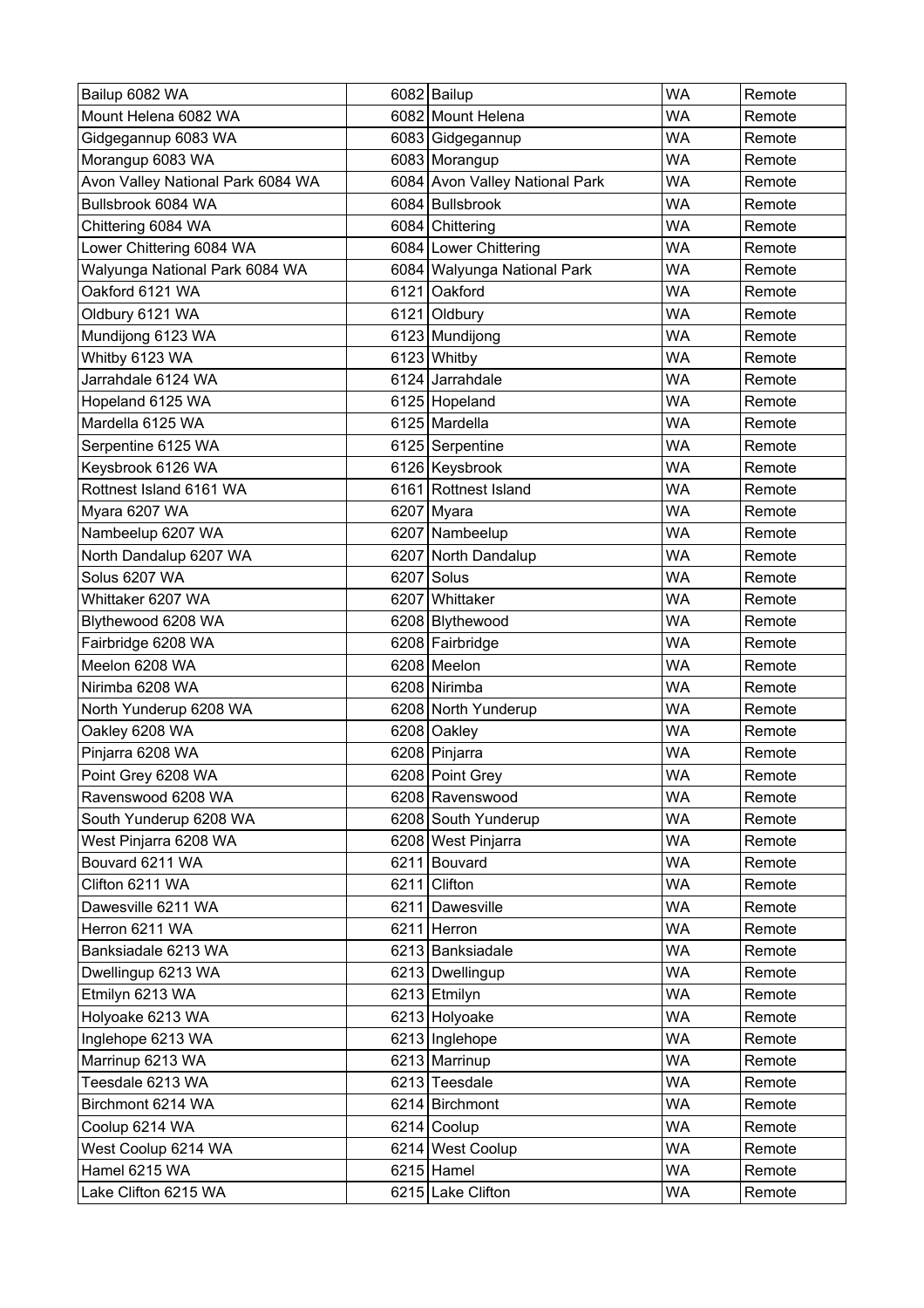| | | | |
|---|---|---|---|
| Bailup 6082 WA | 6082 | Bailup | WA | Remote |
| Mount Helena 6082 WA | 6082 | Mount Helena | WA | Remote |
| Gidgegannup 6083 WA | 6083 | Gidgegannup | WA | Remote |
| Morangup 6083 WA | 6083 | Morangup | WA | Remote |
| Avon Valley National Park 6084 WA | 6084 | Avon Valley National Park | WA | Remote |
| Bullsbrook 6084 WA | 6084 | Bullsbrook | WA | Remote |
| Chittering 6084 WA | 6084 | Chittering | WA | Remote |
| Lower Chittering 6084 WA | 6084 | Lower Chittering | WA | Remote |
| Walyunga National Park 6084 WA | 6084 | Walyunga National Park | WA | Remote |
| Oakford 6121 WA | 6121 | Oakford | WA | Remote |
| Oldbury 6121 WA | 6121 | Oldbury | WA | Remote |
| Mundijong 6123 WA | 6123 | Mundijong | WA | Remote |
| Whitby 6123 WA | 6123 | Whitby | WA | Remote |
| Jarrahdale 6124 WA | 6124 | Jarrahdale | WA | Remote |
| Hopeland 6125 WA | 6125 | Hopeland | WA | Remote |
| Mardella 6125 WA | 6125 | Mardella | WA | Remote |
| Serpentine 6125 WA | 6125 | Serpentine | WA | Remote |
| Keysbrook 6126 WA | 6126 | Keysbrook | WA | Remote |
| Rottnest Island 6161 WA | 6161 | Rottnest Island | WA | Remote |
| Myara 6207 WA | 6207 | Myara | WA | Remote |
| Nambeelup 6207 WA | 6207 | Nambeelup | WA | Remote |
| North Dandalup 6207 WA | 6207 | North Dandalup | WA | Remote |
| Solus 6207 WA | 6207 | Solus | WA | Remote |
| Whittaker 6207 WA | 6207 | Whittaker | WA | Remote |
| Blythewood 6208 WA | 6208 | Blythewood | WA | Remote |
| Fairbridge 6208 WA | 6208 | Fairbridge | WA | Remote |
| Meelon 6208 WA | 6208 | Meelon | WA | Remote |
| Nirimba 6208 WA | 6208 | Nirimba | WA | Remote |
| North Yunderup 6208 WA | 6208 | North Yunderup | WA | Remote |
| Oakley 6208 WA | 6208 | Oakley | WA | Remote |
| Pinjarra 6208 WA | 6208 | Pinjarra | WA | Remote |
| Point Grey 6208 WA | 6208 | Point Grey | WA | Remote |
| Ravenswood 6208 WA | 6208 | Ravenswood | WA | Remote |
| South Yunderup 6208 WA | 6208 | South Yunderup | WA | Remote |
| West Pinjarra 6208 WA | 6208 | West Pinjarra | WA | Remote |
| Bouvard 6211 WA | 6211 | Bouvard | WA | Remote |
| Clifton 6211 WA | 6211 | Clifton | WA | Remote |
| Dawesville 6211 WA | 6211 | Dawesville | WA | Remote |
| Herron 6211 WA | 6211 | Herron | WA | Remote |
| Banksiadale 6213 WA | 6213 | Banksiadale | WA | Remote |
| Dwellingup 6213 WA | 6213 | Dwellingup | WA | Remote |
| Etmilyn 6213 WA | 6213 | Etmilyn | WA | Remote |
| Holyoake 6213 WA | 6213 | Holyoake | WA | Remote |
| Inglehope 6213 WA | 6213 | Inglehope | WA | Remote |
| Marrinup 6213 WA | 6213 | Marrinup | WA | Remote |
| Teesdale 6213 WA | 6213 | Teesdale | WA | Remote |
| Birchmont 6214 WA | 6214 | Birchmont | WA | Remote |
| Coolup 6214 WA | 6214 | Coolup | WA | Remote |
| West Coolup 6214 WA | 6214 | West Coolup | WA | Remote |
| Hamel 6215 WA | 6215 | Hamel | WA | Remote |
| Lake Clifton 6215 WA | 6215 | Lake Clifton | WA | Remote |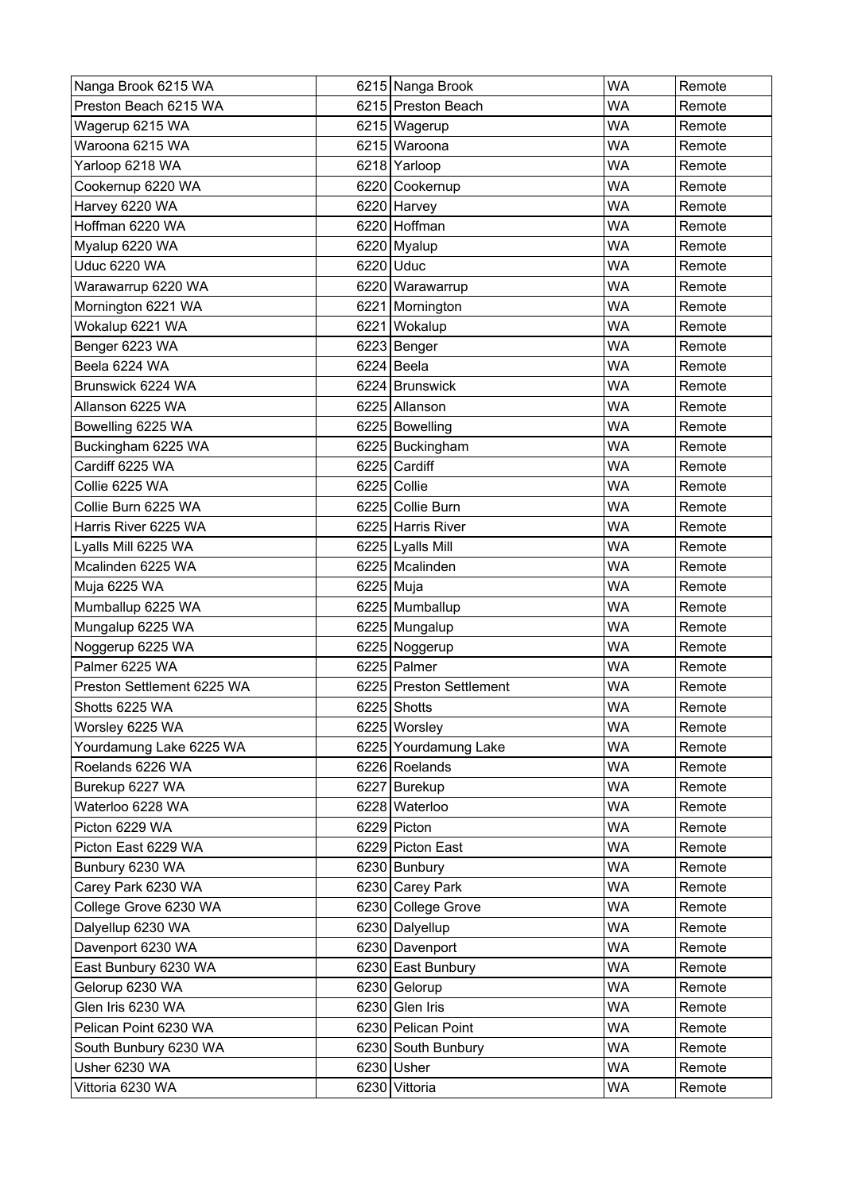| Nanga Brook 6215 WA | 6215 | Nanga Brook | WA | Remote |
|---|---|---|---|---|
| Preston Beach 6215 WA | 6215 | Preston Beach | WA | Remote |
| Wagerup 6215 WA | 6215 | Wagerup | WA | Remote |
| Waroona 6215 WA | 6215 | Waroona | WA | Remote |
| Yarloop 6218 WA | 6218 | Yarloop | WA | Remote |
| Cookernup 6220 WA | 6220 | Cookernup | WA | Remote |
| Harvey 6220 WA | 6220 | Harvey | WA | Remote |
| Hoffman 6220 WA | 6220 | Hoffman | WA | Remote |
| Myalup 6220 WA | 6220 | Myalup | WA | Remote |
| Uduc 6220 WA | 6220 | Uduc | WA | Remote |
| Warawarrup 6220 WA | 6220 | Warawarrup | WA | Remote |
| Mornington 6221 WA | 6221 | Mornington | WA | Remote |
| Wokalup 6221 WA | 6221 | Wokalup | WA | Remote |
| Benger 6223 WA | 6223 | Benger | WA | Remote |
| Beela 6224 WA | 6224 | Beela | WA | Remote |
| Brunswick 6224 WA | 6224 | Brunswick | WA | Remote |
| Allanson 6225 WA | 6225 | Allanson | WA | Remote |
| Bowelling 6225 WA | 6225 | Bowelling | WA | Remote |
| Buckingham 6225 WA | 6225 | Buckingham | WA | Remote |
| Cardiff 6225 WA | 6225 | Cardiff | WA | Remote |
| Collie 6225 WA | 6225 | Collie | WA | Remote |
| Collie Burn 6225 WA | 6225 | Collie Burn | WA | Remote |
| Harris River 6225 WA | 6225 | Harris River | WA | Remote |
| Lyalls Mill 6225 WA | 6225 | Lyalls Mill | WA | Remote |
| Mcalinden 6225 WA | 6225 | Mcalinden | WA | Remote |
| Muja 6225 WA | 6225 | Muja | WA | Remote |
| Mumballup 6225 WA | 6225 | Mumballup | WA | Remote |
| Mungalup 6225 WA | 6225 | Mungalup | WA | Remote |
| Noggerup 6225 WA | 6225 | Noggerup | WA | Remote |
| Palmer 6225 WA | 6225 | Palmer | WA | Remote |
| Preston Settlement 6225 WA | 6225 | Preston Settlement | WA | Remote |
| Shotts 6225 WA | 6225 | Shotts | WA | Remote |
| Worsley 6225 WA | 6225 | Worsley | WA | Remote |
| Yourdamung Lake 6225 WA | 6225 | Yourdamung Lake | WA | Remote |
| Roelands 6226 WA | 6226 | Roelands | WA | Remote |
| Burekup 6227 WA | 6227 | Burekup | WA | Remote |
| Waterloo 6228 WA | 6228 | Waterloo | WA | Remote |
| Picton 6229 WA | 6229 | Picton | WA | Remote |
| Picton East 6229 WA | 6229 | Picton East | WA | Remote |
| Bunbury 6230 WA | 6230 | Bunbury | WA | Remote |
| Carey Park 6230 WA | 6230 | Carey Park | WA | Remote |
| College Grove 6230 WA | 6230 | College Grove | WA | Remote |
| Dalyellup 6230 WA | 6230 | Dalyellup | WA | Remote |
| Davenport 6230 WA | 6230 | Davenport | WA | Remote |
| East Bunbury 6230 WA | 6230 | East Bunbury | WA | Remote |
| Gelorup 6230 WA | 6230 | Gelorup | WA | Remote |
| Glen Iris 6230 WA | 6230 | Glen Iris | WA | Remote |
| Pelican Point 6230 WA | 6230 | Pelican Point | WA | Remote |
| South Bunbury 6230 WA | 6230 | South Bunbury | WA | Remote |
| Usher 6230 WA | 6230 | Usher | WA | Remote |
| Vittoria 6230 WA | 6230 | Vittoria | WA | Remote |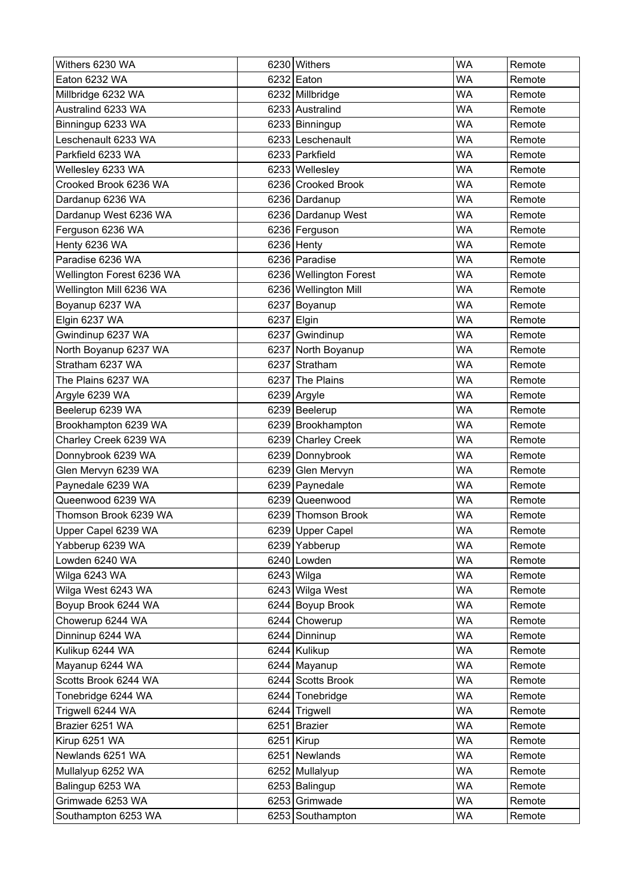| Withers 6230 WA | 6230 | Withers | WA | Remote |
|---|---|---|---|---|
| Eaton 6232 WA | 6232 | Eaton | WA | Remote |
| Millbridge 6232 WA | 6232 | Millbridge | WA | Remote |
| Australind 6233 WA | 6233 | Australind | WA | Remote |
| Binningup 6233 WA | 6233 | Binningup | WA | Remote |
| Leschenault 6233 WA | 6233 | Leschenault | WA | Remote |
| Parkfield 6233 WA | 6233 | Parkfield | WA | Remote |
| Wellesley 6233 WA | 6233 | Wellesley | WA | Remote |
| Crooked Brook 6236 WA | 6236 | Crooked Brook | WA | Remote |
| Dardanup 6236 WA | 6236 | Dardanup | WA | Remote |
| Dardanup West 6236 WA | 6236 | Dardanup West | WA | Remote |
| Ferguson 6236 WA | 6236 | Ferguson | WA | Remote |
| Henty 6236 WA | 6236 | Henty | WA | Remote |
| Paradise 6236 WA | 6236 | Paradise | WA | Remote |
| Wellington Forest 6236 WA | 6236 | Wellington Forest | WA | Remote |
| Wellington Mill 6236 WA | 6236 | Wellington Mill | WA | Remote |
| Boyanup 6237 WA | 6237 | Boyanup | WA | Remote |
| Elgin 6237 WA | 6237 | Elgin | WA | Remote |
| Gwindinup 6237 WA | 6237 | Gwindinup | WA | Remote |
| North Boyanup 6237 WA | 6237 | North Boyanup | WA | Remote |
| Stratham 6237 WA | 6237 | Stratham | WA | Remote |
| The Plains 6237 WA | 6237 | The Plains | WA | Remote |
| Argyle 6239 WA | 6239 | Argyle | WA | Remote |
| Beelerup 6239 WA | 6239 | Beelerup | WA | Remote |
| Brookhampton 6239 WA | 6239 | Brookhampton | WA | Remote |
| Charley Creek 6239 WA | 6239 | Charley Creek | WA | Remote |
| Donnybrook 6239 WA | 6239 | Donnybrook | WA | Remote |
| Glen Mervyn 6239 WA | 6239 | Glen Mervyn | WA | Remote |
| Paynedale 6239 WA | 6239 | Paynedale | WA | Remote |
| Queenwood 6239 WA | 6239 | Queenwood | WA | Remote |
| Thomson Brook 6239 WA | 6239 | Thomson Brook | WA | Remote |
| Upper Capel 6239 WA | 6239 | Upper Capel | WA | Remote |
| Yabberup 6239 WA | 6239 | Yabberup | WA | Remote |
| Lowden 6240 WA | 6240 | Lowden | WA | Remote |
| Wilga 6243 WA | 6243 | Wilga | WA | Remote |
| Wilga West 6243 WA | 6243 | Wilga West | WA | Remote |
| Boyup Brook 6244 WA | 6244 | Boyup Brook | WA | Remote |
| Chowerup 6244 WA | 6244 | Chowerup | WA | Remote |
| Dinninup 6244 WA | 6244 | Dinninup | WA | Remote |
| Kulikup 6244 WA | 6244 | Kulikup | WA | Remote |
| Mayanup 6244 WA | 6244 | Mayanup | WA | Remote |
| Scotts Brook 6244 WA | 6244 | Scotts Brook | WA | Remote |
| Tonebridge 6244 WA | 6244 | Tonebridge | WA | Remote |
| Trigwell 6244 WA | 6244 | Trigwell | WA | Remote |
| Brazier 6251 WA | 6251 | Brazier | WA | Remote |
| Kirup 6251 WA | 6251 | Kirup | WA | Remote |
| Newlands 6251 WA | 6251 | Newlands | WA | Remote |
| Mullalyup 6252 WA | 6252 | Mullalyup | WA | Remote |
| Balingup 6253 WA | 6253 | Balingup | WA | Remote |
| Grimwade 6253 WA | 6253 | Grimwade | WA | Remote |
| Southampton 6253 WA | 6253 | Southampton | WA | Remote |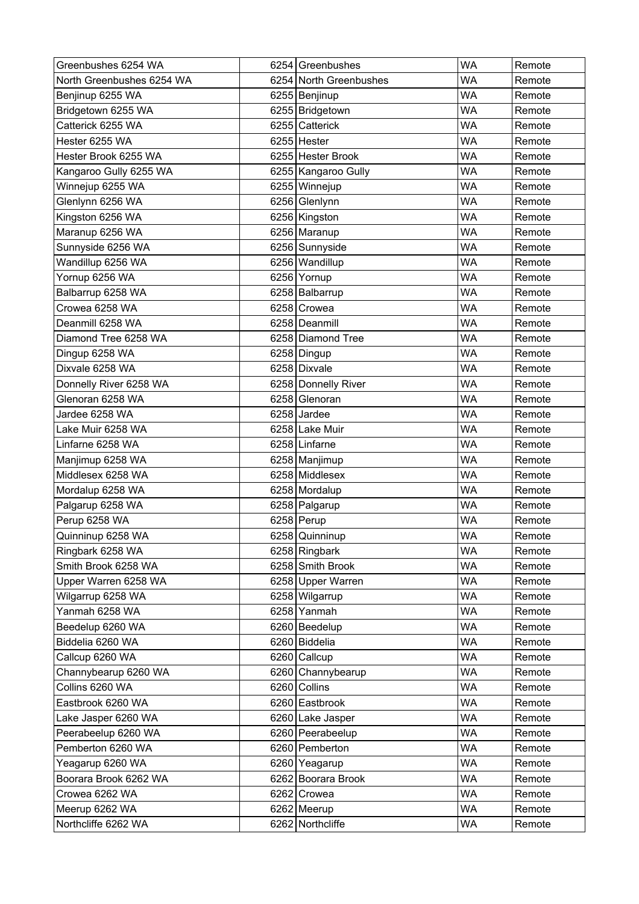| Greenbushes 6254 WA | 6254 | Greenbushes | WA | Remote |
|---|---|---|---|---|
| North Greenbushes 6254 WA | 6254 | North Greenbushes | WA | Remote |
| Benjinup 6255 WA | 6255 | Benjinup | WA | Remote |
| Bridgetown 6255 WA | 6255 | Bridgetown | WA | Remote |
| Catterick 6255 WA | 6255 | Catterick | WA | Remote |
| Hester 6255 WA | 6255 | Hester | WA | Remote |
| Hester Brook 6255 WA | 6255 | Hester Brook | WA | Remote |
| Kangaroo Gully 6255 WA | 6255 | Kangaroo Gully | WA | Remote |
| Winnejup 6255 WA | 6255 | Winnejup | WA | Remote |
| Glenlynn 6256 WA | 6256 | Glenlynn | WA | Remote |
| Kingston 6256 WA | 6256 | Kingston | WA | Remote |
| Maranup 6256 WA | 6256 | Maranup | WA | Remote |
| Sunnyside 6256 WA | 6256 | Sunnyside | WA | Remote |
| Wandillup 6256 WA | 6256 | Wandillup | WA | Remote |
| Yornup 6256 WA | 6256 | Yornup | WA | Remote |
| Balbarrup 6258 WA | 6258 | Balbarrup | WA | Remote |
| Crowea 6258 WA | 6258 | Crowea | WA | Remote |
| Deanmill 6258 WA | 6258 | Deanmill | WA | Remote |
| Diamond Tree 6258 WA | 6258 | Diamond Tree | WA | Remote |
| Dingup 6258 WA | 6258 | Dingup | WA | Remote |
| Dixvale 6258 WA | 6258 | Dixvale | WA | Remote |
| Donnelly River 6258 WA | 6258 | Donnelly River | WA | Remote |
| Glenoran 6258 WA | 6258 | Glenoran | WA | Remote |
| Jardee 6258 WA | 6258 | Jardee | WA | Remote |
| Lake Muir 6258 WA | 6258 | Lake Muir | WA | Remote |
| Linfarne 6258 WA | 6258 | Linfarne | WA | Remote |
| Manjimup 6258 WA | 6258 | Manjimup | WA | Remote |
| Middlesex 6258 WA | 6258 | Middlesex | WA | Remote |
| Mordalup 6258 WA | 6258 | Mordalup | WA | Remote |
| Palgarup 6258 WA | 6258 | Palgarup | WA | Remote |
| Perup 6258 WA | 6258 | Perup | WA | Remote |
| Quinninup 6258 WA | 6258 | Quinninup | WA | Remote |
| Ringbark 6258 WA | 6258 | Ringbark | WA | Remote |
| Smith Brook 6258 WA | 6258 | Smith Brook | WA | Remote |
| Upper Warren 6258 WA | 6258 | Upper Warren | WA | Remote |
| Wilgarrup 6258 WA | 6258 | Wilgarrup | WA | Remote |
| Yanmah 6258 WA | 6258 | Yanmah | WA | Remote |
| Beedelup 6260 WA | 6260 | Beedelup | WA | Remote |
| Biddelia 6260 WA | 6260 | Biddelia | WA | Remote |
| Callcup 6260 WA | 6260 | Callcup | WA | Remote |
| Channybearup 6260 WA | 6260 | Channybearup | WA | Remote |
| Collins 6260 WA | 6260 | Collins | WA | Remote |
| Eastbrook 6260 WA | 6260 | Eastbrook | WA | Remote |
| Lake Jasper 6260 WA | 6260 | Lake Jasper | WA | Remote |
| Peerabeelup 6260 WA | 6260 | Peerabeelup | WA | Remote |
| Pemberton 6260 WA | 6260 | Pemberton | WA | Remote |
| Yeagarup 6260 WA | 6260 | Yeagarup | WA | Remote |
| Boorara Brook 6262 WA | 6262 | Boorara Brook | WA | Remote |
| Crowea 6262 WA | 6262 | Crowea | WA | Remote |
| Meerup 6262 WA | 6262 | Meerup | WA | Remote |
| Northcliffe 6262 WA | 6262 | Northcliffe | WA | Remote |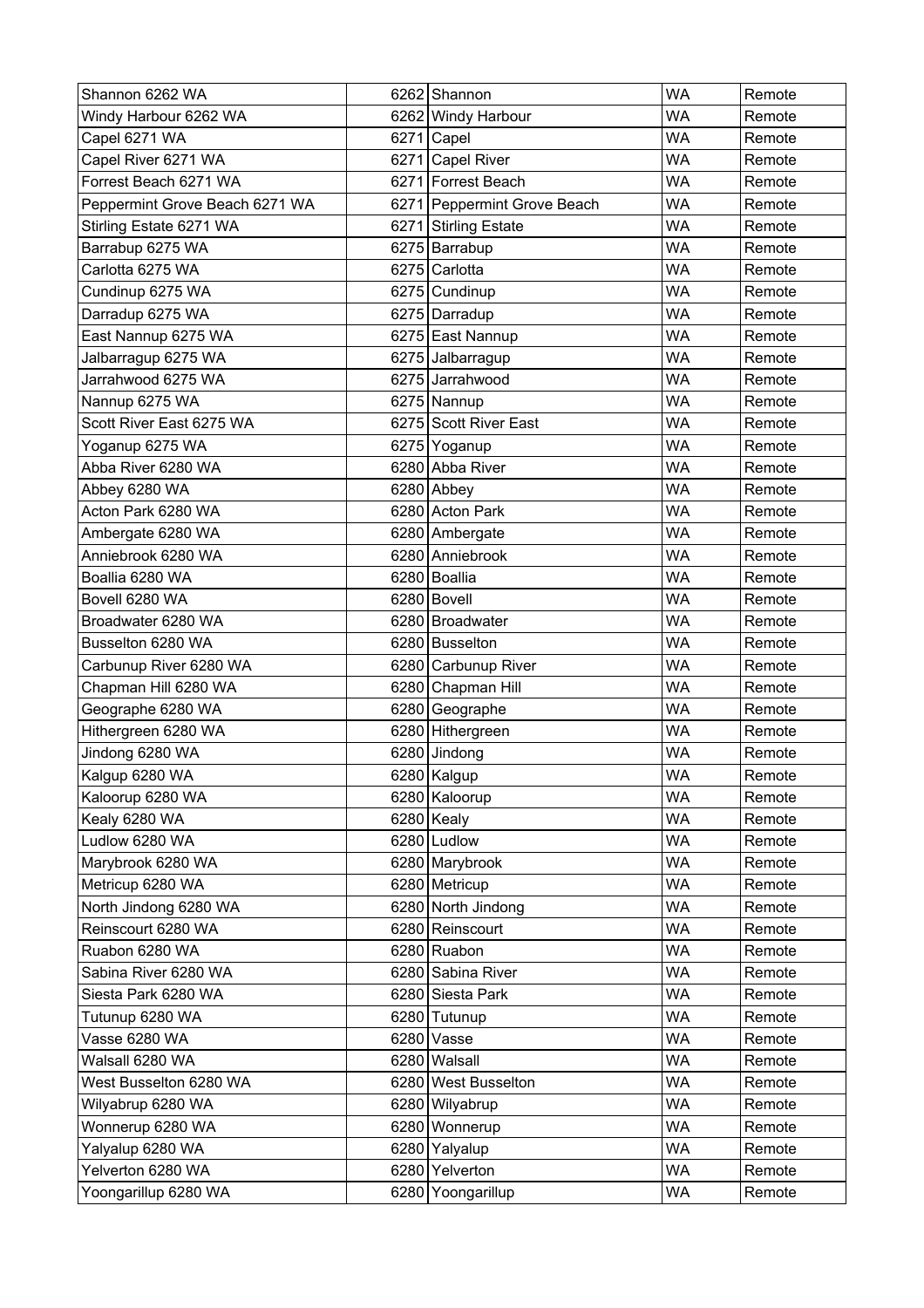| Shannon 6262 WA | 6262 | Shannon | WA | Remote |
|---|---|---|---|---|
| Windy Harbour 6262 WA | 6262 | Windy Harbour | WA | Remote |
| Capel 6271 WA | 6271 | Capel | WA | Remote |
| Capel River 6271 WA | 6271 | Capel River | WA | Remote |
| Forrest Beach 6271 WA | 6271 | Forrest Beach | WA | Remote |
| Peppermint Grove Beach 6271 WA | 6271 | Peppermint Grove Beach | WA | Remote |
| Stirling Estate 6271 WA | 6271 | Stirling Estate | WA | Remote |
| Barrabup 6275 WA | 6275 | Barrabup | WA | Remote |
| Carlotta 6275 WA | 6275 | Carlotta | WA | Remote |
| Cundinup 6275 WA | 6275 | Cundinup | WA | Remote |
| Darradup 6275 WA | 6275 | Darradup | WA | Remote |
| East Nannup 6275 WA | 6275 | East Nannup | WA | Remote |
| Jalbarragup 6275 WA | 6275 | Jalbarragup | WA | Remote |
| Jarrahwood 6275 WA | 6275 | Jarrahwood | WA | Remote |
| Nannup 6275 WA | 6275 | Nannup | WA | Remote |
| Scott River East 6275 WA | 6275 | Scott River East | WA | Remote |
| Yoganup 6275 WA | 6275 | Yoganup | WA | Remote |
| Abba River 6280 WA | 6280 | Abba River | WA | Remote |
| Abbey 6280 WA | 6280 | Abbey | WA | Remote |
| Acton Park 6280 WA | 6280 | Acton Park | WA | Remote |
| Ambergate 6280 WA | 6280 | Ambergate | WA | Remote |
| Anniebrook 6280 WA | 6280 | Anniebrook | WA | Remote |
| Boallia 6280 WA | 6280 | Boallia | WA | Remote |
| Bovell 6280 WA | 6280 | Bovell | WA | Remote |
| Broadwater 6280 WA | 6280 | Broadwater | WA | Remote |
| Busselton 6280 WA | 6280 | Busselton | WA | Remote |
| Carbunup River 6280 WA | 6280 | Carbunup River | WA | Remote |
| Chapman Hill 6280 WA | 6280 | Chapman Hill | WA | Remote |
| Geographe 6280 WA | 6280 | Geographe | WA | Remote |
| Hithergreen 6280 WA | 6280 | Hithergreen | WA | Remote |
| Jindong 6280 WA | 6280 | Jindong | WA | Remote |
| Kalgup 6280 WA | 6280 | Kalgup | WA | Remote |
| Kaloorup 6280 WA | 6280 | Kaloorup | WA | Remote |
| Kealy 6280 WA | 6280 | Kealy | WA | Remote |
| Ludlow 6280 WA | 6280 | Ludlow | WA | Remote |
| Marybrook 6280 WA | 6280 | Marybrook | WA | Remote |
| Metricup 6280 WA | 6280 | Metricup | WA | Remote |
| North Jindong 6280 WA | 6280 | North Jindong | WA | Remote |
| Reinscourt 6280 WA | 6280 | Reinscourt | WA | Remote |
| Ruabon 6280 WA | 6280 | Ruabon | WA | Remote |
| Sabina River 6280 WA | 6280 | Sabina River | WA | Remote |
| Siesta Park 6280 WA | 6280 | Siesta Park | WA | Remote |
| Tutunup 6280 WA | 6280 | Tutunup | WA | Remote |
| Vasse 6280 WA | 6280 | Vasse | WA | Remote |
| Walsall 6280 WA | 6280 | Walsall | WA | Remote |
| West Busselton 6280 WA | 6280 | West Busselton | WA | Remote |
| Wilyabrup 6280 WA | 6280 | Wilyabrup | WA | Remote |
| Wonnerup 6280 WA | 6280 | Wonnerup | WA | Remote |
| Yalyalup 6280 WA | 6280 | Yalyalup | WA | Remote |
| Yelverton 6280 WA | 6280 | Yelverton | WA | Remote |
| Yoongarillup 6280 WA | 6280 | Yoongarillup | WA | Remote |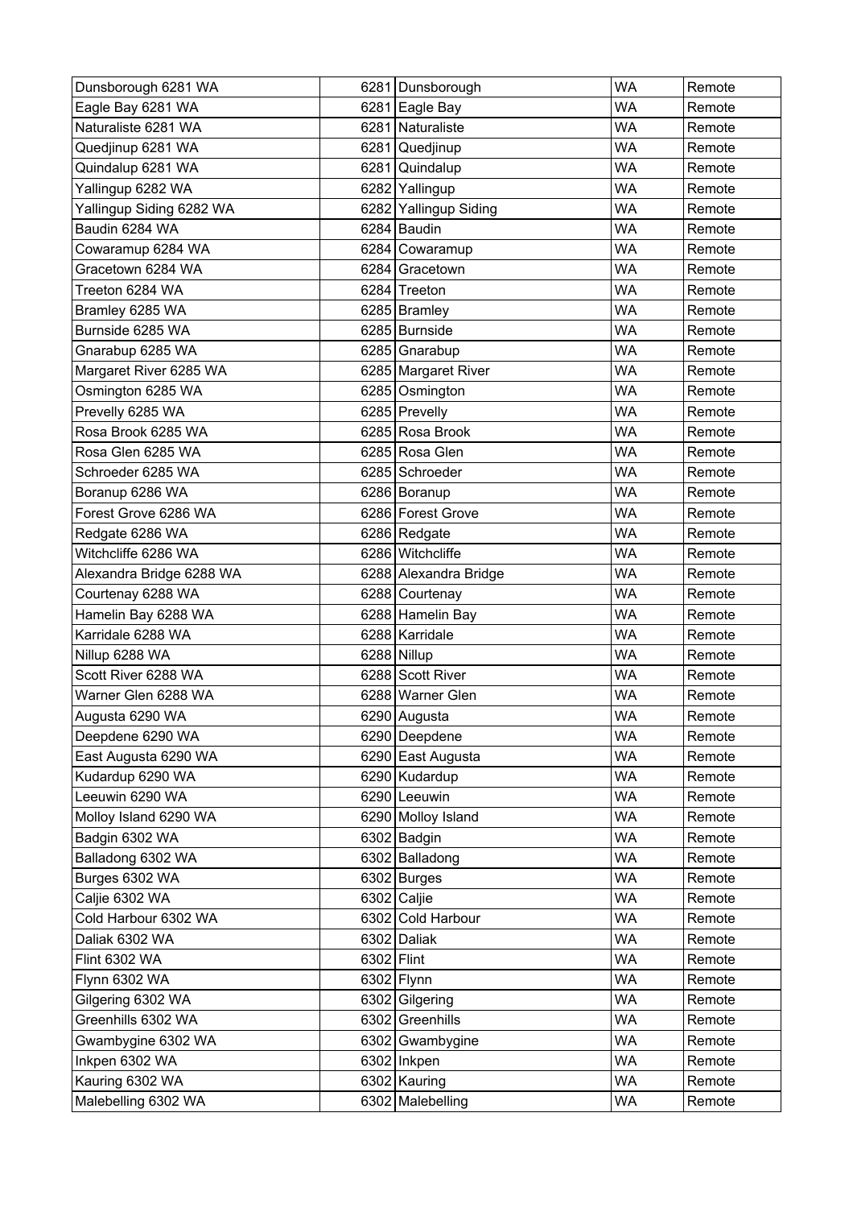| Dunsborough 6281 WA | 6281 | Dunsborough | WA | Remote |
|---|---|---|---|---|
| Eagle Bay 6281 WA | 6281 | Eagle Bay | WA | Remote |
| Naturaliste 6281 WA | 6281 | Naturaliste | WA | Remote |
| Quedjinup 6281 WA | 6281 | Quedjinup | WA | Remote |
| Quindalup 6281 WA | 6281 | Quindalup | WA | Remote |
| Yallingup 6282 WA | 6282 | Yallingup | WA | Remote |
| Yallingup Siding 6282 WA | 6282 | Yallingup Siding | WA | Remote |
| Baudin 6284 WA | 6284 | Baudin | WA | Remote |
| Cowaramup 6284 WA | 6284 | Cowaramup | WA | Remote |
| Gracetown 6284 WA | 6284 | Gracetown | WA | Remote |
| Treeton 6284 WA | 6284 | Treeton | WA | Remote |
| Bramley 6285 WA | 6285 | Bramley | WA | Remote |
| Burnside 6285 WA | 6285 | Burnside | WA | Remote |
| Gnarabup 6285 WA | 6285 | Gnarabup | WA | Remote |
| Margaret River 6285 WA | 6285 | Margaret River | WA | Remote |
| Osmington 6285 WA | 6285 | Osmington | WA | Remote |
| Prevelly 6285 WA | 6285 | Prevelly | WA | Remote |
| Rosa Brook 6285 WA | 6285 | Rosa Brook | WA | Remote |
| Rosa Glen 6285 WA | 6285 | Rosa Glen | WA | Remote |
| Schroeder 6285 WA | 6285 | Schroeder | WA | Remote |
| Boranup 6286 WA | 6286 | Boranup | WA | Remote |
| Forest Grove 6286 WA | 6286 | Forest Grove | WA | Remote |
| Redgate 6286 WA | 6286 | Redgate | WA | Remote |
| Witchcliffe 6286 WA | 6286 | Witchcliffe | WA | Remote |
| Alexandra Bridge 6288 WA | 6288 | Alexandra Bridge | WA | Remote |
| Courtenay 6288 WA | 6288 | Courtenay | WA | Remote |
| Hamelin Bay 6288 WA | 6288 | Hamelin Bay | WA | Remote |
| Karridale 6288 WA | 6288 | Karridale | WA | Remote |
| Nillup 6288 WA | 6288 | Nillup | WA | Remote |
| Scott River 6288 WA | 6288 | Scott River | WA | Remote |
| Warner Glen 6288 WA | 6288 | Warner Glen | WA | Remote |
| Augusta 6290 WA | 6290 | Augusta | WA | Remote |
| Deepdene 6290 WA | 6290 | Deepdene | WA | Remote |
| East Augusta 6290 WA | 6290 | East Augusta | WA | Remote |
| Kudardup 6290 WA | 6290 | Kudardup | WA | Remote |
| Leeuwin 6290 WA | 6290 | Leeuwin | WA | Remote |
| Molloy Island 6290 WA | 6290 | Molloy Island | WA | Remote |
| Badgin 6302 WA | 6302 | Badgin | WA | Remote |
| Balladong 6302 WA | 6302 | Balladong | WA | Remote |
| Burges 6302 WA | 6302 | Burges | WA | Remote |
| Caljie 6302 WA | 6302 | Caljie | WA | Remote |
| Cold Harbour 6302 WA | 6302 | Cold Harbour | WA | Remote |
| Daliak 6302 WA | 6302 | Daliak | WA | Remote |
| Flint 6302 WA | 6302 | Flint | WA | Remote |
| Flynn 6302 WA | 6302 | Flynn | WA | Remote |
| Gilgering 6302 WA | 6302 | Gilgering | WA | Remote |
| Greenhills 6302 WA | 6302 | Greenhills | WA | Remote |
| Gwambygine 6302 WA | 6302 | Gwambygine | WA | Remote |
| Inkpen 6302 WA | 6302 | Inkpen | WA | Remote |
| Kauring 6302 WA | 6302 | Kauring | WA | Remote |
| Malebelling 6302 WA | 6302 | Malebelling | WA | Remote |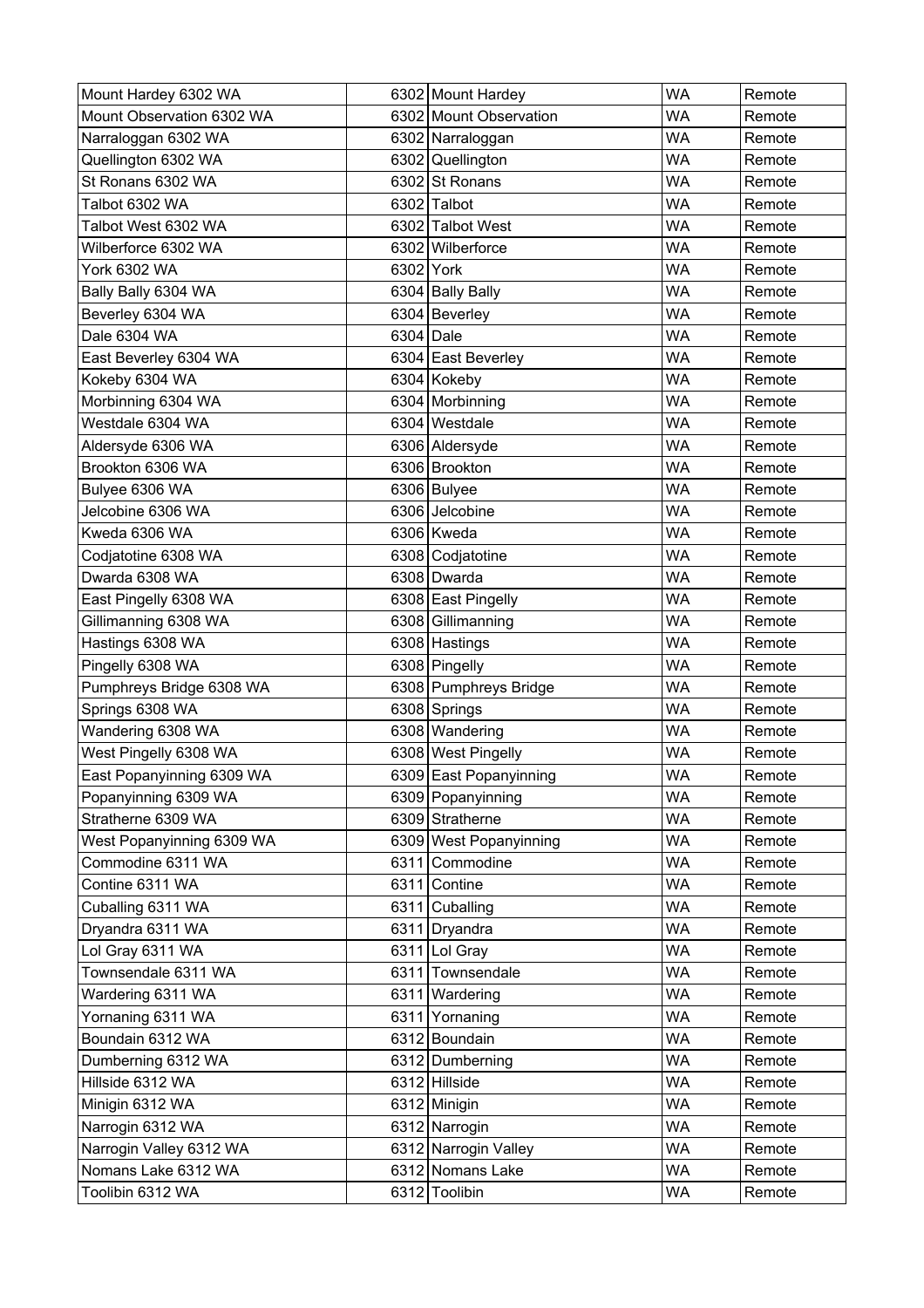| Mount Hardey 6302 WA | 6302 | Mount Hardey | WA | Remote |
|---|---|---|---|---|
| Mount Observation 6302 WA | 6302 | Mount Observation | WA | Remote |
| Narraloggan 6302 WA | 6302 | Narraloggan | WA | Remote |
| Quellington 6302 WA | 6302 | Quellington | WA | Remote |
| St Ronans 6302 WA | 6302 | St Ronans | WA | Remote |
| Talbot 6302 WA | 6302 | Talbot | WA | Remote |
| Talbot West 6302 WA | 6302 | Talbot West | WA | Remote |
| Wilberforce 6302 WA | 6302 | Wilberforce | WA | Remote |
| York 6302 WA | 6302 | York | WA | Remote |
| Bally Bally 6304 WA | 6304 | Bally Bally | WA | Remote |
| Beverley 6304 WA | 6304 | Beverley | WA | Remote |
| Dale 6304 WA | 6304 | Dale | WA | Remote |
| East Beverley 6304 WA | 6304 | East Beverley | WA | Remote |
| Kokeby 6304 WA | 6304 | Kokeby | WA | Remote |
| Morbinning 6304 WA | 6304 | Morbinning | WA | Remote |
| Westdale 6304 WA | 6304 | Westdale | WA | Remote |
| Aldersyde 6306 WA | 6306 | Aldersyde | WA | Remote |
| Brookton 6306 WA | 6306 | Brookton | WA | Remote |
| Bulyee 6306 WA | 6306 | Bulyee | WA | Remote |
| Jelcobine 6306 WA | 6306 | Jelcobine | WA | Remote |
| Kweda 6306 WA | 6306 | Kweda | WA | Remote |
| Codjatotine 6308 WA | 6308 | Codjatotine | WA | Remote |
| Dwarda 6308 WA | 6308 | Dwarda | WA | Remote |
| East Pingelly 6308 WA | 6308 | East Pingelly | WA | Remote |
| Gillimanning 6308 WA | 6308 | Gillimanning | WA | Remote |
| Hastings 6308 WA | 6308 | Hastings | WA | Remote |
| Pingelly 6308 WA | 6308 | Pingelly | WA | Remote |
| Pumphreys Bridge 6308 WA | 6308 | Pumphreys Bridge | WA | Remote |
| Springs 6308 WA | 6308 | Springs | WA | Remote |
| Wandering 6308 WA | 6308 | Wandering | WA | Remote |
| West Pingelly 6308 WA | 6308 | West Pingelly | WA | Remote |
| East Popanyinning 6309 WA | 6309 | East Popanyinning | WA | Remote |
| Popanyinning 6309 WA | 6309 | Popanyinning | WA | Remote |
| Stratherne 6309 WA | 6309 | Stratherne | WA | Remote |
| West Popanyinning 6309 WA | 6309 | West Popanyinning | WA | Remote |
| Commodine 6311 WA | 6311 | Commodine | WA | Remote |
| Contine 6311 WA | 6311 | Contine | WA | Remote |
| Cuballing 6311 WA | 6311 | Cuballing | WA | Remote |
| Dryandra 6311 WA | 6311 | Dryandra | WA | Remote |
| Lol Gray 6311 WA | 6311 | Lol Gray | WA | Remote |
| Townsendale 6311 WA | 6311 | Townsendale | WA | Remote |
| Wardering 6311 WA | 6311 | Wardering | WA | Remote |
| Yornaning 6311 WA | 6311 | Yornaning | WA | Remote |
| Boundain 6312 WA | 6312 | Boundain | WA | Remote |
| Dumberning 6312 WA | 6312 | Dumberning | WA | Remote |
| Hillside 6312 WA | 6312 | Hillside | WA | Remote |
| Minigin 6312 WA | 6312 | Minigin | WA | Remote |
| Narrogin 6312 WA | 6312 | Narrogin | WA | Remote |
| Narrogin Valley 6312 WA | 6312 | Narrogin Valley | WA | Remote |
| Nomans Lake 6312 WA | 6312 | Nomans Lake | WA | Remote |
| Toolibin 6312 WA | 6312 | Toolibin | WA | Remote |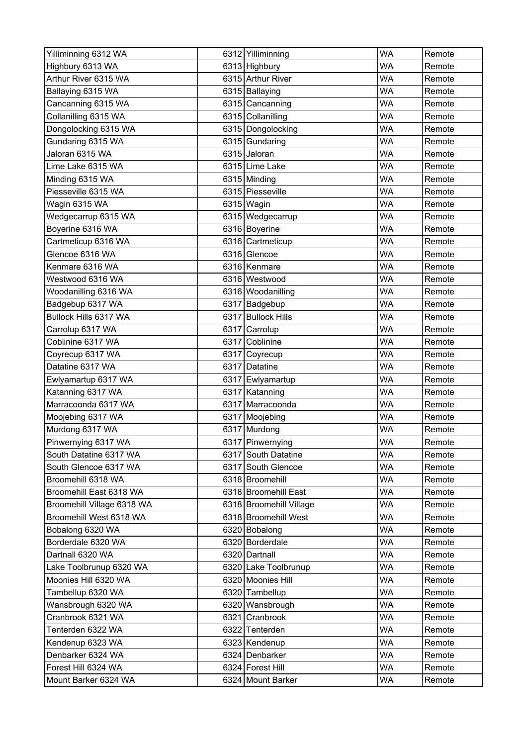| Yilliminning 6312 WA | 6312 | Yilliminning | WA | Remote |
|---|---|---|---|---|
| Highbury 6313 WA | 6313 | Highbury | WA | Remote |
| Arthur River 6315 WA | 6315 | Arthur River | WA | Remote |
| Ballaying 6315 WA | 6315 | Ballaying | WA | Remote |
| Cancanning 6315 WA | 6315 | Cancanning | WA | Remote |
| Collanilling 6315 WA | 6315 | Collanilling | WA | Remote |
| Dongolocking 6315 WA | 6315 | Dongolocking | WA | Remote |
| Gundaring 6315 WA | 6315 | Gundaring | WA | Remote |
| Jaloran 6315 WA | 6315 | Jaloran | WA | Remote |
| Lime Lake 6315 WA | 6315 | Lime Lake | WA | Remote |
| Minding 6315 WA | 6315 | Minding | WA | Remote |
| Piesseville 6315 WA | 6315 | Piesseville | WA | Remote |
| Wagin 6315 WA | 6315 | Wagin | WA | Remote |
| Wedgecarrup 6315 WA | 6315 | Wedgecarrup | WA | Remote |
| Boyerine 6316 WA | 6316 | Boyerine | WA | Remote |
| Cartmeticup 6316 WA | 6316 | Cartmeticup | WA | Remote |
| Glencoe 6316 WA | 6316 | Glencoe | WA | Remote |
| Kenmare 6316 WA | 6316 | Kenmare | WA | Remote |
| Westwood 6316 WA | 6316 | Westwood | WA | Remote |
| Woodanilling 6316 WA | 6316 | Woodanilling | WA | Remote |
| Badgebup 6317 WA | 6317 | Badgebup | WA | Remote |
| Bullock Hills 6317 WA | 6317 | Bullock Hills | WA | Remote |
| Carrolup 6317 WA | 6317 | Carrolup | WA | Remote |
| Coblinine 6317 WA | 6317 | Coblinine | WA | Remote |
| Coyrecup 6317 WA | 6317 | Coyrecup | WA | Remote |
| Datatine 6317 WA | 6317 | Datatine | WA | Remote |
| Ewlyamartup 6317 WA | 6317 | Ewlyamartup | WA | Remote |
| Katanning 6317 WA | 6317 | Katanning | WA | Remote |
| Marracoonda 6317 WA | 6317 | Marracoonda | WA | Remote |
| Moojebing 6317 WA | 6317 | Moojebing | WA | Remote |
| Murdong 6317 WA | 6317 | Murdong | WA | Remote |
| Pinwernying 6317 WA | 6317 | Pinwernying | WA | Remote |
| South Datatine 6317 WA | 6317 | South Datatine | WA | Remote |
| South Glencoe 6317 WA | 6317 | South Glencoe | WA | Remote |
| Broomehill 6318 WA | 6318 | Broomehill | WA | Remote |
| Broomehill East 6318 WA | 6318 | Broomehill East | WA | Remote |
| Broomehill Village 6318 WA | 6318 | Broomehill Village | WA | Remote |
| Broomehill West 6318 WA | 6318 | Broomehill West | WA | Remote |
| Bobalong 6320 WA | 6320 | Bobalong | WA | Remote |
| Borderdale 6320 WA | 6320 | Borderdale | WA | Remote |
| Dartnall 6320 WA | 6320 | Dartnall | WA | Remote |
| Lake Toolbrunup 6320 WA | 6320 | Lake Toolbrunup | WA | Remote |
| Moonies Hill 6320 WA | 6320 | Moonies Hill | WA | Remote |
| Tambellup 6320 WA | 6320 | Tambellup | WA | Remote |
| Wansbrough 6320 WA | 6320 | Wansbrough | WA | Remote |
| Cranbrook 6321 WA | 6321 | Cranbrook | WA | Remote |
| Tenterden 6322 WA | 6322 | Tenterden | WA | Remote |
| Kendenup 6323 WA | 6323 | Kendenup | WA | Remote |
| Denbarker 6324 WA | 6324 | Denbarker | WA | Remote |
| Forest Hill 6324 WA | 6324 | Forest Hill | WA | Remote |
| Mount Barker 6324 WA | 6324 | Mount Barker | WA | Remote |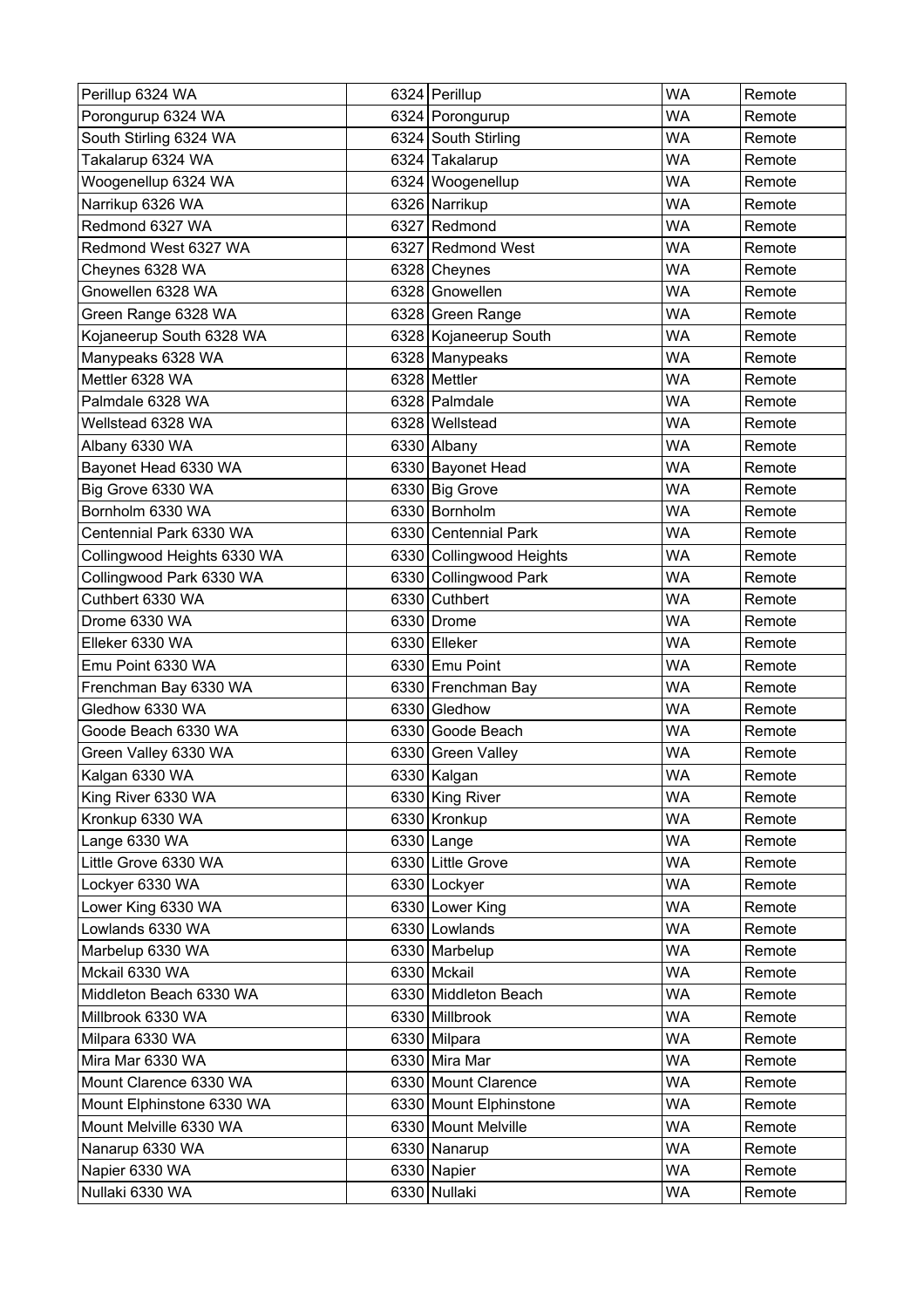| Perillup 6324 WA | 6324 | Perillup | WA | Remote |
|---|---|---|---|---|
| Porongurup 6324 WA | 6324 | Porongurup | WA | Remote |
| South Stirling 6324 WA | 6324 | South Stirling | WA | Remote |
| Takalarup 6324 WA | 6324 | Takalarup | WA | Remote |
| Woogenellup 6324 WA | 6324 | Woogenellup | WA | Remote |
| Narrikup 6326 WA | 6326 | Narrikup | WA | Remote |
| Redmond 6327 WA | 6327 | Redmond | WA | Remote |
| Redmond West 6327 WA | 6327 | Redmond West | WA | Remote |
| Cheynes 6328 WA | 6328 | Cheynes | WA | Remote |
| Gnowellen 6328 WA | 6328 | Gnowellen | WA | Remote |
| Green Range 6328 WA | 6328 | Green Range | WA | Remote |
| Kojaneerup South 6328 WA | 6328 | Kojaneerup South | WA | Remote |
| Manypeaks 6328 WA | 6328 | Manypeaks | WA | Remote |
| Mettler 6328 WA | 6328 | Mettler | WA | Remote |
| Palmdale 6328 WA | 6328 | Palmdale | WA | Remote |
| Wellstead 6328 WA | 6328 | Wellstead | WA | Remote |
| Albany 6330 WA | 6330 | Albany | WA | Remote |
| Bayonet Head 6330 WA | 6330 | Bayonet Head | WA | Remote |
| Big Grove 6330 WA | 6330 | Big Grove | WA | Remote |
| Bornholm 6330 WA | 6330 | Bornholm | WA | Remote |
| Centennial Park 6330 WA | 6330 | Centennial Park | WA | Remote |
| Collingwood Heights 6330 WA | 6330 | Collingwood Heights | WA | Remote |
| Collingwood Park 6330 WA | 6330 | Collingwood Park | WA | Remote |
| Cuthbert 6330 WA | 6330 | Cuthbert | WA | Remote |
| Drome 6330 WA | 6330 | Drome | WA | Remote |
| Elleker 6330 WA | 6330 | Elleker | WA | Remote |
| Emu Point 6330 WA | 6330 | Emu Point | WA | Remote |
| Frenchman Bay 6330 WA | 6330 | Frenchman Bay | WA | Remote |
| Gledhow 6330 WA | 6330 | Gledhow | WA | Remote |
| Goode Beach 6330 WA | 6330 | Goode Beach | WA | Remote |
| Green Valley 6330 WA | 6330 | Green Valley | WA | Remote |
| Kalgan 6330 WA | 6330 | Kalgan | WA | Remote |
| King River 6330 WA | 6330 | King River | WA | Remote |
| Kronkup 6330 WA | 6330 | Kronkup | WA | Remote |
| Lange 6330 WA | 6330 | Lange | WA | Remote |
| Little Grove 6330 WA | 6330 | Little Grove | WA | Remote |
| Lockyer 6330 WA | 6330 | Lockyer | WA | Remote |
| Lower King 6330 WA | 6330 | Lower King | WA | Remote |
| Lowlands 6330 WA | 6330 | Lowlands | WA | Remote |
| Marbelup 6330 WA | 6330 | Marbelup | WA | Remote |
| Mckail 6330 WA | 6330 | Mckail | WA | Remote |
| Middleton Beach 6330 WA | 6330 | Middleton Beach | WA | Remote |
| Millbrook 6330 WA | 6330 | Millbrook | WA | Remote |
| Milpara 6330 WA | 6330 | Milpara | WA | Remote |
| Mira Mar 6330 WA | 6330 | Mira Mar | WA | Remote |
| Mount Clarence 6330 WA | 6330 | Mount Clarence | WA | Remote |
| Mount Elphinstone 6330 WA | 6330 | Mount Elphinstone | WA | Remote |
| Mount Melville 6330 WA | 6330 | Mount Melville | WA | Remote |
| Nanarup 6330 WA | 6330 | Nanarup | WA | Remote |
| Napier 6330 WA | 6330 | Napier | WA | Remote |
| Nullaki 6330 WA | 6330 | Nullaki | WA | Remote |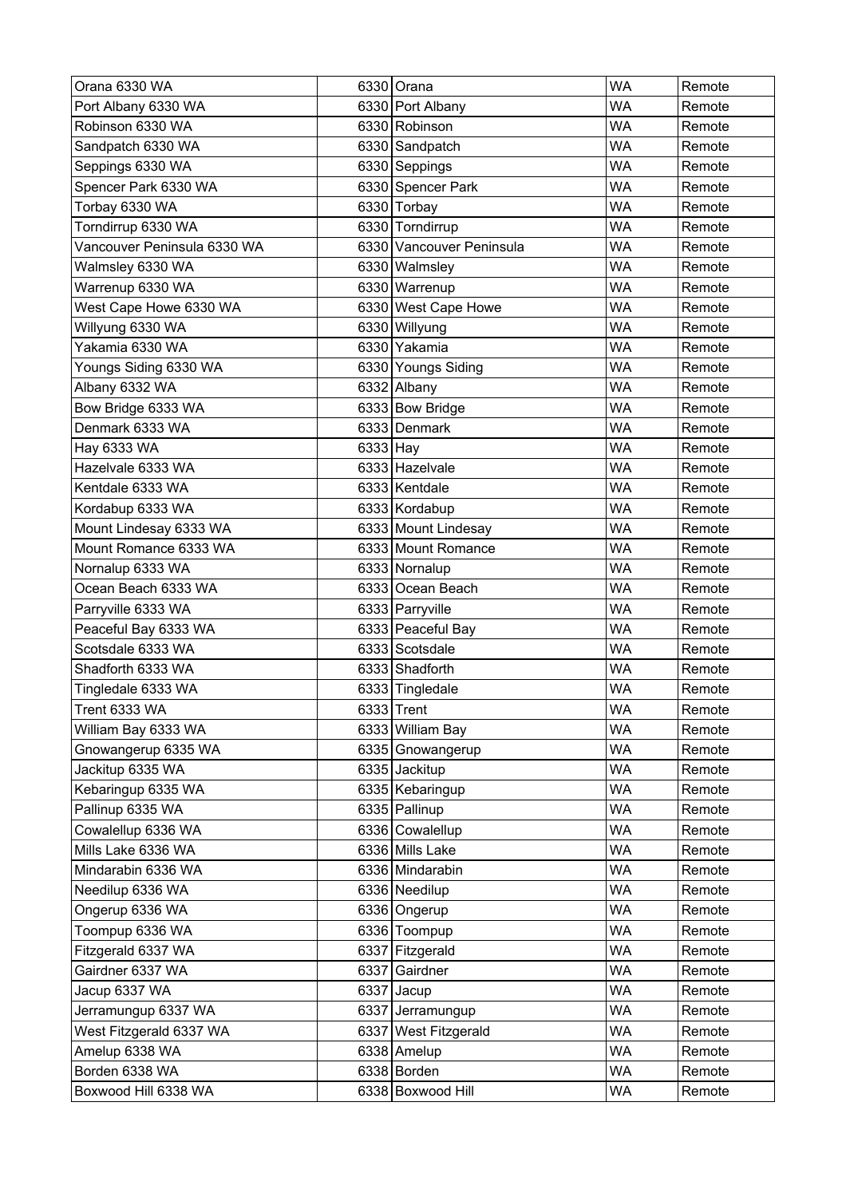| Orana 6330 WA | 6330 | Orana | WA | Remote |
|---|---|---|---|---|
| Port Albany 6330 WA | 6330 | Port Albany | WA | Remote |
| Robinson 6330 WA | 6330 | Robinson | WA | Remote |
| Sandpatch 6330 WA | 6330 | Sandpatch | WA | Remote |
| Seppings 6330 WA | 6330 | Seppings | WA | Remote |
| Spencer Park 6330 WA | 6330 | Spencer Park | WA | Remote |
| Torbay 6330 WA | 6330 | Torbay | WA | Remote |
| Torndirrup 6330 WA | 6330 | Torndirrup | WA | Remote |
| Vancouver Peninsula 6330 WA | 6330 | Vancouver Peninsula | WA | Remote |
| Walmsley 6330 WA | 6330 | Walmsley | WA | Remote |
| Warrenup 6330 WA | 6330 | Warrenup | WA | Remote |
| West Cape Howe 6330 WA | 6330 | West Cape Howe | WA | Remote |
| Willyung 6330 WA | 6330 | Willyung | WA | Remote |
| Yakamia 6330 WA | 6330 | Yakamia | WA | Remote |
| Youngs Siding 6330 WA | 6330 | Youngs Siding | WA | Remote |
| Albany 6332 WA | 6332 | Albany | WA | Remote |
| Bow Bridge 6333 WA | 6333 | Bow Bridge | WA | Remote |
| Denmark 6333 WA | 6333 | Denmark | WA | Remote |
| Hay 6333 WA | 6333 | Hay | WA | Remote |
| Hazelvale 6333 WA | 6333 | Hazelvale | WA | Remote |
| Kentdale 6333 WA | 6333 | Kentdale | WA | Remote |
| Kordabup 6333 WA | 6333 | Kordabup | WA | Remote |
| Mount Lindesay 6333 WA | 6333 | Mount Lindesay | WA | Remote |
| Mount Romance 6333 WA | 6333 | Mount Romance | WA | Remote |
| Nornalup 6333 WA | 6333 | Nornalup | WA | Remote |
| Ocean Beach 6333 WA | 6333 | Ocean Beach | WA | Remote |
| Parryville 6333 WA | 6333 | Parryville | WA | Remote |
| Peaceful Bay 6333 WA | 6333 | Peaceful Bay | WA | Remote |
| Scotsdale 6333 WA | 6333 | Scotsdale | WA | Remote |
| Shadforth 6333 WA | 6333 | Shadforth | WA | Remote |
| Tingledale 6333 WA | 6333 | Tingledale | WA | Remote |
| Trent 6333 WA | 6333 | Trent | WA | Remote |
| William Bay 6333 WA | 6333 | William Bay | WA | Remote |
| Gnowangerup 6335 WA | 6335 | Gnowangerup | WA | Remote |
| Jackitup 6335 WA | 6335 | Jackitup | WA | Remote |
| Kebaringup 6335 WA | 6335 | Kebaringup | WA | Remote |
| Pallinup 6335 WA | 6335 | Pallinup | WA | Remote |
| Cowalellup 6336 WA | 6336 | Cowalellup | WA | Remote |
| Mills Lake 6336 WA | 6336 | Mills Lake | WA | Remote |
| Mindarabin 6336 WA | 6336 | Mindarabin | WA | Remote |
| Needilup 6336 WA | 6336 | Needilup | WA | Remote |
| Ongerup 6336 WA | 6336 | Ongerup | WA | Remote |
| Toompup 6336 WA | 6336 | Toompup | WA | Remote |
| Fitzgerald 6337 WA | 6337 | Fitzgerald | WA | Remote |
| Gairdner 6337 WA | 6337 | Gairdner | WA | Remote |
| Jacup 6337 WA | 6337 | Jacup | WA | Remote |
| Jerramungup 6337 WA | 6337 | Jerramungup | WA | Remote |
| West Fitzgerald 6337 WA | 6337 | West Fitzgerald | WA | Remote |
| Amelup 6338 WA | 6338 | Amelup | WA | Remote |
| Borden 6338 WA | 6338 | Borden | WA | Remote |
| Boxwood Hill 6338 WA | 6338 | Boxwood Hill | WA | Remote |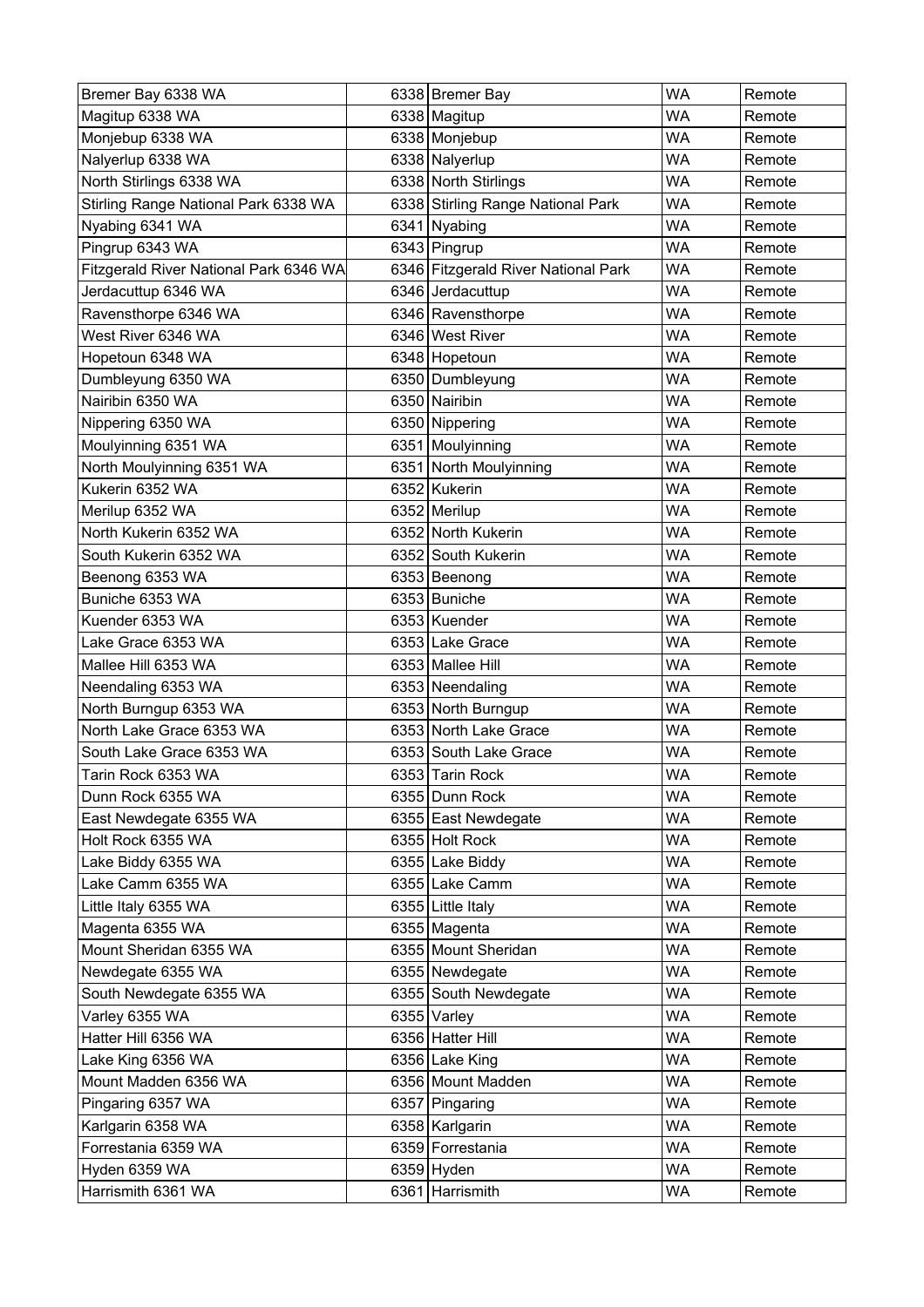| Bremer Bay 6338 WA | 6338 | Bremer Bay | WA | Remote |
|---|---|---|---|---|
| Magitup 6338 WA | 6338 | Magitup | WA | Remote |
| Monjebup 6338 WA | 6338 | Monjebup | WA | Remote |
| Nalyerlup 6338 WA | 6338 | Nalyerlup | WA | Remote |
| North Stirlings 6338 WA | 6338 | North Stirlings | WA | Remote |
| Stirling Range National Park 6338 WA | 6338 | Stirling Range National Park | WA | Remote |
| Nyabing 6341 WA | 6341 | Nyabing | WA | Remote |
| Pingrup 6343 WA | 6343 | Pingrup | WA | Remote |
| Fitzgerald River National Park 6346 WA | 6346 | Fitzgerald River National Park | WA | Remote |
| Jerdacuttup 6346 WA | 6346 | Jerdacuttup | WA | Remote |
| Ravensthorpe 6346 WA | 6346 | Ravensthorpe | WA | Remote |
| West River 6346 WA | 6346 | West River | WA | Remote |
| Hopetoun 6348 WA | 6348 | Hopetoun | WA | Remote |
| Dumbleyung 6350 WA | 6350 | Dumbleyung | WA | Remote |
| Nairibin 6350 WA | 6350 | Nairibin | WA | Remote |
| Nippering 6350 WA | 6350 | Nippering | WA | Remote |
| Moulyinning 6351 WA | 6351 | Moulyinning | WA | Remote |
| North Moulyinning 6351 WA | 6351 | North Moulyinning | WA | Remote |
| Kukerin 6352 WA | 6352 | Kukerin | WA | Remote |
| Merilup 6352 WA | 6352 | Merilup | WA | Remote |
| North Kukerin 6352 WA | 6352 | North Kukerin | WA | Remote |
| South Kukerin 6352 WA | 6352 | South Kukerin | WA | Remote |
| Beenong 6353 WA | 6353 | Beenong | WA | Remote |
| Buniche 6353 WA | 6353 | Buniche | WA | Remote |
| Kuender 6353 WA | 6353 | Kuender | WA | Remote |
| Lake Grace 6353 WA | 6353 | Lake Grace | WA | Remote |
| Mallee Hill 6353 WA | 6353 | Mallee Hill | WA | Remote |
| Neendaling 6353 WA | 6353 | Neendaling | WA | Remote |
| North Burngup 6353 WA | 6353 | North Burngup | WA | Remote |
| North Lake Grace 6353 WA | 6353 | North Lake Grace | WA | Remote |
| South Lake Grace 6353 WA | 6353 | South Lake Grace | WA | Remote |
| Tarin Rock 6353 WA | 6353 | Tarin Rock | WA | Remote |
| Dunn Rock 6355 WA | 6355 | Dunn Rock | WA | Remote |
| East Newdegate 6355 WA | 6355 | East Newdegate | WA | Remote |
| Holt Rock 6355 WA | 6355 | Holt Rock | WA | Remote |
| Lake Biddy 6355 WA | 6355 | Lake Biddy | WA | Remote |
| Lake Camm 6355 WA | 6355 | Lake Camm | WA | Remote |
| Little Italy 6355 WA | 6355 | Little Italy | WA | Remote |
| Magenta 6355 WA | 6355 | Magenta | WA | Remote |
| Mount Sheridan 6355 WA | 6355 | Mount Sheridan | WA | Remote |
| Newdegate 6355 WA | 6355 | Newdegate | WA | Remote |
| South Newdegate 6355 WA | 6355 | South Newdegate | WA | Remote |
| Varley 6355 WA | 6355 | Varley | WA | Remote |
| Hatter Hill 6356 WA | 6356 | Hatter Hill | WA | Remote |
| Lake King 6356 WA | 6356 | Lake King | WA | Remote |
| Mount Madden 6356 WA | 6356 | Mount Madden | WA | Remote |
| Pingaring 6357 WA | 6357 | Pingaring | WA | Remote |
| Karlgarin 6358 WA | 6358 | Karlgarin | WA | Remote |
| Forrestania 6359 WA | 6359 | Forrestania | WA | Remote |
| Hyden 6359 WA | 6359 | Hyden | WA | Remote |
| Harrismith 6361 WA | 6361 | Harrismith | WA | Remote |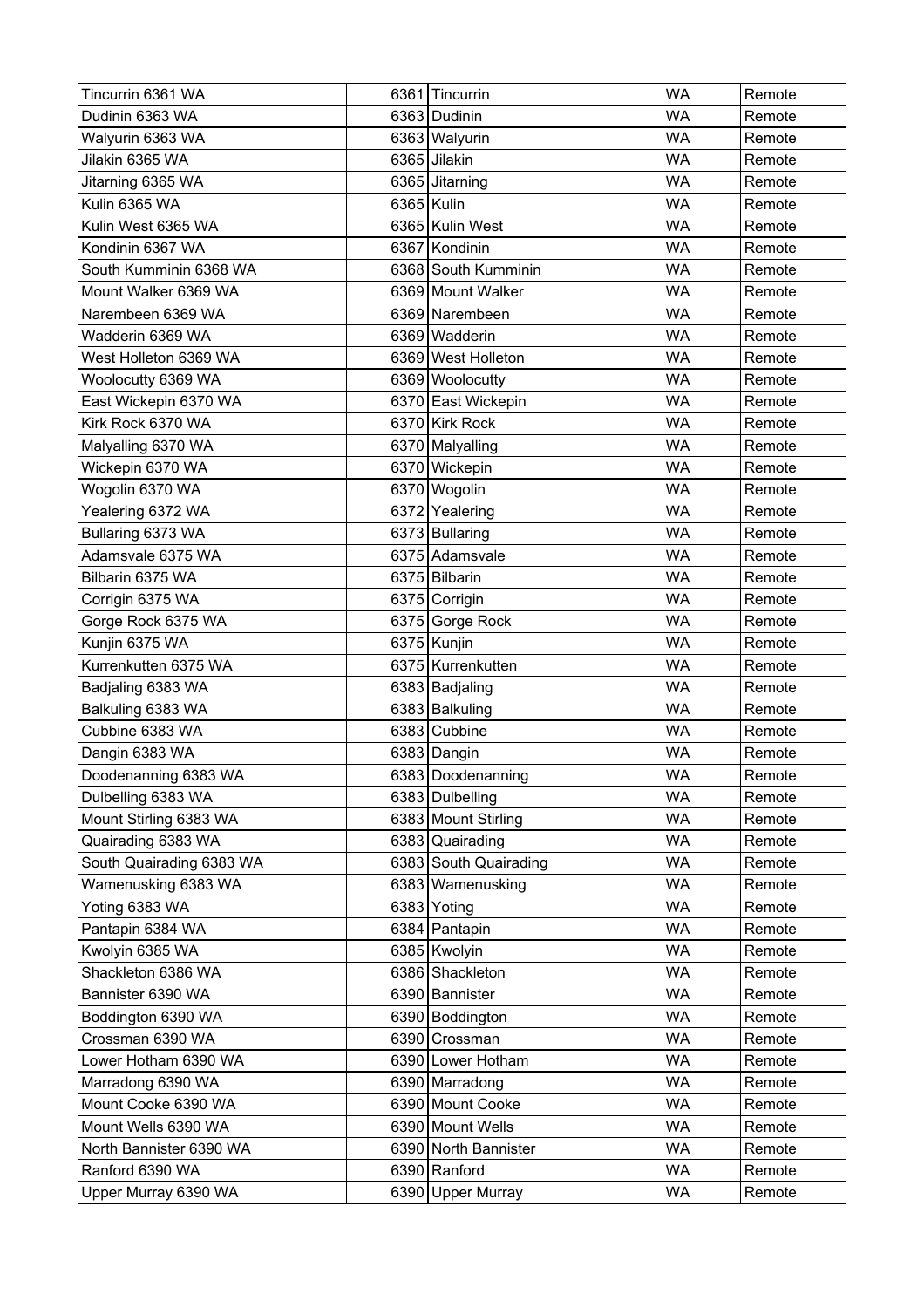| Tincurrin 6361 WA | 6361 | Tincurrin | WA | Remote |
|---|---|---|---|---|
| Dudinin 6363 WA | 6363 | Dudinin | WA | Remote |
| Walyurin 6363 WA | 6363 | Walyurin | WA | Remote |
| Jilakin 6365 WA | 6365 | Jilakin | WA | Remote |
| Jitarning 6365 WA | 6365 | Jitarning | WA | Remote |
| Kulin 6365 WA | 6365 | Kulin | WA | Remote |
| Kulin West 6365 WA | 6365 | Kulin West | WA | Remote |
| Kondinin 6367 WA | 6367 | Kondinin | WA | Remote |
| South Kumminin 6368 WA | 6368 | South Kumminin | WA | Remote |
| Mount Walker 6369 WA | 6369 | Mount Walker | WA | Remote |
| Narembeen 6369 WA | 6369 | Narembeen | WA | Remote |
| Wadderin 6369 WA | 6369 | Wadderin | WA | Remote |
| West Holleton 6369 WA | 6369 | West Holleton | WA | Remote |
| Woolocutty 6369 WA | 6369 | Woolocutty | WA | Remote |
| East Wickepin 6370 WA | 6370 | East Wickepin | WA | Remote |
| Kirk Rock 6370 WA | 6370 | Kirk Rock | WA | Remote |
| Malyalling 6370 WA | 6370 | Malyalling | WA | Remote |
| Wickepin 6370 WA | 6370 | Wickepin | WA | Remote |
| Wogolin 6370 WA | 6370 | Wogolin | WA | Remote |
| Yealering 6372 WA | 6372 | Yealering | WA | Remote |
| Bullaring 6373 WA | 6373 | Bullaring | WA | Remote |
| Adamsvale 6375 WA | 6375 | Adamsvale | WA | Remote |
| Bilbarin 6375 WA | 6375 | Bilbarin | WA | Remote |
| Corrigin 6375 WA | 6375 | Corrigin | WA | Remote |
| Gorge Rock 6375 WA | 6375 | Gorge Rock | WA | Remote |
| Kunjin 6375 WA | 6375 | Kunjin | WA | Remote |
| Kurrenkutten 6375 WA | 6375 | Kurrenkutten | WA | Remote |
| Badjaling 6383 WA | 6383 | Badjaling | WA | Remote |
| Balkuling 6383 WA | 6383 | Balkuling | WA | Remote |
| Cubbine 6383 WA | 6383 | Cubbine | WA | Remote |
| Dangin 6383 WA | 6383 | Dangin | WA | Remote |
| Doodenanning 6383 WA | 6383 | Doodenanning | WA | Remote |
| Dulbelling 6383 WA | 6383 | Dulbelling | WA | Remote |
| Mount Stirling 6383 WA | 6383 | Mount Stirling | WA | Remote |
| Quairading 6383 WA | 6383 | Quairading | WA | Remote |
| South Quairading 6383 WA | 6383 | South Quairading | WA | Remote |
| Wamenusking 6383 WA | 6383 | Wamenusking | WA | Remote |
| Yoting 6383 WA | 6383 | Yoting | WA | Remote |
| Pantapin 6384 WA | 6384 | Pantapin | WA | Remote |
| Kwolyin 6385 WA | 6385 | Kwolyin | WA | Remote |
| Shackleton 6386 WA | 6386 | Shackleton | WA | Remote |
| Bannister 6390 WA | 6390 | Bannister | WA | Remote |
| Boddington 6390 WA | 6390 | Boddington | WA | Remote |
| Crossman 6390 WA | 6390 | Crossman | WA | Remote |
| Lower Hotham 6390 WA | 6390 | Lower Hotham | WA | Remote |
| Marradong 6390 WA | 6390 | Marradong | WA | Remote |
| Mount Cooke 6390 WA | 6390 | Mount Cooke | WA | Remote |
| Mount Wells 6390 WA | 6390 | Mount Wells | WA | Remote |
| North Bannister 6390 WA | 6390 | North Bannister | WA | Remote |
| Ranford 6390 WA | 6390 | Ranford | WA | Remote |
| Upper Murray 6390 WA | 6390 | Upper Murray | WA | Remote |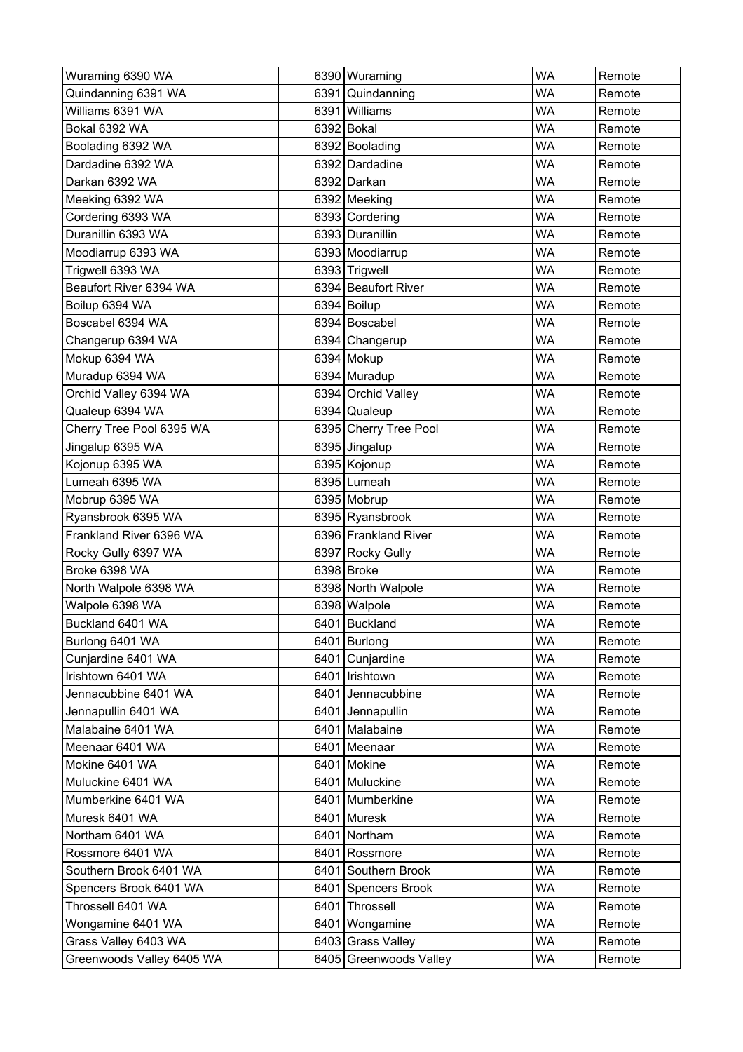| Wuraming 6390 WA | 6390 | Wuraming | WA | Remote |
|---|---|---|---|---|
| Quindanning 6391 WA | 6391 | Quindanning | WA | Remote |
| Williams 6391 WA | 6391 | Williams | WA | Remote |
| Bokal 6392 WA | 6392 | Bokal | WA | Remote |
| Boolading 6392 WA | 6392 | Boolading | WA | Remote |
| Dardadine 6392 WA | 6392 | Dardadine | WA | Remote |
| Darkan 6392 WA | 6392 | Darkan | WA | Remote |
| Meeking 6392 WA | 6392 | Meeking | WA | Remote |
| Cordering 6393 WA | 6393 | Cordering | WA | Remote |
| Duranillin 6393 WA | 6393 | Duranillin | WA | Remote |
| Moodiarrup 6393 WA | 6393 | Moodiarrup | WA | Remote |
| Trigwell 6393 WA | 6393 | Trigwell | WA | Remote |
| Beaufort River 6394 WA | 6394 | Beaufort River | WA | Remote |
| Boilup 6394 WA | 6394 | Boilup | WA | Remote |
| Boscabel 6394 WA | 6394 | Boscabel | WA | Remote |
| Changerup 6394 WA | 6394 | Changerup | WA | Remote |
| Mokup 6394 WA | 6394 | Mokup | WA | Remote |
| Muradup 6394 WA | 6394 | Muradup | WA | Remote |
| Orchid Valley 6394 WA | 6394 | Orchid Valley | WA | Remote |
| Qualeup 6394 WA | 6394 | Qualeup | WA | Remote |
| Cherry Tree Pool 6395 WA | 6395 | Cherry Tree Pool | WA | Remote |
| Jingalup 6395 WA | 6395 | Jingalup | WA | Remote |
| Kojonup 6395 WA | 6395 | Kojonup | WA | Remote |
| Lumeah 6395 WA | 6395 | Lumeah | WA | Remote |
| Mobrup 6395 WA | 6395 | Mobrup | WA | Remote |
| Ryansbrook 6395 WA | 6395 | Ryansbrook | WA | Remote |
| Frankland River 6396 WA | 6396 | Frankland River | WA | Remote |
| Rocky Gully 6397 WA | 6397 | Rocky Gully | WA | Remote |
| Broke 6398 WA | 6398 | Broke | WA | Remote |
| North Walpole 6398 WA | 6398 | North Walpole | WA | Remote |
| Walpole 6398 WA | 6398 | Walpole | WA | Remote |
| Buckland 6401 WA | 6401 | Buckland | WA | Remote |
| Burlong 6401 WA | 6401 | Burlong | WA | Remote |
| Cunjardine 6401 WA | 6401 | Cunjardine | WA | Remote |
| Irishtown 6401 WA | 6401 | Irishtown | WA | Remote |
| Jennacubbine 6401 WA | 6401 | Jennacubbine | WA | Remote |
| Jennapullin 6401 WA | 6401 | Jennapullin | WA | Remote |
| Malabaine 6401 WA | 6401 | Malabaine | WA | Remote |
| Meenaar 6401 WA | 6401 | Meenaar | WA | Remote |
| Mokine 6401 WA | 6401 | Mokine | WA | Remote |
| Muluckine 6401 WA | 6401 | Muluckine | WA | Remote |
| Mumberkine 6401 WA | 6401 | Mumberkine | WA | Remote |
| Muresk 6401 WA | 6401 | Muresk | WA | Remote |
| Northam 6401 WA | 6401 | Northam | WA | Remote |
| Rossmore 6401 WA | 6401 | Rossmore | WA | Remote |
| Southern Brook 6401 WA | 6401 | Southern Brook | WA | Remote |
| Spencers Brook 6401 WA | 6401 | Spencers Brook | WA | Remote |
| Throssell 6401 WA | 6401 | Throssell | WA | Remote |
| Wongamine 6401 WA | 6401 | Wongamine | WA | Remote |
| Grass Valley 6403 WA | 6403 | Grass Valley | WA | Remote |
| Greenwoods Valley 6405 WA | 6405 | Greenwoods Valley | WA | Remote |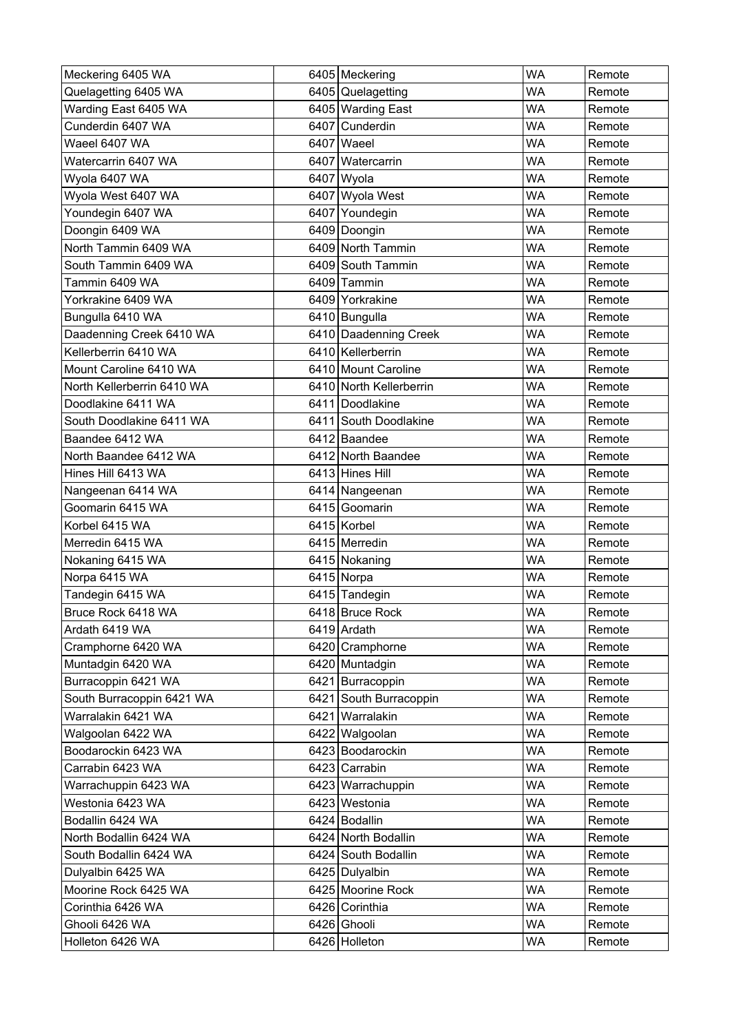| Meckering 6405 WA | 6405 | Meckering | WA | Remote |
|---|---|---|---|---|
| Quelagetting 6405 WA | 6405 | Quelagetting | WA | Remote |
| Warding East 6405 WA | 6405 | Warding East | WA | Remote |
| Cunderdin 6407 WA | 6407 | Cunderdin | WA | Remote |
| Waeel 6407 WA | 6407 | Waeel | WA | Remote |
| Watercarrin 6407 WA | 6407 | Watercarrin | WA | Remote |
| Wyola 6407 WA | 6407 | Wyola | WA | Remote |
| Wyola West 6407 WA | 6407 | Wyola West | WA | Remote |
| Youndegin 6407 WA | 6407 | Youndegin | WA | Remote |
| Doongin 6409 WA | 6409 | Doongin | WA | Remote |
| North Tammin 6409 WA | 6409 | North Tammin | WA | Remote |
| South Tammin 6409 WA | 6409 | South Tammin | WA | Remote |
| Tammin 6409 WA | 6409 | Tammin | WA | Remote |
| Yorkrakine 6409 WA | 6409 | Yorkrakine | WA | Remote |
| Bungulla 6410 WA | 6410 | Bungulla | WA | Remote |
| Daadenning Creek 6410 WA | 6410 | Daadenning Creek | WA | Remote |
| Kellerberrin 6410 WA | 6410 | Kellerberrin | WA | Remote |
| Mount Caroline 6410 WA | 6410 | Mount Caroline | WA | Remote |
| North Kellerberrin 6410 WA | 6410 | North Kellerberrin | WA | Remote |
| Doodlakine 6411 WA | 6411 | Doodlakine | WA | Remote |
| South Doodlakine 6411 WA | 6411 | South Doodlakine | WA | Remote |
| Baandee 6412 WA | 6412 | Baandee | WA | Remote |
| North Baandee 6412 WA | 6412 | North Baandee | WA | Remote |
| Hines Hill 6413 WA | 6413 | Hines Hill | WA | Remote |
| Nangeenan 6414 WA | 6414 | Nangeenan | WA | Remote |
| Goomarin 6415 WA | 6415 | Goomarin | WA | Remote |
| Korbel 6415 WA | 6415 | Korbel | WA | Remote |
| Merredin 6415 WA | 6415 | Merredin | WA | Remote |
| Nokaning 6415 WA | 6415 | Nokaning | WA | Remote |
| Norpa 6415 WA | 6415 | Norpa | WA | Remote |
| Tandegin 6415 WA | 6415 | Tandegin | WA | Remote |
| Bruce Rock 6418 WA | 6418 | Bruce Rock | WA | Remote |
| Ardath 6419 WA | 6419 | Ardath | WA | Remote |
| Cramphorne 6420 WA | 6420 | Cramphorne | WA | Remote |
| Muntadgin 6420 WA | 6420 | Muntadgin | WA | Remote |
| Burracoppin 6421 WA | 6421 | Burracoppin | WA | Remote |
| South Burracoppin 6421 WA | 6421 | South Burracoppin | WA | Remote |
| Warralakin 6421 WA | 6421 | Warralakin | WA | Remote |
| Walgoolan 6422 WA | 6422 | Walgoolan | WA | Remote |
| Boodarockin 6423 WA | 6423 | Boodarockin | WA | Remote |
| Carrabin 6423 WA | 6423 | Carrabin | WA | Remote |
| Warrachuppin 6423 WA | 6423 | Warrachuppin | WA | Remote |
| Westonia 6423 WA | 6423 | Westonia | WA | Remote |
| Bodallin 6424 WA | 6424 | Bodallin | WA | Remote |
| North Bodallin 6424 WA | 6424 | North Bodallin | WA | Remote |
| South Bodallin 6424 WA | 6424 | South Bodallin | WA | Remote |
| Dulyalbin 6425 WA | 6425 | Dulyalbin | WA | Remote |
| Moorine Rock 6425 WA | 6425 | Moorine Rock | WA | Remote |
| Corinthia 6426 WA | 6426 | Corinthia | WA | Remote |
| Ghooli 6426 WA | 6426 | Ghooli | WA | Remote |
| Holleton 6426 WA | 6426 | Holleton | WA | Remote |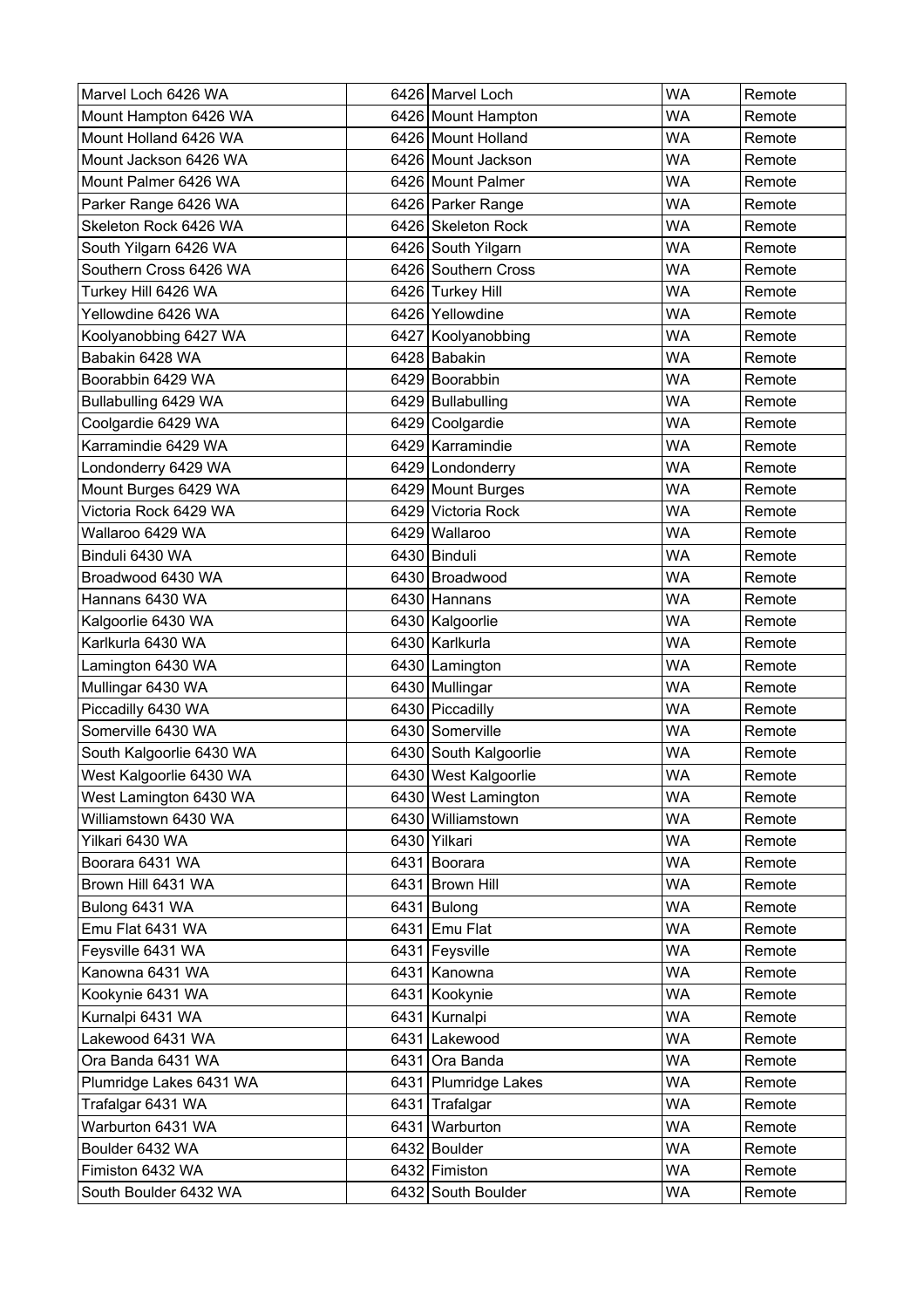| Marvel Loch 6426 WA | 6426 | Marvel Loch | WA | Remote |
|---|---|---|---|---|
| Mount Hampton 6426 WA | 6426 | Mount Hampton | WA | Remote |
| Mount Holland 6426 WA | 6426 | Mount Holland | WA | Remote |
| Mount Jackson 6426 WA | 6426 | Mount Jackson | WA | Remote |
| Mount Palmer 6426 WA | 6426 | Mount Palmer | WA | Remote |
| Parker Range 6426 WA | 6426 | Parker Range | WA | Remote |
| Skeleton Rock 6426 WA | 6426 | Skeleton Rock | WA | Remote |
| South Yilgarn 6426 WA | 6426 | South Yilgarn | WA | Remote |
| Southern Cross 6426 WA | 6426 | Southern Cross | WA | Remote |
| Turkey Hill 6426 WA | 6426 | Turkey Hill | WA | Remote |
| Yellowdine 6426 WA | 6426 | Yellowdine | WA | Remote |
| Koolyanobbing 6427 WA | 6427 | Koolyanobbing | WA | Remote |
| Babakin 6428 WA | 6428 | Babakin | WA | Remote |
| Boorabbin 6429 WA | 6429 | Boorabbin | WA | Remote |
| Bullabulling 6429 WA | 6429 | Bullabulling | WA | Remote |
| Coolgardie 6429 WA | 6429 | Coolgardie | WA | Remote |
| Karramindie 6429 WA | 6429 | Karramindie | WA | Remote |
| Londonderry 6429 WA | 6429 | Londonderry | WA | Remote |
| Mount Burges 6429 WA | 6429 | Mount Burges | WA | Remote |
| Victoria Rock 6429 WA | 6429 | Victoria Rock | WA | Remote |
| Wallaroo 6429 WA | 6429 | Wallaroo | WA | Remote |
| Binduli 6430 WA | 6430 | Binduli | WA | Remote |
| Broadwood 6430 WA | 6430 | Broadwood | WA | Remote |
| Hannans 6430 WA | 6430 | Hannans | WA | Remote |
| Kalgoorlie 6430 WA | 6430 | Kalgoorlie | WA | Remote |
| Karlkurla 6430 WA | 6430 | Karlkurla | WA | Remote |
| Lamington 6430 WA | 6430 | Lamington | WA | Remote |
| Mullingar 6430 WA | 6430 | Mullingar | WA | Remote |
| Piccadilly 6430 WA | 6430 | Piccadilly | WA | Remote |
| Somerville 6430 WA | 6430 | Somerville | WA | Remote |
| South Kalgoorlie 6430 WA | 6430 | South Kalgoorlie | WA | Remote |
| West Kalgoorlie 6430 WA | 6430 | West Kalgoorlie | WA | Remote |
| West Lamington 6430 WA | 6430 | West Lamington | WA | Remote |
| Williamstown 6430 WA | 6430 | Williamstown | WA | Remote |
| Yilkari 6430 WA | 6430 | Yilkari | WA | Remote |
| Boorara 6431 WA | 6431 | Boorara | WA | Remote |
| Brown Hill 6431 WA | 6431 | Brown Hill | WA | Remote |
| Bulong 6431 WA | 6431 | Bulong | WA | Remote |
| Emu Flat 6431 WA | 6431 | Emu Flat | WA | Remote |
| Feysville 6431 WA | 6431 | Feysville | WA | Remote |
| Kanowna 6431 WA | 6431 | Kanowna | WA | Remote |
| Kookynie 6431 WA | 6431 | Kookynie | WA | Remote |
| Kurnalpi 6431 WA | 6431 | Kurnalpi | WA | Remote |
| Lakewood 6431 WA | 6431 | Lakewood | WA | Remote |
| Ora Banda 6431 WA | 6431 | Ora Banda | WA | Remote |
| Plumridge Lakes 6431 WA | 6431 | Plumridge Lakes | WA | Remote |
| Trafalgar 6431 WA | 6431 | Trafalgar | WA | Remote |
| Warburton 6431 WA | 6431 | Warburton | WA | Remote |
| Boulder 6432 WA | 6432 | Boulder | WA | Remote |
| Fimiston 6432 WA | 6432 | Fimiston | WA | Remote |
| South Boulder 6432 WA | 6432 | South Boulder | WA | Remote |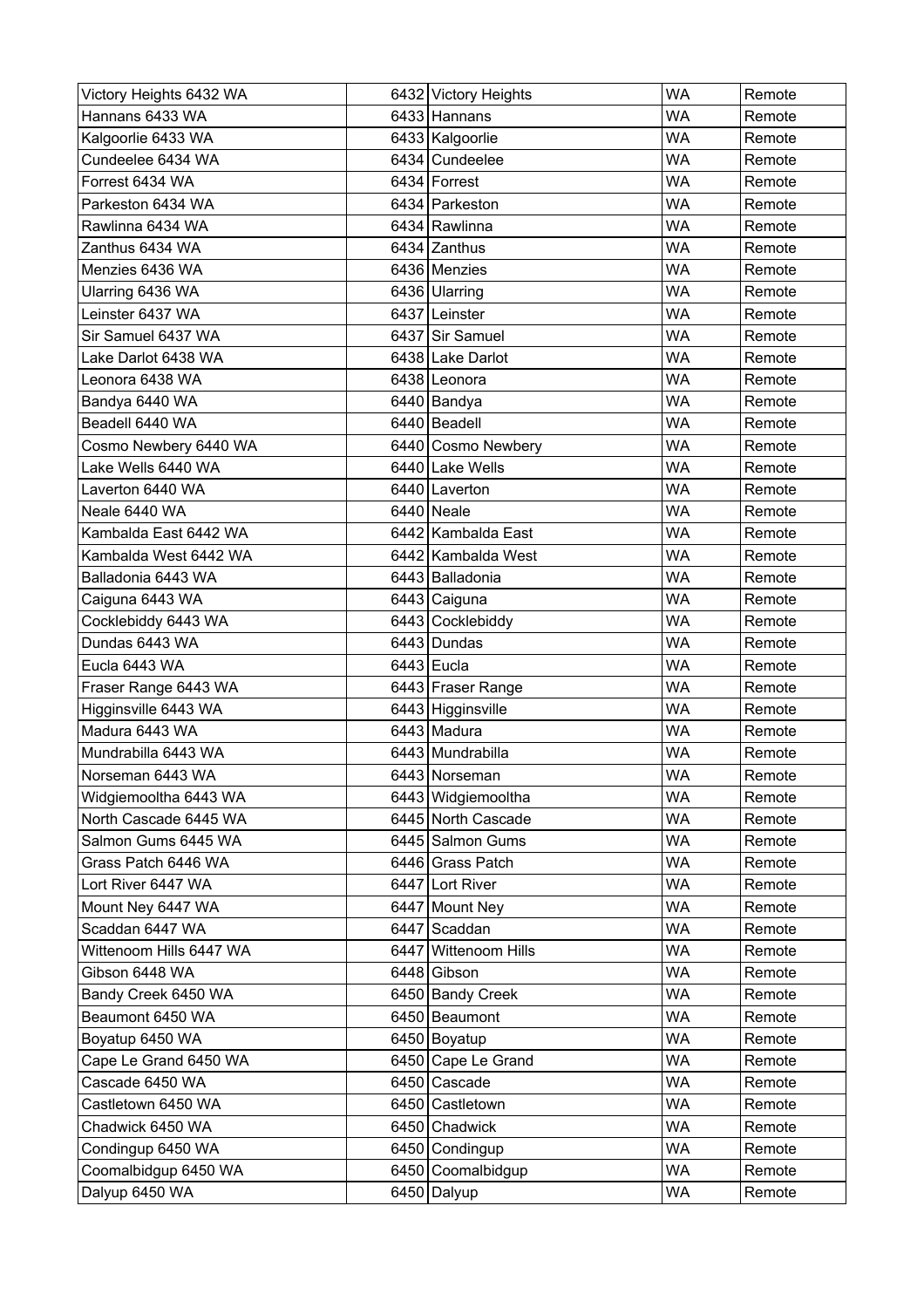| Victory Heights 6432 WA | 6432 | Victory Heights | WA | Remote |
|---|---|---|---|---|
| Hannans 6433 WA | 6433 | Hannans | WA | Remote |
| Kalgoorlie 6433 WA | 6433 | Kalgoorlie | WA | Remote |
| Cundeelee 6434 WA | 6434 | Cundeelee | WA | Remote |
| Forrest 6434 WA | 6434 | Forrest | WA | Remote |
| Parkeston 6434 WA | 6434 | Parkeston | WA | Remote |
| Rawlinna 6434 WA | 6434 | Rawlinna | WA | Remote |
| Zanthus 6434 WA | 6434 | Zanthus | WA | Remote |
| Menzies 6436 WA | 6436 | Menzies | WA | Remote |
| Ularring 6436 WA | 6436 | Ularring | WA | Remote |
| Leinster 6437 WA | 6437 | Leinster | WA | Remote |
| Sir Samuel 6437 WA | 6437 | Sir Samuel | WA | Remote |
| Lake Darlot 6438 WA | 6438 | Lake Darlot | WA | Remote |
| Leonora 6438 WA | 6438 | Leonora | WA | Remote |
| Bandya 6440 WA | 6440 | Bandya | WA | Remote |
| Beadell 6440 WA | 6440 | Beadell | WA | Remote |
| Cosmo Newbery 6440 WA | 6440 | Cosmo Newbery | WA | Remote |
| Lake Wells 6440 WA | 6440 | Lake Wells | WA | Remote |
| Laverton 6440 WA | 6440 | Laverton | WA | Remote |
| Neale 6440 WA | 6440 | Neale | WA | Remote |
| Kambalda East 6442 WA | 6442 | Kambalda East | WA | Remote |
| Kambalda West 6442 WA | 6442 | Kambalda West | WA | Remote |
| Balladonia 6443 WA | 6443 | Balladonia | WA | Remote |
| Caiguna 6443 WA | 6443 | Caiguna | WA | Remote |
| Cocklebiddy 6443 WA | 6443 | Cocklebiddy | WA | Remote |
| Dundas 6443 WA | 6443 | Dundas | WA | Remote |
| Eucla 6443 WA | 6443 | Eucla | WA | Remote |
| Fraser Range 6443 WA | 6443 | Fraser Range | WA | Remote |
| Higginsville 6443 WA | 6443 | Higginsville | WA | Remote |
| Madura 6443 WA | 6443 | Madura | WA | Remote |
| Mundrabilla 6443 WA | 6443 | Mundrabilla | WA | Remote |
| Norseman 6443 WA | 6443 | Norseman | WA | Remote |
| Widgiemooltha 6443 WA | 6443 | Widgiemooltha | WA | Remote |
| North Cascade 6445 WA | 6445 | North Cascade | WA | Remote |
| Salmon Gums 6445 WA | 6445 | Salmon Gums | WA | Remote |
| Grass Patch 6446 WA | 6446 | Grass Patch | WA | Remote |
| Lort River 6447 WA | 6447 | Lort River | WA | Remote |
| Mount Ney 6447 WA | 6447 | Mount Ney | WA | Remote |
| Scaddan 6447 WA | 6447 | Scaddan | WA | Remote |
| Wittenoom Hills 6447 WA | 6447 | Wittenoom Hills | WA | Remote |
| Gibson 6448 WA | 6448 | Gibson | WA | Remote |
| Bandy Creek 6450 WA | 6450 | Bandy Creek | WA | Remote |
| Beaumont 6450 WA | 6450 | Beaumont | WA | Remote |
| Boyatup 6450 WA | 6450 | Boyatup | WA | Remote |
| Cape Le Grand 6450 WA | 6450 | Cape Le Grand | WA | Remote |
| Cascade 6450 WA | 6450 | Cascade | WA | Remote |
| Castletown 6450 WA | 6450 | Castletown | WA | Remote |
| Chadwick 6450 WA | 6450 | Chadwick | WA | Remote |
| Condingup 6450 WA | 6450 | Condingup | WA | Remote |
| Coomalbidgup 6450 WA | 6450 | Coomalbidgup | WA | Remote |
| Dalyup 6450 WA | 6450 | Dalyup | WA | Remote |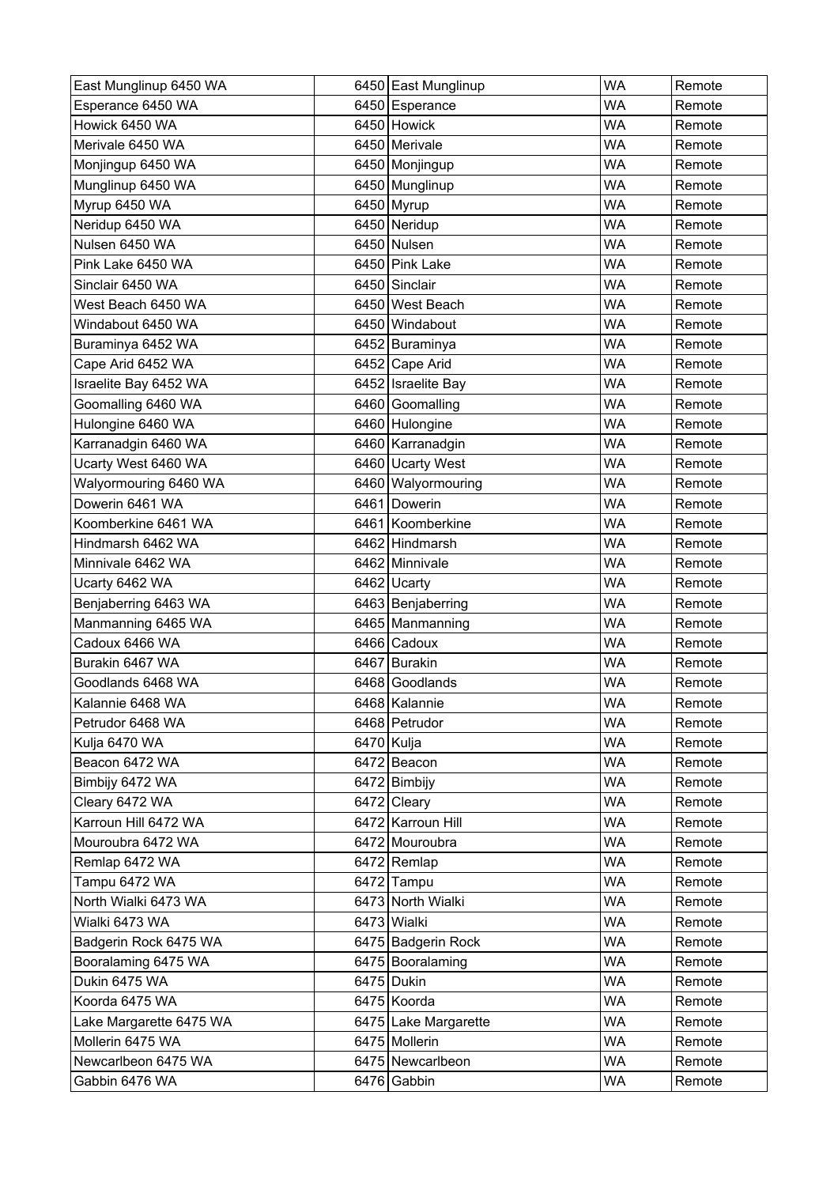| | | | |
|---|---|---|---|
| East Munglinup 6450 WA | 6450 East Munglinup | WA | Remote |
| Esperance 6450 WA | 6450 Esperance | WA | Remote |
| Howick 6450 WA | 6450 Howick | WA | Remote |
| Merivale 6450 WA | 6450 Merivale | WA | Remote |
| Monjingup 6450 WA | 6450 Monjingup | WA | Remote |
| Munglinup 6450 WA | 6450 Munglinup | WA | Remote |
| Myrup 6450 WA | 6450 Myrup | WA | Remote |
| Neridup 6450 WA | 6450 Neridup | WA | Remote |
| Nulsen 6450 WA | 6450 Nulsen | WA | Remote |
| Pink Lake 6450 WA | 6450 Pink Lake | WA | Remote |
| Sinclair 6450 WA | 6450 Sinclair | WA | Remote |
| West Beach 6450 WA | 6450 West Beach | WA | Remote |
| Windabout 6450 WA | 6450 Windabout | WA | Remote |
| Buraminya 6452 WA | 6452 Buraminya | WA | Remote |
| Cape Arid 6452 WA | 6452 Cape Arid | WA | Remote |
| Israelite Bay 6452 WA | 6452 Israelite Bay | WA | Remote |
| Goomalling 6460 WA | 6460 Goomalling | WA | Remote |
| Hulongine 6460 WA | 6460 Hulongine | WA | Remote |
| Karranadgin 6460 WA | 6460 Karranadgin | WA | Remote |
| Ucarty West 6460 WA | 6460 Ucarty West | WA | Remote |
| Walyormouring 6460 WA | 6460 Walyormouring | WA | Remote |
| Dowerin 6461 WA | 6461 Dowerin | WA | Remote |
| Koomberkine 6461 WA | 6461 Koomberkine | WA | Remote |
| Hindmarsh 6462 WA | 6462 Hindmarsh | WA | Remote |
| Minnivale 6462 WA | 6462 Minnivale | WA | Remote |
| Ucarty 6462 WA | 6462 Ucarty | WA | Remote |
| Benjaberring 6463 WA | 6463 Benjaberring | WA | Remote |
| Manmanning 6465 WA | 6465 Manmanning | WA | Remote |
| Cadoux 6466 WA | 6466 Cadoux | WA | Remote |
| Burakin 6467 WA | 6467 Burakin | WA | Remote |
| Goodlands 6468 WA | 6468 Goodlands | WA | Remote |
| Kalannie 6468 WA | 6468 Kalannie | WA | Remote |
| Petrudor 6468 WA | 6468 Petrudor | WA | Remote |
| Kulja 6470 WA | 6470 Kulja | WA | Remote |
| Beacon 6472 WA | 6472 Beacon | WA | Remote |
| Bimbijy 6472 WA | 6472 Bimbijy | WA | Remote |
| Cleary 6472 WA | 6472 Cleary | WA | Remote |
| Karroun Hill 6472 WA | 6472 Karroun Hill | WA | Remote |
| Mouroubra 6472 WA | 6472 Mouroubra | WA | Remote |
| Remlap 6472 WA | 6472 Remlap | WA | Remote |
| Tampu 6472 WA | 6472 Tampu | WA | Remote |
| North Wialki 6473 WA | 6473 North Wialki | WA | Remote |
| Wialki 6473 WA | 6473 Wialki | WA | Remote |
| Badgerin Rock 6475 WA | 6475 Badgerin Rock | WA | Remote |
| Booralaming 6475 WA | 6475 Booralaming | WA | Remote |
| Dukin 6475 WA | 6475 Dukin | WA | Remote |
| Koorda 6475 WA | 6475 Koorda | WA | Remote |
| Lake Margarette 6475 WA | 6475 Lake Margarette | WA | Remote |
| Mollerin 6475 WA | 6475 Mollerin | WA | Remote |
| Newcarlbeon 6475 WA | 6475 Newcarlbeon | WA | Remote |
| Gabbin 6476 WA | 6476 Gabbin | WA | Remote |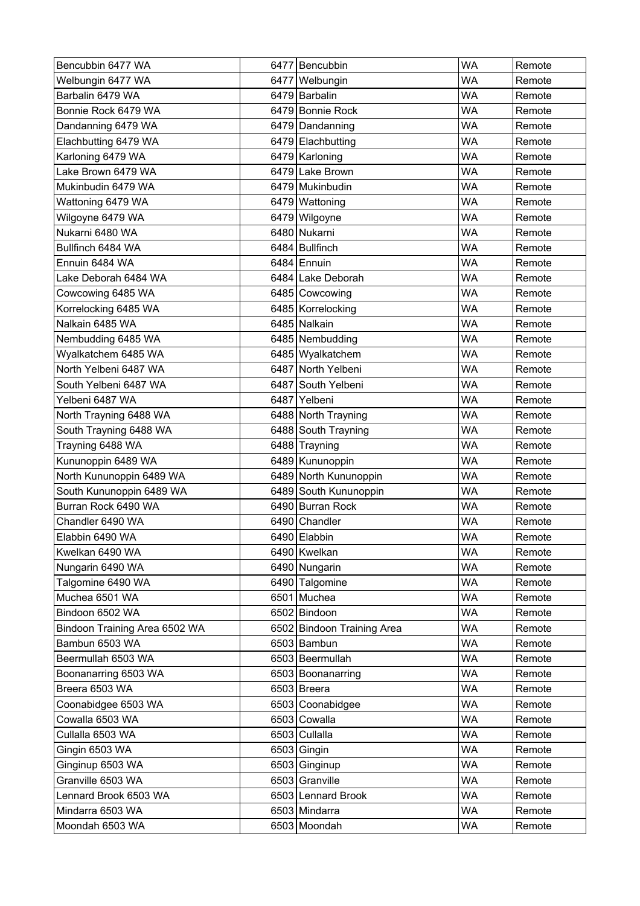| | | | | |
|---|---|---|---|---|
| Bencubbin 6477 WA | 6477 | Bencubbin | WA | Remote |
| Welbungin 6477 WA | 6477 | Welbungin | WA | Remote |
| Barbalin 6479 WA | 6479 | Barbalin | WA | Remote |
| Bonnie Rock 6479 WA | 6479 | Bonnie Rock | WA | Remote |
| Dandanning 6479 WA | 6479 | Dandanning | WA | Remote |
| Elachbutting 6479 WA | 6479 | Elachbutting | WA | Remote |
| Karloning 6479 WA | 6479 | Karloning | WA | Remote |
| Lake Brown 6479 WA | 6479 | Lake Brown | WA | Remote |
| Mukinbudin 6479 WA | 6479 | Mukinbudin | WA | Remote |
| Wattoning 6479 WA | 6479 | Wattoning | WA | Remote |
| Wilgoyne 6479 WA | 6479 | Wilgoyne | WA | Remote |
| Nukarni 6480 WA | 6480 | Nukarni | WA | Remote |
| Bullfinch 6484 WA | 6484 | Bullfinch | WA | Remote |
| Ennuin 6484 WA | 6484 | Ennuin | WA | Remote |
| Lake Deborah 6484 WA | 6484 | Lake Deborah | WA | Remote |
| Cowcowing 6485 WA | 6485 | Cowcowing | WA | Remote |
| Korrelocking 6485 WA | 6485 | Korrelocking | WA | Remote |
| Nalkain 6485 WA | 6485 | Nalkain | WA | Remote |
| Nembudding 6485 WA | 6485 | Nembudding | WA | Remote |
| Wyalkatchem 6485 WA | 6485 | Wyalkatchem | WA | Remote |
| North Yelbeni 6487 WA | 6487 | North Yelbeni | WA | Remote |
| South Yelbeni 6487 WA | 6487 | South Yelbeni | WA | Remote |
| Yelbeni 6487 WA | 6487 | Yelbeni | WA | Remote |
| North Trayning 6488 WA | 6488 | North Trayning | WA | Remote |
| South Trayning 6488 WA | 6488 | South Trayning | WA | Remote |
| Trayning 6488 WA | 6488 | Trayning | WA | Remote |
| Kununoppin 6489 WA | 6489 | Kununoppin | WA | Remote |
| North Kununoppin 6489 WA | 6489 | North Kununoppin | WA | Remote |
| South Kununoppin 6489 WA | 6489 | South Kununoppin | WA | Remote |
| Burran Rock 6490 WA | 6490 | Burran Rock | WA | Remote |
| Chandler 6490 WA | 6490 | Chandler | WA | Remote |
| Elabbin 6490 WA | 6490 | Elabbin | WA | Remote |
| Kwelkan 6490 WA | 6490 | Kwelkan | WA | Remote |
| Nungarin 6490 WA | 6490 | Nungarin | WA | Remote |
| Talgomine 6490 WA | 6490 | Talgomine | WA | Remote |
| Muchea 6501 WA | 6501 | Muchea | WA | Remote |
| Bindoon 6502 WA | 6502 | Bindoon | WA | Remote |
| Bindoon Training Area 6502 WA | 6502 | Bindoon Training Area | WA | Remote |
| Bambun 6503 WA | 6503 | Bambun | WA | Remote |
| Beermullah 6503 WA | 6503 | Beermullah | WA | Remote |
| Boonanarring 6503 WA | 6503 | Boonanarring | WA | Remote |
| Breera 6503 WA | 6503 | Breera | WA | Remote |
| Coonabidgee 6503 WA | 6503 | Coonabidgee | WA | Remote |
| Cowalla 6503 WA | 6503 | Cowalla | WA | Remote |
| Cullalla 6503 WA | 6503 | Cullalla | WA | Remote |
| Gingin 6503 WA | 6503 | Gingin | WA | Remote |
| Ginginup 6503 WA | 6503 | Ginginup | WA | Remote |
| Granville 6503 WA | 6503 | Granville | WA | Remote |
| Lennard Brook 6503 WA | 6503 | Lennard Brook | WA | Remote |
| Mindarra 6503 WA | 6503 | Mindarra | WA | Remote |
| Moondah 6503 WA | 6503 | Moondah | WA | Remote |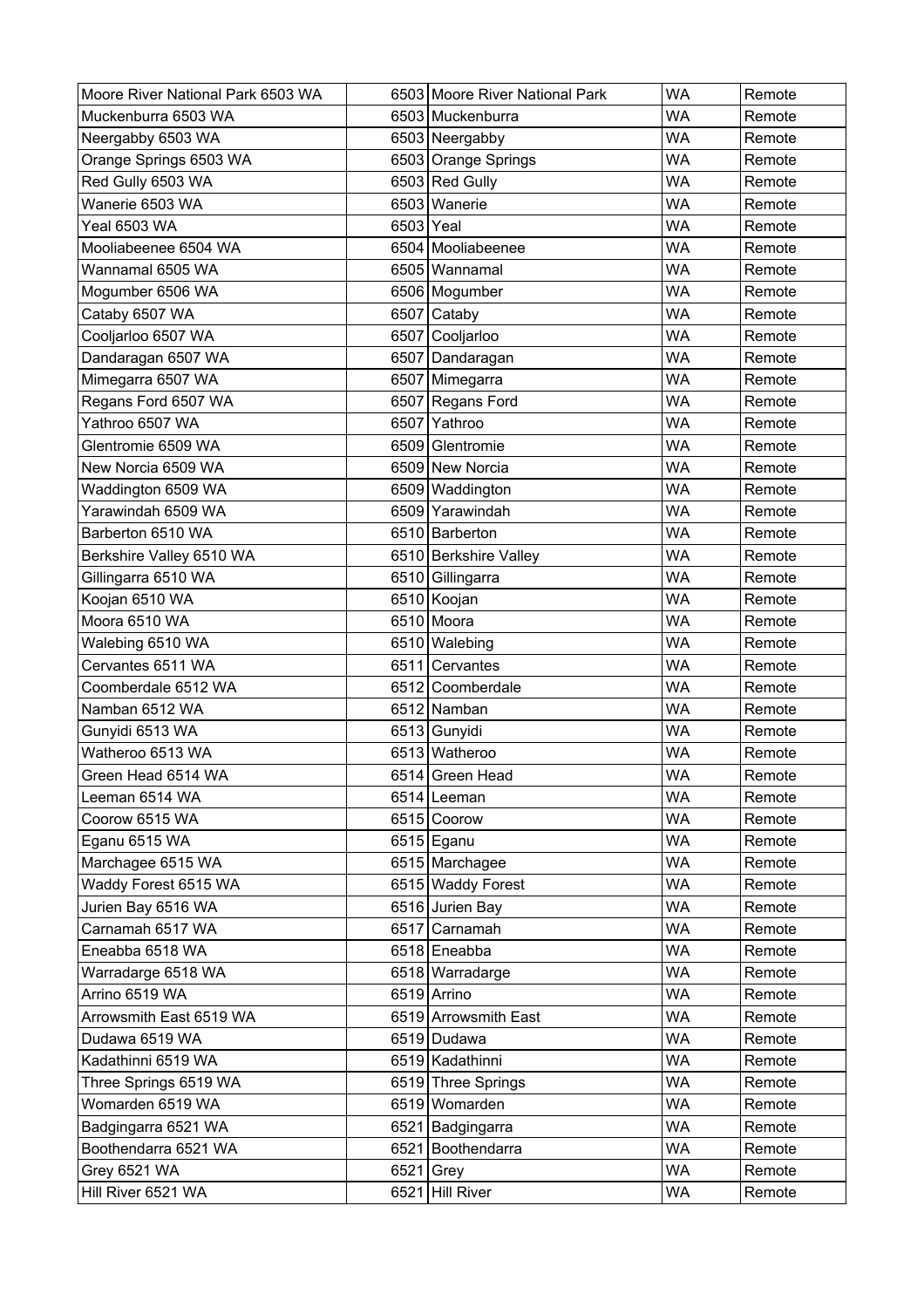| Moore River National Park 6503 WA | 6503 | Moore River National Park | WA | Remote |
|---|---|---|---|---|
| Muckenburra 6503 WA | 6503 | Muckenburra | WA | Remote |
| Neergabby 6503 WA | 6503 | Neergabby | WA | Remote |
| Orange Springs 6503 WA | 6503 | Orange Springs | WA | Remote |
| Red Gully 6503 WA | 6503 | Red Gully | WA | Remote |
| Wanerie 6503 WA | 6503 | Wanerie | WA | Remote |
| Yeal 6503 WA | 6503 | Yeal | WA | Remote |
| Mooliabeenee 6504 WA | 6504 | Mooliabeenee | WA | Remote |
| Wannamal 6505 WA | 6505 | Wannamal | WA | Remote |
| Mogumber 6506 WA | 6506 | Mogumber | WA | Remote |
| Cataby 6507 WA | 6507 | Cataby | WA | Remote |
| Cooljarloo 6507 WA | 6507 | Cooljarloo | WA | Remote |
| Dandaragan 6507 WA | 6507 | Dandaragan | WA | Remote |
| Mimegarra 6507 WA | 6507 | Mimegarra | WA | Remote |
| Regans Ford 6507 WA | 6507 | Regans Ford | WA | Remote |
| Yathroo 6507 WA | 6507 | Yathroo | WA | Remote |
| Glentromie 6509 WA | 6509 | Glentromie | WA | Remote |
| New Norcia 6509 WA | 6509 | New Norcia | WA | Remote |
| Waddington 6509 WA | 6509 | Waddington | WA | Remote |
| Yarawindah 6509 WA | 6509 | Yarawindah | WA | Remote |
| Barberton 6510 WA | 6510 | Barberton | WA | Remote |
| Berkshire Valley 6510 WA | 6510 | Berkshire Valley | WA | Remote |
| Gillingarra 6510 WA | 6510 | Gillingarra | WA | Remote |
| Koojan 6510 WA | 6510 | Koojan | WA | Remote |
| Moora 6510 WA | 6510 | Moora | WA | Remote |
| Walebing 6510 WA | 6510 | Walebing | WA | Remote |
| Cervantes 6511 WA | 6511 | Cervantes | WA | Remote |
| Coomberdale 6512 WA | 6512 | Coomberdale | WA | Remote |
| Namban 6512 WA | 6512 | Namban | WA | Remote |
| Gunyidi 6513 WA | 6513 | Gunyidi | WA | Remote |
| Watheroo 6513 WA | 6513 | Watheroo | WA | Remote |
| Green Head 6514 WA | 6514 | Green Head | WA | Remote |
| Leeman 6514 WA | 6514 | Leeman | WA | Remote |
| Coorow 6515 WA | 6515 | Coorow | WA | Remote |
| Eganu 6515 WA | 6515 | Eganu | WA | Remote |
| Marchagee 6515 WA | 6515 | Marchagee | WA | Remote |
| Waddy Forest 6515 WA | 6515 | Waddy Forest | WA | Remote |
| Jurien Bay 6516 WA | 6516 | Jurien Bay | WA | Remote |
| Carnamah 6517 WA | 6517 | Carnamah | WA | Remote |
| Eneabba 6518 WA | 6518 | Eneabba | WA | Remote |
| Warradarge 6518 WA | 6518 | Warradarge | WA | Remote |
| Arrino 6519 WA | 6519 | Arrino | WA | Remote |
| Arrowsmith East 6519 WA | 6519 | Arrowsmith East | WA | Remote |
| Dudawa 6519 WA | 6519 | Dudawa | WA | Remote |
| Kadathinni 6519 WA | 6519 | Kadathinni | WA | Remote |
| Three Springs 6519 WA | 6519 | Three Springs | WA | Remote |
| Womarden 6519 WA | 6519 | Womarden | WA | Remote |
| Badgingarra 6521 WA | 6521 | Badgingarra | WA | Remote |
| Boothendarra 6521 WA | 6521 | Boothendarra | WA | Remote |
| Grey 6521 WA | 6521 | Grey | WA | Remote |
| Hill River 6521 WA | 6521 | Hill River | WA | Remote |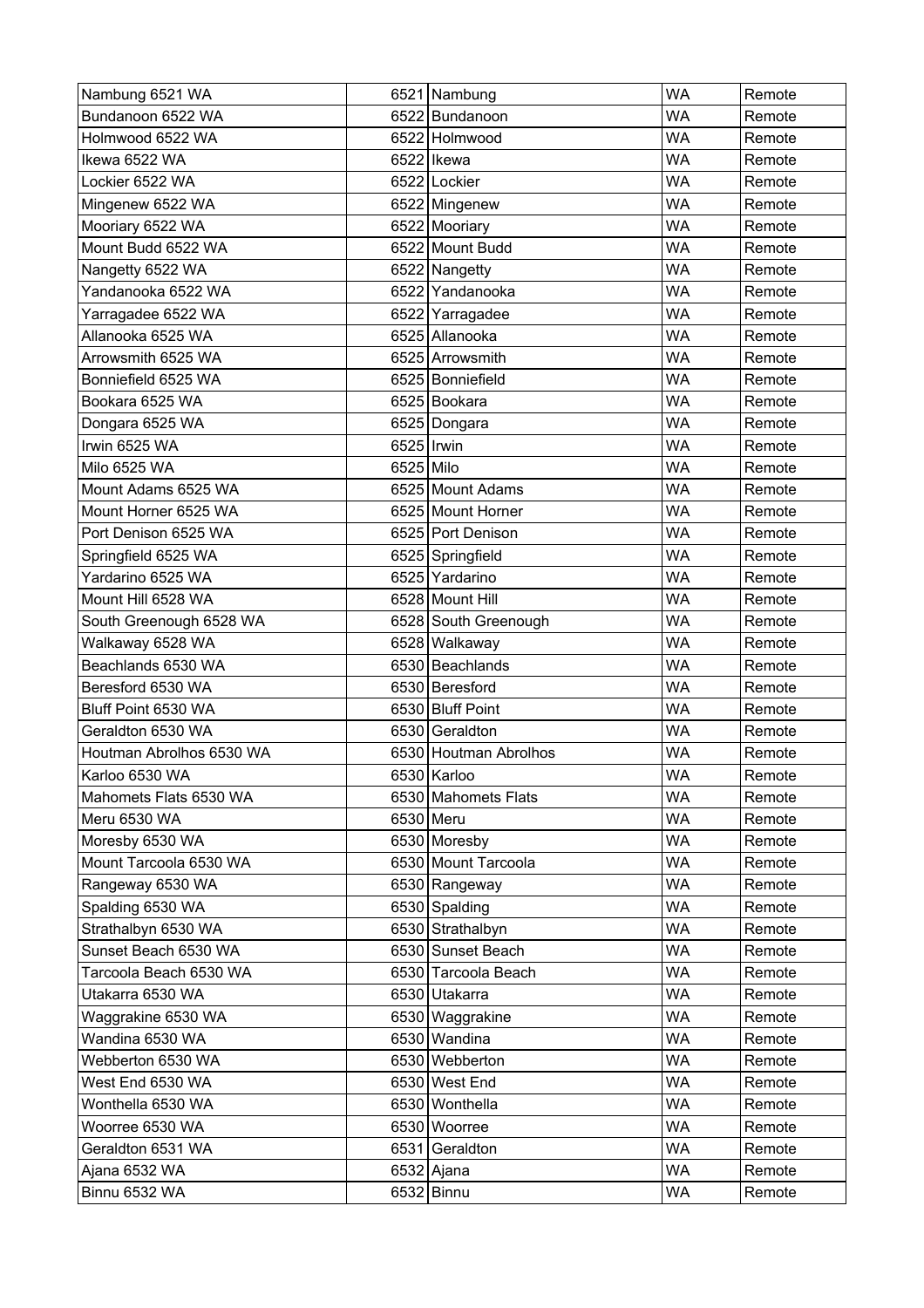| Nambung 6521 WA | 6521 | Nambung | WA | Remote |
|---|---|---|---|---|
| Bundanoon 6522 WA | 6522 | Bundanoon | WA | Remote |
| Holmwood 6522 WA | 6522 | Holmwood | WA | Remote |
| Ikewa 6522 WA | 6522 | Ikewa | WA | Remote |
| Lockier 6522 WA | 6522 | Lockier | WA | Remote |
| Mingenew 6522 WA | 6522 | Mingenew | WA | Remote |
| Mooriary 6522 WA | 6522 | Mooriary | WA | Remote |
| Mount Budd 6522 WA | 6522 | Mount Budd | WA | Remote |
| Nangetty 6522 WA | 6522 | Nangetty | WA | Remote |
| Yandanooka 6522 WA | 6522 | Yandanooka | WA | Remote |
| Yarragadee 6522 WA | 6522 | Yarragadee | WA | Remote |
| Allanooka 6525 WA | 6525 | Allanooka | WA | Remote |
| Arrowsmith 6525 WA | 6525 | Arrowsmith | WA | Remote |
| Bonniefield 6525 WA | 6525 | Bonniefield | WA | Remote |
| Bookara 6525 WA | 6525 | Bookara | WA | Remote |
| Dongara 6525 WA | 6525 | Dongara | WA | Remote |
| Irwin 6525 WA | 6525 | Irwin | WA | Remote |
| Milo 6525 WA | 6525 | Milo | WA | Remote |
| Mount Adams 6525 WA | 6525 | Mount Adams | WA | Remote |
| Mount Horner 6525 WA | 6525 | Mount Horner | WA | Remote |
| Port Denison 6525 WA | 6525 | Port Denison | WA | Remote |
| Springfield 6525 WA | 6525 | Springfield | WA | Remote |
| Yardarino 6525 WA | 6525 | Yardarino | WA | Remote |
| Mount Hill 6528 WA | 6528 | Mount Hill | WA | Remote |
| South Greenough 6528 WA | 6528 | South Greenough | WA | Remote |
| Walkaway 6528 WA | 6528 | Walkaway | WA | Remote |
| Beachlands 6530 WA | 6530 | Beachlands | WA | Remote |
| Beresford 6530 WA | 6530 | Beresford | WA | Remote |
| Bluff Point 6530 WA | 6530 | Bluff Point | WA | Remote |
| Geraldton 6530 WA | 6530 | Geraldton | WA | Remote |
| Houtman Abrolhos 6530 WA | 6530 | Houtman Abrolhos | WA | Remote |
| Karloo 6530 WA | 6530 | Karloo | WA | Remote |
| Mahomets Flats 6530 WA | 6530 | Mahomets Flats | WA | Remote |
| Meru 6530 WA | 6530 | Meru | WA | Remote |
| Moresby 6530 WA | 6530 | Moresby | WA | Remote |
| Mount Tarcoola 6530 WA | 6530 | Mount Tarcoola | WA | Remote |
| Rangeway 6530 WA | 6530 | Rangeway | WA | Remote |
| Spalding 6530 WA | 6530 | Spalding | WA | Remote |
| Strathalbyn 6530 WA | 6530 | Strathalbyn | WA | Remote |
| Sunset Beach 6530 WA | 6530 | Sunset Beach | WA | Remote |
| Tarcoola Beach 6530 WA | 6530 | Tarcoola Beach | WA | Remote |
| Utakarra 6530 WA | 6530 | Utakarra | WA | Remote |
| Waggrakine 6530 WA | 6530 | Waggrakine | WA | Remote |
| Wandina 6530 WA | 6530 | Wandina | WA | Remote |
| Webberton 6530 WA | 6530 | Webberton | WA | Remote |
| West End 6530 WA | 6530 | West End | WA | Remote |
| Wonthella 6530 WA | 6530 | Wonthella | WA | Remote |
| Woorree 6530 WA | 6530 | Woorree | WA | Remote |
| Geraldton 6531 WA | 6531 | Geraldton | WA | Remote |
| Ajana 6532 WA | 6532 | Ajana | WA | Remote |
| Binnu 6532 WA | 6532 | Binnu | WA | Remote |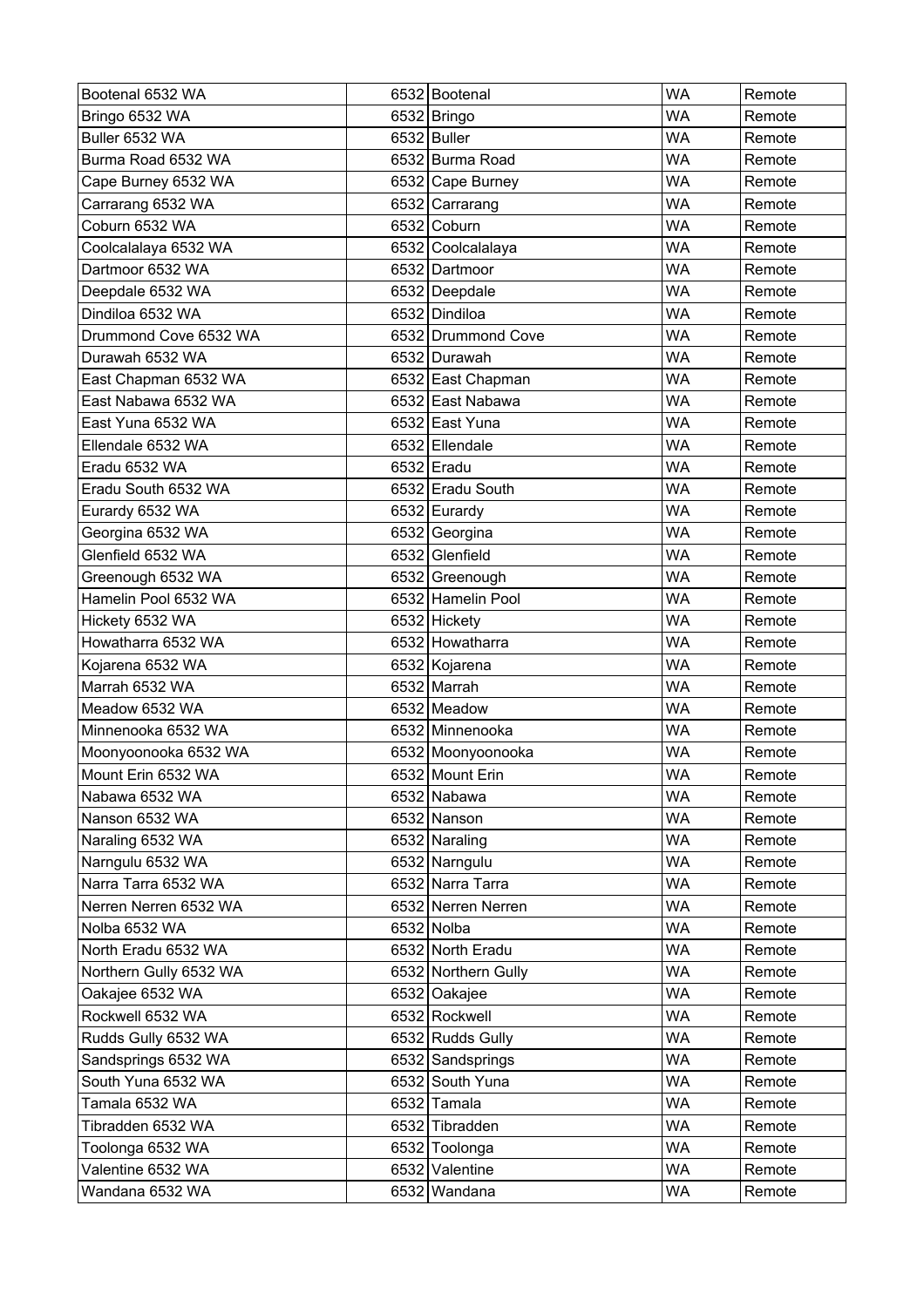| Bootenal 6532 WA | 6532 | Bootenal | WA | Remote |
|---|---|---|---|---|
| Bringo 6532 WA | 6532 | Bringo | WA | Remote |
| Buller 6532 WA | 6532 | Buller | WA | Remote |
| Burma Road 6532 WA | 6532 | Burma Road | WA | Remote |
| Cape Burney 6532 WA | 6532 | Cape Burney | WA | Remote |
| Carrarang 6532 WA | 6532 | Carrarang | WA | Remote |
| Coburn 6532 WA | 6532 | Coburn | WA | Remote |
| Coolcalalaya 6532 WA | 6532 | Coolcalalaya | WA | Remote |
| Dartmoor 6532 WA | 6532 | Dartmoor | WA | Remote |
| Deepdale 6532 WA | 6532 | Deepdale | WA | Remote |
| Dindiloa 6532 WA | 6532 | Dindiloa | WA | Remote |
| Drummond Cove 6532 WA | 6532 | Drummond Cove | WA | Remote |
| Durawah 6532 WA | 6532 | Durawah | WA | Remote |
| East Chapman 6532 WA | 6532 | East Chapman | WA | Remote |
| East Nabawa 6532 WA | 6532 | East Nabawa | WA | Remote |
| East Yuna 6532 WA | 6532 | East Yuna | WA | Remote |
| Ellendale 6532 WA | 6532 | Ellendale | WA | Remote |
| Eradu 6532 WA | 6532 | Eradu | WA | Remote |
| Eradu South 6532 WA | 6532 | Eradu South | WA | Remote |
| Eurardy 6532 WA | 6532 | Eurardy | WA | Remote |
| Georgina 6532 WA | 6532 | Georgina | WA | Remote |
| Glenfield 6532 WA | 6532 | Glenfield | WA | Remote |
| Greenough 6532 WA | 6532 | Greenough | WA | Remote |
| Hamelin Pool 6532 WA | 6532 | Hamelin Pool | WA | Remote |
| Hickety 6532 WA | 6532 | Hickety | WA | Remote |
| Howatharra 6532 WA | 6532 | Howatharra | WA | Remote |
| Kojarena 6532 WA | 6532 | Kojarena | WA | Remote |
| Marrah 6532 WA | 6532 | Marrah | WA | Remote |
| Meadow 6532 WA | 6532 | Meadow | WA | Remote |
| Minnenooka 6532 WA | 6532 | Minnenooka | WA | Remote |
| Moonyoonooka 6532 WA | 6532 | Moonyoonooka | WA | Remote |
| Mount Erin 6532 WA | 6532 | Mount Erin | WA | Remote |
| Nabawa 6532 WA | 6532 | Nabawa | WA | Remote |
| Nanson 6532 WA | 6532 | Nanson | WA | Remote |
| Naraling 6532 WA | 6532 | Naraling | WA | Remote |
| Narngulu 6532 WA | 6532 | Narngulu | WA | Remote |
| Narra Tarra 6532 WA | 6532 | Narra Tarra | WA | Remote |
| Nerren Nerren 6532 WA | 6532 | Nerren Nerren | WA | Remote |
| Nolba 6532 WA | 6532 | Nolba | WA | Remote |
| North Eradu 6532 WA | 6532 | North Eradu | WA | Remote |
| Northern Gully 6532 WA | 6532 | Northern Gully | WA | Remote |
| Oakajee 6532 WA | 6532 | Oakajee | WA | Remote |
| Rockwell 6532 WA | 6532 | Rockwell | WA | Remote |
| Rudds Gully 6532 WA | 6532 | Rudds Gully | WA | Remote |
| Sandsprings 6532 WA | 6532 | Sandsprings | WA | Remote |
| South Yuna 6532 WA | 6532 | South Yuna | WA | Remote |
| Tamala 6532 WA | 6532 | Tamala | WA | Remote |
| Tibradden 6532 WA | 6532 | Tibradden | WA | Remote |
| Toolonga 6532 WA | 6532 | Toolonga | WA | Remote |
| Valentine 6532 WA | 6532 | Valentine | WA | Remote |
| Wandana 6532 WA | 6532 | Wandana | WA | Remote |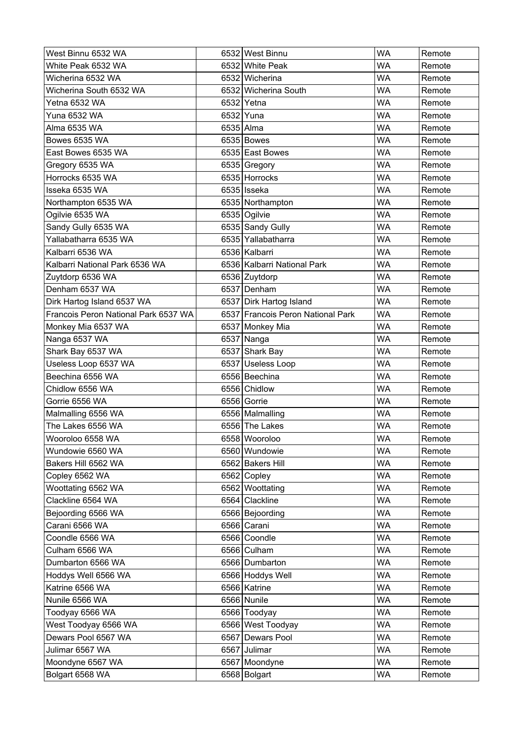| West Binnu 6532 WA | 6532 | West Binnu | WA | Remote |
|---|---|---|---|---|
| White Peak 6532 WA | 6532 | White Peak | WA | Remote |
| Wicherina 6532 WA | 6532 | Wicherina | WA | Remote |
| Wicherina South 6532 WA | 6532 | Wicherina South | WA | Remote |
| Yetna 6532 WA | 6532 | Yetna | WA | Remote |
| Yuna 6532 WA | 6532 | Yuna | WA | Remote |
| Alma 6535 WA | 6535 | Alma | WA | Remote |
| Bowes 6535 WA | 6535 | Bowes | WA | Remote |
| East Bowes 6535 WA | 6535 | East Bowes | WA | Remote |
| Gregory 6535 WA | 6535 | Gregory | WA | Remote |
| Horrocks 6535 WA | 6535 | Horrocks | WA | Remote |
| Isseka 6535 WA | 6535 | Isseka | WA | Remote |
| Northampton 6535 WA | 6535 | Northampton | WA | Remote |
| Ogilvie 6535 WA | 6535 | Ogilvie | WA | Remote |
| Sandy Gully 6535 WA | 6535 | Sandy Gully | WA | Remote |
| Yallabatharra 6535 WA | 6535 | Yallabatharra | WA | Remote |
| Kalbarri 6536 WA | 6536 | Kalbarri | WA | Remote |
| Kalbarri National Park 6536 WA | 6536 | Kalbarri National Park | WA | Remote |
| Zuytdorp 6536 WA | 6536 | Zuytdorp | WA | Remote |
| Denham 6537 WA | 6537 | Denham | WA | Remote |
| Dirk Hartog Island 6537 WA | 6537 | Dirk Hartog Island | WA | Remote |
| Francois Peron National Park 6537 WA | 6537 | Francois Peron National Park | WA | Remote |
| Monkey Mia 6537 WA | 6537 | Monkey Mia | WA | Remote |
| Nanga 6537 WA | 6537 | Nanga | WA | Remote |
| Shark Bay 6537 WA | 6537 | Shark Bay | WA | Remote |
| Useless Loop 6537 WA | 6537 | Useless Loop | WA | Remote |
| Beechina 6556 WA | 6556 | Beechina | WA | Remote |
| Chidlow 6556 WA | 6556 | Chidlow | WA | Remote |
| Gorrie 6556 WA | 6556 | Gorrie | WA | Remote |
| Malmalling 6556 WA | 6556 | Malmalling | WA | Remote |
| The Lakes 6556 WA | 6556 | The Lakes | WA | Remote |
| Wooroloo 6558 WA | 6558 | Wooroloo | WA | Remote |
| Wundowie 6560 WA | 6560 | Wundowie | WA | Remote |
| Bakers Hill 6562 WA | 6562 | Bakers Hill | WA | Remote |
| Copley 6562 WA | 6562 | Copley | WA | Remote |
| Woottating 6562 WA | 6562 | Woottating | WA | Remote |
| Clackline 6564 WA | 6564 | Clackline | WA | Remote |
| Bejoording 6566 WA | 6566 | Bejoording | WA | Remote |
| Carani 6566 WA | 6566 | Carani | WA | Remote |
| Coondle 6566 WA | 6566 | Coondle | WA | Remote |
| Culham 6566 WA | 6566 | Culham | WA | Remote |
| Dumbarton 6566 WA | 6566 | Dumbarton | WA | Remote |
| Hoddys Well 6566 WA | 6566 | Hoddys Well | WA | Remote |
| Katrine 6566 WA | 6566 | Katrine | WA | Remote |
| Nunile 6566 WA | 6566 | Nunile | WA | Remote |
| Toodyay 6566 WA | 6566 | Toodyay | WA | Remote |
| West Toodyay 6566 WA | 6566 | West Toodyay | WA | Remote |
| Dewars Pool 6567 WA | 6567 | Dewars Pool | WA | Remote |
| Julimar 6567 WA | 6567 | Julimar | WA | Remote |
| Moondyne 6567 WA | 6567 | Moondyne | WA | Remote |
| Bolgart 6568 WA | 6568 | Bolgart | WA | Remote |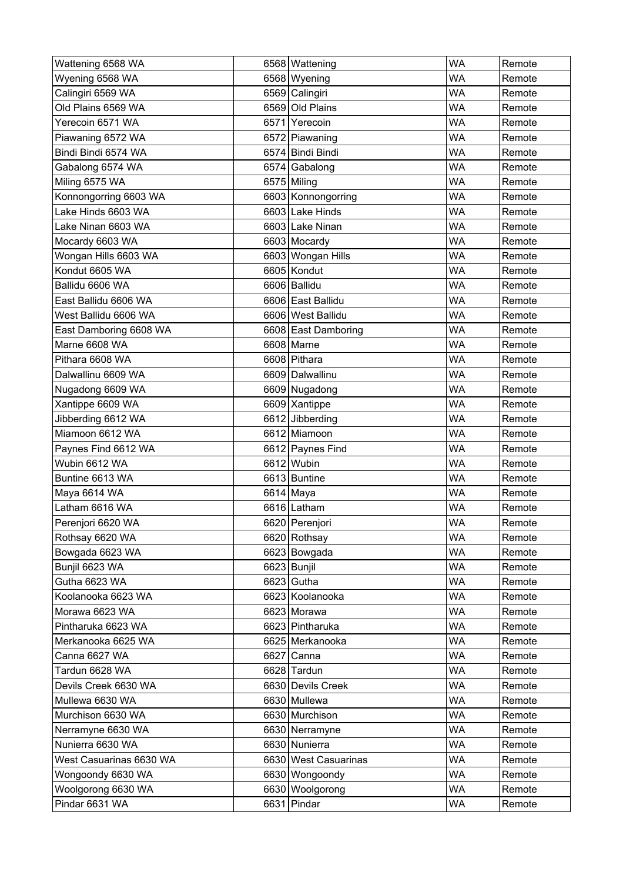| | | | | |
|---|---|---|---|---|
| Wattening 6568 WA | 6568 | Wattening | WA | Remote |
| Wyening 6568 WA | 6568 | Wyening | WA | Remote |
| Calingiri 6569 WA | 6569 | Calingiri | WA | Remote |
| Old Plains 6569 WA | 6569 | Old Plains | WA | Remote |
| Yerecoin 6571 WA | 6571 | Yerecoin | WA | Remote |
| Piawaning 6572 WA | 6572 | Piawaning | WA | Remote |
| Bindi Bindi 6574 WA | 6574 | Bindi Bindi | WA | Remote |
| Gabalong 6574 WA | 6574 | Gabalong | WA | Remote |
| Miling 6575 WA | 6575 | Miling | WA | Remote |
| Konnongorring 6603 WA | 6603 | Konnongorring | WA | Remote |
| Lake Hinds 6603 WA | 6603 | Lake Hinds | WA | Remote |
| Lake Ninan 6603 WA | 6603 | Lake Ninan | WA | Remote |
| Mocardy 6603 WA | 6603 | Mocardy | WA | Remote |
| Wongan Hills 6603 WA | 6603 | Wongan Hills | WA | Remote |
| Kondut 6605 WA | 6605 | Kondut | WA | Remote |
| Ballidu 6606 WA | 6606 | Ballidu | WA | Remote |
| East Ballidu 6606 WA | 6606 | East Ballidu | WA | Remote |
| West Ballidu 6606 WA | 6606 | West Ballidu | WA | Remote |
| East Damboring 6608 WA | 6608 | East Damboring | WA | Remote |
| Marne 6608 WA | 6608 | Marne | WA | Remote |
| Pithara 6608 WA | 6608 | Pithara | WA | Remote |
| Dalwallinu 6609 WA | 6609 | Dalwallinu | WA | Remote |
| Nugadong 6609 WA | 6609 | Nugadong | WA | Remote |
| Xantippe 6609 WA | 6609 | Xantippe | WA | Remote |
| Jibberding 6612 WA | 6612 | Jibberding | WA | Remote |
| Miamoon 6612 WA | 6612 | Miamoon | WA | Remote |
| Paynes Find 6612 WA | 6612 | Paynes Find | WA | Remote |
| Wubin 6612 WA | 6612 | Wubin | WA | Remote |
| Buntine 6613 WA | 6613 | Buntine | WA | Remote |
| Maya 6614 WA | 6614 | Maya | WA | Remote |
| Latham 6616 WA | 6616 | Latham | WA | Remote |
| Perenjori 6620 WA | 6620 | Perenjori | WA | Remote |
| Rothsay 6620 WA | 6620 | Rothsay | WA | Remote |
| Bowgada 6623 WA | 6623 | Bowgada | WA | Remote |
| Bunjil 6623 WA | 6623 | Bunjil | WA | Remote |
| Gutha 6623 WA | 6623 | Gutha | WA | Remote |
| Koolanooka 6623 WA | 6623 | Koolanooka | WA | Remote |
| Morawa 6623 WA | 6623 | Morawa | WA | Remote |
| Pintharuka 6623 WA | 6623 | Pintharuka | WA | Remote |
| Merkanooka 6625 WA | 6625 | Merkanooka | WA | Remote |
| Canna 6627 WA | 6627 | Canna | WA | Remote |
| Tardun 6628 WA | 6628 | Tardun | WA | Remote |
| Devils Creek 6630 WA | 6630 | Devils Creek | WA | Remote |
| Mullewa 6630 WA | 6630 | Mullewa | WA | Remote |
| Murchison 6630 WA | 6630 | Murchison | WA | Remote |
| Nerramyne 6630 WA | 6630 | Nerramyne | WA | Remote |
| Nunierra 6630 WA | 6630 | Nunierra | WA | Remote |
| West Casuarinas 6630 WA | 6630 | West Casuarinas | WA | Remote |
| Wongoondy 6630 WA | 6630 | Wongoondy | WA | Remote |
| Woolgorong 6630 WA | 6630 | Woolgorong | WA | Remote |
| Pindar 6631 WA | 6631 | Pindar | WA | Remote |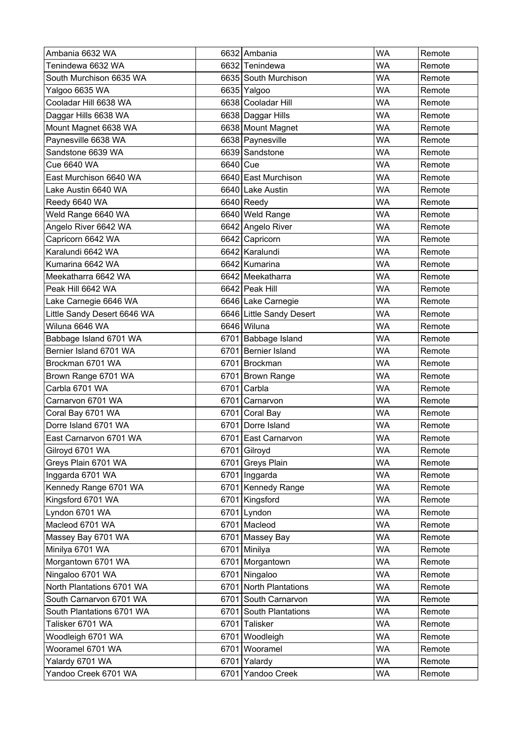| | | | | |
|---|---|---|---|---|
| Ambania 6632 WA | 6632 | Ambania | WA | Remote |
| Tenindewa 6632 WA | 6632 | Tenindewa | WA | Remote |
| South Murchison 6635 WA | 6635 | South Murchison | WA | Remote |
| Yalgoo 6635 WA | 6635 | Yalgoo | WA | Remote |
| Cooladar Hill 6638 WA | 6638 | Cooladar Hill | WA | Remote |
| Daggar Hills 6638 WA | 6638 | Daggar Hills | WA | Remote |
| Mount Magnet 6638 WA | 6638 | Mount Magnet | WA | Remote |
| Paynesville 6638 WA | 6638 | Paynesville | WA | Remote |
| Sandstone 6639 WA | 6639 | Sandstone | WA | Remote |
| Cue 6640 WA | 6640 | Cue | WA | Remote |
| East Murchison 6640 WA | 6640 | East Murchison | WA | Remote |
| Lake Austin 6640 WA | 6640 | Lake Austin | WA | Remote |
| Reedy 6640 WA | 6640 | Reedy | WA | Remote |
| Weld Range 6640 WA | 6640 | Weld Range | WA | Remote |
| Angelo River 6642 WA | 6642 | Angelo River | WA | Remote |
| Capricorn 6642 WA | 6642 | Capricorn | WA | Remote |
| Karalundi 6642 WA | 6642 | Karalundi | WA | Remote |
| Kumarina 6642 WA | 6642 | Kumarina | WA | Remote |
| Meekatharra 6642 WA | 6642 | Meekatharra | WA | Remote |
| Peak Hill 6642 WA | 6642 | Peak Hill | WA | Remote |
| Lake Carnegie 6646 WA | 6646 | Lake Carnegie | WA | Remote |
| Little Sandy Desert 6646 WA | 6646 | Little Sandy Desert | WA | Remote |
| Wiluna 6646 WA | 6646 | Wiluna | WA | Remote |
| Babbage Island 6701 WA | 6701 | Babbage Island | WA | Remote |
| Bernier Island 6701 WA | 6701 | Bernier Island | WA | Remote |
| Brockman 6701 WA | 6701 | Brockman | WA | Remote |
| Brown Range 6701 WA | 6701 | Brown Range | WA | Remote |
| Carbla 6701 WA | 6701 | Carbla | WA | Remote |
| Carnarvon 6701 WA | 6701 | Carnarvon | WA | Remote |
| Coral Bay 6701 WA | 6701 | Coral Bay | WA | Remote |
| Dorre Island 6701 WA | 6701 | Dorre Island | WA | Remote |
| East Carnarvon 6701 WA | 6701 | East Carnarvon | WA | Remote |
| Gilroyd 6701 WA | 6701 | Gilroyd | WA | Remote |
| Greys Plain 6701 WA | 6701 | Greys Plain | WA | Remote |
| Inggarda 6701 WA | 6701 | Inggarda | WA | Remote |
| Kennedy Range 6701 WA | 6701 | Kennedy Range | WA | Remote |
| Kingsford 6701 WA | 6701 | Kingsford | WA | Remote |
| Lyndon 6701 WA | 6701 | Lyndon | WA | Remote |
| Macleod 6701 WA | 6701 | Macleod | WA | Remote |
| Massey Bay 6701 WA | 6701 | Massey Bay | WA | Remote |
| Minilya 6701 WA | 6701 | Minilya | WA | Remote |
| Morgantown 6701 WA | 6701 | Morgantown | WA | Remote |
| Ningaloo 6701 WA | 6701 | Ningaloo | WA | Remote |
| North Plantations 6701 WA | 6701 | North Plantations | WA | Remote |
| South Carnarvon 6701 WA | 6701 | South Carnarvon | WA | Remote |
| South Plantations 6701 WA | 6701 | South Plantations | WA | Remote |
| Talisker 6701 WA | 6701 | Talisker | WA | Remote |
| Woodleigh 6701 WA | 6701 | Woodleigh | WA | Remote |
| Wooramel 6701 WA | 6701 | Wooramel | WA | Remote |
| Yalardy 6701 WA | 6701 | Yalardy | WA | Remote |
| Yandoo Creek 6701 WA | 6701 | Yandoo Creek | WA | Remote |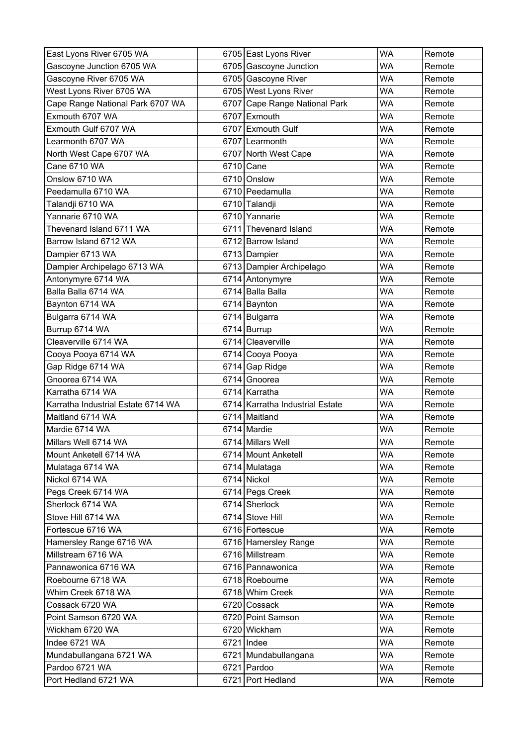| | | | | |
|---|---|---|---|---|
| East Lyons River 6705 WA | 6705 | East Lyons River | WA | Remote |
| Gascoyne Junction 6705 WA | 6705 | Gascoyne Junction | WA | Remote |
| Gascoyne River 6705 WA | 6705 | Gascoyne River | WA | Remote |
| West Lyons River 6705 WA | 6705 | West Lyons River | WA | Remote |
| Cape Range National Park 6707 WA | 6707 | Cape Range National Park | WA | Remote |
| Exmouth 6707 WA | 6707 | Exmouth | WA | Remote |
| Exmouth Gulf 6707 WA | 6707 | Exmouth Gulf | WA | Remote |
| Learmonth 6707 WA | 6707 | Learmonth | WA | Remote |
| North West Cape 6707 WA | 6707 | North West Cape | WA | Remote |
| Cane 6710 WA | 6710 | Cane | WA | Remote |
| Onslow 6710 WA | 6710 | Onslow | WA | Remote |
| Peedamulla 6710 WA | 6710 | Peedamulla | WA | Remote |
| Talandji 6710 WA | 6710 | Talandji | WA | Remote |
| Yannarie 6710 WA | 6710 | Yannarie | WA | Remote |
| Thevenard Island 6711 WA | 6711 | Thevenard Island | WA | Remote |
| Barrow Island 6712 WA | 6712 | Barrow Island | WA | Remote |
| Dampier 6713 WA | 6713 | Dampier | WA | Remote |
| Dampier Archipelago 6713 WA | 6713 | Dampier Archipelago | WA | Remote |
| Antonymyre 6714 WA | 6714 | Antonymyre | WA | Remote |
| Balla Balla 6714 WA | 6714 | Balla Balla | WA | Remote |
| Baynton 6714 WA | 6714 | Baynton | WA | Remote |
| Bulgarra 6714 WA | 6714 | Bulgarra | WA | Remote |
| Burrup 6714 WA | 6714 | Burrup | WA | Remote |
| Cleaverville 6714 WA | 6714 | Cleaverville | WA | Remote |
| Cooya Pooya 6714 WA | 6714 | Cooya Pooya | WA | Remote |
| Gap Ridge 6714 WA | 6714 | Gap Ridge | WA | Remote |
| Gnoorea 6714 WA | 6714 | Gnoorea | WA | Remote |
| Karratha 6714 WA | 6714 | Karratha | WA | Remote |
| Karratha Industrial Estate 6714 WA | 6714 | Karratha Industrial Estate | WA | Remote |
| Maitland 6714 WA | 6714 | Maitland | WA | Remote |
| Mardie 6714 WA | 6714 | Mardie | WA | Remote |
| Millars Well 6714 WA | 6714 | Millars Well | WA | Remote |
| Mount Anketell 6714 WA | 6714 | Mount Anketell | WA | Remote |
| Mulataga 6714 WA | 6714 | Mulataga | WA | Remote |
| Nickol 6714 WA | 6714 | Nickol | WA | Remote |
| Pegs Creek 6714 WA | 6714 | Pegs Creek | WA | Remote |
| Sherlock 6714 WA | 6714 | Sherlock | WA | Remote |
| Stove Hill 6714 WA | 6714 | Stove Hill | WA | Remote |
| Fortescue 6716 WA | 6716 | Fortescue | WA | Remote |
| Hamersley Range 6716 WA | 6716 | Hamersley Range | WA | Remote |
| Millstream 6716 WA | 6716 | Millstream | WA | Remote |
| Pannawonica 6716 WA | 6716 | Pannawonica | WA | Remote |
| Roebourne 6718 WA | 6718 | Roebourne | WA | Remote |
| Whim Creek 6718 WA | 6718 | Whim Creek | WA | Remote |
| Cossack 6720 WA | 6720 | Cossack | WA | Remote |
| Point Samson 6720 WA | 6720 | Point Samson | WA | Remote |
| Wickham 6720 WA | 6720 | Wickham | WA | Remote |
| Indee 6721 WA | 6721 | Indee | WA | Remote |
| Mundabullangana 6721 WA | 6721 | Mundabullangana | WA | Remote |
| Pardoo 6721 WA | 6721 | Pardoo | WA | Remote |
| Port Hedland 6721 WA | 6721 | Port Hedland | WA | Remote |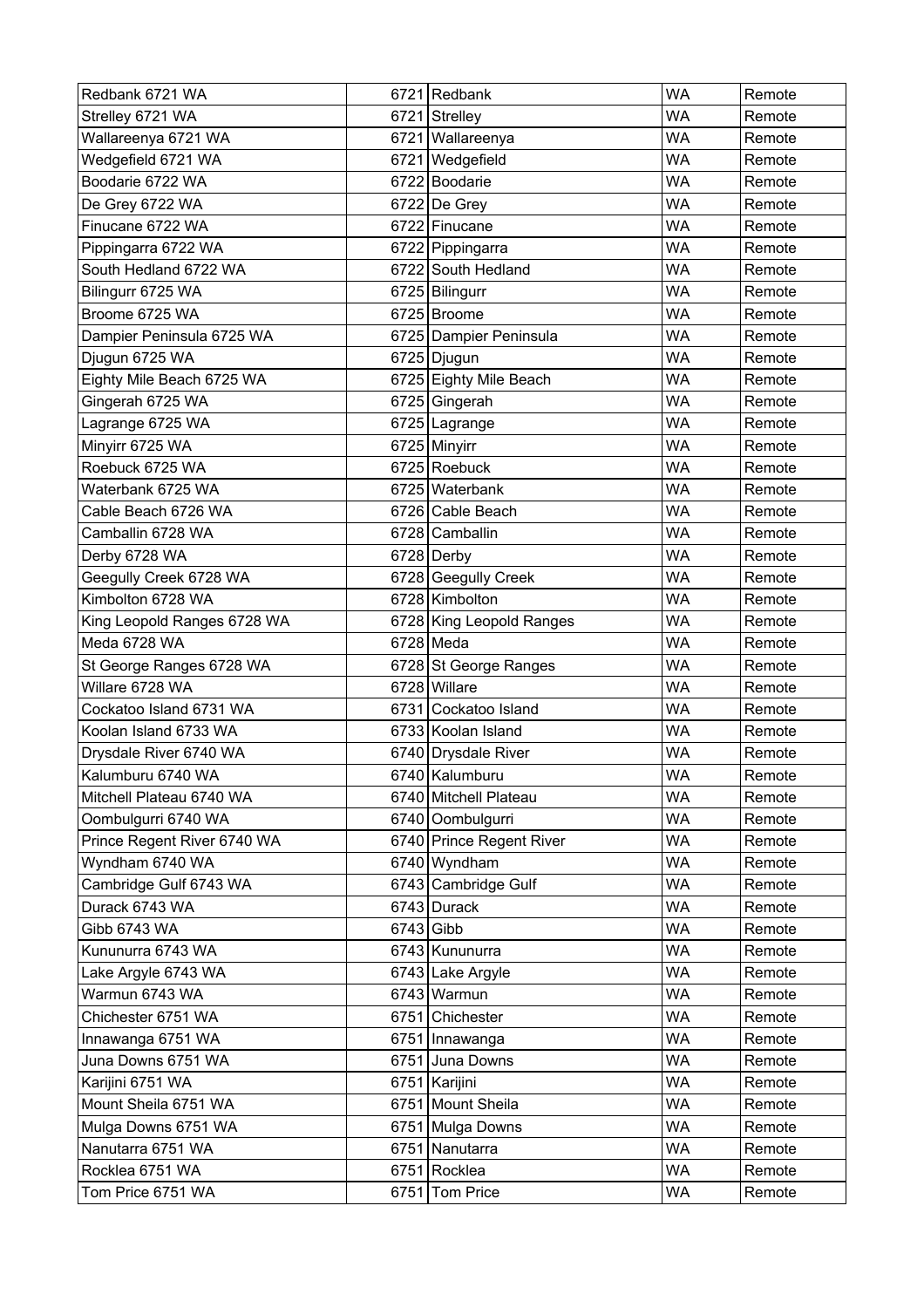| | | | | |
|---|---|---|---|---|
| Redbank 6721 WA | 6721 | Redbank | WA | Remote |
| Strelley 6721 WA | 6721 | Strelley | WA | Remote |
| Wallareenya 6721 WA | 6721 | Wallareenya | WA | Remote |
| Wedgefield 6721 WA | 6721 | Wedgefield | WA | Remote |
| Boodarie 6722 WA | 6722 | Boodarie | WA | Remote |
| De Grey 6722 WA | 6722 | De Grey | WA | Remote |
| Finucane 6722 WA | 6722 | Finucane | WA | Remote |
| Pippingarra 6722 WA | 6722 | Pippingarra | WA | Remote |
| South Hedland 6722 WA | 6722 | South Hedland | WA | Remote |
| Bilingurr 6725 WA | 6725 | Bilingurr | WA | Remote |
| Broome 6725 WA | 6725 | Broome | WA | Remote |
| Dampier Peninsula 6725 WA | 6725 | Dampier Peninsula | WA | Remote |
| Djugun 6725 WA | 6725 | Djugun | WA | Remote |
| Eighty Mile Beach 6725 WA | 6725 | Eighty Mile Beach | WA | Remote |
| Gingerah 6725 WA | 6725 | Gingerah | WA | Remote |
| Lagrange 6725 WA | 6725 | Lagrange | WA | Remote |
| Minyirr 6725 WA | 6725 | Minyirr | WA | Remote |
| Roebuck 6725 WA | 6725 | Roebuck | WA | Remote |
| Waterbank 6725 WA | 6725 | Waterbank | WA | Remote |
| Cable Beach 6726 WA | 6726 | Cable Beach | WA | Remote |
| Camballin 6728 WA | 6728 | Camballin | WA | Remote |
| Derby 6728 WA | 6728 | Derby | WA | Remote |
| Geegully Creek 6728 WA | 6728 | Geegully Creek | WA | Remote |
| Kimbolton 6728 WA | 6728 | Kimbolton | WA | Remote |
| King Leopold Ranges 6728 WA | 6728 | King Leopold Ranges | WA | Remote |
| Meda 6728 WA | 6728 | Meda | WA | Remote |
| St George Ranges 6728 WA | 6728 | St George Ranges | WA | Remote |
| Willare 6728 WA | 6728 | Willare | WA | Remote |
| Cockatoo Island 6731 WA | 6731 | Cockatoo Island | WA | Remote |
| Koolan Island 6733 WA | 6733 | Koolan Island | WA | Remote |
| Drysdale River 6740 WA | 6740 | Drysdale River | WA | Remote |
| Kalumburu 6740 WA | 6740 | Kalumburu | WA | Remote |
| Mitchell Plateau 6740 WA | 6740 | Mitchell Plateau | WA | Remote |
| Oombulgurri 6740 WA | 6740 | Oombulgurri | WA | Remote |
| Prince Regent River 6740 WA | 6740 | Prince Regent River | WA | Remote |
| Wyndham 6740 WA | 6740 | Wyndham | WA | Remote |
| Cambridge Gulf 6743 WA | 6743 | Cambridge Gulf | WA | Remote |
| Durack 6743 WA | 6743 | Durack | WA | Remote |
| Gibb 6743 WA | 6743 | Gibb | WA | Remote |
| Kununurra 6743 WA | 6743 | Kununurra | WA | Remote |
| Lake Argyle 6743 WA | 6743 | Lake Argyle | WA | Remote |
| Warmun 6743 WA | 6743 | Warmun | WA | Remote |
| Chichester 6751 WA | 6751 | Chichester | WA | Remote |
| Innawanga 6751 WA | 6751 | Innawanga | WA | Remote |
| Juna Downs 6751 WA | 6751 | Juna Downs | WA | Remote |
| Karijini 6751 WA | 6751 | Karijini | WA | Remote |
| Mount Sheila 6751 WA | 6751 | Mount Sheila | WA | Remote |
| Mulga Downs 6751 WA | 6751 | Mulga Downs | WA | Remote |
| Nanutarra 6751 WA | 6751 | Nanutarra | WA | Remote |
| Rocklea 6751 WA | 6751 | Rocklea | WA | Remote |
| Tom Price 6751 WA | 6751 | Tom Price | WA | Remote |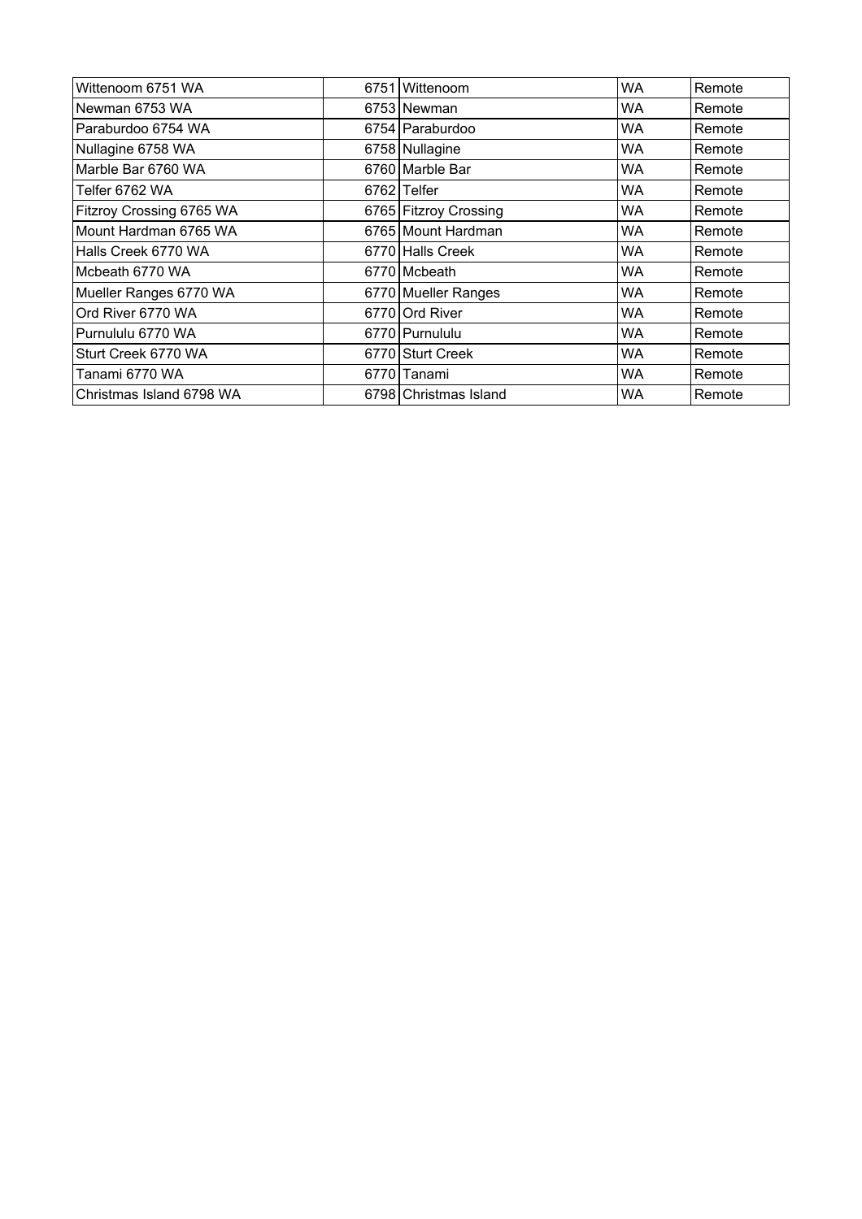| | | | | |
|---|---|---|---|---|
| Wittenoom 6751 WA | 6751 | Wittenoom | WA | Remote |
| Newman 6753 WA | 6753 | Newman | WA | Remote |
| Paraburdoo 6754 WA | 6754 | Paraburdoo | WA | Remote |
| Nullagine 6758 WA | 6758 | Nullagine | WA | Remote |
| Marble Bar 6760 WA | 6760 | Marble Bar | WA | Remote |
| Telfer 6762 WA | 6762 | Telfer | WA | Remote |
| Fitzroy Crossing 6765 WA | 6765 | Fitzroy Crossing | WA | Remote |
| Mount Hardman 6765 WA | 6765 | Mount Hardman | WA | Remote |
| Halls Creek 6770 WA | 6770 | Halls Creek | WA | Remote |
| Mcbeath 6770 WA | 6770 | Mcbeath | WA | Remote |
| Mueller Ranges 6770 WA | 6770 | Mueller Ranges | WA | Remote |
| Ord River 6770 WA | 6770 | Ord River | WA | Remote |
| Purnululu 6770 WA | 6770 | Purnululu | WA | Remote |
| Sturt Creek 6770 WA | 6770 | Sturt Creek | WA | Remote |
| Tanami 6770 WA | 6770 | Tanami | WA | Remote |
| Christmas Island 6798 WA | 6798 | Christmas Island | WA | Remote |